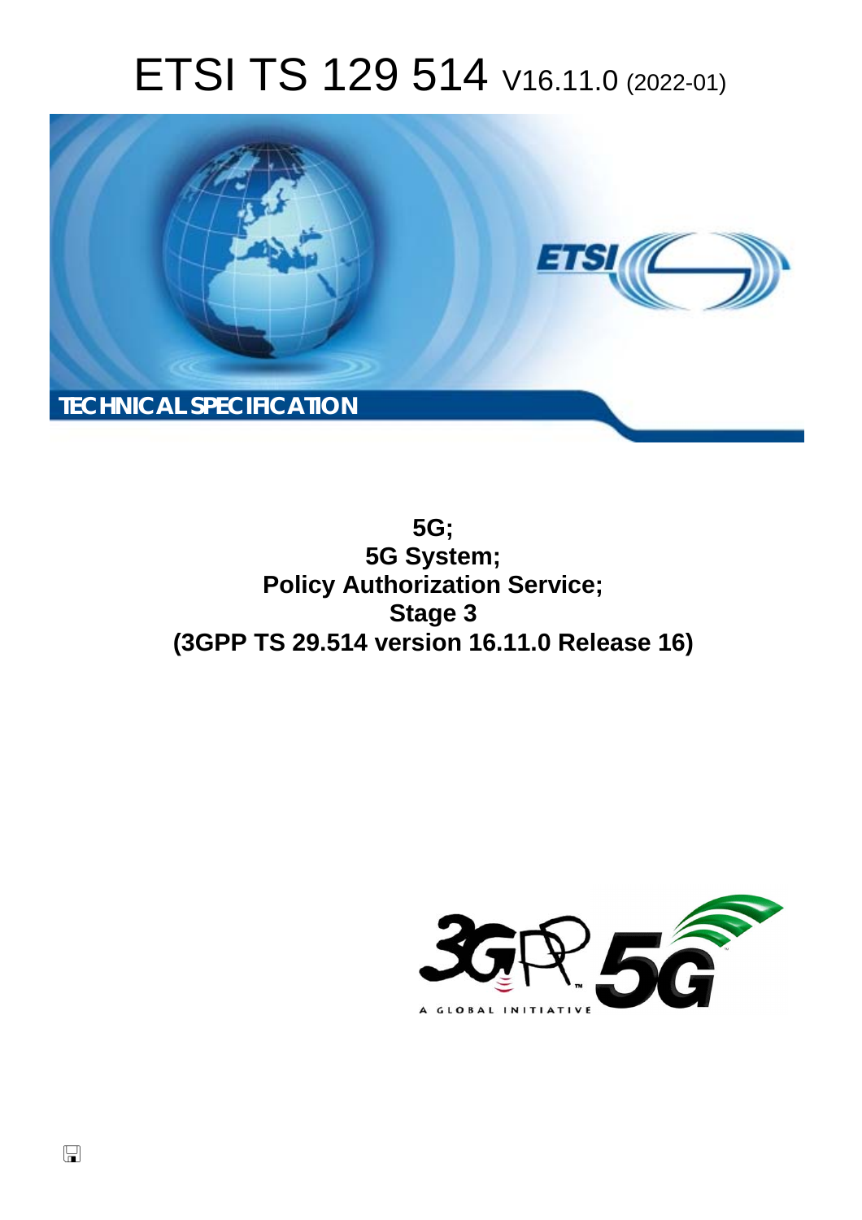# ETSI TS 129 514 V16.11.0 (2022-01)

TECHNICAL SPECIFICATION

**5G;**
**5G System;**
**Policy Authorization Service;**
**Stage 3**
**(3GPP TS 29.514 version 16.11.0 Release 16)**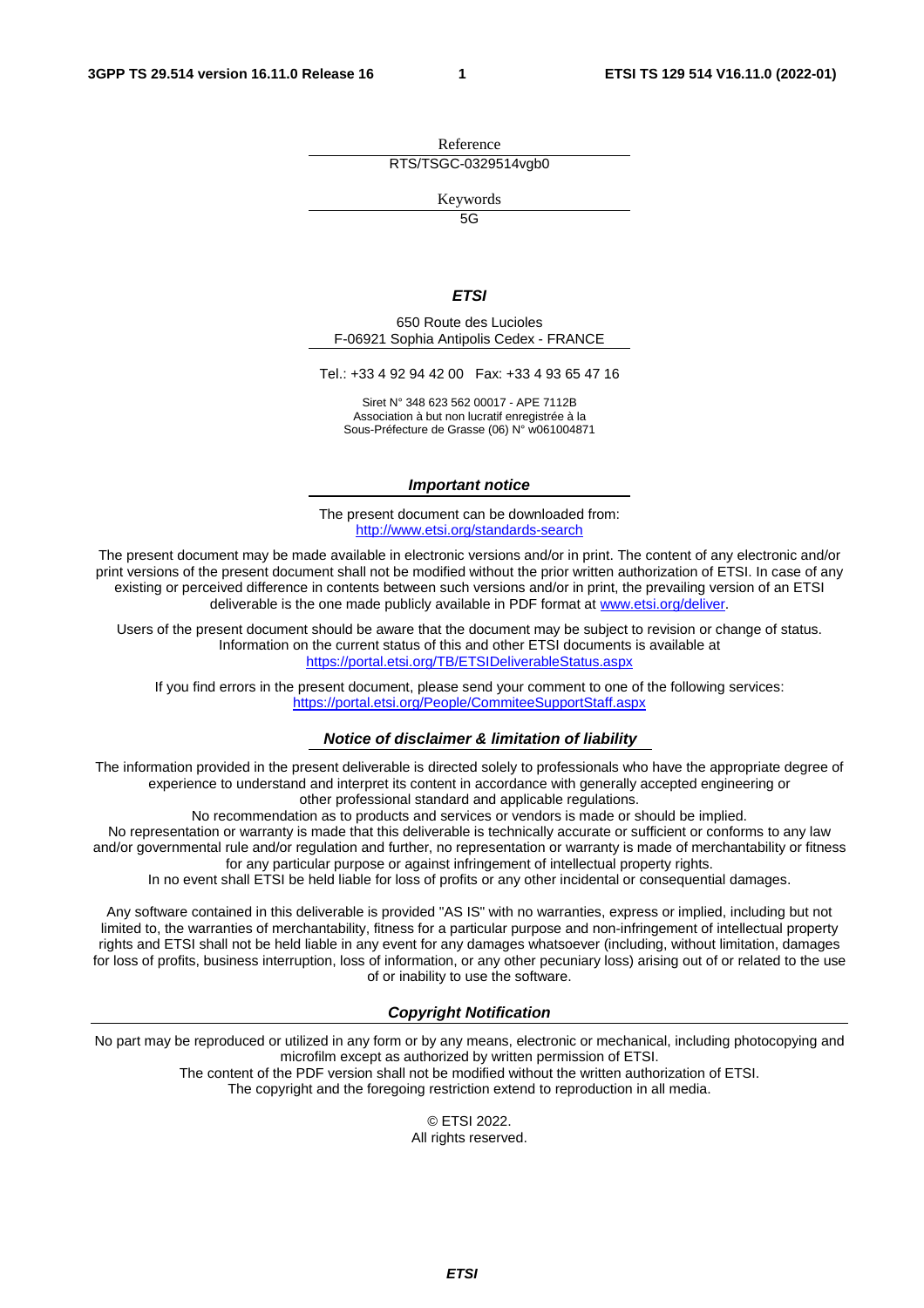Reference

RTS/TSGC-0329514vgb0

Keywords

5G

***ETSI***

650 Route des Lucioles
F-06921 Sophia Antipolis Cedex - FRANCE

Tel.: +33 4 92 94 42 00   Fax: +33 4 93 65 47 16

Siret N° 348 623 562 00017 - APE 7112B
Association à but non lucratif enregistrée à la
Sous-Préfecture de Grasse (06) N° w061004871

***Important notice***

The present document can be downloaded from:
http://www.etsi.org/standards-search

The present document may be made available in electronic versions and/or in print. The content of any electronic and/or print versions of the present document shall not be modified without the prior written authorization of ETSI. In case of any existing or perceived difference in contents between such versions and/or in print, the prevailing version of an ETSI deliverable is the one made publicly available in PDF format at www.etsi.org/deliver.

Users of the present document should be aware that the document may be subject to revision or change of status. Information on the current status of this and other ETSI documents is available at https://portal.etsi.org/TB/ETSIDeliverableStatus.aspx

If you find errors in the present document, please send your comment to one of the following services: https://portal.etsi.org/People/CommiteeSupportStaff.aspx

***Notice of disclaimer & limitation of liability***

The information provided in the present deliverable is directed solely to professionals who have the appropriate degree of experience to understand and interpret its content in accordance with generally accepted engineering or other professional standard and applicable regulations.
No recommendation as to products and services or vendors is made or should be implied.
No representation or warranty is made that this deliverable is technically accurate or sufficient or conforms to any law and/or governmental rule and/or regulation and further, no representation or warranty is made of merchantability or fitness for any particular purpose or against infringement of intellectual property rights.
In no event shall ETSI be held liable for loss of profits or any other incidental or consequential damages.

Any software contained in this deliverable is provided "AS IS" with no warranties, express or implied, including but not limited to, the warranties of merchantability, fitness for a particular purpose and non-infringement of intellectual property rights and ETSI shall not be held liable in any event for any damages whatsoever (including, without limitation, damages for loss of profits, business interruption, loss of information, or any other pecuniary loss) arising out of or related to the use of or inability to use the software.

***Copyright Notification***

No part may be reproduced or utilized in any form or by any means, electronic or mechanical, including photocopying and microfilm except as authorized by written permission of ETSI.
The content of the PDF version shall not be modified without the written authorization of ETSI.
The copyright and the foregoing restriction extend to reproduction in all media.

© ETSI 2022.
All rights reserved.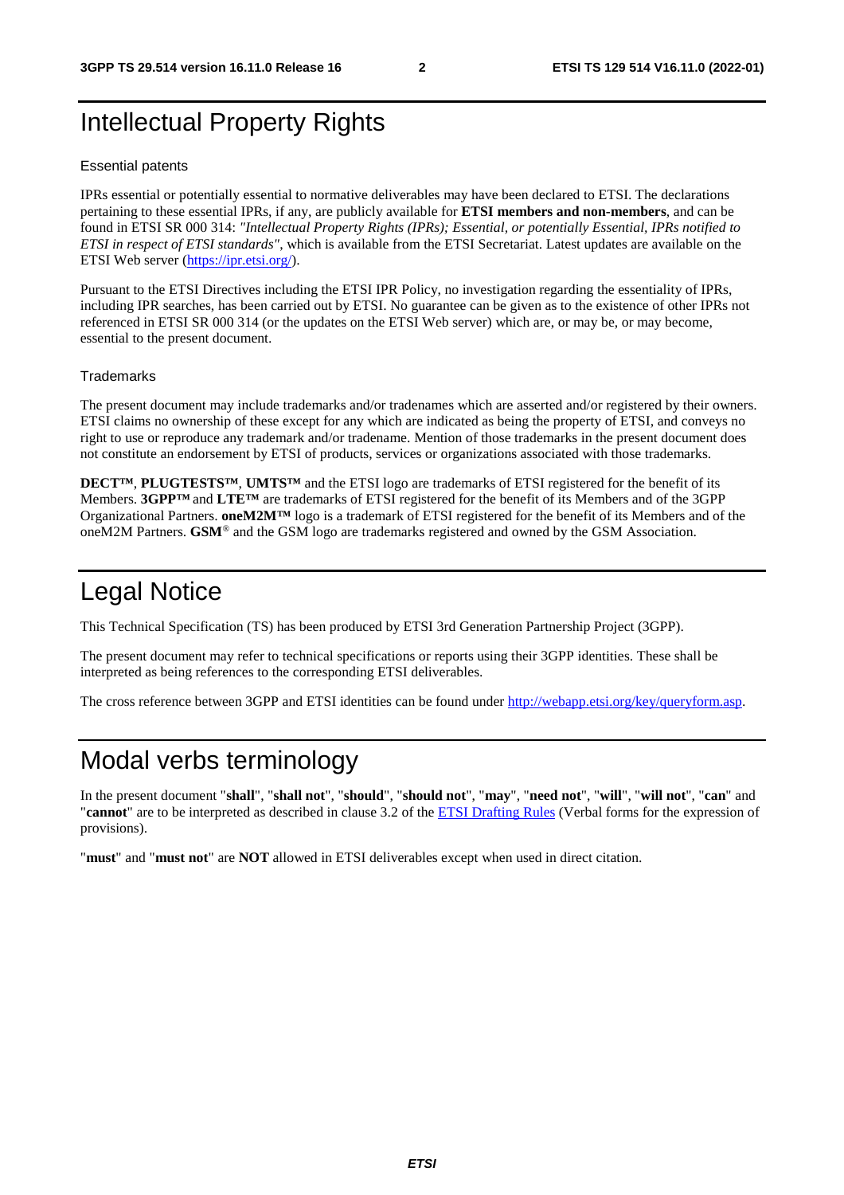# Intellectual Property Rights

## Essential patents

IPRs essential or potentially essential to normative deliverables may have been declared to ETSI. The declarations pertaining to these essential IPRs, if any, are publicly available for **ETSI members and non-members**, and can be found in ETSI SR 000 314: *"Intellectual Property Rights (IPRs); Essential, or potentially Essential, IPRs notified to ETSI in respect of ETSI standards"*, which is available from the ETSI Secretariat. Latest updates are available on the ETSI Web server (https://ipr.etsi.org/).

Pursuant to the ETSI Directives including the ETSI IPR Policy, no investigation regarding the essentiality of IPRs, including IPR searches, has been carried out by ETSI. No guarantee can be given as to the existence of other IPRs not referenced in ETSI SR 000 314 (or the updates on the ETSI Web server) which are, or may be, or may become, essential to the present document.

## Trademarks

The present document may include trademarks and/or tradenames which are asserted and/or registered by their owners. ETSI claims no ownership of these except for any which are indicated as being the property of ETSI, and conveys no right to use or reproduce any trademark and/or tradename. Mention of those trademarks in the present document does not constitute an endorsement by ETSI of products, services or organizations associated with those trademarks.

**DECT™**, **PLUGTESTS™**, **UMTS™** and the ETSI logo are trademarks of ETSI registered for the benefit of its Members. **3GPP™** and **LTE™** are trademarks of ETSI registered for the benefit of its Members and of the 3GPP Organizational Partners. **oneM2M™** logo is a trademark of ETSI registered for the benefit of its Members and of the oneM2M Partners. **GSM**® and the GSM logo are trademarks registered and owned by the GSM Association.

# Legal Notice

This Technical Specification (TS) has been produced by ETSI 3rd Generation Partnership Project (3GPP).

The present document may refer to technical specifications or reports using their 3GPP identities. These shall be interpreted as being references to the corresponding ETSI deliverables.

The cross reference between 3GPP and ETSI identities can be found under http://webapp.etsi.org/key/queryform.asp.

# Modal verbs terminology

In the present document "**shall**", "**shall not**", "**should**", "**should not**", "**may**", "**need not**", "**will**", "**will not**", "**can**" and "**cannot**" are to be interpreted as described in clause 3.2 of the ETSI Drafting Rules (Verbal forms for the expression of provisions).

"**must**" and "**must not**" are **NOT** allowed in ETSI deliverables except when used in direct citation.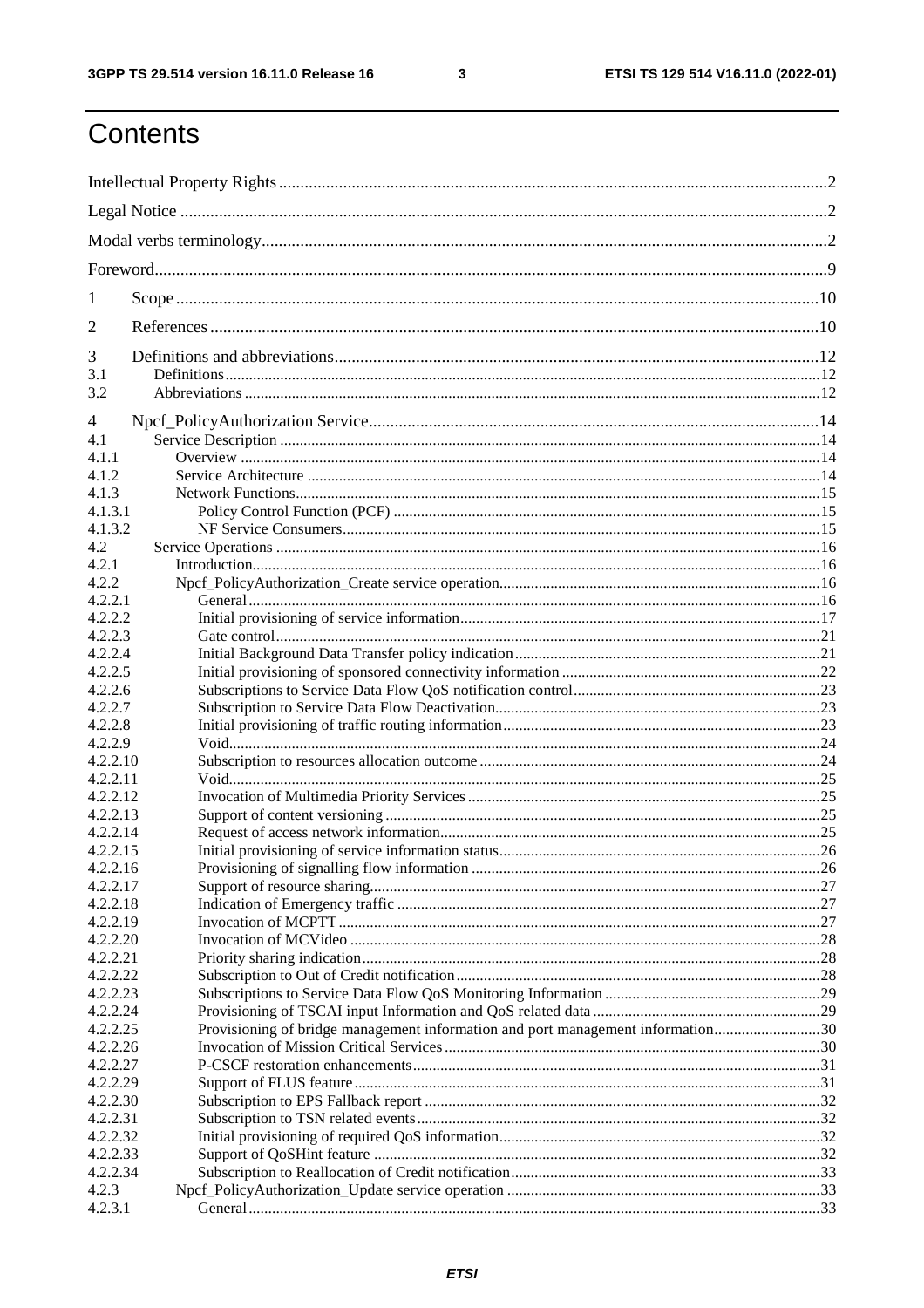# Contents

Intellectual Property Rights ..... 2

Legal Notice ..... 2

Modal verbs terminology ..... 2

Foreword ..... 9

1 Scope ..... 10

2 References ..... 10

3 Definitions and abbreviations ..... 12
- 3.1 Definitions ..... 12
- 3.2 Abbreviations ..... 12

4 Npcf_PolicyAuthorization Service ..... 14
- 4.1 Service Description ..... 14
  - 4.1.1 Overview ..... 14
  - 4.1.2 Service Architecture ..... 14
  - 4.1.3 Network Functions ..... 15
    - 4.1.3.1 Policy Control Function (PCF) ..... 15
    - 4.1.3.2 NF Service Consumers ..... 15
- 4.2 Service Operations ..... 16
  - 4.2.1 Introduction ..... 16
  - 4.2.2 Npcf_PolicyAuthorization_Create service operation ..... 16
    - 4.2.2.1 General ..... 16
    - 4.2.2.2 Initial provisioning of service information ..... 17
    - 4.2.2.3 Gate control ..... 21
    - 4.2.2.4 Initial Background Data Transfer policy indication ..... 21
    - 4.2.2.5 Initial provisioning of sponsored connectivity information ..... 22
    - 4.2.2.6 Subscriptions to Service Data Flow QoS notification control ..... 23
    - 4.2.2.7 Subscription to Service Data Flow Deactivation ..... 23
    - 4.2.2.8 Initial provisioning of traffic routing information ..... 23
    - 4.2.2.9 Void ..... 24
    - 4.2.2.10 Subscription to resources allocation outcome ..... 24
    - 4.2.2.11 Void ..... 25
    - 4.2.2.12 Invocation of Multimedia Priority Services ..... 25
    - 4.2.2.13 Support of content versioning ..... 25
    - 4.2.2.14 Request of access network information ..... 25
    - 4.2.2.15 Initial provisioning of service information status ..... 26
    - 4.2.2.16 Provisioning of signalling flow information ..... 26
    - 4.2.2.17 Support of resource sharing ..... 27
    - 4.2.2.18 Indication of Emergency traffic ..... 27
    - 4.2.2.19 Invocation of MCPTT ..... 27
    - 4.2.2.20 Invocation of MCVideo ..... 28
    - 4.2.2.21 Priority sharing indication ..... 28
    - 4.2.2.22 Subscription to Out of Credit notification ..... 28
    - 4.2.2.23 Subscriptions to Service Data Flow QoS Monitoring Information ..... 29
    - 4.2.2.24 Provisioning of TSCAI input Information and QoS related data ..... 29
    - 4.2.2.25 Provisioning of bridge management information and port management information ..... 30
    - 4.2.2.26 Invocation of Mission Critical Services ..... 30
    - 4.2.2.27 P-CSCF restoration enhancements ..... 31
    - 4.2.2.29 Support of FLUS feature ..... 31
    - 4.2.2.30 Subscription to EPS Fallback report ..... 32
    - 4.2.2.31 Subscription to TSN related events ..... 32
    - 4.2.2.32 Initial provisioning of required QoS information ..... 32
    - 4.2.2.33 Support of QoSHint feature ..... 32
    - 4.2.2.34 Subscription to Reallocation of Credit notification ..... 33
  - 4.2.3 Npcf_PolicyAuthorization_Update service operation ..... 33
    - 4.2.3.1 General ..... 33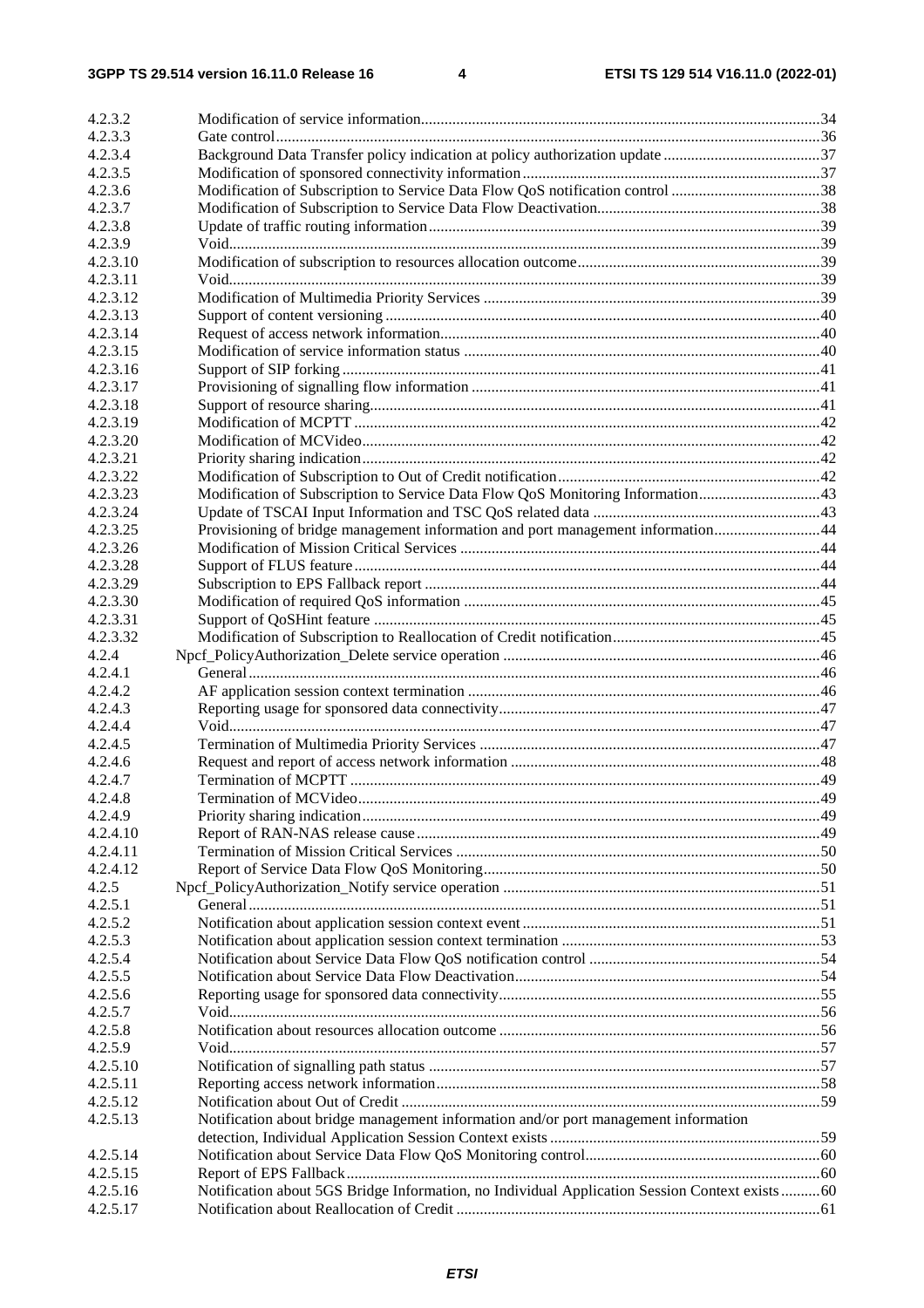| | | |
|---|---|---|
| 4.2.3.2 | Modification of service information | 34 |
| 4.2.3.3 | Gate control | 36 |
| 4.2.3.4 | Background Data Transfer policy indication at policy authorization update | 37 |
| 4.2.3.5 | Modification of sponsored connectivity information | 37 |
| 4.2.3.6 | Modification of Subscription to Service Data Flow QoS notification control | 38 |
| 4.2.3.7 | Modification of Subscription to Service Data Flow Deactivation | 38 |
| 4.2.3.8 | Update of traffic routing information | 39 |
| 4.2.3.9 | Void | 39 |
| 4.2.3.10 | Modification of subscription to resources allocation outcome | 39 |
| 4.2.3.11 | Void | 39 |
| 4.2.3.12 | Modification of Multimedia Priority Services | 39 |
| 4.2.3.13 | Support of content versioning | 40 |
| 4.2.3.14 | Request of access network information | 40 |
| 4.2.3.15 | Modification of service information status | 40 |
| 4.2.3.16 | Support of SIP forking | 41 |
| 4.2.3.17 | Provisioning of signalling flow information | 41 |
| 4.2.3.18 | Support of resource sharing | 41 |
| 4.2.3.19 | Modification of MCPTT | 42 |
| 4.2.3.20 | Modification of MCVideo | 42 |
| 4.2.3.21 | Priority sharing indication | 42 |
| 4.2.3.22 | Modification of Subscription to Out of Credit notification | 42 |
| 4.2.3.23 | Modification of Subscription to Service Data Flow QoS Monitoring Information | 43 |
| 4.2.3.24 | Update of TSCAI Input Information and TSC QoS related data | 43 |
| 4.2.3.25 | Provisioning of bridge management information and port management information | 44 |
| 4.2.3.26 | Modification of Mission Critical Services | 44 |
| 4.2.3.28 | Support of FLUS feature | 44 |
| 4.2.3.29 | Subscription to EPS Fallback report | 44 |
| 4.2.3.30 | Modification of required QoS information | 45 |
| 4.2.3.31 | Support of QoSHint feature | 45 |
| 4.2.3.32 | Modification of Subscription to Reallocation of Credit notification | 45 |
| 4.2.4 | Npcf_PolicyAuthorization_Delete service operation | 46 |
| 4.2.4.1 | General | 46 |
| 4.2.4.2 | AF application session context termination | 46 |
| 4.2.4.3 | Reporting usage for sponsored data connectivity | 47 |
| 4.2.4.4 | Void | 47 |
| 4.2.4.5 | Termination of Multimedia Priority Services | 47 |
| 4.2.4.6 | Request and report of access network information | 48 |
| 4.2.4.7 | Termination of MCPTT | 49 |
| 4.2.4.8 | Termination of MCVideo | 49 |
| 4.2.4.9 | Priority sharing indication | 49 |
| 4.2.4.10 | Report of RAN-NAS release cause | 49 |
| 4.2.4.11 | Termination of Mission Critical Services | 50 |
| 4.2.4.12 | Report of Service Data Flow QoS Monitoring | 50 |
| 4.2.5 | Npcf_PolicyAuthorization_Notify service operation | 51 |
| 4.2.5.1 | General | 51 |
| 4.2.5.2 | Notification about application session context event | 51 |
| 4.2.5.3 | Notification about application session context termination | 53 |
| 4.2.5.4 | Notification about Service Data Flow QoS notification control | 54 |
| 4.2.5.5 | Notification about Service Data Flow Deactivation | 54 |
| 4.2.5.6 | Reporting usage for sponsored data connectivity | 55 |
| 4.2.5.7 | Void | 56 |
| 4.2.5.8 | Notification about resources allocation outcome | 56 |
| 4.2.5.9 | Void | 57 |
| 4.2.5.10 | Notification of signalling path status | 57 |
| 4.2.5.11 | Reporting access network information | 58 |
| 4.2.5.12 | Notification about Out of Credit | 59 |
| 4.2.5.13 | Notification about bridge management information and/or port management information detection, Individual Application Session Context exists | 59 |
| 4.2.5.14 | Notification about Service Data Flow QoS Monitoring control | 60 |
| 4.2.5.15 | Report of EPS Fallback | 60 |
| 4.2.5.16 | Notification about 5GS Bridge Information, no Individual Application Session Context exists | 60 |
| 4.2.5.17 | Notification about Reallocation of Credit | 61 |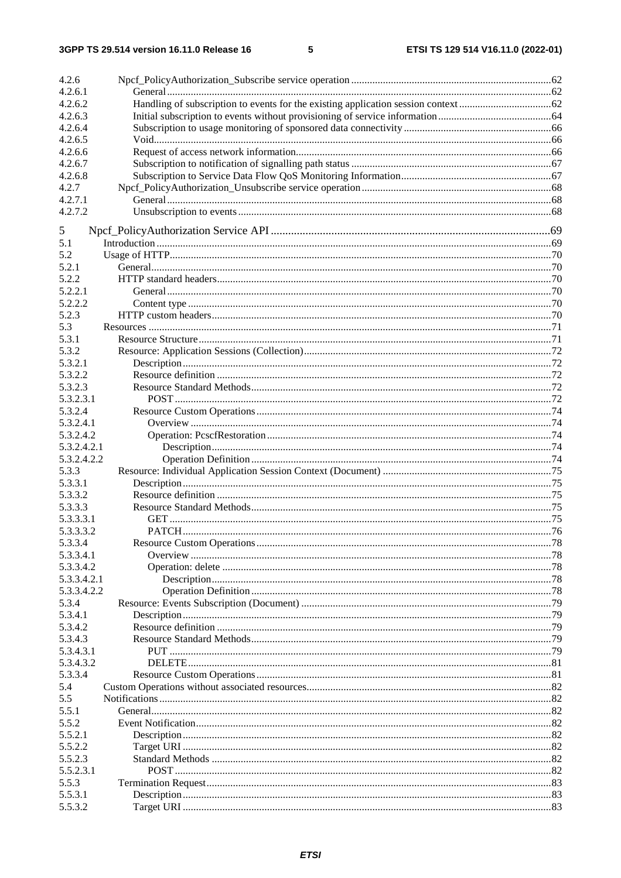| | | |
|---|---|---|
| 4.2.6 | Npcf_PolicyAuthorization_Subscribe service operation | 62 |
| 4.2.6.1 | General | 62 |
| 4.2.6.2 | Handling of subscription to events for the existing application session context | 62 |
| 4.2.6.3 | Initial subscription to events without provisioning of service information | 64 |
| 4.2.6.4 | Subscription to usage monitoring of sponsored data connectivity | 66 |
| 4.2.6.5 | Void | 66 |
| 4.2.6.6 | Request of access network information | 66 |
| 4.2.6.7 | Subscription to notification of signalling path status | 67 |
| 4.2.6.8 | Subscription to Service Data Flow QoS Monitoring Information | 67 |
| 4.2.7 | Npcf_PolicyAuthorization_Unsubscribe service operation | 68 |
| 4.2.7.1 | General | 68 |
| 4.2.7.2 | Unsubscription to events | 68 |
| 5 | Npcf_PolicyAuthorization Service API | 69 |
| 5.1 | Introduction | 69 |
| 5.2 | Usage of HTTP | 70 |
| 5.2.1 | General | 70 |
| 5.2.2 | HTTP standard headers | 70 |
| 5.2.2.1 | General | 70 |
| 5.2.2.2 | Content type | 70 |
| 5.2.3 | HTTP custom headers | 70 |
| 5.3 | Resources | 71 |
| 5.3.1 | Resource Structure | 71 |
| 5.3.2 | Resource: Application Sessions (Collection) | 72 |
| 5.3.2.1 | Description | 72 |
| 5.3.2.2 | Resource definition | 72 |
| 5.3.2.3 | Resource Standard Methods | 72 |
| 5.3.2.3.1 | POST | 72 |
| 5.3.2.4 | Resource Custom Operations | 74 |
| 5.3.2.4.1 | Overview | 74 |
| 5.3.2.4.2 | Operation: PcscfRestoration | 74 |
| 5.3.2.4.2.1 | Description | 74 |
| 5.3.2.4.2.2 | Operation Definition | 74 |
| 5.3.3 | Resource: Individual Application Session Context (Document) | 75 |
| 5.3.3.1 | Description | 75 |
| 5.3.3.2 | Resource definition | 75 |
| 5.3.3.3 | Resource Standard Methods | 75 |
| 5.3.3.3.1 | GET | 75 |
| 5.3.3.3.2 | PATCH | 76 |
| 5.3.3.4 | Resource Custom Operations | 78 |
| 5.3.3.4.1 | Overview | 78 |
| 5.3.3.4.2 | Operation: delete | 78 |
| 5.3.3.4.2.1 | Description | 78 |
| 5.3.3.4.2.2 | Operation Definition | 78 |
| 5.3.4 | Resource: Events Subscription (Document) | 79 |
| 5.3.4.1 | Description | 79 |
| 5.3.4.2 | Resource definition | 79 |
| 5.3.4.3 | Resource Standard Methods | 79 |
| 5.3.4.3.1 | PUT | 79 |
| 5.3.4.3.2 | DELETE | 81 |
| 5.3.4.4 | Resource Custom Operations | 81 |
| 5.4 | Custom Operations without associated resources | 82 |
| 5.5 | Notifications | 82 |
| 5.5.1 | General | 82 |
| 5.5.2 | Event Notification | 82 |
| 5.5.2.1 | Description | 82 |
| 5.5.2.2 | Target URI | 82 |
| 5.5.2.3 | Standard Methods | 82 |
| 5.5.2.3.1 | POST | 82 |
| 5.5.3 | Termination Request | 83 |
| 5.5.3.1 | Description | 83 |
| 5.5.3.2 | Target URI | 83 |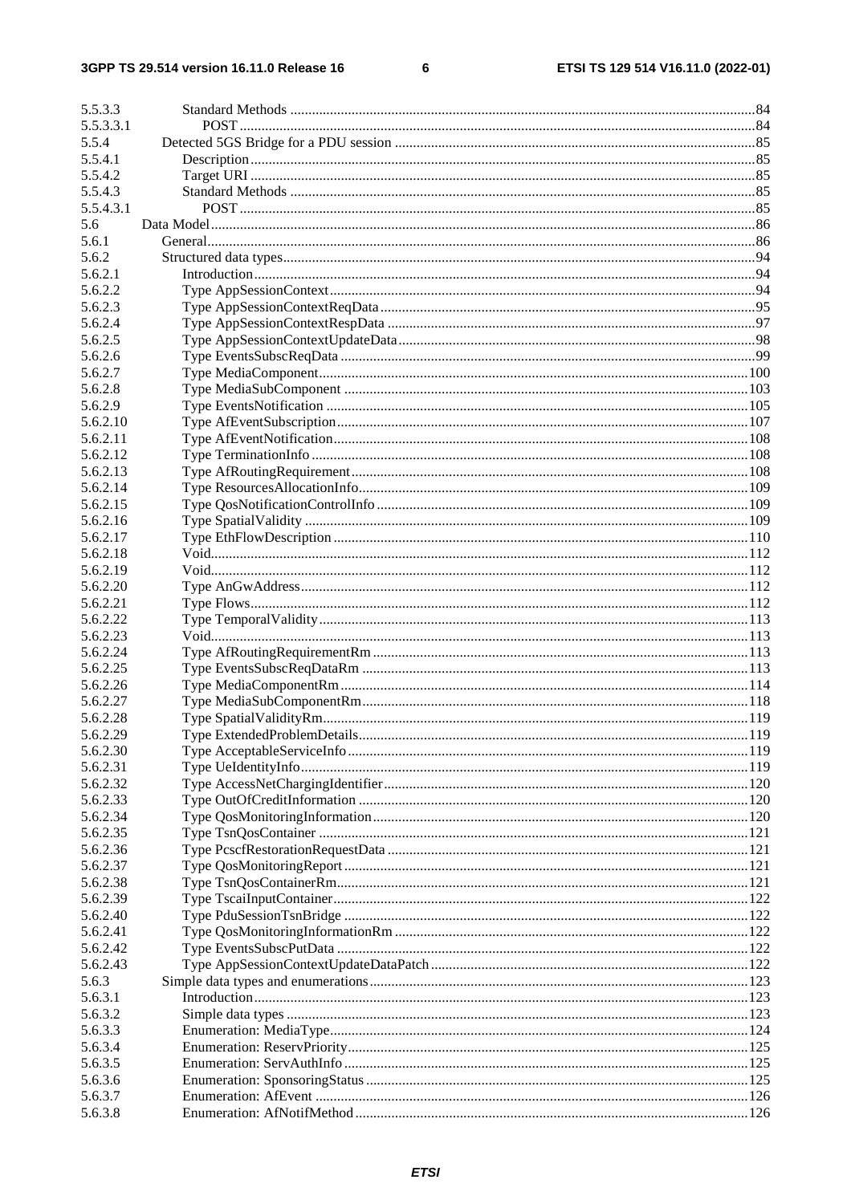| | | |
|---|---|---|
| 5.5.3.3 | Standard Methods | 84 |
| 5.5.3.3.1 | POST | 84 |
| 5.5.4 | Detected 5GS Bridge for a PDU session | 85 |
| 5.5.4.1 | Description | 85 |
| 5.5.4.2 | Target URI | 85 |
| 5.5.4.3 | Standard Methods | 85 |
| 5.5.4.3.1 | POST | 85 |
| 5.6 | Data Model | 86 |
| 5.6.1 | General | 86 |
| 5.6.2 | Structured data types | 94 |
| 5.6.2.1 | Introduction | 94 |
| 5.6.2.2 | Type AppSessionContext | 94 |
| 5.6.2.3 | Type AppSessionContextReqData | 95 |
| 5.6.2.4 | Type AppSessionContextRespData | 97 |
| 5.6.2.5 | Type AppSessionContextUpdateData | 98 |
| 5.6.2.6 | Type EventsSubscReqData | 99 |
| 5.6.2.7 | Type MediaComponent | 100 |
| 5.6.2.8 | Type MediaSubComponent | 103 |
| 5.6.2.9 | Type EventsNotification | 105 |
| 5.6.2.10 | Type AfEventSubscription | 107 |
| 5.6.2.11 | Type AfEventNotification | 108 |
| 5.6.2.12 | Type TerminationInfo | 108 |
| 5.6.2.13 | Type AfRoutingRequirement | 108 |
| 5.6.2.14 | Type ResourcesAllocationInfo | 109 |
| 5.6.2.15 | Type QosNotificationControlInfo | 109 |
| 5.6.2.16 | Type SpatialValidity | 109 |
| 5.6.2.17 | Type EthFlowDescription | 110 |
| 5.6.2.18 | Void | 112 |
| 5.6.2.19 | Void | 112 |
| 5.6.2.20 | Type AnGwAddress | 112 |
| 5.6.2.21 | Type Flows | 112 |
| 5.6.2.22 | Type TemporalValidity | 113 |
| 5.6.2.23 | Void | 113 |
| 5.6.2.24 | Type AfRoutingRequirementRm | 113 |
| 5.6.2.25 | Type EventsSubscReqDataRm | 113 |
| 5.6.2.26 | Type MediaComponentRm | 114 |
| 5.6.2.27 | Type MediaSubComponentRm | 118 |
| 5.6.2.28 | Type SpatialValidityRm | 119 |
| 5.6.2.29 | Type ExtendedProblemDetails | 119 |
| 5.6.2.30 | Type AcceptableServiceInfo | 119 |
| 5.6.2.31 | Type UeIdentityInfo | 119 |
| 5.6.2.32 | Type AccessNetChargingIdentifier | 120 |
| 5.6.2.33 | Type OutOfCreditInformation | 120 |
| 5.6.2.34 | Type QosMonitoringInformation | 120 |
| 5.6.2.35 | Type TsnQosContainer | 121 |
| 5.6.2.36 | Type PcscfRestorationRequestData | 121 |
| 5.6.2.37 | Type QosMonitoringReport | 121 |
| 5.6.2.38 | Type TsnQosContainerRm | 121 |
| 5.6.2.39 | Type TscaiInputContainer | 122 |
| 5.6.2.40 | Type PduSessionTsnBridge | 122 |
| 5.6.2.41 | Type QosMonitoringInformationRm | 122 |
| 5.6.2.42 | Type EventsSubscPutData | 122 |
| 5.6.2.43 | Type AppSessionContextUpdateDataPatch | 122 |
| 5.6.3 | Simple data types and enumerations | 123 |
| 5.6.3.1 | Introduction | 123 |
| 5.6.3.2 | Simple data types | 123 |
| 5.6.3.3 | Enumeration: MediaType | 124 |
| 5.6.3.4 | Enumeration: ReservPriority | 125 |
| 5.6.3.5 | Enumeration: ServAuthInfo | 125 |
| 5.6.3.6 | Enumeration: SponsoringStatus | 125 |
| 5.6.3.7 | Enumeration: AfEvent | 126 |
| 5.6.3.8 | Enumeration: AfNotifMethod | 126 |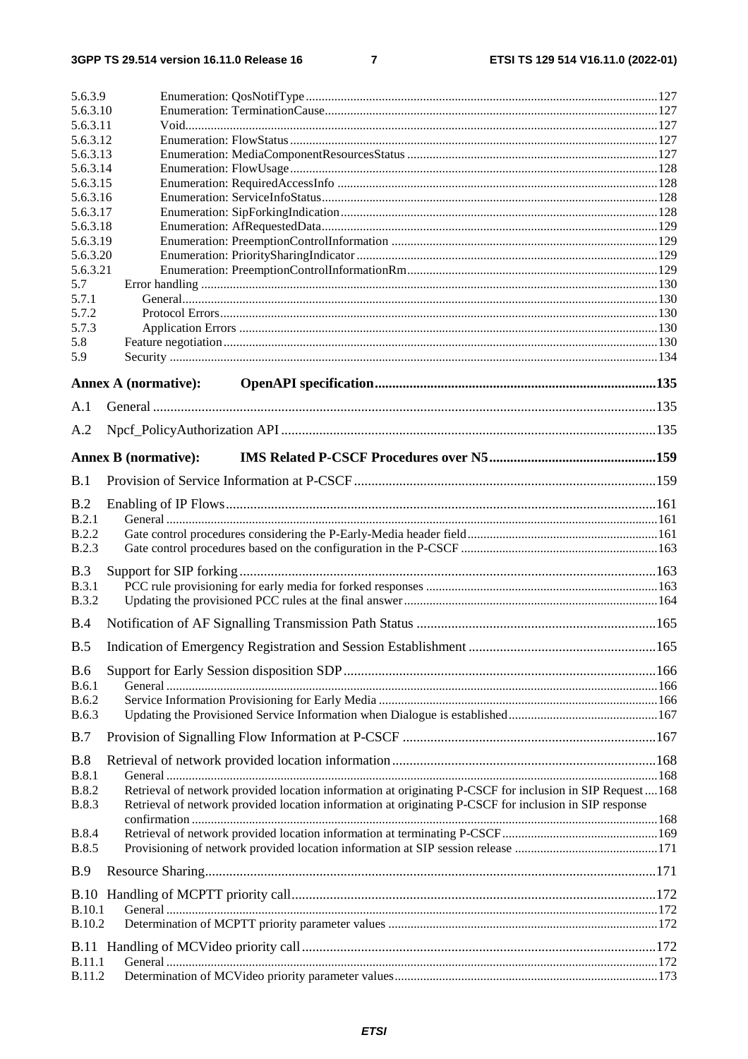5.6.3.9 Enumeration: QosNotifType ....127
5.6.3.10 Enumeration: TerminationCause ....127
5.6.3.11 Void ....127
5.6.3.12 Enumeration: FlowStatus ....127
5.6.3.13 Enumeration: MediaComponentResourcesStatus ....127
5.6.3.14 Enumeration: FlowUsage ....128
5.6.3.15 Enumeration: RequiredAccessInfo ....128
5.6.3.16 Enumeration: ServiceInfoStatus ....128
5.6.3.17 Enumeration: SipForkingIndication ....128
5.6.3.18 Enumeration: AfRequestedData ....129
5.6.3.19 Enumeration: PreemptionControlInformation ....129
5.6.3.20 Enumeration: PrioritySharingIndicator ....129
5.6.3.21 Enumeration: PreemptionControlInformationRm ....129
5.7 Error handling ....130
5.7.1 General ....130
5.7.2 Protocol Errors ....130
5.7.3 Application Errors ....130
5.8 Feature negotiation ....130
5.9 Security ....134

**Annex A (normative): OpenAPI specification ....135**

A.1 General ....135

A.2 Npcf_PolicyAuthorization API ....135

**Annex B (normative): IMS Related P-CSCF Procedures over N5 ....159**

B.1 Provision of Service Information at P-CSCF ....159

B.2 Enabling of IP Flows ....161
B.2.1 General ....161
B.2.2 Gate control procedures considering the P-Early-Media header field ....161
B.2.3 Gate control procedures based on the configuration in the P-CSCF ....163

B.3 Support for SIP forking ....163
B.3.1 PCC rule provisioning for early media for forked responses ....163
B.3.2 Updating the provisioned PCC rules at the final answer ....164

B.4 Notification of AF Signalling Transmission Path Status ....165

B.5 Indication of Emergency Registration and Session Establishment ....165

B.6 Support for Early Session disposition SDP ....166
B.6.1 General ....166
B.6.2 Service Information Provisioning for Early Media ....166
B.6.3 Updating the Provisioned Service Information when Dialogue is established ....167

B.7 Provision of Signalling Flow Information at P-CSCF ....167

B.8 Retrieval of network provided location information ....168
B.8.1 General ....168
B.8.2 Retrieval of network provided location information at originating P-CSCF for inclusion in SIP Request ....168
B.8.3 Retrieval of network provided location information at originating P-CSCF for inclusion in SIP response confirmation ....168
B.8.4 Retrieval of network provided location information at terminating P-CSCF ....169
B.8.5 Provisioning of network provided location information at SIP session release ....171

B.9 Resource Sharing ....171

B.10 Handling of MCPTT priority call ....172
B.10.1 General ....172
B.10.2 Determination of MCPTT priority parameter values ....172

B.11 Handling of MCVideo priority call ....172
B.11.1 General ....172
B.11.2 Determination of MCVideo priority parameter values ....173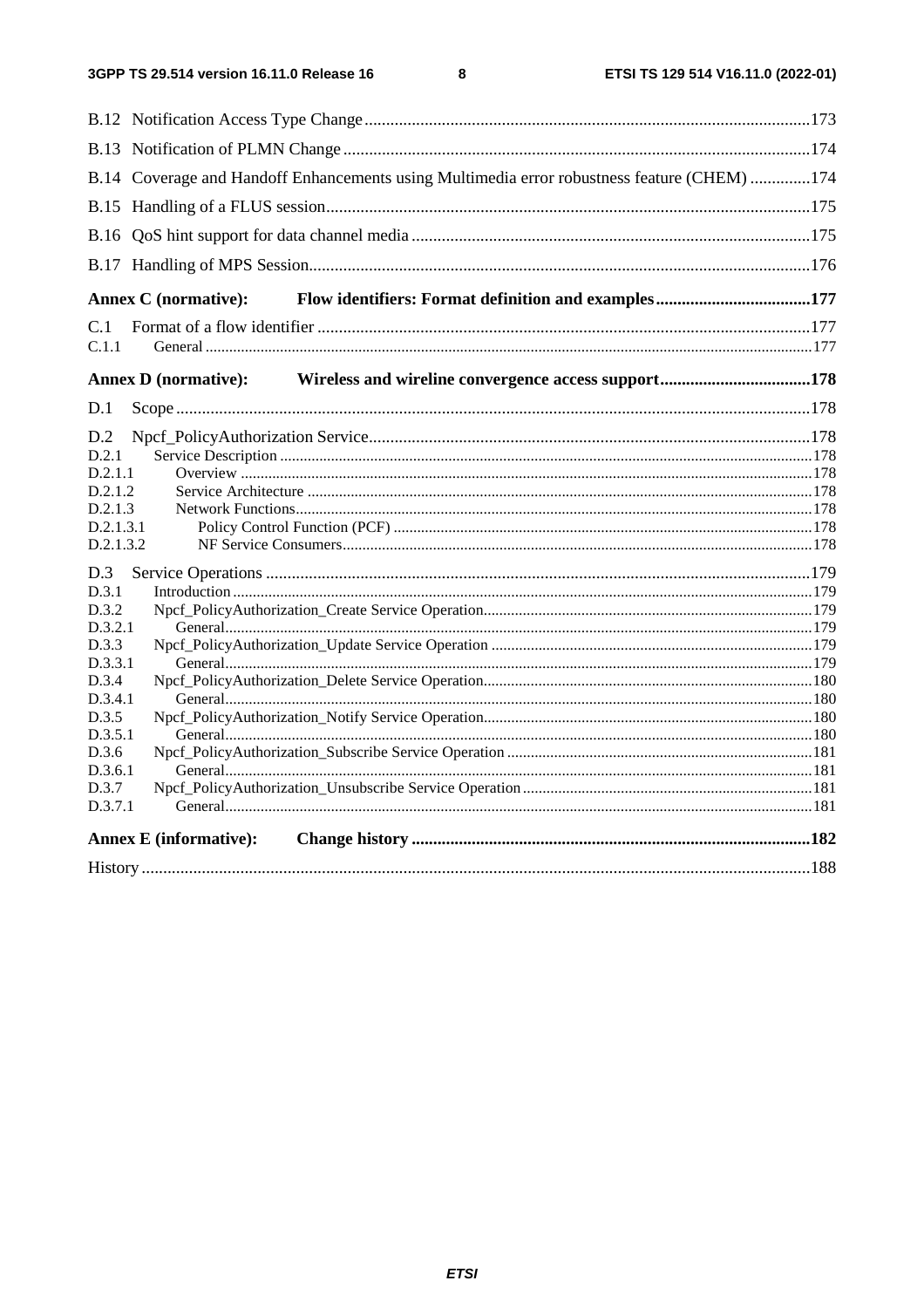B.12 Notification Access Type Change ........................................................................................................ 173

B.13 Notification of PLMN Change ............................................................................................................. 174

B.14 Coverage and Handoff Enhancements using Multimedia error robustness feature (CHEM) .............. 174

B.15 Handling of a FLUS session ................................................................................................................. 175

B.16 QoS hint support for data channel media ............................................................................................. 175

B.17 Handling of MPS Session ..................................................................................................................... 176

**Annex C (normative): Flow identifiers: Format definition and examples .................................... 177**

C.1 Format of a flow identifier ................................................................................................................... 177

C.1.1 General ............................................................................................................................................. 177

**Annex D (normative): Wireless and wireline convergence access support .................................. 178**

D.1 Scope .................................................................................................................................................... 178

D.2 Npcf_PolicyAuthorization Service ....................................................................................................... 178

D.2.1 Service Description ......................................................................................................................... 178

D.2.1.1 Overview ...................................................................................................................................... 178

D.2.1.2 Service Architecture ..................................................................................................................... 178

D.2.1.3 Network Functions ....................................................................................................................... 178

D.2.1.3.1 Policy Control Function (PCF) ................................................................................................ 178

D.2.1.3.2 NF Service Consumers ............................................................................................................. 178

D.3 Service Operations ............................................................................................................................... 179

D.3.1 Introduction ..................................................................................................................................... 179

D.3.2 Npcf_PolicyAuthorization_Create Service Operation .................................................................... 179

D.3.2.1 General ......................................................................................................................................... 179

D.3.3 Npcf_PolicyAuthorization_Update Service Operation ................................................................... 179

D.3.3.1 General ......................................................................................................................................... 179

D.3.4 Npcf_PolicyAuthorization_Delete Service Operation ..................................................................... 180

D.3.4.1 General ......................................................................................................................................... 180

D.3.5 Npcf_PolicyAuthorization_Notify Service Operation ..................................................................... 180

D.3.5.1 General ......................................................................................................................................... 180

D.3.6 Npcf_PolicyAuthorization_Subscribe Service Operation ............................................................... 181

D.3.6.1 General ......................................................................................................................................... 181

D.3.7 Npcf_PolicyAuthorization_Unsubscribe Service Operation ........................................................... 181

D.3.7.1 General ......................................................................................................................................... 181

**Annex E (informative): Change history ............................................................................................. 182**

History ........................................................................................................................................................... 188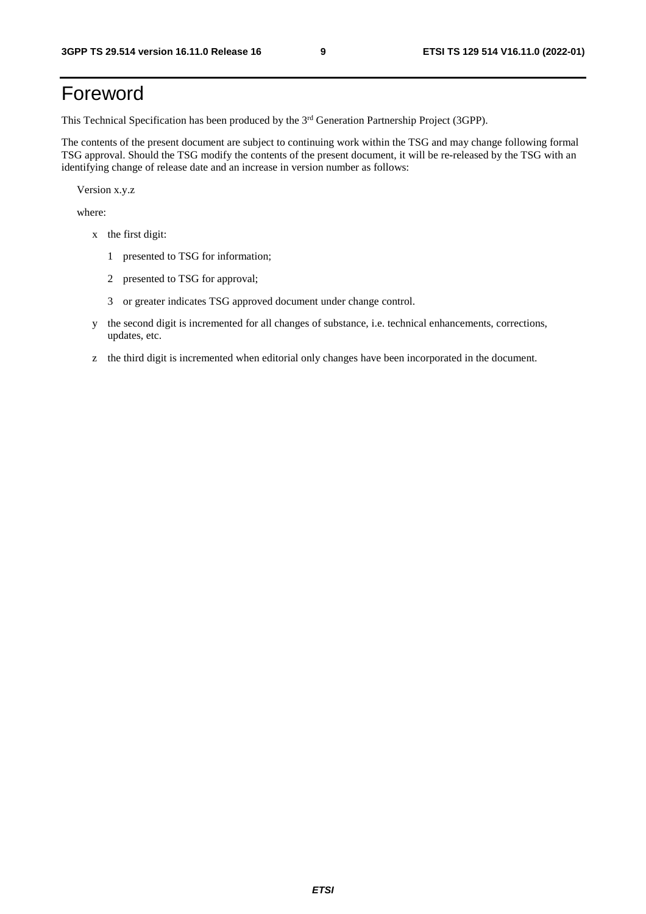# Foreword

This Technical Specification has been produced by the 3rd Generation Partnership Project (3GPP).

The contents of the present document are subject to continuing work within the TSG and may change following formal TSG approval. Should the TSG modify the contents of the present document, it will be re-released by the TSG with an identifying change of release date and an increase in version number as follows:

Version x.y.z

where:

- x the first digit:
  - 1 presented to TSG for information;
  - 2 presented to TSG for approval;
  - 3 or greater indicates TSG approved document under change control.
- y the second digit is incremented for all changes of substance, i.e. technical enhancements, corrections, updates, etc.
- z the third digit is incremented when editorial only changes have been incorporated in the document.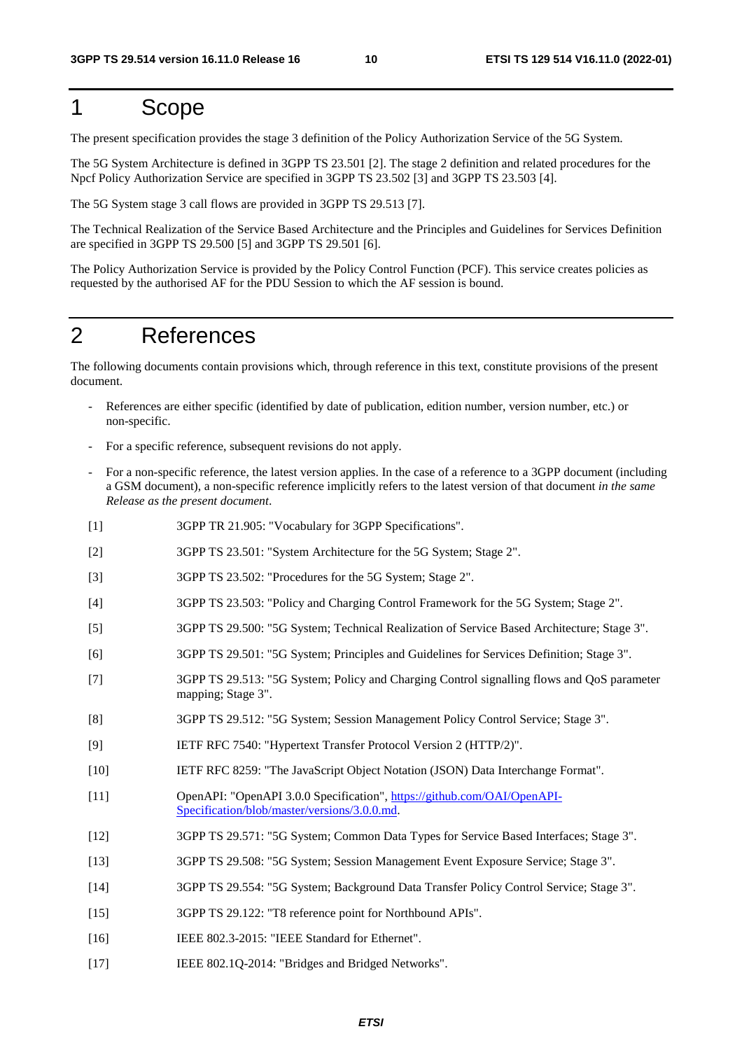# 1 Scope

The present specification provides the stage 3 definition of the Policy Authorization Service of the 5G System.

The 5G System Architecture is defined in 3GPP TS 23.501 [2]. The stage 2 definition and related procedures for the Npcf Policy Authorization Service are specified in 3GPP TS 23.502 [3] and 3GPP TS 23.503 [4].

The 5G System stage 3 call flows are provided in 3GPP TS 29.513 [7].

The Technical Realization of the Service Based Architecture and the Principles and Guidelines for Services Definition are specified in 3GPP TS 29.500 [5] and 3GPP TS 29.501 [6].

The Policy Authorization Service is provided by the Policy Control Function (PCF). This service creates policies as requested by the authorised AF for the PDU Session to which the AF session is bound.

# 2 References

The following documents contain provisions which, through reference in this text, constitute provisions of the present document.

- References are either specific (identified by date of publication, edition number, version number, etc.) or non-specific.
- For a specific reference, subsequent revisions do not apply.
- For a non-specific reference, the latest version applies. In the case of a reference to a 3GPP document (including a GSM document), a non-specific reference implicitly refers to the latest version of that document *in the same Release as the present document*.

[1] 3GPP TR 21.905: "Vocabulary for 3GPP Specifications".

[2] 3GPP TS 23.501: "System Architecture for the 5G System; Stage 2".

[3] 3GPP TS 23.502: "Procedures for the 5G System; Stage 2".

[4] 3GPP TS 23.503: "Policy and Charging Control Framework for the 5G System; Stage 2".

[5] 3GPP TS 29.500: "5G System; Technical Realization of Service Based Architecture; Stage 3".

[6] 3GPP TS 29.501: "5G System; Principles and Guidelines for Services Definition; Stage 3".

[7] 3GPP TS 29.513: "5G System; Policy and Charging Control signalling flows and QoS parameter mapping; Stage 3".

[8] 3GPP TS 29.512: "5G System; Session Management Policy Control Service; Stage 3".

[9] IETF RFC 7540: "Hypertext Transfer Protocol Version 2 (HTTP/2)".

[10] IETF RFC 8259: "The JavaScript Object Notation (JSON) Data Interchange Format".

[11] OpenAPI: "OpenAPI 3.0.0 Specification", https://github.com/OAI/OpenAPI-Specification/blob/master/versions/3.0.0.md.

[12] 3GPP TS 29.571: "5G System; Common Data Types for Service Based Interfaces; Stage 3".

[13] 3GPP TS 29.508: "5G System; Session Management Event Exposure Service; Stage 3".

[14] 3GPP TS 29.554: "5G System; Background Data Transfer Policy Control Service; Stage 3".

[15] 3GPP TS 29.122: "T8 reference point for Northbound APIs".

[16] IEEE 802.3-2015: "IEEE Standard for Ethernet".

[17] IEEE 802.1Q-2014: "Bridges and Bridged Networks".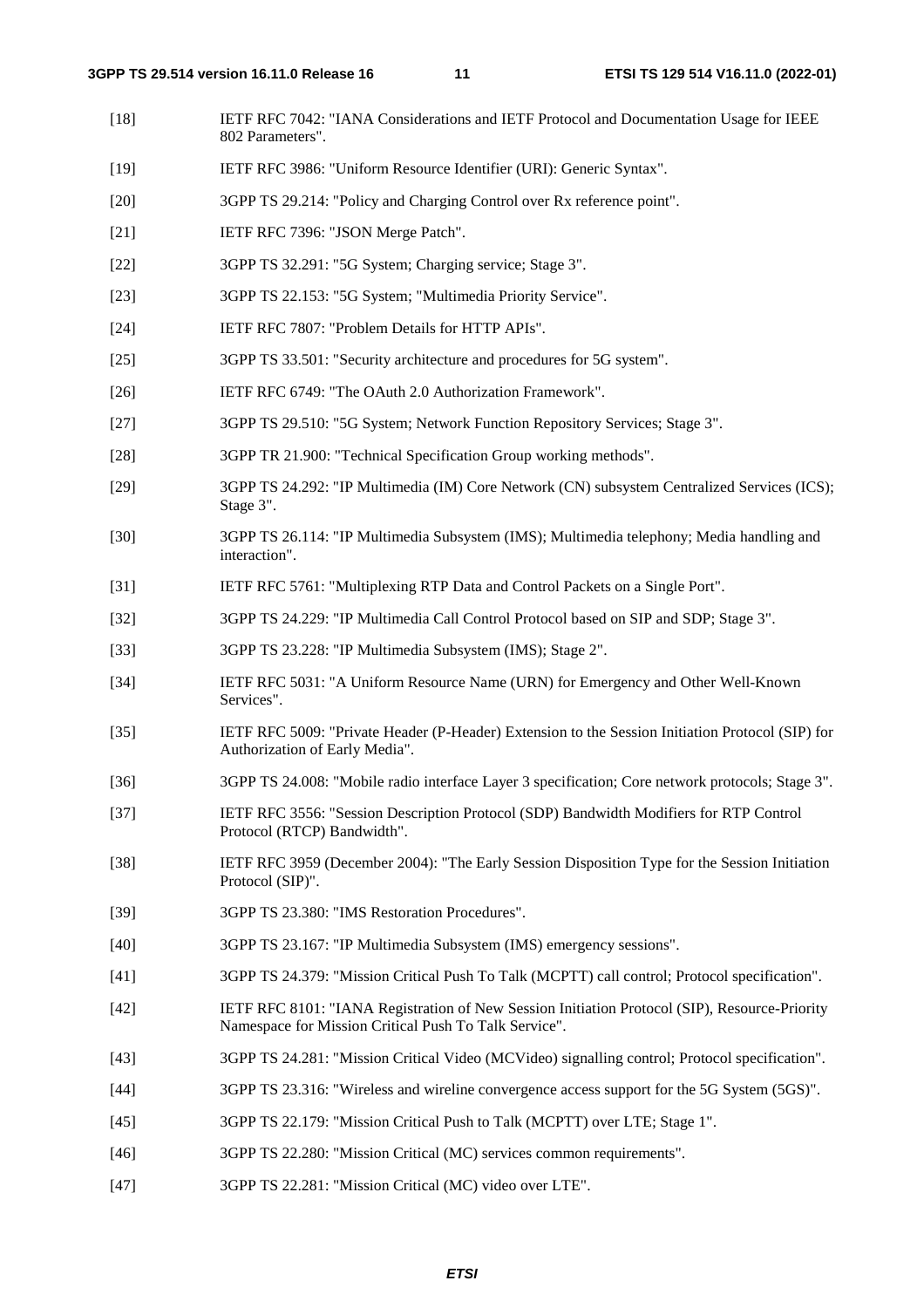[18] IETF RFC 7042: "IANA Considerations and IETF Protocol and Documentation Usage for IEEE 802 Parameters".

[19] IETF RFC 3986: "Uniform Resource Identifier (URI): Generic Syntax".

[20] 3GPP TS 29.214: "Policy and Charging Control over Rx reference point".

[21] IETF RFC 7396: "JSON Merge Patch".

[22] 3GPP TS 32.291: "5G System; Charging service; Stage 3".

[23] 3GPP TS 22.153: "5G System; "Multimedia Priority Service".

[24] IETF RFC 7807: "Problem Details for HTTP APIs".

[25] 3GPP TS 33.501: "Security architecture and procedures for 5G system".

[26] IETF RFC 6749: "The OAuth 2.0 Authorization Framework".

[27] 3GPP TS 29.510: "5G System; Network Function Repository Services; Stage 3".

[28] 3GPP TR 21.900: "Technical Specification Group working methods".

[29] 3GPP TS 24.292: "IP Multimedia (IM) Core Network (CN) subsystem Centralized Services (ICS); Stage 3".

[30] 3GPP TS 26.114: "IP Multimedia Subsystem (IMS); Multimedia telephony; Media handling and interaction".

[31] IETF RFC 5761: "Multiplexing RTP Data and Control Packets on a Single Port".

[32] 3GPP TS 24.229: "IP Multimedia Call Control Protocol based on SIP and SDP; Stage 3".

[33] 3GPP TS 23.228: "IP Multimedia Subsystem (IMS); Stage 2".

[34] IETF RFC 5031: "A Uniform Resource Name (URN) for Emergency and Other Well-Known Services".

[35] IETF RFC 5009: "Private Header (P-Header) Extension to the Session Initiation Protocol (SIP) for Authorization of Early Media".

[36] 3GPP TS 24.008: "Mobile radio interface Layer 3 specification; Core network protocols; Stage 3".

[37] IETF RFC 3556: "Session Description Protocol (SDP) Bandwidth Modifiers for RTP Control Protocol (RTCP) Bandwidth".

[38] IETF RFC 3959 (December 2004): "The Early Session Disposition Type for the Session Initiation Protocol (SIP)".

[39] 3GPP TS 23.380: "IMS Restoration Procedures".

[40] 3GPP TS 23.167: "IP Multimedia Subsystem (IMS) emergency sessions".

[41] 3GPP TS 24.379: "Mission Critical Push To Talk (MCPTT) call control; Protocol specification".

[42] IETF RFC 8101: "IANA Registration of New Session Initiation Protocol (SIP), Resource-Priority Namespace for Mission Critical Push To Talk Service".

[43] 3GPP TS 24.281: "Mission Critical Video (MCVideo) signalling control; Protocol specification".

[44] 3GPP TS 23.316: "Wireless and wireline convergence access support for the 5G System (5GS)".

[45] 3GPP TS 22.179: "Mission Critical Push to Talk (MCPTT) over LTE; Stage 1".

[46] 3GPP TS 22.280: "Mission Critical (MC) services common requirements".

[47] 3GPP TS 22.281: "Mission Critical (MC) video over LTE".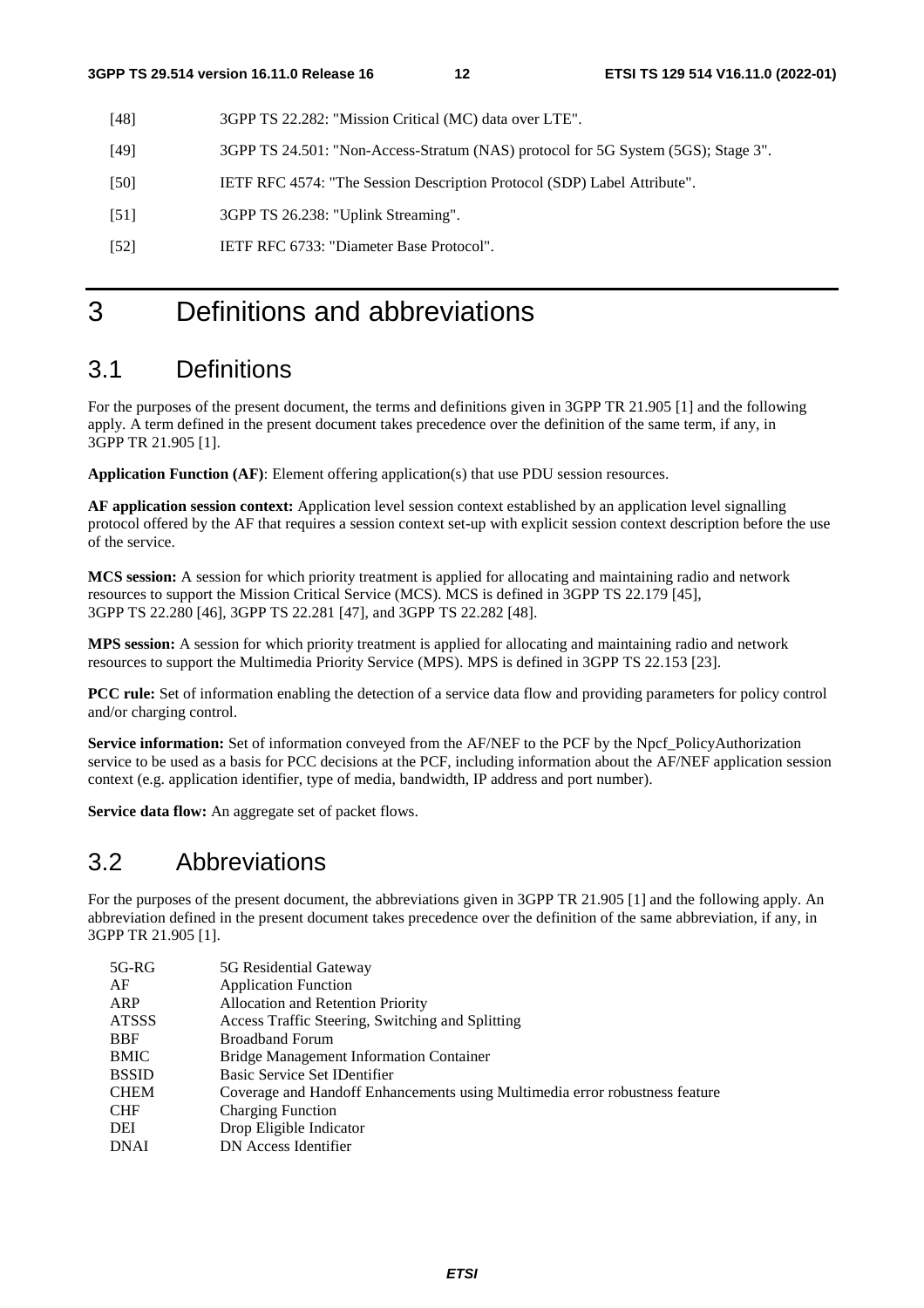[48] 3GPP TS 22.282: "Mission Critical (MC) data over LTE".

[49] 3GPP TS 24.501: "Non-Access-Stratum (NAS) protocol for 5G System (5GS); Stage 3".

[50] IETF RFC 4574: "The Session Description Protocol (SDP) Label Attribute".

[51] 3GPP TS 26.238: "Uplink Streaming".

[52] IETF RFC 6733: "Diameter Base Protocol".

# 3 Definitions and abbreviations

## 3.1 Definitions

For the purposes of the present document, the terms and definitions given in 3GPP TR 21.905 [1] and the following apply. A term defined in the present document takes precedence over the definition of the same term, if any, in 3GPP TR 21.905 [1].

**Application Function (AF)**: Element offering application(s) that use PDU session resources.

**AF application session context:** Application level session context established by an application level signalling protocol offered by the AF that requires a session context set-up with explicit session context description before the use of the service.

**MCS session:** A session for which priority treatment is applied for allocating and maintaining radio and network resources to support the Mission Critical Service (MCS). MCS is defined in 3GPP TS 22.179 [45], 3GPP TS 22.280 [46], 3GPP TS 22.281 [47], and 3GPP TS 22.282 [48].

**MPS session:** A session for which priority treatment is applied for allocating and maintaining radio and network resources to support the Multimedia Priority Service (MPS). MPS is defined in 3GPP TS 22.153 [23].

**PCC rule:** Set of information enabling the detection of a service data flow and providing parameters for policy control and/or charging control.

**Service information:** Set of information conveyed from the AF/NEF to the PCF by the Npcf_PolicyAuthorization service to be used as a basis for PCC decisions at the PCF, including information about the AF/NEF application session context (e.g. application identifier, type of media, bandwidth, IP address and port number).

**Service data flow:** An aggregate set of packet flows.

## 3.2 Abbreviations

For the purposes of the present document, the abbreviations given in 3GPP TR 21.905 [1] and the following apply. An abbreviation defined in the present document takes precedence over the definition of the same abbreviation, if any, in 3GPP TR 21.905 [1].

| | |
|---|---|
| 5G-RG | 5G Residential Gateway |
| AF | Application Function |
| ARP | Allocation and Retention Priority |
| ATSSS | Access Traffic Steering, Switching and Splitting |
| BBF | Broadband Forum |
| BMIC | Bridge Management Information Container |
| BSSID | Basic Service Set IDentifier |
| CHEM | Coverage and Handoff Enhancements using Multimedia error robustness feature |
| CHF | Charging Function |
| DEI | Drop Eligible Indicator |
| DNAI | DN Access Identifier |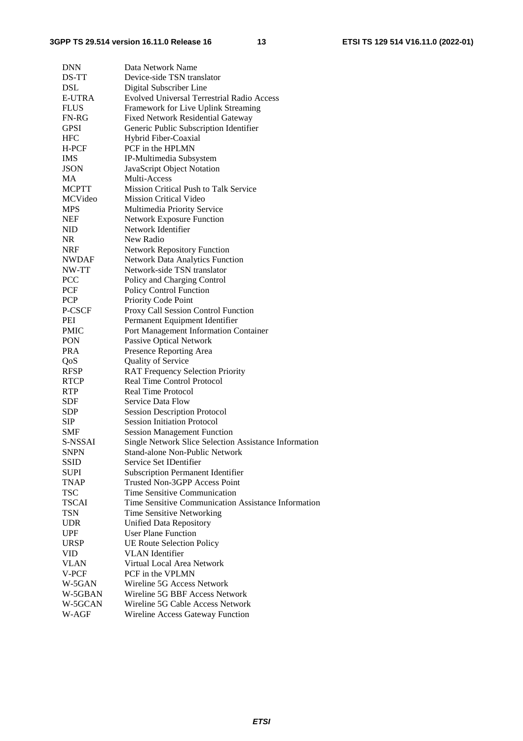| | |
|---|---|
| DNN | Data Network Name |
| DS-TT | Device-side TSN translator |
| DSL | Digital Subscriber Line |
| E-UTRA | Evolved Universal Terrestrial Radio Access |
| FLUS | Framework for Live Uplink Streaming |
| FN-RG | Fixed Network Residential Gateway |
| GPSI | Generic Public Subscription Identifier |
| HFC | Hybrid Fiber-Coaxial |
| H-PCF | PCF in the HPLMN |
| IMS | IP-Multimedia Subsystem |
| JSON | JavaScript Object Notation |
| MA | Multi-Access |
| MCPTT | Mission Critical Push to Talk Service |
| MCVideo | Mission Critical Video |
| MPS | Multimedia Priority Service |
| NEF | Network Exposure Function |
| NID | Network Identifier |
| NR | New Radio |
| NRF | Network Repository Function |
| NWDAF | Network Data Analytics Function |
| NW-TT | Network-side TSN translator |
| PCC | Policy and Charging Control |
| PCF | Policy Control Function |
| PCP | Priority Code Point |
| P-CSCF | Proxy Call Session Control Function |
| PEI | Permanent Equipment Identifier |
| PMIC | Port Management Information Container |
| PON | Passive Optical Network |
| PRA | Presence Reporting Area |
| QoS | Quality of Service |
| RFSP | RAT Frequency Selection Priority |
| RTCP | Real Time Control Protocol |
| RTP | Real Time Protocol |
| SDF | Service Data Flow |
| SDP | Session Description Protocol |
| SIP | Session Initiation Protocol |
| SMF | Session Management Function |
| S-NSSAI | Single Network Slice Selection Assistance Information |
| SNPN | Stand-alone Non-Public Network |
| SSID | Service Set IDentifier |
| SUPI | Subscription Permanent Identifier |
| TNAP | Trusted Non-3GPP Access Point |
| TSC | Time Sensitive Communication |
| TSCAI | Time Sensitive Communication Assistance Information |
| TSN | Time Sensitive Networking |
| UDR | Unified Data Repository |
| UPF | User Plane Function |
| URSP | UE Route Selection Policy |
| VID | VLAN Identifier |
| VLAN | Virtual Local Area Network |
| V-PCF | PCF in the VPLMN |
| W-5GAN | Wireline 5G Access Network |
| W-5GBAN | Wireline 5G BBF Access Network |
| W-5GCAN | Wireline 5G Cable Access Network |
| W-AGF | Wireline Access Gateway Function |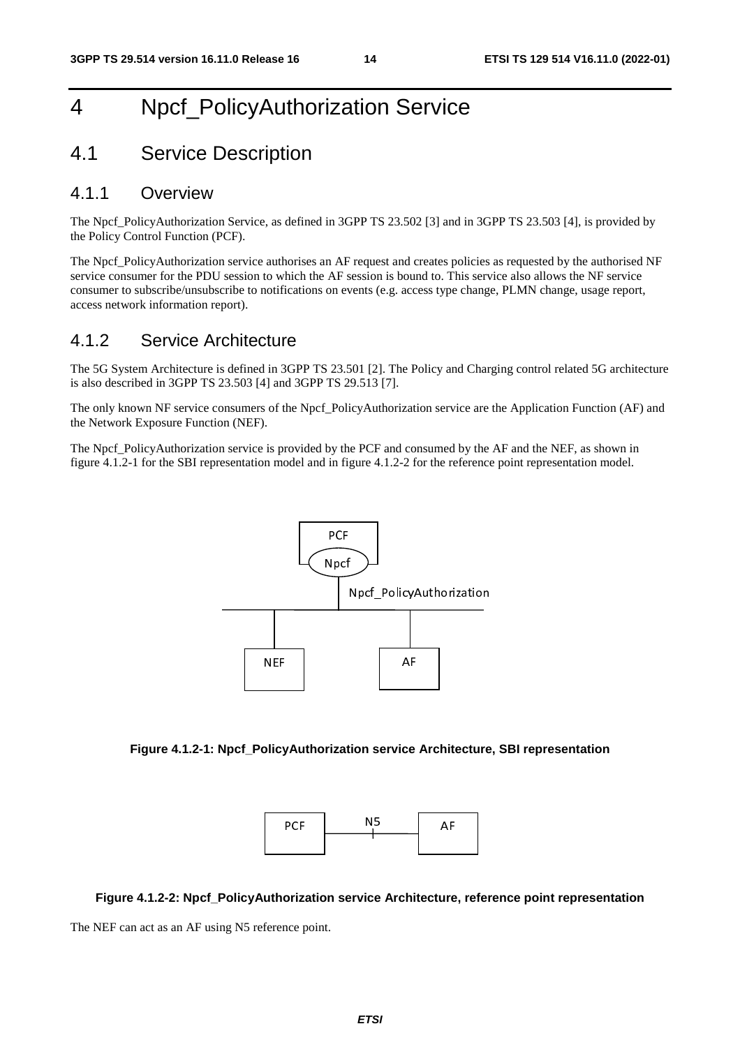# 4 Npcf_PolicyAuthorization Service

## 4.1 Service Description

### 4.1.1 Overview

The Npcf_PolicyAuthorization Service, as defined in 3GPP TS 23.502 [3] and in 3GPP TS 23.503 [4], is provided by the Policy Control Function (PCF).

The Npcf_PolicyAuthorization service authorises an AF request and creates policies as requested by the authorised NF service consumer for the PDU session to which the AF session is bound to. This service also allows the NF service consumer to subscribe/unsubscribe to notifications on events (e.g. access type change, PLMN change, usage report, access network information report).

### 4.1.2 Service Architecture

The 5G System Architecture is defined in 3GPP TS 23.501 [2]. The Policy and Charging control related 5G architecture is also described in 3GPP TS 23.503 [4] and 3GPP TS 29.513 [7].

The only known NF service consumers of the Npcf_PolicyAuthorization service are the Application Function (AF) and the Network Exposure Function (NEF).

The Npcf_PolicyAuthorization service is provided by the PCF and consumed by the AF and the NEF, as shown in figure 4.1.2-1 for the SBI representation model and in figure 4.1.2-2 for the reference point representation model.

**Figure 4.1.2-1: Npcf_PolicyAuthorization service Architecture, SBI representation**

**Figure 4.1.2-2: Npcf_PolicyAuthorization service Architecture, reference point representation**

The NEF can act as an AF using N5 reference point.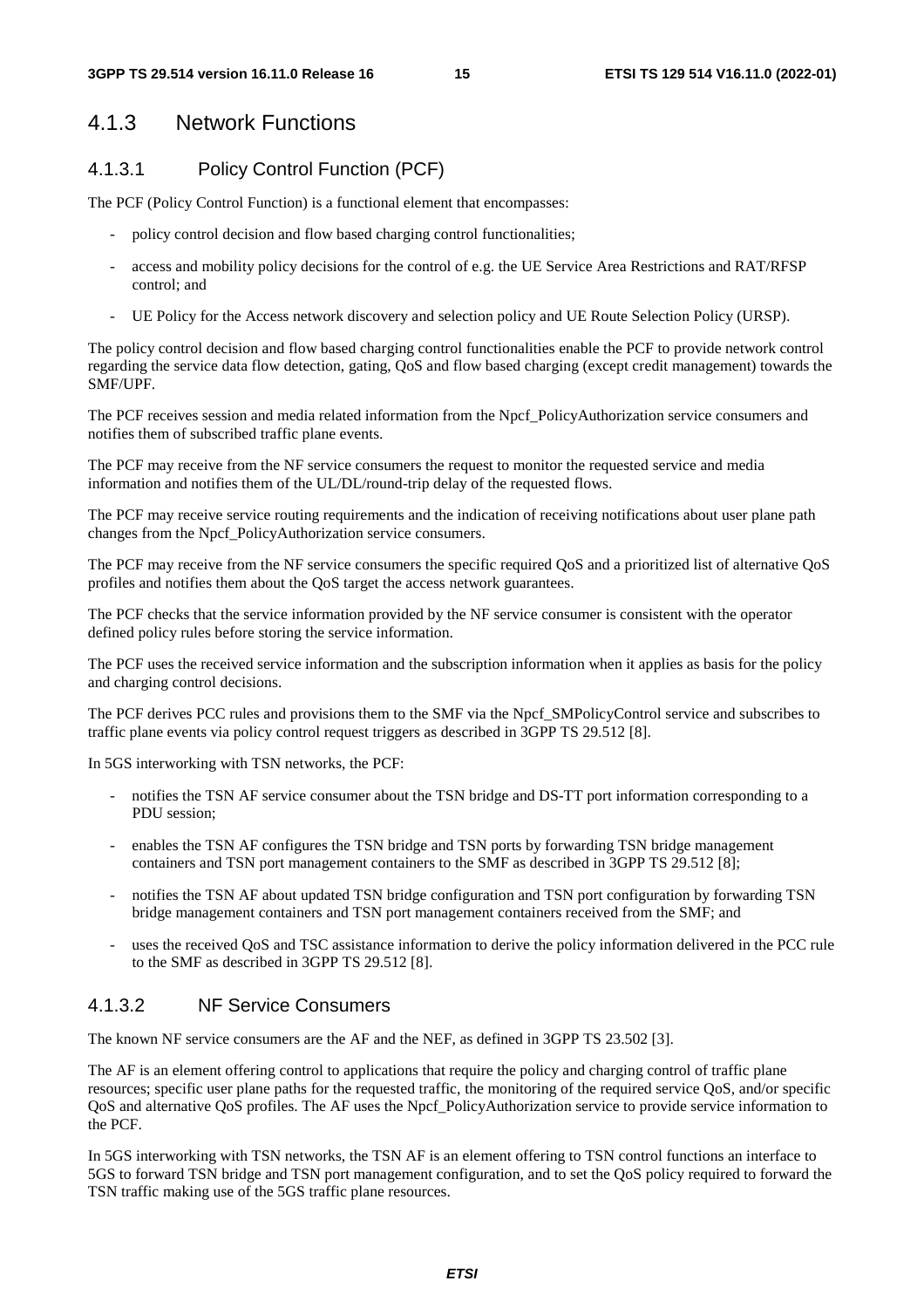## 4.1.3 Network Functions

### 4.1.3.1 Policy Control Function (PCF)

The PCF (Policy Control Function) is a functional element that encompasses:

- policy control decision and flow based charging control functionalities;
- access and mobility policy decisions for the control of e.g. the UE Service Area Restrictions and RAT/RFSP control; and
- UE Policy for the Access network discovery and selection policy and UE Route Selection Policy (URSP).

The policy control decision and flow based charging control functionalities enable the PCF to provide network control regarding the service data flow detection, gating, QoS and flow based charging (except credit management) towards the SMF/UPF.

The PCF receives session and media related information from the Npcf_PolicyAuthorization service consumers and notifies them of subscribed traffic plane events.

The PCF may receive from the NF service consumers the request to monitor the requested service and media information and notifies them of the UL/DL/round-trip delay of the requested flows.

The PCF may receive service routing requirements and the indication of receiving notifications about user plane path changes from the Npcf_PolicyAuthorization service consumers.

The PCF may receive from the NF service consumers the specific required QoS and a prioritized list of alternative QoS profiles and notifies them about the QoS target the access network guarantees.

The PCF checks that the service information provided by the NF service consumer is consistent with the operator defined policy rules before storing the service information.

The PCF uses the received service information and the subscription information when it applies as basis for the policy and charging control decisions.

The PCF derives PCC rules and provisions them to the SMF via the Npcf_SMPolicyControl service and subscribes to traffic plane events via policy control request triggers as described in 3GPP TS 29.512 [8].

In 5GS interworking with TSN networks, the PCF:

- notifies the TSN AF service consumer about the TSN bridge and DS-TT port information corresponding to a PDU session;
- enables the TSN AF configures the TSN bridge and TSN ports by forwarding TSN bridge management containers and TSN port management containers to the SMF as described in 3GPP TS 29.512 [8];
- notifies the TSN AF about updated TSN bridge configuration and TSN port configuration by forwarding TSN bridge management containers and TSN port management containers received from the SMF; and
- uses the received QoS and TSC assistance information to derive the policy information delivered in the PCC rule to the SMF as described in 3GPP TS 29.512 [8].

### 4.1.3.2 NF Service Consumers

The known NF service consumers are the AF and the NEF, as defined in 3GPP TS 23.502 [3].

The AF is an element offering control to applications that require the policy and charging control of traffic plane resources; specific user plane paths for the requested traffic, the monitoring of the required service QoS, and/or specific QoS and alternative QoS profiles. The AF uses the Npcf_PolicyAuthorization service to provide service information to the PCF.

In 5GS interworking with TSN networks, the TSN AF is an element offering to TSN control functions an interface to 5GS to forward TSN bridge and TSN port management configuration, and to set the QoS policy required to forward the TSN traffic making use of the 5GS traffic plane resources.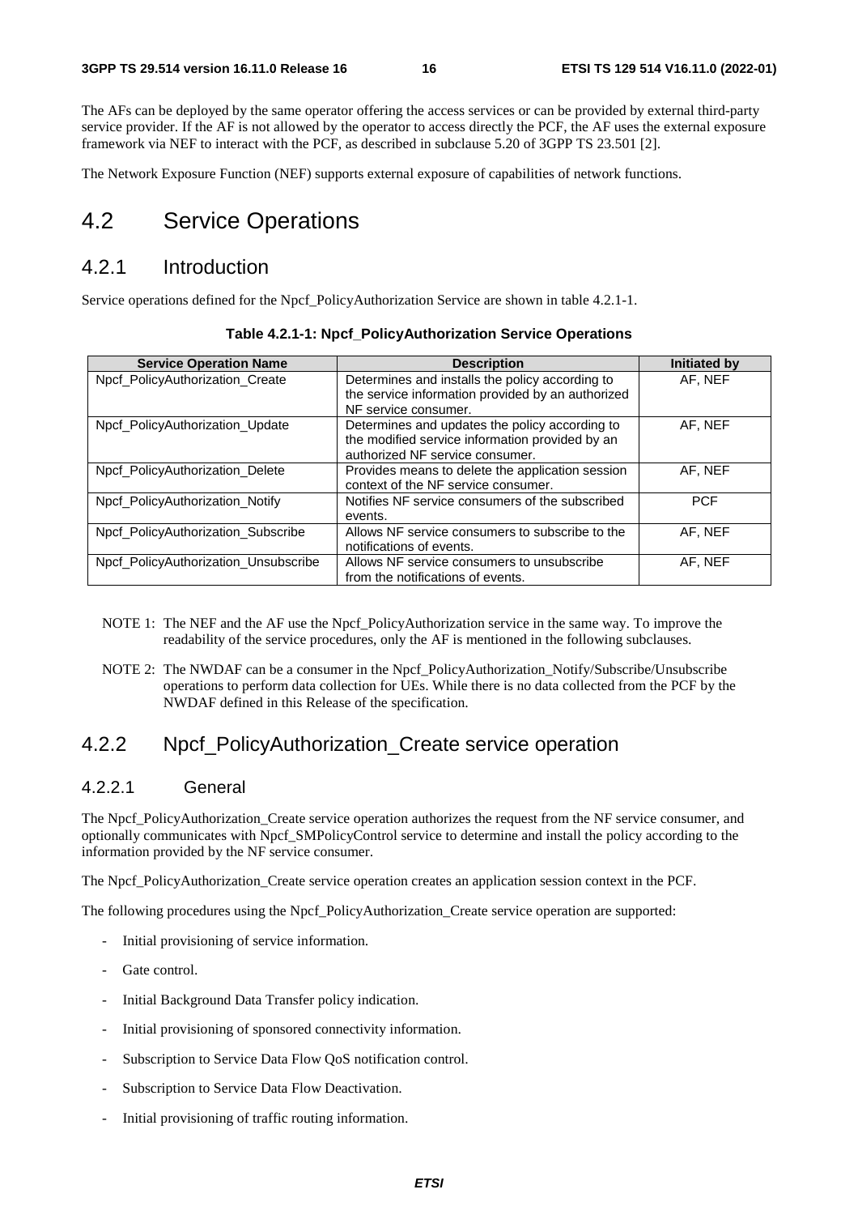The AFs can be deployed by the same operator offering the access services or can be provided by external third-party service provider. If the AF is not allowed by the operator to access directly the PCF, the AF uses the external exposure framework via NEF to interact with the PCF, as described in subclause 5.20 of 3GPP TS 23.501 [2].

The Network Exposure Function (NEF) supports external exposure of capabilities of network functions.

# 4.2 Service Operations

## 4.2.1 Introduction

Service operations defined for the Npcf_PolicyAuthorization Service are shown in table 4.2.1-1.

**Table 4.2.1-1: Npcf_PolicyAuthorization Service Operations**

| Service Operation Name | Description | Initiated by |
| --- | --- | --- |
| Npcf_PolicyAuthorization_Create | Determines and installs the policy according to the service information provided by an authorized NF service consumer. | AF, NEF |
| Npcf_PolicyAuthorization_Update | Determines and updates the policy according to the modified service information provided by an authorized NF service consumer. | AF, NEF |
| Npcf_PolicyAuthorization_Delete | Provides means to delete the application session context of the NF service consumer. | AF, NEF |
| Npcf_PolicyAuthorization_Notify | Notifies NF service consumers of the subscribed events. | PCF |
| Npcf_PolicyAuthorization_Subscribe | Allows NF service consumers to subscribe to the notifications of events. | AF, NEF |
| Npcf_PolicyAuthorization_Unsubscribe | Allows NF service consumers to unsubscribe from the notifications of events. | AF, NEF |

NOTE 1: The NEF and the AF use the Npcf_PolicyAuthorization service in the same way. To improve the readability of the service procedures, only the AF is mentioned in the following subclauses.

NOTE 2: The NWDAF can be a consumer in the Npcf_PolicyAuthorization_Notify/Subscribe/Unsubscribe operations to perform data collection for UEs. While there is no data collected from the PCF by the NWDAF defined in this Release of the specification.

## 4.2.2 Npcf_PolicyAuthorization_Create service operation

### 4.2.2.1 General

The Npcf_PolicyAuthorization_Create service operation authorizes the request from the NF service consumer, and optionally communicates with Npcf_SMPolicyControl service to determine and install the policy according to the information provided by the NF service consumer.

The Npcf_PolicyAuthorization_Create service operation creates an application session context in the PCF.

The following procedures using the Npcf_PolicyAuthorization_Create service operation are supported:

- Initial provisioning of service information.
- Gate control.
- Initial Background Data Transfer policy indication.
- Initial provisioning of sponsored connectivity information.
- Subscription to Service Data Flow QoS notification control.
- Subscription to Service Data Flow Deactivation.
- Initial provisioning of traffic routing information.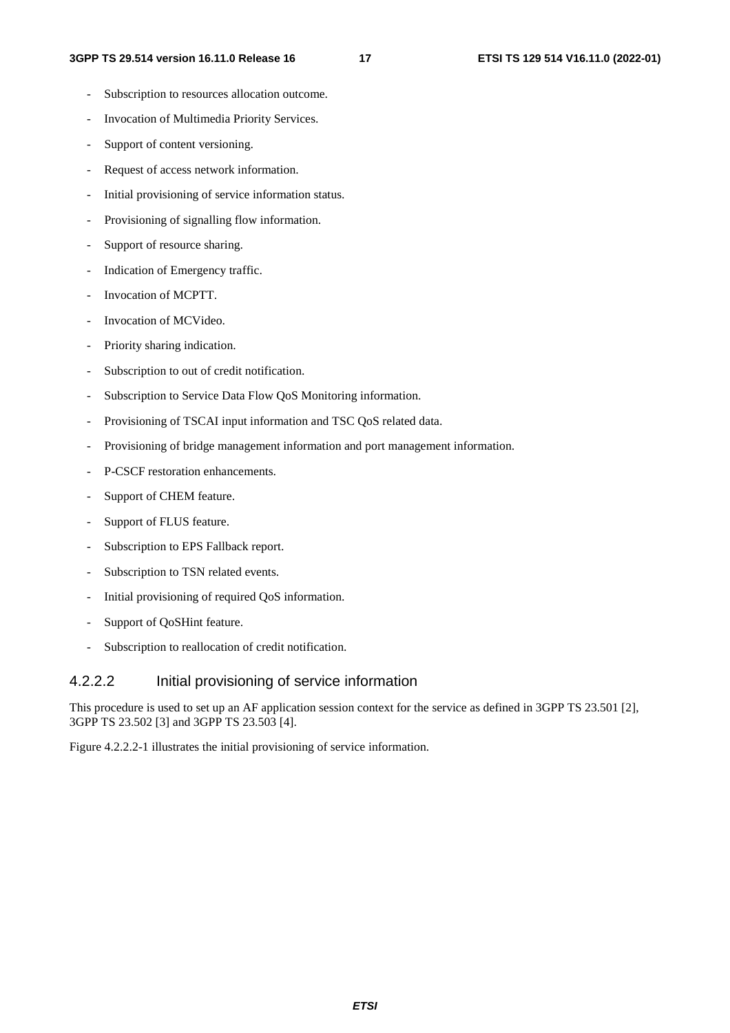- Subscription to resources allocation outcome.
- Invocation of Multimedia Priority Services.
- Support of content versioning.
- Request of access network information.
- Initial provisioning of service information status.
- Provisioning of signalling flow information.
- Support of resource sharing.
- Indication of Emergency traffic.
- Invocation of MCPTT.
- Invocation of MCVideo.
- Priority sharing indication.
- Subscription to out of credit notification.
- Subscription to Service Data Flow QoS Monitoring information.
- Provisioning of TSCAI input information and TSC QoS related data.
- Provisioning of bridge management information and port management information.
- P-CSCF restoration enhancements.
- Support of CHEM feature.
- Support of FLUS feature.
- Subscription to EPS Fallback report.
- Subscription to TSN related events.
- Initial provisioning of required QoS information.
- Support of QoSHint feature.
- Subscription to reallocation of credit notification.

#### 4.2.2.2 Initial provisioning of service information

This procedure is used to set up an AF application session context for the service as defined in 3GPP TS 23.501 [2], 3GPP TS 23.502 [3] and 3GPP TS 23.503 [4].

Figure 4.2.2.2-1 illustrates the initial provisioning of service information.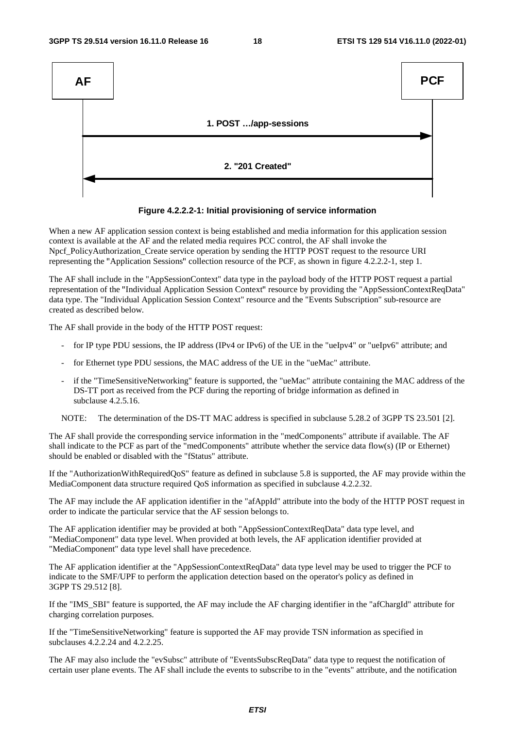AF → PCF: 1. POST …/app-sessions

PCF → AF: 2. "201 Created"

**Figure 4.2.2.2-1: Initial provisioning of service information**

When a new AF application session context is being established and media information for this application session context is available at the AF and the related media requires PCC control, the AF shall invoke the Npcf_PolicyAuthorization_Create service operation by sending the HTTP POST request to the resource URI representing the "Application Sessions" collection resource of the PCF, as shown in figure 4.2.2.2-1, step 1.

The AF shall include in the "AppSessionContext" data type in the payload body of the HTTP POST request a partial representation of the "Individual Application Session Context" resource by providing the "AppSessionContextReqData" data type. The "Individual Application Session Context" resource and the "Events Subscription" sub-resource are created as described below.

The AF shall provide in the body of the HTTP POST request:

- for IP type PDU sessions, the IP address (IPv4 or IPv6) of the UE in the "ueIpv4" or "ueIpv6" attribute; and
- for Ethernet type PDU sessions, the MAC address of the UE in the "ueMac" attribute.
- if the "TimeSensitiveNetworking" feature is supported, the "ueMac" attribute containing the MAC address of the DS-TT port as received from the PCF during the reporting of bridge information as defined in subclause 4.2.5.16.

NOTE: The determination of the DS-TT MAC address is specified in subclause 5.28.2 of 3GPP TS 23.501 [2].

The AF shall provide the corresponding service information in the "medComponents" attribute if available. The AF shall indicate to the PCF as part of the "medComponents" attribute whether the service data flow(s) (IP or Ethernet) should be enabled or disabled with the "fStatus" attribute.

If the "AuthorizationWithRequiredQoS" feature as defined in subclause 5.8 is supported, the AF may provide within the MediaComponent data structure required QoS information as specified in subclause 4.2.2.32.

The AF may include the AF application identifier in the "afAppId" attribute into the body of the HTTP POST request in order to indicate the particular service that the AF session belongs to.

The AF application identifier may be provided at both "AppSessionContextReqData" data type level, and "MediaComponent" data type level. When provided at both levels, the AF application identifier provided at "MediaComponent" data type level shall have precedence.

The AF application identifier at the "AppSessionContextReqData" data type level may be used to trigger the PCF to indicate to the SMF/UPF to perform the application detection based on the operator's policy as defined in 3GPP TS 29.512 [8].

If the "IMS_SBI" feature is supported, the AF may include the AF charging identifier in the "afChargId" attribute for charging correlation purposes.

If the "TimeSensitiveNetworking" feature is supported the AF may provide TSN information as specified in subclauses 4.2.2.24 and 4.2.2.25.

The AF may also include the "evSubsc" attribute of "EventsSubscReqData" data type to request the notification of certain user plane events. The AF shall include the events to subscribe to in the "events" attribute, and the notification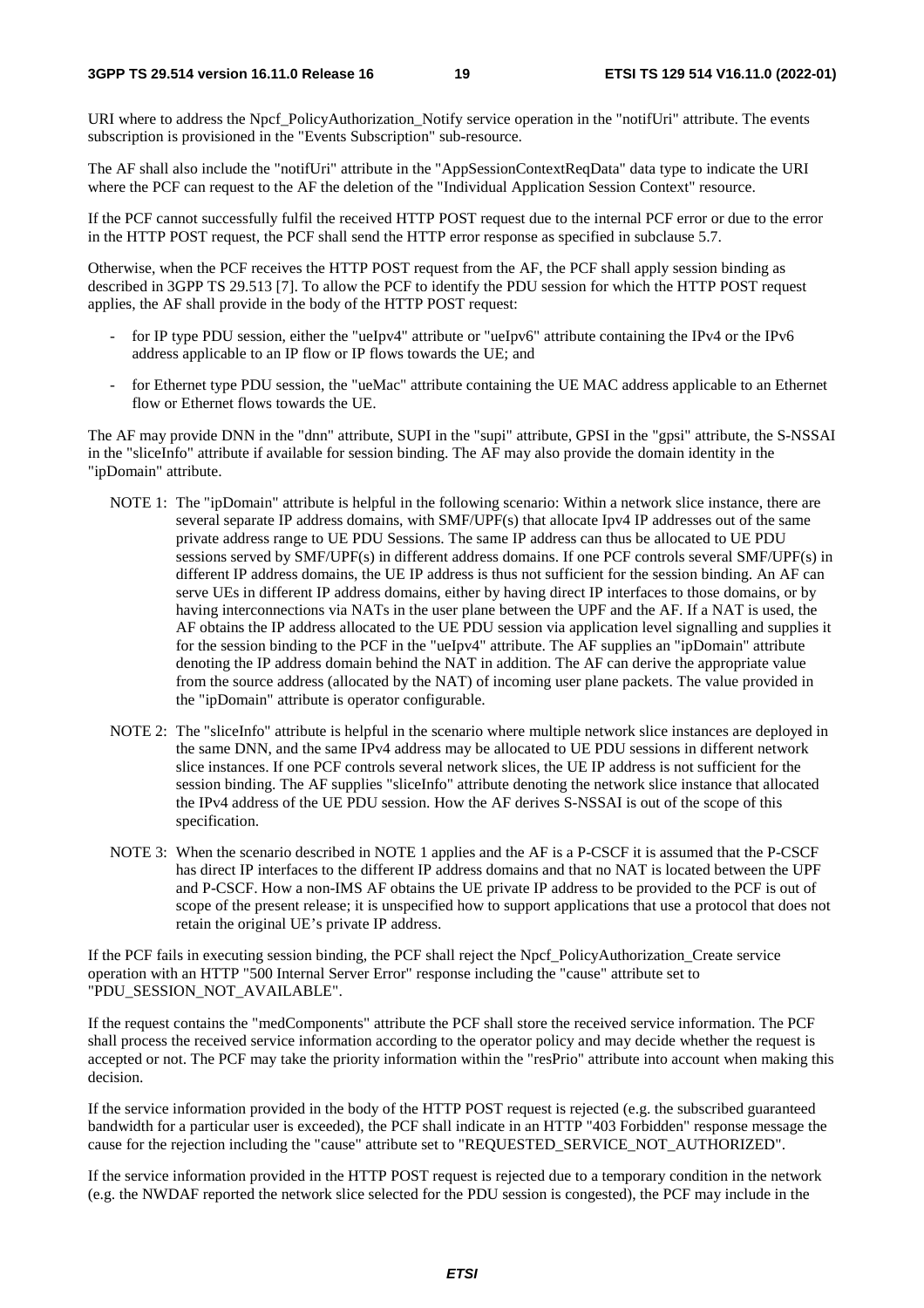URI where to address the Npcf_PolicyAuthorization_Notify service operation in the "notifUri" attribute. The events subscription is provisioned in the "Events Subscription" sub-resource.

The AF shall also include the "notifUri" attribute in the "AppSessionContextReqData" data type to indicate the URI where the PCF can request to the AF the deletion of the "Individual Application Session Context" resource.

If the PCF cannot successfully fulfil the received HTTP POST request due to the internal PCF error or due to the error in the HTTP POST request, the PCF shall send the HTTP error response as specified in subclause 5.7.

Otherwise, when the PCF receives the HTTP POST request from the AF, the PCF shall apply session binding as described in 3GPP TS 29.513 [7]. To allow the PCF to identify the PDU session for which the HTTP POST request applies, the AF shall provide in the body of the HTTP POST request:

- for IP type PDU session, either the "ueIpv4" attribute or "ueIpv6" attribute containing the IPv4 or the IPv6 address applicable to an IP flow or IP flows towards the UE; and
- for Ethernet type PDU session, the "ueMac" attribute containing the UE MAC address applicable to an Ethernet flow or Ethernet flows towards the UE.

The AF may provide DNN in the "dnn" attribute, SUPI in the "supi" attribute, GPSI in the "gpsi" attribute, the S-NSSAI in the "sliceInfo" attribute if available for session binding. The AF may also provide the domain identity in the "ipDomain" attribute.

NOTE 1: The "ipDomain" attribute is helpful in the following scenario: Within a network slice instance, there are several separate IP address domains, with SMF/UPF(s) that allocate Ipv4 IP addresses out of the same private address range to UE PDU Sessions. The same IP address can thus be allocated to UE PDU sessions served by SMF/UPF(s) in different address domains. If one PCF controls several SMF/UPF(s) in different IP address domains, the UE IP address is thus not sufficient for the session binding. An AF can serve UEs in different IP address domains, either by having direct IP interfaces to those domains, or by having interconnections via NATs in the user plane between the UPF and the AF. If a NAT is used, the AF obtains the IP address allocated to the UE PDU session via application level signalling and supplies it for the session binding to the PCF in the "ueIpv4" attribute. The AF supplies an "ipDomain" attribute denoting the IP address domain behind the NAT in addition. The AF can derive the appropriate value from the source address (allocated by the NAT) of incoming user plane packets. The value provided in the "ipDomain" attribute is operator configurable.

NOTE 2: The "sliceInfo" attribute is helpful in the scenario where multiple network slice instances are deployed in the same DNN, and the same IPv4 address may be allocated to UE PDU sessions in different network slice instances. If one PCF controls several network slices, the UE IP address is not sufficient for the session binding. The AF supplies "sliceInfo" attribute denoting the network slice instance that allocated the IPv4 address of the UE PDU session. How the AF derives S-NSSAI is out of the scope of this specification.

NOTE 3: When the scenario described in NOTE 1 applies and the AF is a P-CSCF it is assumed that the P-CSCF has direct IP interfaces to the different IP address domains and that no NAT is located between the UPF and P-CSCF. How a non-IMS AF obtains the UE private IP address to be provided to the PCF is out of scope of the present release; it is unspecified how to support applications that use a protocol that does not retain the original UE's private IP address.

If the PCF fails in executing session binding, the PCF shall reject the Npcf_PolicyAuthorization_Create service operation with an HTTP "500 Internal Server Error" response including the "cause" attribute set to "PDU_SESSION_NOT_AVAILABLE".

If the request contains the "medComponents" attribute the PCF shall store the received service information. The PCF shall process the received service information according to the operator policy and may decide whether the request is accepted or not. The PCF may take the priority information within the "resPrio" attribute into account when making this decision.

If the service information provided in the body of the HTTP POST request is rejected (e.g. the subscribed guaranteed bandwidth for a particular user is exceeded), the PCF shall indicate in an HTTP "403 Forbidden" response message the cause for the rejection including the "cause" attribute set to "REQUESTED_SERVICE_NOT_AUTHORIZED".

If the service information provided in the HTTP POST request is rejected due to a temporary condition in the network (e.g. the NWDAF reported the network slice selected for the PDU session is congested), the PCF may include in the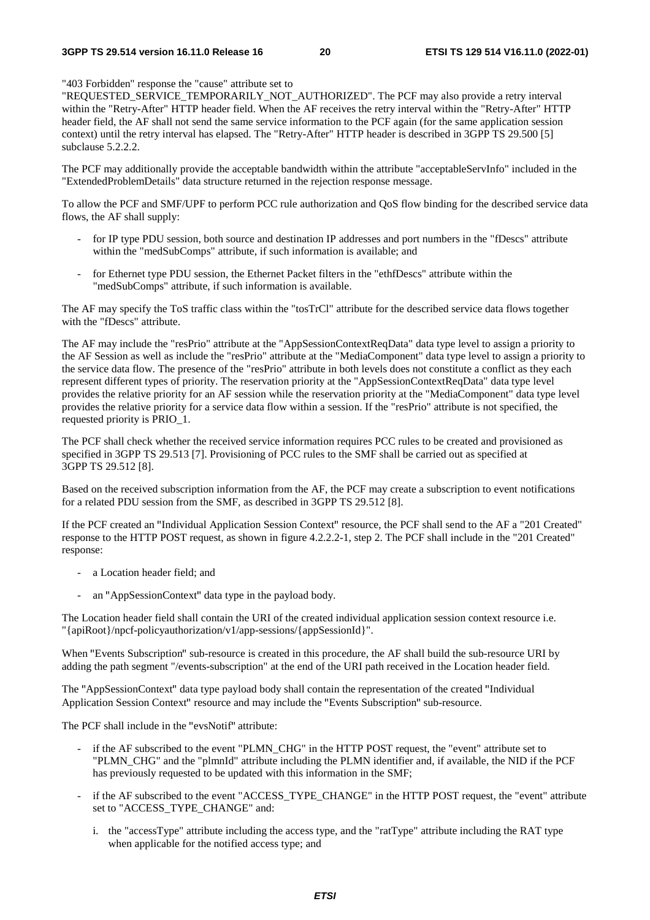"403 Forbidden" response the "cause" attribute set to "REQUESTED_SERVICE_TEMPORARILY_NOT_AUTHORIZED". The PCF may also provide a retry interval within the "Retry-After" HTTP header field. When the AF receives the retry interval within the "Retry-After" HTTP header field, the AF shall not send the same service information to the PCF again (for the same application session context) until the retry interval has elapsed. The "Retry-After" HTTP header is described in 3GPP TS 29.500 [5] subclause 5.2.2.2.

The PCF may additionally provide the acceptable bandwidth within the attribute "acceptableServInfo" included in the "ExtendedProblemDetails" data structure returned in the rejection response message.

To allow the PCF and SMF/UPF to perform PCC rule authorization and QoS flow binding for the described service data flows, the AF shall supply:

- for IP type PDU session, both source and destination IP addresses and port numbers in the "fDescs" attribute within the "medSubComps" attribute, if such information is available; and
- for Ethernet type PDU session, the Ethernet Packet filters in the "ethfDescs" attribute within the "medSubComps" attribute, if such information is available.

The AF may specify the ToS traffic class within the "tosTrCl" attribute for the described service data flows together with the "fDescs" attribute.

The AF may include the "resPrio" attribute at the "AppSessionContextReqData" data type level to assign a priority to the AF Session as well as include the "resPrio" attribute at the "MediaComponent" data type level to assign a priority to the service data flow. The presence of the "resPrio" attribute in both levels does not constitute a conflict as they each represent different types of priority. The reservation priority at the "AppSessionContextReqData" data type level provides the relative priority for an AF session while the reservation priority at the "MediaComponent" data type level provides the relative priority for a service data flow within a session. If the "resPrio" attribute is not specified, the requested priority is PRIO_1.

The PCF shall check whether the received service information requires PCC rules to be created and provisioned as specified in 3GPP TS 29.513 [7]. Provisioning of PCC rules to the SMF shall be carried out as specified at 3GPP TS 29.512 [8].

Based on the received subscription information from the AF, the PCF may create a subscription to event notifications for a related PDU session from the SMF, as described in 3GPP TS 29.512 [8].

If the PCF created an "Individual Application Session Context" resource, the PCF shall send to the AF a "201 Created" response to the HTTP POST request, as shown in figure 4.2.2.2-1, step 2. The PCF shall include in the "201 Created" response:

- a Location header field; and
- an "AppSessionContext" data type in the payload body.

The Location header field shall contain the URI of the created individual application session context resource i.e. "{apiRoot}/npcf-policyauthorization/v1/app-sessions/{appSessionId}".

When "Events Subscription" sub-resource is created in this procedure, the AF shall build the sub-resource URI by adding the path segment "/events-subscription" at the end of the URI path received in the Location header field.

The "AppSessionContext" data type payload body shall contain the representation of the created "Individual Application Session Context" resource and may include the "Events Subscription" sub-resource.

The PCF shall include in the "evsNotif" attribute:

- if the AF subscribed to the event "PLMN_CHG" in the HTTP POST request, the "event" attribute set to "PLMN_CHG" and the "plmnId" attribute including the PLMN identifier and, if available, the NID if the PCF has previously requested to be updated with this information in the SMF;
- if the AF subscribed to the event "ACCESS_TYPE_CHANGE" in the HTTP POST request, the "event" attribute set to "ACCESS_TYPE_CHANGE" and:
  i. the "accessType" attribute including the access type, and the "ratType" attribute including the RAT type when applicable for the notified access type; and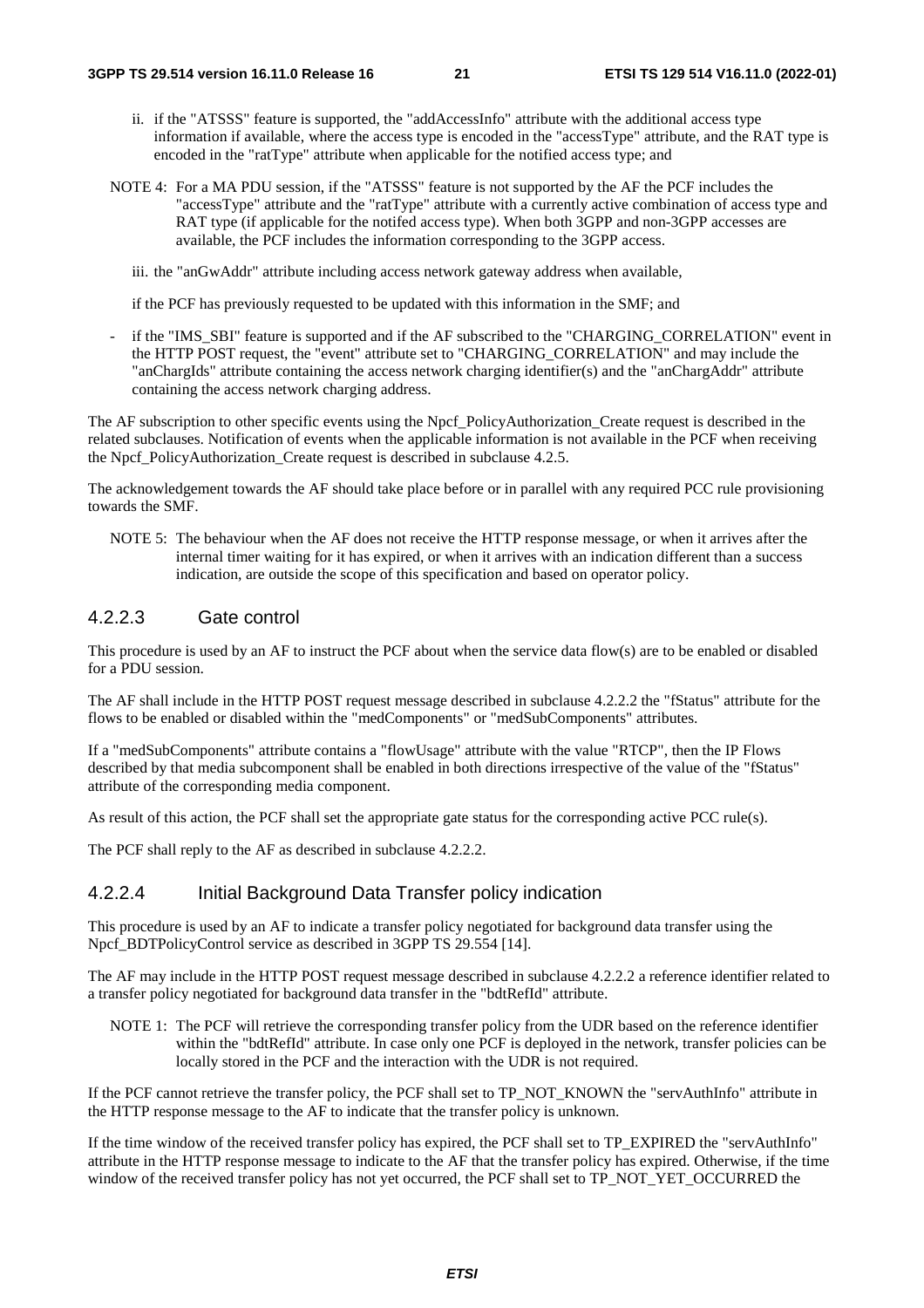ii. if the "ATSSS" feature is supported, the "addAccessInfo" attribute with the additional access type information if available, where the access type is encoded in the "accessType" attribute, and the RAT type is encoded in the "ratType" attribute when applicable for the notified access type; and

NOTE 4: For a MA PDU session, if the "ATSSS" feature is not supported by the AF the PCF includes the "accessType" attribute and the "ratType" attribute with a currently active combination of access type and RAT type (if applicable for the notifed access type). When both 3GPP and non-3GPP accesses are available, the PCF includes the information corresponding to the 3GPP access.

iii. the "anGwAddr" attribute including access network gateway address when available,

if the PCF has previously requested to be updated with this information in the SMF; and

- if the "IMS_SBI" feature is supported and if the AF subscribed to the "CHARGING_CORRELATION" event in the HTTP POST request, the "event" attribute set to "CHARGING_CORRELATION" and may include the "anChargIds" attribute containing the access network charging identifier(s) and the "anChargAddr" attribute containing the access network charging address.

The AF subscription to other specific events using the Npcf_PolicyAuthorization_Create request is described in the related subclauses. Notification of events when the applicable information is not available in the PCF when receiving the Npcf_PolicyAuthorization_Create request is described in subclause 4.2.5.

The acknowledgement towards the AF should take place before or in parallel with any required PCC rule provisioning towards the SMF.

NOTE 5: The behaviour when the AF does not receive the HTTP response message, or when it arrives after the internal timer waiting for it has expired, or when it arrives with an indication different than a success indication, are outside the scope of this specification and based on operator policy.

#### 4.2.2.3 Gate control

This procedure is used by an AF to instruct the PCF about when the service data flow(s) are to be enabled or disabled for a PDU session.

The AF shall include in the HTTP POST request message described in subclause 4.2.2.2 the "fStatus" attribute for the flows to be enabled or disabled within the "medComponents" or "medSubComponents" attributes.

If a "medSubComponents" attribute contains a "flowUsage" attribute with the value "RTCP", then the IP Flows described by that media subcomponent shall be enabled in both directions irrespective of the value of the "fStatus" attribute of the corresponding media component.

As result of this action, the PCF shall set the appropriate gate status for the corresponding active PCC rule(s).

The PCF shall reply to the AF as described in subclause 4.2.2.2.

#### 4.2.2.4 Initial Background Data Transfer policy indication

This procedure is used by an AF to indicate a transfer policy negotiated for background data transfer using the Npcf_BDTPolicyControl service as described in 3GPP TS 29.554 [14].

The AF may include in the HTTP POST request message described in subclause 4.2.2.2 a reference identifier related to a transfer policy negotiated for background data transfer in the "bdtRefId" attribute.

NOTE 1: The PCF will retrieve the corresponding transfer policy from the UDR based on the reference identifier within the "bdtRefId" attribute. In case only one PCF is deployed in the network, transfer policies can be locally stored in the PCF and the interaction with the UDR is not required.

If the PCF cannot retrieve the transfer policy, the PCF shall set to TP_NOT_KNOWN the "servAuthInfo" attribute in the HTTP response message to the AF to indicate that the transfer policy is unknown.

If the time window of the received transfer policy has expired, the PCF shall set to TP_EXPIRED the "servAuthInfo" attribute in the HTTP response message to indicate to the AF that the transfer policy has expired. Otherwise, if the time window of the received transfer policy has not yet occurred, the PCF shall set to TP_NOT_YET_OCCURRED the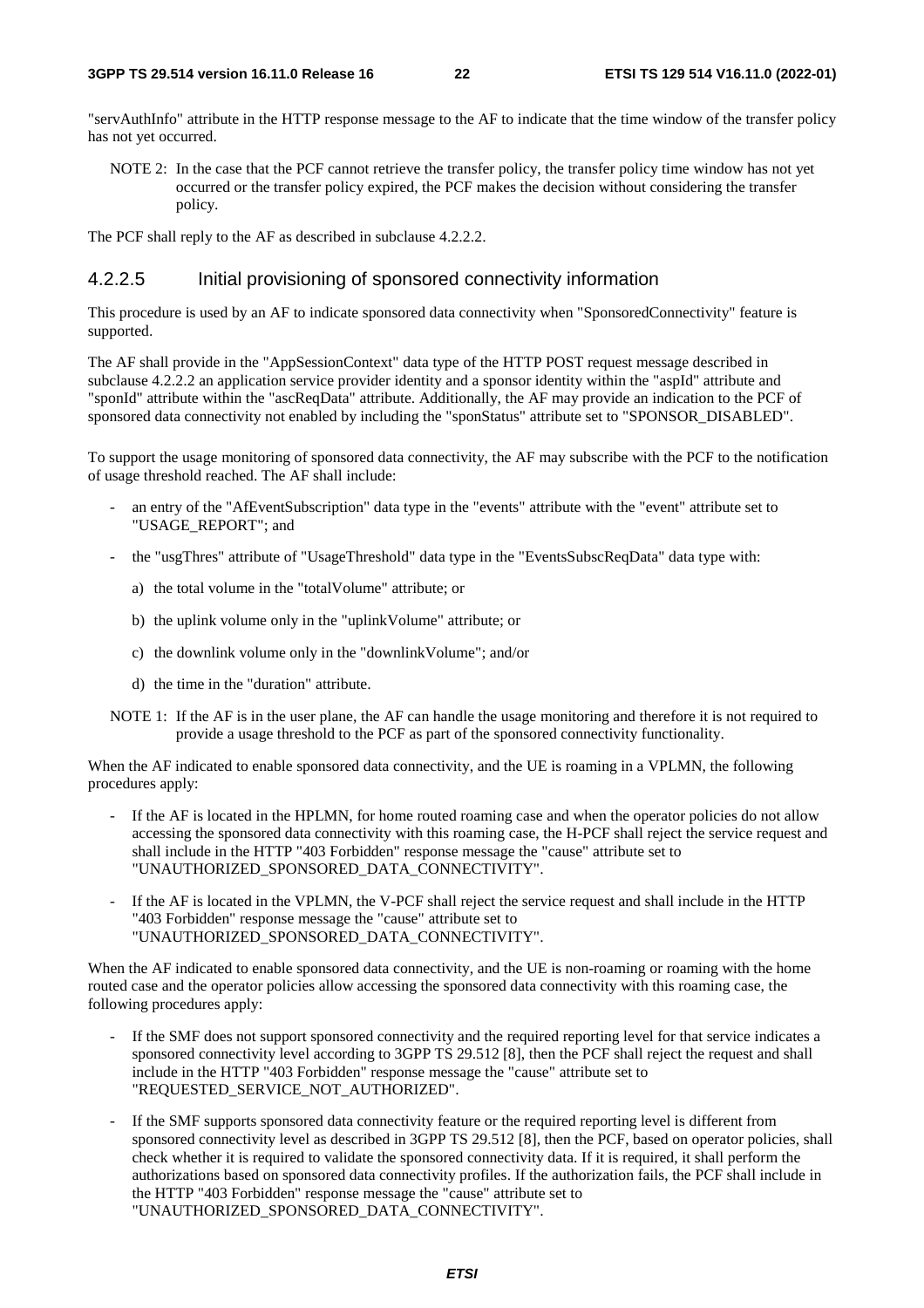"servAuthInfo" attribute in the HTTP response message to the AF to indicate that the time window of the transfer policy has not yet occurred.

NOTE 2: In the case that the PCF cannot retrieve the transfer policy, the transfer policy time window has not yet occurred or the transfer policy expired, the PCF makes the decision without considering the transfer policy.

The PCF shall reply to the AF as described in subclause 4.2.2.2.

#### 4.2.2.5 Initial provisioning of sponsored connectivity information

This procedure is used by an AF to indicate sponsored data connectivity when "SponsoredConnectivity" feature is supported.

The AF shall provide in the "AppSessionContext" data type of the HTTP POST request message described in subclause 4.2.2.2 an application service provider identity and a sponsor identity within the "aspId" attribute and "sponId" attribute within the "ascReqData" attribute. Additionally, the AF may provide an indication to the PCF of sponsored data connectivity not enabled by including the "sponStatus" attribute set to "SPONSOR_DISABLED".

To support the usage monitoring of sponsored data connectivity, the AF may subscribe with the PCF to the notification of usage threshold reached. The AF shall include:

- an entry of the "AfEventSubscription" data type in the "events" attribute with the "event" attribute set to "USAGE_REPORT"; and
- the "usgThres" attribute of "UsageThreshold" data type in the "EventsSubscReqData" data type with:
  a) the total volume in the "totalVolume" attribute; or
  b) the uplink volume only in the "uplinkVolume" attribute; or
  c) the downlink volume only in the "downlinkVolume"; and/or
  d) the time in the "duration" attribute.

NOTE 1: If the AF is in the user plane, the AF can handle the usage monitoring and therefore it is not required to provide a usage threshold to the PCF as part of the sponsored connectivity functionality.

When the AF indicated to enable sponsored data connectivity, and the UE is roaming in a VPLMN, the following procedures apply:

- If the AF is located in the HPLMN, for home routed roaming case and when the operator policies do not allow accessing the sponsored data connectivity with this roaming case, the H-PCF shall reject the service request and shall include in the HTTP "403 Forbidden" response message the "cause" attribute set to "UNAUTHORIZED_SPONSORED_DATA_CONNECTIVITY".
- If the AF is located in the VPLMN, the V-PCF shall reject the service request and shall include in the HTTP "403 Forbidden" response message the "cause" attribute set to "UNAUTHORIZED_SPONSORED_DATA_CONNECTIVITY".

When the AF indicated to enable sponsored data connectivity, and the UE is non-roaming or roaming with the home routed case and the operator policies allow accessing the sponsored data connectivity with this roaming case, the following procedures apply:

- If the SMF does not support sponsored connectivity and the required reporting level for that service indicates a sponsored connectivity level according to 3GPP TS 29.512 [8], then the PCF shall reject the request and shall include in the HTTP "403 Forbidden" response message the "cause" attribute set to "REQUESTED_SERVICE_NOT_AUTHORIZED".
- If the SMF supports sponsored data connectivity feature or the required reporting level is different from sponsored connectivity level as described in 3GPP TS 29.512 [8], then the PCF, based on operator policies, shall check whether it is required to validate the sponsored connectivity data. If it is required, it shall perform the authorizations based on sponsored data connectivity profiles. If the authorization fails, the PCF shall include in the HTTP "403 Forbidden" response message the "cause" attribute set to "UNAUTHORIZED_SPONSORED_DATA_CONNECTIVITY".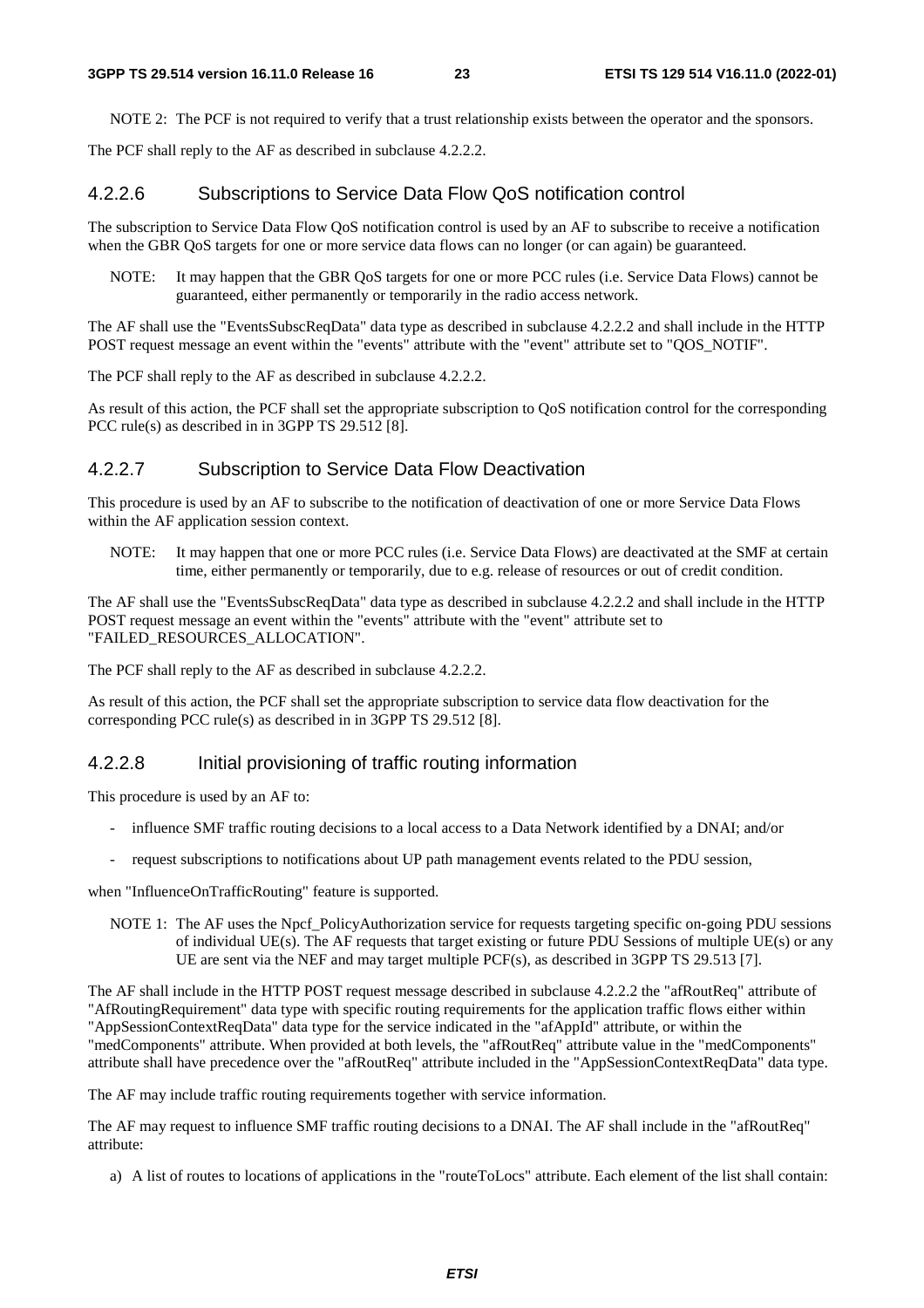NOTE 2: The PCF is not required to verify that a trust relationship exists between the operator and the sponsors.

The PCF shall reply to the AF as described in subclause 4.2.2.2.

#### 4.2.2.6 Subscriptions to Service Data Flow QoS notification control

The subscription to Service Data Flow QoS notification control is used by an AF to subscribe to receive a notification when the GBR QoS targets for one or more service data flows can no longer (or can again) be guaranteed.

NOTE: It may happen that the GBR QoS targets for one or more PCC rules (i.e. Service Data Flows) cannot be guaranteed, either permanently or temporarily in the radio access network.

The AF shall use the "EventsSubscReqData" data type as described in subclause 4.2.2.2 and shall include in the HTTP POST request message an event within the "events" attribute with the "event" attribute set to "QOS_NOTIF".

The PCF shall reply to the AF as described in subclause 4.2.2.2.

As result of this action, the PCF shall set the appropriate subscription to QoS notification control for the corresponding PCC rule(s) as described in in 3GPP TS 29.512 [8].

#### 4.2.2.7 Subscription to Service Data Flow Deactivation

This procedure is used by an AF to subscribe to the notification of deactivation of one or more Service Data Flows within the AF application session context.

NOTE: It may happen that one or more PCC rules (i.e. Service Data Flows) are deactivated at the SMF at certain time, either permanently or temporarily, due to e.g. release of resources or out of credit condition.

The AF shall use the "EventsSubscReqData" data type as described in subclause 4.2.2.2 and shall include in the HTTP POST request message an event within the "events" attribute with the "event" attribute set to "FAILED_RESOURCES_ALLOCATION".

The PCF shall reply to the AF as described in subclause 4.2.2.2.

As result of this action, the PCF shall set the appropriate subscription to service data flow deactivation for the corresponding PCC rule(s) as described in in 3GPP TS 29.512 [8].

#### 4.2.2.8 Initial provisioning of traffic routing information

This procedure is used by an AF to:

- influence SMF traffic routing decisions to a local access to a Data Network identified by a DNAI; and/or
- request subscriptions to notifications about UP path management events related to the PDU session,

when "InfluenceOnTrafficRouting" feature is supported.

NOTE 1: The AF uses the Npcf_PolicyAuthorization service for requests targeting specific on-going PDU sessions of individual UE(s). The AF requests that target existing or future PDU Sessions of multiple UE(s) or any UE are sent via the NEF and may target multiple PCF(s), as described in 3GPP TS 29.513 [7].

The AF shall include in the HTTP POST request message described in subclause 4.2.2.2 the "afRoutReq" attribute of "AfRoutingRequirement" data type with specific routing requirements for the application traffic flows either within "AppSessionContextReqData" data type for the service indicated in the "afAppId" attribute, or within the "medComponents" attribute. When provided at both levels, the "afRoutReq" attribute value in the "medComponents" attribute shall have precedence over the "afRoutReq" attribute included in the "AppSessionContextReqData" data type.

The AF may include traffic routing requirements together with service information.

The AF may request to influence SMF traffic routing decisions to a DNAI. The AF shall include in the "afRoutReq" attribute:

a) A list of routes to locations of applications in the "routeToLocs" attribute. Each element of the list shall contain: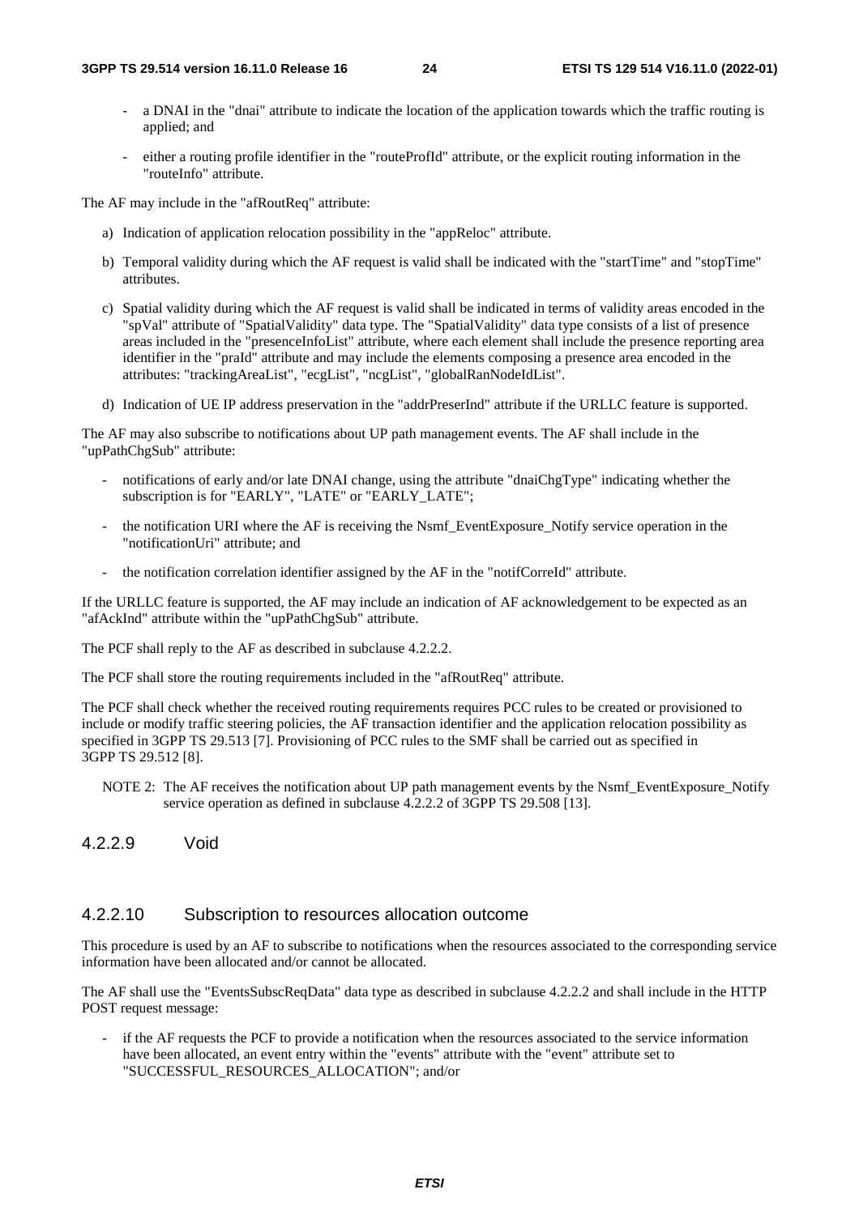- a DNAI in the "dnai" attribute to indicate the location of the application towards which the traffic routing is applied; and
- either a routing profile identifier in the "routeProfId" attribute, or the explicit routing information in the "routeInfo" attribute.

The AF may include in the "afRoutReq" attribute:

a) Indication of application relocation possibility in the "appReloc" attribute.

b) Temporal validity during which the AF request is valid shall be indicated with the "startTime" and "stopTime" attributes.

c) Spatial validity during which the AF request is valid shall be indicated in terms of validity areas encoded in the "spVal" attribute of "SpatialValidity" data type. The "SpatialValidity" data type consists of a list of presence areas included in the "presenceInfoList" attribute, where each element shall include the presence reporting area identifier in the "praId" attribute and may include the elements composing a presence area encoded in the attributes: "trackingAreaList", "ecgList", "ncgList", "globalRanNodeIdList".

d) Indication of UE IP address preservation in the "addrPreserInd" attribute if the URLLC feature is supported.

The AF may also subscribe to notifications about UP path management events. The AF shall include in the "upPathChgSub" attribute:

- notifications of early and/or late DNAI change, using the attribute "dnaiChgType" indicating whether the subscription is for "EARLY", "LATE" or "EARLY_LATE";
- the notification URI where the AF is receiving the Nsmf_EventExposure_Notify service operation in the "notificationUri" attribute; and
- the notification correlation identifier assigned by the AF in the "notifCorreId" attribute.

If the URLLC feature is supported, the AF may include an indication of AF acknowledgement to be expected as an "afAckInd" attribute within the "upPathChgSub" attribute.

The PCF shall reply to the AF as described in subclause 4.2.2.2.

The PCF shall store the routing requirements included in the "afRoutReq" attribute.

The PCF shall check whether the received routing requirements requires PCC rules to be created or provisioned to include or modify traffic steering policies, the AF transaction identifier and the application relocation possibility as specified in 3GPP TS 29.513 [7]. Provisioning of PCC rules to the SMF shall be carried out as specified in 3GPP TS 29.512 [8].

NOTE 2: The AF receives the notification about UP path management events by the Nsmf_EventExposure_Notify service operation as defined in subclause 4.2.2.2 of 3GPP TS 29.508 [13].

#### 4.2.2.9 Void

#### 4.2.2.10 Subscription to resources allocation outcome

This procedure is used by an AF to subscribe to notifications when the resources associated to the corresponding service information have been allocated and/or cannot be allocated.

The AF shall use the "EventsSubscReqData" data type as described in subclause 4.2.2.2 and shall include in the HTTP POST request message:

- if the AF requests the PCF to provide a notification when the resources associated to the service information have been allocated, an event entry within the "events" attribute with the "event" attribute set to "SUCCESSFUL_RESOURCES_ALLOCATION"; and/or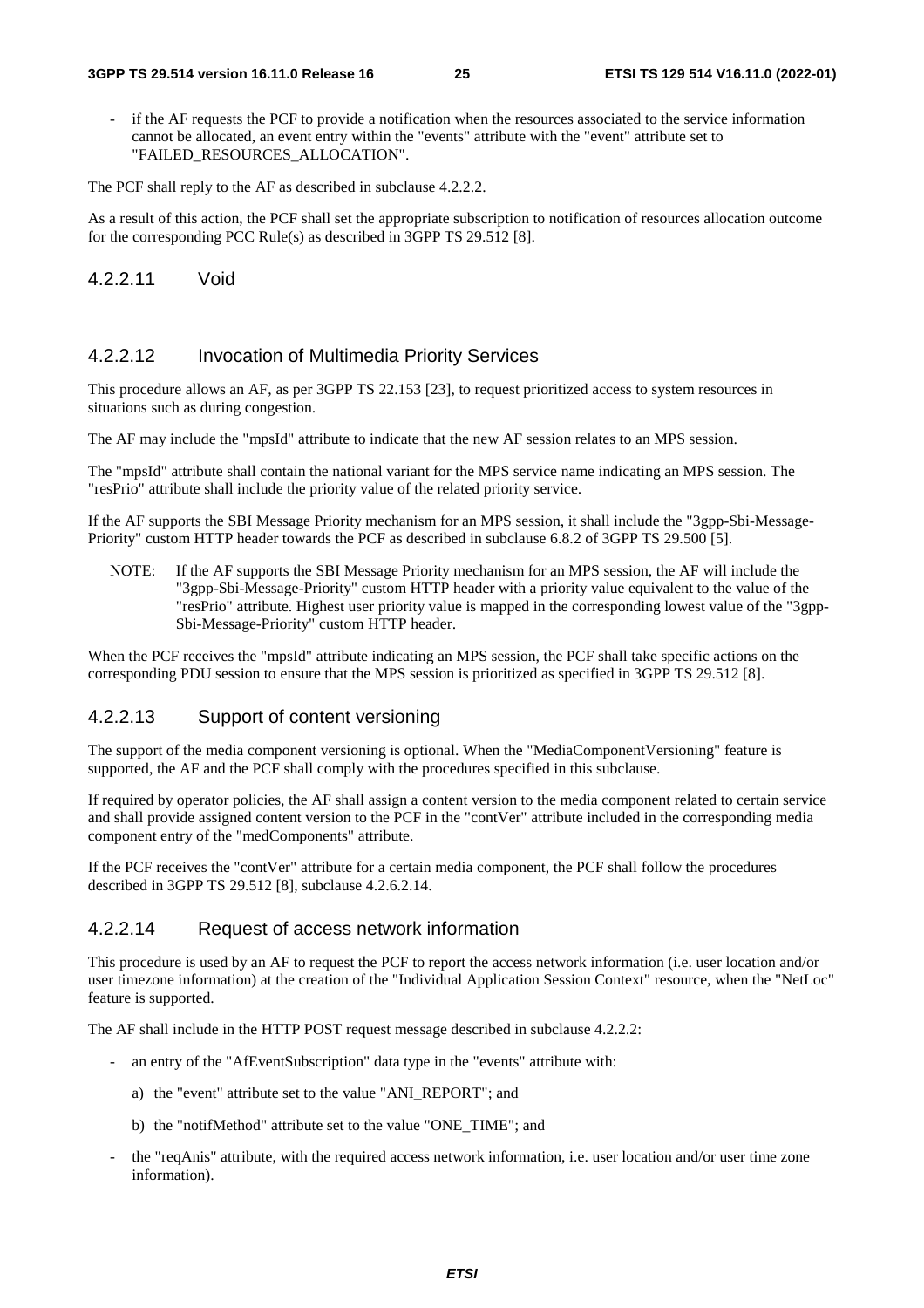- if the AF requests the PCF to provide a notification when the resources associated to the service information cannot be allocated, an event entry within the "events" attribute with the "event" attribute set to "FAILED_RESOURCES_ALLOCATION".

The PCF shall reply to the AF as described in subclause 4.2.2.2.

As a result of this action, the PCF shall set the appropriate subscription to notification of resources allocation outcome for the corresponding PCC Rule(s) as described in 3GPP TS 29.512 [8].

#### 4.2.2.11 Void

#### 4.2.2.12 Invocation of Multimedia Priority Services

This procedure allows an AF, as per 3GPP TS 22.153 [23], to request prioritized access to system resources in situations such as during congestion.

The AF may include the "mpsId" attribute to indicate that the new AF session relates to an MPS session.

The "mpsId" attribute shall contain the national variant for the MPS service name indicating an MPS session. The "resPrio" attribute shall include the priority value of the related priority service.

If the AF supports the SBI Message Priority mechanism for an MPS session, it shall include the "3gpp-Sbi-Message-Priority" custom HTTP header towards the PCF as described in subclause 6.8.2 of 3GPP TS 29.500 [5].

NOTE: If the AF supports the SBI Message Priority mechanism for an MPS session, the AF will include the "3gpp-Sbi-Message-Priority" custom HTTP header with a priority value equivalent to the value of the "resPrio" attribute. Highest user priority value is mapped in the corresponding lowest value of the "3gpp-Sbi-Message-Priority" custom HTTP header.

When the PCF receives the "mpsId" attribute indicating an MPS session, the PCF shall take specific actions on the corresponding PDU session to ensure that the MPS session is prioritized as specified in 3GPP TS 29.512 [8].

#### 4.2.2.13 Support of content versioning

The support of the media component versioning is optional. When the "MediaComponentVersioning" feature is supported, the AF and the PCF shall comply with the procedures specified in this subclause.

If required by operator policies, the AF shall assign a content version to the media component related to certain service and shall provide assigned content version to the PCF in the "contVer" attribute included in the corresponding media component entry of the "medComponents" attribute.

If the PCF receives the "contVer" attribute for a certain media component, the PCF shall follow the procedures described in 3GPP TS 29.512 [8], subclause 4.2.6.2.14.

#### 4.2.2.14 Request of access network information

This procedure is used by an AF to request the PCF to report the access network information (i.e. user location and/or user timezone information) at the creation of the "Individual Application Session Context" resource, when the "NetLoc" feature is supported.

The AF shall include in the HTTP POST request message described in subclause 4.2.2.2:

- an entry of the "AfEventSubscription" data type in the "events" attribute with:
  - a) the "event" attribute set to the value "ANI_REPORT"; and
  - b) the "notifMethod" attribute set to the value "ONE_TIME"; and
- the "reqAnis" attribute, with the required access network information, i.e. user location and/or user time zone information).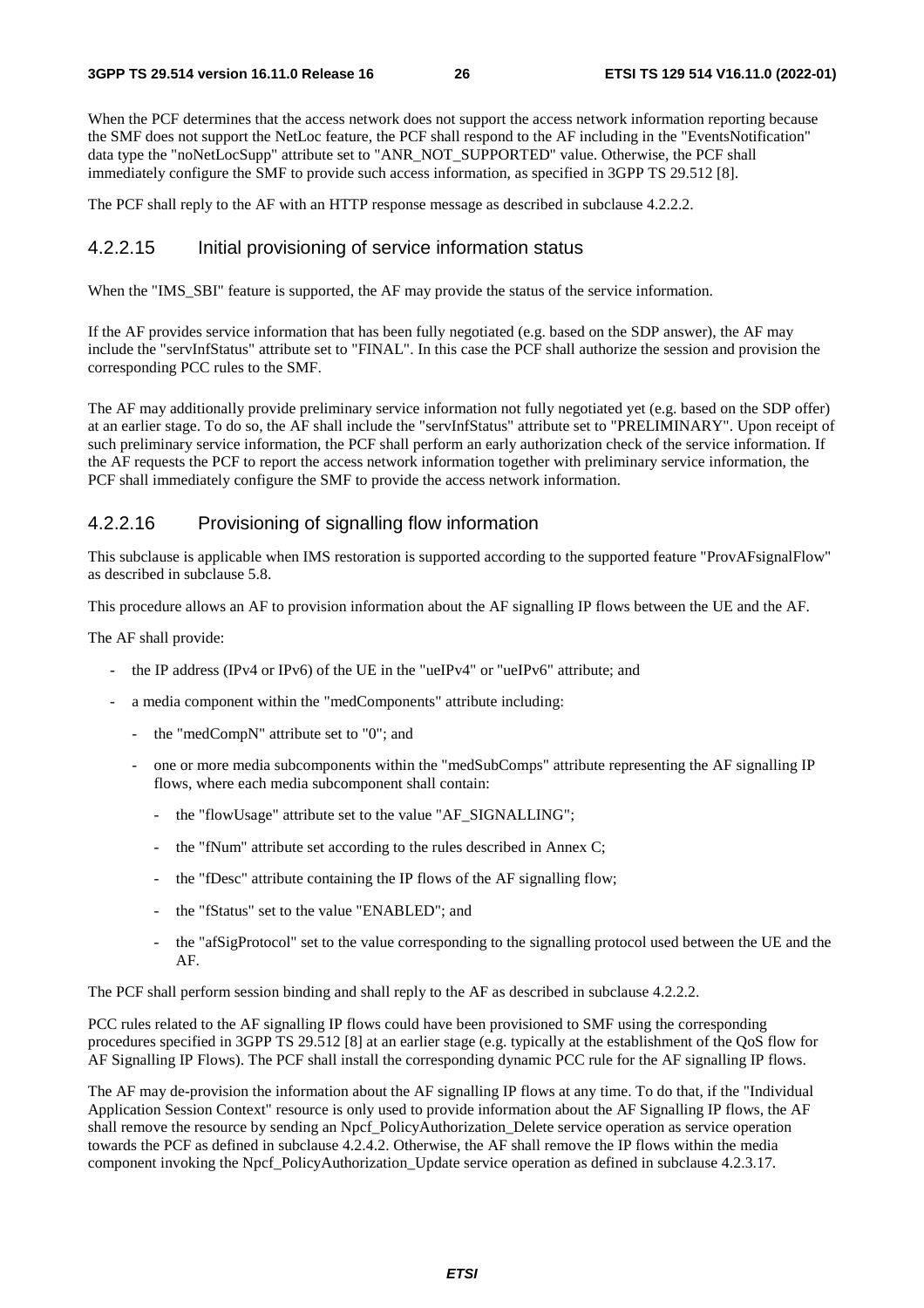When the PCF determines that the access network does not support the access network information reporting because the SMF does not support the NetLoc feature, the PCF shall respond to the AF including in the "EventsNotification" data type the "noNetLocSupp" attribute set to "ANR_NOT_SUPPORTED" value. Otherwise, the PCF shall immediately configure the SMF to provide such access information, as specified in 3GPP TS 29.512 [8].

The PCF shall reply to the AF with an HTTP response message as described in subclause 4.2.2.2.

#### 4.2.2.15 Initial provisioning of service information status

When the "IMS_SBI" feature is supported, the AF may provide the status of the service information.

If the AF provides service information that has been fully negotiated (e.g. based on the SDP answer), the AF may include the "servInfStatus" attribute set to "FINAL". In this case the PCF shall authorize the session and provision the corresponding PCC rules to the SMF.

The AF may additionally provide preliminary service information not fully negotiated yet (e.g. based on the SDP offer) at an earlier stage. To do so, the AF shall include the "servInfStatus" attribute set to "PRELIMINARY". Upon receipt of such preliminary service information, the PCF shall perform an early authorization check of the service information. If the AF requests the PCF to report the access network information together with preliminary service information, the PCF shall immediately configure the SMF to provide the access network information.

#### 4.2.2.16 Provisioning of signalling flow information

This subclause is applicable when IMS restoration is supported according to the supported feature "ProvAFsignalFlow" as described in subclause 5.8.

This procedure allows an AF to provision information about the AF signalling IP flows between the UE and the AF.

The AF shall provide:

- the IP address (IPv4 or IPv6) of the UE in the "ueIPv4" or "ueIPv6" attribute; and
- a media component within the "medComponents" attribute including:
  - the "medCompN" attribute set to "0"; and
  - one or more media subcomponents within the "medSubComps" attribute representing the AF signalling IP flows, where each media subcomponent shall contain:
    - the "flowUsage" attribute set to the value "AF_SIGNALLING";
    - the "fNum" attribute set according to the rules described in Annex C;
    - the "fDesc" attribute containing the IP flows of the AF signalling flow;
    - the "fStatus" set to the value "ENABLED"; and
    - the "afSigProtocol" set to the value corresponding to the signalling protocol used between the UE and the AF.

The PCF shall perform session binding and shall reply to the AF as described in subclause 4.2.2.2.

PCC rules related to the AF signalling IP flows could have been provisioned to SMF using the corresponding procedures specified in 3GPP TS 29.512 [8] at an earlier stage (e.g. typically at the establishment of the QoS flow for AF Signalling IP Flows). The PCF shall install the corresponding dynamic PCC rule for the AF signalling IP flows.

The AF may de-provision the information about the AF signalling IP flows at any time. To do that, if the "Individual Application Session Context" resource is only used to provide information about the AF Signalling IP flows, the AF shall remove the resource by sending an Npcf_PolicyAuthorization_Delete service operation as service operation towards the PCF as defined in subclause 4.2.4.2. Otherwise, the AF shall remove the IP flows within the media component invoking the Npcf_PolicyAuthorization_Update service operation as defined in subclause 4.2.3.17.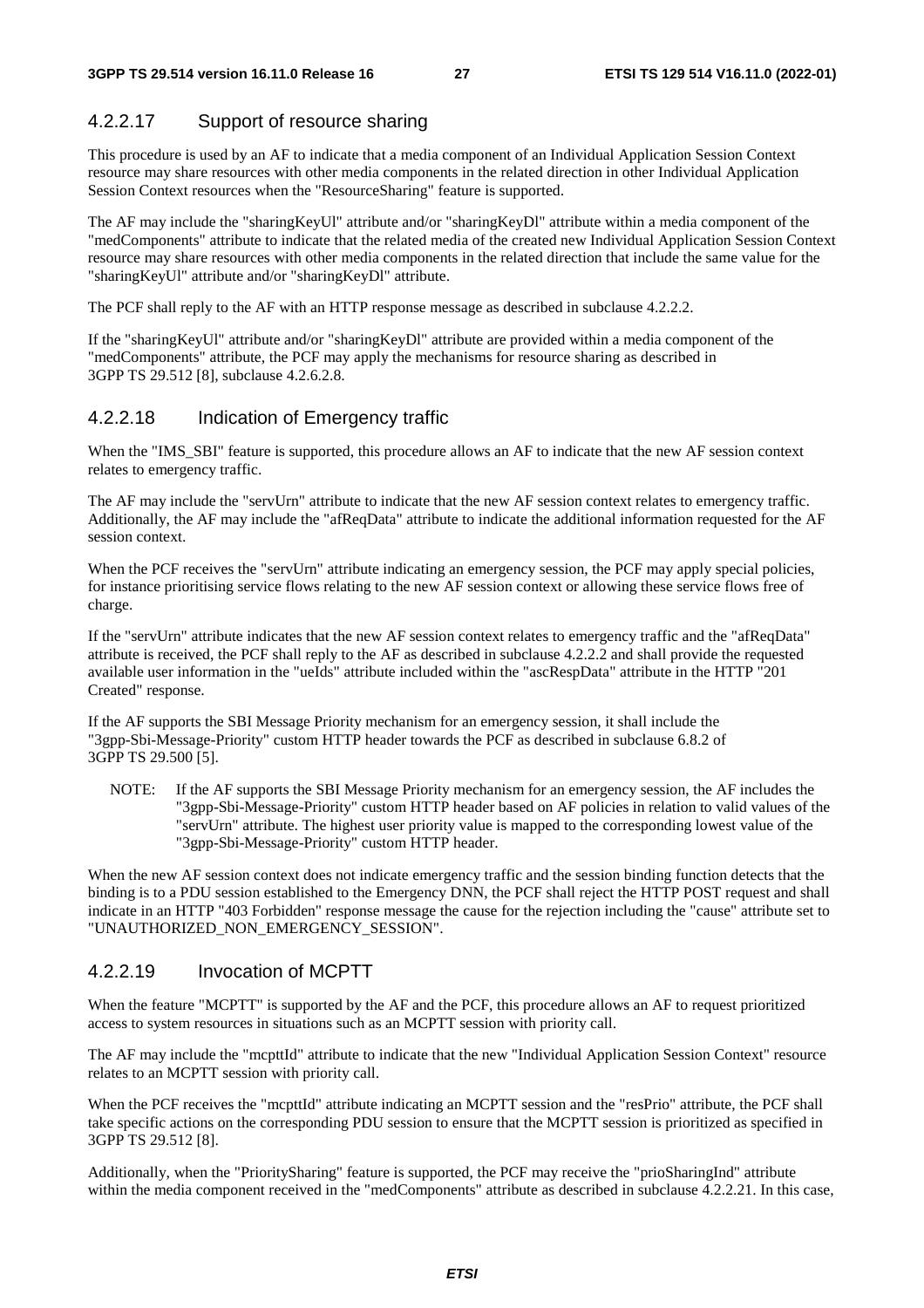#### 4.2.2.17 Support of resource sharing

This procedure is used by an AF to indicate that a media component of an Individual Application Session Context resource may share resources with other media components in the related direction in other Individual Application Session Context resources when the "ResourceSharing" feature is supported.

The AF may include the "sharingKeyUl" attribute and/or "sharingKeyDl" attribute within a media component of the "medComponents" attribute to indicate that the related media of the created new Individual Application Session Context resource may share resources with other media components in the related direction that include the same value for the "sharingKeyUl" attribute and/or "sharingKeyDl" attribute.

The PCF shall reply to the AF with an HTTP response message as described in subclause 4.2.2.2.

If the "sharingKeyUl" attribute and/or "sharingKeyDl" attribute are provided within a media component of the "medComponents" attribute, the PCF may apply the mechanisms for resource sharing as described in 3GPP TS 29.512 [8], subclause 4.2.6.2.8.

#### 4.2.2.18 Indication of Emergency traffic

When the "IMS_SBI" feature is supported, this procedure allows an AF to indicate that the new AF session context relates to emergency traffic.

The AF may include the "servUrn" attribute to indicate that the new AF session context relates to emergency traffic. Additionally, the AF may include the "afReqData" attribute to indicate the additional information requested for the AF session context.

When the PCF receives the "servUrn" attribute indicating an emergency session, the PCF may apply special policies, for instance prioritising service flows relating to the new AF session context or allowing these service flows free of charge.

If the "servUrn" attribute indicates that the new AF session context relates to emergency traffic and the "afReqData" attribute is received, the PCF shall reply to the AF as described in subclause 4.2.2.2 and shall provide the requested available user information in the "ueIds" attribute included within the "ascRespData" attribute in the HTTP "201 Created" response.

If the AF supports the SBI Message Priority mechanism for an emergency session, it shall include the "3gpp-Sbi-Message-Priority" custom HTTP header towards the PCF as described in subclause 6.8.2 of 3GPP TS 29.500 [5].

NOTE: If the AF supports the SBI Message Priority mechanism for an emergency session, the AF includes the "3gpp-Sbi-Message-Priority" custom HTTP header based on AF policies in relation to valid values of the "servUrn" attribute. The highest user priority value is mapped to the corresponding lowest value of the "3gpp-Sbi-Message-Priority" custom HTTP header.

When the new AF session context does not indicate emergency traffic and the session binding function detects that the binding is to a PDU session established to the Emergency DNN, the PCF shall reject the HTTP POST request and shall indicate in an HTTP "403 Forbidden" response message the cause for the rejection including the "cause" attribute set to "UNAUTHORIZED_NON_EMERGENCY_SESSION".

#### 4.2.2.19 Invocation of MCPTT

When the feature "MCPTT" is supported by the AF and the PCF, this procedure allows an AF to request prioritized access to system resources in situations such as an MCPTT session with priority call.

The AF may include the "mcpttId" attribute to indicate that the new "Individual Application Session Context" resource relates to an MCPTT session with priority call.

When the PCF receives the "mcpttId" attribute indicating an MCPTT session and the "resPrio" attribute, the PCF shall take specific actions on the corresponding PDU session to ensure that the MCPTT session is prioritized as specified in 3GPP TS 29.512 [8].

Additionally, when the "PrioritySharing" feature is supported, the PCF may receive the "prioSharingInd" attribute within the media component received in the "medComponents" attribute as described in subclause 4.2.2.21. In this case,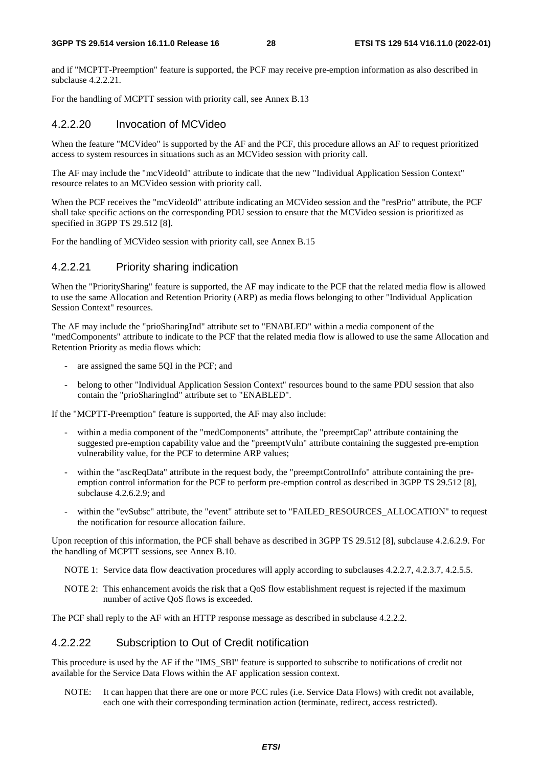and if "MCPTT-Preemption" feature is supported, the PCF may receive pre-emption information as also described in subclause 4.2.2.21.

For the handling of MCPTT session with priority call, see Annex B.13

#### 4.2.2.20 Invocation of MCVideo

When the feature "MCVideo" is supported by the AF and the PCF, this procedure allows an AF to request prioritized access to system resources in situations such as an MCVideo session with priority call.

The AF may include the "mcVideoId" attribute to indicate that the new "Individual Application Session Context" resource relates to an MCVideo session with priority call.

When the PCF receives the "mcVideoId" attribute indicating an MCVideo session and the "resPrio" attribute, the PCF shall take specific actions on the corresponding PDU session to ensure that the MCVideo session is prioritized as specified in 3GPP TS 29.512 [8].

For the handling of MCVideo session with priority call, see Annex B.15

#### 4.2.2.21 Priority sharing indication

When the "PrioritySharing" feature is supported, the AF may indicate to the PCF that the related media flow is allowed to use the same Allocation and Retention Priority (ARP) as media flows belonging to other "Individual Application Session Context" resources.

The AF may include the "prioSharingInd" attribute set to "ENABLED" within a media component of the "medComponents" attribute to indicate to the PCF that the related media flow is allowed to use the same Allocation and Retention Priority as media flows which:

- are assigned the same 5QI in the PCF; and
- belong to other "Individual Application Session Context" resources bound to the same PDU session that also contain the "prioSharingInd" attribute set to "ENABLED".

If the "MCPTT-Preemption" feature is supported, the AF may also include:

- within a media component of the "medComponents" attribute, the "preemptCap" attribute containing the suggested pre-emption capability value and the "preemptVuln" attribute containing the suggested pre-emption vulnerability value, for the PCF to determine ARP values;
- within the "ascReqData" attribute in the request body, the "preemptControlInfo" attribute containing the pre-emption control information for the PCF to perform pre-emption control as described in 3GPP TS 29.512 [8], subclause 4.2.6.2.9; and
- within the "evSubsc" attribute, the "event" attribute set to "FAILED_RESOURCES_ALLOCATION" to request the notification for resource allocation failure.

Upon reception of this information, the PCF shall behave as described in 3GPP TS 29.512 [8], subclause 4.2.6.2.9. For the handling of MCPTT sessions, see Annex B.10.

NOTE 1: Service data flow deactivation procedures will apply according to subclauses 4.2.2.7, 4.2.3.7, 4.2.5.5.

NOTE 2: This enhancement avoids the risk that a QoS flow establishment request is rejected if the maximum number of active QoS flows is exceeded.

The PCF shall reply to the AF with an HTTP response message as described in subclause 4.2.2.2.

#### 4.2.2.22 Subscription to Out of Credit notification

This procedure is used by the AF if the "IMS_SBI" feature is supported to subscribe to notifications of credit not available for the Service Data Flows within the AF application session context.

NOTE: It can happen that there are one or more PCC rules (i.e. Service Data Flows) with credit not available, each one with their corresponding termination action (terminate, redirect, access restricted).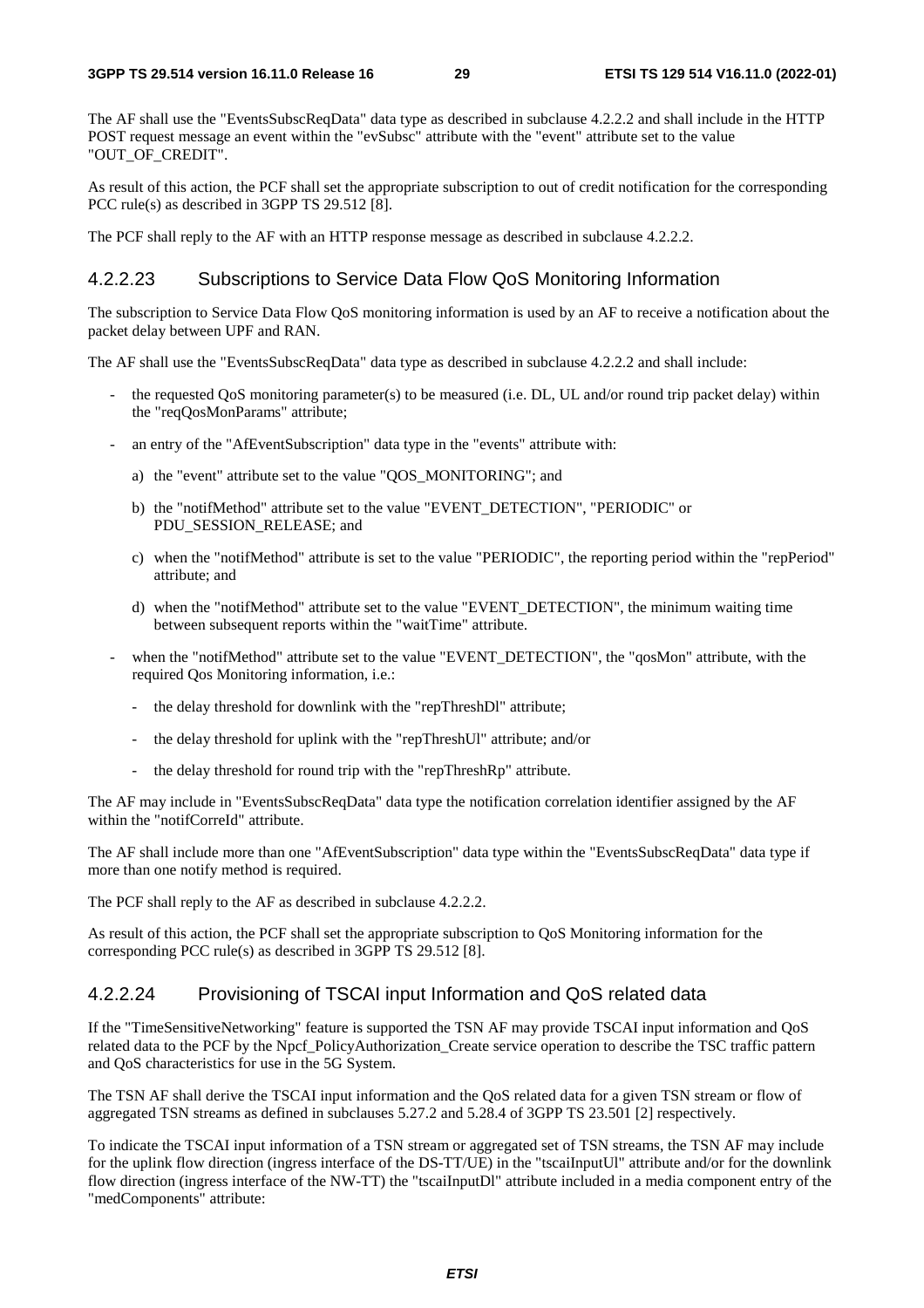The AF shall use the "EventsSubscReqData" data type as described in subclause 4.2.2.2 and shall include in the HTTP POST request message an event within the "evSubsc" attribute with the "event" attribute set to the value "OUT_OF_CREDIT".

As result of this action, the PCF shall set the appropriate subscription to out of credit notification for the corresponding PCC rule(s) as described in 3GPP TS 29.512 [8].

The PCF shall reply to the AF with an HTTP response message as described in subclause 4.2.2.2.

#### 4.2.2.23 Subscriptions to Service Data Flow QoS Monitoring Information

The subscription to Service Data Flow QoS monitoring information is used by an AF to receive a notification about the packet delay between UPF and RAN.

The AF shall use the "EventsSubscReqData" data type as described in subclause 4.2.2.2 and shall include:

- the requested QoS monitoring parameter(s) to be measured (i.e. DL, UL and/or round trip packet delay) within the "reqQosMonParams" attribute;
- an entry of the "AfEventSubscription" data type in the "events" attribute with:
  a) the "event" attribute set to the value "QOS_MONITORING"; and
  b) the "notifMethod" attribute set to the value "EVENT_DETECTION", "PERIODIC" or PDU_SESSION_RELEASE; and
  c) when the "notifMethod" attribute is set to the value "PERIODIC", the reporting period within the "repPeriod" attribute; and
  d) when the "notifMethod" attribute set to the value "EVENT_DETECTION", the minimum waiting time between subsequent reports within the "waitTime" attribute.
- when the "notifMethod" attribute set to the value "EVENT_DETECTION", the "qosMon" attribute, with the required Qos Monitoring information, i.e.:
  - the delay threshold for downlink with the "repThreshDl" attribute;
  - the delay threshold for uplink with the "repThreshUl" attribute; and/or
  - the delay threshold for round trip with the "repThreshRp" attribute.

The AF may include in "EventsSubscReqData" data type the notification correlation identifier assigned by the AF within the "notifCorreId" attribute.

The AF shall include more than one "AfEventSubscription" data type within the "EventsSubscReqData" data type if more than one notify method is required.

The PCF shall reply to the AF as described in subclause 4.2.2.2.

As result of this action, the PCF shall set the appropriate subscription to QoS Monitoring information for the corresponding PCC rule(s) as described in 3GPP TS 29.512 [8].

#### 4.2.2.24 Provisioning of TSCAI input Information and QoS related data

If the "TimeSensitiveNetworking" feature is supported the TSN AF may provide TSCAI input information and QoS related data to the PCF by the Npcf_PolicyAuthorization_Create service operation to describe the TSC traffic pattern and QoS characteristics for use in the 5G System.

The TSN AF shall derive the TSCAI input information and the QoS related data for a given TSN stream or flow of aggregated TSN streams as defined in subclauses 5.27.2 and 5.28.4 of 3GPP TS 23.501 [2] respectively.

To indicate the TSCAI input information of a TSN stream or aggregated set of TSN streams, the TSN AF may include for the uplink flow direction (ingress interface of the DS-TT/UE) in the "tscaiInputUl" attribute and/or for the downlink flow direction (ingress interface of the NW-TT) the "tscaiInputDl" attribute included in a media component entry of the "medComponents" attribute: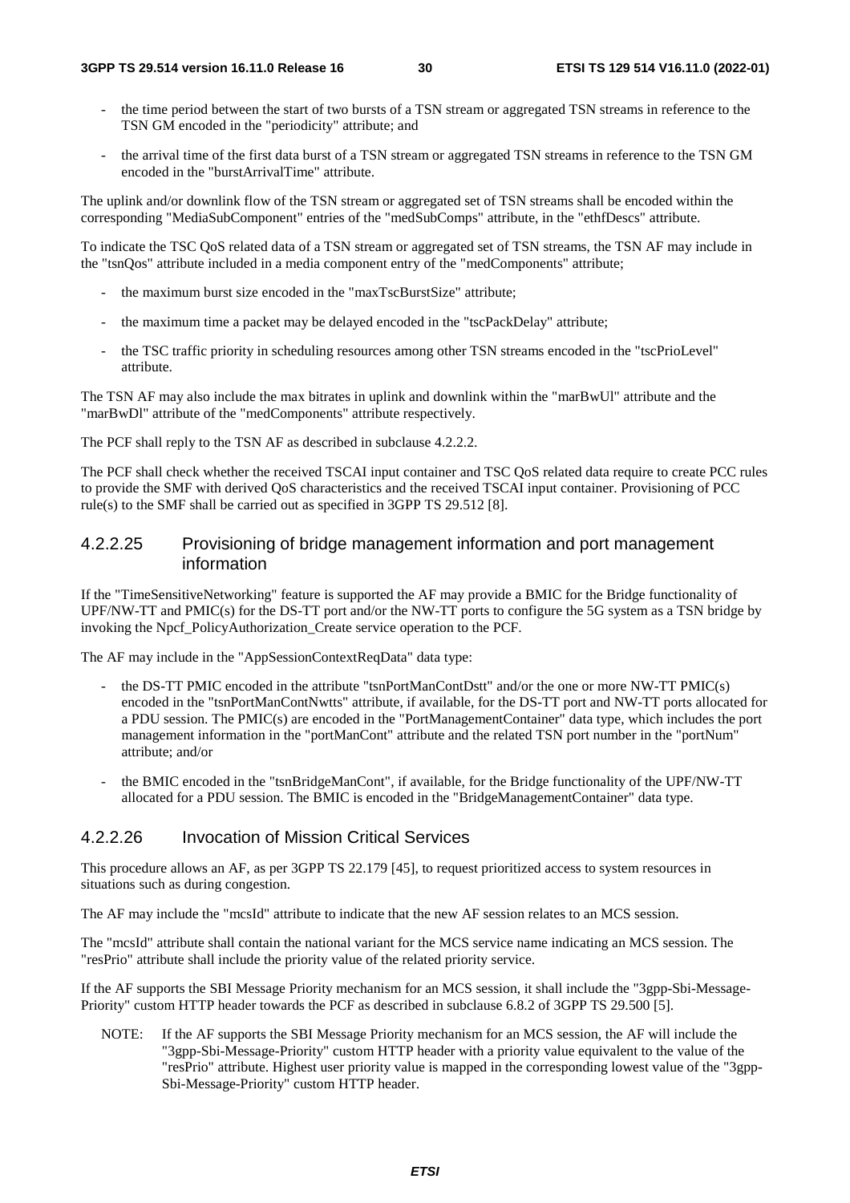- the time period between the start of two bursts of a TSN stream or aggregated TSN streams in reference to the TSN GM encoded in the "periodicity" attribute; and
- the arrival time of the first data burst of a TSN stream or aggregated TSN streams in reference to the TSN GM encoded in the "burstArrivalTime" attribute.

The uplink and/or downlink flow of the TSN stream or aggregated set of TSN streams shall be encoded within the corresponding "MediaSubComponent" entries of the "medSubComps" attribute, in the "ethfDescs" attribute.

To indicate the TSC QoS related data of a TSN stream or aggregated set of TSN streams, the TSN AF may include in the "tsnQos" attribute included in a media component entry of the "medComponents" attribute;

- the maximum burst size encoded in the "maxTscBurstSize" attribute;
- the maximum time a packet may be delayed encoded in the "tscPackDelay" attribute;
- the TSC traffic priority in scheduling resources among other TSN streams encoded in the "tscPrioLevel" attribute.

The TSN AF may also include the max bitrates in uplink and downlink within the "marBwUl" attribute and the "marBwDl" attribute of the "medComponents" attribute respectively.

The PCF shall reply to the TSN AF as described in subclause 4.2.2.2.

The PCF shall check whether the received TSCAI input container and TSC QoS related data require to create PCC rules to provide the SMF with derived QoS characteristics and the received TSCAI input container. Provisioning of PCC rule(s) to the SMF shall be carried out as specified in 3GPP TS 29.512 [8].

#### 4.2.2.25 Provisioning of bridge management information and port management information

If the "TimeSensitiveNetworking" feature is supported the AF may provide a BMIC for the Bridge functionality of UPF/NW-TT and PMIC(s) for the DS-TT port and/or the NW-TT ports to configure the 5G system as a TSN bridge by invoking the Npcf_PolicyAuthorization_Create service operation to the PCF.

The AF may include in the "AppSessionContextReqData" data type:

- the DS-TT PMIC encoded in the attribute "tsnPortManContDstt" and/or the one or more NW-TT PMIC(s) encoded in the "tsnPortManContNwtts" attribute, if available, for the DS-TT port and NW-TT ports allocated for a PDU session. The PMIC(s) are encoded in the "PortManagementContainer" data type, which includes the port management information in the "portManCont" attribute and the related TSN port number in the "portNum" attribute; and/or
- the BMIC encoded in the "tsnBridgeManCont", if available, for the Bridge functionality of the UPF/NW-TT allocated for a PDU session. The BMIC is encoded in the "BridgeManagementContainer" data type.

#### 4.2.2.26 Invocation of Mission Critical Services

This procedure allows an AF, as per 3GPP TS 22.179 [45], to request prioritized access to system resources in situations such as during congestion.

The AF may include the "mcsId" attribute to indicate that the new AF session relates to an MCS session.

The "mcsId" attribute shall contain the national variant for the MCS service name indicating an MCS session. The "resPrio" attribute shall include the priority value of the related priority service.

If the AF supports the SBI Message Priority mechanism for an MCS session, it shall include the "3gpp-Sbi-Message-Priority" custom HTTP header towards the PCF as described in subclause 6.8.2 of 3GPP TS 29.500 [5].

NOTE: If the AF supports the SBI Message Priority mechanism for an MCS session, the AF will include the "3gpp-Sbi-Message-Priority" custom HTTP header with a priority value equivalent to the value of the "resPrio" attribute. Highest user priority value is mapped in the corresponding lowest value of the "3gpp-Sbi-Message-Priority" custom HTTP header.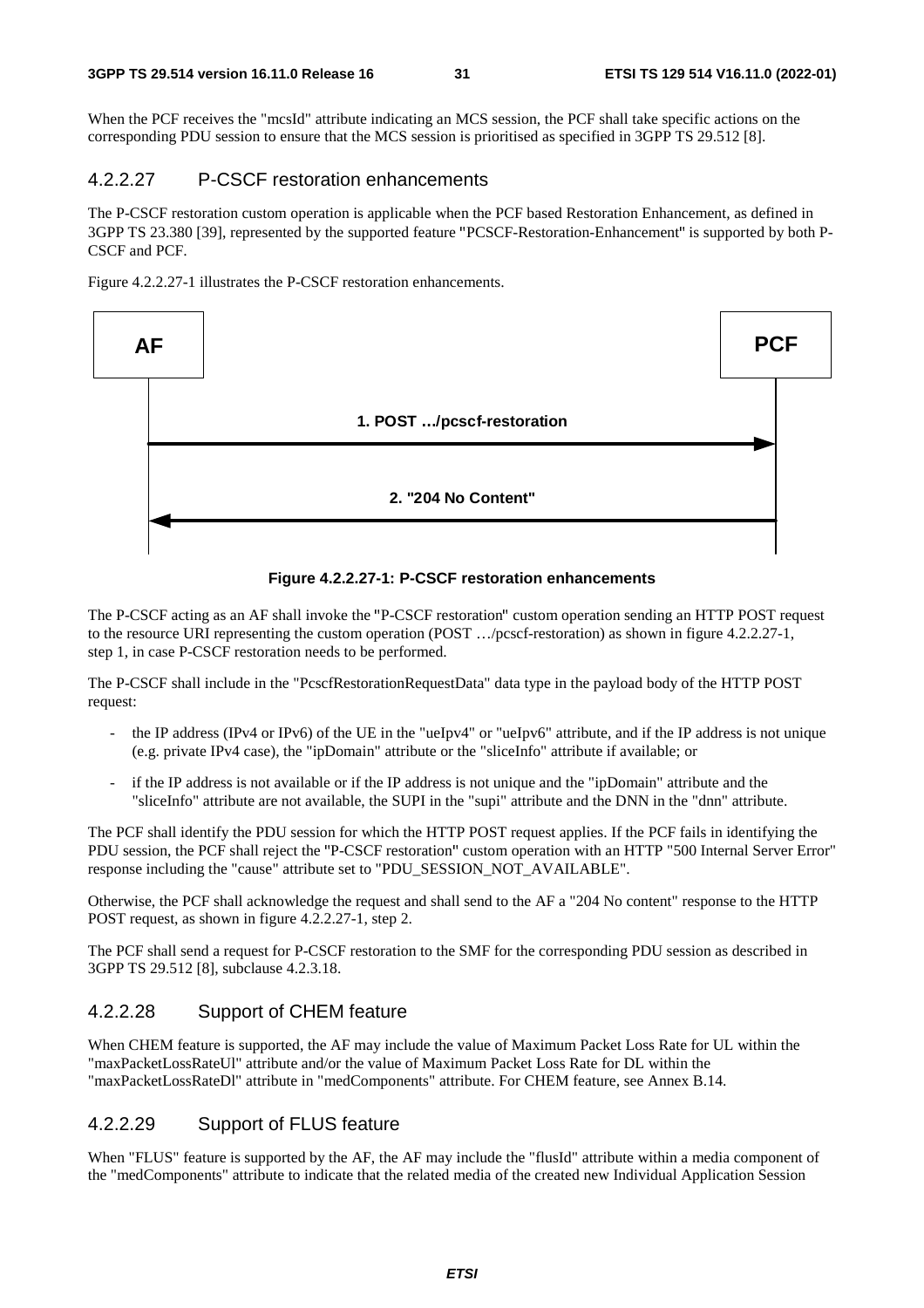When the PCF receives the "mcsId" attribute indicating an MCS session, the PCF shall take specific actions on the corresponding PDU session to ensure that the MCS session is prioritised as specified in 3GPP TS 29.512 [8].

#### 4.2.2.27 P-CSCF restoration enhancements

The P-CSCF restoration custom operation is applicable when the PCF based Restoration Enhancement, as defined in 3GPP TS 23.380 [39], represented by the supported feature "PCSCF-Restoration-Enhancement" is supported by both P-CSCF and PCF.

Figure 4.2.2.27-1 illustrates the P-CSCF restoration enhancements.

AF → PCF: 1. POST …/pcscf-restoration

PCF → AF: 2. "204 No Content"

**Figure 4.2.2.27-1: P-CSCF restoration enhancements**

The P-CSCF acting as an AF shall invoke the "P-CSCF restoration" custom operation sending an HTTP POST request to the resource URI representing the custom operation (POST …/pcscf-restoration) as shown in figure 4.2.2.27-1, step 1, in case P-CSCF restoration needs to be performed.

The P-CSCF shall include in the "PcscfRestorationRequestData" data type in the payload body of the HTTP POST request:

- the IP address (IPv4 or IPv6) of the UE in the "ueIpv4" or "ueIpv6" attribute, and if the IP address is not unique (e.g. private IPv4 case), the "ipDomain" attribute or the "sliceInfo" attribute if available; or
- if the IP address is not available or if the IP address is not unique and the "ipDomain" attribute and the "sliceInfo" attribute are not available, the SUPI in the "supi" attribute and the DNN in the "dnn" attribute.

The PCF shall identify the PDU session for which the HTTP POST request applies. If the PCF fails in identifying the PDU session, the PCF shall reject the "P-CSCF restoration" custom operation with an HTTP "500 Internal Server Error" response including the "cause" attribute set to "PDU_SESSION_NOT_AVAILABLE".

Otherwise, the PCF shall acknowledge the request and shall send to the AF a "204 No content" response to the HTTP POST request, as shown in figure 4.2.2.27-1, step 2.

The PCF shall send a request for P-CSCF restoration to the SMF for the corresponding PDU session as described in 3GPP TS 29.512 [8], subclause 4.2.3.18.

#### 4.2.2.28 Support of CHEM feature

When CHEM feature is supported, the AF may include the value of Maximum Packet Loss Rate for UL within the "maxPacketLossRateUl" attribute and/or the value of Maximum Packet Loss Rate for DL within the "maxPacketLossRateDl" attribute in "medComponents" attribute. For CHEM feature, see Annex B.14.

#### 4.2.2.29 Support of FLUS feature

When "FLUS" feature is supported by the AF, the AF may include the "flusId" attribute within a media component of the "medComponents" attribute to indicate that the related media of the created new Individual Application Session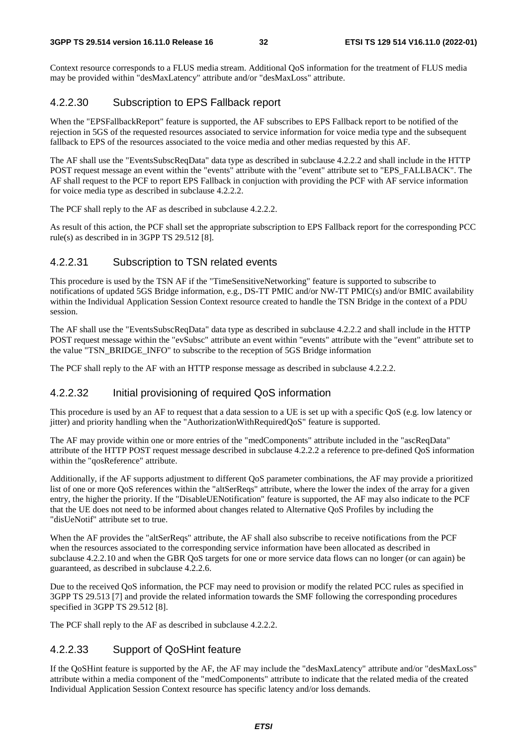Context resource corresponds to a FLUS media stream. Additional QoS information for the treatment of FLUS media may be provided within "desMaxLatency" attribute and/or "desMaxLoss" attribute.

#### 4.2.2.30 Subscription to EPS Fallback report

When the "EPSFallbackReport" feature is supported, the AF subscribes to EPS Fallback report to be notified of the rejection in 5GS of the requested resources associated to service information for voice media type and the subsequent fallback to EPS of the resources associated to the voice media and other medias requested by this AF.

The AF shall use the "EventsSubscReqData" data type as described in subclause 4.2.2.2 and shall include in the HTTP POST request message an event within the "events" attribute with the "event" attribute set to "EPS_FALLBACK". The AF shall request to the PCF to report EPS Fallback in conjuction with providing the PCF with AF service information for voice media type as described in subclause 4.2.2.2.

The PCF shall reply to the AF as described in subclause 4.2.2.2.

As result of this action, the PCF shall set the appropriate subscription to EPS Fallback report for the corresponding PCC rule(s) as described in in 3GPP TS 29.512 [8].

#### 4.2.2.31 Subscription to TSN related events

This procedure is used by the TSN AF if the "TimeSensitiveNetworking" feature is supported to subscribe to notifications of updated 5GS Bridge information, e.g., DS-TT PMIC and/or NW-TT PMIC(s) and/or BMIC availability within the Individual Application Session Context resource created to handle the TSN Bridge in the context of a PDU session.

The AF shall use the "EventsSubscReqData" data type as described in subclause 4.2.2.2 and shall include in the HTTP POST request message within the "evSubsc" attribute an event within "events" attribute with the "event" attribute set to the value "TSN_BRIDGE_INFO" to subscribe to the reception of 5GS Bridge information

The PCF shall reply to the AF with an HTTP response message as described in subclause 4.2.2.2.

#### 4.2.2.32 Initial provisioning of required QoS information

This procedure is used by an AF to request that a data session to a UE is set up with a specific QoS (e.g. low latency or jitter) and priority handling when the "AuthorizationWithRequiredQoS" feature is supported.

The AF may provide within one or more entries of the "medComponents" attribute included in the "ascReqData" attribute of the HTTP POST request message described in subclause 4.2.2.2 a reference to pre-defined QoS information within the "qosReference" attribute.

Additionally, if the AF supports adjustment to different QoS parameter combinations, the AF may provide a prioritized list of one or more QoS references within the "altSerReqs" attribute, where the lower the index of the array for a given entry, the higher the priority. If the "DisableUENotification" feature is supported, the AF may also indicate to the PCF that the UE does not need to be informed about changes related to Alternative QoS Profiles by including the "disUeNotif" attribute set to true.

When the AF provides the "altSerReqs" attribute, the AF shall also subscribe to receive notifications from the PCF when the resources associated to the corresponding service information have been allocated as described in subclause 4.2.2.10 and when the GBR QoS targets for one or more service data flows can no longer (or can again) be guaranteed, as described in subclause 4.2.2.6.

Due to the received QoS information, the PCF may need to provision or modify the related PCC rules as specified in 3GPP TS 29.513 [7] and provide the related information towards the SMF following the corresponding procedures specified in 3GPP TS 29.512 [8].

The PCF shall reply to the AF as described in subclause 4.2.2.2.

#### 4.2.2.33 Support of QoSHint feature

If the QoSHint feature is supported by the AF, the AF may include the "desMaxLatency" attribute and/or "desMaxLoss" attribute within a media component of the "medComponents" attribute to indicate that the related media of the created Individual Application Session Context resource has specific latency and/or loss demands.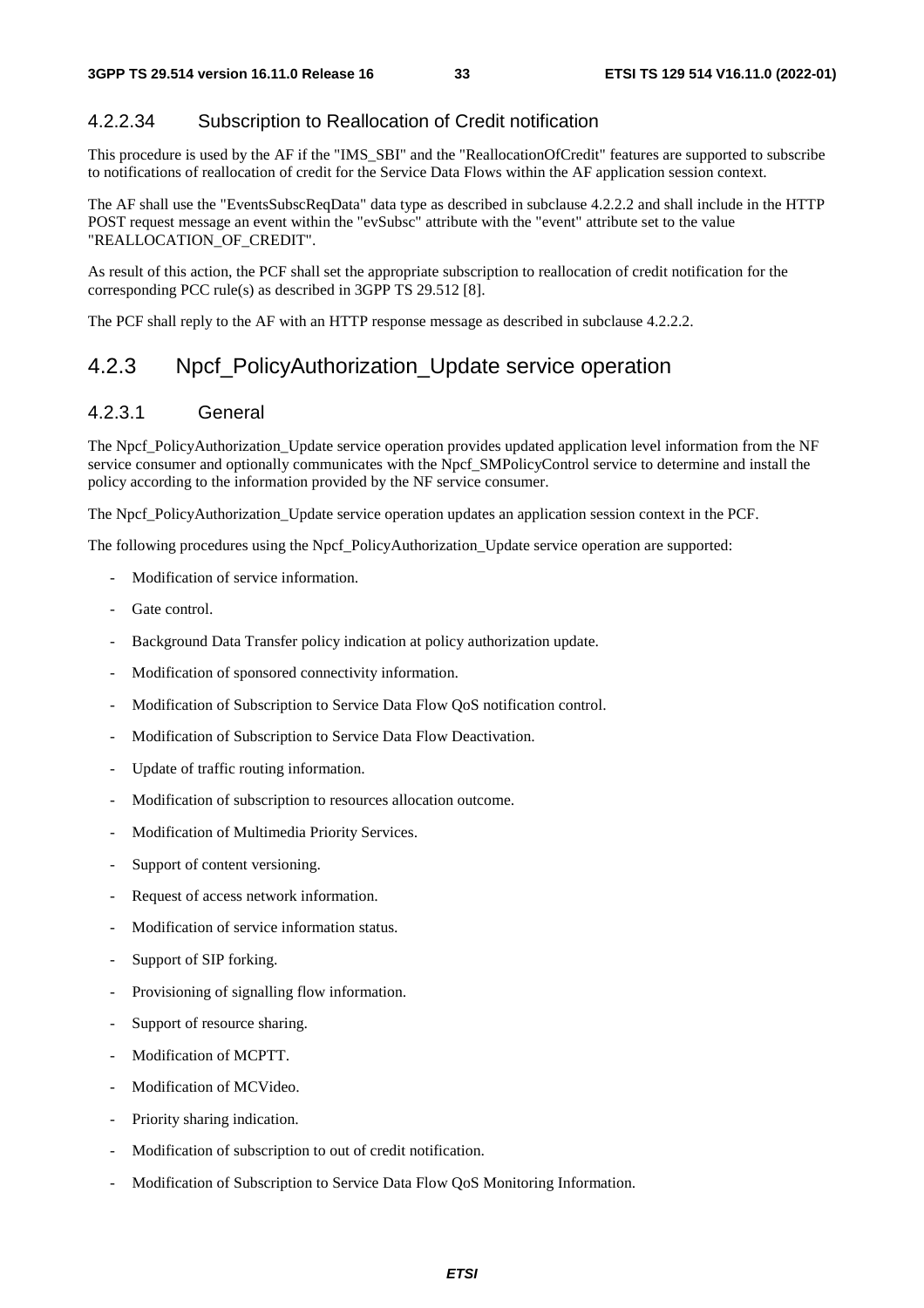#### 4.2.2.34 Subscription to Reallocation of Credit notification

This procedure is used by the AF if the "IMS_SBI" and the "ReallocationOfCredit" features are supported to subscribe to notifications of reallocation of credit for the Service Data Flows within the AF application session context.

The AF shall use the "EventsSubscReqData" data type as described in subclause 4.2.2.2 and shall include in the HTTP POST request message an event within the "evSubsc" attribute with the "event" attribute set to the value "REALLOCATION_OF_CREDIT".

As result of this action, the PCF shall set the appropriate subscription to reallocation of credit notification for the corresponding PCC rule(s) as described in 3GPP TS 29.512 [8].

The PCF shall reply to the AF with an HTTP response message as described in subclause 4.2.2.2.

### 4.2.3 Npcf_PolicyAuthorization_Update service operation

#### 4.2.3.1 General

The Npcf_PolicyAuthorization_Update service operation provides updated application level information from the NF service consumer and optionally communicates with the Npcf_SMPolicyControl service to determine and install the policy according to the information provided by the NF service consumer.

The Npcf_PolicyAuthorization_Update service operation updates an application session context in the PCF.

The following procedures using the Npcf_PolicyAuthorization_Update service operation are supported:

- Modification of service information.
- Gate control.
- Background Data Transfer policy indication at policy authorization update.
- Modification of sponsored connectivity information.
- Modification of Subscription to Service Data Flow QoS notification control.
- Modification of Subscription to Service Data Flow Deactivation.
- Update of traffic routing information.
- Modification of subscription to resources allocation outcome.
- Modification of Multimedia Priority Services.
- Support of content versioning.
- Request of access network information.
- Modification of service information status.
- Support of SIP forking.
- Provisioning of signalling flow information.
- Support of resource sharing.
- Modification of MCPTT.
- Modification of MCVideo.
- Priority sharing indication.
- Modification of subscription to out of credit notification.
- Modification of Subscription to Service Data Flow QoS Monitoring Information.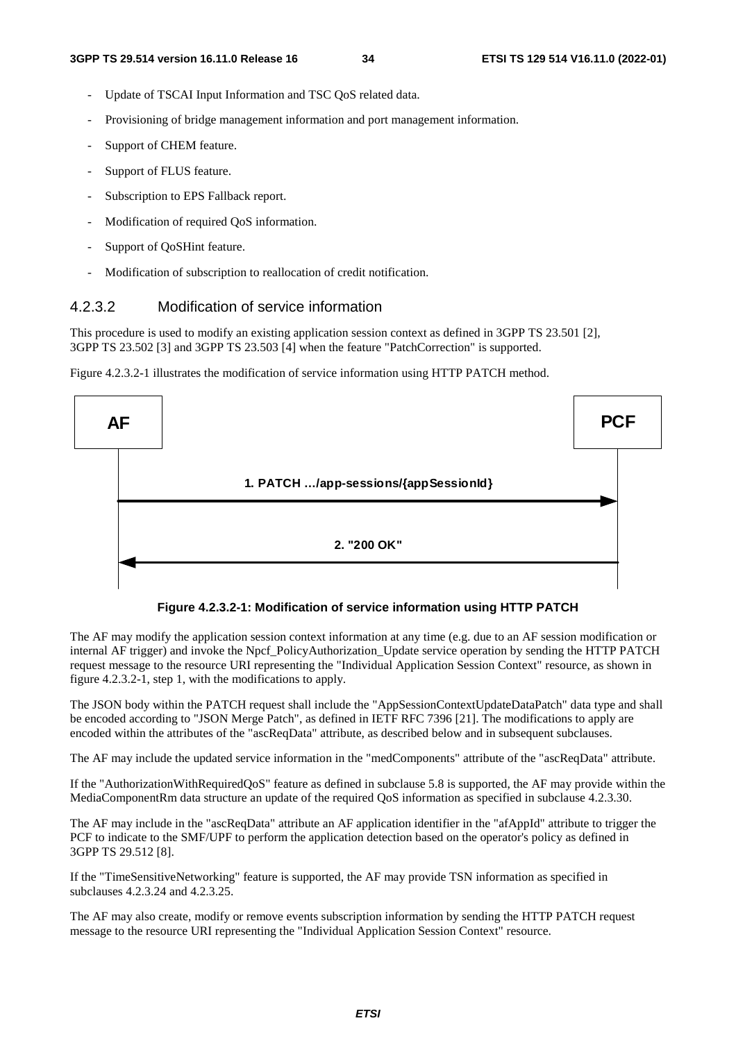- Update of TSCAI Input Information and TSC QoS related data.
- Provisioning of bridge management information and port management information.
- Support of CHEM feature.
- Support of FLUS feature.
- Subscription to EPS Fallback report.
- Modification of required QoS information.
- Support of QoSHint feature.
- Modification of subscription to reallocation of credit notification.

### 4.2.3.2 Modification of service information

This procedure is used to modify an existing application session context as defined in 3GPP TS 23.501 [2], 3GPP TS 23.502 [3] and 3GPP TS 23.503 [4] when the feature "PatchCorrection" is supported.

Figure 4.2.3.2-1 illustrates the modification of service information using HTTP PATCH method.

AF → PCF: 1. PATCH …/app-sessions/{appSessionId}

PCF → AF: 2. "200 OK"

**Figure 4.2.3.2-1: Modification of service information using HTTP PATCH**

The AF may modify the application session context information at any time (e.g. due to an AF session modification or internal AF trigger) and invoke the Npcf_PolicyAuthorization_Update service operation by sending the HTTP PATCH request message to the resource URI representing the "Individual Application Session Context" resource, as shown in figure 4.2.3.2-1, step 1, with the modifications to apply.

The JSON body within the PATCH request shall include the "AppSessionContextUpdateDataPatch" data type and shall be encoded according to "JSON Merge Patch", as defined in IETF RFC 7396 [21]. The modifications to apply are encoded within the attributes of the "ascReqData" attribute, as described below and in subsequent subclauses.

The AF may include the updated service information in the "medComponents" attribute of the "ascReqData" attribute.

If the "AuthorizationWithRequiredQoS" feature as defined in subclause 5.8 is supported, the AF may provide within the MediaComponentRm data structure an update of the required QoS information as specified in subclause 4.2.3.30.

The AF may include in the "ascReqData" attribute an AF application identifier in the "afAppId" attribute to trigger the PCF to indicate to the SMF/UPF to perform the application detection based on the operator's policy as defined in 3GPP TS 29.512 [8].

If the "TimeSensitiveNetworking" feature is supported, the AF may provide TSN information as specified in subclauses 4.2.3.24 and 4.2.3.25.

The AF may also create, modify or remove events subscription information by sending the HTTP PATCH request message to the resource URI representing the "Individual Application Session Context" resource.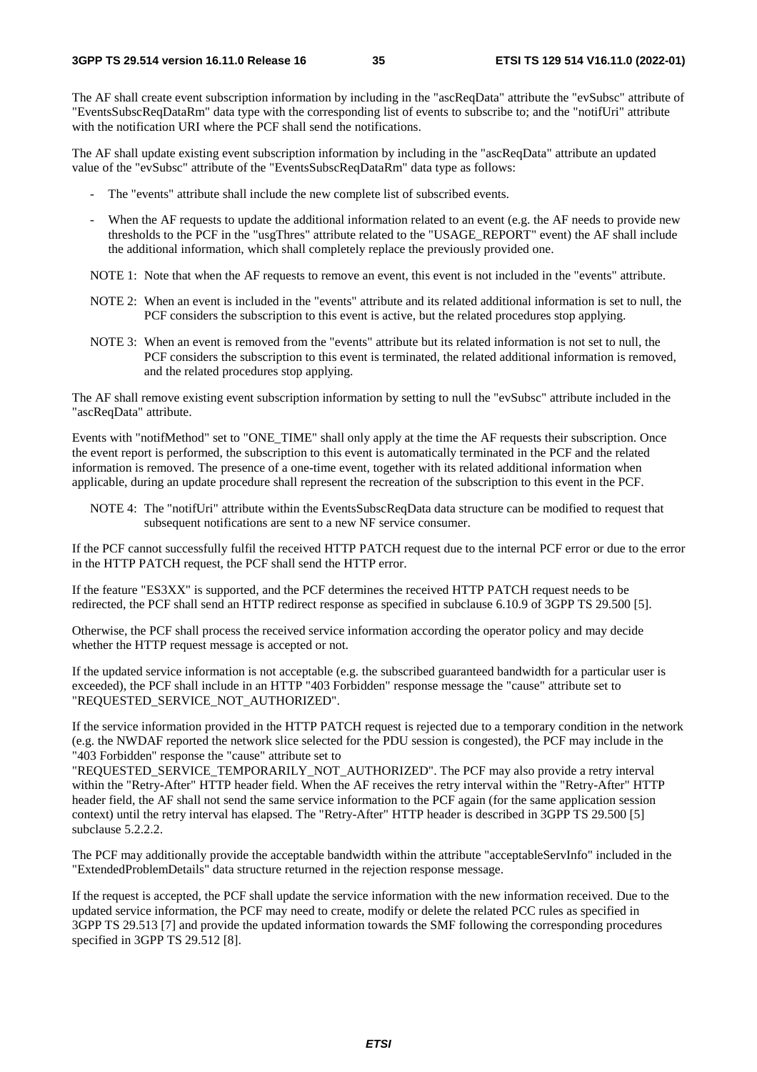The AF shall create event subscription information by including in the "ascReqData" attribute the "evSubsc" attribute of "EventsSubscReqDataRm" data type with the corresponding list of events to subscribe to; and the "notifUri" attribute with the notification URI where the PCF shall send the notifications.

The AF shall update existing event subscription information by including in the "ascReqData" attribute an updated value of the "evSubsc" attribute of the "EventsSubscReqDataRm" data type as follows:

- The "events" attribute shall include the new complete list of subscribed events.
- When the AF requests to update the additional information related to an event (e.g. the AF needs to provide new thresholds to the PCF in the "usgThres" attribute related to the "USAGE_REPORT" event) the AF shall include the additional information, which shall completely replace the previously provided one.

NOTE 1: Note that when the AF requests to remove an event, this event is not included in the "events" attribute.

NOTE 2: When an event is included in the "events" attribute and its related additional information is set to null, the PCF considers the subscription to this event is active, but the related procedures stop applying.

NOTE 3: When an event is removed from the "events" attribute but its related information is not set to null, the PCF considers the subscription to this event is terminated, the related additional information is removed, and the related procedures stop applying.

The AF shall remove existing event subscription information by setting to null the "evSubsc" attribute included in the "ascReqData" attribute.

Events with "notifMethod" set to "ONE_TIME" shall only apply at the time the AF requests their subscription. Once the event report is performed, the subscription to this event is automatically terminated in the PCF and the related information is removed. The presence of a one-time event, together with its related additional information when applicable, during an update procedure shall represent the recreation of the subscription to this event in the PCF.

NOTE 4: The "notifUri" attribute within the EventsSubscReqData data structure can be modified to request that subsequent notifications are sent to a new NF service consumer.

If the PCF cannot successfully fulfil the received HTTP PATCH request due to the internal PCF error or due to the error in the HTTP PATCH request, the PCF shall send the HTTP error.

If the feature "ES3XX" is supported, and the PCF determines the received HTTP PATCH request needs to be redirected, the PCF shall send an HTTP redirect response as specified in subclause 6.10.9 of 3GPP TS 29.500 [5].

Otherwise, the PCF shall process the received service information according the operator policy and may decide whether the HTTP request message is accepted or not.

If the updated service information is not acceptable (e.g. the subscribed guaranteed bandwidth for a particular user is exceeded), the PCF shall include in an HTTP "403 Forbidden" response message the "cause" attribute set to "REQUESTED_SERVICE_NOT_AUTHORIZED".

If the service information provided in the HTTP PATCH request is rejected due to a temporary condition in the network (e.g. the NWDAF reported the network slice selected for the PDU session is congested), the PCF may include in the "403 Forbidden" response the "cause" attribute set to "REQUESTED_SERVICE_TEMPORARILY_NOT_AUTHORIZED". The PCF may also provide a retry interval within the "Retry-After" HTTP header field. When the AF receives the retry interval within the "Retry-After" HTTP header field, the AF shall not send the same service information to the PCF again (for the same application session context) until the retry interval has elapsed. The "Retry-After" HTTP header is described in 3GPP TS 29.500 [5] subclause 5.2.2.2.

The PCF may additionally provide the acceptable bandwidth within the attribute "acceptableServInfo" included in the "ExtendedProblemDetails" data structure returned in the rejection response message.

If the request is accepted, the PCF shall update the service information with the new information received. Due to the updated service information, the PCF may need to create, modify or delete the related PCC rules as specified in 3GPP TS 29.513 [7] and provide the updated information towards the SMF following the corresponding procedures specified in 3GPP TS 29.512 [8].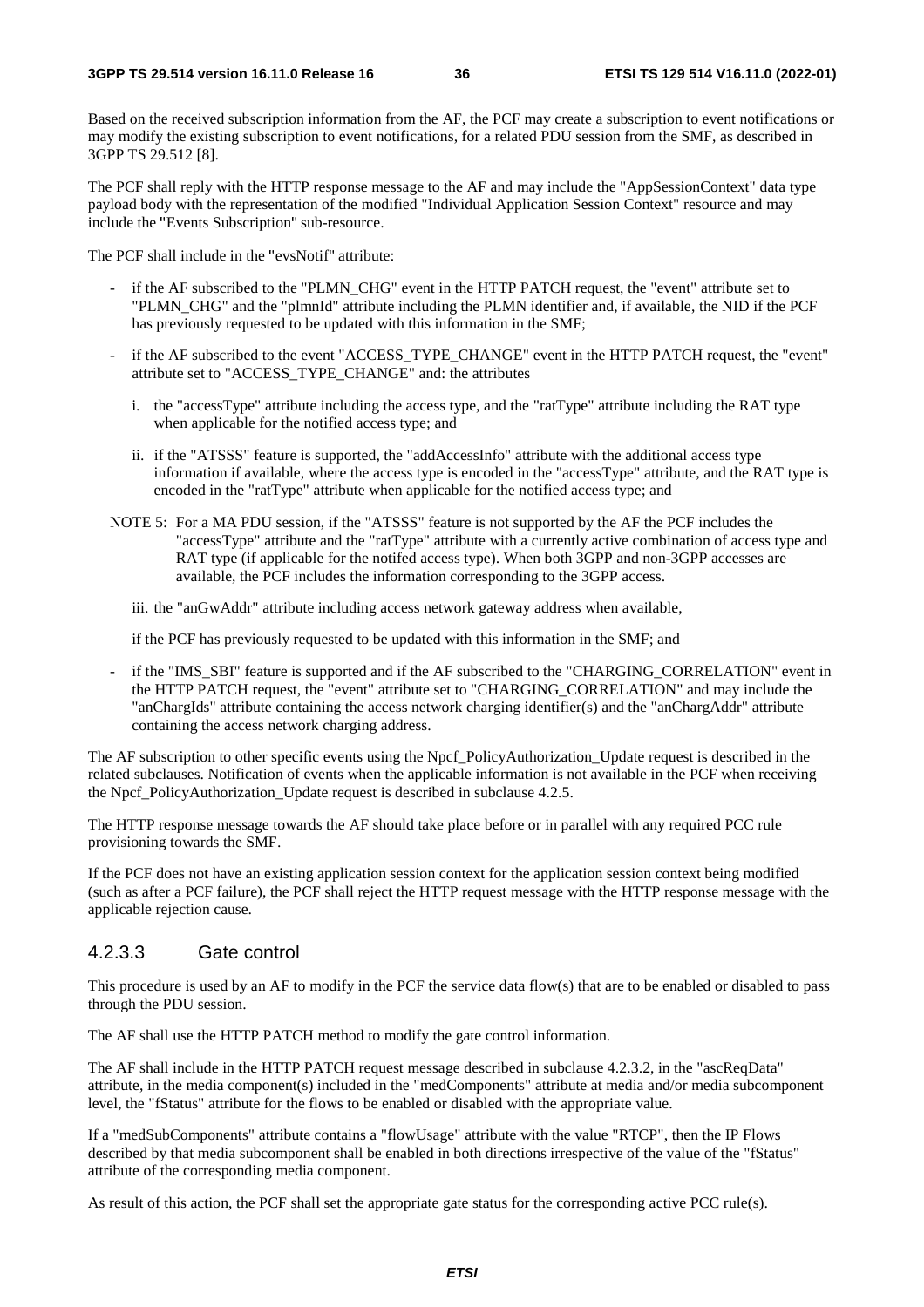Based on the received subscription information from the AF, the PCF may create a subscription to event notifications or may modify the existing subscription to event notifications, for a related PDU session from the SMF, as described in 3GPP TS 29.512 [8].

The PCF shall reply with the HTTP response message to the AF and may include the "AppSessionContext" data type payload body with the representation of the modified "Individual Application Session Context" resource and may include the "Events Subscription" sub-resource.

The PCF shall include in the "evsNotif" attribute:

- if the AF subscribed to the "PLMN_CHG" event in the HTTP PATCH request, the "event" attribute set to "PLMN_CHG" and the "plmnId" attribute including the PLMN identifier and, if available, the NID if the PCF has previously requested to be updated with this information in the SMF;
- if the AF subscribed to the event "ACCESS_TYPE_CHANGE" event in the HTTP PATCH request, the "event" attribute set to "ACCESS_TYPE_CHANGE" and: the attributes
  - i. the "accessType" attribute including the access type, and the "ratType" attribute including the RAT type when applicable for the notified access type; and
  - ii. if the "ATSSS" feature is supported, the "addAccessInfo" attribute with the additional access type information if available, where the access type is encoded in the "accessType" attribute, and the RAT type is encoded in the "ratType" attribute when applicable for the notified access type; and

NOTE 5: For a MA PDU session, if the "ATSSS" feature is not supported by the AF the PCF includes the "accessType" attribute and the "ratType" attribute with a currently active combination of access type and RAT type (if applicable for the notifed access type). When both 3GPP and non-3GPP accesses are available, the PCF includes the information corresponding to the 3GPP access.

  - iii. the "anGwAddr" attribute including access network gateway address when available,

  if the PCF has previously requested to be updated with this information in the SMF; and

- if the "IMS_SBI" feature is supported and if the AF subscribed to the "CHARGING_CORRELATION" event in the HTTP PATCH request, the "event" attribute set to "CHARGING_CORRELATION" and may include the "anChargIds" attribute containing the access network charging identifier(s) and the "anChargAddr" attribute containing the access network charging address.

The AF subscription to other specific events using the Npcf_PolicyAuthorization_Update request is described in the related subclauses. Notification of events when the applicable information is not available in the PCF when receiving the Npcf_PolicyAuthorization_Update request is described in subclause 4.2.5.

The HTTP response message towards the AF should take place before or in parallel with any required PCC rule provisioning towards the SMF.

If the PCF does not have an existing application session context for the application session context being modified (such as after a PCF failure), the PCF shall reject the HTTP request message with the HTTP response message with the applicable rejection cause.

### 4.2.3.3 Gate control

This procedure is used by an AF to modify in the PCF the service data flow(s) that are to be enabled or disabled to pass through the PDU session.

The AF shall use the HTTP PATCH method to modify the gate control information.

The AF shall include in the HTTP PATCH request message described in subclause 4.2.3.2, in the "ascReqData" attribute, in the media component(s) included in the "medComponents" attribute at media and/or media subcomponent level, the "fStatus" attribute for the flows to be enabled or disabled with the appropriate value.

If a "medSubComponents" attribute contains a "flowUsage" attribute with the value "RTCP", then the IP Flows described by that media subcomponent shall be enabled in both directions irrespective of the value of the "fStatus" attribute of the corresponding media component.

As result of this action, the PCF shall set the appropriate gate status for the corresponding active PCC rule(s).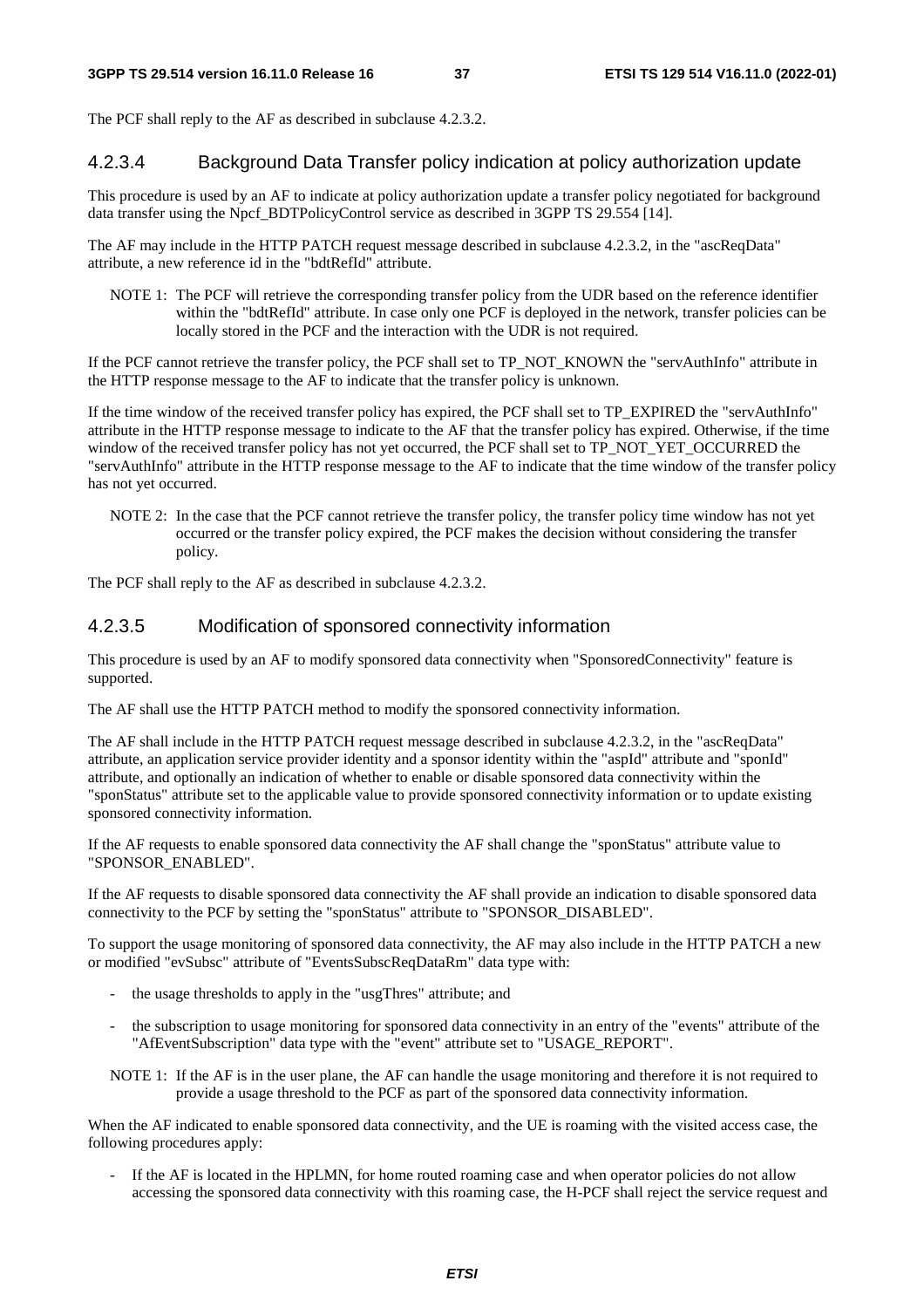The PCF shall reply to the AF as described in subclause 4.2.3.2.

#### 4.2.3.4 Background Data Transfer policy indication at policy authorization update

This procedure is used by an AF to indicate at policy authorization update a transfer policy negotiated for background data transfer using the Npcf_BDTPolicyControl service as described in 3GPP TS 29.554 [14].

The AF may include in the HTTP PATCH request message described in subclause 4.2.3.2, in the "ascReqData" attribute, a new reference id in the "bdtRefId" attribute.

NOTE 1: The PCF will retrieve the corresponding transfer policy from the UDR based on the reference identifier within the "bdtRefId" attribute. In case only one PCF is deployed in the network, transfer policies can be locally stored in the PCF and the interaction with the UDR is not required.

If the PCF cannot retrieve the transfer policy, the PCF shall set to TP_NOT_KNOWN the "servAuthInfo" attribute in the HTTP response message to the AF to indicate that the transfer policy is unknown.

If the time window of the received transfer policy has expired, the PCF shall set to TP_EXPIRED the "servAuthInfo" attribute in the HTTP response message to indicate to the AF that the transfer policy has expired. Otherwise, if the time window of the received transfer policy has not yet occurred, the PCF shall set to TP_NOT_YET_OCCURRED the "servAuthInfo" attribute in the HTTP response message to the AF to indicate that the time window of the transfer policy has not yet occurred.

NOTE 2: In the case that the PCF cannot retrieve the transfer policy, the transfer policy time window has not yet occurred or the transfer policy expired, the PCF makes the decision without considering the transfer policy.

The PCF shall reply to the AF as described in subclause 4.2.3.2.

#### 4.2.3.5 Modification of sponsored connectivity information

This procedure is used by an AF to modify sponsored data connectivity when "SponsoredConnectivity" feature is supported.

The AF shall use the HTTP PATCH method to modify the sponsored connectivity information.

The AF shall include in the HTTP PATCH request message described in subclause 4.2.3.2, in the "ascReqData" attribute, an application service provider identity and a sponsor identity within the "aspId" attribute and "sponId" attribute, and optionally an indication of whether to enable or disable sponsored data connectivity within the "sponStatus" attribute set to the applicable value to provide sponsored connectivity information or to update existing sponsored connectivity information.

If the AF requests to enable sponsored data connectivity the AF shall change the "sponStatus" attribute value to "SPONSOR_ENABLED".

If the AF requests to disable sponsored data connectivity the AF shall provide an indication to disable sponsored data connectivity to the PCF by setting the "sponStatus" attribute to "SPONSOR_DISABLED".

To support the usage monitoring of sponsored data connectivity, the AF may also include in the HTTP PATCH a new or modified "evSubsc" attribute of "EventsSubscReqDataRm" data type with:

- the usage thresholds to apply in the "usgThres" attribute; and
- the subscription to usage monitoring for sponsored data connectivity in an entry of the "events" attribute of the "AfEventSubscription" data type with the "event" attribute set to "USAGE_REPORT".

NOTE 1: If the AF is in the user plane, the AF can handle the usage monitoring and therefore it is not required to provide a usage threshold to the PCF as part of the sponsored data connectivity information.

When the AF indicated to enable sponsored data connectivity, and the UE is roaming with the visited access case, the following procedures apply:

- If the AF is located in the HPLMN, for home routed roaming case and when operator policies do not allow accessing the sponsored data connectivity with this roaming case, the H-PCF shall reject the service request and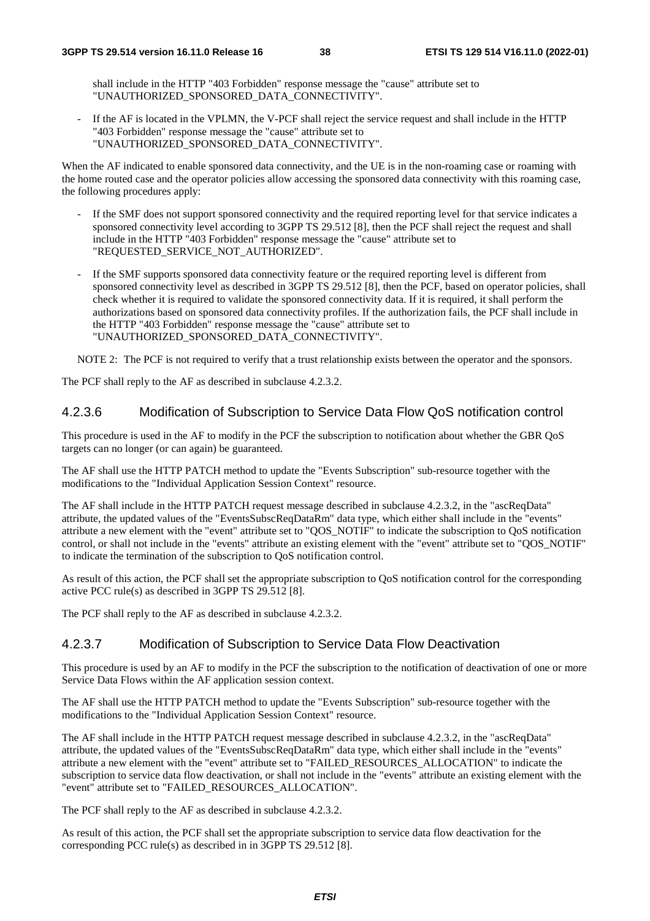shall include in the HTTP "403 Forbidden" response message the "cause" attribute set to "UNAUTHORIZED_SPONSORED_DATA_CONNECTIVITY".

- If the AF is located in the VPLMN, the V-PCF shall reject the service request and shall include in the HTTP "403 Forbidden" response message the "cause" attribute set to "UNAUTHORIZED_SPONSORED_DATA_CONNECTIVITY".

When the AF indicated to enable sponsored data connectivity, and the UE is in the non-roaming case or roaming with the home routed case and the operator policies allow accessing the sponsored data connectivity with this roaming case, the following procedures apply:

- If the SMF does not support sponsored connectivity and the required reporting level for that service indicates a sponsored connectivity level according to 3GPP TS 29.512 [8], then the PCF shall reject the request and shall include in the HTTP "403 Forbidden" response message the "cause" attribute set to "REQUESTED_SERVICE_NOT_AUTHORIZED".
- If the SMF supports sponsored data connectivity feature or the required reporting level is different from sponsored connectivity level as described in 3GPP TS 29.512 [8], then the PCF, based on operator policies, shall check whether it is required to validate the sponsored connectivity data. If it is required, it shall perform the authorizations based on sponsored data connectivity profiles. If the authorization fails, the PCF shall include in the HTTP "403 Forbidden" response message the "cause" attribute set to "UNAUTHORIZED_SPONSORED_DATA_CONNECTIVITY".

NOTE 2: The PCF is not required to verify that a trust relationship exists between the operator and the sponsors.

The PCF shall reply to the AF as described in subclause 4.2.3.2.

#### 4.2.3.6 Modification of Subscription to Service Data Flow QoS notification control

This procedure is used in the AF to modify in the PCF the subscription to notification about whether the GBR QoS targets can no longer (or can again) be guaranteed.

The AF shall use the HTTP PATCH method to update the "Events Subscription" sub-resource together with the modifications to the "Individual Application Session Context" resource.

The AF shall include in the HTTP PATCH request message described in subclause 4.2.3.2, in the "ascReqData" attribute, the updated values of the "EventsSubscReqDataRm" data type, which either shall include in the "events" attribute a new element with the "event" attribute set to "QOS_NOTIF" to indicate the subscription to QoS notification control, or shall not include in the "events" attribute an existing element with the "event" attribute set to "QOS_NOTIF" to indicate the termination of the subscription to QoS notification control.

As result of this action, the PCF shall set the appropriate subscription to QoS notification control for the corresponding active PCC rule(s) as described in 3GPP TS 29.512 [8].

The PCF shall reply to the AF as described in subclause 4.2.3.2.

#### 4.2.3.7 Modification of Subscription to Service Data Flow Deactivation

This procedure is used by an AF to modify in the PCF the subscription to the notification of deactivation of one or more Service Data Flows within the AF application session context.

The AF shall use the HTTP PATCH method to update the "Events Subscription" sub-resource together with the modifications to the "Individual Application Session Context" resource.

The AF shall include in the HTTP PATCH request message described in subclause 4.2.3.2, in the "ascReqData" attribute, the updated values of the "EventsSubscReqDataRm" data type, which either shall include in the "events" attribute a new element with the "event" attribute set to "FAILED_RESOURCES_ALLOCATION" to indicate the subscription to service data flow deactivation, or shall not include in the "events" attribute an existing element with the "event" attribute set to "FAILED_RESOURCES_ALLOCATION".

The PCF shall reply to the AF as described in subclause 4.2.3.2.

As result of this action, the PCF shall set the appropriate subscription to service data flow deactivation for the corresponding PCC rule(s) as described in in 3GPP TS 29.512 [8].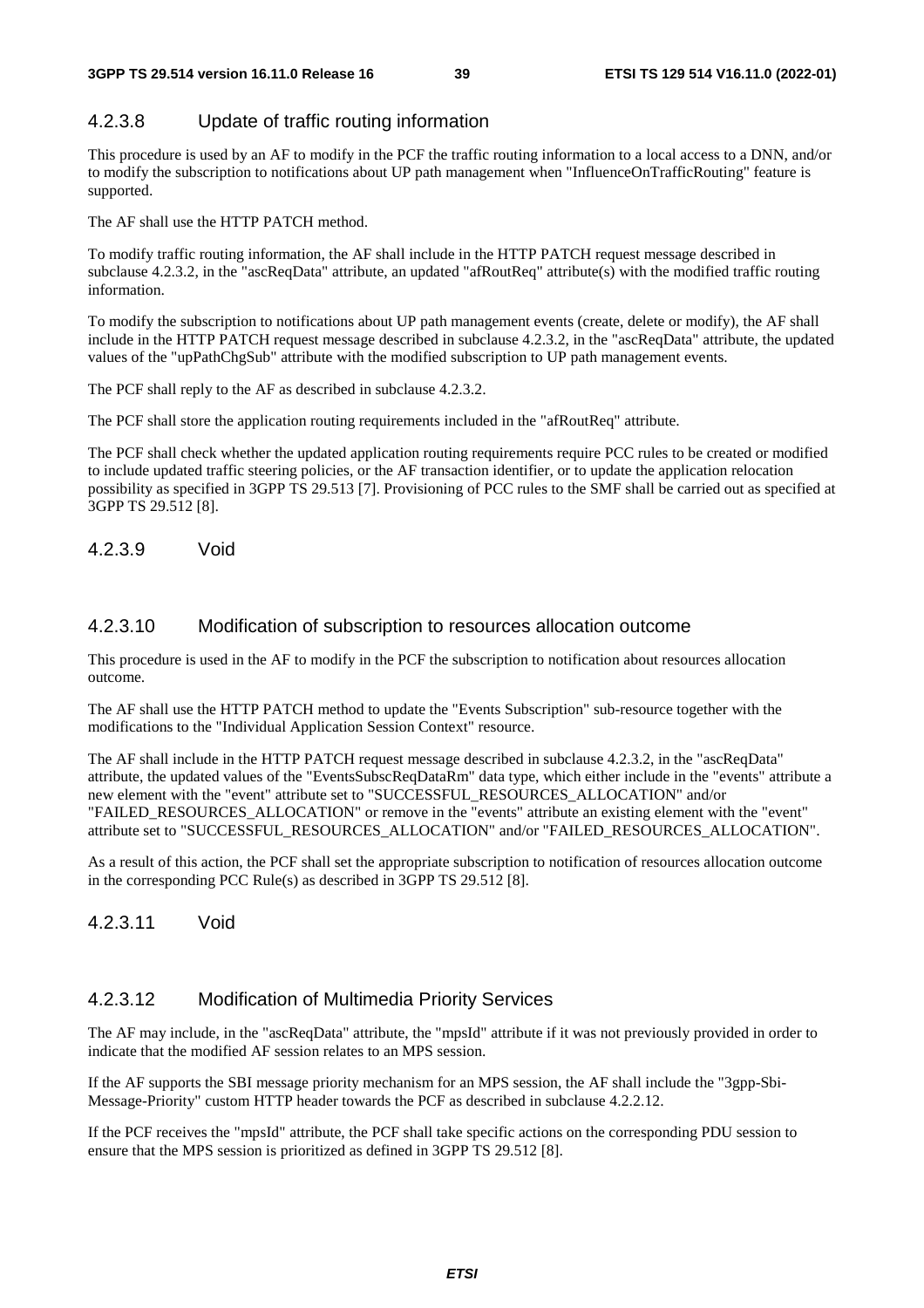#### 4.2.3.8 Update of traffic routing information

This procedure is used by an AF to modify in the PCF the traffic routing information to a local access to a DNN, and/or to modify the subscription to notifications about UP path management when "InfluenceOnTrafficRouting" feature is supported.

The AF shall use the HTTP PATCH method.

To modify traffic routing information, the AF shall include in the HTTP PATCH request message described in subclause 4.2.3.2, in the "ascReqData" attribute, an updated "afRoutReq" attribute(s) with the modified traffic routing information.

To modify the subscription to notifications about UP path management events (create, delete or modify), the AF shall include in the HTTP PATCH request message described in subclause 4.2.3.2, in the "ascReqData" attribute, the updated values of the "upPathChgSub" attribute with the modified subscription to UP path management events.

The PCF shall reply to the AF as described in subclause 4.2.3.2.

The PCF shall store the application routing requirements included in the "afRoutReq" attribute.

The PCF shall check whether the updated application routing requirements require PCC rules to be created or modified to include updated traffic steering policies, or the AF transaction identifier, or to update the application relocation possibility as specified in 3GPP TS 29.513 [7]. Provisioning of PCC rules to the SMF shall be carried out as specified at 3GPP TS 29.512 [8].

#### 4.2.3.9 Void

#### 4.2.3.10 Modification of subscription to resources allocation outcome

This procedure is used in the AF to modify in the PCF the subscription to notification about resources allocation outcome.

The AF shall use the HTTP PATCH method to update the "Events Subscription" sub-resource together with the modifications to the "Individual Application Session Context" resource.

The AF shall include in the HTTP PATCH request message described in subclause 4.2.3.2, in the "ascReqData" attribute, the updated values of the "EventsSubscReqDataRm" data type, which either include in the "events" attribute a new element with the "event" attribute set to "SUCCESSFUL_RESOURCES_ALLOCATION" and/or "FAILED_RESOURCES_ALLOCATION" or remove in the "events" attribute an existing element with the "event" attribute set to "SUCCESSFUL_RESOURCES_ALLOCATION" and/or "FAILED_RESOURCES_ALLOCATION".

As a result of this action, the PCF shall set the appropriate subscription to notification of resources allocation outcome in the corresponding PCC Rule(s) as described in 3GPP TS 29.512 [8].

#### 4.2.3.11 Void

#### 4.2.3.12 Modification of Multimedia Priority Services

The AF may include, in the "ascReqData" attribute, the "mpsId" attribute if it was not previously provided in order to indicate that the modified AF session relates to an MPS session.

If the AF supports the SBI message priority mechanism for an MPS session, the AF shall include the "3gpp-Sbi-Message-Priority" custom HTTP header towards the PCF as described in subclause 4.2.2.12.

If the PCF receives the "mpsId" attribute, the PCF shall take specific actions on the corresponding PDU session to ensure that the MPS session is prioritized as defined in 3GPP TS 29.512 [8].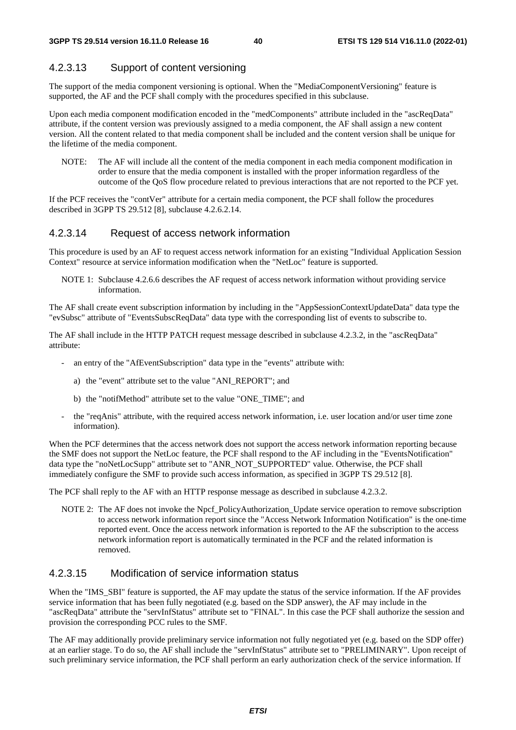#### 4.2.3.13 Support of content versioning

The support of the media component versioning is optional. When the "MediaComponentVersioning" feature is supported, the AF and the PCF shall comply with the procedures specified in this subclause.

Upon each media component modification encoded in the "medComponents" attribute included in the "ascReqData" attribute, if the content version was previously assigned to a media component, the AF shall assign a new content version. All the content related to that media component shall be included and the content version shall be unique for the lifetime of the media component.

NOTE: The AF will include all the content of the media component in each media component modification in order to ensure that the media component is installed with the proper information regardless of the outcome of the QoS flow procedure related to previous interactions that are not reported to the PCF yet.

If the PCF receives the "contVer" attribute for a certain media component, the PCF shall follow the procedures described in 3GPP TS 29.512 [8], subclause 4.2.6.2.14.

#### 4.2.3.14 Request of access network information

This procedure is used by an AF to request access network information for an existing "Individual Application Session Context" resource at service information modification when the "NetLoc" feature is supported.

NOTE 1: Subclause 4.2.6.6 describes the AF request of access network information without providing service information.

The AF shall create event subscription information by including in the "AppSessionContextUpdateData" data type the "evSubsc" attribute of "EventsSubscReqData" data type with the corresponding list of events to subscribe to.

The AF shall include in the HTTP PATCH request message described in subclause 4.2.3.2, in the "ascReqData" attribute:

- an entry of the "AfEventSubscription" data type in the "events" attribute with:
  a) the "event" attribute set to the value "ANI_REPORT"; and
  b) the "notifMethod" attribute set to the value "ONE_TIME"; and
- the "reqAnis" attribute, with the required access network information, i.e. user location and/or user time zone information).

When the PCF determines that the access network does not support the access network information reporting because the SMF does not support the NetLoc feature, the PCF shall respond to the AF including in the "EventsNotification" data type the "noNetLocSupp" attribute set to "ANR_NOT_SUPPORTED" value. Otherwise, the PCF shall immediately configure the SMF to provide such access information, as specified in 3GPP TS 29.512 [8].

The PCF shall reply to the AF with an HTTP response message as described in subclause 4.2.3.2.

NOTE 2: The AF does not invoke the Npcf_PolicyAuthorization_Update service operation to remove subscription to access network information report since the "Access Network Information Notification" is the one-time reported event. Once the access network information is reported to the AF the subscription to the access network information report is automatically terminated in the PCF and the related information is removed.

#### 4.2.3.15 Modification of service information status

When the "IMS_SBI" feature is supported, the AF may update the status of the service information. If the AF provides service information that has been fully negotiated (e.g. based on the SDP answer), the AF may include in the "ascReqData" attribute the "servInfStatus" attribute set to "FINAL". In this case the PCF shall authorize the session and provision the corresponding PCC rules to the SMF.

The AF may additionally provide preliminary service information not fully negotiated yet (e.g. based on the SDP offer) at an earlier stage. To do so, the AF shall include the "servInfStatus" attribute set to "PRELIMINARY". Upon receipt of such preliminary service information, the PCF shall perform an early authorization check of the service information. If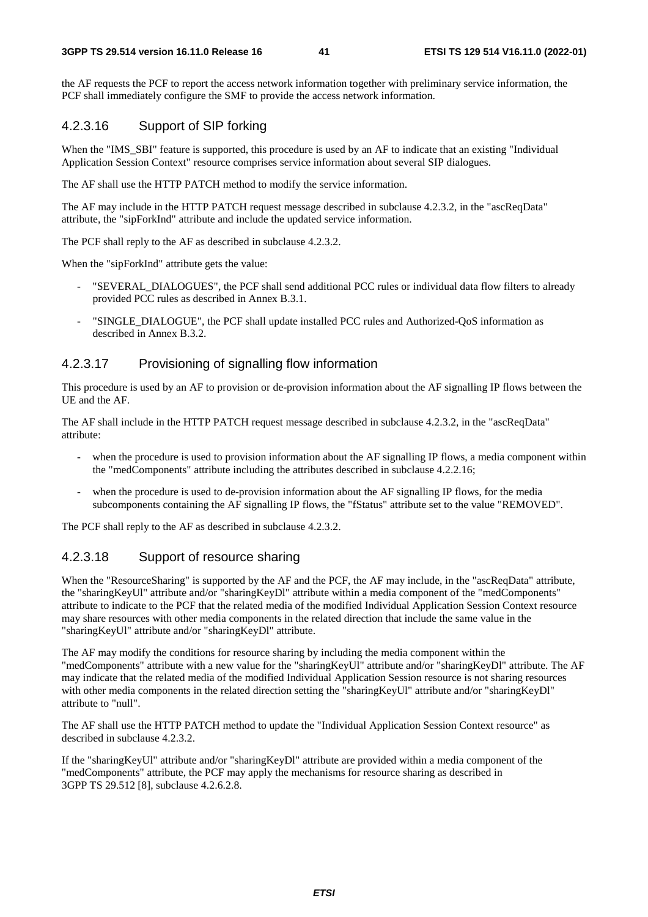the AF requests the PCF to report the access network information together with preliminary service information, the PCF shall immediately configure the SMF to provide the access network information.

#### 4.2.3.16 Support of SIP forking

When the "IMS_SBI" feature is supported, this procedure is used by an AF to indicate that an existing "Individual Application Session Context" resource comprises service information about several SIP dialogues.

The AF shall use the HTTP PATCH method to modify the service information.

The AF may include in the HTTP PATCH request message described in subclause 4.2.3.2, in the "ascReqData" attribute, the "sipForkInd" attribute and include the updated service information.

The PCF shall reply to the AF as described in subclause 4.2.3.2.

When the "sipForkInd" attribute gets the value:

- "SEVERAL_DIALOGUES", the PCF shall send additional PCC rules or individual data flow filters to already provided PCC rules as described in Annex B.3.1.
- "SINGLE_DIALOGUE", the PCF shall update installed PCC rules and Authorized-QoS information as described in Annex B.3.2.

#### 4.2.3.17 Provisioning of signalling flow information

This procedure is used by an AF to provision or de-provision information about the AF signalling IP flows between the UE and the AF.

The AF shall include in the HTTP PATCH request message described in subclause 4.2.3.2, in the "ascReqData" attribute:

- when the procedure is used to provision information about the AF signalling IP flows, a media component within the "medComponents" attribute including the attributes described in subclause 4.2.2.16;
- when the procedure is used to de-provision information about the AF signalling IP flows, for the media subcomponents containing the AF signalling IP flows, the "fStatus" attribute set to the value "REMOVED".

The PCF shall reply to the AF as described in subclause 4.2.3.2.

#### 4.2.3.18 Support of resource sharing

When the "ResourceSharing" is supported by the AF and the PCF, the AF may include, in the "ascReqData" attribute, the "sharingKeyUl" attribute and/or "sharingKeyDl" attribute within a media component of the "medComponents" attribute to indicate to the PCF that the related media of the modified Individual Application Session Context resource may share resources with other media components in the related direction that include the same value in the "sharingKeyUl" attribute and/or "sharingKeyDl" attribute.

The AF may modify the conditions for resource sharing by including the media component within the "medComponents" attribute with a new value for the "sharingKeyUl" attribute and/or "sharingKeyDl" attribute. The AF may indicate that the related media of the modified Individual Application Session resource is not sharing resources with other media components in the related direction setting the "sharingKeyUl" attribute and/or "sharingKeyDl" attribute to "null".

The AF shall use the HTTP PATCH method to update the "Individual Application Session Context resource" as described in subclause 4.2.3.2.

If the "sharingKeyUl" attribute and/or "sharingKeyDl" attribute are provided within a media component of the "medComponents" attribute, the PCF may apply the mechanisms for resource sharing as described in 3GPP TS 29.512 [8], subclause 4.2.6.2.8.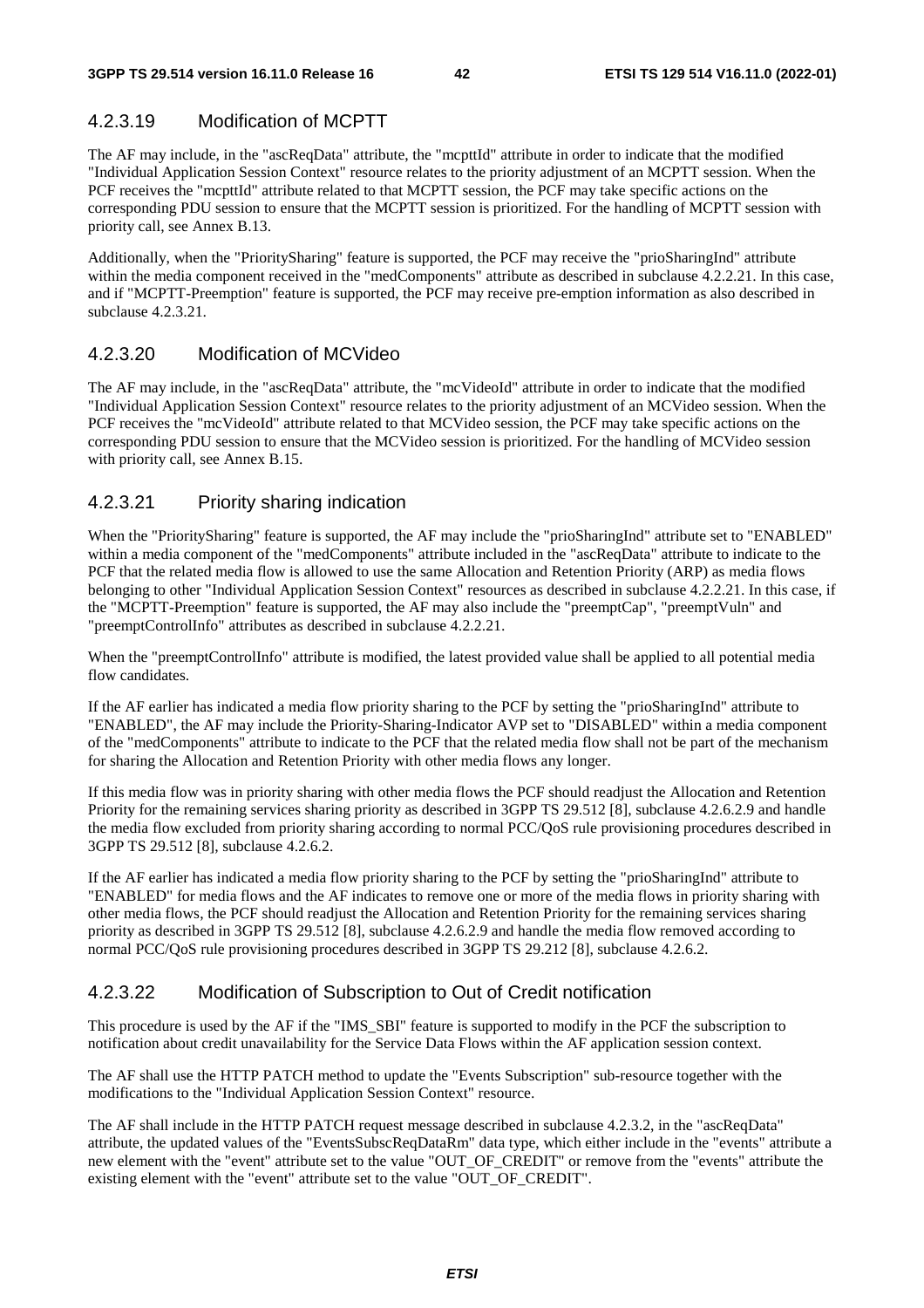#### 4.2.3.19 Modification of MCPTT

The AF may include, in the "ascReqData" attribute, the "mcpttId" attribute in order to indicate that the modified "Individual Application Session Context" resource relates to the priority adjustment of an MCPTT session. When the PCF receives the "mcpttId" attribute related to that MCPTT session, the PCF may take specific actions on the corresponding PDU session to ensure that the MCPTT session is prioritized. For the handling of MCPTT session with priority call, see Annex B.13.

Additionally, when the "PrioritySharing" feature is supported, the PCF may receive the "prioSharingInd" attribute within the media component received in the "medComponents" attribute as described in subclause 4.2.2.21. In this case, and if "MCPTT-Preemption" feature is supported, the PCF may receive pre-emption information as also described in subclause 4.2.3.21.

#### 4.2.3.20 Modification of MCVideo

The AF may include, in the "ascReqData" attribute, the "mcVideoId" attribute in order to indicate that the modified "Individual Application Session Context" resource relates to the priority adjustment of an MCVideo session. When the PCF receives the "mcVideoId" attribute related to that MCVideo session, the PCF may take specific actions on the corresponding PDU session to ensure that the MCVideo session is prioritized. For the handling of MCVideo session with priority call, see Annex B.15.

#### 4.2.3.21 Priority sharing indication

When the "PrioritySharing" feature is supported, the AF may include the "prioSharingInd" attribute set to "ENABLED" within a media component of the "medComponents" attribute included in the "ascReqData" attribute to indicate to the PCF that the related media flow is allowed to use the same Allocation and Retention Priority (ARP) as media flows belonging to other "Individual Application Session Context" resources as described in subclause 4.2.2.21. In this case, if the "MCPTT-Preemption" feature is supported, the AF may also include the "preemptCap", "preemptVuln" and "preemptControlInfo" attributes as described in subclause 4.2.2.21.

When the "preemptControlInfo" attribute is modified, the latest provided value shall be applied to all potential media flow candidates.

If the AF earlier has indicated a media flow priority sharing to the PCF by setting the "prioSharingInd" attribute to "ENABLED", the AF may include the Priority-Sharing-Indicator AVP set to "DISABLED" within a media component of the "medComponents" attribute to indicate to the PCF that the related media flow shall not be part of the mechanism for sharing the Allocation and Retention Priority with other media flows any longer.

If this media flow was in priority sharing with other media flows the PCF should readjust the Allocation and Retention Priority for the remaining services sharing priority as described in 3GPP TS 29.512 [8], subclause 4.2.6.2.9 and handle the media flow excluded from priority sharing according to normal PCC/QoS rule provisioning procedures described in 3GPP TS 29.512 [8], subclause 4.2.6.2.

If the AF earlier has indicated a media flow priority sharing to the PCF by setting the "prioSharingInd" attribute to "ENABLED" for media flows and the AF indicates to remove one or more of the media flows in priority sharing with other media flows, the PCF should readjust the Allocation and Retention Priority for the remaining services sharing priority as described in 3GPP TS 29.512 [8], subclause 4.2.6.2.9 and handle the media flow removed according to normal PCC/QoS rule provisioning procedures described in 3GPP TS 29.212 [8], subclause 4.2.6.2.

#### 4.2.3.22 Modification of Subscription to Out of Credit notification

This procedure is used by the AF if the "IMS_SBI" feature is supported to modify in the PCF the subscription to notification about credit unavailability for the Service Data Flows within the AF application session context.

The AF shall use the HTTP PATCH method to update the "Events Subscription" sub-resource together with the modifications to the "Individual Application Session Context" resource.

The AF shall include in the HTTP PATCH request message described in subclause 4.2.3.2, in the "ascReqData" attribute, the updated values of the "EventsSubscReqDataRm" data type, which either include in the "events" attribute a new element with the "event" attribute set to the value "OUT_OF_CREDIT" or remove from the "events" attribute the existing element with the "event" attribute set to the value "OUT_OF_CREDIT".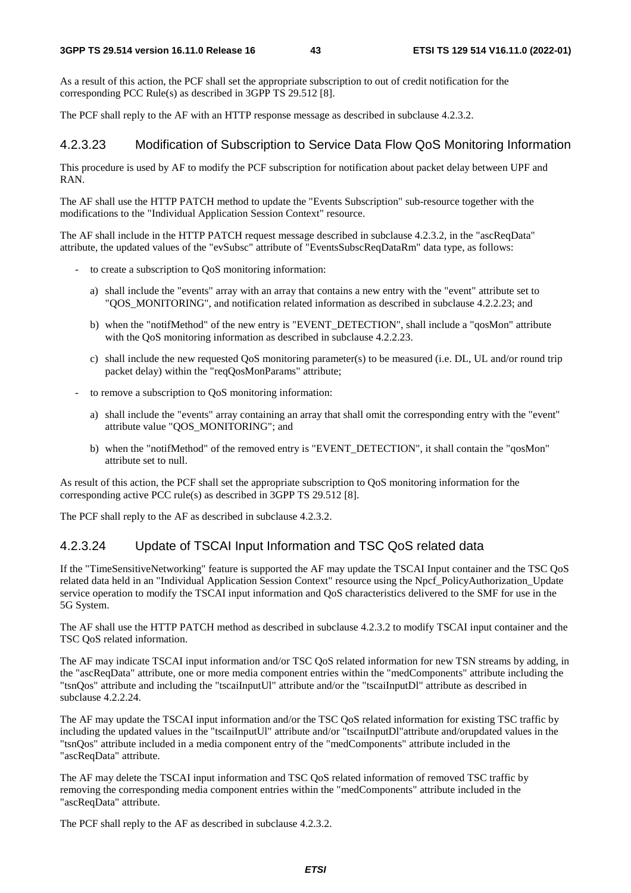As a result of this action, the PCF shall set the appropriate subscription to out of credit notification for the corresponding PCC Rule(s) as described in 3GPP TS 29.512 [8].

The PCF shall reply to the AF with an HTTP response message as described in subclause 4.2.3.2.

#### 4.2.3.23 Modification of Subscription to Service Data Flow QoS Monitoring Information

This procedure is used by AF to modify the PCF subscription for notification about packet delay between UPF and RAN.

The AF shall use the HTTP PATCH method to update the "Events Subscription" sub-resource together with the modifications to the "Individual Application Session Context" resource.

The AF shall include in the HTTP PATCH request message described in subclause 4.2.3.2, in the "ascReqData" attribute, the updated values of the "evSubsc" attribute of "EventsSubscReqDataRm" data type, as follows:

- to create a subscription to QoS monitoring information:
  - a) shall include the "events" array with an array that contains a new entry with the "event" attribute set to "QOS_MONITORING", and notification related information as described in subclause 4.2.2.23; and
  - b) when the "notifMethod" of the new entry is "EVENT_DETECTION", shall include a "qosMon" attribute with the QoS monitoring information as described in subclause 4.2.2.23.
  - c) shall include the new requested QoS monitoring parameter(s) to be measured (i.e. DL, UL and/or round trip packet delay) within the "reqQosMonParams" attribute;
- to remove a subscription to QoS monitoring information:
  - a) shall include the "events" array containing an array that shall omit the corresponding entry with the "event" attribute value "QOS_MONITORING"; and
  - b) when the "notifMethod" of the removed entry is "EVENT_DETECTION", it shall contain the "qosMon" attribute set to null.

As result of this action, the PCF shall set the appropriate subscription to QoS monitoring information for the corresponding active PCC rule(s) as described in 3GPP TS 29.512 [8].

The PCF shall reply to the AF as described in subclause 4.2.3.2.

#### 4.2.3.24 Update of TSCAI Input Information and TSC QoS related data

If the "TimeSensitiveNetworking" feature is supported the AF may update the TSCAI Input container and the TSC QoS related data held in an "Individual Application Session Context" resource using the Npcf_PolicyAuthorization_Update service operation to modify the TSCAI input information and QoS characteristics delivered to the SMF for use in the 5G System.

The AF shall use the HTTP PATCH method as described in subclause 4.2.3.2 to modify TSCAI input container and the TSC QoS related information.

The AF may indicate TSCAI input information and/or TSC QoS related information for new TSN streams by adding, in the "ascReqData" attribute, one or more media component entries within the "medComponents" attribute including the "tsnQos" attribute and including the "tscaiInputUl" attribute and/or the "tscaiInputDl" attribute as described in subclause 4.2.2.24.

The AF may update the TSCAI input information and/or the TSC QoS related information for existing TSC traffic by including the updated values in the "tscaiInputUl" attribute and/or "tscaiInputDl"attribute and/orupdated values in the "tsnQos" attribute included in a media component entry of the "medComponents" attribute included in the "ascReqData" attribute.

The AF may delete the TSCAI input information and TSC QoS related information of removed TSC traffic by removing the corresponding media component entries within the "medComponents" attribute included in the "ascReqData" attribute.

The PCF shall reply to the AF as described in subclause 4.2.3.2.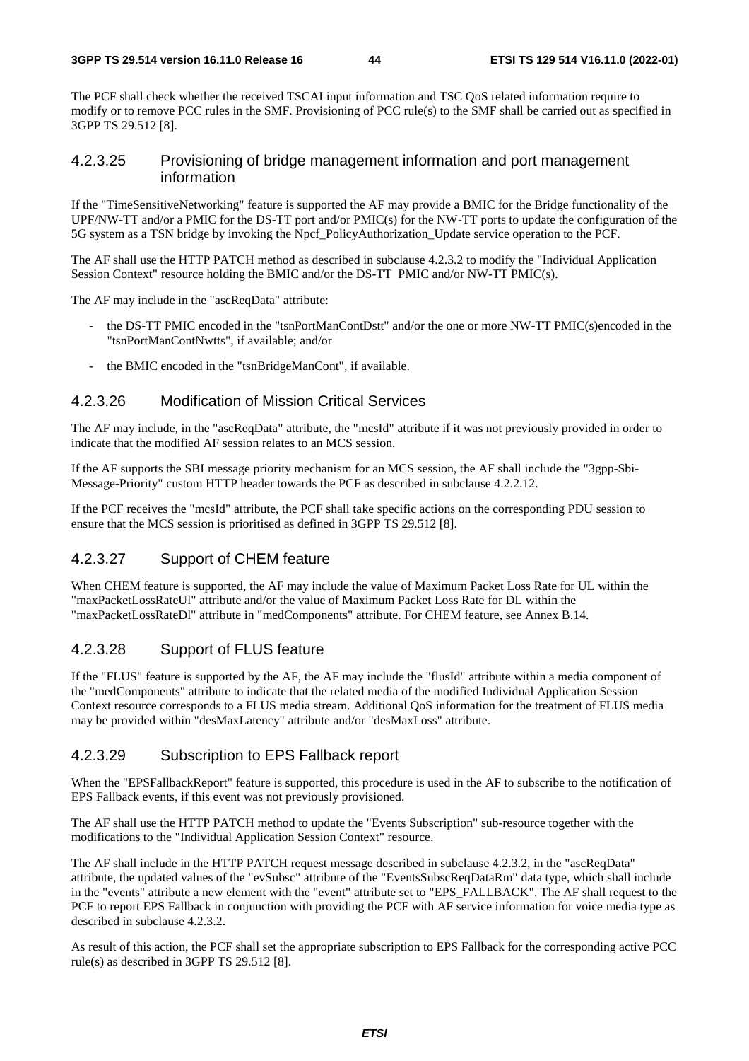The PCF shall check whether the received TSCAI input information and TSC QoS related information require to modify or to remove PCC rules in the SMF. Provisioning of PCC rule(s) to the SMF shall be carried out as specified in 3GPP TS 29.512 [8].

#### 4.2.3.25 Provisioning of bridge management information and port management information

If the "TimeSensitiveNetworking" feature is supported the AF may provide a BMIC for the Bridge functionality of the UPF/NW-TT and/or a PMIC for the DS-TT port and/or PMIC(s) for the NW-TT ports to update the configuration of the 5G system as a TSN bridge by invoking the Npcf_PolicyAuthorization_Update service operation to the PCF.

The AF shall use the HTTP PATCH method as described in subclause 4.2.3.2 to modify the "Individual Application Session Context" resource holding the BMIC and/or the DS-TT PMIC and/or NW-TT PMIC(s).

The AF may include in the "ascReqData" attribute:

- the DS-TT PMIC encoded in the "tsnPortManContDstt" and/or the one or more NW-TT PMIC(s)encoded in the "tsnPortManContNwtts", if available; and/or
- the BMIC encoded in the "tsnBridgeManCont", if available.

#### 4.2.3.26 Modification of Mission Critical Services

The AF may include, in the "ascReqData" attribute, the "mcsId" attribute if it was not previously provided in order to indicate that the modified AF session relates to an MCS session.

If the AF supports the SBI message priority mechanism for an MCS session, the AF shall include the "3gpp-Sbi-Message-Priority" custom HTTP header towards the PCF as described in subclause 4.2.2.12.

If the PCF receives the "mcsId" attribute, the PCF shall take specific actions on the corresponding PDU session to ensure that the MCS session is prioritised as defined in 3GPP TS 29.512 [8].

#### 4.2.3.27 Support of CHEM feature

When CHEM feature is supported, the AF may include the value of Maximum Packet Loss Rate for UL within the "maxPacketLossRateUl" attribute and/or the value of Maximum Packet Loss Rate for DL within the "maxPacketLossRateDl" attribute in "medComponents" attribute. For CHEM feature, see Annex B.14.

#### 4.2.3.28 Support of FLUS feature

If the "FLUS" feature is supported by the AF, the AF may include the "flusId" attribute within a media component of the "medComponents" attribute to indicate that the related media of the modified Individual Application Session Context resource corresponds to a FLUS media stream. Additional QoS information for the treatment of FLUS media may be provided within "desMaxLatency" attribute and/or "desMaxLoss" attribute.

#### 4.2.3.29 Subscription to EPS Fallback report

When the "EPSFallbackReport" feature is supported, this procedure is used in the AF to subscribe to the notification of EPS Fallback events, if this event was not previously provisioned.

The AF shall use the HTTP PATCH method to update the "Events Subscription" sub-resource together with the modifications to the "Individual Application Session Context" resource.

The AF shall include in the HTTP PATCH request message described in subclause 4.2.3.2, in the "ascReqData" attribute, the updated values of the "evSubsc" attribute of the "EventsSubscReqDataRm" data type, which shall include in the "events" attribute a new element with the "event" attribute set to "EPS_FALLBACK". The AF shall request to the PCF to report EPS Fallback in conjunction with providing the PCF with AF service information for voice media type as described in subclause 4.2.3.2.

As result of this action, the PCF shall set the appropriate subscription to EPS Fallback for the corresponding active PCC rule(s) as described in 3GPP TS 29.512 [8].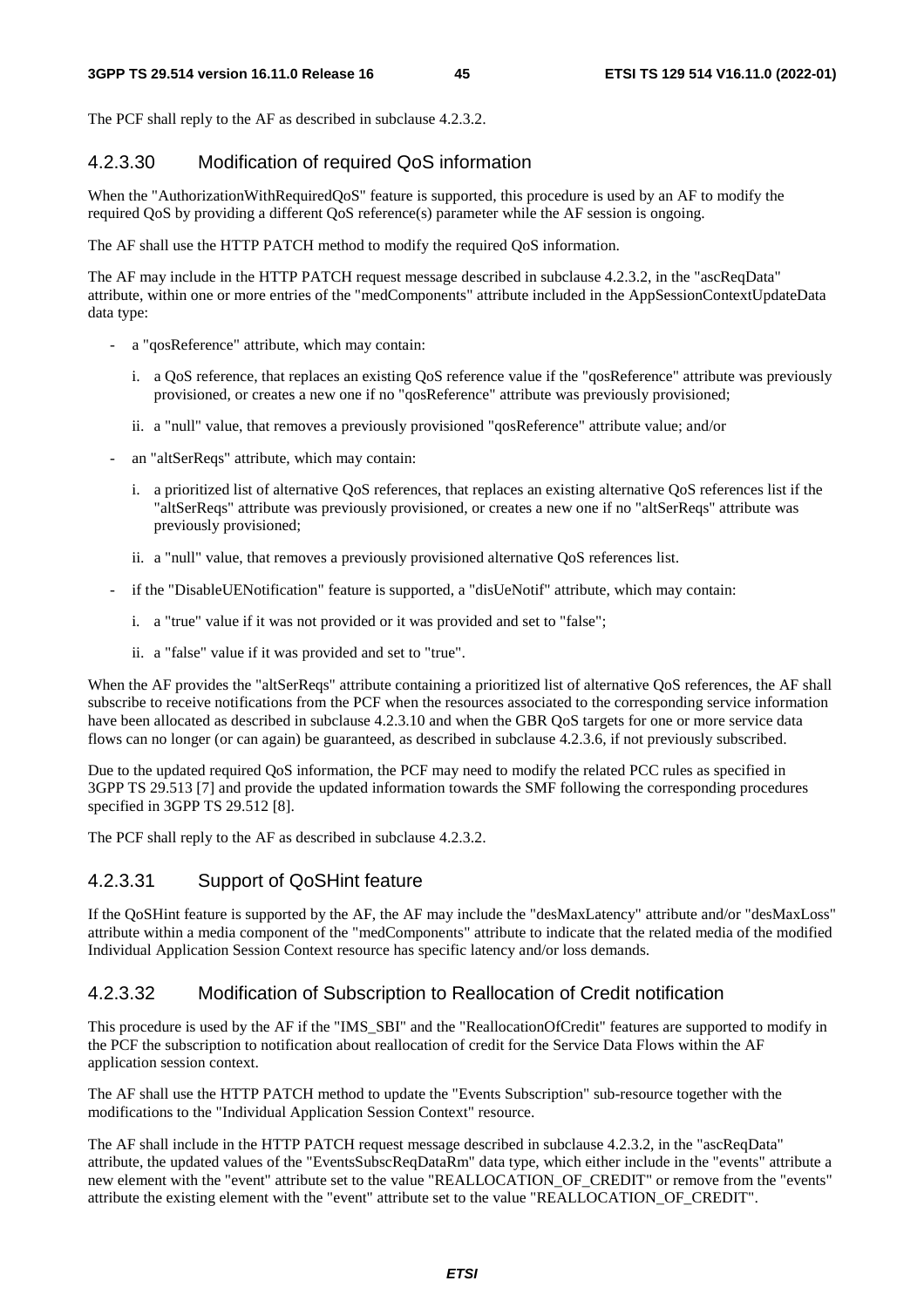The PCF shall reply to the AF as described in subclause 4.2.3.2.

#### 4.2.3.30 Modification of required QoS information

When the "AuthorizationWithRequiredQoS" feature is supported, this procedure is used by an AF to modify the required QoS by providing a different QoS reference(s) parameter while the AF session is ongoing.

The AF shall use the HTTP PATCH method to modify the required QoS information.

The AF may include in the HTTP PATCH request message described in subclause 4.2.3.2, in the "ascReqData" attribute, within one or more entries of the "medComponents" attribute included in the AppSessionContextUpdateData data type:

- a "qosReference" attribute, which may contain:
  - i. a QoS reference, that replaces an existing QoS reference value if the "qosReference" attribute was previously provisioned, or creates a new one if no "qosReference" attribute was previously provisioned;
  - ii. a "null" value, that removes a previously provisioned "qosReference" attribute value; and/or
- an "altSerReqs" attribute, which may contain:
  - i. a prioritized list of alternative QoS references, that replaces an existing alternative QoS references list if the "altSerReqs" attribute was previously provisioned, or creates a new one if no "altSerReqs" attribute was previously provisioned;
  - ii. a "null" value, that removes a previously provisioned alternative QoS references list.
- if the "DisableUENotification" feature is supported, a "disUeNotif" attribute, which may contain:
  - i. a "true" value if it was not provided or it was provided and set to "false";
  - ii. a "false" value if it was provided and set to "true".

When the AF provides the "altSerReqs" attribute containing a prioritized list of alternative QoS references, the AF shall subscribe to receive notifications from the PCF when the resources associated to the corresponding service information have been allocated as described in subclause 4.2.3.10 and when the GBR QoS targets for one or more service data flows can no longer (or can again) be guaranteed, as described in subclause 4.2.3.6, if not previously subscribed.

Due to the updated required QoS information, the PCF may need to modify the related PCC rules as specified in 3GPP TS 29.513 [7] and provide the updated information towards the SMF following the corresponding procedures specified in 3GPP TS 29.512 [8].

The PCF shall reply to the AF as described in subclause 4.2.3.2.

#### 4.2.3.31 Support of QoSHint feature

If the QoSHint feature is supported by the AF, the AF may include the "desMaxLatency" attribute and/or "desMaxLoss" attribute within a media component of the "medComponents" attribute to indicate that the related media of the modified Individual Application Session Context resource has specific latency and/or loss demands.

#### 4.2.3.32 Modification of Subscription to Reallocation of Credit notification

This procedure is used by the AF if the "IMS_SBI" and the "ReallocationOfCredit" features are supported to modify in the PCF the subscription to notification about reallocation of credit for the Service Data Flows within the AF application session context.

The AF shall use the HTTP PATCH method to update the "Events Subscription" sub-resource together with the modifications to the "Individual Application Session Context" resource.

The AF shall include in the HTTP PATCH request message described in subclause 4.2.3.2, in the "ascReqData" attribute, the updated values of the "EventsSubscReqDataRm" data type, which either include in the "events" attribute a new element with the "event" attribute set to the value "REALLOCATION_OF_CREDIT" or remove from the "events" attribute the existing element with the "event" attribute set to the value "REALLOCATION_OF_CREDIT".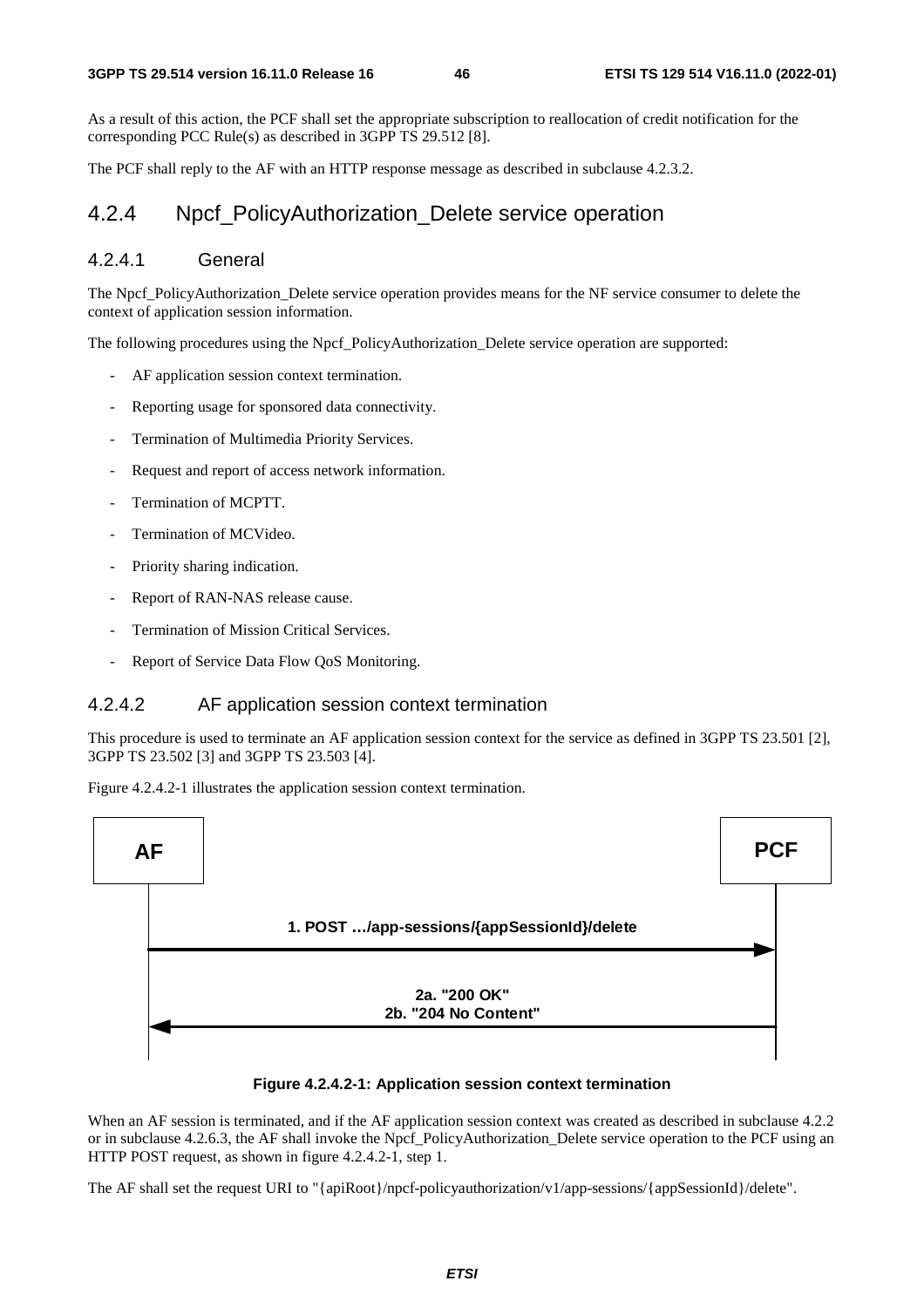As a result of this action, the PCF shall set the appropriate subscription to reallocation of credit notification for the corresponding PCC Rule(s) as described in 3GPP TS 29.512 [8].

The PCF shall reply to the AF with an HTTP response message as described in subclause 4.2.3.2.

## 4.2.4 Npcf_PolicyAuthorization_Delete service operation

### 4.2.4.1 General

The Npcf_PolicyAuthorization_Delete service operation provides means for the NF service consumer to delete the context of application session information.

The following procedures using the Npcf_PolicyAuthorization_Delete service operation are supported:

- AF application session context termination.
- Reporting usage for sponsored data connectivity.
- Termination of Multimedia Priority Services.
- Request and report of access network information.
- Termination of MCPTT.
- Termination of MCVideo.
- Priority sharing indication.
- Report of RAN-NAS release cause.
- Termination of Mission Critical Services.
- Report of Service Data Flow QoS Monitoring.

### 4.2.4.2 AF application session context termination

This procedure is used to terminate an AF application session context for the service as defined in 3GPP TS 23.501 [2], 3GPP TS 23.502 [3] and 3GPP TS 23.503 [4].

Figure 4.2.4.2-1 illustrates the application session context termination.

AF → PCF: 1. POST …/app-sessions/{appSessionId}/delete

PCF → AF: 2a. "200 OK" / 2b. "204 No Content"

**Figure 4.2.4.2-1: Application session context termination**

When an AF session is terminated, and if the AF application session context was created as described in subclause 4.2.2 or in subclause 4.2.6.3, the AF shall invoke the Npcf_PolicyAuthorization_Delete service operation to the PCF using an HTTP POST request, as shown in figure 4.2.4.2-1, step 1.

The AF shall set the request URI to "{apiRoot}/npcf-policyauthorization/v1/app-sessions/{appSessionId}/delete".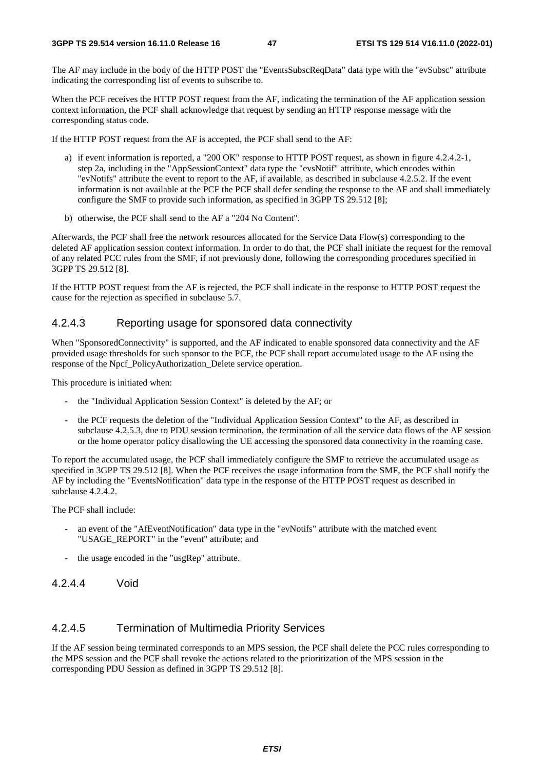The AF may include in the body of the HTTP POST the "EventsSubscReqData" data type with the "evSubsc" attribute indicating the corresponding list of events to subscribe to.

When the PCF receives the HTTP POST request from the AF, indicating the termination of the AF application session context information, the PCF shall acknowledge that request by sending an HTTP response message with the corresponding status code.

If the HTTP POST request from the AF is accepted, the PCF shall send to the AF:

a) if event information is reported, a "200 OK" response to HTTP POST request, as shown in figure 4.2.4.2-1, step 2a, including in the "AppSessionContext" data type the "evsNotif" attribute, which encodes within "evNotifs" attribute the event to report to the AF, if available, as described in subclause 4.2.5.2. If the event information is not available at the PCF the PCF shall defer sending the response to the AF and shall immediately configure the SMF to provide such information, as specified in 3GPP TS 29.512 [8];

b) otherwise, the PCF shall send to the AF a "204 No Content".

Afterwards, the PCF shall free the network resources allocated for the Service Data Flow(s) corresponding to the deleted AF application session context information. In order to do that, the PCF shall initiate the request for the removal of any related PCC rules from the SMF, if not previously done, following the corresponding procedures specified in 3GPP TS 29.512 [8].

If the HTTP POST request from the AF is rejected, the PCF shall indicate in the response to HTTP POST request the cause for the rejection as specified in subclause 5.7.

### 4.2.4.3 Reporting usage for sponsored data connectivity

When "SponsoredConnectivity" is supported, and the AF indicated to enable sponsored data connectivity and the AF provided usage thresholds for such sponsor to the PCF, the PCF shall report accumulated usage to the AF using the response of the Npcf_PolicyAuthorization_Delete service operation.

This procedure is initiated when:

- the "Individual Application Session Context" is deleted by the AF; or
- the PCF requests the deletion of the "Individual Application Session Context" to the AF, as described in subclause 4.2.5.3, due to PDU session termination, the termination of all the service data flows of the AF session or the home operator policy disallowing the UE accessing the sponsored data connectivity in the roaming case.

To report the accumulated usage, the PCF shall immediately configure the SMF to retrieve the accumulated usage as specified in 3GPP TS 29.512 [8]. When the PCF receives the usage information from the SMF, the PCF shall notify the AF by including the "EventsNotification" data type in the response of the HTTP POST request as described in subclause 4.2.4.2.

The PCF shall include:

- an event of the "AfEventNotification" data type in the "evNotifs" attribute with the matched event "USAGE_REPORT" in the "event" attribute; and
- the usage encoded in the "usgRep" attribute.

### 4.2.4.4 Void

### 4.2.4.5 Termination of Multimedia Priority Services

If the AF session being terminated corresponds to an MPS session, the PCF shall delete the PCC rules corresponding to the MPS session and the PCF shall revoke the actions related to the prioritization of the MPS session in the corresponding PDU Session as defined in 3GPP TS 29.512 [8].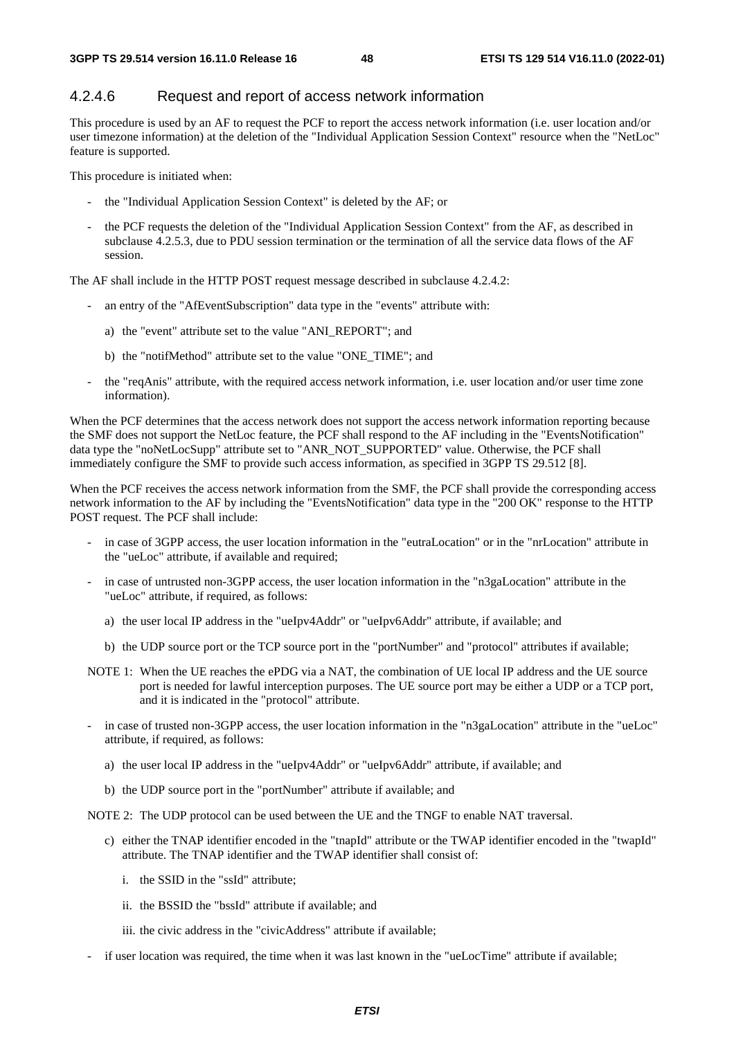#### 4.2.4.6 Request and report of access network information

This procedure is used by an AF to request the PCF to report the access network information (i.e. user location and/or user timezone information) at the deletion of the "Individual Application Session Context" resource when the "NetLoc" feature is supported.

This procedure is initiated when:

- the "Individual Application Session Context" is deleted by the AF; or
- the PCF requests the deletion of the "Individual Application Session Context" from the AF, as described in subclause 4.2.5.3, due to PDU session termination or the termination of all the service data flows of the AF session.

The AF shall include in the HTTP POST request message described in subclause 4.2.4.2:

- an entry of the "AfEventSubscription" data type in the "events" attribute with:
  a) the "event" attribute set to the value "ANI_REPORT"; and
  b) the "notifMethod" attribute set to the value "ONE_TIME"; and
- the "reqAnis" attribute, with the required access network information, i.e. user location and/or user time zone information).

When the PCF determines that the access network does not support the access network information reporting because the SMF does not support the NetLoc feature, the PCF shall respond to the AF including in the "EventsNotification" data type the "noNetLocSupp" attribute set to "ANR_NOT_SUPPORTED" value. Otherwise, the PCF shall immediately configure the SMF to provide such access information, as specified in 3GPP TS 29.512 [8].

When the PCF receives the access network information from the SMF, the PCF shall provide the corresponding access network information to the AF by including the "EventsNotification" data type in the "200 OK" response to the HTTP POST request. The PCF shall include:

- in case of 3GPP access, the user location information in the "eutraLocation" or in the "nrLocation" attribute in the "ueLoc" attribute, if available and required;
- in case of untrusted non-3GPP access, the user location information in the "n3gaLocation" attribute in the "ueLoc" attribute, if required, as follows:
  a) the user local IP address in the "ueIpv4Addr" or "ueIpv6Addr" attribute, if available; and
  b) the UDP source port or the TCP source port in the "portNumber" and "protocol" attributes if available;

NOTE 1: When the UE reaches the ePDG via a NAT, the combination of UE local IP address and the UE source port is needed for lawful interception purposes. The UE source port may be either a UDP or a TCP port, and it is indicated in the "protocol" attribute.

- in case of trusted non-3GPP access, the user location information in the "n3gaLocation" attribute in the "ueLoc" attribute, if required, as follows:
  a) the user local IP address in the "ueIpv4Addr" or "ueIpv6Addr" attribute, if available; and
  b) the UDP source port in the "portNumber" attribute if available; and

NOTE 2: The UDP protocol can be used between the UE and the TNGF to enable NAT traversal.

  c) either the TNAP identifier encoded in the "tnapId" attribute or the TWAP identifier encoded in the "twapId" attribute. The TNAP identifier and the TWAP identifier shall consist of:
     i. the SSID in the "ssId" attribute;
     ii. the BSSID the "bssId" attribute if available; and
     iii. the civic address in the "civicAddress" attribute if available;
- if user location was required, the time when it was last known in the "ueLocTime" attribute if available;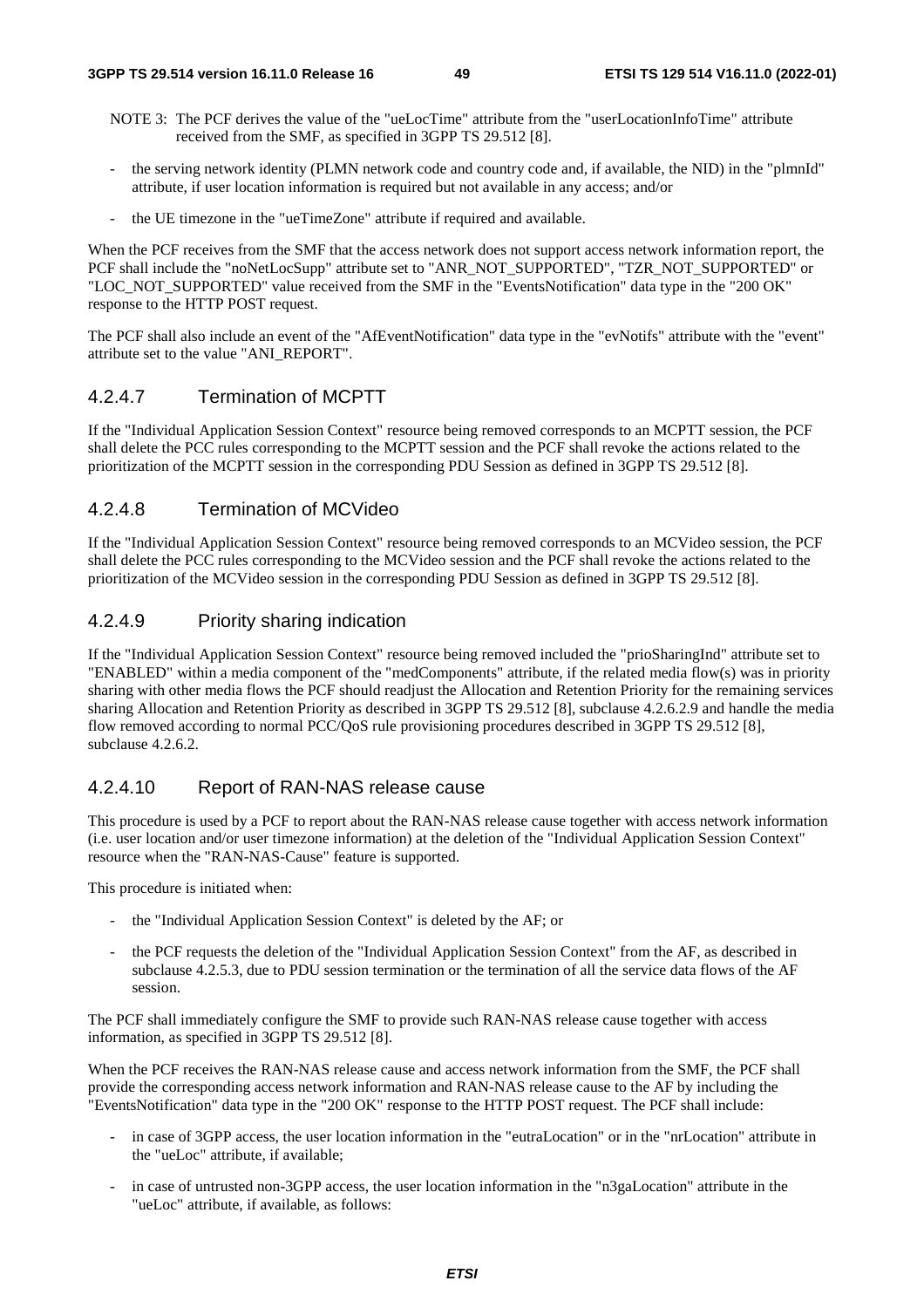NOTE 3: The PCF derives the value of the "ueLocTime" attribute from the "userLocationInfoTime" attribute received from the SMF, as specified in 3GPP TS 29.512 [8].

- the serving network identity (PLMN network code and country code and, if available, the NID) in the "plmnId" attribute, if user location information is required but not available in any access; and/or
- the UE timezone in the "ueTimeZone" attribute if required and available.

When the PCF receives from the SMF that the access network does not support access network information report, the PCF shall include the "noNetLocSupp" attribute set to "ANR_NOT_SUPPORTED", "TZR_NOT_SUPPORTED" or "LOC_NOT_SUPPORTED" value received from the SMF in the "EventsNotification" data type in the "200 OK" response to the HTTP POST request.

The PCF shall also include an event of the "AfEventNotification" data type in the "evNotifs" attribute with the "event" attribute set to the value "ANI_REPORT".

#### 4.2.4.7 Termination of MCPTT

If the "Individual Application Session Context" resource being removed corresponds to an MCPTT session, the PCF shall delete the PCC rules corresponding to the MCPTT session and the PCF shall revoke the actions related to the prioritization of the MCPTT session in the corresponding PDU Session as defined in 3GPP TS 29.512 [8].

#### 4.2.4.8 Termination of MCVideo

If the "Individual Application Session Context" resource being removed corresponds to an MCVideo session, the PCF shall delete the PCC rules corresponding to the MCVideo session and the PCF shall revoke the actions related to the prioritization of the MCVideo session in the corresponding PDU Session as defined in 3GPP TS 29.512 [8].

#### 4.2.4.9 Priority sharing indication

If the "Individual Application Session Context" resource being removed included the "prioSharingInd" attribute set to "ENABLED" within a media component of the "medComponents" attribute, if the related media flow(s) was in priority sharing with other media flows the PCF should readjust the Allocation and Retention Priority for the remaining services sharing Allocation and Retention Priority as described in 3GPP TS 29.512 [8], subclause 4.2.6.2.9 and handle the media flow removed according to normal PCC/QoS rule provisioning procedures described in 3GPP TS 29.512 [8], subclause 4.2.6.2.

#### 4.2.4.10 Report of RAN-NAS release cause

This procedure is used by a PCF to report about the RAN-NAS release cause together with access network information (i.e. user location and/or user timezone information) at the deletion of the "Individual Application Session Context" resource when the "RAN-NAS-Cause" feature is supported.

This procedure is initiated when:

- the "Individual Application Session Context" is deleted by the AF; or
- the PCF requests the deletion of the "Individual Application Session Context" from the AF, as described in subclause 4.2.5.3, due to PDU session termination or the termination of all the service data flows of the AF session.

The PCF shall immediately configure the SMF to provide such RAN-NAS release cause together with access information, as specified in 3GPP TS 29.512 [8].

When the PCF receives the RAN-NAS release cause and access network information from the SMF, the PCF shall provide the corresponding access network information and RAN-NAS release cause to the AF by including the "EventsNotification" data type in the "200 OK" response to the HTTP POST request. The PCF shall include:

- in case of 3GPP access, the user location information in the "eutraLocation" or in the "nrLocation" attribute in the "ueLoc" attribute, if available;
- in case of untrusted non-3GPP access, the user location information in the "n3gaLocation" attribute in the "ueLoc" attribute, if available, as follows: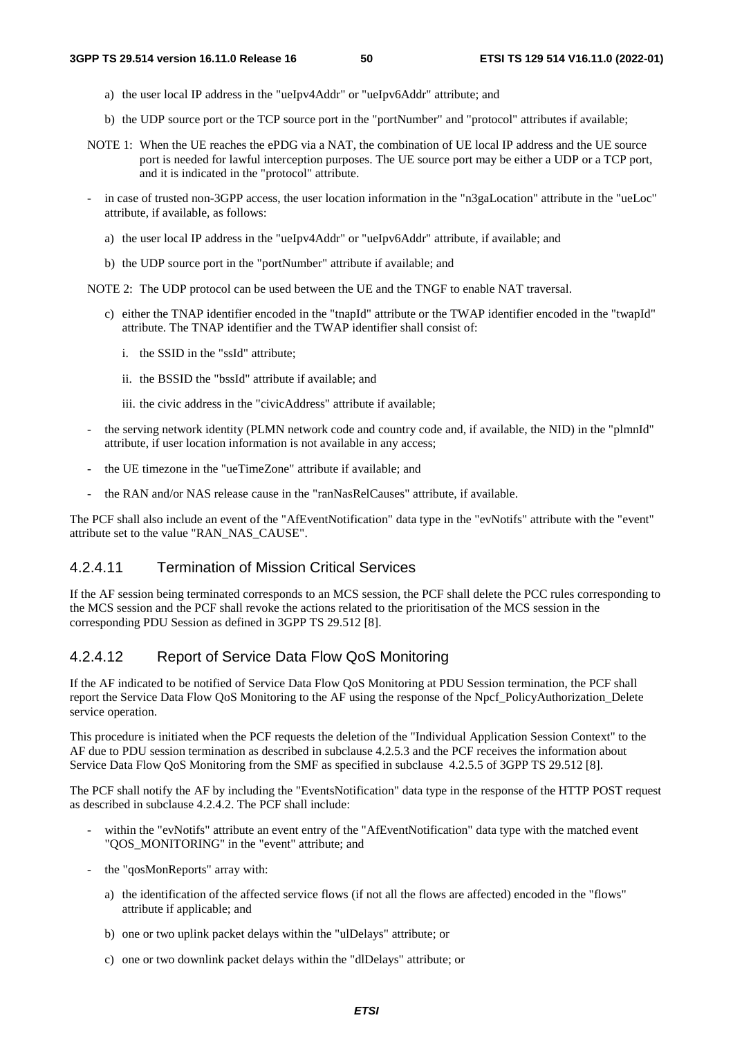a) the user local IP address in the "ueIpv4Addr" or "ueIpv6Addr" attribute; and

b) the UDP source port or the TCP source port in the "portNumber" and "protocol" attributes if available;

NOTE 1: When the UE reaches the ePDG via a NAT, the combination of UE local IP address and the UE source port is needed for lawful interception purposes. The UE source port may be either a UDP or a TCP port, and it is indicated in the "protocol" attribute.

- in case of trusted non-3GPP access, the user location information in the "n3gaLocation" attribute in the "ueLoc" attribute, if available, as follows:

  a) the user local IP address in the "ueIpv4Addr" or "ueIpv6Addr" attribute, if available; and

  b) the UDP source port in the "portNumber" attribute if available; and

NOTE 2: The UDP protocol can be used between the UE and the TNGF to enable NAT traversal.

  c) either the TNAP identifier encoded in the "tnapId" attribute or the TWAP identifier encoded in the "twapId" attribute. The TNAP identifier and the TWAP identifier shall consist of:

    i. the SSID in the "ssId" attribute;

    ii. the BSSID the "bssId" attribute if available; and

    iii. the civic address in the "civicAddress" attribute if available;

- the serving network identity (PLMN network code and country code and, if available, the NID) in the "plmnId" attribute, if user location information is not available in any access;
- the UE timezone in the "ueTimeZone" attribute if available; and
- the RAN and/or NAS release cause in the "ranNasRelCauses" attribute, if available.

The PCF shall also include an event of the "AfEventNotification" data type in the "evNotifs" attribute with the "event" attribute set to the value "RAN_NAS_CAUSE".

#### 4.2.4.11 Termination of Mission Critical Services

If the AF session being terminated corresponds to an MCS session, the PCF shall delete the PCC rules corresponding to the MCS session and the PCF shall revoke the actions related to the prioritisation of the MCS session in the corresponding PDU Session as defined in 3GPP TS 29.512 [8].

#### 4.2.4.12 Report of Service Data Flow QoS Monitoring

If the AF indicated to be notified of Service Data Flow QoS Monitoring at PDU Session termination, the PCF shall report the Service Data Flow QoS Monitoring to the AF using the response of the Npcf_PolicyAuthorization_Delete service operation.

This procedure is initiated when the PCF requests the deletion of the "Individual Application Session Context" to the AF due to PDU session termination as described in subclause 4.2.5.3 and the PCF receives the information about Service Data Flow QoS Monitoring from the SMF as specified in subclause 4.2.5.5 of 3GPP TS 29.512 [8].

The PCF shall notify the AF by including the "EventsNotification" data type in the response of the HTTP POST request as described in subclause 4.2.4.2. The PCF shall include:

- within the "evNotifs" attribute an event entry of the "AfEventNotification" data type with the matched event "QOS_MONITORING" in the "event" attribute; and
- the "qosMonReports" array with:

  a) the identification of the affected service flows (if not all the flows are affected) encoded in the "flows" attribute if applicable; and

  b) one or two uplink packet delays within the "ulDelays" attribute; or

  c) one or two downlink packet delays within the "dlDelays" attribute; or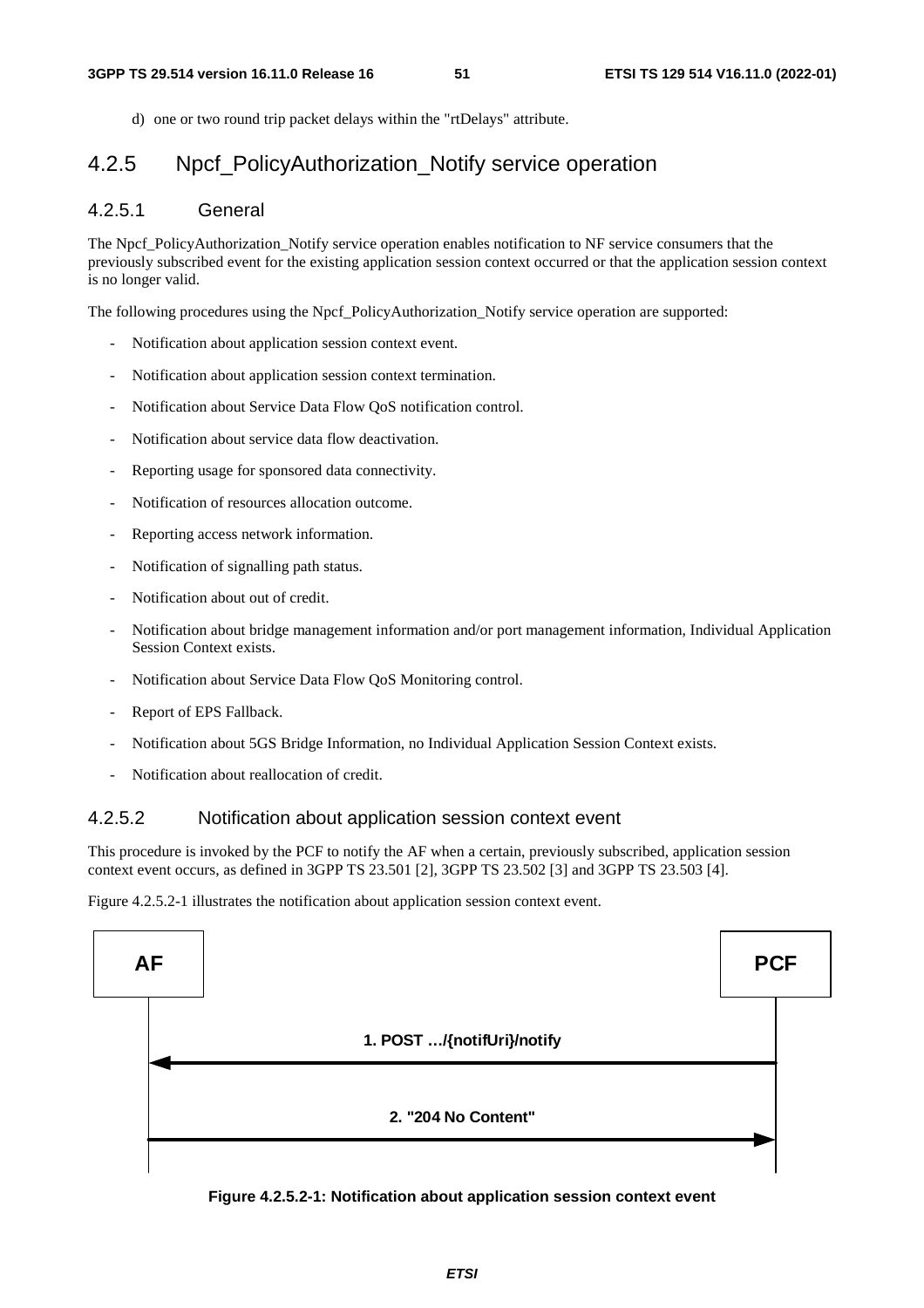d) one or two round trip packet delays within the "rtDelays" attribute.

## 4.2.5 Npcf_PolicyAuthorization_Notify service operation

### 4.2.5.1 General

The Npcf_PolicyAuthorization_Notify service operation enables notification to NF service consumers that the previously subscribed event for the existing application session context occurred or that the application session context is no longer valid.

The following procedures using the Npcf_PolicyAuthorization_Notify service operation are supported:

- Notification about application session context event.
- Notification about application session context termination.
- Notification about Service Data Flow QoS notification control.
- Notification about service data flow deactivation.
- Reporting usage for sponsored data connectivity.
- Notification of resources allocation outcome.
- Reporting access network information.
- Notification of signalling path status.
- Notification about out of credit.
- Notification about bridge management information and/or port management information, Individual Application Session Context exists.
- Notification about Service Data Flow QoS Monitoring control.
- Report of EPS Fallback.
- Notification about 5GS Bridge Information, no Individual Application Session Context exists.
- Notification about reallocation of credit.

### 4.2.5.2 Notification about application session context event

This procedure is invoked by the PCF to notify the AF when a certain, previously subscribed, application session context event occurs, as defined in 3GPP TS 23.501 [2], 3GPP TS 23.502 [3] and 3GPP TS 23.503 [4].

Figure 4.2.5.2-1 illustrates the notification about application session context event.

AF | PCF

1. POST …/{notifUri}/notify (PCF → AF)

2. "204 No Content" (AF → PCF)

**Figure 4.2.5.2-1: Notification about application session context event**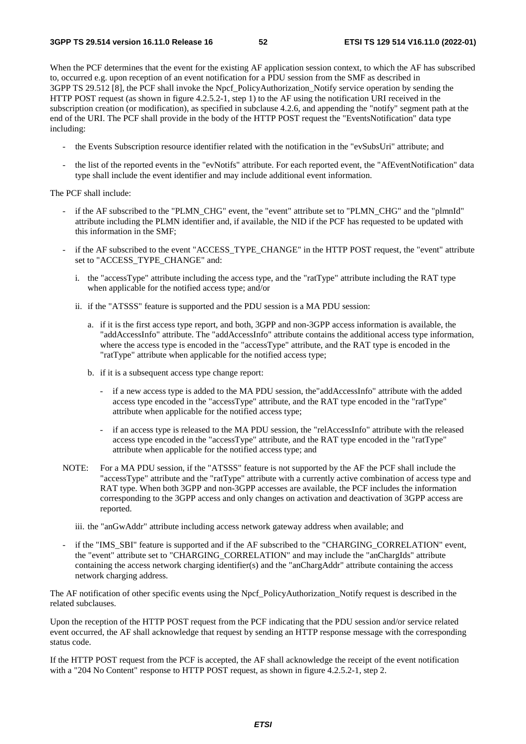When the PCF determines that the event for the existing AF application session context, to which the AF has subscribed to, occurred e.g. upon reception of an event notification for a PDU session from the SMF as described in 3GPP TS 29.512 [8], the PCF shall invoke the Npcf_PolicyAuthorization_Notify service operation by sending the HTTP POST request (as shown in figure 4.2.5.2-1, step 1) to the AF using the notification URI received in the subscription creation (or modification), as specified in subclause 4.2.6, and appending the "notify" segment path at the end of the URI. The PCF shall provide in the body of the HTTP POST request the "EventsNotification" data type including:

- the Events Subscription resource identifier related with the notification in the "evSubsUri" attribute; and
- the list of the reported events in the "evNotifs" attribute. For each reported event, the "AfEventNotification" data type shall include the event identifier and may include additional event information.

The PCF shall include:

- if the AF subscribed to the "PLMN_CHG" event, the "event" attribute set to "PLMN_CHG" and the "plmnId" attribute including the PLMN identifier and, if available, the NID if the PCF has requested to be updated with this information in the SMF;
- if the AF subscribed to the event "ACCESS_TYPE_CHANGE" in the HTTP POST request, the "event" attribute set to "ACCESS_TYPE_CHANGE" and:
  - i. the "accessType" attribute including the access type, and the "ratType" attribute including the RAT type when applicable for the notified access type; and/or
  - ii. if the "ATSSS" feature is supported and the PDU session is a MA PDU session:
    - a. if it is the first access type report, and both, 3GPP and non-3GPP access information is available, the "addAccessInfo" attribute. The "addAccessInfo" attribute contains the additional access type information, where the access type is encoded in the "accessType" attribute, and the RAT type is encoded in the "ratType" attribute when applicable for the notified access type;
    - b. if it is a subsequent access type change report:
      - if a new access type is added to the MA PDU session, the"addAccessInfo" attribute with the added access type encoded in the "accessType" attribute, and the RAT type encoded in the "ratType" attribute when applicable for the notified access type;
      - if an access type is released to the MA PDU session, the "relAccessInfo" attribute with the released access type encoded in the "accessType" attribute, and the RAT type encoded in the "ratType" attribute when applicable for the notified access type; and

NOTE: For a MA PDU session, if the "ATSSS" feature is not supported by the AF the PCF shall include the "accessType" attribute and the "ratType" attribute with a currently active combination of access type and RAT type. When both 3GPP and non-3GPP accesses are available, the PCF includes the information corresponding to the 3GPP access and only changes on activation and deactivation of 3GPP access are reported.

  - iii. the "anGwAddr" attribute including access network gateway address when available; and
- if the "IMS_SBI" feature is supported and if the AF subscribed to the "CHARGING_CORRELATION" event, the "event" attribute set to "CHARGING_CORRELATION" and may include the "anChargIds" attribute containing the access network charging identifier(s) and the "anChargAddr" attribute containing the access network charging address.

The AF notification of other specific events using the Npcf_PolicyAuthorization_Notify request is described in the related subclauses.

Upon the reception of the HTTP POST request from the PCF indicating that the PDU session and/or service related event occurred, the AF shall acknowledge that request by sending an HTTP response message with the corresponding status code.

If the HTTP POST request from the PCF is accepted, the AF shall acknowledge the receipt of the event notification with a "204 No Content" response to HTTP POST request, as shown in figure 4.2.5.2-1, step 2.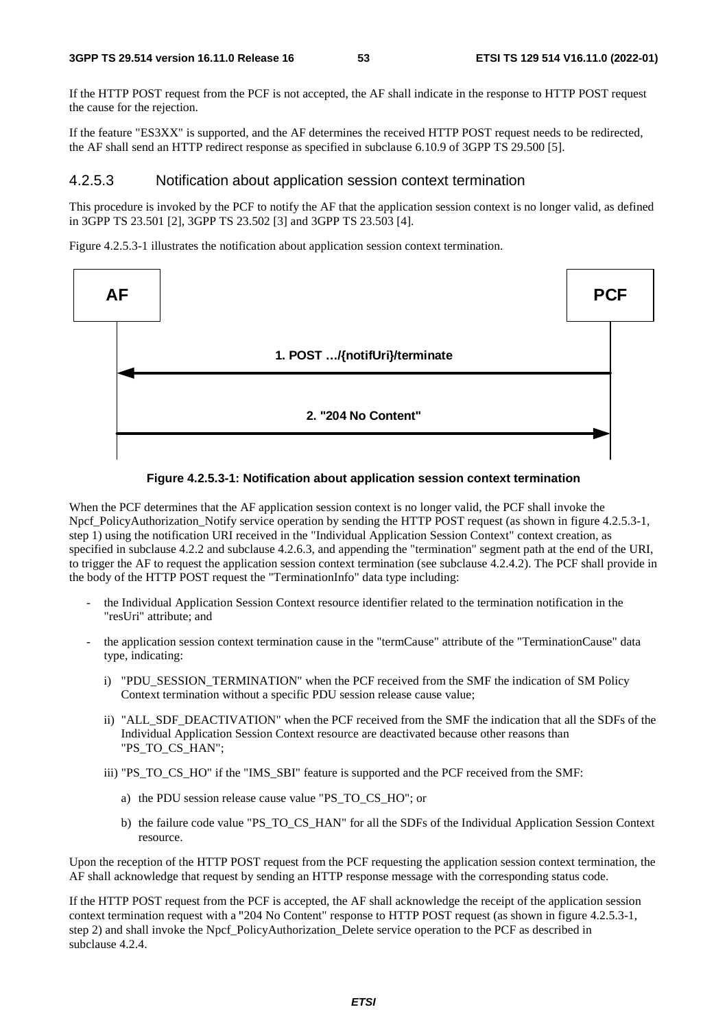If the HTTP POST request from the PCF is not accepted, the AF shall indicate in the response to HTTP POST request the cause for the rejection.

If the feature "ES3XX" is supported, and the AF determines the received HTTP POST request needs to be redirected, the AF shall send an HTTP redirect response as specified in subclause 6.10.9 of 3GPP TS 29.500 [5].

### 4.2.5.3 Notification about application session context termination

This procedure is invoked by the PCF to notify the AF that the application session context is no longer valid, as defined in 3GPP TS 23.501 [2], 3GPP TS 23.502 [3] and 3GPP TS 23.503 [4].

Figure 4.2.5.3-1 illustrates the notification about application session context termination.

AF | PCF

1. POST …/{notifUri}/terminate (PCF → AF)

2. "204 No Content" (AF → PCF)

**Figure 4.2.5.3-1: Notification about application session context termination**

When the PCF determines that the AF application session context is no longer valid, the PCF shall invoke the Npcf_PolicyAuthorization_Notify service operation by sending the HTTP POST request (as shown in figure 4.2.5.3-1, step 1) using the notification URI received in the "Individual Application Session Context" context creation, as specified in subclause 4.2.2 and subclause 4.2.6.3, and appending the "termination" segment path at the end of the URI, to trigger the AF to request the application session context termination (see subclause 4.2.4.2). The PCF shall provide in the body of the HTTP POST request the "TerminationInfo" data type including:

- the Individual Application Session Context resource identifier related to the termination notification in the "resUri" attribute; and
- the application session context termination cause in the "termCause" attribute of the "TerminationCause" data type, indicating:
  - i) "PDU_SESSION_TERMINATION" when the PCF received from the SMF the indication of SM Policy Context termination without a specific PDU session release cause value;
  - ii) "ALL_SDF_DEACTIVATION" when the PCF received from the SMF the indication that all the SDFs of the Individual Application Session Context resource are deactivated because other reasons than "PS_TO_CS_HAN";
  - iii) "PS_TO_CS_HO" if the "IMS_SBI" feature is supported and the PCF received from the SMF:
    - a) the PDU session release cause value "PS_TO_CS_HO"; or
    - b) the failure code value "PS_TO_CS_HAN" for all the SDFs of the Individual Application Session Context resource.

Upon the reception of the HTTP POST request from the PCF requesting the application session context termination, the AF shall acknowledge that request by sending an HTTP response message with the corresponding status code.

If the HTTP POST request from the PCF is accepted, the AF shall acknowledge the receipt of the application session context termination request with a "204 No Content" response to HTTP POST request (as shown in figure 4.2.5.3-1, step 2) and shall invoke the Npcf_PolicyAuthorization_Delete service operation to the PCF as described in subclause 4.2.4.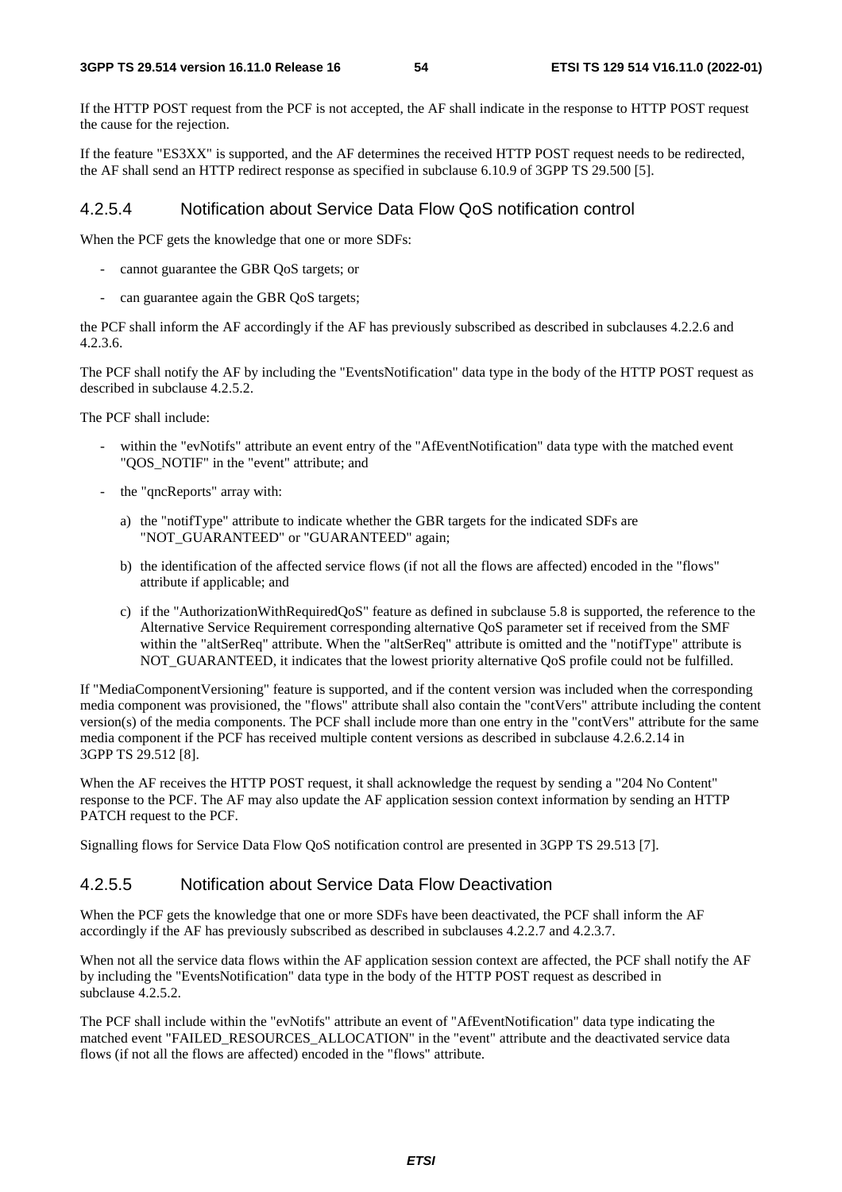If the HTTP POST request from the PCF is not accepted, the AF shall indicate in the response to HTTP POST request the cause for the rejection.

If the feature "ES3XX" is supported, and the AF determines the received HTTP POST request needs to be redirected, the AF shall send an HTTP redirect response as specified in subclause 6.10.9 of 3GPP TS 29.500 [5].

#### 4.2.5.4 Notification about Service Data Flow QoS notification control

When the PCF gets the knowledge that one or more SDFs:

- cannot guarantee the GBR QoS targets; or
- can guarantee again the GBR QoS targets;

the PCF shall inform the AF accordingly if the AF has previously subscribed as described in subclauses 4.2.2.6 and 4.2.3.6.

The PCF shall notify the AF by including the "EventsNotification" data type in the body of the HTTP POST request as described in subclause 4.2.5.2.

The PCF shall include:

- within the "evNotifs" attribute an event entry of the "AfEventNotification" data type with the matched event "QOS_NOTIF" in the "event" attribute; and
- the "qncReports" array with:
  a) the "notifType" attribute to indicate whether the GBR targets for the indicated SDFs are "NOT_GUARANTEED" or "GUARANTEED" again;
  b) the identification of the affected service flows (if not all the flows are affected) encoded in the "flows" attribute if applicable; and
  c) if the "AuthorizationWithRequiredQoS" feature as defined in subclause 5.8 is supported, the reference to the Alternative Service Requirement corresponding alternative QoS parameter set if received from the SMF within the "altSerReq" attribute. When the "altSerReq" attribute is omitted and the "notifType" attribute is NOT_GUARANTEED, it indicates that the lowest priority alternative QoS profile could not be fulfilled.

If "MediaComponentVersioning" feature is supported, and if the content version was included when the corresponding media component was provisioned, the "flows" attribute shall also contain the "contVers" attribute including the content version(s) of the media components. The PCF shall include more than one entry in the "contVers" attribute for the same media component if the PCF has received multiple content versions as described in subclause 4.2.6.2.14 in 3GPP TS 29.512 [8].

When the AF receives the HTTP POST request, it shall acknowledge the request by sending a "204 No Content" response to the PCF. The AF may also update the AF application session context information by sending an HTTP PATCH request to the PCF.

Signalling flows for Service Data Flow QoS notification control are presented in 3GPP TS 29.513 [7].

#### 4.2.5.5 Notification about Service Data Flow Deactivation

When the PCF gets the knowledge that one or more SDFs have been deactivated, the PCF shall inform the AF accordingly if the AF has previously subscribed as described in subclauses 4.2.2.7 and 4.2.3.7.

When not all the service data flows within the AF application session context are affected, the PCF shall notify the AF by including the "EventsNotification" data type in the body of the HTTP POST request as described in subclause 4.2.5.2.

The PCF shall include within the "evNotifs" attribute an event of "AfEventNotification" data type indicating the matched event "FAILED_RESOURCES_ALLOCATION" in the "event" attribute and the deactivated service data flows (if not all the flows are affected) encoded in the "flows" attribute.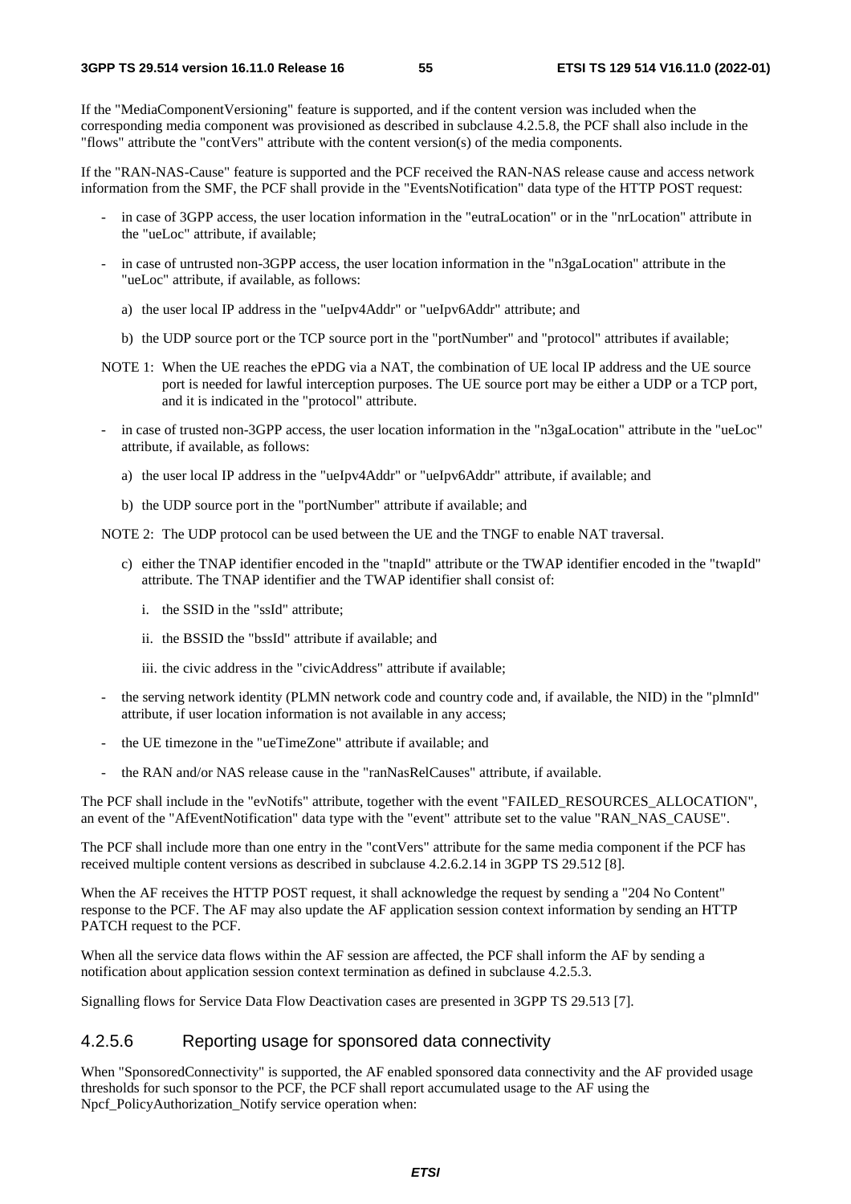If the "MediaComponentVersioning" feature is supported, and if the content version was included when the corresponding media component was provisioned as described in subclause 4.2.5.8, the PCF shall also include in the "flows" attribute the "contVers" attribute with the content version(s) of the media components.

If the "RAN-NAS-Cause" feature is supported and the PCF received the RAN-NAS release cause and access network information from the SMF, the PCF shall provide in the "EventsNotification" data type of the HTTP POST request:

- in case of 3GPP access, the user location information in the "eutraLocation" or in the "nrLocation" attribute in the "ueLoc" attribute, if available;
- in case of untrusted non-3GPP access, the user location information in the "n3gaLocation" attribute in the "ueLoc" attribute, if available, as follows:
  - a) the user local IP address in the "ueIpv4Addr" or "ueIpv6Addr" attribute; and
  - b) the UDP source port or the TCP source port in the "portNumber" and "protocol" attributes if available;

NOTE 1: When the UE reaches the ePDG via a NAT, the combination of UE local IP address and the UE source port is needed for lawful interception purposes. The UE source port may be either a UDP or a TCP port, and it is indicated in the "protocol" attribute.

- in case of trusted non-3GPP access, the user location information in the "n3gaLocation" attribute in the "ueLoc" attribute, if available, as follows:
  - a) the user local IP address in the "ueIpv4Addr" or "ueIpv6Addr" attribute, if available; and
  - b) the UDP source port in the "portNumber" attribute if available; and

NOTE 2: The UDP protocol can be used between the UE and the TNGF to enable NAT traversal.

  - c) either the TNAP identifier encoded in the "tnapId" attribute or the TWAP identifier encoded in the "twapId" attribute. The TNAP identifier and the TWAP identifier shall consist of:
    - i. the SSID in the "ssId" attribute;
    - ii. the BSSID the "bssId" attribute if available; and
    - iii. the civic address in the "civicAddress" attribute if available;
- the serving network identity (PLMN network code and country code and, if available, the NID) in the "plmnId" attribute, if user location information is not available in any access;
- the UE timezone in the "ueTimeZone" attribute if available; and
- the RAN and/or NAS release cause in the "ranNasRelCauses" attribute, if available.

The PCF shall include in the "evNotifs" attribute, together with the event "FAILED_RESOURCES_ALLOCATION", an event of the "AfEventNotification" data type with the "event" attribute set to the value "RAN_NAS_CAUSE".

The PCF shall include more than one entry in the "contVers" attribute for the same media component if the PCF has received multiple content versions as described in subclause 4.2.6.2.14 in 3GPP TS 29.512 [8].

When the AF receives the HTTP POST request, it shall acknowledge the request by sending a "204 No Content" response to the PCF. The AF may also update the AF application session context information by sending an HTTP PATCH request to the PCF.

When all the service data flows within the AF session are affected, the PCF shall inform the AF by sending a notification about application session context termination as defined in subclause 4.2.5.3.

Signalling flows for Service Data Flow Deactivation cases are presented in 3GPP TS 29.513 [7].

### 4.2.5.6 Reporting usage for sponsored data connectivity

When "SponsoredConnectivity" is supported, the AF enabled sponsored data connectivity and the AF provided usage thresholds for such sponsor to the PCF, the PCF shall report accumulated usage to the AF using the Npcf_PolicyAuthorization_Notify service operation when: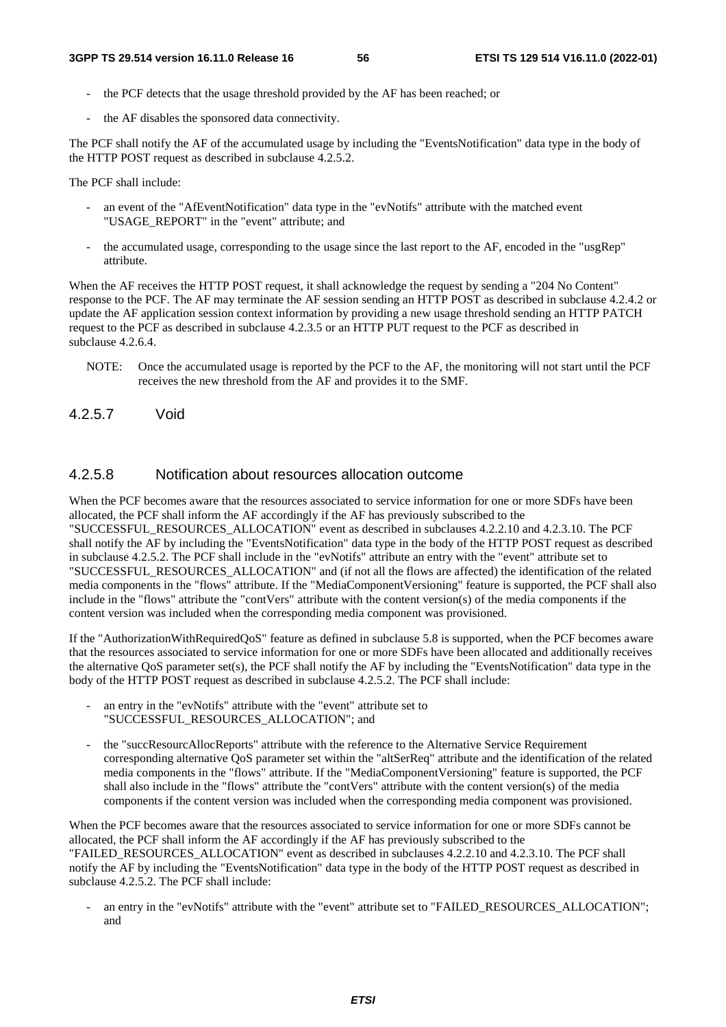- the PCF detects that the usage threshold provided by the AF has been reached; or
- the AF disables the sponsored data connectivity.

The PCF shall notify the AF of the accumulated usage by including the "EventsNotification" data type in the body of the HTTP POST request as described in subclause 4.2.5.2.

The PCF shall include:

- an event of the "AfEventNotification" data type in the "evNotifs" attribute with the matched event "USAGE_REPORT" in the "event" attribute; and
- the accumulated usage, corresponding to the usage since the last report to the AF, encoded in the "usgRep" attribute.

When the AF receives the HTTP POST request, it shall acknowledge the request by sending a "204 No Content" response to the PCF. The AF may terminate the AF session sending an HTTP POST as described in subclause 4.2.4.2 or update the AF application session context information by providing a new usage threshold sending an HTTP PATCH request to the PCF as described in subclause 4.2.3.5 or an HTTP PUT request to the PCF as described in subclause 4.2.6.4.

NOTE: Once the accumulated usage is reported by the PCF to the AF, the monitoring will not start until the PCF receives the new threshold from the AF and provides it to the SMF.

#### 4.2.5.7 Void

#### 4.2.5.8 Notification about resources allocation outcome

When the PCF becomes aware that the resources associated to service information for one or more SDFs have been allocated, the PCF shall inform the AF accordingly if the AF has previously subscribed to the "SUCCESSFUL_RESOURCES_ALLOCATION" event as described in subclauses 4.2.2.10 and 4.2.3.10. The PCF shall notify the AF by including the "EventsNotification" data type in the body of the HTTP POST request as described in subclause 4.2.5.2. The PCF shall include in the "evNotifs" attribute an entry with the "event" attribute set to "SUCCESSFUL_RESOURCES_ALLOCATION" and (if not all the flows are affected) the identification of the related media components in the "flows" attribute. If the "MediaComponentVersioning" feature is supported, the PCF shall also include in the "flows" attribute the "contVers" attribute with the content version(s) of the media components if the content version was included when the corresponding media component was provisioned.

If the "AuthorizationWithRequiredQoS" feature as defined in subclause 5.8 is supported, when the PCF becomes aware that the resources associated to service information for one or more SDFs have been allocated and additionally receives the alternative QoS parameter set(s), the PCF shall notify the AF by including the "EventsNotification" data type in the body of the HTTP POST request as described in subclause 4.2.5.2. The PCF shall include:

- an entry in the "evNotifs" attribute with the "event" attribute set to "SUCCESSFUL_RESOURCES_ALLOCATION"; and
- the "succResourcAllocReports" attribute with the reference to the Alternative Service Requirement corresponding alternative QoS parameter set within the "altSerReq" attribute and the identification of the related media components in the "flows" attribute. If the "MediaComponentVersioning" feature is supported, the PCF shall also include in the "flows" attribute the "contVers" attribute with the content version(s) of the media components if the content version was included when the corresponding media component was provisioned.

When the PCF becomes aware that the resources associated to service information for one or more SDFs cannot be allocated, the PCF shall inform the AF accordingly if the AF has previously subscribed to the "FAILED_RESOURCES_ALLOCATION" event as described in subclauses 4.2.2.10 and 4.2.3.10. The PCF shall notify the AF by including the "EventsNotification" data type in the body of the HTTP POST request as described in subclause 4.2.5.2. The PCF shall include:

- an entry in the "evNotifs" attribute with the "event" attribute set to "FAILED_RESOURCES_ALLOCATION"; and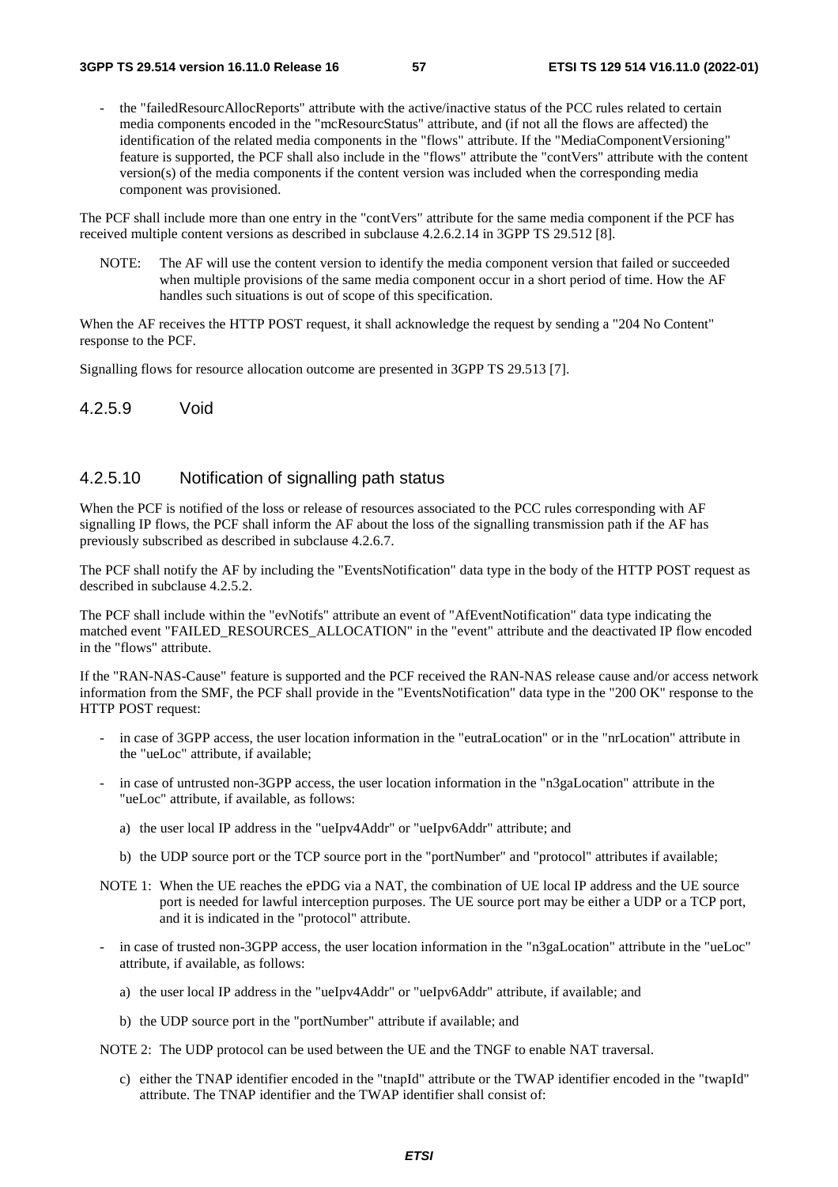- the "failedResourcAllocReports" attribute with the active/inactive status of the PCC rules related to certain media components encoded in the "mcResourcStatus" attribute, and (if not all the flows are affected) the identification of the related media components in the "flows" attribute. If the "MediaComponentVersioning" feature is supported, the PCF shall also include in the "flows" attribute the "contVers" attribute with the content version(s) of the media components if the content version was included when the corresponding media component was provisioned.

The PCF shall include more than one entry in the "contVers" attribute for the same media component if the PCF has received multiple content versions as described in subclause 4.2.6.2.14 in 3GPP TS 29.512 [8].

NOTE: The AF will use the content version to identify the media component version that failed or succeeded when multiple provisions of the same media component occur in a short period of time. How the AF handles such situations is out of scope of this specification.

When the AF receives the HTTP POST request, it shall acknowledge the request by sending a "204 No Content" response to the PCF.

Signalling flows for resource allocation outcome are presented in 3GPP TS 29.513 [7].

### 4.2.5.9 Void

### 4.2.5.10 Notification of signalling path status

When the PCF is notified of the loss or release of resources associated to the PCC rules corresponding with AF signalling IP flows, the PCF shall inform the AF about the loss of the signalling transmission path if the AF has previously subscribed as described in subclause 4.2.6.7.

The PCF shall notify the AF by including the "EventsNotification" data type in the body of the HTTP POST request as described in subclause 4.2.5.2.

The PCF shall include within the "evNotifs" attribute an event of "AfEventNotification" data type indicating the matched event "FAILED_RESOURCES_ALLOCATION" in the "event" attribute and the deactivated IP flow encoded in the "flows" attribute.

If the "RAN-NAS-Cause" feature is supported and the PCF received the RAN-NAS release cause and/or access network information from the SMF, the PCF shall provide in the "EventsNotification" data type in the "200 OK" response to the HTTP POST request:

- in case of 3GPP access, the user location information in the "eutraLocation" or in the "nrLocation" attribute in the "ueLoc" attribute, if available;
- in case of untrusted non-3GPP access, the user location information in the "n3gaLocation" attribute in the "ueLoc" attribute, if available, as follows:
  a) the user local IP address in the "ueIpv4Addr" or "ueIpv6Addr" attribute; and
  b) the UDP source port or the TCP source port in the "portNumber" and "protocol" attributes if available;

NOTE 1: When the UE reaches the ePDG via a NAT, the combination of UE local IP address and the UE source port is needed for lawful interception purposes. The UE source port may be either a UDP or a TCP port, and it is indicated in the "protocol" attribute.

- in case of trusted non-3GPP access, the user location information in the "n3gaLocation" attribute in the "ueLoc" attribute, if available, as follows:
  a) the user local IP address in the "ueIpv4Addr" or "ueIpv6Addr" attribute, if available; and
  b) the UDP source port in the "portNumber" attribute if available; and

NOTE 2: The UDP protocol can be used between the UE and the TNGF to enable NAT traversal.

  c) either the TNAP identifier encoded in the "tnapId" attribute or the TWAP identifier encoded in the "twapId" attribute. The TNAP identifier and the TWAP identifier shall consist of: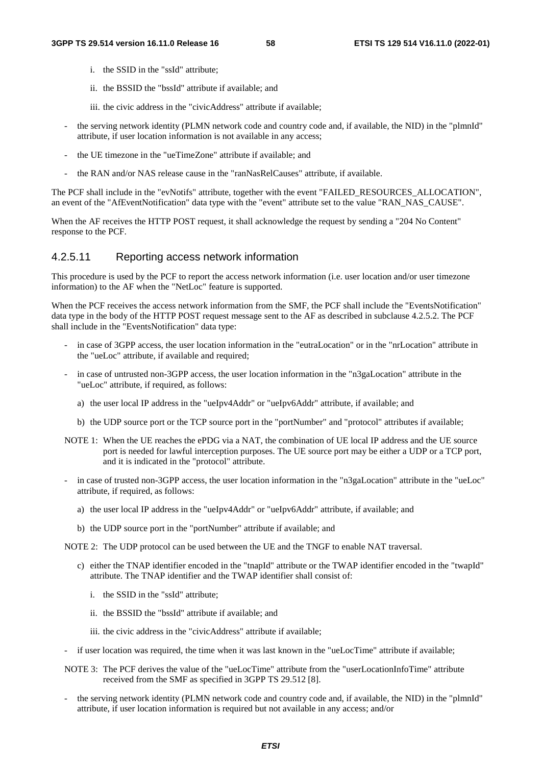i. the SSID in the "ssId" attribute;

   ii. the BSSID the "bssId" attribute if available; and

   iii. the civic address in the "civicAddress" attribute if available;

- the serving network identity (PLMN network code and country code and, if available, the NID) in the "plmnId" attribute, if user location information is not available in any access;
- the UE timezone in the "ueTimeZone" attribute if available; and
- the RAN and/or NAS release cause in the "ranNasRelCauses" attribute, if available.

The PCF shall include in the "evNotifs" attribute, together with the event "FAILED_RESOURCES_ALLOCATION", an event of the "AfEventNotification" data type with the "event" attribute set to the value "RAN_NAS_CAUSE".

When the AF receives the HTTP POST request, it shall acknowledge the request by sending a "204 No Content" response to the PCF.

#### 4.2.5.11 Reporting access network information

This procedure is used by the PCF to report the access network information (i.e. user location and/or user timezone information) to the AF when the "NetLoc" feature is supported.

When the PCF receives the access network information from the SMF, the PCF shall include the "EventsNotification" data type in the body of the HTTP POST request message sent to the AF as described in subclause 4.2.5.2. The PCF shall include in the "EventsNotification" data type:

- in case of 3GPP access, the user location information in the "eutraLocation" or in the "nrLocation" attribute in the "ueLoc" attribute, if available and required;
- in case of untrusted non-3GPP access, the user location information in the "n3gaLocation" attribute in the "ueLoc" attribute, if required, as follows:
  a) the user local IP address in the "ueIpv4Addr" or "ueIpv6Addr" attribute, if available; and
  b) the UDP source port or the TCP source port in the "portNumber" and "protocol" attributes if available;

NOTE 1: When the UE reaches the ePDG via a NAT, the combination of UE local IP address and the UE source port is needed for lawful interception purposes. The UE source port may be either a UDP or a TCP port, and it is indicated in the "protocol" attribute.

- in case of trusted non-3GPP access, the user location information in the "n3gaLocation" attribute in the "ueLoc" attribute, if required, as follows:
  a) the user local IP address in the "ueIpv4Addr" or "ueIpv6Addr" attribute, if available; and
  b) the UDP source port in the "portNumber" attribute if available; and

NOTE 2: The UDP protocol can be used between the UE and the TNGF to enable NAT traversal.

  c) either the TNAP identifier encoded in the "tnapId" attribute or the TWAP identifier encoded in the "twapId" attribute. The TNAP identifier and the TWAP identifier shall consist of:

     i. the SSID in the "ssId" attribute;

     ii. the BSSID the "bssId" attribute if available; and

     iii. the civic address in the "civicAddress" attribute if available;

- if user location was required, the time when it was last known in the "ueLocTime" attribute if available;

NOTE 3: The PCF derives the value of the "ueLocTime" attribute from the "userLocationInfoTime" attribute received from the SMF as specified in 3GPP TS 29.512 [8].

- the serving network identity (PLMN network code and country code and, if available, the NID) in the "plmnId" attribute, if user location information is required but not available in any access; and/or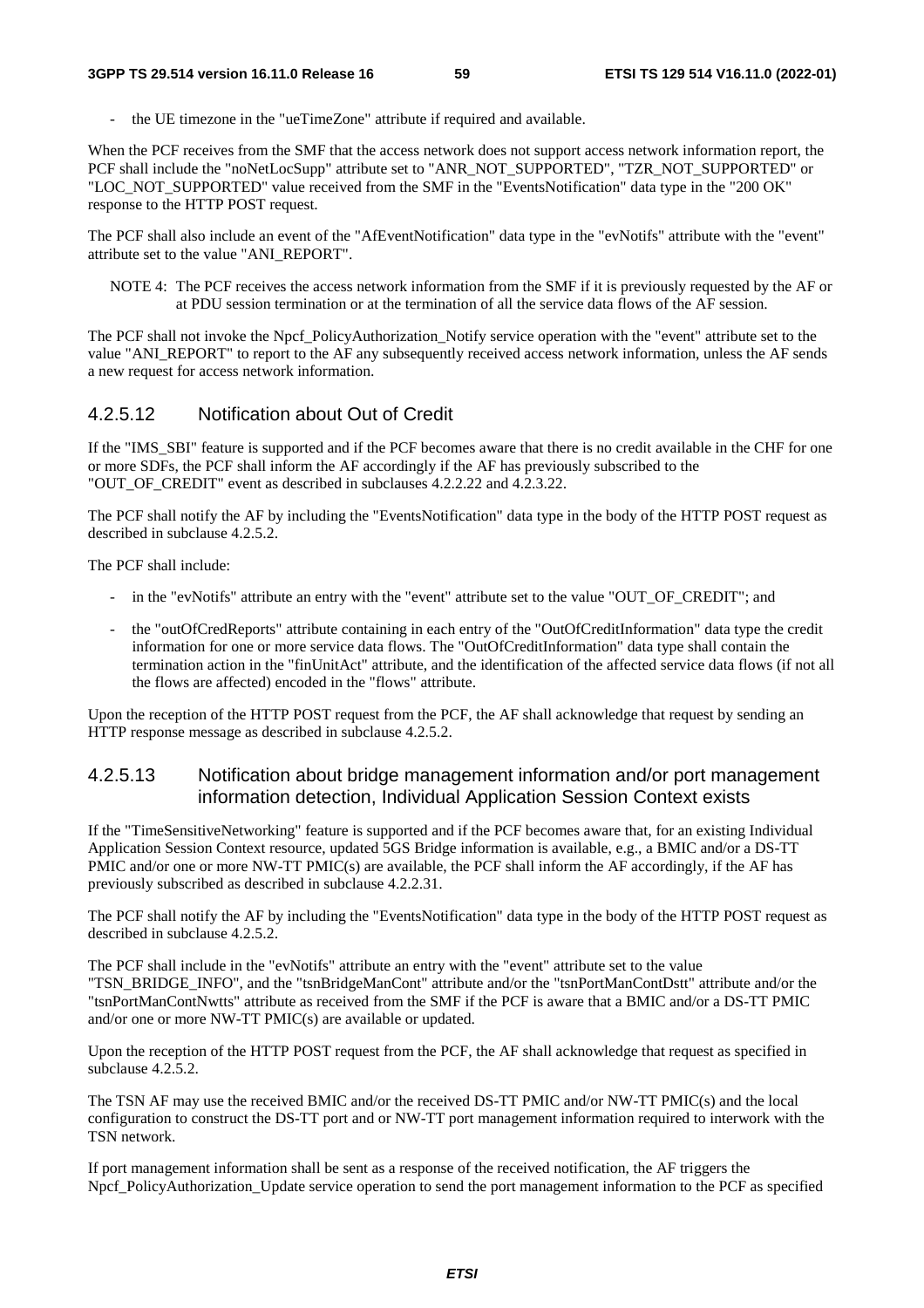- the UE timezone in the "ueTimeZone" attribute if required and available.

When the PCF receives from the SMF that the access network does not support access network information report, the PCF shall include the "noNetLocSupp" attribute set to "ANR_NOT_SUPPORTED", "TZR_NOT_SUPPORTED" or "LOC_NOT_SUPPORTED" value received from the SMF in the "EventsNotification" data type in the "200 OK" response to the HTTP POST request.

The PCF shall also include an event of the "AfEventNotification" data type in the "evNotifs" attribute with the "event" attribute set to the value "ANI_REPORT".

NOTE 4: The PCF receives the access network information from the SMF if it is previously requested by the AF or at PDU session termination or at the termination of all the service data flows of the AF session.

The PCF shall not invoke the Npcf_PolicyAuthorization_Notify service operation with the "event" attribute set to the value "ANI_REPORT" to report to the AF any subsequently received access network information, unless the AF sends a new request for access network information.

#### 4.2.5.12 Notification about Out of Credit

If the "IMS_SBI" feature is supported and if the PCF becomes aware that there is no credit available in the CHF for one or more SDFs, the PCF shall inform the AF accordingly if the AF has previously subscribed to the "OUT_OF_CREDIT" event as described in subclauses 4.2.2.22 and 4.2.3.22.

The PCF shall notify the AF by including the "EventsNotification" data type in the body of the HTTP POST request as described in subclause 4.2.5.2.

The PCF shall include:

- in the "evNotifs" attribute an entry with the "event" attribute set to the value "OUT_OF_CREDIT"; and
- the "outOfCredReports" attribute containing in each entry of the "OutOfCreditInformation" data type the credit information for one or more service data flows. The "OutOfCreditInformation" data type shall contain the termination action in the "finUnitAct" attribute, and the identification of the affected service data flows (if not all the flows are affected) encoded in the "flows" attribute.

Upon the reception of the HTTP POST request from the PCF, the AF shall acknowledge that request by sending an HTTP response message as described in subclause 4.2.5.2.

#### 4.2.5.13 Notification about bridge management information and/or port management information detection, Individual Application Session Context exists

If the "TimeSensitiveNetworking" feature is supported and if the PCF becomes aware that, for an existing Individual Application Session Context resource, updated 5GS Bridge information is available, e.g., a BMIC and/or a DS-TT PMIC and/or one or more NW-TT PMIC(s) are available, the PCF shall inform the AF accordingly, if the AF has previously subscribed as described in subclause 4.2.2.31.

The PCF shall notify the AF by including the "EventsNotification" data type in the body of the HTTP POST request as described in subclause 4.2.5.2.

The PCF shall include in the "evNotifs" attribute an entry with the "event" attribute set to the value "TSN_BRIDGE_INFO", and the "tsnBridgeManCont" attribute and/or the "tsnPortManContDstt" attribute and/or the "tsnPortManContNwtts" attribute as received from the SMF if the PCF is aware that a BMIC and/or a DS-TT PMIC and/or one or more NW-TT PMIC(s) are available or updated.

Upon the reception of the HTTP POST request from the PCF, the AF shall acknowledge that request as specified in subclause 4.2.5.2.

The TSN AF may use the received BMIC and/or the received DS-TT PMIC and/or NW-TT PMIC(s) and the local configuration to construct the DS-TT port and or NW-TT port management information required to interwork with the TSN network.

If port management information shall be sent as a response of the received notification, the AF triggers the Npcf_PolicyAuthorization_Update service operation to send the port management information to the PCF as specified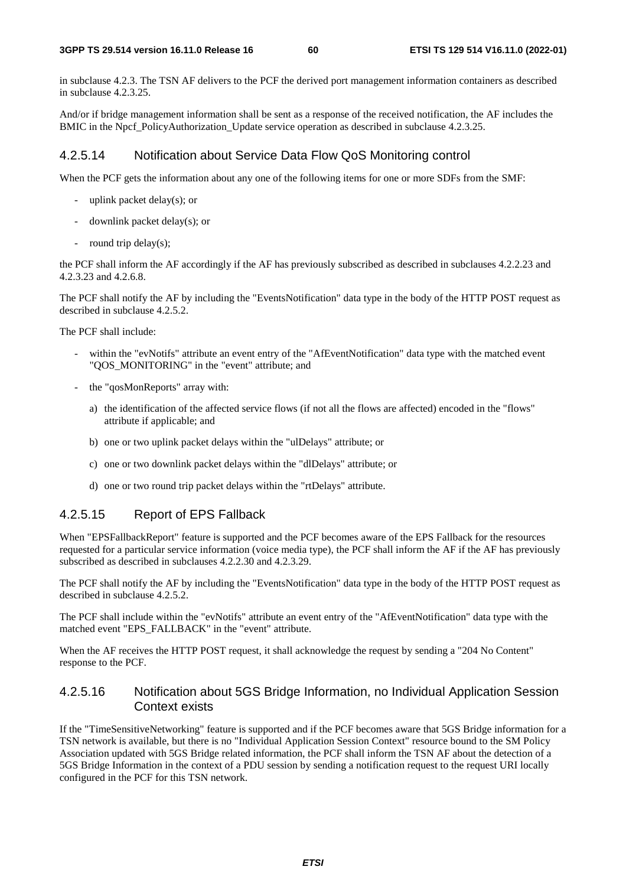in subclause 4.2.3. The TSN AF delivers to the PCF the derived port management information containers as described in subclause 4.2.3.25.

And/or if bridge management information shall be sent as a response of the received notification, the AF includes the BMIC in the Npcf_PolicyAuthorization_Update service operation as described in subclause 4.2.3.25.

### 4.2.5.14 Notification about Service Data Flow QoS Monitoring control

When the PCF gets the information about any one of the following items for one or more SDFs from the SMF:

- uplink packet delay(s); or
- downlink packet delay(s); or
- round trip delay(s);

the PCF shall inform the AF accordingly if the AF has previously subscribed as described in subclauses 4.2.2.23 and 4.2.3.23 and 4.2.6.8.

The PCF shall notify the AF by including the "EventsNotification" data type in the body of the HTTP POST request as described in subclause 4.2.5.2.

The PCF shall include:

- within the "evNotifs" attribute an event entry of the "AfEventNotification" data type with the matched event "QOS_MONITORING" in the "event" attribute; and
- the "qosMonReports" array with:
    a) the identification of the affected service flows (if not all the flows are affected) encoded in the "flows" attribute if applicable; and
    b) one or two uplink packet delays within the "ulDelays" attribute; or
    c) one or two downlink packet delays within the "dlDelays" attribute; or
    d) one or two round trip packet delays within the "rtDelays" attribute.

### 4.2.5.15 Report of EPS Fallback

When "EPSFallbackReport" feature is supported and the PCF becomes aware of the EPS Fallback for the resources requested for a particular service information (voice media type), the PCF shall inform the AF if the AF has previously subscribed as described in subclauses 4.2.2.30 and 4.2.3.29.

The PCF shall notify the AF by including the "EventsNotification" data type in the body of the HTTP POST request as described in subclause 4.2.5.2.

The PCF shall include within the "evNotifs" attribute an event entry of the "AfEventNotification" data type with the matched event "EPS_FALLBACK" in the "event" attribute.

When the AF receives the HTTP POST request, it shall acknowledge the request by sending a "204 No Content" response to the PCF.

### 4.2.5.16 Notification about 5GS Bridge Information, no Individual Application Session Context exists

If the "TimeSensitiveNetworking" feature is supported and if the PCF becomes aware that 5GS Bridge information for a TSN network is available, but there is no "Individual Application Session Context" resource bound to the SM Policy Association updated with 5GS Bridge related information, the PCF shall inform the TSN AF about the detection of a 5GS Bridge Information in the context of a PDU session by sending a notification request to the request URI locally configured in the PCF for this TSN network.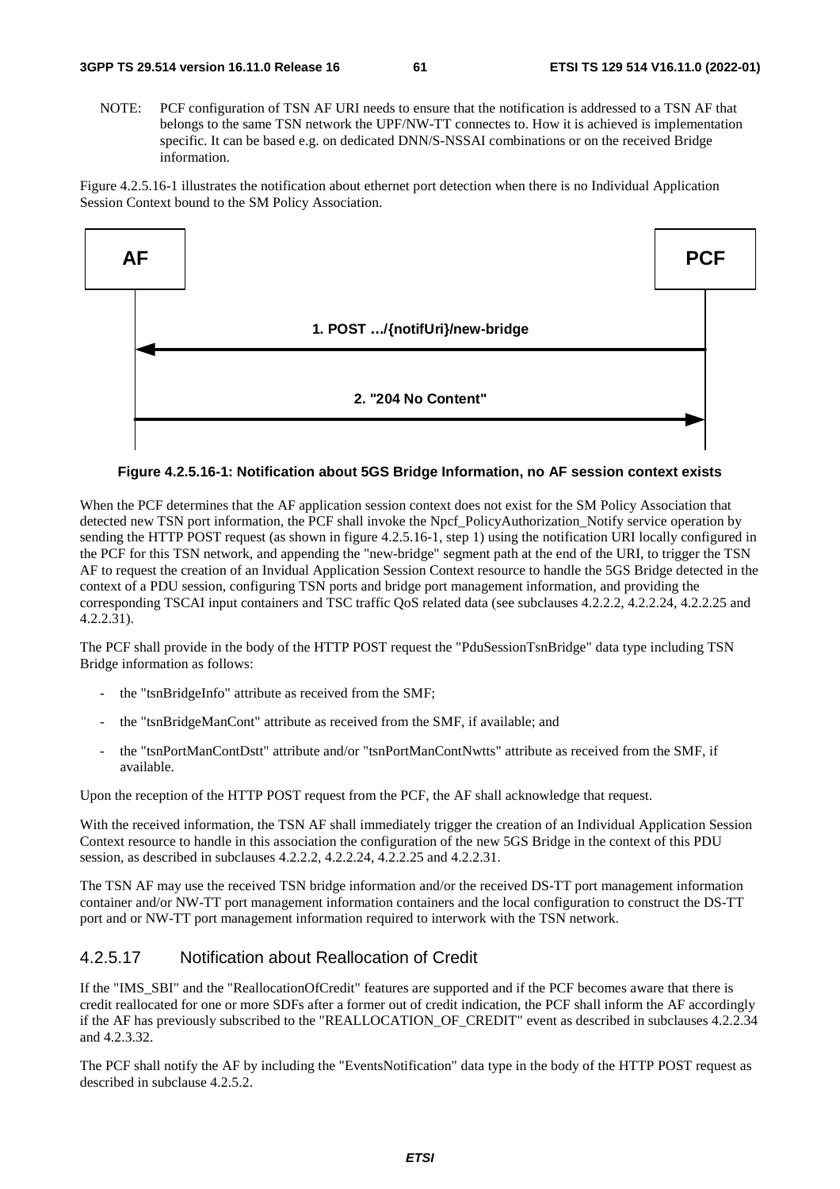NOTE: PCF configuration of TSN AF URI needs to ensure that the notification is addressed to a TSN AF that belongs to the same TSN network the UPF/NW-TT connectes to. How it is achieved is implementation specific. It can be based e.g. on dedicated DNN/S-NSSAI combinations or on the received Bridge information.

Figure 4.2.5.16-1 illustrates the notification about ethernet port detection when there is no Individual Application Session Context bound to the SM Policy Association.

```
AF                                                    PCF
 |                                                     |
 |          1. POST …/{notifUri}/new-bridge            |
 |<----------------------------------------------------|
 |                                                     |
 |               2. "204 No Content"                   |
 |---------------------------------------------------->|
 |                                                     |
```

**Figure 4.2.5.16-1: Notification about 5GS Bridge Information, no AF session context exists**

When the PCF determines that the AF application session context does not exist for the SM Policy Association that detected new TSN port information, the PCF shall invoke the Npcf_PolicyAuthorization_Notify service operation by sending the HTTP POST request (as shown in figure 4.2.5.16-1, step 1) using the notification URI locally configured in the PCF for this TSN network, and appending the "new-bridge" segment path at the end of the URI, to trigger the TSN AF to request the creation of an Invidual Application Session Context resource to handle the 5GS Bridge detected in the context of a PDU session, configuring TSN ports and bridge port management information, and providing the corresponding TSCAI input containers and TSC traffic QoS related data (see subclauses 4.2.2.2, 4.2.2.24, 4.2.2.25 and 4.2.2.31).

The PCF shall provide in the body of the HTTP POST request the "PduSessionTsnBridge" data type including TSN Bridge information as follows:

- the "tsnBridgeInfo" attribute as received from the SMF;
- the "tsnBridgeManCont" attribute as received from the SMF, if available; and
- the "tsnPortManContDstt" attribute and/or "tsnPortManContNwtts" attribute as received from the SMF, if available.

Upon the reception of the HTTP POST request from the PCF, the AF shall acknowledge that request.

With the received information, the TSN AF shall immediately trigger the creation of an Individual Application Session Context resource to handle in this association the configuration of the new 5GS Bridge in the context of this PDU session, as described in subclauses 4.2.2.2, 4.2.2.24, 4.2.2.25 and 4.2.2.31.

The TSN AF may use the received TSN bridge information and/or the received DS-TT port management information container and/or NW-TT port management information containers and the local configuration to construct the DS-TT port and or NW-TT port management information required to interwork with the TSN network.

### 4.2.5.17 Notification about Reallocation of Credit

If the "IMS_SBI" and the "ReallocationOfCredit" features are supported and if the PCF becomes aware that there is credit reallocated for one or more SDFs after a former out of credit indication, the PCF shall inform the AF accordingly if the AF has previously subscribed to the "REALLOCATION_OF_CREDIT" event as described in subclauses 4.2.2.34 and 4.2.3.32.

The PCF shall notify the AF by including the "EventsNotification" data type in the body of the HTTP POST request as described in subclause 4.2.5.2.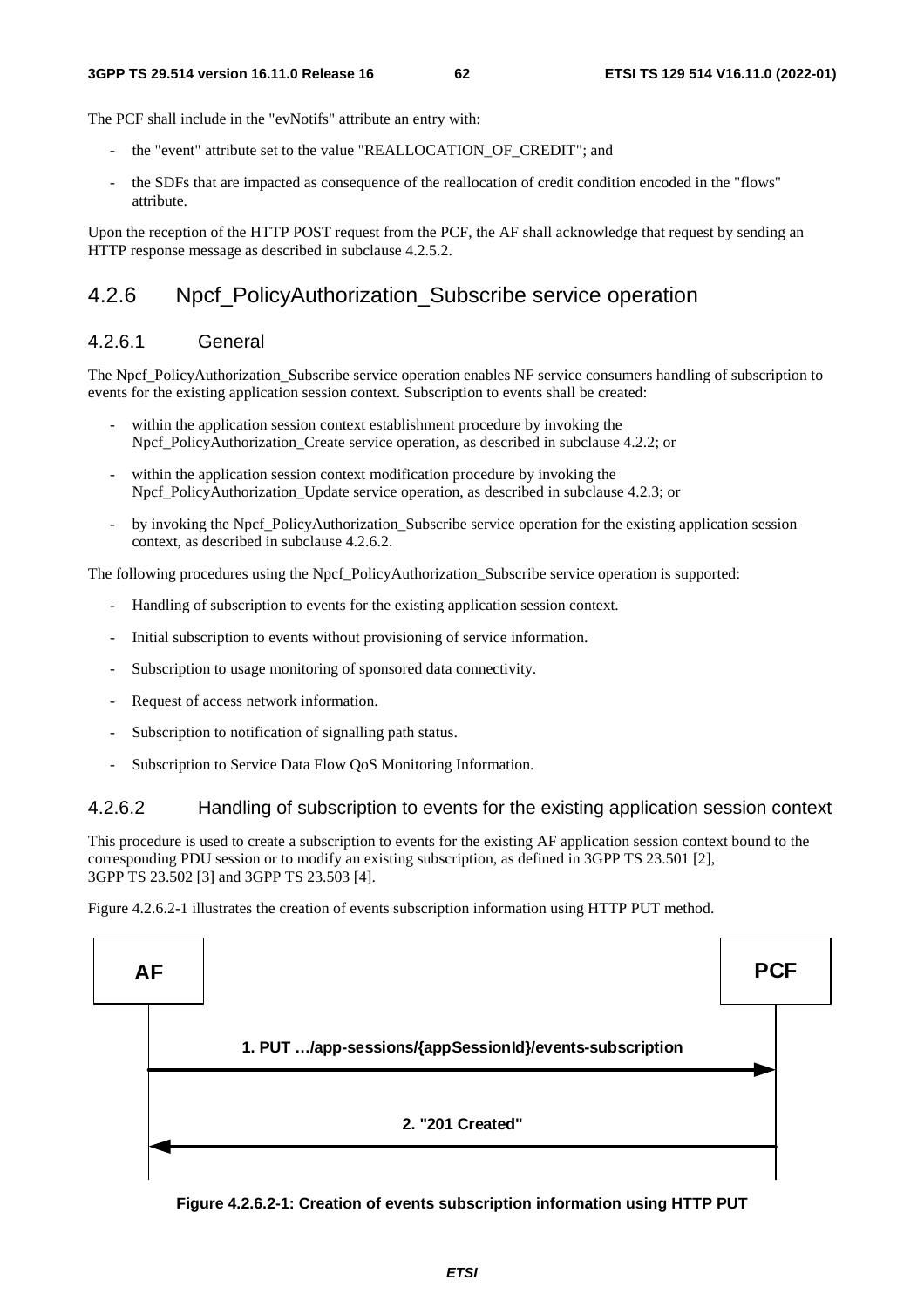The PCF shall include in the "evNotifs" attribute an entry with:

- the "event" attribute set to the value "REALLOCATION_OF_CREDIT"; and
- the SDFs that are impacted as consequence of the reallocation of credit condition encoded in the "flows" attribute.

Upon the reception of the HTTP POST request from the PCF, the AF shall acknowledge that request by sending an HTTP response message as described in subclause 4.2.5.2.

## 4.2.6 Npcf_PolicyAuthorization_Subscribe service operation

### 4.2.6.1 General

The Npcf_PolicyAuthorization_Subscribe service operation enables NF service consumers handling of subscription to events for the existing application session context. Subscription to events shall be created:

- within the application session context establishment procedure by invoking the Npcf_PolicyAuthorization_Create service operation, as described in subclause 4.2.2; or
- within the application session context modification procedure by invoking the Npcf_PolicyAuthorization_Update service operation, as described in subclause 4.2.3; or
- by invoking the Npcf_PolicyAuthorization_Subscribe service operation for the existing application session context, as described in subclause 4.2.6.2.

The following procedures using the Npcf_PolicyAuthorization_Subscribe service operation is supported:

- Handling of subscription to events for the existing application session context.
- Initial subscription to events without provisioning of service information.
- Subscription to usage monitoring of sponsored data connectivity.
- Request of access network information.
- Subscription to notification of signalling path status.
- Subscription to Service Data Flow QoS Monitoring Information.

### 4.2.6.2 Handling of subscription to events for the existing application session context

This procedure is used to create a subscription to events for the existing AF application session context bound to the corresponding PDU session or to modify an existing subscription, as defined in 3GPP TS 23.501 [2], 3GPP TS 23.502 [3] and 3GPP TS 23.503 [4].

Figure 4.2.6.2-1 illustrates the creation of events subscription information using HTTP PUT method.

AF → PCF: 1. PUT …/app-sessions/{appSessionId}/events-subscription

PCF → AF: 2. "201 Created"

**Figure 4.2.6.2-1: Creation of events subscription information using HTTP PUT**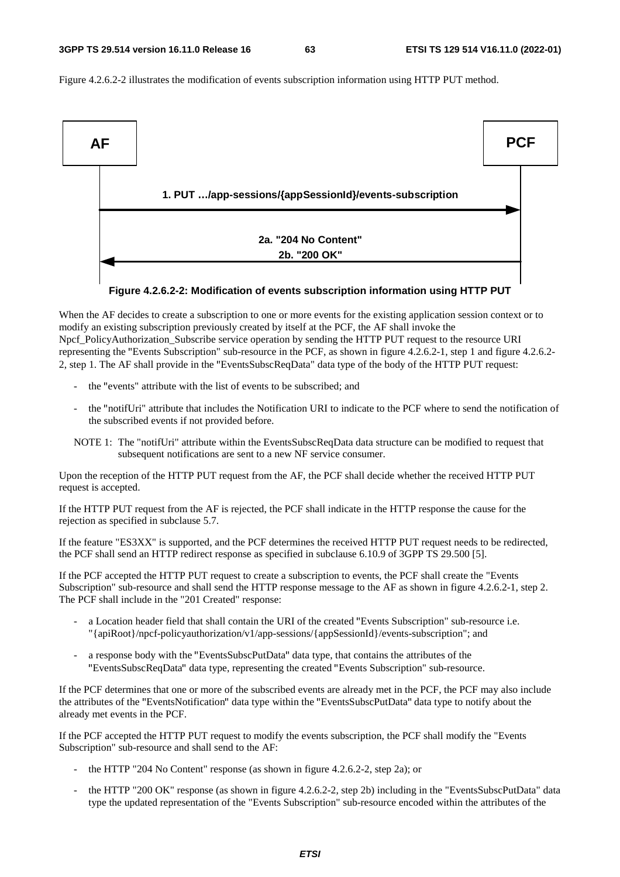Figure 4.2.6.2-2 illustrates the modification of events subscription information using HTTP PUT method.

AF → PCF: 1. PUT …/app-sessions/{appSessionId}/events-subscription

PCF → AF: 2a. "204 No Content" 2b. "200 OK"

**Figure 4.2.6.2-2: Modification of events subscription information using HTTP PUT**

When the AF decides to create a subscription to one or more events for the existing application session context or to modify an existing subscription previously created by itself at the PCF, the AF shall invoke the Npcf_PolicyAuthorization_Subscribe service operation by sending the HTTP PUT request to the resource URI representing the "Events Subscription" sub-resource in the PCF, as shown in figure 4.2.6.2-1, step 1 and figure 4.2.6.2-2, step 1. The AF shall provide in the "EventsSubscReqData" data type of the body of the HTTP PUT request:

- the "events" attribute with the list of events to be subscribed; and
- the "notifUri" attribute that includes the Notification URI to indicate to the PCF where to send the notification of the subscribed events if not provided before.

NOTE 1: The "notifUri" attribute within the EventsSubscReqData data structure can be modified to request that subsequent notifications are sent to a new NF service consumer.

Upon the reception of the HTTP PUT request from the AF, the PCF shall decide whether the received HTTP PUT request is accepted.

If the HTTP PUT request from the AF is rejected, the PCF shall indicate in the HTTP response the cause for the rejection as specified in subclause 5.7.

If the feature "ES3XX" is supported, and the PCF determines the received HTTP PUT request needs to be redirected, the PCF shall send an HTTP redirect response as specified in subclause 6.10.9 of 3GPP TS 29.500 [5].

If the PCF accepted the HTTP PUT request to create a subscription to events, the PCF shall create the "Events Subscription" sub-resource and shall send the HTTP response message to the AF as shown in figure 4.2.6.2-1, step 2. The PCF shall include in the "201 Created" response:

- a Location header field that shall contain the URI of the created "Events Subscription" sub-resource i.e. "{apiRoot}/npcf-policyauthorization/v1/app-sessions/{appSessionId}/events-subscription"; and
- a response body with the "EventsSubscPutData" data type, that contains the attributes of the "EventsSubscReqData" data type, representing the created "Events Subscription" sub-resource.

If the PCF determines that one or more of the subscribed events are already met in the PCF, the PCF may also include the attributes of the "EventsNotification" data type within the "EventsSubscPutData" data type to notify about the already met events in the PCF.

If the PCF accepted the HTTP PUT request to modify the events subscription, the PCF shall modify the "Events Subscription" sub-resource and shall send to the AF:

- the HTTP "204 No Content" response (as shown in figure 4.2.6.2-2, step 2a); or
- the HTTP "200 OK" response (as shown in figure 4.2.6.2-2, step 2b) including in the "EventsSubscPutData" data type the updated representation of the "Events Subscription" sub-resource encoded within the attributes of the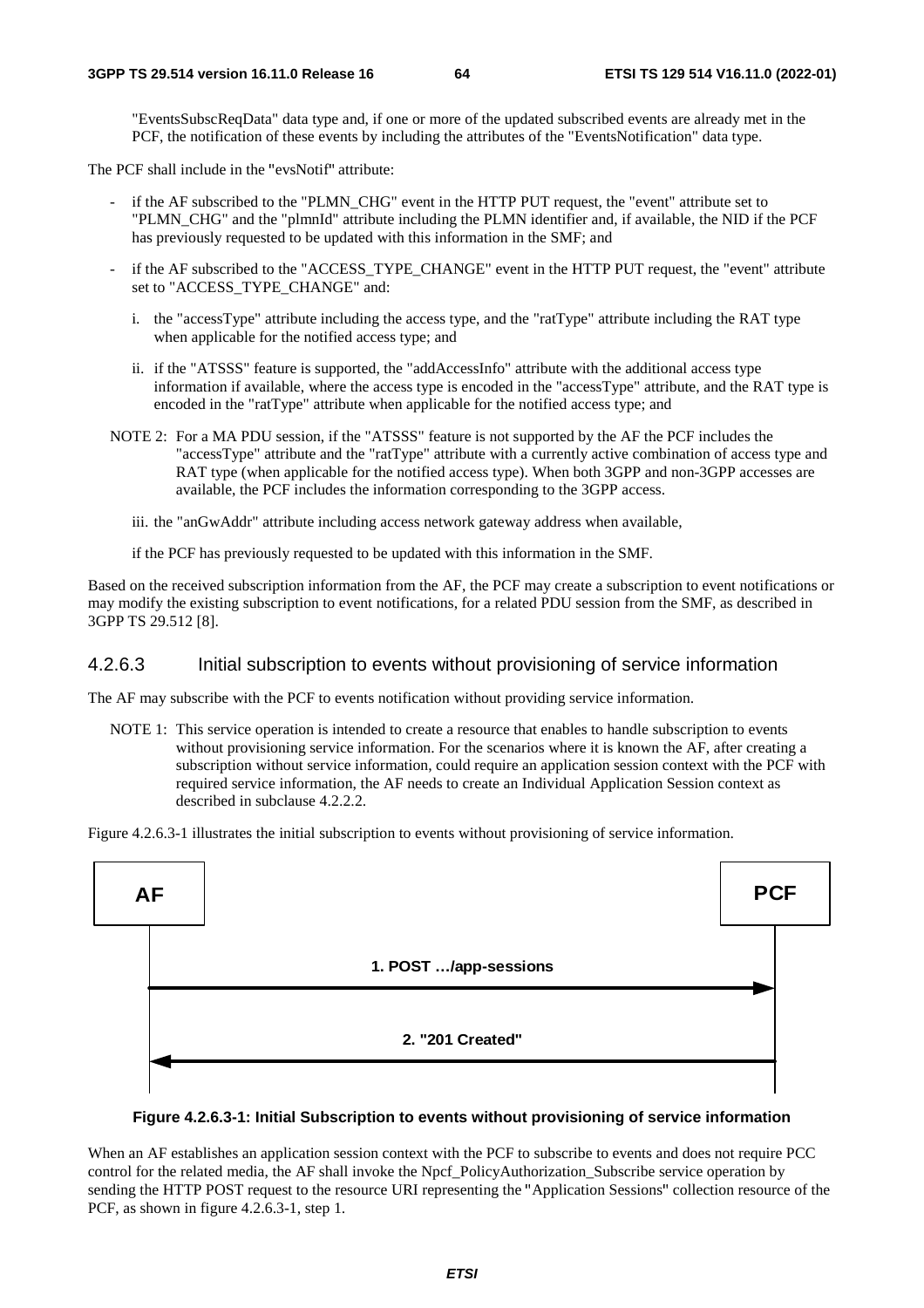"EventsSubscReqData" data type and, if one or more of the updated subscribed events are already met in the PCF, the notification of these events by including the attributes of the "EventsNotification" data type.

The PCF shall include in the "evsNotif" attribute:

- if the AF subscribed to the "PLMN_CHG" event in the HTTP PUT request, the "event" attribute set to "PLMN_CHG" and the "plmnId" attribute including the PLMN identifier and, if available, the NID if the PCF has previously requested to be updated with this information in the SMF; and
- if the AF subscribed to the "ACCESS_TYPE_CHANGE" event in the HTTP PUT request, the "event" attribute set to "ACCESS_TYPE_CHANGE" and:
  - i. the "accessType" attribute including the access type, and the "ratType" attribute including the RAT type when applicable for the notified access type; and
  - ii. if the "ATSSS" feature is supported, the "addAccessInfo" attribute with the additional access type information if available, where the access type is encoded in the "accessType" attribute, and the RAT type is encoded in the "ratType" attribute when applicable for the notified access type; and

NOTE 2: For a MA PDU session, if the "ATSSS" feature is not supported by the AF the PCF includes the "accessType" attribute and the "ratType" attribute with a currently active combination of access type and RAT type (when applicable for the notified access type). When both 3GPP and non-3GPP accesses are available, the PCF includes the information corresponding to the 3GPP access.

  - iii. the "anGwAddr" attribute including access network gateway address when available,

  if the PCF has previously requested to be updated with this information in the SMF.

Based on the received subscription information from the AF, the PCF may create a subscription to event notifications or may modify the existing subscription to event notifications, for a related PDU session from the SMF, as described in 3GPP TS 29.512 [8].

#### 4.2.6.3 Initial subscription to events without provisioning of service information

The AF may subscribe with the PCF to events notification without providing service information.

NOTE 1: This service operation is intended to create a resource that enables to handle subscription to events without provisioning service information. For the scenarios where it is known the AF, after creating a subscription without service information, could require an application session context with the PCF with required service information, the AF needs to create an Individual Application Session context as described in subclause 4.2.2.2.

Figure 4.2.6.3-1 illustrates the initial subscription to events without provisioning of service information.

AF → PCF: 1. POST …/app-sessions

PCF → AF: 2. "201 Created"

**Figure 4.2.6.3-1: Initial Subscription to events without provisioning of service information**

When an AF establishes an application session context with the PCF to subscribe to events and does not require PCC control for the related media, the AF shall invoke the Npcf_PolicyAuthorization_Subscribe service operation by sending the HTTP POST request to the resource URI representing the "Application Sessions" collection resource of the PCF, as shown in figure 4.2.6.3-1, step 1.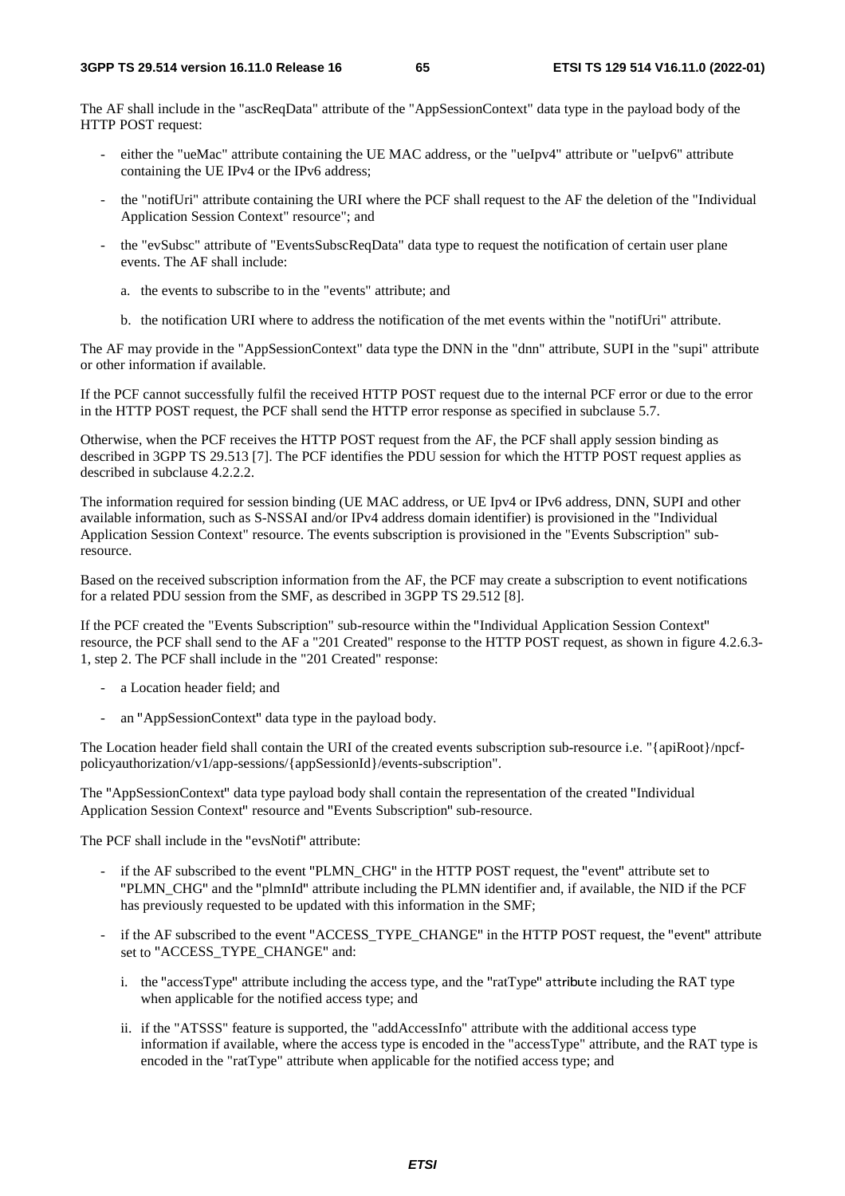The AF shall include in the "ascReqData" attribute of the "AppSessionContext" data type in the payload body of the HTTP POST request:

- either the "ueMac" attribute containing the UE MAC address, or the "ueIpv4" attribute or "ueIpv6" attribute containing the UE IPv4 or the IPv6 address;
- the "notifUri" attribute containing the URI where the PCF shall request to the AF the deletion of the "Individual Application Session Context" resource"; and
- the "evSubsc" attribute of "EventsSubscReqData" data type to request the notification of certain user plane events. The AF shall include:
  a. the events to subscribe to in the "events" attribute; and
  b. the notification URI where to address the notification of the met events within the "notifUri" attribute.

The AF may provide in the "AppSessionContext" data type the DNN in the "dnn" attribute, SUPI in the "supi" attribute or other information if available.

If the PCF cannot successfully fulfil the received HTTP POST request due to the internal PCF error or due to the error in the HTTP POST request, the PCF shall send the HTTP error response as specified in subclause 5.7.

Otherwise, when the PCF receives the HTTP POST request from the AF, the PCF shall apply session binding as described in 3GPP TS 29.513 [7]. The PCF identifies the PDU session for which the HTTP POST request applies as described in subclause 4.2.2.2.

The information required for session binding (UE MAC address, or UE Ipv4 or IPv6 address, DNN, SUPI and other available information, such as S-NSSAI and/or IPv4 address domain identifier) is provisioned in the "Individual Application Session Context" resource. The events subscription is provisioned in the "Events Subscription" sub-resource.

Based on the received subscription information from the AF, the PCF may create a subscription to event notifications for a related PDU session from the SMF, as described in 3GPP TS 29.512 [8].

If the PCF created the "Events Subscription" sub-resource within the "Individual Application Session Context" resource, the PCF shall send to the AF a "201 Created" response to the HTTP POST request, as shown in figure 4.2.6.3-1, step 2. The PCF shall include in the "201 Created" response:

- a Location header field; and
- an "AppSessionContext" data type in the payload body.

The Location header field shall contain the URI of the created events subscription sub-resource i.e. "{apiRoot}/npcf-policyauthorization/v1/app-sessions/{appSessionId}/events-subscription".

The "AppSessionContext" data type payload body shall contain the representation of the created "Individual Application Session Context" resource and "Events Subscription" sub-resource.

The PCF shall include in the "evsNotif" attribute:

- if the AF subscribed to the event "PLMN_CHG" in the HTTP POST request, the "event" attribute set to "PLMN_CHG" and the "plmnId" attribute including the PLMN identifier and, if available, the NID if the PCF has previously requested to be updated with this information in the SMF;
- if the AF subscribed to the event "ACCESS_TYPE_CHANGE" in the HTTP POST request, the "event" attribute set to "ACCESS_TYPE_CHANGE" and:
  i. the "accessType" attribute including the access type, and the "ratType" attribute including the RAT type when applicable for the notified access type; and
  ii. if the "ATSSS" feature is supported, the "addAccessInfo" attribute with the additional access type information if available, where the access type is encoded in the "accessType" attribute, and the RAT type is encoded in the "ratType" attribute when applicable for the notified access type; and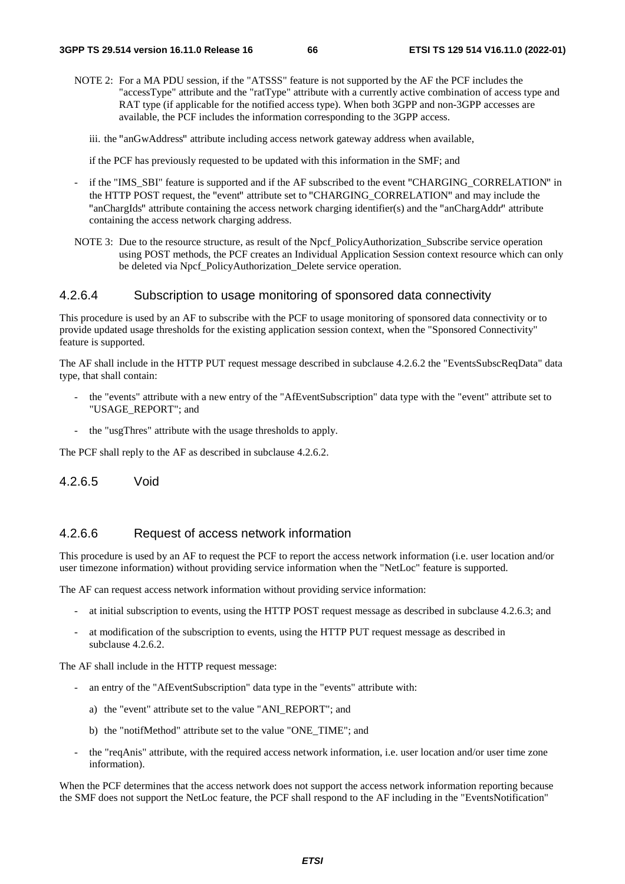NOTE 2: For a MA PDU session, if the "ATSSS" feature is not supported by the AF the PCF includes the "accessType" attribute and the "ratType" attribute with a currently active combination of access type and RAT type (if applicable for the notified access type). When both 3GPP and non-3GPP accesses are available, the PCF includes the information corresponding to the 3GPP access.

iii. the "anGwAddress" attribute including access network gateway address when available,

if the PCF has previously requested to be updated with this information in the SMF; and

- if the "IMS_SBI" feature is supported and if the AF subscribed to the event "CHARGING_CORRELATION" in the HTTP POST request, the "event" attribute set to "CHARGING_CORRELATION" and may include the "anChargIds" attribute containing the access network charging identifier(s) and the "anChargAddr" attribute containing the access network charging address.

NOTE 3: Due to the resource structure, as result of the Npcf_PolicyAuthorization_Subscribe service operation using POST methods, the PCF creates an Individual Application Session context resource which can only be deleted via Npcf_PolicyAuthorization_Delete service operation.

#### 4.2.6.4 Subscription to usage monitoring of sponsored data connectivity

This procedure is used by an AF to subscribe with the PCF to usage monitoring of sponsored data connectivity or to provide updated usage thresholds for the existing application session context, when the "Sponsored Connectivity" feature is supported.

The AF shall include in the HTTP PUT request message described in subclause 4.2.6.2 the "EventsSubscReqData" data type, that shall contain:

- the "events" attribute with a new entry of the "AfEventSubscription" data type with the "event" attribute set to "USAGE_REPORT"; and
- the "usgThres" attribute with the usage thresholds to apply.

The PCF shall reply to the AF as described in subclause 4.2.6.2.

#### 4.2.6.5 Void

#### 4.2.6.6 Request of access network information

This procedure is used by an AF to request the PCF to report the access network information (i.e. user location and/or user timezone information) without providing service information when the "NetLoc" feature is supported.

The AF can request access network information without providing service information:

- at initial subscription to events, using the HTTP POST request message as described in subclause 4.2.6.3; and
- at modification of the subscription to events, using the HTTP PUT request message as described in subclause 4.2.6.2.

The AF shall include in the HTTP request message:

- an entry of the "AfEventSubscription" data type in the "events" attribute with:
  a) the "event" attribute set to the value "ANI_REPORT"; and
  b) the "notifMethod" attribute set to the value "ONE_TIME"; and
- the "reqAnis" attribute, with the required access network information, i.e. user location and/or user time zone information).

When the PCF determines that the access network does not support the access network information reporting because the SMF does not support the NetLoc feature, the PCF shall respond to the AF including in the "EventsNotification"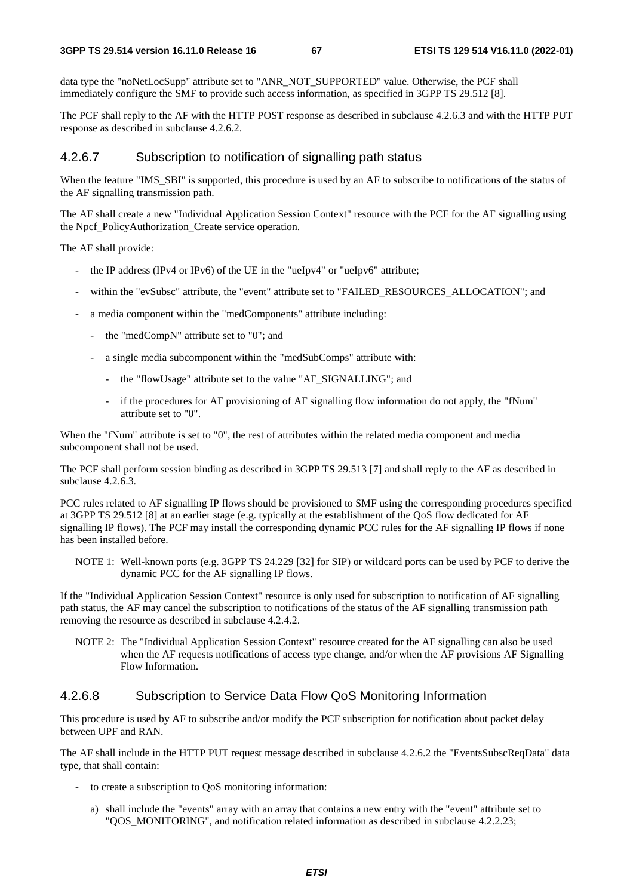data type the "noNetLocSupp" attribute set to "ANR_NOT_SUPPORTED" value. Otherwise, the PCF shall immediately configure the SMF to provide such access information, as specified in 3GPP TS 29.512 [8].

The PCF shall reply to the AF with the HTTP POST response as described in subclause 4.2.6.3 and with the HTTP PUT response as described in subclause 4.2.6.2.

### 4.2.6.7 Subscription to notification of signalling path status

When the feature "IMS_SBI" is supported, this procedure is used by an AF to subscribe to notifications of the status of the AF signalling transmission path.

The AF shall create a new "Individual Application Session Context" resource with the PCF for the AF signalling using the Npcf_PolicyAuthorization_Create service operation.

The AF shall provide:

- the IP address (IPv4 or IPv6) of the UE in the "ueIpv4" or "ueIpv6" attribute;
- within the "evSubsc" attribute, the "event" attribute set to "FAILED_RESOURCES_ALLOCATION"; and
- a media component within the "medComponents" attribute including:
  - the "medCompN" attribute set to "0"; and
  - a single media subcomponent within the "medSubComps" attribute with:
    - the "flowUsage" attribute set to the value "AF_SIGNALLING"; and
    - if the procedures for AF provisioning of AF signalling flow information do not apply, the "fNum" attribute set to "0".

When the "fNum" attribute is set to "0", the rest of attributes within the related media component and media subcomponent shall not be used.

The PCF shall perform session binding as described in 3GPP TS 29.513 [7] and shall reply to the AF as described in subclause 4.2.6.3.

PCC rules related to AF signalling IP flows should be provisioned to SMF using the corresponding procedures specified at 3GPP TS 29.512 [8] at an earlier stage (e.g. typically at the establishment of the QoS flow dedicated for AF signalling IP flows). The PCF may install the corresponding dynamic PCC rules for the AF signalling IP flows if none has been installed before.

NOTE 1: Well-known ports (e.g. 3GPP TS 24.229 [32] for SIP) or wildcard ports can be used by PCF to derive the dynamic PCC for the AF signalling IP flows.

If the "Individual Application Session Context" resource is only used for subscription to notification of AF signalling path status, the AF may cancel the subscription to notifications of the status of the AF signalling transmission path removing the resource as described in subclause 4.2.4.2.

NOTE 2: The "Individual Application Session Context" resource created for the AF signalling can also be used when the AF requests notifications of access type change, and/or when the AF provisions AF Signalling Flow Information.

### 4.2.6.8 Subscription to Service Data Flow QoS Monitoring Information

This procedure is used by AF to subscribe and/or modify the PCF subscription for notification about packet delay between UPF and RAN.

The AF shall include in the HTTP PUT request message described in subclause 4.2.6.2 the "EventsSubscReqData" data type, that shall contain:

- to create a subscription to QoS monitoring information:
  a) shall include the "events" array with an array that contains a new entry with the "event" attribute set to "QOS_MONITORING", and notification related information as described in subclause 4.2.2.23;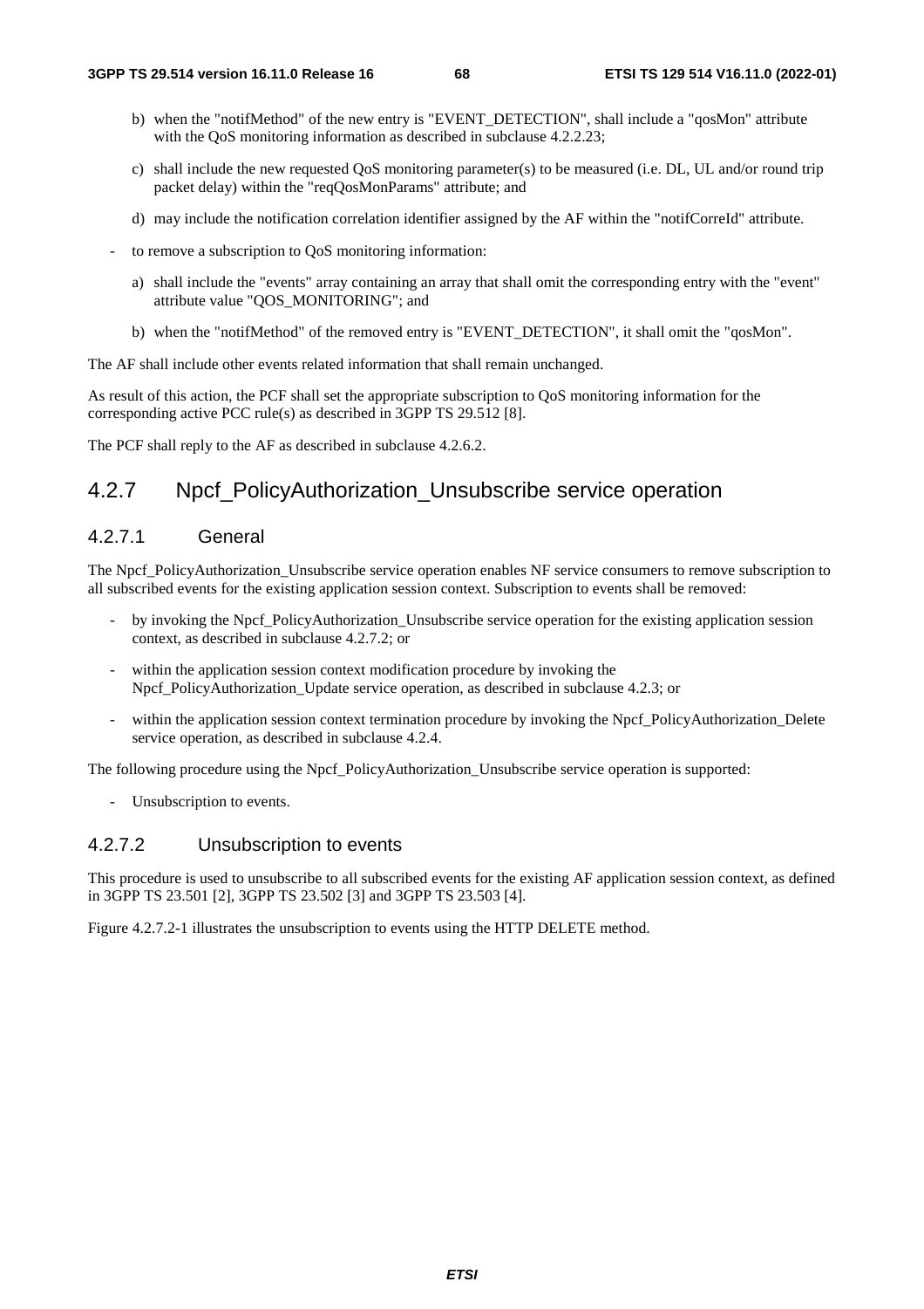b) when the "notifMethod" of the new entry is "EVENT_DETECTION", shall include a "qosMon" attribute with the QoS monitoring information as described in subclause 4.2.2.23;

   c) shall include the new requested QoS monitoring parameter(s) to be measured (i.e. DL, UL and/or round trip packet delay) within the "reqQosMonParams" attribute; and

   d) may include the notification correlation identifier assigned by the AF within the "notifCorreId" attribute.

- to remove a subscription to QoS monitoring information:

   a) shall include the "events" array containing an array that shall omit the corresponding entry with the "event" attribute value "QOS_MONITORING"; and

   b) when the "notifMethod" of the removed entry is "EVENT_DETECTION", it shall omit the "qosMon".

The AF shall include other events related information that shall remain unchanged.

As result of this action, the PCF shall set the appropriate subscription to QoS monitoring information for the corresponding active PCC rule(s) as described in 3GPP TS 29.512 [8].

The PCF shall reply to the AF as described in subclause 4.2.6.2.

## 4.2.7 Npcf_PolicyAuthorization_Unsubscribe service operation

### 4.2.7.1 General

The Npcf_PolicyAuthorization_Unsubscribe service operation enables NF service consumers to remove subscription to all subscribed events for the existing application session context. Subscription to events shall be removed:

- by invoking the Npcf_PolicyAuthorization_Unsubscribe service operation for the existing application session context, as described in subclause 4.2.7.2; or
- within the application session context modification procedure by invoking the Npcf_PolicyAuthorization_Update service operation, as described in subclause 4.2.3; or
- within the application session context termination procedure by invoking the Npcf_PolicyAuthorization_Delete service operation, as described in subclause 4.2.4.

The following procedure using the Npcf_PolicyAuthorization_Unsubscribe service operation is supported:

- Unsubscription to events.

### 4.2.7.2 Unsubscription to events

This procedure is used to unsubscribe to all subscribed events for the existing AF application session context, as defined in 3GPP TS 23.501 [2], 3GPP TS 23.502 [3] and 3GPP TS 23.503 [4].

Figure 4.2.7.2-1 illustrates the unsubscription to events using the HTTP DELETE method.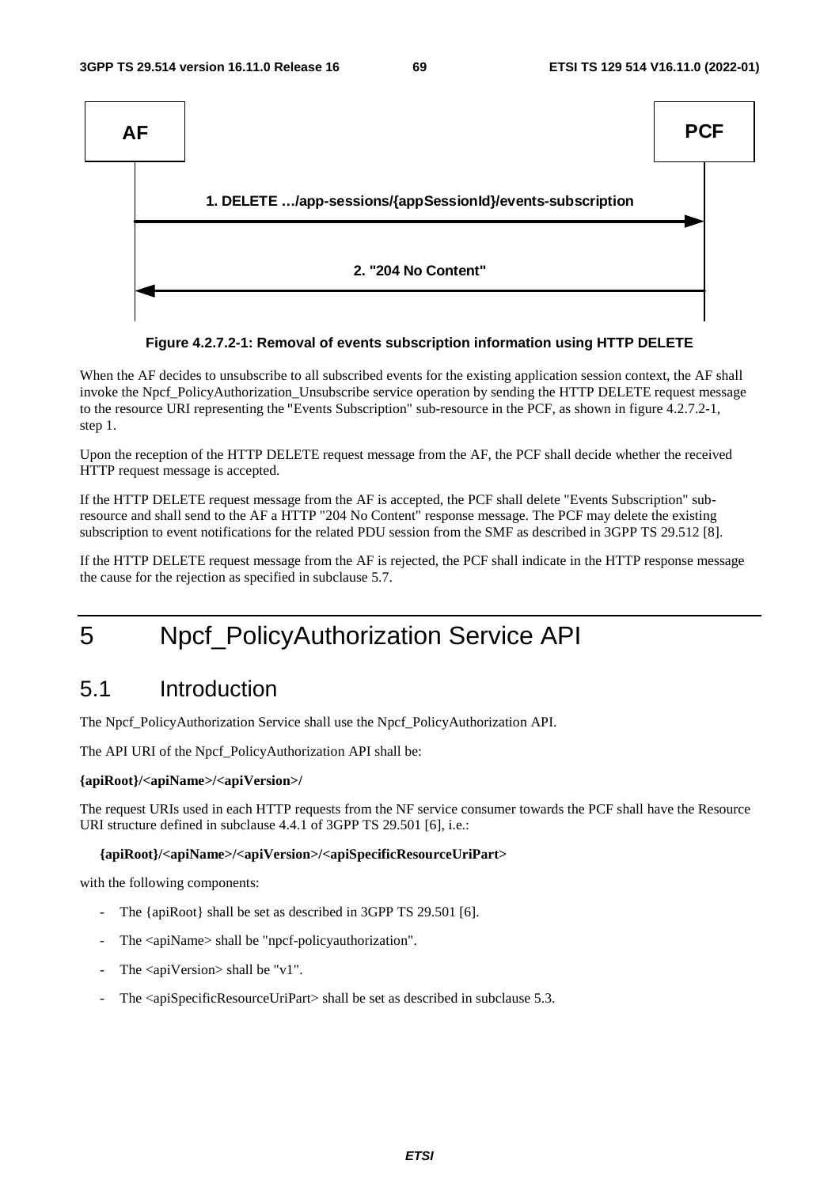Figure 4.2.7.2-1: Removal of events subscription information using HTTP DELETE

When the AF decides to unsubscribe to all subscribed events for the existing application session context, the AF shall invoke the Npcf_PolicyAuthorization_Unsubscribe service operation by sending the HTTP DELETE request message to the resource URI representing the "Events Subscription" sub-resource in the PCF, as shown in figure 4.2.7.2-1, step 1.

Upon the reception of the HTTP DELETE request message from the AF, the PCF shall decide whether the received HTTP request message is accepted.

If the HTTP DELETE request message from the AF is accepted, the PCF shall delete "Events Subscription" sub-resource and shall send to the AF a HTTP "204 No Content" response message. The PCF may delete the existing subscription to event notifications for the related PDU session from the SMF as described in 3GPP TS 29.512 [8].

If the HTTP DELETE request message from the AF is rejected, the PCF shall indicate in the HTTP response message the cause for the rejection as specified in subclause 5.7.

# 5 Npcf_PolicyAuthorization Service API

## 5.1 Introduction

The Npcf_PolicyAuthorization Service shall use the Npcf_PolicyAuthorization API.

The API URI of the Npcf_PolicyAuthorization API shall be:

**{apiRoot}/<apiName>/<apiVersion>/**

The request URIs used in each HTTP requests from the NF service consumer towards the PCF shall have the Resource URI structure defined in subclause 4.4.1 of 3GPP TS 29.501 [6], i.e.:

**{apiRoot}/<apiName>/<apiVersion>/<apiSpecificResourceUriPart>**

with the following components:

- The {apiRoot} shall be set as described in 3GPP TS 29.501 [6].
- The <apiName> shall be "npcf-policyauthorization".
- The <apiVersion> shall be "v1".
- The <apiSpecificResourceUriPart> shall be set as described in subclause 5.3.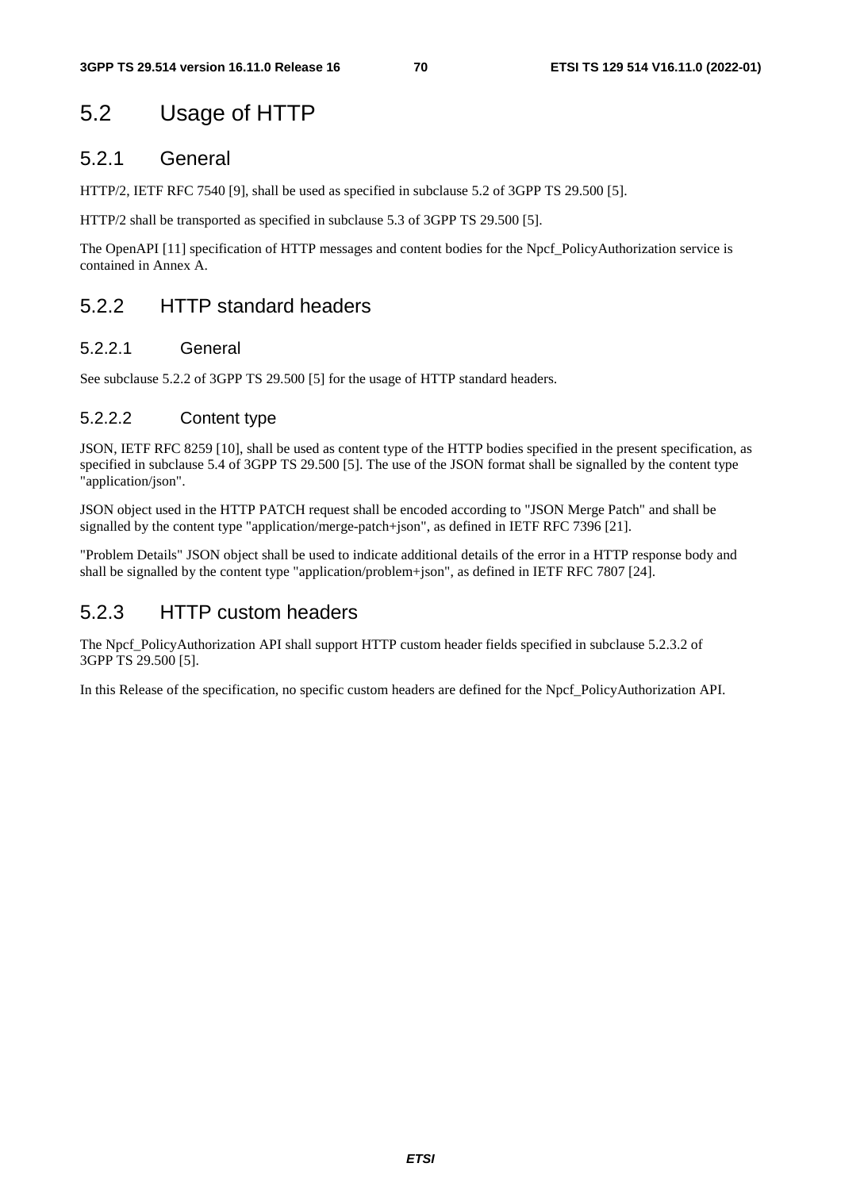## 5.2 Usage of HTTP

### 5.2.1 General

HTTP/2, IETF RFC 7540 [9], shall be used as specified in subclause 5.2 of 3GPP TS 29.500 [5].

HTTP/2 shall be transported as specified in subclause 5.3 of 3GPP TS 29.500 [5].

The OpenAPI [11] specification of HTTP messages and content bodies for the Npcf_PolicyAuthorization service is contained in Annex A.

### 5.2.2 HTTP standard headers

#### 5.2.2.1 General

See subclause 5.2.2 of 3GPP TS 29.500 [5] for the usage of HTTP standard headers.

#### 5.2.2.2 Content type

JSON, IETF RFC 8259 [10], shall be used as content type of the HTTP bodies specified in the present specification, as specified in subclause 5.4 of 3GPP TS 29.500 [5]. The use of the JSON format shall be signalled by the content type "application/json".

JSON object used in the HTTP PATCH request shall be encoded according to "JSON Merge Patch" and shall be signalled by the content type "application/merge-patch+json", as defined in IETF RFC 7396 [21].

"Problem Details" JSON object shall be used to indicate additional details of the error in a HTTP response body and shall be signalled by the content type "application/problem+json", as defined in IETF RFC 7807 [24].

### 5.2.3 HTTP custom headers

The Npcf_PolicyAuthorization API shall support HTTP custom header fields specified in subclause 5.2.3.2 of 3GPP TS 29.500 [5].

In this Release of the specification, no specific custom headers are defined for the Npcf_PolicyAuthorization API.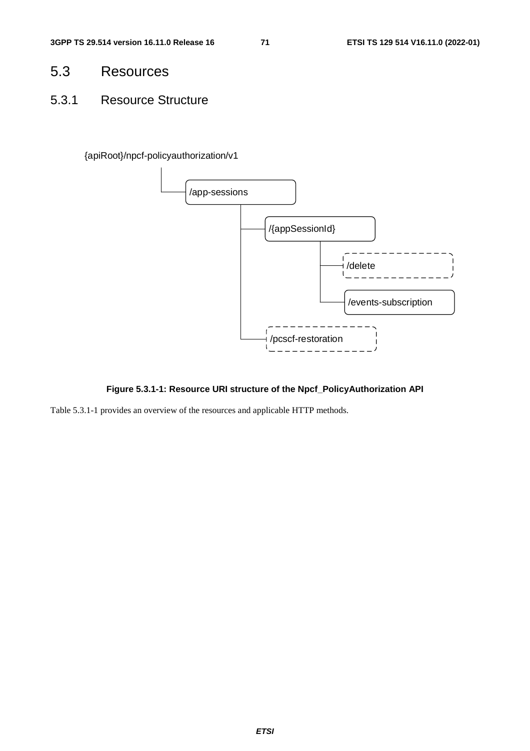## 5.3 Resources

### 5.3.1 Resource Structure

{apiRoot}/npcf-policyauthorization/v1

/app-sessions

/{appSessionId}

/delete

/events-subscription

/pcscf-restoration

**Figure 5.3.1-1: Resource URI structure of the Npcf_PolicyAuthorization API**

Table 5.3.1-1 provides an overview of the resources and applicable HTTP methods.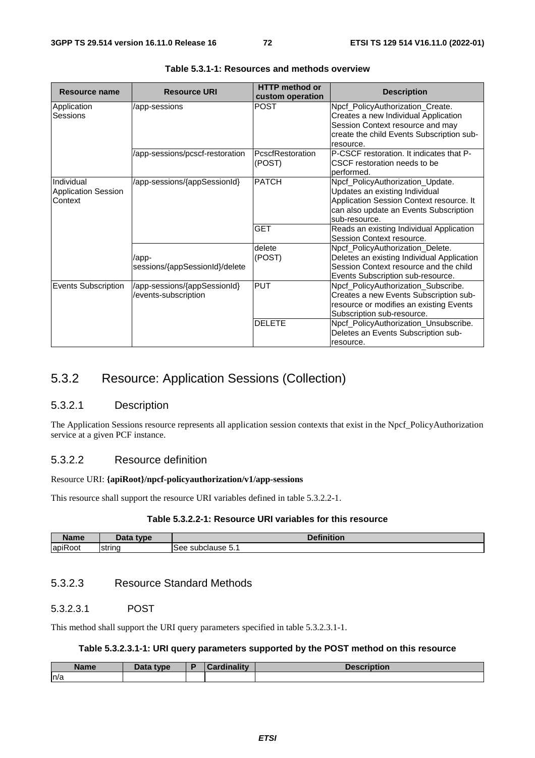**Table 5.3.1-1: Resources and methods overview**

| Resource name | Resource URI | HTTP method or custom operation | Description |
|---|---|---|---|
| Application Sessions | /app-sessions | POST | Npcf_PolicyAuthorization_Create. Creates a new Individual Application Session Context resource and may create the child Events Subscription sub-resource. |
| | /app-sessions/pcscf-restoration | PcscfRestoration (POST) | P-CSCF restoration. It indicates that P-CSCF restoration needs to be performed. |
| Individual Application Session Context | /app-sessions/{appSessionId} | PATCH | Npcf_PolicyAuthorization_Update. Updates an existing Individual Application Session Context resource. It can also update an Events Subscription sub-resource. |
| | | GET | Reads an existing Individual Application Session Context resource. |
| | /app-sessions/{appSessionId}/delete | delete (POST) | Npcf_PolicyAuthorization_Delete. Deletes an existing Individual Application Session Context resource and the child Events Subscription sub-resource. |
| Events Subscription | /app-sessions/{appSessionId}/events-subscription | PUT | Npcf_PolicyAuthorization_Subscribe. Creates a new Events Subscription sub-resource or modifies an existing Events Subscription sub-resource. |
| | | DELETE | Npcf_PolicyAuthorization_Unsubscribe. Deletes an Events Subscription sub-resource. |

## 5.3.2 Resource: Application Sessions (Collection)

### 5.3.2.1 Description

The Application Sessions resource represents all application session contexts that exist in the Npcf_PolicyAuthorization service at a given PCF instance.

### 5.3.2.2 Resource definition

Resource URI: **{apiRoot}/npcf-policyauthorization/v1/app-sessions**

This resource shall support the resource URI variables defined in table 5.3.2.2-1.

**Table 5.3.2.2-1: Resource URI variables for this resource**

| Name | Data type | Definition |
|---|---|---|
| apiRoot | string | See subclause 5.1 |

### 5.3.2.3 Resource Standard Methods

#### 5.3.2.3.1 POST

This method shall support the URI query parameters specified in table 5.3.2.3.1-1.

**Table 5.3.2.3.1-1: URI query parameters supported by the POST method on this resource**

| Name | Data type | P | Cardinality | Description |
|---|---|---|---|---|
| n/a | | | | |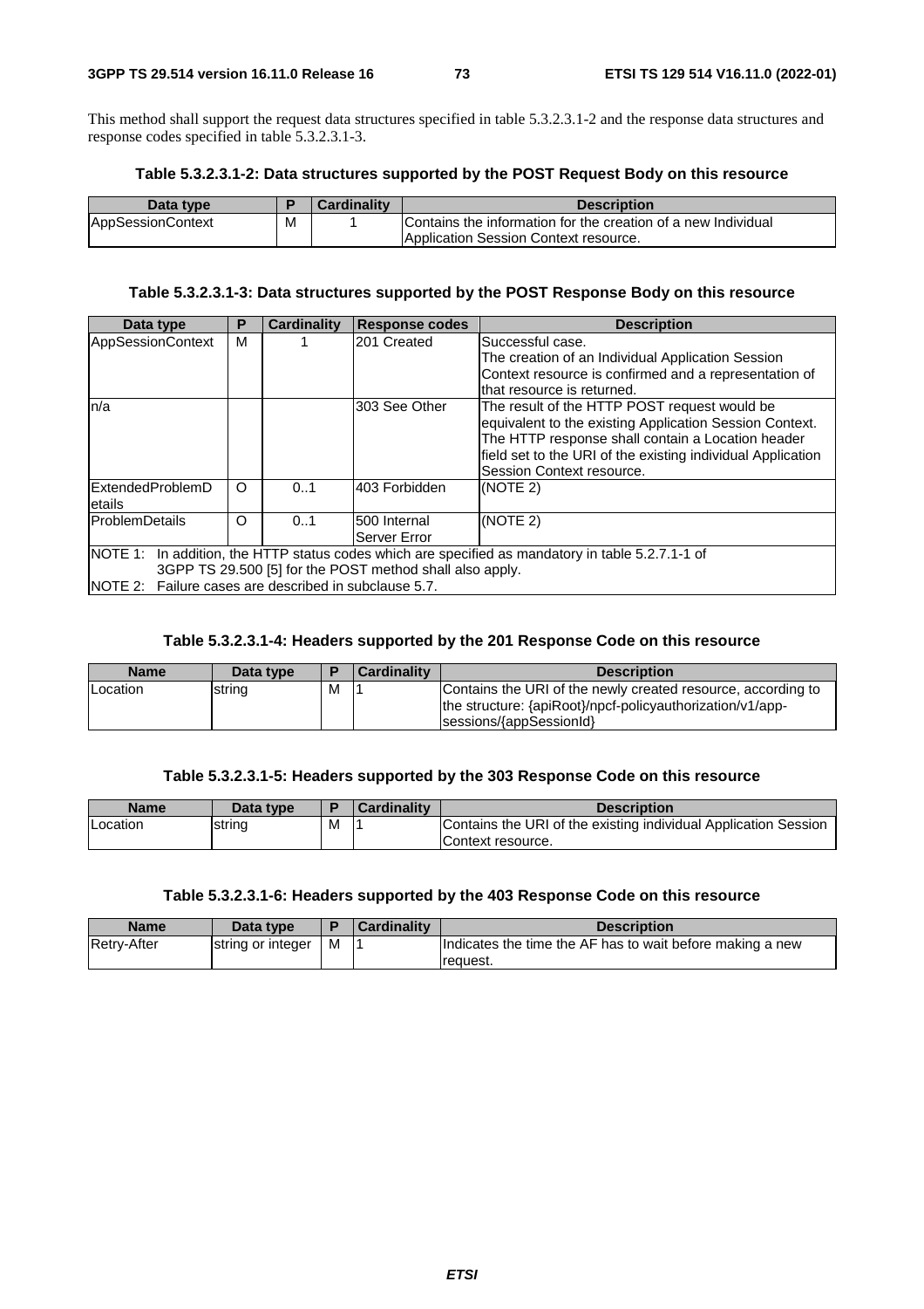This method shall support the request data structures specified in table 5.3.2.3.1-2 and the response data structures and response codes specified in table 5.3.2.3.1-3.

**Table 5.3.2.3.1-2: Data structures supported by the POST Request Body on this resource**

| Data type | P | Cardinality | Description |
| --- | --- | --- | --- |
| AppSessionContext | M | 1 | Contains the information for the creation of a new Individual Application Session Context resource. |

**Table 5.3.2.3.1-3: Data structures supported by the POST Response Body on this resource**

| Data type | P | Cardinality | Response codes | Description |
| --- | --- | --- | --- | --- |
| AppSessionContext | M | 1 | 201 Created | Successful case. The creation of an Individual Application Session Context resource is confirmed and a representation of that resource is returned. |
| n/a | | | 303 See Other | The result of the HTTP POST request would be equivalent to the existing Application Session Context. The HTTP response shall contain a Location header field set to the URI of the existing individual Application Session Context resource. |
| ExtendedProblemDetails | O | 0..1 | 403 Forbidden | (NOTE 2) |
| ProblemDetails | O | 0..1 | 500 Internal Server Error | (NOTE 2) |
| NOTE 1: In addition, the HTTP status codes which are specified as mandatory in table 5.2.7.1-1 of 3GPP TS 29.500 [5] for the POST method shall also apply.<br>NOTE 2: Failure cases are described in subclause 5.7. | | | | |

**Table 5.3.2.3.1-4: Headers supported by the 201 Response Code on this resource**

| Name | Data type | P | Cardinality | Description |
| --- | --- | --- | --- | --- |
| Location | string | M | 1 | Contains the URI of the newly created resource, according to the structure: {apiRoot}/npcf-policyauthorization/v1/app-sessions/{appSessionId} |

**Table 5.3.2.3.1-5: Headers supported by the 303 Response Code on this resource**

| Name | Data type | P | Cardinality | Description |
| --- | --- | --- | --- | --- |
| Location | string | M | 1 | Contains the URI of the existing individual Application Session Context resource. |

**Table 5.3.2.3.1-6: Headers supported by the 403 Response Code on this resource**

| Name | Data type | P | Cardinality | Description |
| --- | --- | --- | --- | --- |
| Retry-After | string or integer | M | 1 | Indicates the time the AF has to wait before making a new request. |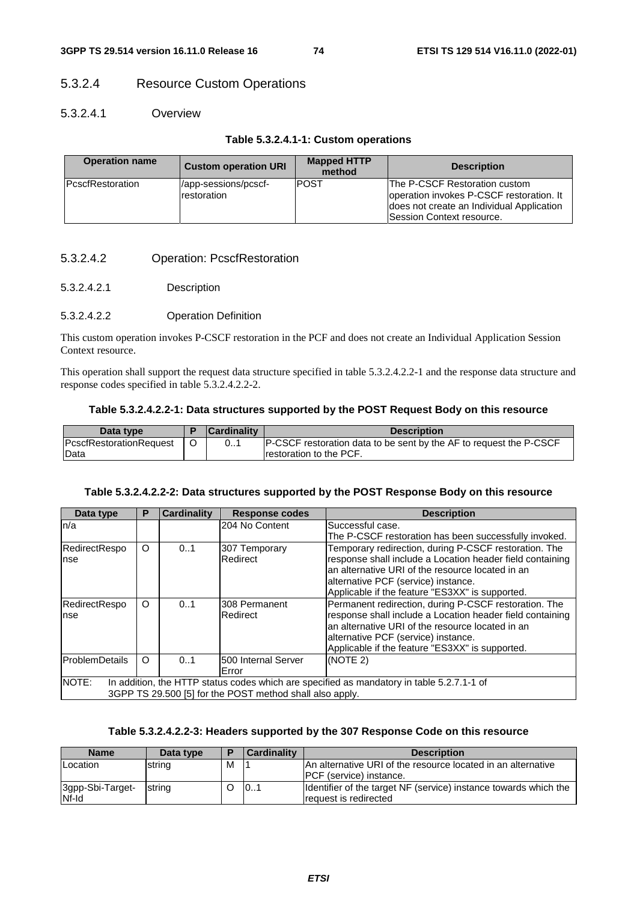#### 5.3.2.4 Resource Custom Operations

##### 5.3.2.4.1 Overview

**Table 5.3.2.4.1-1: Custom operations**

| Operation name | Custom operation URI | Mapped HTTP method | Description |
| --- | --- | --- | --- |
| PcscfRestoration | /app-sessions/pcscf-restoration | POST | The P-CSCF Restoration custom operation invokes P-CSCF restoration. It does not create an Individual Application Session Context resource. |

##### 5.3.2.4.2 Operation: PcscfRestoration

###### 5.3.2.4.2.1 Description

###### 5.3.2.4.2.2 Operation Definition

This custom operation invokes P-CSCF restoration in the PCF and does not create an Individual Application Session Context resource.

This operation shall support the request data structure specified in table 5.3.2.4.2.2-1 and the response data structure and response codes specified in table 5.3.2.4.2.2-2.

**Table 5.3.2.4.2.2-1: Data structures supported by the POST Request Body on this resource**

| Data type | P | Cardinality | Description |
| --- | --- | --- | --- |
| PcscfRestorationRequestData | O | 0..1 | P-CSCF restoration data to be sent by the AF to request the P-CSCF restoration to the PCF. |

**Table 5.3.2.4.2.2-2: Data structures supported by the POST Response Body on this resource**

| Data type | P | Cardinality | Response codes | Description |
| --- | --- | --- | --- | --- |
| n/a | | | 204 No Content | Successful case.<br>The P-CSCF restoration has been successfully invoked. |
| RedirectResponse | O | 0..1 | 307 Temporary Redirect | Temporary redirection, during P-CSCF restoration. The response shall include a Location header field containing an alternative URI of the resource located in an alternative PCF (service) instance.<br>Applicable if the feature "ES3XX" is supported. |
| RedirectResponse | O | 0..1 | 308 Permanent Redirect | Permanent redirection, during P-CSCF restoration. The response shall include a Location header field containing an alternative URI of the resource located in an alternative PCF (service) instance.<br>Applicable if the feature "ES3XX" is supported. |
| ProblemDetails | O | 0..1 | 500 Internal Server Error | (NOTE 2) |
| NOTE: In addition, the HTTP status codes which are specified as mandatory in table 5.2.7.1-1 of 3GPP TS 29.500 [5] for the POST method shall also apply. | | | | |

**Table 5.3.2.4.2.2-3: Headers supported by the 307 Response Code on this resource**

| Name | Data type | P | Cardinality | Description |
| --- | --- | --- | --- | --- |
| Location | string | M | 1 | An alternative URI of the resource located in an alternative PCF (service) instance. |
| 3gpp-Sbi-Target-Nf-Id | string | O | 0..1 | Identifier of the target NF (service) instance towards which the request is redirected |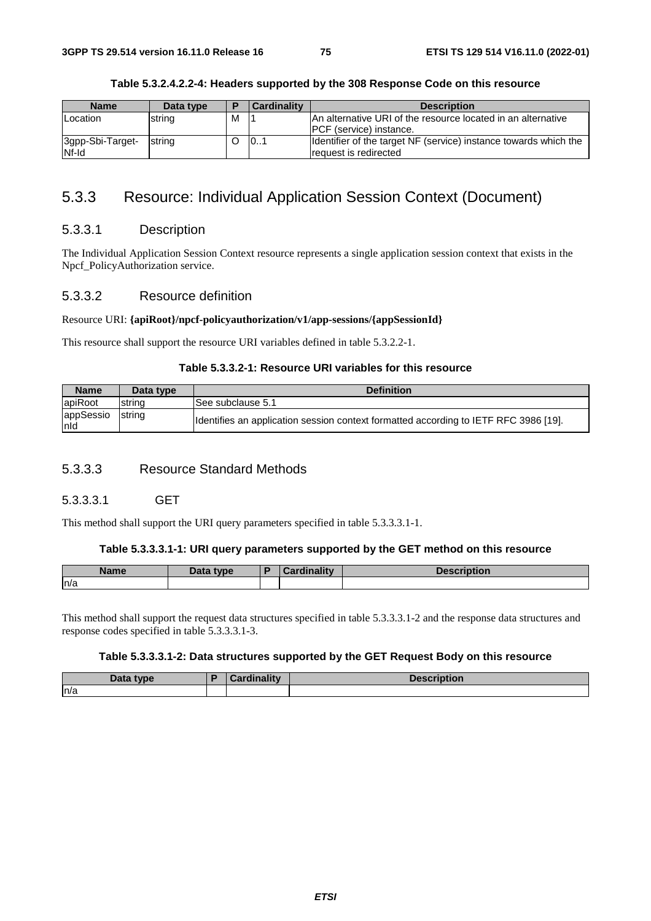**Table 5.3.2.4.2.2-4: Headers supported by the 308 Response Code on this resource**

| Name | Data type | P | Cardinality | Description |
|---|---|---|---|---|
| Location | string | M | 1 | An alternative URI of the resource located in an alternative PCF (service) instance. |
| 3gpp-Sbi-Target-Nf-Id | string | O | 0..1 | Identifier of the target NF (service) instance towards which the request is redirected |

## 5.3.3 Resource: Individual Application Session Context (Document)

### 5.3.3.1 Description

The Individual Application Session Context resource represents a single application session context that exists in the Npcf_PolicyAuthorization service.

### 5.3.3.2 Resource definition

Resource URI: **{apiRoot}/npcf-policyauthorization/v1/app-sessions/{appSessionId}**

This resource shall support the resource URI variables defined in table 5.3.2.2-1.

**Table 5.3.3.2-1: Resource URI variables for this resource**

| Name | Data type | Definition |
|---|---|---|
| apiRoot | string | See subclause 5.1 |
| appSessionId | string | Identifies an application session context formatted according to IETF RFC 3986 [19]. |

### 5.3.3.3 Resource Standard Methods

#### 5.3.3.3.1 GET

This method shall support the URI query parameters specified in table 5.3.3.3.1-1.

**Table 5.3.3.3.1-1: URI query parameters supported by the GET method on this resource**

| Name | Data type | P | Cardinality | Description |
|---|---|---|---|---|
| n/a | | | | |

This method shall support the request data structures specified in table 5.3.3.3.1-2 and the response data structures and response codes specified in table 5.3.3.3.1-3.

**Table 5.3.3.3.1-2: Data structures supported by the GET Request Body on this resource**

| Data type | P | Cardinality | Description |
|---|---|---|---|
| n/a | | | |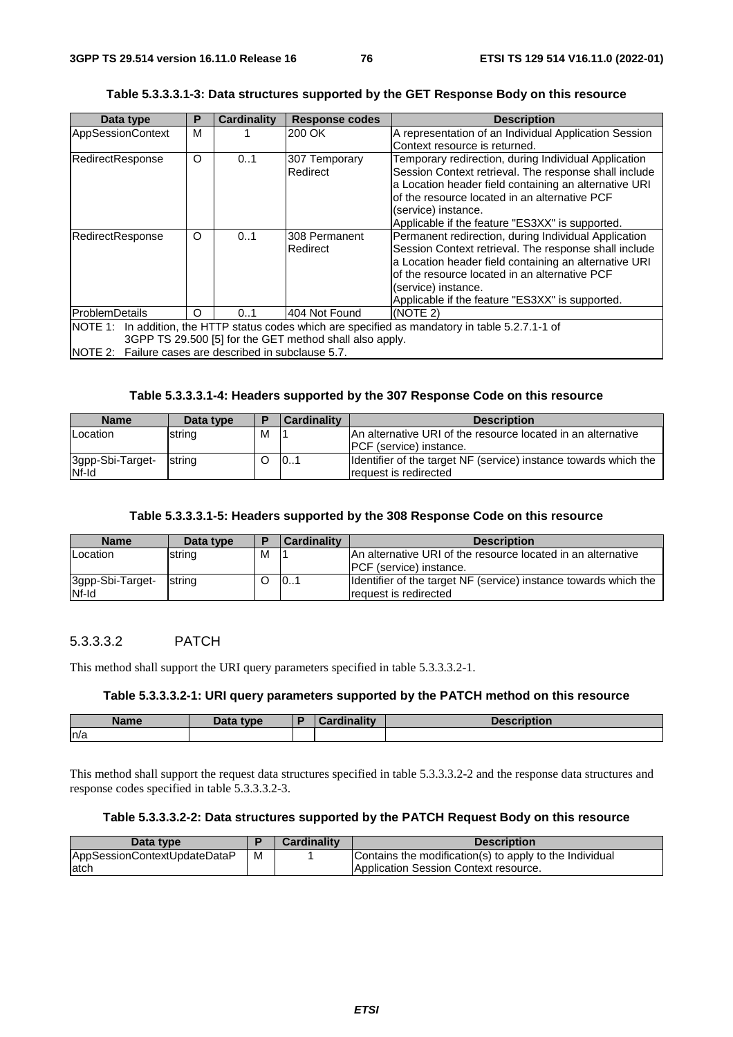**Table 5.3.3.3.1-3: Data structures supported by the GET Response Body on this resource**

| Data type | P | Cardinality | Response codes | Description |
|---|---|---|---|---|
| AppSessionContext | M | 1 | 200 OK | A representation of an Individual Application Session Context resource is returned. |
| RedirectResponse | O | 0..1 | 307 Temporary Redirect | Temporary redirection, during Individual Application Session Context retrieval. The response shall include a Location header field containing an alternative URI of the resource located in an alternative PCF (service) instance.<br>Applicable if the feature "ES3XX" is supported. |
| RedirectResponse | O | 0..1 | 308 Permanent Redirect | Permanent redirection, during Individual Application Session Context retrieval. The response shall include a Location header field containing an alternative URI of the resource located in an alternative PCF (service) instance.<br>Applicable if the feature "ES3XX" is supported. |
| ProblemDetails | O | 0..1 | 404 Not Found | (NOTE 2) |
| NOTE 1: In addition, the HTTP status codes which are specified as mandatory in table 5.2.7.1-1 of 3GPP TS 29.500 [5] for the GET method shall also apply.<br>NOTE 2: Failure cases are described in subclause 5.7. | | | | |

**Table 5.3.3.3.1-4: Headers supported by the 307 Response Code on this resource**

| Name | Data type | P | Cardinality | Description |
|---|---|---|---|---|
| Location | string | M | 1 | An alternative URI of the resource located in an alternative PCF (service) instance. |
| 3gpp-Sbi-Target-Nf-Id | string | O | 0..1 | Identifier of the target NF (service) instance towards which the request is redirected |

**Table 5.3.3.3.1-5: Headers supported by the 308 Response Code on this resource**

| Name | Data type | P | Cardinality | Description |
|---|---|---|---|---|
| Location | string | M | 1 | An alternative URI of the resource located in an alternative PCF (service) instance. |
| 3gpp-Sbi-Target-Nf-Id | string | O | 0..1 | Identifier of the target NF (service) instance towards which the request is redirected |

#### 5.3.3.3.2 PATCH

This method shall support the URI query parameters specified in table 5.3.3.3.2-1.

**Table 5.3.3.3.2-1: URI query parameters supported by the PATCH method on this resource**

| Name | Data type | P | Cardinality | Description |
|---|---|---|---|---|
| n/a | | | | |

This method shall support the request data structures specified in table 5.3.3.3.2-2 and the response data structures and response codes specified in table 5.3.3.3.2-3.

**Table 5.3.3.3.2-2: Data structures supported by the PATCH Request Body on this resource**

| Data type | P | Cardinality | Description |
|---|---|---|---|
| AppSessionContextUpdateDataPatch | M | 1 | Contains the modification(s) to apply to the Individual Application Session Context resource. |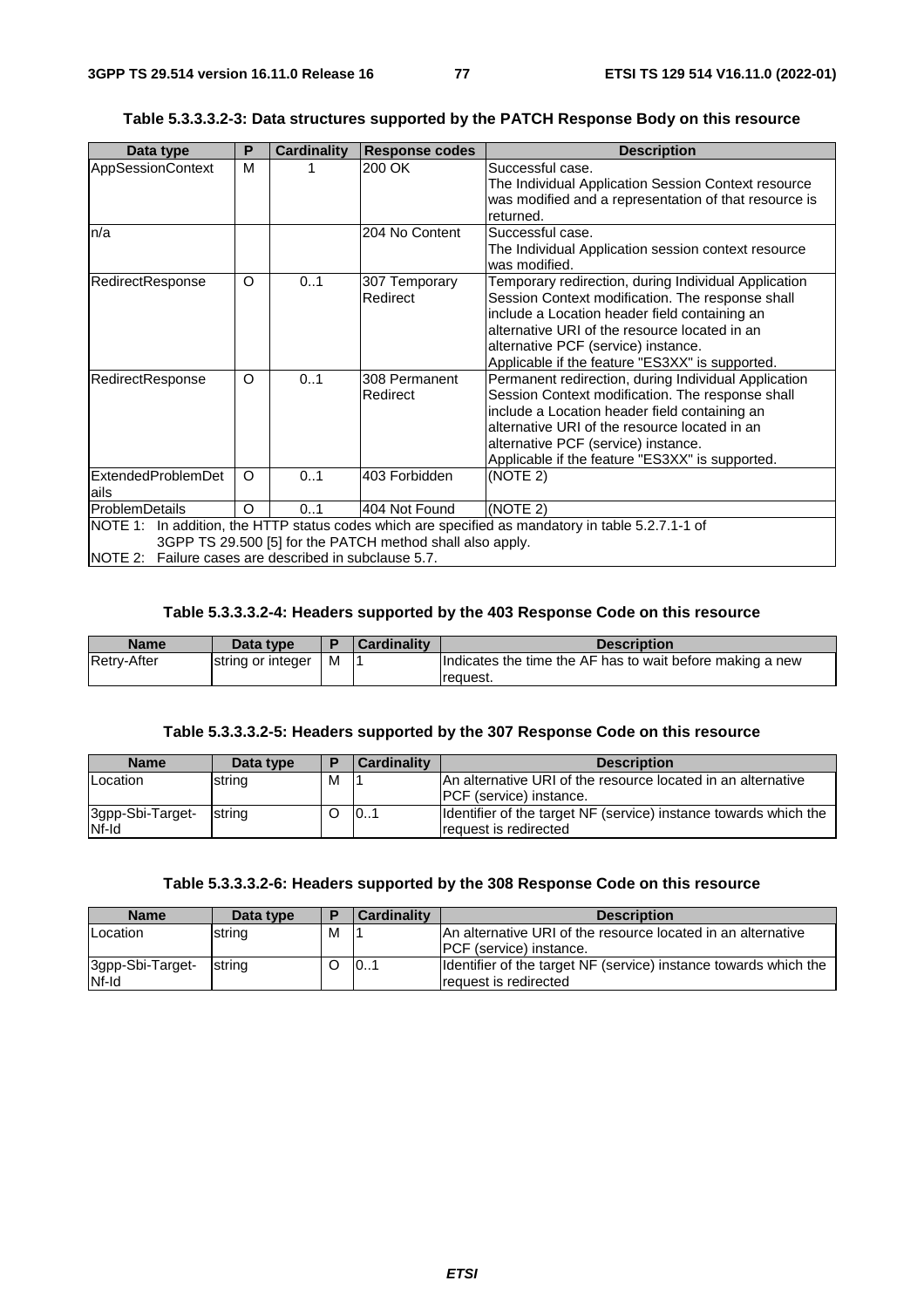**Table 5.3.3.3.2-3: Data structures supported by the PATCH Response Body on this resource**

| Data type | P | Cardinality | Response codes | Description |
|---|---|---|---|---|
| AppSessionContext | M | 1 | 200 OK | Successful case.<br>The Individual Application Session Context resource was modified and a representation of that resource is returned. |
| n/a | | | 204 No Content | Successful case.<br>The Individual Application session context resource was modified. |
| RedirectResponse | O | 0..1 | 307 Temporary Redirect | Temporary redirection, during Individual Application Session Context modification. The response shall include a Location header field containing an alternative URI of the resource located in an alternative PCF (service) instance.<br>Applicable if the feature "ES3XX" is supported. |
| RedirectResponse | O | 0..1 | 308 Permanent Redirect | Permanent redirection, during Individual Application Session Context modification. The response shall include a Location header field containing an alternative URI of the resource located in an alternative PCF (service) instance.<br>Applicable if the feature "ES3XX" is supported. |
| ExtendedProblemDetails | O | 0..1 | 403 Forbidden | (NOTE 2) |
| ProblemDetails | O | 0..1 | 404 Not Found | (NOTE 2) |
| NOTE 1: In addition, the HTTP status codes which are specified as mandatory in table 5.2.7.1-1 of 3GPP TS 29.500 [5] for the PATCH method shall also apply.<br>NOTE 2: Failure cases are described in subclause 5.7. | | | | |

**Table 5.3.3.3.2-4: Headers supported by the 403 Response Code on this resource**

| Name | Data type | P | Cardinality | Description |
|---|---|---|---|---|
| Retry-After | string or integer | M | 1 | Indicates the time the AF has to wait before making a new request. |

**Table 5.3.3.3.2-5: Headers supported by the 307 Response Code on this resource**

| Name | Data type | P | Cardinality | Description |
|---|---|---|---|---|
| Location | string | M | 1 | An alternative URI of the resource located in an alternative PCF (service) instance. |
| 3gpp-Sbi-Target-Nf-Id | string | O | 0..1 | Identifier of the target NF (service) instance towards which the request is redirected |

**Table 5.3.3.3.2-6: Headers supported by the 308 Response Code on this resource**

| Name | Data type | P | Cardinality | Description |
|---|---|---|---|---|
| Location | string | M | 1 | An alternative URI of the resource located in an alternative PCF (service) instance. |
| 3gpp-Sbi-Target-Nf-Id | string | O | 0..1 | Identifier of the target NF (service) instance towards which the request is redirected |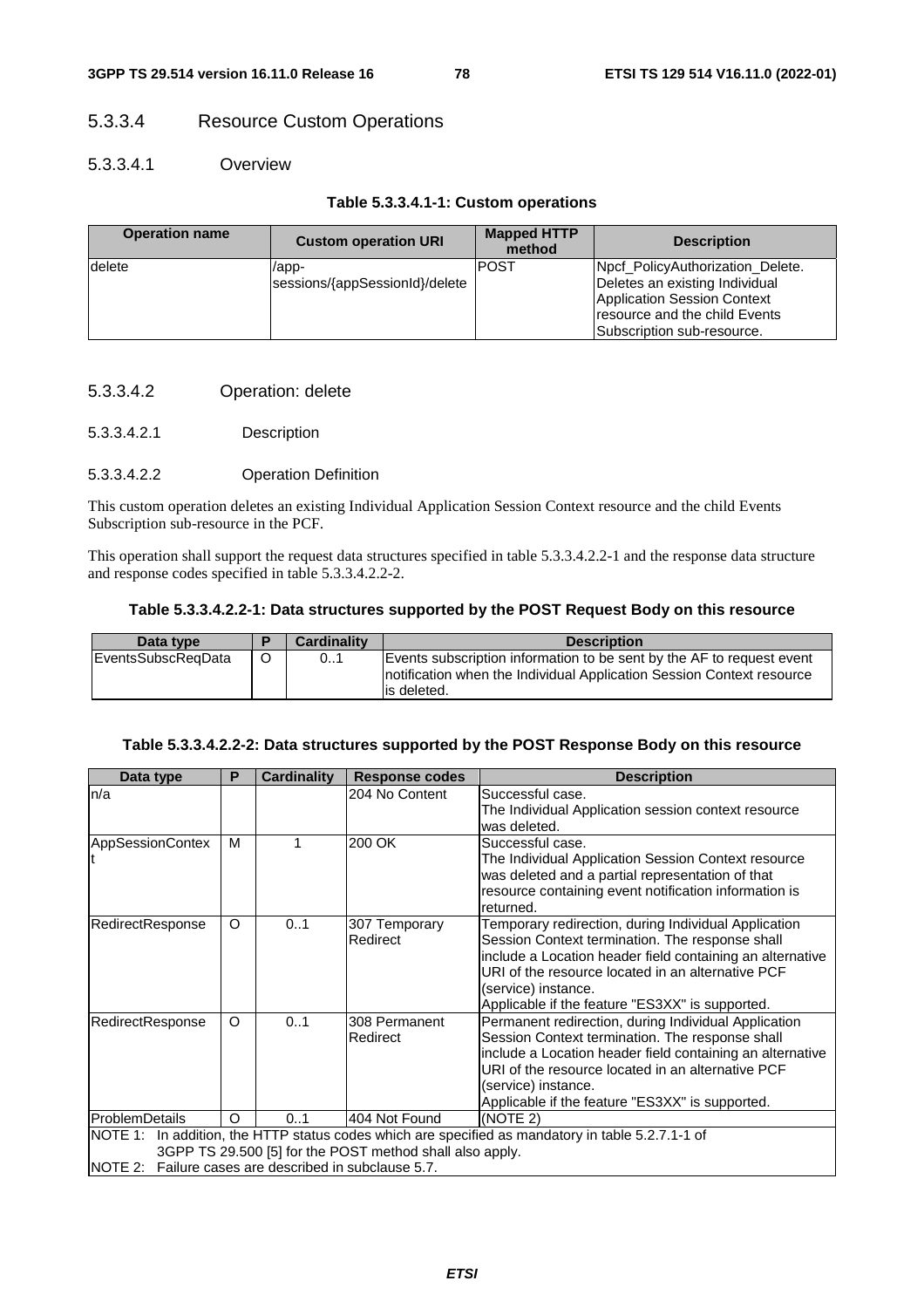#### 5.3.3.4 Resource Custom Operations

##### 5.3.3.4.1 Overview

**Table 5.3.3.4.1-1: Custom operations**

| Operation name | Custom operation URI | Mapped HTTP method | Description |
|---|---|---|---|
| delete | /app-sessions/{appSessionId}/delete | POST | Npcf_PolicyAuthorization_Delete. Deletes an existing Individual Application Session Context resource and the child Events Subscription sub-resource. |

##### 5.3.3.4.2 Operation: delete

###### 5.3.3.4.2.1 Description

###### 5.3.3.4.2.2 Operation Definition

This custom operation deletes an existing Individual Application Session Context resource and the child Events Subscription sub-resource in the PCF.

This operation shall support the request data structures specified in table 5.3.3.4.2.2-1 and the response data structure and response codes specified in table 5.3.3.4.2.2-2.

**Table 5.3.3.4.2.2-1: Data structures supported by the POST Request Body on this resource**

| Data type | P | Cardinality | Description |
|---|---|---|---|
| EventsSubscReqData | O | 0..1 | Events subscription information to be sent by the AF to request event notification when the Individual Application Session Context resource is deleted. |

**Table 5.3.3.4.2.2-2: Data structures supported by the POST Response Body on this resource**

| Data type | P | Cardinality | Response codes | Description |
|---|---|---|---|---|
| n/a | | | 204 No Content | Successful case. The Individual Application session context resource was deleted. |
| AppSessionContext | M | 1 | 200 OK | Successful case. The Individual Application Session Context resource was deleted and a partial representation of that resource containing event notification information is returned. |
| RedirectResponse | O | 0..1 | 307 Temporary Redirect | Temporary redirection, during Individual Application Session Context termination. The response shall include a Location header field containing an alternative URI of the resource located in an alternative PCF (service) instance. Applicable if the feature "ES3XX" is supported. |
| RedirectResponse | O | 0..1 | 308 Permanent Redirect | Permanent redirection, during Individual Application Session Context termination. The response shall include a Location header field containing an alternative URI of the resource located in an alternative PCF (service) instance. Applicable if the feature "ES3XX" is supported. |
| ProblemDetails | O | 0..1 | 404 Not Found | (NOTE 2) |
| NOTE 1: In addition, the HTTP status codes which are specified as mandatory in table 5.2.7.1-1 of 3GPP TS 29.500 [5] for the POST method shall also apply.<br>NOTE 2: Failure cases are described in subclause 5.7. | | | | |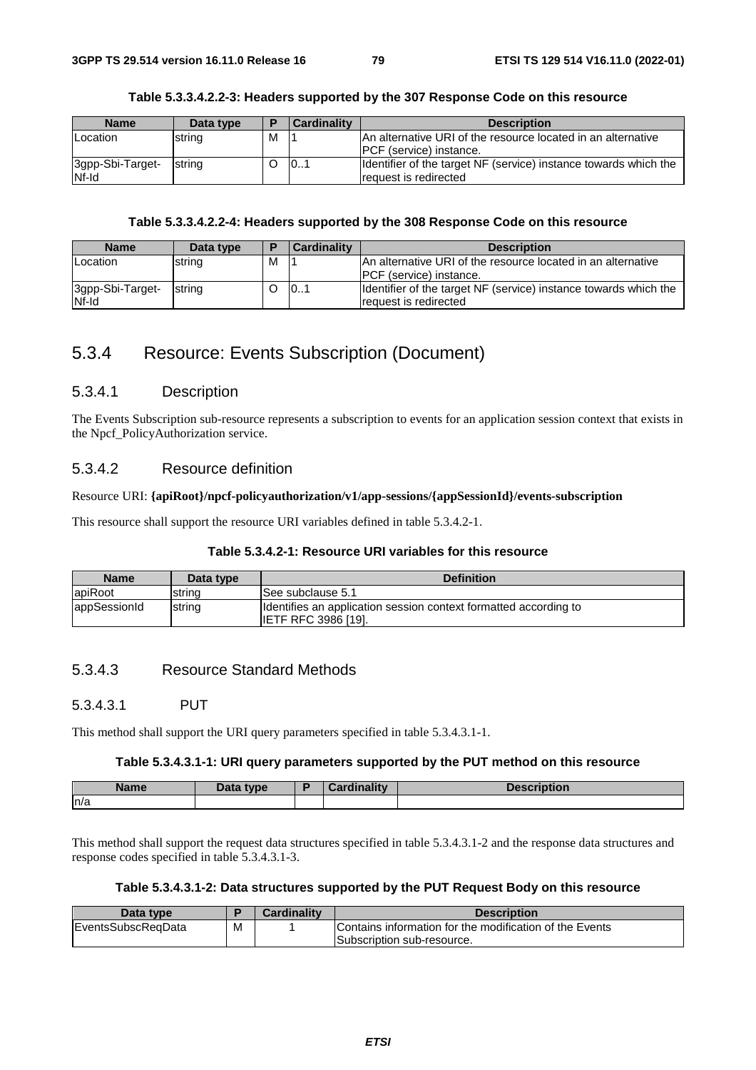**Table 5.3.3.4.2.2-3: Headers supported by the 307 Response Code on this resource**

| Name | Data type | P | Cardinality | Description |
|---|---|---|---|---|
| Location | string | M | 1 | An alternative URI of the resource located in an alternative PCF (service) instance. |
| 3gpp-Sbi-Target-Nf-Id | string | O | 0..1 | Identifier of the target NF (service) instance towards which the request is redirected |

**Table 5.3.3.4.2.2-4: Headers supported by the 308 Response Code on this resource**

| Name | Data type | P | Cardinality | Description |
|---|---|---|---|---|
| Location | string | M | 1 | An alternative URI of the resource located in an alternative PCF (service) instance. |
| 3gpp-Sbi-Target-Nf-Id | string | O | 0..1 | Identifier of the target NF (service) instance towards which the request is redirected |

## 5.3.4 Resource: Events Subscription (Document)

### 5.3.4.1 Description

The Events Subscription sub-resource represents a subscription to events for an application session context that exists in the Npcf_PolicyAuthorization service.

### 5.3.4.2 Resource definition

Resource URI: **{apiRoot}/npcf-policyauthorization/v1/app-sessions/{appSessionId}/events-subscription**

This resource shall support the resource URI variables defined in table 5.3.4.2-1.

**Table 5.3.4.2-1: Resource URI variables for this resource**

| Name | Data type | Definition |
|---|---|---|
| apiRoot | string | See subclause 5.1 |
| appSessionId | string | Identifies an application session context formatted according to IETF RFC 3986 [19]. |

### 5.3.4.3 Resource Standard Methods

#### 5.3.4.3.1 PUT

This method shall support the URI query parameters specified in table 5.3.4.3.1-1.

**Table 5.3.4.3.1-1: URI query parameters supported by the PUT method on this resource**

| Name | Data type | P | Cardinality | Description |
|---|---|---|---|---|
| n/a | | | | |

This method shall support the request data structures specified in table 5.3.4.3.1-2 and the response data structures and response codes specified in table 5.3.4.3.1-3.

**Table 5.3.4.3.1-2: Data structures supported by the PUT Request Body on this resource**

| Data type | P | Cardinality | Description |
|---|---|---|---|
| EventsSubscReqData | M | 1 | Contains information for the modification of the Events Subscription sub-resource. |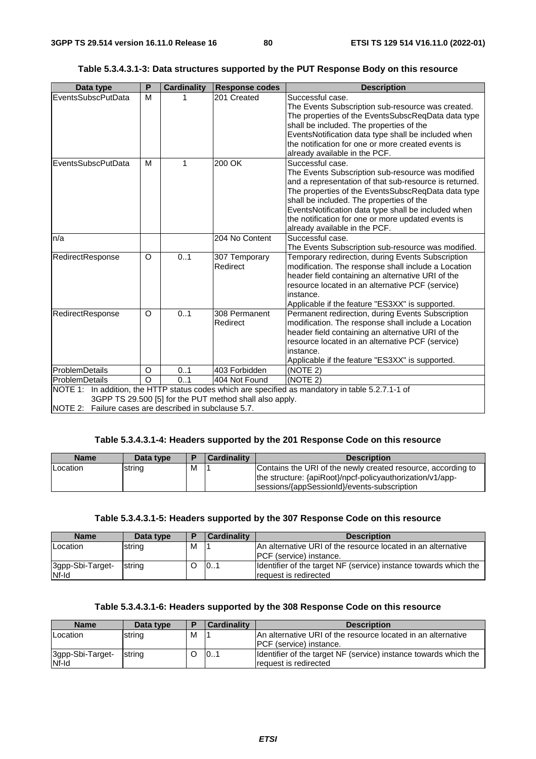**Table 5.3.4.3.1-3: Data structures supported by the PUT Response Body on this resource**

| Data type | P | Cardinality | Response codes | Description |
|---|---|---|---|---|
| EventsSubscPutData | M | 1 | 201 Created | Successful case.<br>The Events Subscription sub-resource was created. The properties of the EventsSubscReqData data type shall be included. The properties of the EventsNotification data type shall be included when the notification for one or more created events is already available in the PCF. |
| EventsSubscPutData | M | 1 | 200 OK | Successful case.<br>The Events Subscription sub-resource was modified and a representation of that sub-resource is returned. The properties of the EventsSubscReqData data type shall be included. The properties of the EventsNotification data type shall be included when the notification for one or more updated events is already available in the PCF. |
| n/a | | | 204 No Content | Successful case.<br>The Events Subscription sub-resource was modified. |
| RedirectResponse | O | 0..1 | 307 Temporary Redirect | Temporary redirection, during Events Subscription modification. The response shall include a Location header field containing an alternative URI of the resource located in an alternative PCF (service) instance.<br>Applicable if the feature "ES3XX" is supported. |
| RedirectResponse | O | 0..1 | 308 Permanent Redirect | Permanent redirection, during Events Subscription modification. The response shall include a Location header field containing an alternative URI of the resource located in an alternative PCF (service) instance.<br>Applicable if the feature "ES3XX" is supported. |
| ProblemDetails | O | 0..1 | 403 Forbidden | (NOTE 2) |
| ProblemDetails | O | 0..1 | 404 Not Found | (NOTE 2) |
| NOTE 1: In addition, the HTTP status codes which are specified as mandatory in table 5.2.7.1-1 of 3GPP TS 29.500 [5] for the PUT method shall also apply.<br>NOTE 2: Failure cases are described in subclause 5.7. | | | | |

**Table 5.3.4.3.1-4: Headers supported by the 201 Response Code on this resource**

| Name | Data type | P | Cardinality | Description |
|---|---|---|---|---|
| Location | string | M | 1 | Contains the URI of the newly created resource, according to the structure: {apiRoot}/npcf-policyauthorization/v1/app-sessions/{appSessionId}/events-subscription |

**Table 5.3.4.3.1-5: Headers supported by the 307 Response Code on this resource**

| Name | Data type | P | Cardinality | Description |
|---|---|---|---|---|
| Location | string | M | 1 | An alternative URI of the resource located in an alternative PCF (service) instance. |
| 3gpp-Sbi-Target-Nf-Id | string | O | 0..1 | Identifier of the target NF (service) instance towards which the request is redirected |

**Table 5.3.4.3.1-6: Headers supported by the 308 Response Code on this resource**

| Name | Data type | P | Cardinality | Description |
|---|---|---|---|---|
| Location | string | M | 1 | An alternative URI of the resource located in an alternative PCF (service) instance. |
| 3gpp-Sbi-Target-Nf-Id | string | O | 0..1 | Identifier of the target NF (service) instance towards which the request is redirected |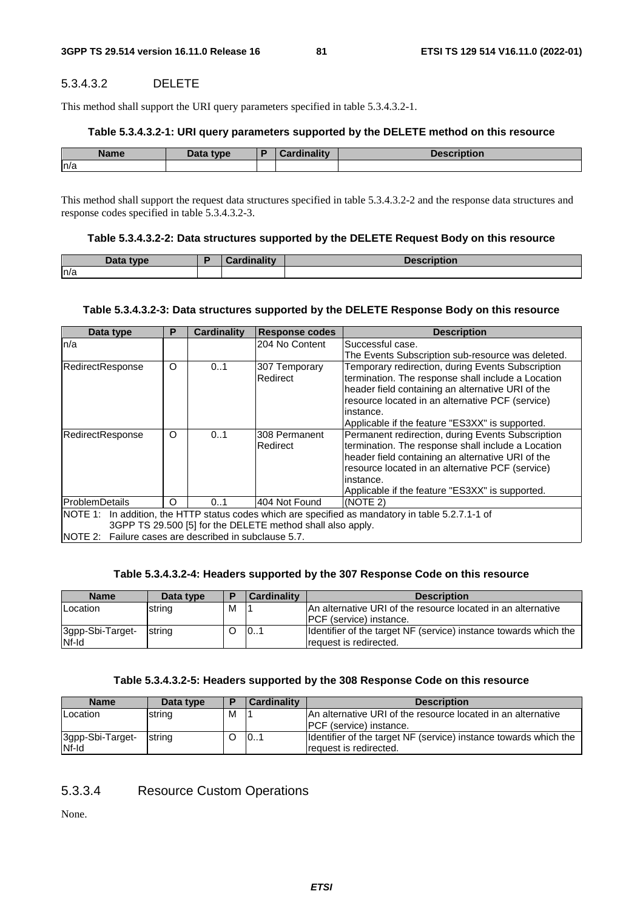#### 5.3.4.3.2 DELETE

This method shall support the URI query parameters specified in table 5.3.4.3.2-1.

**Table 5.3.4.3.2-1: URI query parameters supported by the DELETE method on this resource**

| Name | Data type | P | Cardinality | Description |
|---|---|---|---|---|
| n/a | | | | |

This method shall support the request data structures specified in table 5.3.4.3.2-2 and the response data structures and response codes specified in table 5.3.4.3.2-3.

**Table 5.3.4.3.2-2: Data structures supported by the DELETE Request Body on this resource**

| Data type | P | Cardinality | Description |
|---|---|---|---|
| n/a | | | |

**Table 5.3.4.3.2-3: Data structures supported by the DELETE Response Body on this resource**

| Data type | P | Cardinality | Response codes | Description |
|---|---|---|---|---|
| n/a | | | 204 No Content | Successful case.<br>The Events Subscription sub-resource was deleted. |
| RedirectResponse | O | 0..1 | 307 Temporary Redirect | Temporary redirection, during Events Subscription termination. The response shall include a Location header field containing an alternative URI of the resource located in an alternative PCF (service) instance.<br>Applicable if the feature "ES3XX" is supported. |
| RedirectResponse | O | 0..1 | 308 Permanent Redirect | Permanent redirection, during Events Subscription termination. The response shall include a Location header field containing an alternative URI of the resource located in an alternative PCF (service) instance.<br>Applicable if the feature "ES3XX" is supported. |
| ProblemDetails | O | 0..1 | 404 Not Found | (NOTE 2) |
| NOTE 1: In addition, the HTTP status codes which are specified as mandatory in table 5.2.7.1-1 of 3GPP TS 29.500 [5] for the DELETE method shall also apply.<br>NOTE 2: Failure cases are described in subclause 5.7. | | | | |

**Table 5.3.4.3.2-4: Headers supported by the 307 Response Code on this resource**

| Name | Data type | P | Cardinality | Description |
|---|---|---|---|---|
| Location | string | M | 1 | An alternative URI of the resource located in an alternative PCF (service) instance. |
| 3gpp-Sbi-Target-Nf-Id | string | O | 0..1 | Identifier of the target NF (service) instance towards which the request is redirected. |

**Table 5.3.4.3.2-5: Headers supported by the 308 Response Code on this resource**

| Name | Data type | P | Cardinality | Description |
|---|---|---|---|---|
| Location | string | M | 1 | An alternative URI of the resource located in an alternative PCF (service) instance. |
| 3gpp-Sbi-Target-Nf-Id | string | O | 0..1 | Identifier of the target NF (service) instance towards which the request is redirected. |

### 5.3.3.4 Resource Custom Operations

None.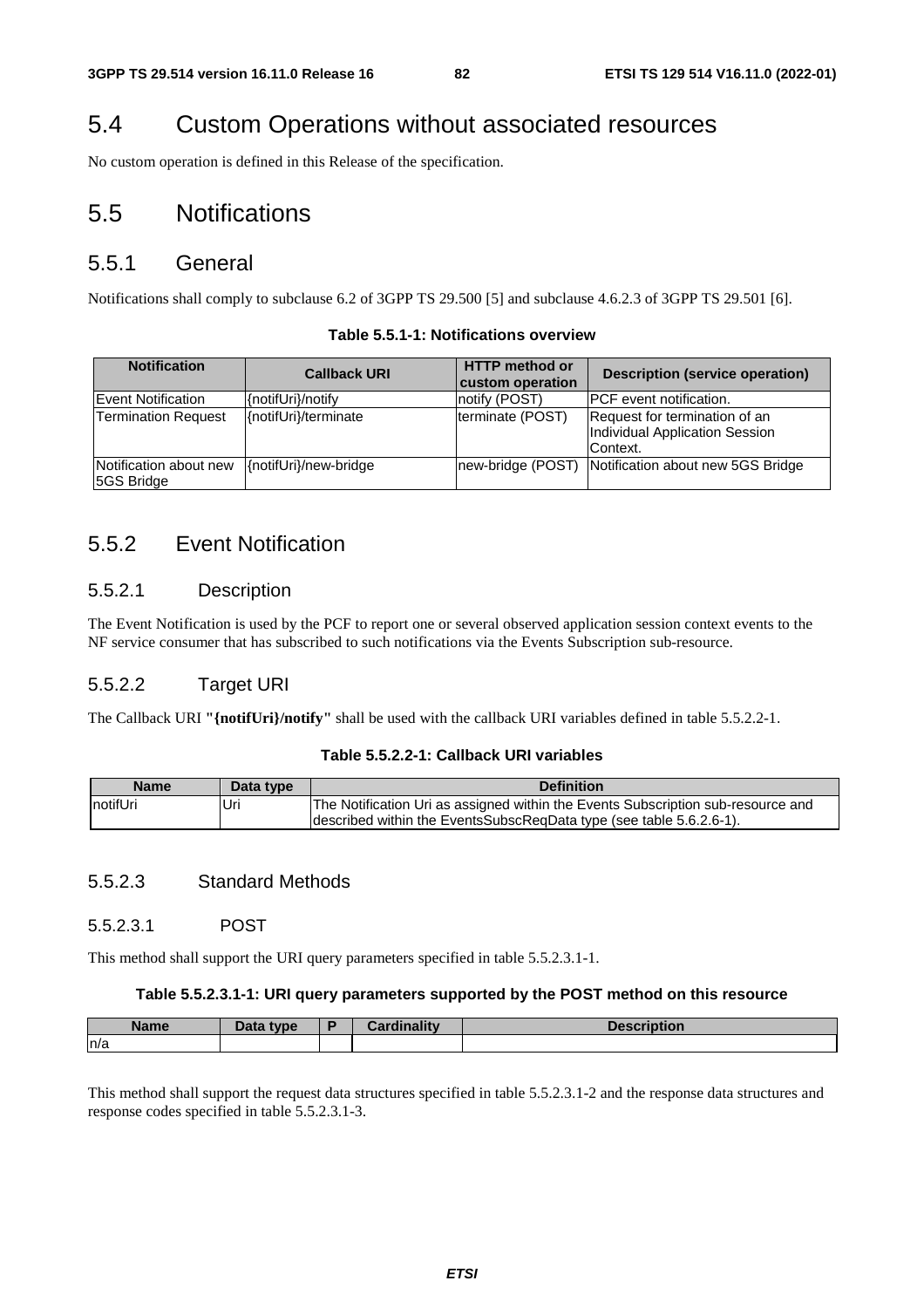## 5.4 Custom Operations without associated resources

No custom operation is defined in this Release of the specification.

## 5.5 Notifications

### 5.5.1 General

Notifications shall comply to subclause 6.2 of 3GPP TS 29.500 [5] and subclause 4.6.2.3 of 3GPP TS 29.501 [6].

**Table 5.5.1-1: Notifications overview**

| Notification | Callback URI | HTTP method or custom operation | Description (service operation) |
| --- | --- | --- | --- |
| Event Notification | {notifUri}/notify | notify (POST) | PCF event notification. |
| Termination Request | {notifUri}/terminate | terminate (POST) | Request for termination of an Individual Application Session Context. |
| Notification about new 5GS Bridge | {notifUri}/new-bridge | new-bridge (POST) | Notification about new 5GS Bridge |

### 5.5.2 Event Notification

#### 5.5.2.1 Description

The Event Notification is used by the PCF to report one or several observed application session context events to the NF service consumer that has subscribed to such notifications via the Events Subscription sub-resource.

#### 5.5.2.2 Target URI

The Callback URI **"{notifUri}/notify"** shall be used with the callback URI variables defined in table 5.5.2.2-1.

**Table 5.5.2.2-1: Callback URI variables**

| Name | Data type | Definition |
| --- | --- | --- |
| notifUri | Uri | The Notification Uri as assigned within the Events Subscription sub-resource and described within the EventsSubscReqData type (see table 5.6.2.6-1). |

#### 5.5.2.3 Standard Methods

##### 5.5.2.3.1 POST

This method shall support the URI query parameters specified in table 5.5.2.3.1-1.

**Table 5.5.2.3.1-1: URI query parameters supported by the POST method on this resource**

| Name | Data type | P | Cardinality | Description |
| --- | --- | --- | --- | --- |
| n/a | | | | |

This method shall support the request data structures specified in table 5.5.2.3.1-2 and the response data structures and response codes specified in table 5.5.2.3.1-3.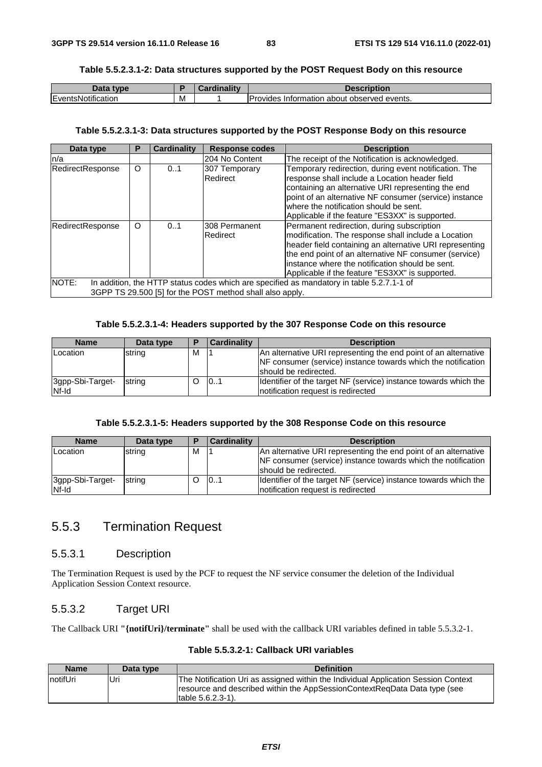**Table 5.5.2.3.1-2: Data structures supported by the POST Request Body on this resource**

| Data type | P | Cardinality | Description |
|---|---|---|---|
| EventsNotification | M | 1 | Provides Information about observed events. |

**Table 5.5.2.3.1-3: Data structures supported by the POST Response Body on this resource**

| Data type | P | Cardinality | Response codes | Description |
|---|---|---|---|---|
| n/a | | | 204 No Content | The receipt of the Notification is acknowledged. |
| RedirectResponse | O | 0..1 | 307 Temporary Redirect | Temporary redirection, during event notification. The response shall include a Location header field containing an alternative URI representing the end point of an alternative NF consumer (service) instance where the notification should be sent. Applicable if the feature "ES3XX" is supported. |
| RedirectResponse | O | 0..1 | 308 Permanent Redirect | Permanent redirection, during subscription modification. The response shall include a Location header field containing an alternative URI representing the end point of an alternative NF consumer (service) instance where the notification should be sent. Applicable if the feature "ES3XX" is supported. |
| NOTE: In addition, the HTTP status codes which are specified as mandatory in table 5.2.7.1-1 of 3GPP TS 29.500 [5] for the POST method shall also apply. | | | | |

**Table 5.5.2.3.1-4: Headers supported by the 307 Response Code on this resource**

| Name | Data type | P | Cardinality | Description |
|---|---|---|---|---|
| Location | string | M | 1 | An alternative URI representing the end point of an alternative NF consumer (service) instance towards which the notification should be redirected. |
| 3gpp-Sbi-Target-Nf-Id | string | O | 0..1 | Identifier of the target NF (service) instance towards which the notification request is redirected |

**Table 5.5.2.3.1-5: Headers supported by the 308 Response Code on this resource**

| Name | Data type | P | Cardinality | Description |
|---|---|---|---|---|
| Location | string | M | 1 | An alternative URI representing the end point of an alternative NF consumer (service) instance towards which the notification should be redirected. |
| 3gpp-Sbi-Target-Nf-Id | string | O | 0..1 | Identifier of the target NF (service) instance towards which the notification request is redirected |

## 5.5.3 Termination Request

### 5.5.3.1 Description

The Termination Request is used by the PCF to request the NF service consumer the deletion of the Individual Application Session Context resource.

### 5.5.3.2 Target URI

The Callback URI **"{notifUri}/terminate"** shall be used with the callback URI variables defined in table 5.5.3.2-1.

**Table 5.5.3.2-1: Callback URI variables**

| Name | Data type | Definition |
|---|---|---|
| notifUri | Uri | The Notification Uri as assigned within the Individual Application Session Context resource and described within the AppSessionContextReqData Data type (see table 5.6.2.3-1). |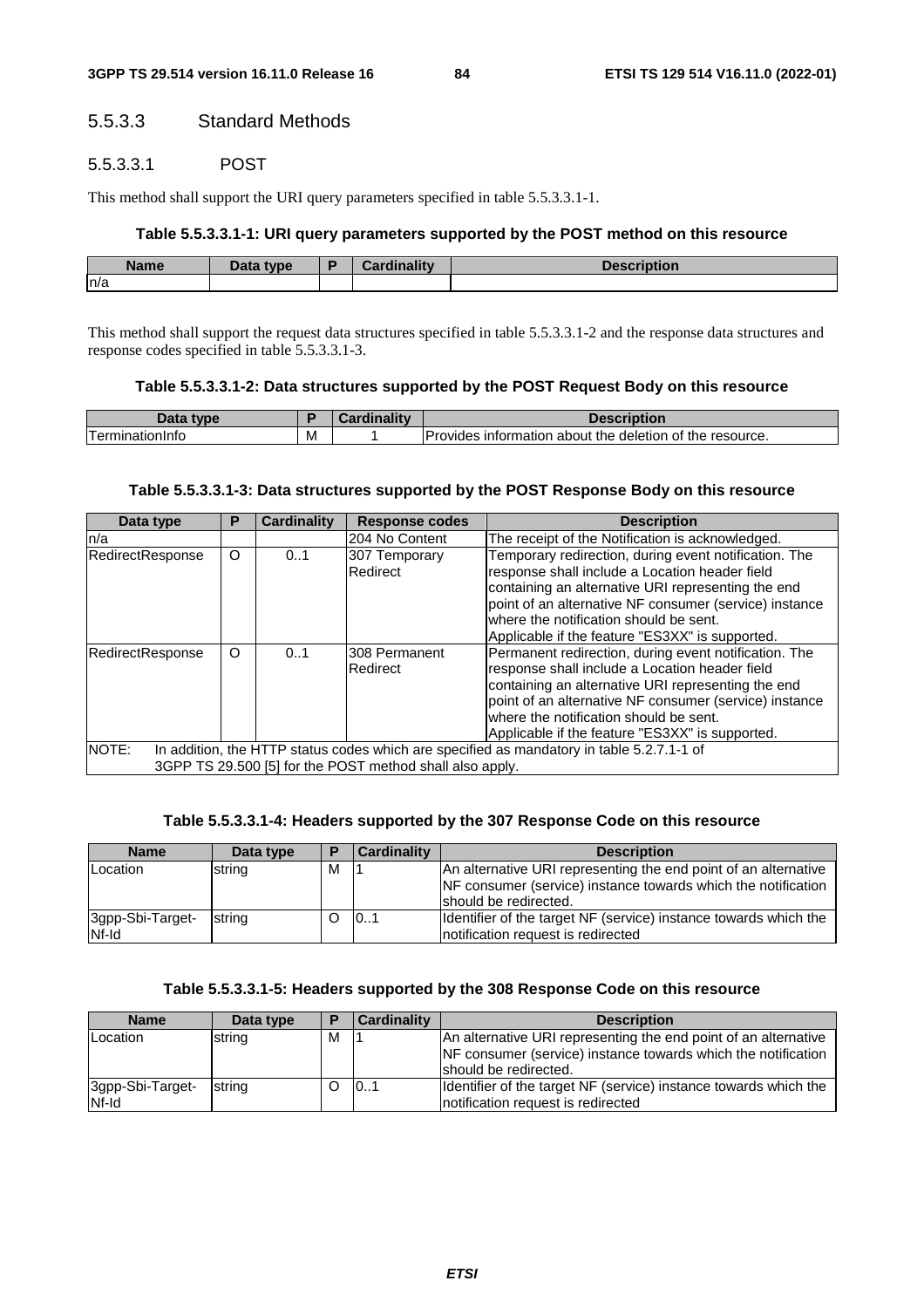#### 5.5.3.3 Standard Methods

##### 5.5.3.3.1 POST

This method shall support the URI query parameters specified in table 5.5.3.3.1-1.

**Table 5.5.3.3.1-1: URI query parameters supported by the POST method on this resource**

| Name | Data type | P | Cardinality | Description |
|---|---|---|---|---|
| n/a | | | | |

This method shall support the request data structures specified in table 5.5.3.3.1-2 and the response data structures and response codes specified in table 5.5.3.3.1-3.

**Table 5.5.3.3.1-2: Data structures supported by the POST Request Body on this resource**

| Data type | P | Cardinality | Description |
|---|---|---|---|
| TerminationInfo | M | 1 | Provides information about the deletion of the resource. |

**Table 5.5.3.3.1-3: Data structures supported by the POST Response Body on this resource**

| Data type | P | Cardinality | Response codes | Description |
|---|---|---|---|---|
| n/a | | | 204 No Content | The receipt of the Notification is acknowledged. |
| RedirectResponse | O | 0..1 | 307 Temporary Redirect | Temporary redirection, during event notification. The response shall include a Location header field containing an alternative URI representing the end point of an alternative NF consumer (service) instance where the notification should be sent.<br>Applicable if the feature "ES3XX" is supported. |
| RedirectResponse | O | 0..1 | 308 Permanent Redirect | Permanent redirection, during event notification. The response shall include a Location header field containing an alternative URI representing the end point of an alternative NF consumer (service) instance where the notification should be sent.<br>Applicable if the feature "ES3XX" is supported. |
| NOTE: In addition, the HTTP status codes which are specified as mandatory in table 5.2.7.1-1 of 3GPP TS 29.500 [5] for the POST method shall also apply. | | | | |

**Table 5.5.3.3.1-4: Headers supported by the 307 Response Code on this resource**

| Name | Data type | P | Cardinality | Description |
|---|---|---|---|---|
| Location | string | M | 1 | An alternative URI representing the end point of an alternative NF consumer (service) instance towards which the notification should be redirected. |
| 3gpp-Sbi-Target-Nf-Id | string | O | 0..1 | Identifier of the target NF (service) instance towards which the notification request is redirected |

**Table 5.5.3.3.1-5: Headers supported by the 308 Response Code on this resource**

| Name | Data type | P | Cardinality | Description |
|---|---|---|---|---|
| Location | string | M | 1 | An alternative URI representing the end point of an alternative NF consumer (service) instance towards which the notification should be redirected. |
| 3gpp-Sbi-Target-Nf-Id | string | O | 0..1 | Identifier of the target NF (service) instance towards which the notification request is redirected |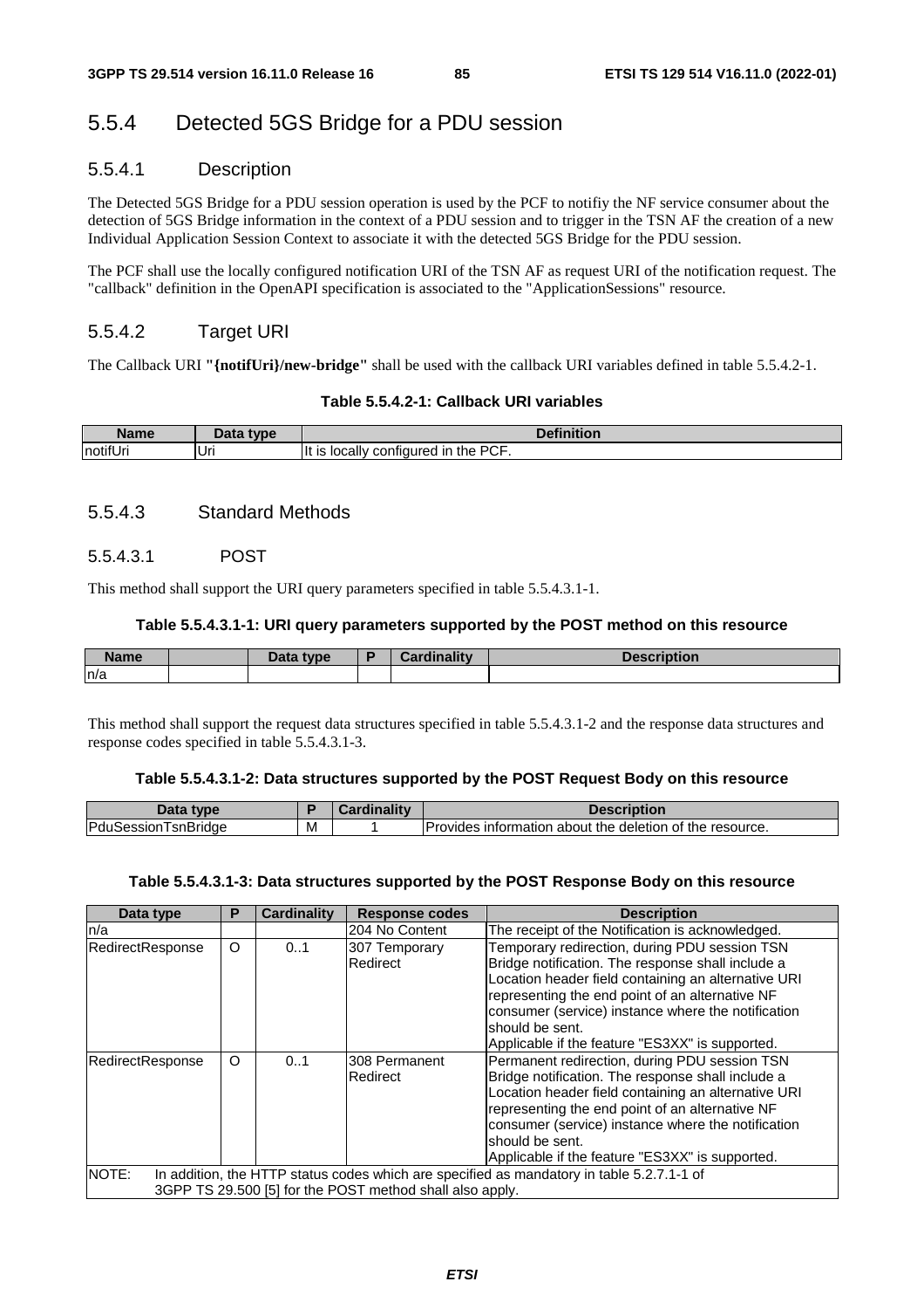## 5.5.4 Detected 5GS Bridge for a PDU session

### 5.5.4.1 Description

The Detected 5GS Bridge for a PDU session operation is used by the PCF to notifiy the NF service consumer about the detection of 5GS Bridge information in the context of a PDU session and to trigger in the TSN AF the creation of a new Individual Application Session Context to associate it with the detected 5GS Bridge for the PDU session.

The PCF shall use the locally configured notification URI of the TSN AF as request URI of the notification request. The "callback" definition in the OpenAPI specification is associated to the "ApplicationSessions" resource.

### 5.5.4.2 Target URI

The Callback URI **"{notifUri}/new-bridge"** shall be used with the callback URI variables defined in table 5.5.4.2-1.

**Table 5.5.4.2-1: Callback URI variables**

| Name | Data type | Definition |
| --- | --- | --- |
| notifUri | Uri | It is locally configured in the PCF. |

### 5.5.4.3 Standard Methods

#### 5.5.4.3.1 POST

This method shall support the URI query parameters specified in table 5.5.4.3.1-1.

**Table 5.5.4.3.1-1: URI query parameters supported by the POST method on this resource**

| Name | | Data type | P | Cardinality | Description |
| --- | --- | --- | --- | --- | --- |
| n/a | | | | | |

This method shall support the request data structures specified in table 5.5.4.3.1-2 and the response data structures and response codes specified in table 5.5.4.3.1-3.

**Table 5.5.4.3.1-2: Data structures supported by the POST Request Body on this resource**

| Data type | P | Cardinality | Description |
| --- | --- | --- | --- |
| PduSessionTsnBridge | M | 1 | Provides information about the deletion of the resource. |

**Table 5.5.4.3.1-3: Data structures supported by the POST Response Body on this resource**

| Data type | P | Cardinality | Response codes | Description |
| --- | --- | --- | --- | --- |
| n/a | | | 204 No Content | The receipt of the Notification is acknowledged. |
| RedirectResponse | O | 0..1 | 307 Temporary Redirect | Temporary redirection, during PDU session TSN Bridge notification. The response shall include a Location header field containing an alternative URI representing the end point of an alternative NF consumer (service) instance where the notification should be sent.<br>Applicable if the feature "ES3XX" is supported. |
| RedirectResponse | O | 0..1 | 308 Permanent Redirect | Permanent redirection, during PDU session TSN Bridge notification. The response shall include a Location header field containing an alternative URI representing the end point of an alternative NF consumer (service) instance where the notification should be sent.<br>Applicable if the feature "ES3XX" is supported. |
| NOTE: In addition, the HTTP status codes which are specified as mandatory in table 5.2.7.1-1 of 3GPP TS 29.500 [5] for the POST method shall also apply. | | | | |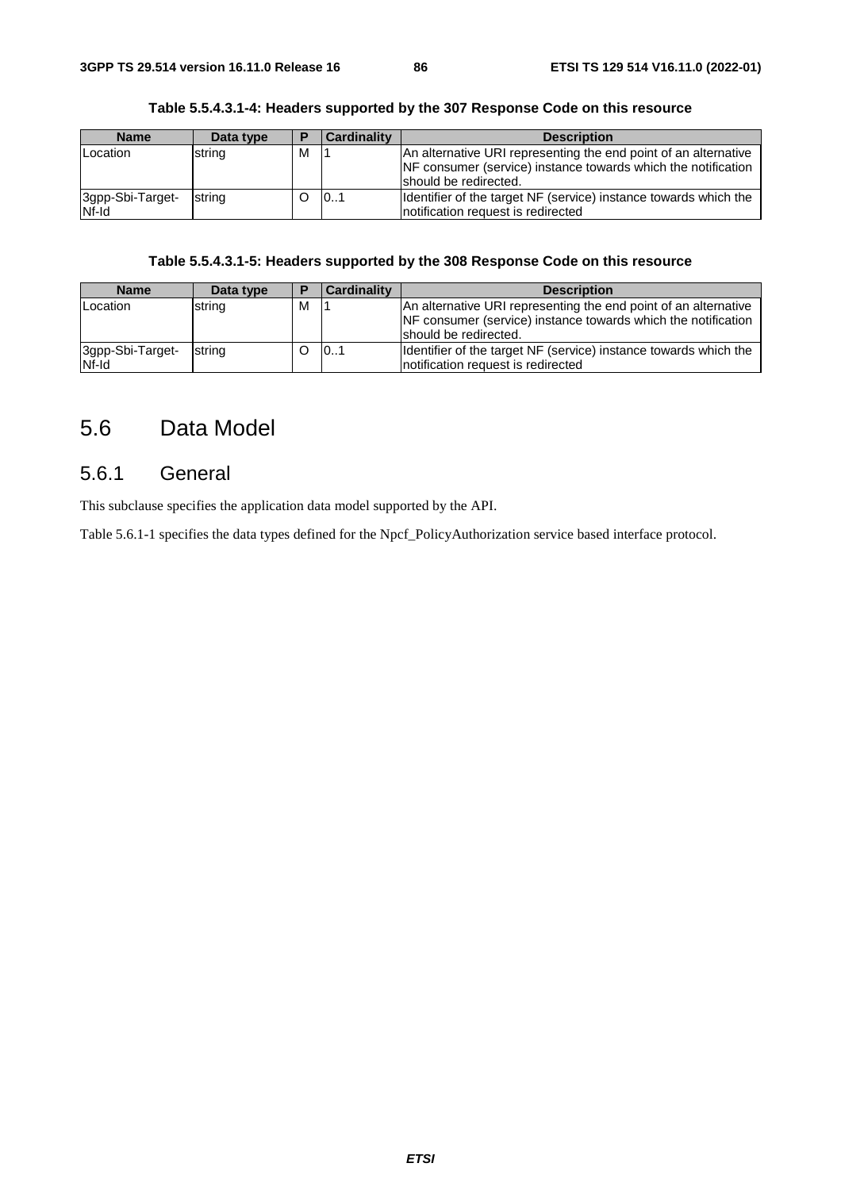**Table 5.5.4.3.1-4: Headers supported by the 307 Response Code on this resource**

| Name | Data type | P | Cardinality | Description |
|---|---|---|---|---|
| Location | string | M | 1 | An alternative URI representing the end point of an alternative NF consumer (service) instance towards which the notification should be redirected. |
| 3gpp-Sbi-Target-Nf-Id | string | O | 0..1 | Identifier of the target NF (service) instance towards which the notification request is redirected |

**Table 5.5.4.3.1-5: Headers supported by the 308 Response Code on this resource**

| Name | Data type | P | Cardinality | Description |
|---|---|---|---|---|
| Location | string | M | 1 | An alternative URI representing the end point of an alternative NF consumer (service) instance towards which the notification should be redirected. |
| 3gpp-Sbi-Target-Nf-Id | string | O | 0..1 | Identifier of the target NF (service) instance towards which the notification request is redirected |

# 5.6 Data Model

## 5.6.1 General

This subclause specifies the application data model supported by the API.

Table 5.6.1-1 specifies the data types defined for the Npcf_PolicyAuthorization service based interface protocol.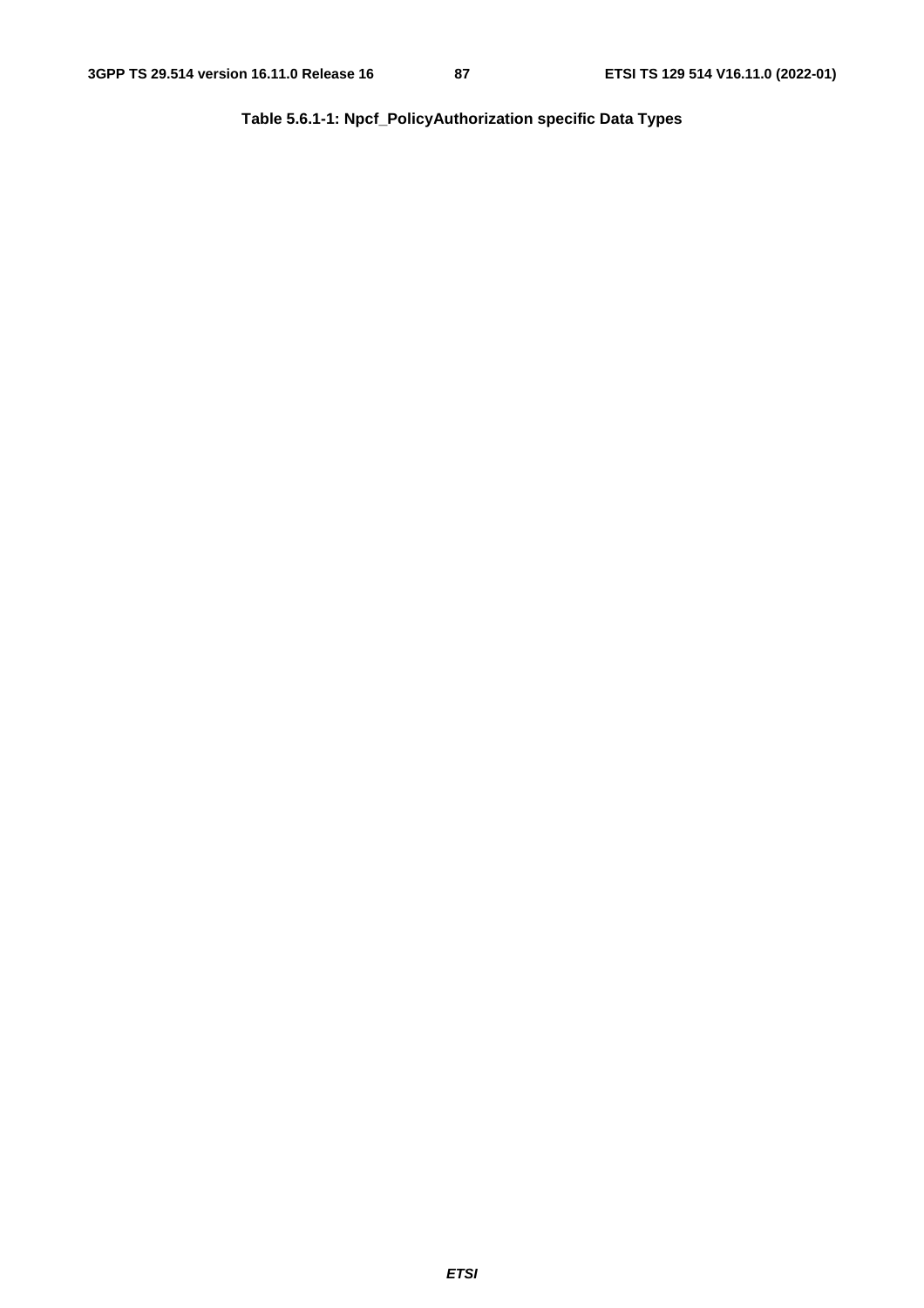**Table 5.6.1-1: Npcf_PolicyAuthorization specific Data Types**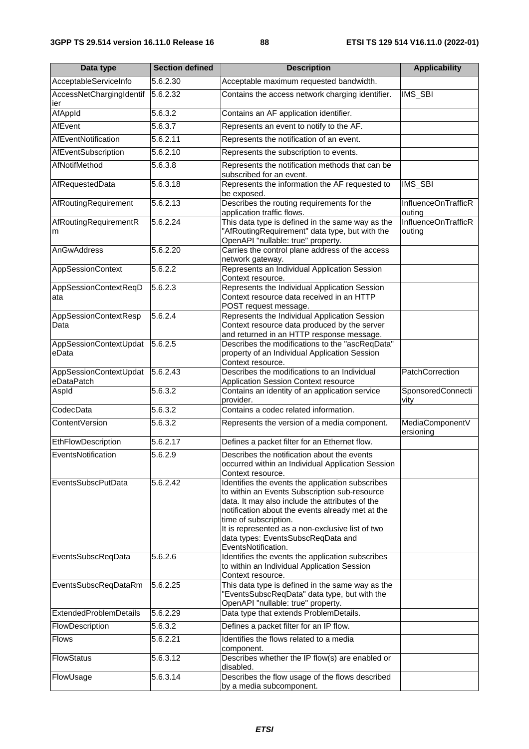| Data type | Section defined | Description | Applicability |
|---|---|---|---|
| AcceptableServiceInfo | 5.6.2.30 | Acceptable maximum requested bandwidth. | |
| AccessNetChargingIdentifier | 5.6.2.32 | Contains the access network charging identifier. | IMS_SBI |
| AfAppId | 5.6.3.2 | Contains an AF application identifier. | |
| AfEvent | 5.6.3.7 | Represents an event to notify to the AF. | |
| AfEventNotification | 5.6.2.11 | Represents the notification of an event. | |
| AfEventSubscription | 5.6.2.10 | Represents the subscription to events. | |
| AfNotifMethod | 5.6.3.8 | Represents the notification methods that can be subscribed for an event. | |
| AfRequestedData | 5.6.3.18 | Represents the information the AF requested to be exposed. | IMS_SBI |
| AfRoutingRequirement | 5.6.2.13 | Describes the routing requirements for the application traffic flows. | InfluenceOnTrafficRouting |
| AfRoutingRequirementRm | 5.6.2.24 | This data type is defined in the same way as the "AfRoutingRequirement" data type, but with the OpenAPI "nullable: true" property. | InfluenceOnTrafficRouting |
| AnGwAddress | 5.6.2.20 | Carries the control plane address of the access network gateway. | |
| AppSessionContext | 5.6.2.2 | Represents an Individual Application Session Context resource. | |
| AppSessionContextReqData | 5.6.2.3 | Represents the Individual Application Session Context resource data received in an HTTP POST request message. | |
| AppSessionContextRespData | 5.6.2.4 | Represents the Individual Application Session Context resource data produced by the server and returned in an HTTP response message. | |
| AppSessionContextUpdateData | 5.6.2.5 | Describes the modifications to the "ascReqData" property of an Individual Application Session Context resource. | |
| AppSessionContextUpdateDataPatch | 5.6.2.43 | Describes the modifications to an Individual Application Session Context resource | PatchCorrection |
| AspId | 5.6.3.2 | Contains an identity of an application service provider. | SponsoredConnectivity |
| CodecData | 5.6.3.2 | Contains a codec related information. | |
| ContentVersion | 5.6.3.2 | Represents the version of a media component. | MediaComponentVersioning |
| EthFlowDescription | 5.6.2.17 | Defines a packet filter for an Ethernet flow. | |
| EventsNotification | 5.6.2.9 | Describes the notification about the events occurred within an Individual Application Session Context resource. | |
| EventsSubscPutData | 5.6.2.42 | Identifies the events the application subscribes to within an Events Subscription sub-resource data. It may also include the attributes of the notification about the events already met at the time of subscription.<br>It is represented as a non-exclusive list of two data types: EventsSubscReqData and EventsNotification. | |
| EventsSubscReqData | 5.6.2.6 | Identifies the events the application subscribes to within an Individual Application Session Context resource. | |
| EventsSubscReqDataRm | 5.6.2.25 | This data type is defined in the same way as the "EventsSubscReqData" data type, but with the OpenAPI "nullable: true" property. | |
| ExtendedProblemDetails | 5.6.2.29 | Data type that extends ProblemDetails. | |
| FlowDescription | 5.6.3.2 | Defines a packet filter for an IP flow. | |
| Flows | 5.6.2.21 | Identifies the flows related to a media component. | |
| FlowStatus | 5.6.3.12 | Describes whether the IP flow(s) are enabled or disabled. | |
| FlowUsage | 5.6.3.14 | Describes the flow usage of the flows described by a media subcomponent. | |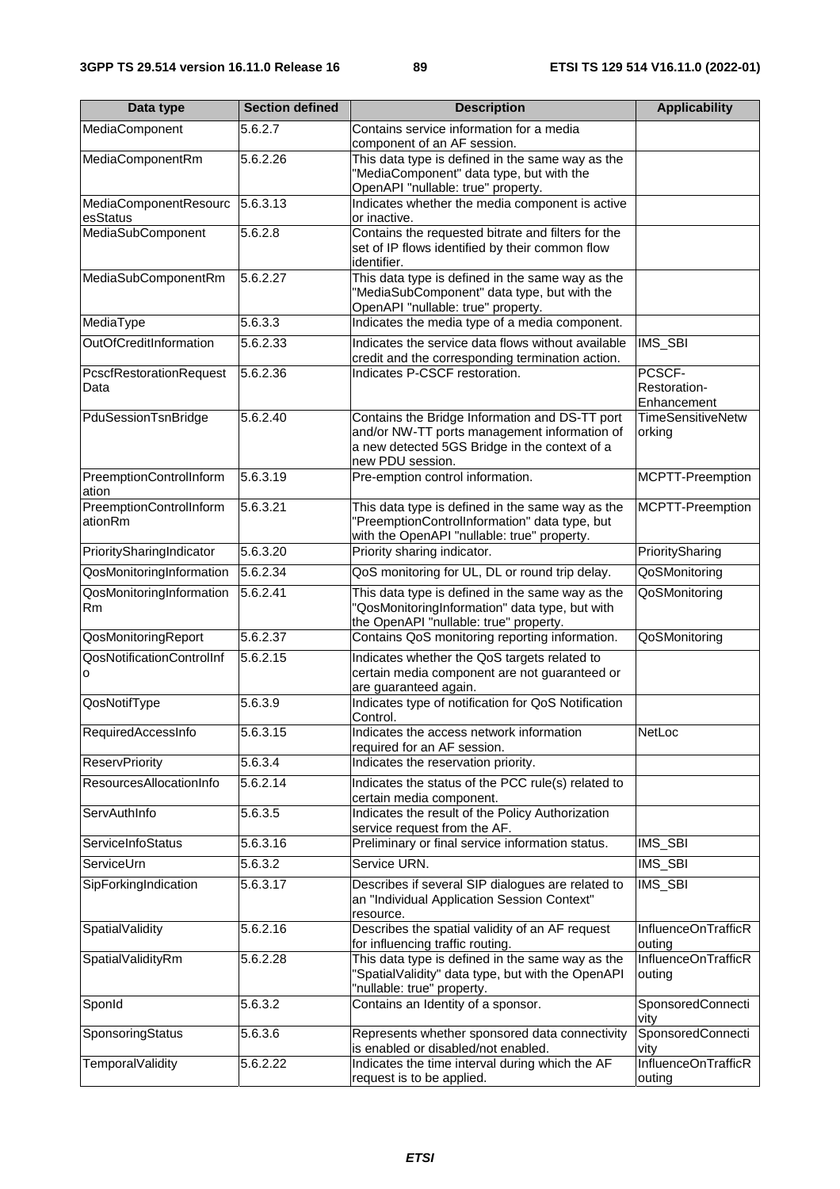| Data type | Section defined | Description | Applicability |
| --- | --- | --- | --- |
| MediaComponent | 5.6.2.7 | Contains service information for a media component of an AF session. | |
| MediaComponentRm | 5.6.2.26 | This data type is defined in the same way as the "MediaComponent" data type, but with the OpenAPI "nullable: true" property. | |
| MediaComponentResourcesStatus | 5.6.3.13 | Indicates whether the media component is active or inactive. | |
| MediaSubComponent | 5.6.2.8 | Contains the requested bitrate and filters for the set of IP flows identified by their common flow identifier. | |
| MediaSubComponentRm | 5.6.2.27 | This data type is defined in the same way as the "MediaSubComponent" data type, but with the OpenAPI "nullable: true" property. | |
| MediaType | 5.6.3.3 | Indicates the media type of a media component. | |
| OutOfCreditInformation | 5.6.2.33 | Indicates the service data flows without available credit and the corresponding termination action. | IMS_SBI |
| PcscfRestorationRequestData | 5.6.2.36 | Indicates P-CSCF restoration. | PCSCF-Restoration-Enhancement |
| PduSessionTsnBridge | 5.6.2.40 | Contains the Bridge Information and DS-TT port and/or NW-TT ports management information of a new detected 5GS Bridge in the context of a new PDU session. | TimeSensitiveNetworking |
| PreemptionControlInformation | 5.6.3.19 | Pre-emption control information. | MCPTT-Preemption |
| PreemptionControlInformationRm | 5.6.3.21 | This data type is defined in the same way as the "PreemptionControlInformation" data type, but with the OpenAPI "nullable: true" property. | MCPTT-Preemption |
| PrioritySharingIndicator | 5.6.3.20 | Priority sharing indicator. | PrioritySharing |
| QosMonitoringInformation | 5.6.2.34 | QoS monitoring for UL, DL or round trip delay. | QoSMonitoring |
| QosMonitoringInformationRm | 5.6.2.41 | This data type is defined in the same way as the "QosMonitoringInformation" data type, but with the OpenAPI "nullable: true" property. | QoSMonitoring |
| QosMonitoringReport | 5.6.2.37 | Contains QoS monitoring reporting information. | QoSMonitoring |
| QosNotificationControlInfo | 5.6.2.15 | Indicates whether the QoS targets related to certain media component are not guaranteed or are guaranteed again. | |
| QosNotifType | 5.6.3.9 | Indicates type of notification for QoS Notification Control. | |
| RequiredAccessInfo | 5.6.3.15 | Indicates the access network information required for an AF session. | NetLoc |
| ReservPriority | 5.6.3.4 | Indicates the reservation priority. | |
| ResourcesAllocationInfo | 5.6.2.14 | Indicates the status of the PCC rule(s) related to certain media component. | |
| ServAuthInfo | 5.6.3.5 | Indicates the result of the Policy Authorization service request from the AF. | |
| ServiceInfoStatus | 5.6.3.16 | Preliminary or final service information status. | IMS_SBI |
| ServiceUrn | 5.6.3.2 | Service URN. | IMS_SBI |
| SipForkingIndication | 5.6.3.17 | Describes if several SIP dialogues are related to an "Individual Application Session Context" resource. | IMS_SBI |
| SpatialValidity | 5.6.2.16 | Describes the spatial validity of an AF request for influencing traffic routing. | InfluenceOnTrafficRouting |
| SpatialValidityRm | 5.6.2.28 | This data type is defined in the same way as the "SpatialValidity" data type, but with the OpenAPI "nullable: true" property. | InfluenceOnTrafficRouting |
| SponId | 5.6.3.2 | Contains an Identity of a sponsor. | SponsoredConnectivity |
| SponsoringStatus | 5.6.3.6 | Represents whether sponsored data connectivity is enabled or disabled/not enabled. | SponsoredConnectivity |
| TemporalValidity | 5.6.2.22 | Indicates the time interval during which the AF request is to be applied. | InfluenceOnTrafficRouting |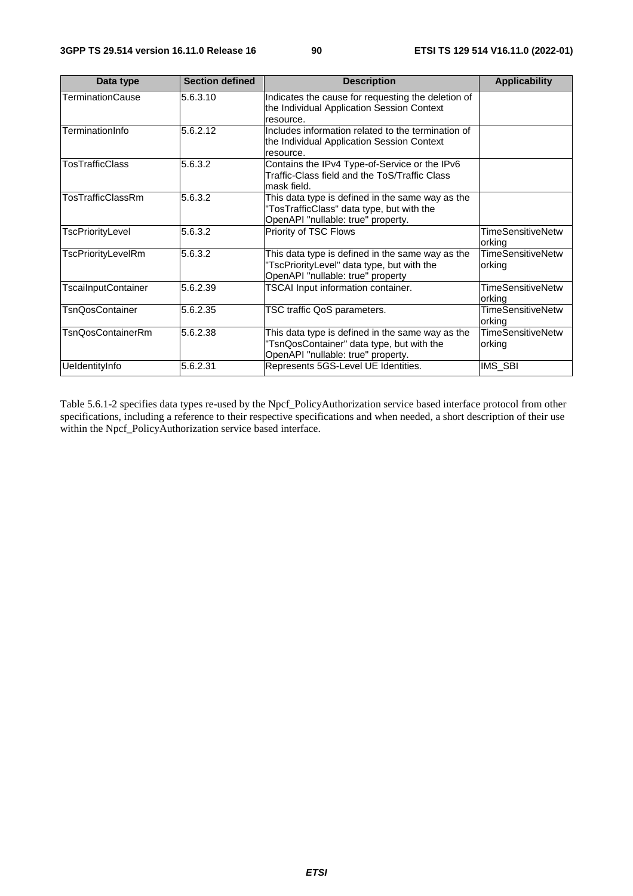| Data type | Section defined | Description | Applicability |
| --- | --- | --- | --- |
| TerminationCause | 5.6.3.10 | Indicates the cause for requesting the deletion of the Individual Application Session Context resource. | |
| TerminationInfo | 5.6.2.12 | Includes information related to the termination of the Individual Application Session Context resource. | |
| TosTrafficClass | 5.6.3.2 | Contains the IPv4 Type-of-Service or the IPv6 Traffic-Class field and the ToS/Traffic Class mask field. | |
| TosTrafficClassRm | 5.6.3.2 | This data type is defined in the same way as the "TosTrafficClass" data type, but with the OpenAPI "nullable: true" property. | |
| TscPriorityLevel | 5.6.3.2 | Priority of TSC Flows | TimeSensitiveNetworking |
| TscPriorityLevelRm | 5.6.3.2 | This data type is defined in the same way as the "TscPriorityLevel" data type, but with the OpenAPI "nullable: true" property | TimeSensitiveNetworking |
| TscaiInputContainer | 5.6.2.39 | TSCAI Input information container. | TimeSensitiveNetworking |
| TsnQosContainer | 5.6.2.35 | TSC traffic QoS parameters. | TimeSensitiveNetworking |
| TsnQosContainerRm | 5.6.2.38 | This data type is defined in the same way as the "TsnQosContainer" data type, but with the OpenAPI "nullable: true" property. | TimeSensitiveNetworking |
| UeIdentityInfo | 5.6.2.31 | Represents 5GS-Level UE Identities. | IMS_SBI |

Table 5.6.1-2 specifies data types re-used by the Npcf_PolicyAuthorization service based interface protocol from other specifications, including a reference to their respective specifications and when needed, a short description of their use within the Npcf_PolicyAuthorization service based interface.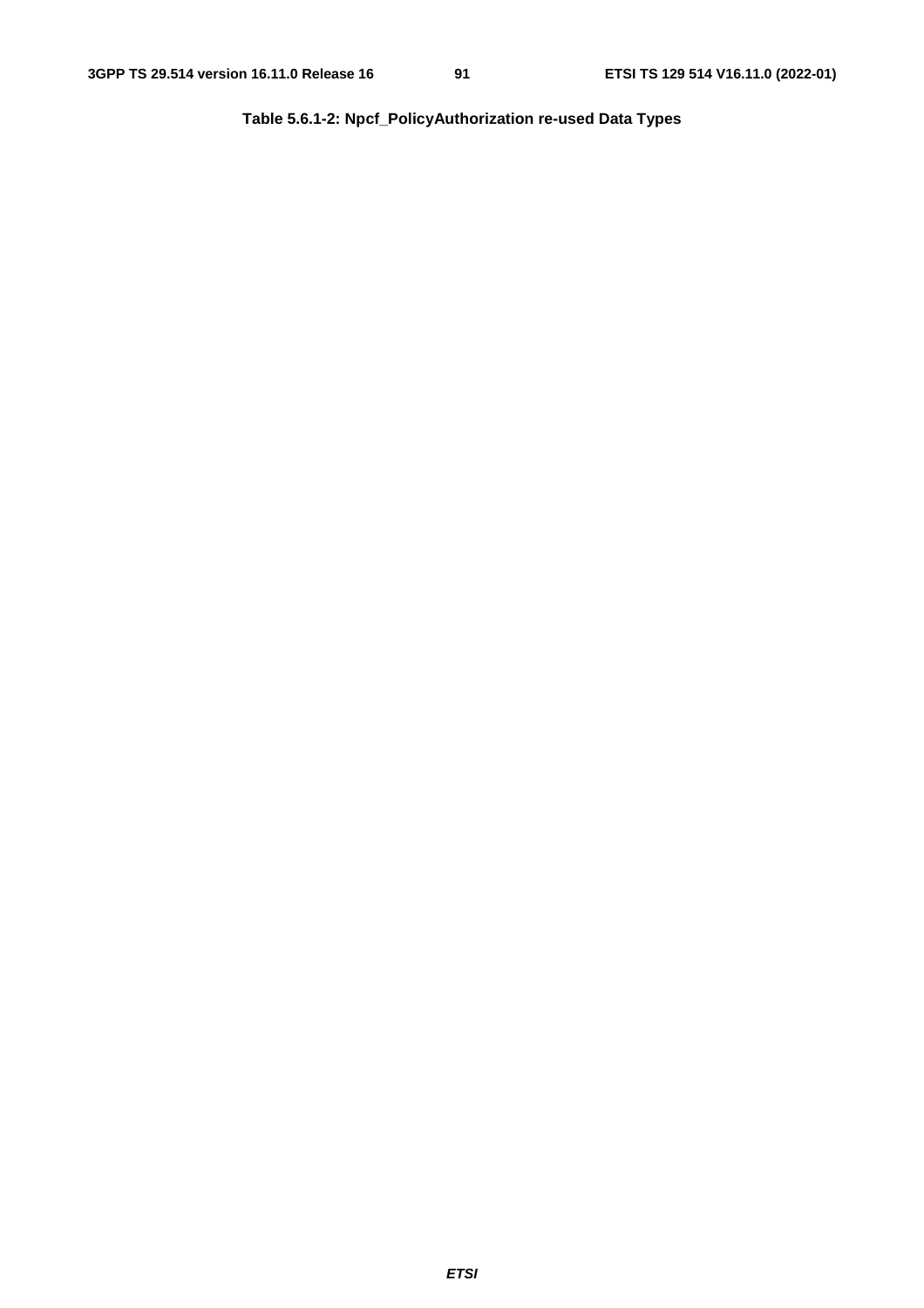**Table 5.6.1-2: Npcf_PolicyAuthorization re-used Data Types**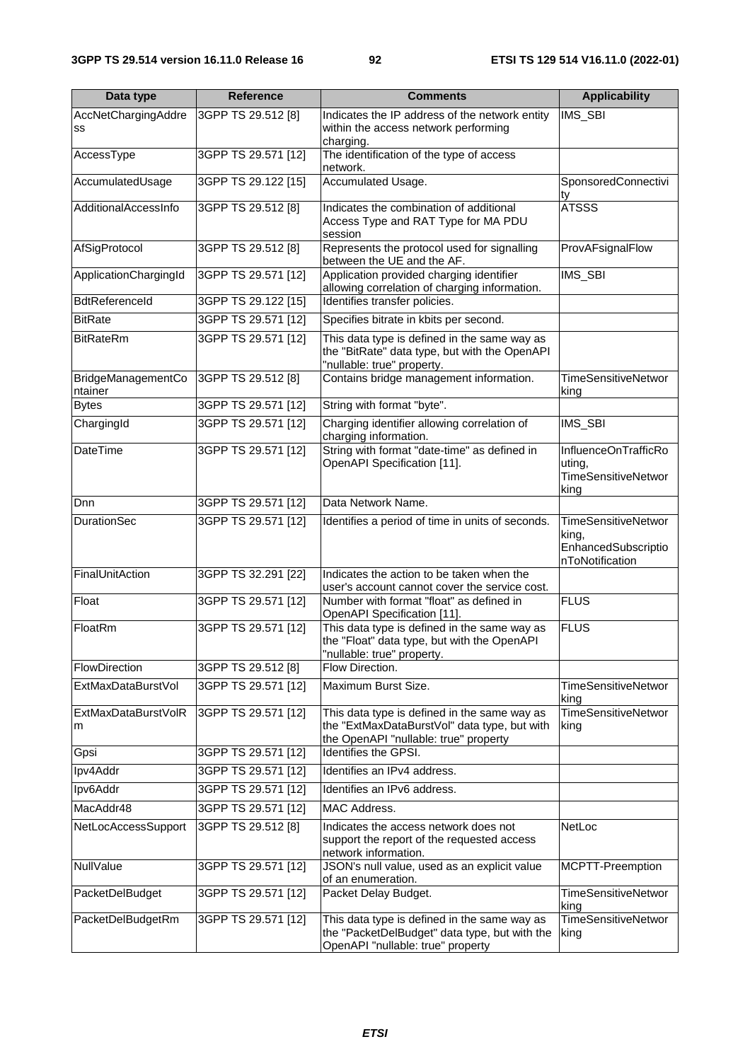| Data type | Reference | Comments | Applicability |
| --- | --- | --- | --- |
| AccNetChargingAddress | 3GPP TS 29.512 [8] | Indicates the IP address of the network entity within the access network performing charging. | IMS_SBI |
| AccessType | 3GPP TS 29.571 [12] | The identification of the type of access network. | |
| AccumulatedUsage | 3GPP TS 29.122 [15] | Accumulated Usage. | SponsoredConnectivity |
| AdditionalAccessInfo | 3GPP TS 29.512 [8] | Indicates the combination of additional Access Type and RAT Type for MA PDU session | ATSSS |
| AfSigProtocol | 3GPP TS 29.512 [8] | Represents the protocol used for signalling between the UE and the AF. | ProvAFsignalFlow |
| ApplicationChargingId | 3GPP TS 29.571 [12] | Application provided charging identifier allowing correlation of charging information. | IMS_SBI |
| BdtReferenceId | 3GPP TS 29.122 [15] | Identifies transfer policies. | |
| BitRate | 3GPP TS 29.571 [12] | Specifies bitrate in kbits per second. | |
| BitRateRm | 3GPP TS 29.571 [12] | This data type is defined in the same way as the "BitRate" data type, but with the OpenAPI "nullable: true" property. | |
| BridgeManagementContainer | 3GPP TS 29.512 [8] | Contains bridge management information. | TimeSensitiveNetworking |
| Bytes | 3GPP TS 29.571 [12] | String with format "byte". | |
| ChargingId | 3GPP TS 29.571 [12] | Charging identifier allowing correlation of charging information. | IMS_SBI |
| DateTime | 3GPP TS 29.571 [12] | String with format "date-time" as defined in OpenAPI Specification [11]. | InfluenceOnTrafficRouting, TimeSensitiveNetworking |
| Dnn | 3GPP TS 29.571 [12] | Data Network Name. | |
| DurationSec | 3GPP TS 29.571 [12] | Identifies a period of time in units of seconds. | TimeSensitiveNetworking, EnhancedSubscriptionToNotification |
| FinalUnitAction | 3GPP TS 32.291 [22] | Indicates the action to be taken when the user's account cannot cover the service cost. | |
| Float | 3GPP TS 29.571 [12] | Number with format "float" as defined in OpenAPI Specification [11]. | FLUS |
| FloatRm | 3GPP TS 29.571 [12] | This data type is defined in the same way as the "Float" data type, but with the OpenAPI "nullable: true" property. | FLUS |
| FlowDirection | 3GPP TS 29.512 [8] | Flow Direction. | |
| ExtMaxDataBurstVol | 3GPP TS 29.571 [12] | Maximum Burst Size. | TimeSensitiveNetworking |
| ExtMaxDataBurstVolRm | 3GPP TS 29.571 [12] | This data type is defined in the same way as the "ExtMaxDataBurstVol" data type, but with the OpenAPI "nullable: true" property | TimeSensitiveNetworking |
| Gpsi | 3GPP TS 29.571 [12] | Identifies the GPSI. | |
| Ipv4Addr | 3GPP TS 29.571 [12] | Identifies an IPv4 address. | |
| Ipv6Addr | 3GPP TS 29.571 [12] | Identifies an IPv6 address. | |
| MacAddr48 | 3GPP TS 29.571 [12] | MAC Address. | |
| NetLocAccessSupport | 3GPP TS 29.512 [8] | Indicates the access network does not support the report of the requested access network information. | NetLoc |
| NullValue | 3GPP TS 29.571 [12] | JSON's null value, used as an explicit value of an enumeration. | MCPTT-Preemption |
| PacketDelBudget | 3GPP TS 29.571 [12] | Packet Delay Budget. | TimeSensitiveNetworking |
| PacketDelBudgetRm | 3GPP TS 29.571 [12] | This data type is defined in the same way as the "PacketDelBudget" data type, but with the OpenAPI "nullable: true" property | TimeSensitiveNetworking |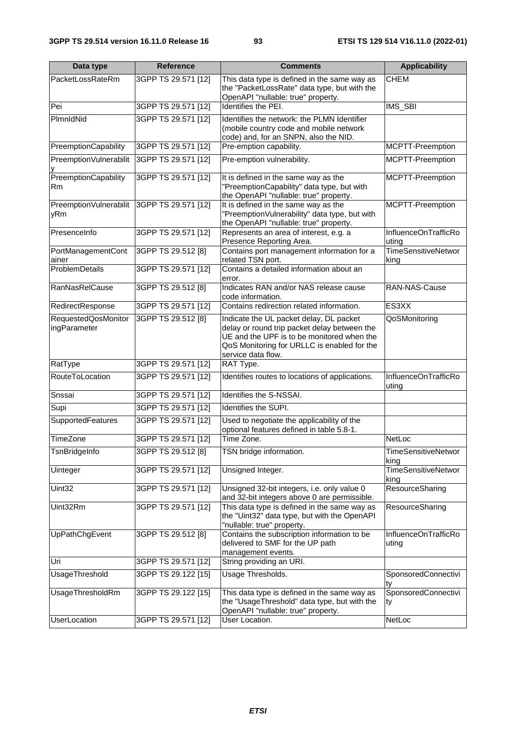| Data type | Reference | Comments | Applicability |
|---|---|---|---|
| PacketLossRateRm | 3GPP TS 29.571 [12] | This data type is defined in the same way as the "PacketLossRate" data type, but with the OpenAPI "nullable: true" property. | CHEM |
| Pei | 3GPP TS 29.571 [12] | Identifies the PEI. | IMS_SBI |
| PlmnIdNid | 3GPP TS 29.571 [12] | Identifies the network: the PLMN Identifier (mobile country code and mobile network code) and, for an SNPN, also the NID. | |
| PreemptionCapability | 3GPP TS 29.571 [12] | Pre-emption capability. | MCPTT-Preemption |
| PreemptionVulnerability | 3GPP TS 29.571 [12] | Pre-emption vulnerability. | MCPTT-Preemption |
| PreemptionCapabilityRm | 3GPP TS 29.571 [12] | It is defined in the same way as the "PreemptionCapability" data type, but with the OpenAPI "nullable: true" property. | MCPTT-Preemption |
| PreemptionVulnerabilityRm | 3GPP TS 29.571 [12] | It is defined in the same way as the "PreemptionVulnerability" data type, but with the OpenAPI "nullable: true" property. | MCPTT-Preemption |
| PresenceInfo | 3GPP TS 29.571 [12] | Represents an area of interest, e.g. a Presence Reporting Area. | InfluenceOnTrafficRouting |
| PortManagementContainer | 3GPP TS 29.512 [8] | Contains port management information for a related TSN port. | TimeSensitiveNetworking |
| ProblemDetails | 3GPP TS 29.571 [12] | Contains a detailed information about an error. | |
| RanNasRelCause | 3GPP TS 29.512 [8] | Indicates RAN and/or NAS release cause code information. | RAN-NAS-Cause |
| RedirectResponse | 3GPP TS 29.571 [12] | Contains redirection related information. | ES3XX |
| RequestedQosMonitoringParameter | 3GPP TS 29.512 [8] | Indicate the UL packet delay, DL packet delay or round trip packet delay between the UE and the UPF is to be monitored when the QoS Monitoring for URLLC is enabled for the service data flow. | QoSMonitoring |
| RatType | 3GPP TS 29.571 [12] | RAT Type. | |
| RouteToLocation | 3GPP TS 29.571 [12] | Identifies routes to locations of applications. | InfluenceOnTrafficRouting |
| Snssai | 3GPP TS 29.571 [12] | Identifies the S-NSSAI. | |
| Supi | 3GPP TS 29.571 [12] | Identifies the SUPI. | |
| SupportedFeatures | 3GPP TS 29.571 [12] | Used to negotiate the applicability of the optional features defined in table 5.8-1. | |
| TimeZone | 3GPP TS 29.571 [12] | Time Zone. | NetLoc |
| TsnBridgeInfo | 3GPP TS 29.512 [8] | TSN bridge information. | TimeSensitiveNetworking |
| Uinteger | 3GPP TS 29.571 [12] | Unsigned Integer. | TimeSensitiveNetworking |
| Uint32 | 3GPP TS 29.571 [12] | Unsigned 32-bit integers, i.e. only value 0 and 32-bit integers above 0 are permissible. | ResourceSharing |
| Uint32Rm | 3GPP TS 29.571 [12] | This data type is defined in the same way as the "Uint32" data type, but with the OpenAPI "nullable: true" property. | ResourceSharing |
| UpPathChgEvent | 3GPP TS 29.512 [8] | Contains the subscription information to be delivered to SMF for the UP path management events. | InfluenceOnTrafficRouting |
| Uri | 3GPP TS 29.571 [12] | String providing an URI. | |
| UsageThreshold | 3GPP TS 29.122 [15] | Usage Thresholds. | SponsoredConnectivity |
| UsageThresholdRm | 3GPP TS 29.122 [15] | This data type is defined in the same way as the "UsageThreshold" data type, but with the OpenAPI "nullable: true" property. | SponsoredConnectivity |
| UserLocation | 3GPP TS 29.571 [12] | User Location. | NetLoc |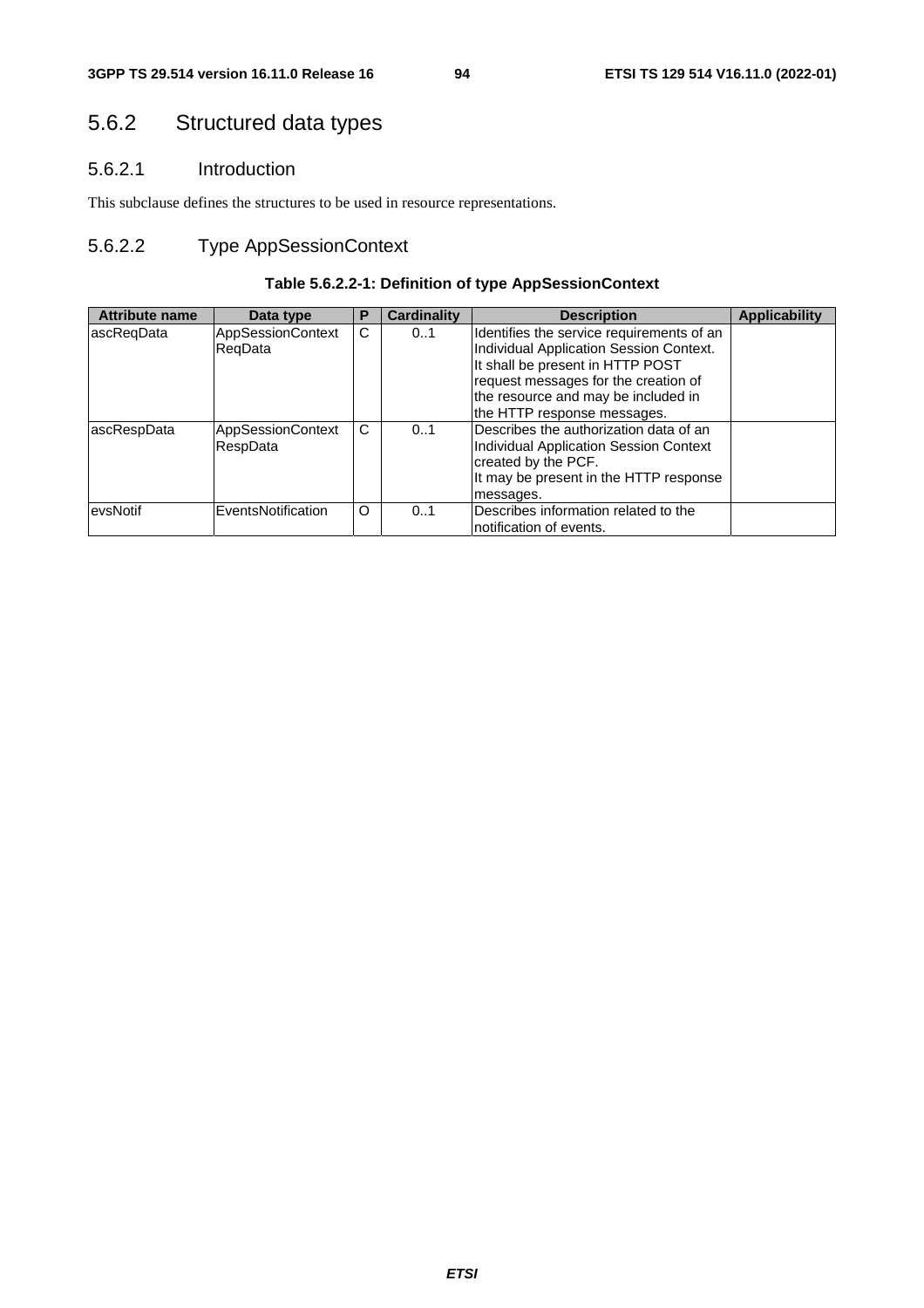## 5.6.2 Structured data types

### 5.6.2.1 Introduction

This subclause defines the structures to be used in resource representations.

### 5.6.2.2 Type AppSessionContext

**Table 5.6.2.2-1: Definition of type AppSessionContext**

| Attribute name | Data type | P | Cardinality | Description | Applicability |
|---|---|---|---|---|---|
| ascReqData | AppSessionContextReqData | C | 0..1 | Identifies the service requirements of an Individual Application Session Context. It shall be present in HTTP POST request messages for the creation of the resource and may be included in the HTTP response messages. | |
| ascRespData | AppSessionContextRespData | C | 0..1 | Describes the authorization data of an Individual Application Session Context created by the PCF. It may be present in the HTTP response messages. | |
| evsNotif | EventsNotification | O | 0..1 | Describes information related to the notification of events. | |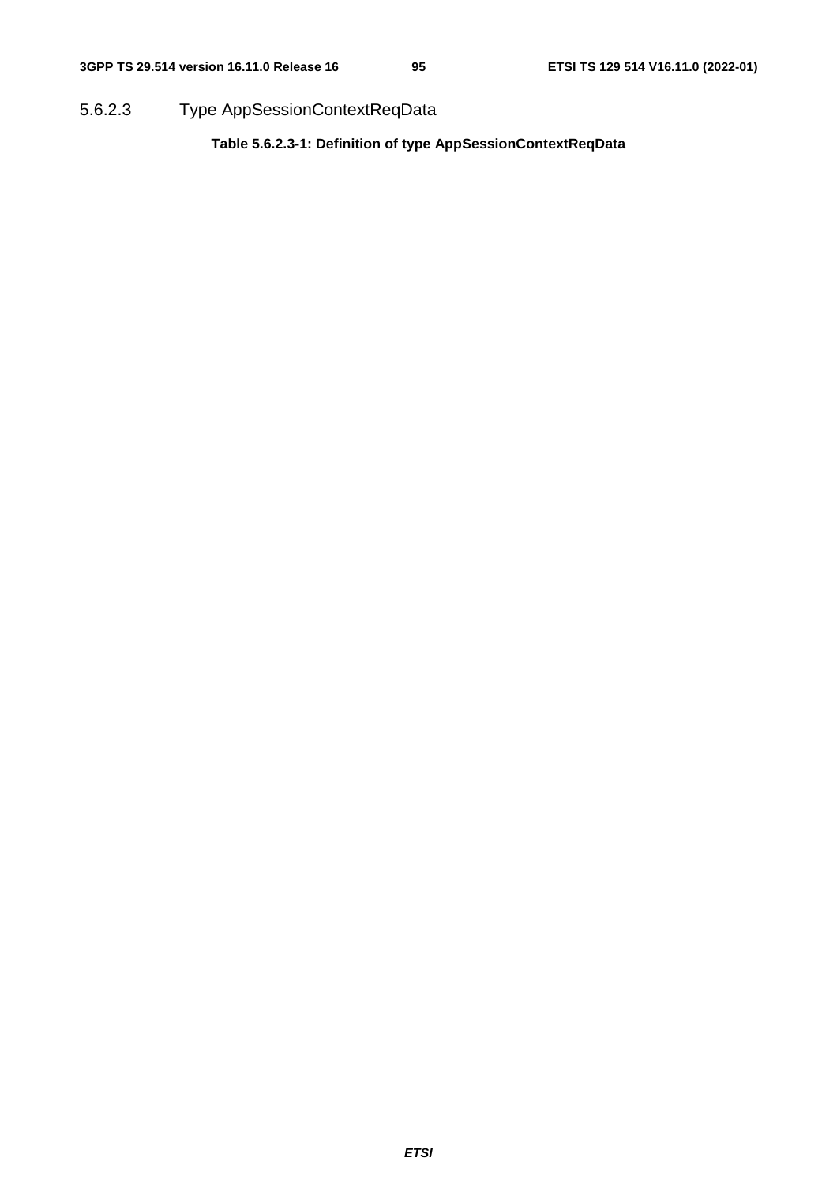### 5.6.2.3 Type AppSessionContextReqData

**Table 5.6.2.3-1: Definition of type AppSessionContextReqData**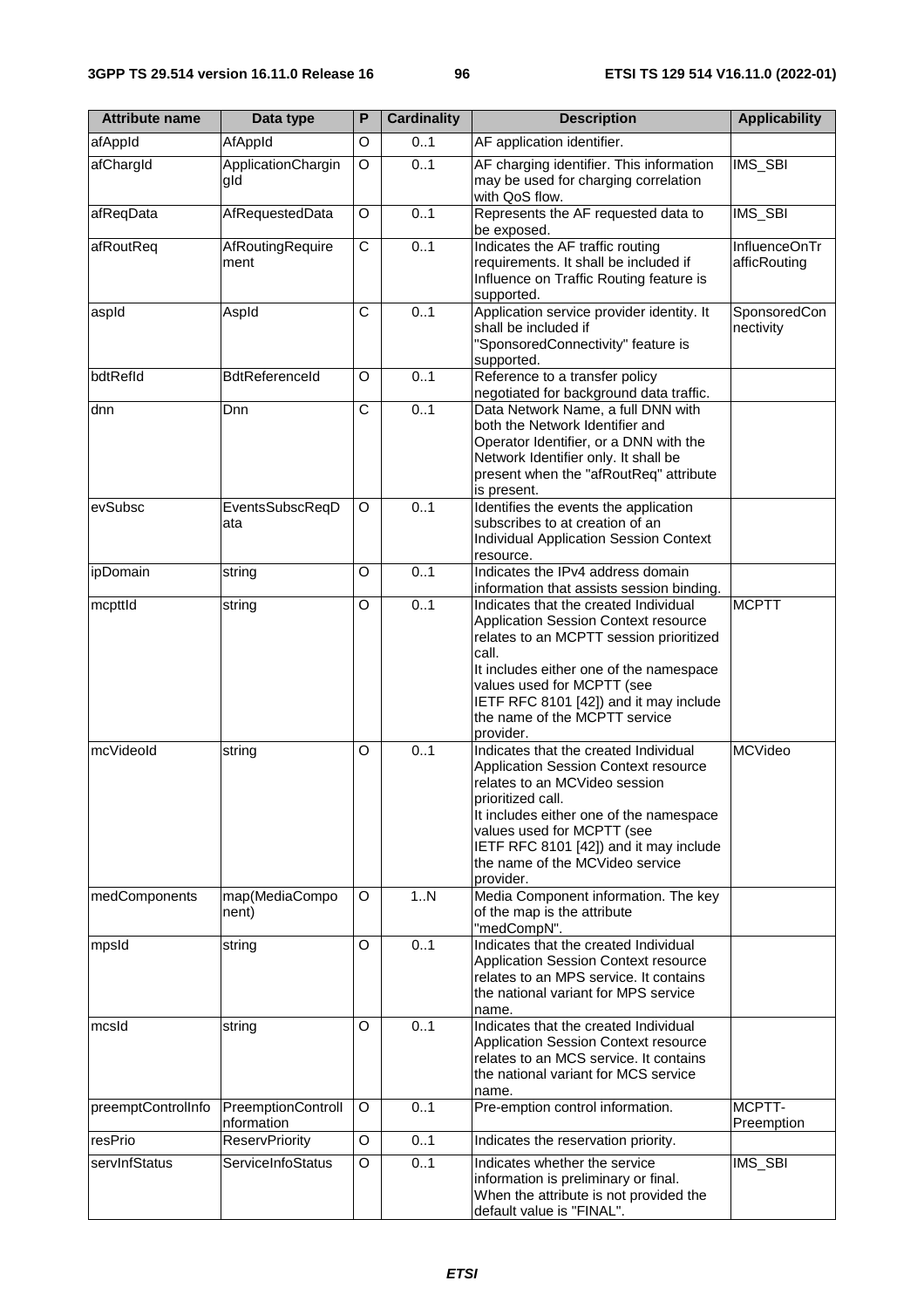| Attribute name | Data type | P | Cardinality | Description | Applicability |
| --- | --- | --- | --- | --- | --- |
| afAppId | AfAppId | O | 0..1 | AF application identifier. | |
| afChargId | ApplicationChargingId | O | 0..1 | AF charging identifier. This information may be used for charging correlation with QoS flow. | IMS_SBI |
| afReqData | AfRequestedData | O | 0..1 | Represents the AF requested data to be exposed. | IMS_SBI |
| afRoutReq | AfRoutingRequirement | C | 0..1 | Indicates the AF traffic routing requirements. It shall be included if Influence on Traffic Routing feature is supported. | InfluenceOnTrafficRouting |
| aspId | AspId | C | 0..1 | Application service provider identity. It shall be included if "SponsoredConnectivity" feature is supported. | SponsoredConnectivity |
| bdtRefId | BdtReferenceId | O | 0..1 | Reference to a transfer policy negotiated for background data traffic. | |
| dnn | Dnn | C | 0..1 | Data Network Name, a full DNN with both the Network Identifier and Operator Identifier, or a DNN with the Network Identifier only. It shall be present when the "afRoutReq" attribute is present. | |
| evSubsc | EventsSubscReqData | O | 0..1 | Identifies the events the application subscribes to at creation of an Individual Application Session Context resource. | |
| ipDomain | string | O | 0..1 | Indicates the IPv4 address domain information that assists session binding. | |
| mcpttId | string | O | 0..1 | Indicates that the created Individual Application Session Context resource relates to an MCPTT session prioritized call.<br>It includes either one of the namespace values used for MCPTT (see IETF RFC 8101 [42]) and it may include the name of the MCPTT service provider. | MCPTT |
| mcVideoId | string | O | 0..1 | Indicates that the created Individual Application Session Context resource relates to an MCVideo session prioritized call.<br>It includes either one of the namespace values used for MCPTT (see IETF RFC 8101 [42]) and it may include the name of the MCVideo service provider. | MCVideo |
| medComponents | map(MediaComponent) | O | 1..N | Media Component information. The key of the map is the attribute "medCompN". | |
| mpsId | string | O | 0..1 | Indicates that the created Individual Application Session Context resource relates to an MPS service. It contains the national variant for MPS service name. | |
| mcsId | string | O | 0..1 | Indicates that the created Individual Application Session Context resource relates to an MCS service. It contains the national variant for MCS service name. | |
| preemptControlInfo | PreemptionControlInformation | O | 0..1 | Pre-emption control information. | MCPTT-Preemption |
| resPrio | ReservPriority | O | 0..1 | Indicates the reservation priority. | |
| servInfStatus | ServiceInfoStatus | O | 0..1 | Indicates whether the service information is preliminary or final. When the attribute is not provided the default value is "FINAL". | IMS_SBI |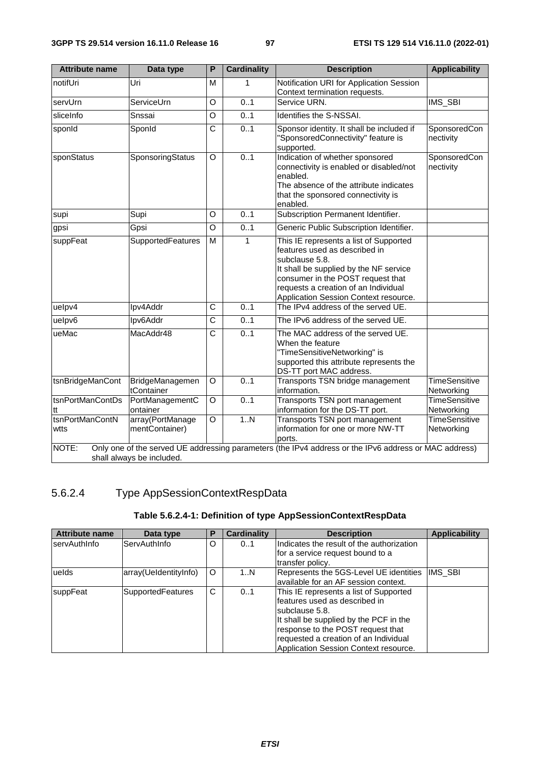| Attribute name | Data type | P | Cardinality | Description | Applicability |
|---|---|---|---|---|---|
| notifUri | Uri | M | 1 | Notification URI for Application Session Context termination requests. | |
| servUrn | ServiceUrn | O | 0..1 | Service URN. | IMS_SBI |
| sliceInfo | Snssai | O | 0..1 | Identifies the S-NSSAI. | |
| sponId | SponId | C | 0..1 | Sponsor identity. It shall be included if "SponsoredConnectivity" feature is supported. | SponsoredConnectivity |
| sponStatus | SponsoringStatus | O | 0..1 | Indication of whether sponsored connectivity is enabled or disabled/not enabled.<br>The absence of the attribute indicates that the sponsored connectivity is enabled. | SponsoredConnectivity |
| supi | Supi | O | 0..1 | Subscription Permanent Identifier. | |
| gpsi | Gpsi | O | 0..1 | Generic Public Subscription Identifier. | |
| suppFeat | SupportedFeatures | M | 1 | This IE represents a list of Supported features used as described in subclause 5.8.<br>It shall be supplied by the NF service consumer in the POST request that requests a creation of an Individual Application Session Context resource. | |
| ueIpv4 | Ipv4Addr | C | 0..1 | The IPv4 address of the served UE. | |
| ueIpv6 | Ipv6Addr | C | 0..1 | The IPv6 address of the served UE. | |
| ueMac | MacAddr48 | C | 0..1 | The MAC address of the served UE.<br>When the feature "TimeSensitiveNetworking" is supported this attribute represents the DS-TT port MAC address. | |
| tsnBridgeManCont | BridgeManagementContainer | O | 0..1 | Transports TSN bridge management information. | TimeSensitiveNetworking |
| tsnPortManContDstt | PortManagementContainer | O | 0..1 | Transports TSN port management information for the DS-TT port. | TimeSensitiveNetworking |
| tsnPortManContNwtts | array(PortManagementContainer) | O | 1..N | Transports TSN port management information for one or more NW-TT ports. | TimeSensitiveNetworking |
| NOTE: Only one of the served UE addressing parameters (the IPv4 address or the IPv6 address or MAC address) shall always be included. | | | | | |

### 5.6.2.4 Type AppSessionContextRespData

**Table 5.6.2.4-1: Definition of type AppSessionContextRespData**

| Attribute name | Data type | P | Cardinality | Description | Applicability |
|---|---|---|---|---|---|
| servAuthInfo | ServAuthInfo | O | 0..1 | Indicates the result of the authorization for a service request bound to a transfer policy. | |
| ueIds | array(UeIdentityInfo) | O | 1..N | Represents the 5GS-Level UE identities available for an AF session context. | IMS_SBI |
| suppFeat | SupportedFeatures | C | 0..1 | This IE represents a list of Supported features used as described in subclause 5.8.<br>It shall be supplied by the PCF in the response to the POST request that requested a creation of an Individual Application Session Context resource. | |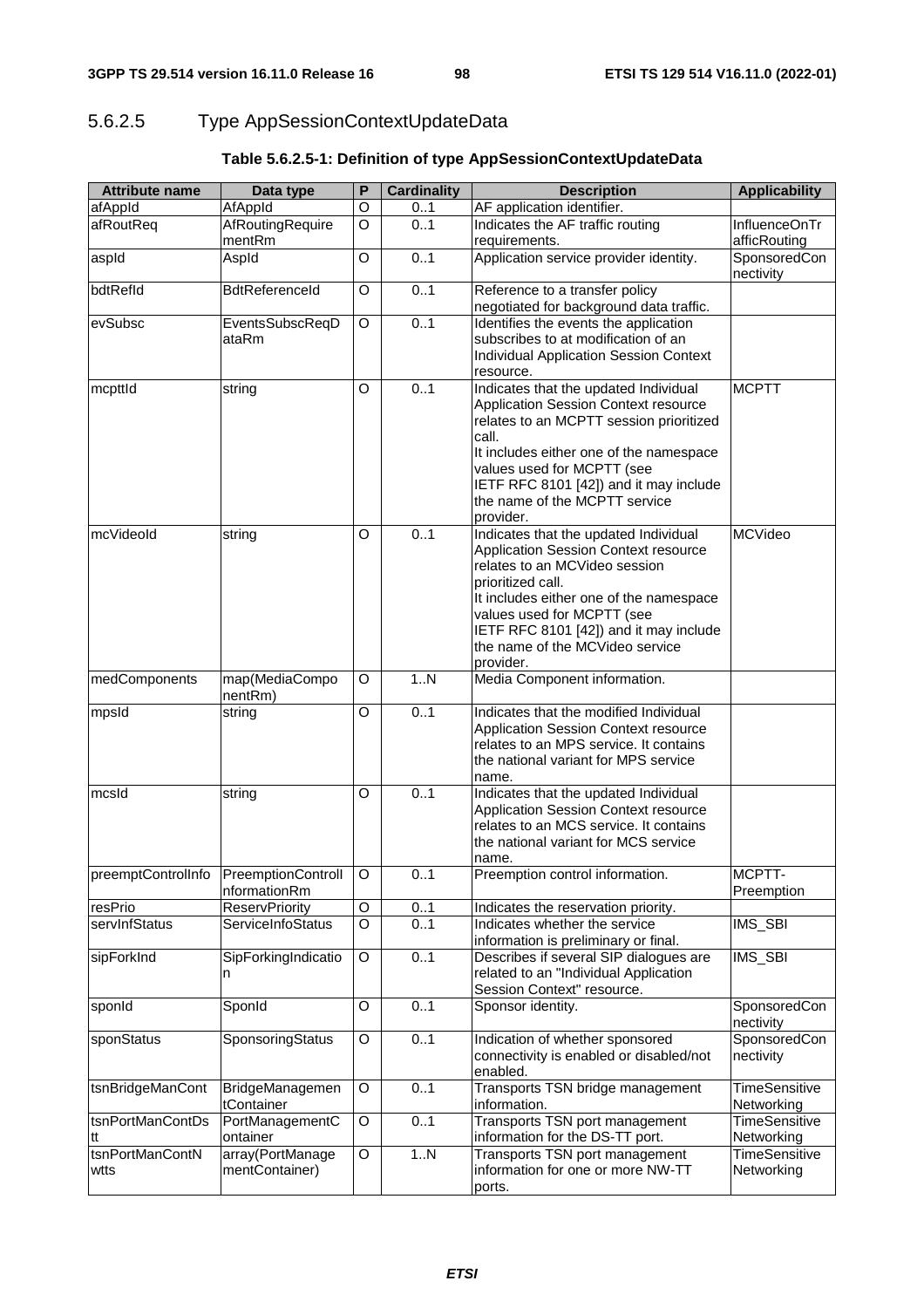### 5.6.2.5 Type AppSessionContextUpdateData

**Table 5.6.2.5-1: Definition of type AppSessionContextUpdateData**

| Attribute name | Data type | P | Cardinality | Description | Applicability |
|---|---|---|---|---|---|
| afAppId | AfAppId | O | 0..1 | AF application identifier. | |
| afRoutReq | AfRoutingRequirementRm | O | 0..1 | Indicates the AF traffic routing requirements. | InfluenceOnTrafficRouting |
| aspId | AspId | O | 0..1 | Application service provider identity. | SponsoredConnectivity |
| bdtRefId | BdtReferenceId | O | 0..1 | Reference to a transfer policy negotiated for background data traffic. | |
| evSubsc | EventsSubscReqDataRm | O | 0..1 | Identifies the events the application subscribes to at modification of an Individual Application Session Context resource. | |
| mcpttId | string | O | 0..1 | Indicates that the updated Individual Application Session Context resource relates to an MCPTT session prioritized call.<br>It includes either one of the namespace values used for MCPTT (see IETF RFC 8101 [42]) and it may include the name of the MCPTT service provider. | MCPTT |
| mcVideoId | string | O | 0..1 | Indicates that the updated Individual Application Session Context resource relates to an MCVideo session prioritized call.<br>It includes either one of the namespace values used for MCPTT (see IETF RFC 8101 [42]) and it may include the name of the MCVideo service provider. | MCVideo |
| medComponents | map(MediaComponentRm) | O | 1..N | Media Component information. | |
| mpsId | string | O | 0..1 | Indicates that the modified Individual Application Session Context resource relates to an MPS service. It contains the national variant for MPS service name. | |
| mcsId | string | O | 0..1 | Indicates that the updated Individual Application Session Context resource relates to an MCS service. It contains the national variant for MCS service name. | |
| preemptControlInfo | PreemptionControlInformationRm | O | 0..1 | Preemption control information. | MCPTT-Preemption |
| resPrio | ReservPriority | O | 0..1 | Indicates the reservation priority. | |
| servInfStatus | ServiceInfoStatus | O | 0..1 | Indicates whether the service information is preliminary or final. | IMS_SBI |
| sipForkInd | SipForkingIndication | O | 0..1 | Describes if several SIP dialogues are related to an "Individual Application Session Context" resource. | IMS_SBI |
| sponId | SponId | O | 0..1 | Sponsor identity. | SponsoredConnectivity |
| sponStatus | SponsoringStatus | O | 0..1 | Indication of whether sponsored connectivity is enabled or disabled/not enabled. | SponsoredConnectivity |
| tsnBridgeManCont | BridgeManagementContainer | O | 0..1 | Transports TSN bridge management information. | TimeSensitiveNetworking |
| tsnPortManContDstt | PortManagementContainer | O | 0..1 | Transports TSN port management information for the DS-TT port. | TimeSensitiveNetworking |
| tsnPortManContNwtts | array(PortManagementContainer) | O | 1..N | Transports TSN port management information for one or more NW-TT ports. | TimeSensitiveNetworking |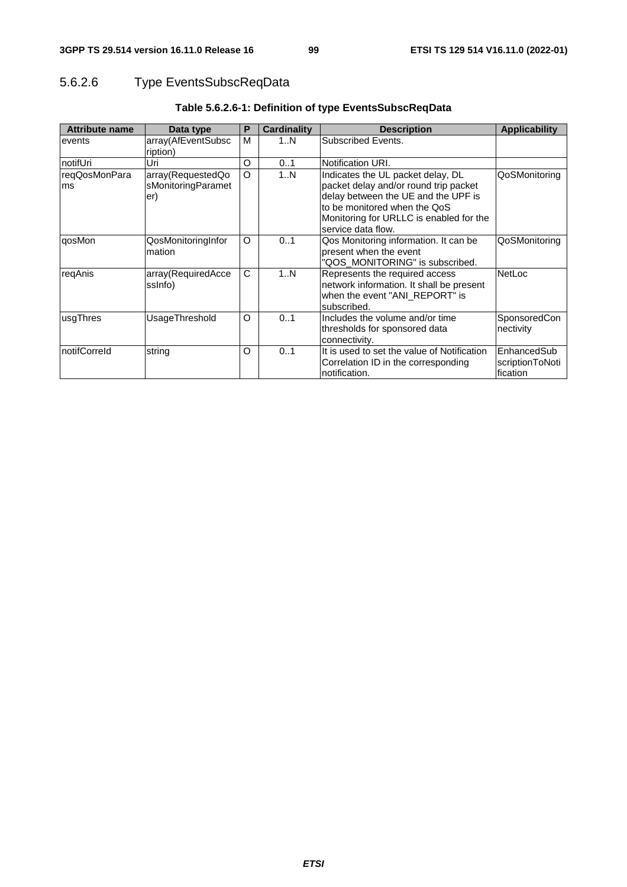#### 5.6.2.6 Type EventsSubscReqData

**Table 5.6.2.6-1: Definition of type EventsSubscReqData**

| Attribute name | Data type | P | Cardinality | Description | Applicability |
|---|---|---|---|---|---|
| events | array(AfEventSubscription) | M | 1..N | Subscribed Events. | |
| notifUri | Uri | O | 0..1 | Notification URI. | |
| reqQosMonParams | array(RequestedQosMonitoringParameter) | O | 1..N | Indicates the UL packet delay, DL packet delay and/or round trip packet delay between the UE and the UPF is to be monitored when the QoS Monitoring for URLLC is enabled for the service data flow. | QoSMonitoring |
| qosMon | QosMonitoringInformation | O | 0..1 | Qos Monitoring information. It can be present when the event "QOS_MONITORING" is subscribed. | QoSMonitoring |
| reqAnis | array(RequiredAccessInfo) | C | 1..N | Represents the required access network information. It shall be present when the event "ANI_REPORT" is subscribed. | NetLoc |
| usgThres | UsageThreshold | O | 0..1 | Includes the volume and/or time thresholds for sponsored data connectivity. | SponsoredConnectivity |
| notifCorreId | string | O | 0..1 | It is used to set the value of Notification Correlation ID in the corresponding notification. | EnhancedSubscriptionToNotification |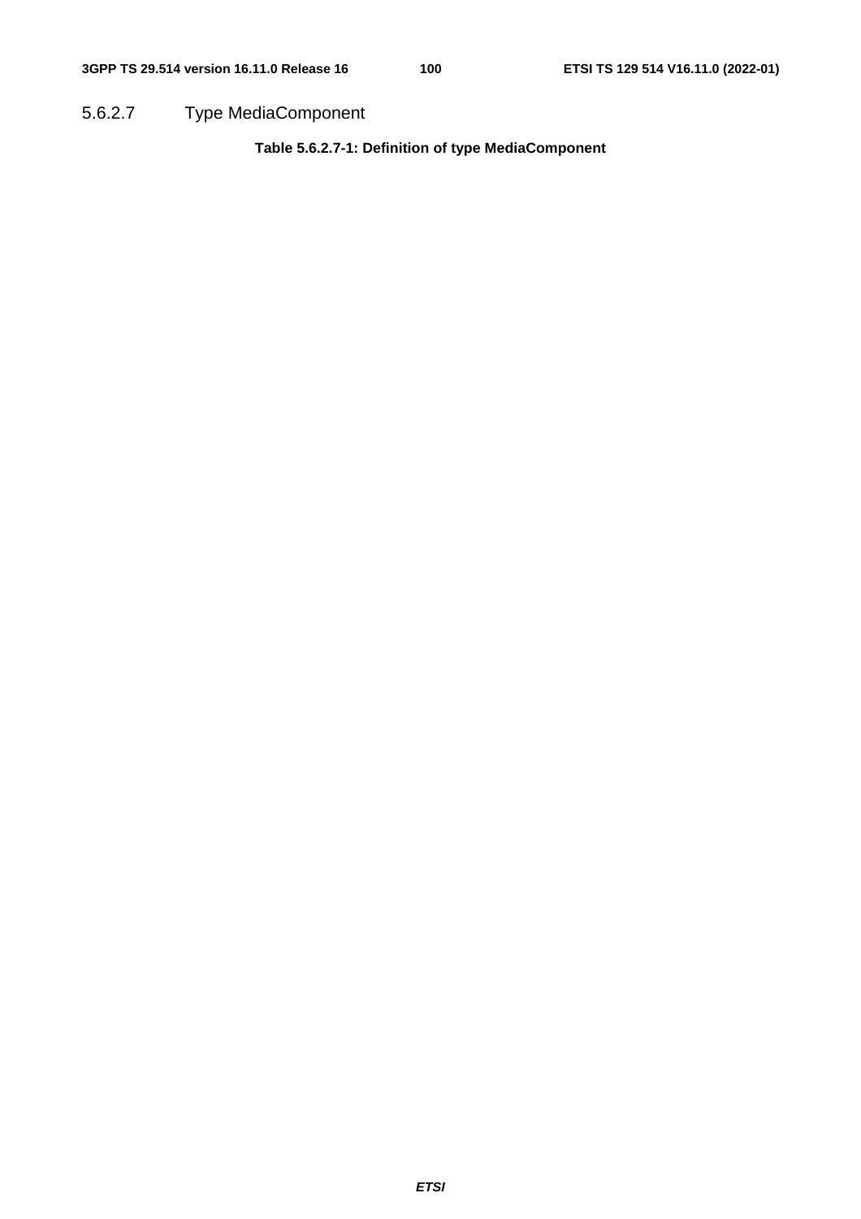### 5.6.2.7 Type MediaComponent

**Table 5.6.2.7-1: Definition of type MediaComponent**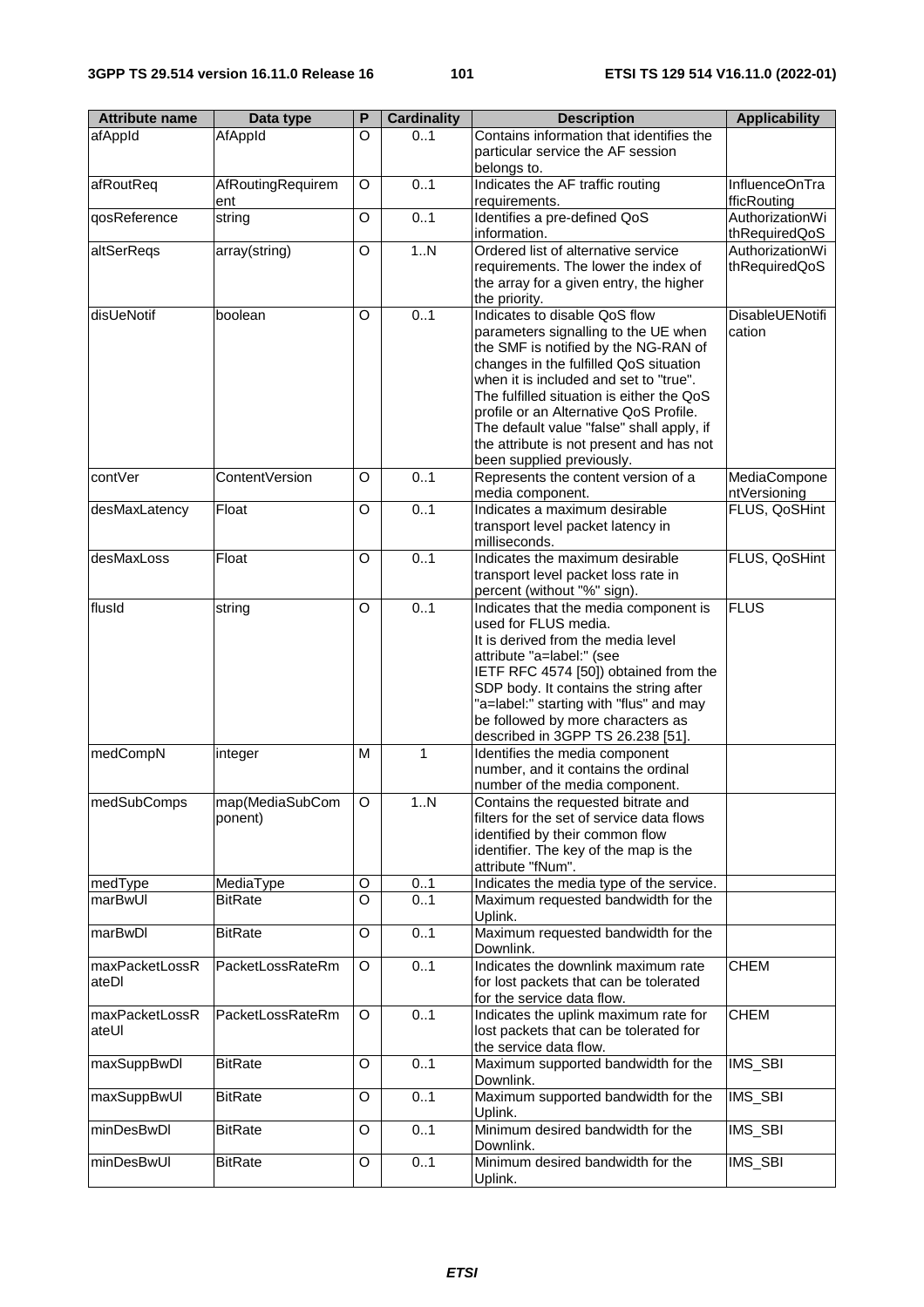| Attribute name | Data type | P | Cardinality | Description | Applicability |
| --- | --- | --- | --- | --- | --- |
| afAppId | AfAppId | O | 0..1 | Contains information that identifies the particular service the AF session belongs to. | |
| afRoutReq | AfRoutingRequirement | O | 0..1 | Indicates the AF traffic routing requirements. | InfluenceOnTrafficRouting |
| qosReference | string | O | 0..1 | Identifies a pre-defined QoS information. | AuthorizationWithRequiredQoS |
| altSerReqs | array(string) | O | 1..N | Ordered list of alternative service requirements. The lower the index of the array for a given entry, the higher the priority. | AuthorizationWithRequiredQoS |
| disUeNotif | boolean | O | 0..1 | Indicates to disable QoS flow parameters signalling to the UE when the SMF is notified by the NG-RAN of changes in the fulfilled QoS situation when it is included and set to "true". The fulfilled situation is either the QoS profile or an Alternative QoS Profile. The default value "false" shall apply, if the attribute is not present and has not been supplied previously. | DisableUENotification |
| contVer | ContentVersion | O | 0..1 | Represents the content version of a media component. | MediaComponentVersioning |
| desMaxLatency | Float | O | 0..1 | Indicates a maximum desirable transport level packet latency in milliseconds. | FLUS, QoSHint |
| desMaxLoss | Float | O | 0..1 | Indicates the maximum desirable transport level packet loss rate in percent (without "%" sign). | FLUS, QoSHint |
| flusId | string | O | 0..1 | Indicates that the media component is used for FLUS media.<br>It is derived from the media level attribute "a=label:" (see IETF RFC 4574 [50]) obtained from the SDP body. It contains the string after "a=label:" starting with "flus" and may be followed by more characters as described in 3GPP TS 26.238 [51]. | FLUS |
| medCompN | integer | M | 1 | Identifies the media component number, and it contains the ordinal number of the media component. | |
| medSubComps | map(MediaSubComponent) | O | 1..N | Contains the requested bitrate and filters for the set of service data flows identified by their common flow identifier. The key of the map is the attribute "fNum". | |
| medType | MediaType | O | 0..1 | Indicates the media type of the service. | |
| marBwUl | BitRate | O | 0..1 | Maximum requested bandwidth for the Uplink. | |
| marBwDl | BitRate | O | 0..1 | Maximum requested bandwidth for the Downlink. | |
| maxPacketLossRateDl | PacketLossRateRm | O | 0..1 | Indicates the downlink maximum rate for lost packets that can be tolerated for the service data flow. | CHEM |
| maxPacketLossRateUl | PacketLossRateRm | O | 0..1 | Indicates the uplink maximum rate for lost packets that can be tolerated for the service data flow. | CHEM |
| maxSuppBwDl | BitRate | O | 0..1 | Maximum supported bandwidth for the Downlink. | IMS_SBI |
| maxSuppBwUl | BitRate | O | 0..1 | Maximum supported bandwidth for the Uplink. | IMS_SBI |
| minDesBwDl | BitRate | O | 0..1 | Minimum desired bandwidth for the Downlink. | IMS_SBI |
| minDesBwUl | BitRate | O | 0..1 | Minimum desired bandwidth for the Uplink. | IMS_SBI |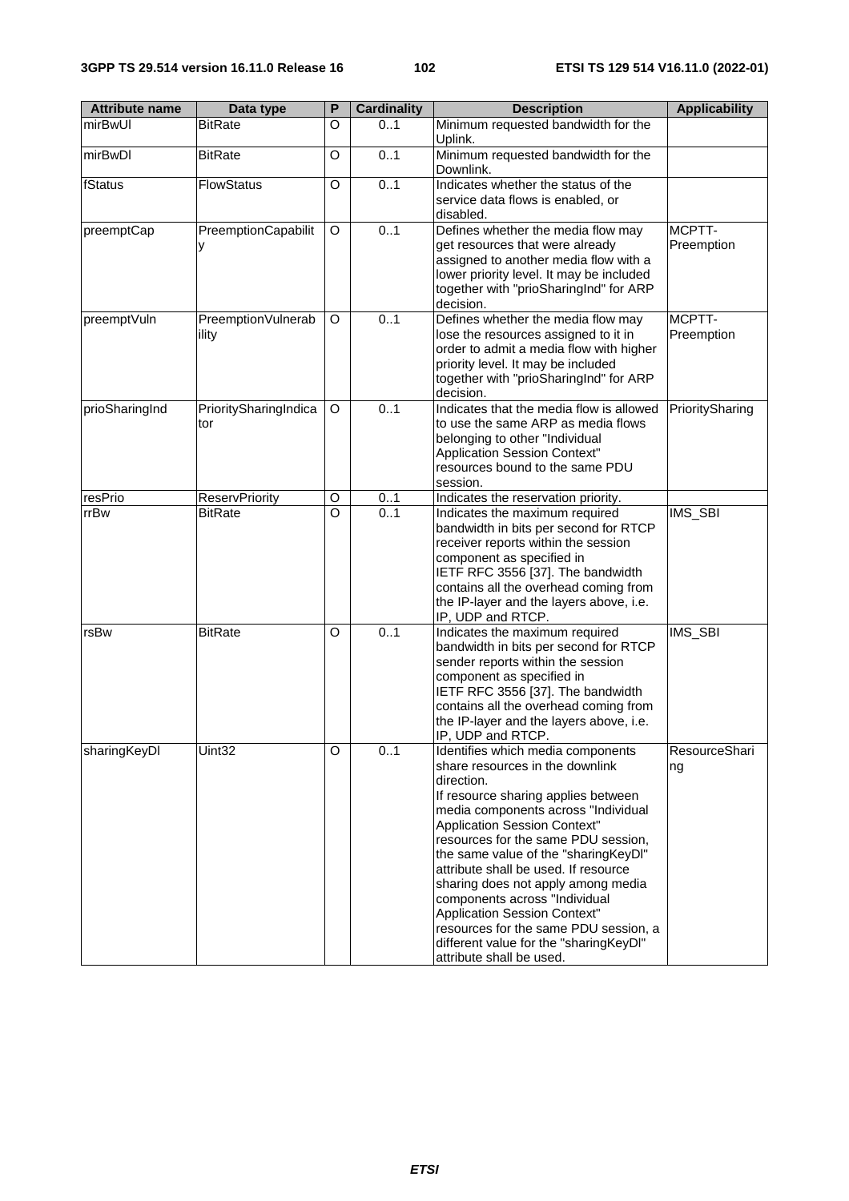| Attribute name | Data type | P | Cardinality | Description | Applicability |
|---|---|---|---|---|---|
| mirBwUl | BitRate | O | 0..1 | Minimum requested bandwidth for the Uplink. | |
| mirBwDl | BitRate | O | 0..1 | Minimum requested bandwidth for the Downlink. | |
| fStatus | FlowStatus | O | 0..1 | Indicates whether the status of the service data flows is enabled, or disabled. | |
| preemptCap | PreemptionCapability | O | 0..1 | Defines whether the media flow may get resources that were already assigned to another media flow with a lower priority level. It may be included together with "prioSharingInd" for ARP decision. | MCPTT-Preemption |
| preemptVuln | PreemptionVulnerability | O | 0..1 | Defines whether the media flow may lose the resources assigned to it in order to admit a media flow with higher priority level. It may be included together with "prioSharingInd" for ARP decision. | MCPTT-Preemption |
| prioSharingInd | PrioritySharingIndicator | O | 0..1 | Indicates that the media flow is allowed to use the same ARP as media flows belonging to other "Individual Application Session Context" resources bound to the same PDU session. | PrioritySharing |
| resPrio | ReservPriority | O | 0..1 | Indicates the reservation priority. | |
| rrBw | BitRate | O | 0..1 | Indicates the maximum required bandwidth in bits per second for RTCP receiver reports within the session component as specified in IETF RFC 3556 [37]. The bandwidth contains all the overhead coming from the IP-layer and the layers above, i.e. IP, UDP and RTCP. | IMS_SBI |
| rsBw | BitRate | O | 0..1 | Indicates the maximum required bandwidth in bits per second for RTCP sender reports within the session component as specified in IETF RFC 3556 [37]. The bandwidth contains all the overhead coming from the IP-layer and the layers above, i.e. IP, UDP and RTCP. | IMS_SBI |
| sharingKeyDl | Uint32 | O | 0..1 | Identifies which media components share resources in the downlink direction.<br>If resource sharing applies between media components across "Individual Application Session Context" resources for the same PDU session, the same value of the "sharingKeyDl" attribute shall be used. If resource sharing does not apply among media components across "Individual Application Session Context" resources for the same PDU session, a different value for the "sharingKeyDl" attribute shall be used. | ResourceSharing |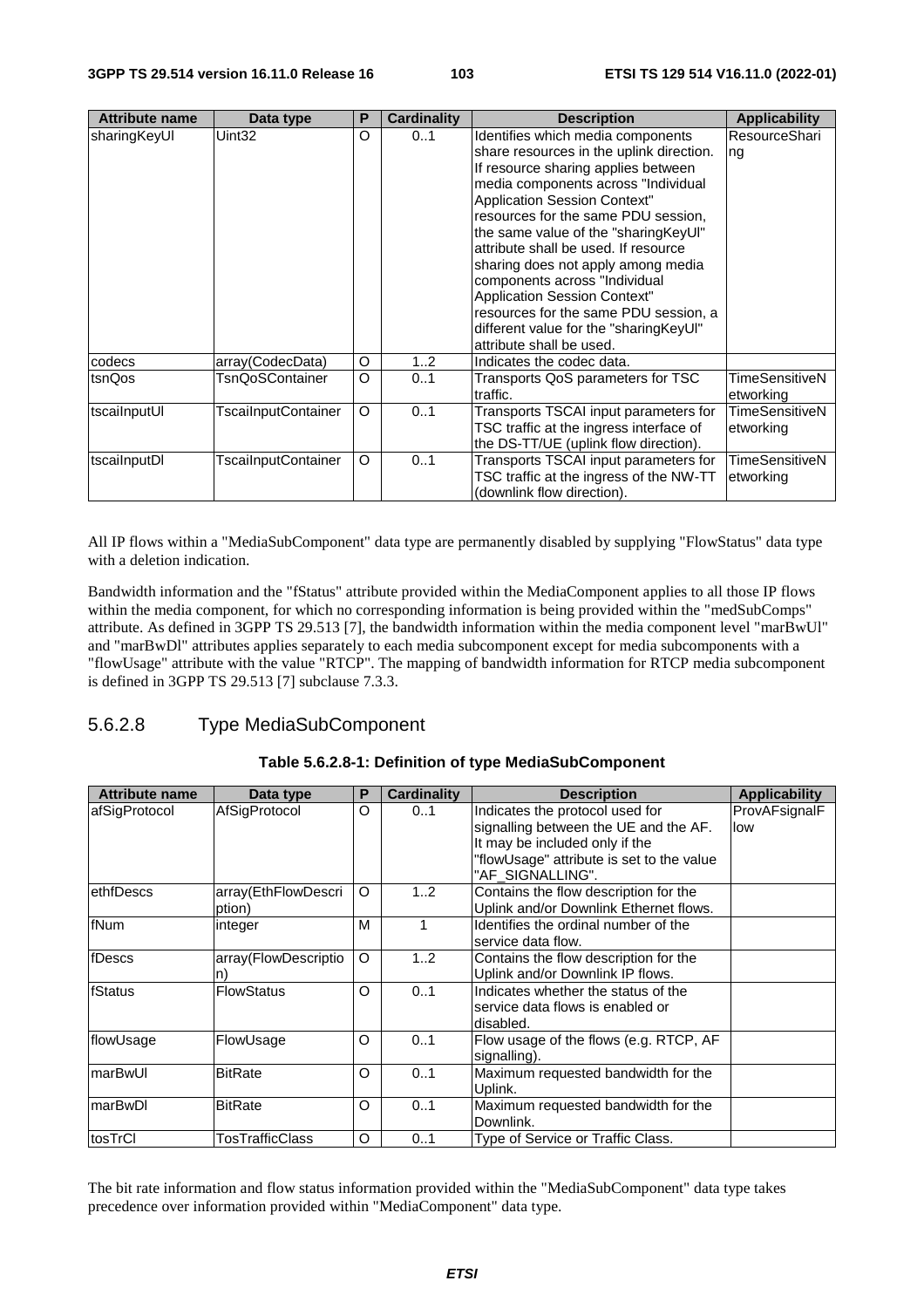| Attribute name | Data type | P | Cardinality | Description | Applicability |
| --- | --- | --- | --- | --- | --- |
| sharingKeyUl | Uint32 | O | 0..1 | Identifies which media components share resources in the uplink direction. If resource sharing applies between media components across "Individual Application Session Context" resources for the same PDU session, the same value of the "sharingKeyUl" attribute shall be used. If resource sharing does not apply among media components across "Individual Application Session Context" resources for the same PDU session, a different value for the "sharingKeyUl" attribute shall be used. | ResourceSharing |
| codecs | array(CodecData) | O | 1..2 | Indicates the codec data. | |
| tsnQos | TsnQoSContainer | O | 0..1 | Transports QoS parameters for TSC traffic. | TimeSensitiveNetworking |
| tscaiInputUl | TscaiInputContainer | O | 0..1 | Transports TSCAI input parameters for TSC traffic at the ingress interface of the DS-TT/UE (uplink flow direction). | TimeSensitiveNetworking |
| tscaiInputDl | TscaiInputContainer | O | 0..1 | Transports TSCAI input parameters for TSC traffic at the ingress of the NW-TT (downlink flow direction). | TimeSensitiveNetworking |

All IP flows within a "MediaSubComponent" data type are permanently disabled by supplying "FlowStatus" data type with a deletion indication.

Bandwidth information and the "fStatus" attribute provided within the MediaComponent applies to all those IP flows within the media component, for which no corresponding information is being provided within the "medSubComps" attribute. As defined in 3GPP TS 29.513 [7], the bandwidth information within the media component level "marBwUl" and "marBwDl" attributes applies separately to each media subcomponent except for media subcomponents with a "flowUsage" attribute with the value "RTCP". The mapping of bandwidth information for RTCP media subcomponent is defined in 3GPP TS 29.513 [7] subclause 7.3.3.

### 5.6.2.8 Type MediaSubComponent

**Table 5.6.2.8-1: Definition of type MediaSubComponent**

| Attribute name | Data type | P | Cardinality | Description | Applicability |
| --- | --- | --- | --- | --- | --- |
| afSigProtocol | AfSigProtocol | O | 0..1 | Indicates the protocol used for signalling between the UE and the AF. It may be included only if the "flowUsage" attribute is set to the value "AF_SIGNALLING". | ProvAFsignalFlow |
| ethfDescs | array(EthFlowDescription) | O | 1..2 | Contains the flow description for the Uplink and/or Downlink Ethernet flows. | |
| fNum | integer | M | 1 | Identifies the ordinal number of the service data flow. | |
| fDescs | array(FlowDescription) | O | 1..2 | Contains the flow description for the Uplink and/or Downlink IP flows. | |
| fStatus | FlowStatus | O | 0..1 | Indicates whether the status of the service data flows is enabled or disabled. | |
| flowUsage | FlowUsage | O | 0..1 | Flow usage of the flows (e.g. RTCP, AF signalling). | |
| marBwUl | BitRate | O | 0..1 | Maximum requested bandwidth for the Uplink. | |
| marBwDl | BitRate | O | 0..1 | Maximum requested bandwidth for the Downlink. | |
| tosTrCl | TosTrafficClass | O | 0..1 | Type of Service or Traffic Class. | |

The bit rate information and flow status information provided within the "MediaSubComponent" data type takes precedence over information provided within "MediaComponent" data type.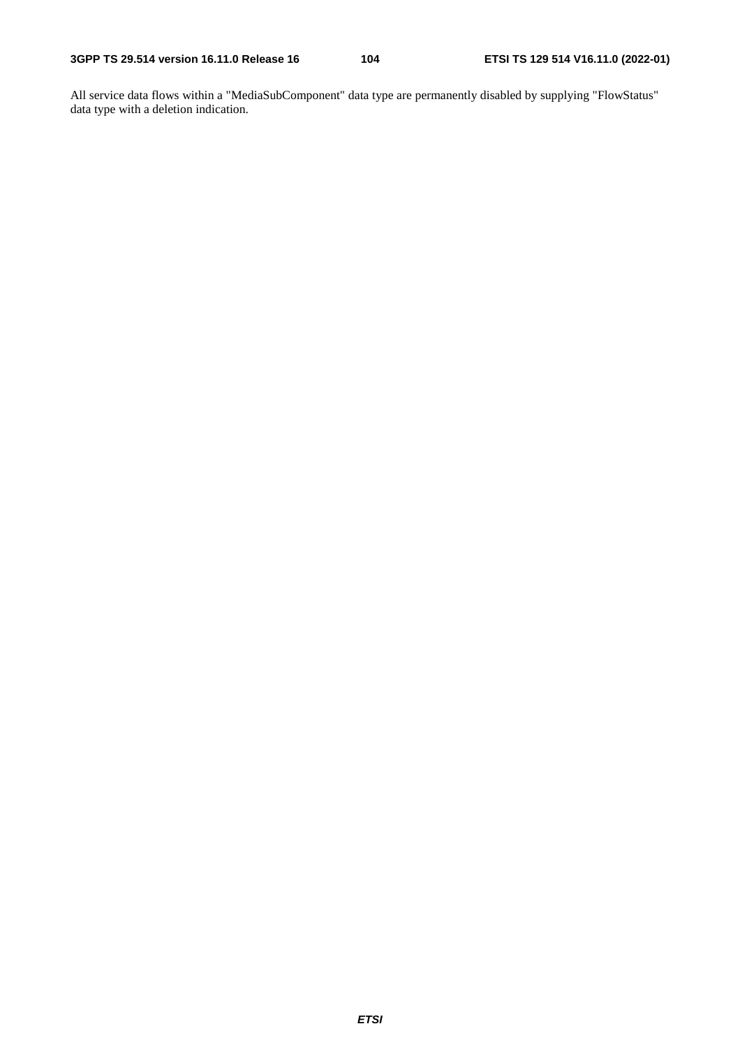All service data flows within a "MediaSubComponent" data type are permanently disabled by supplying "FlowStatus" data type with a deletion indication.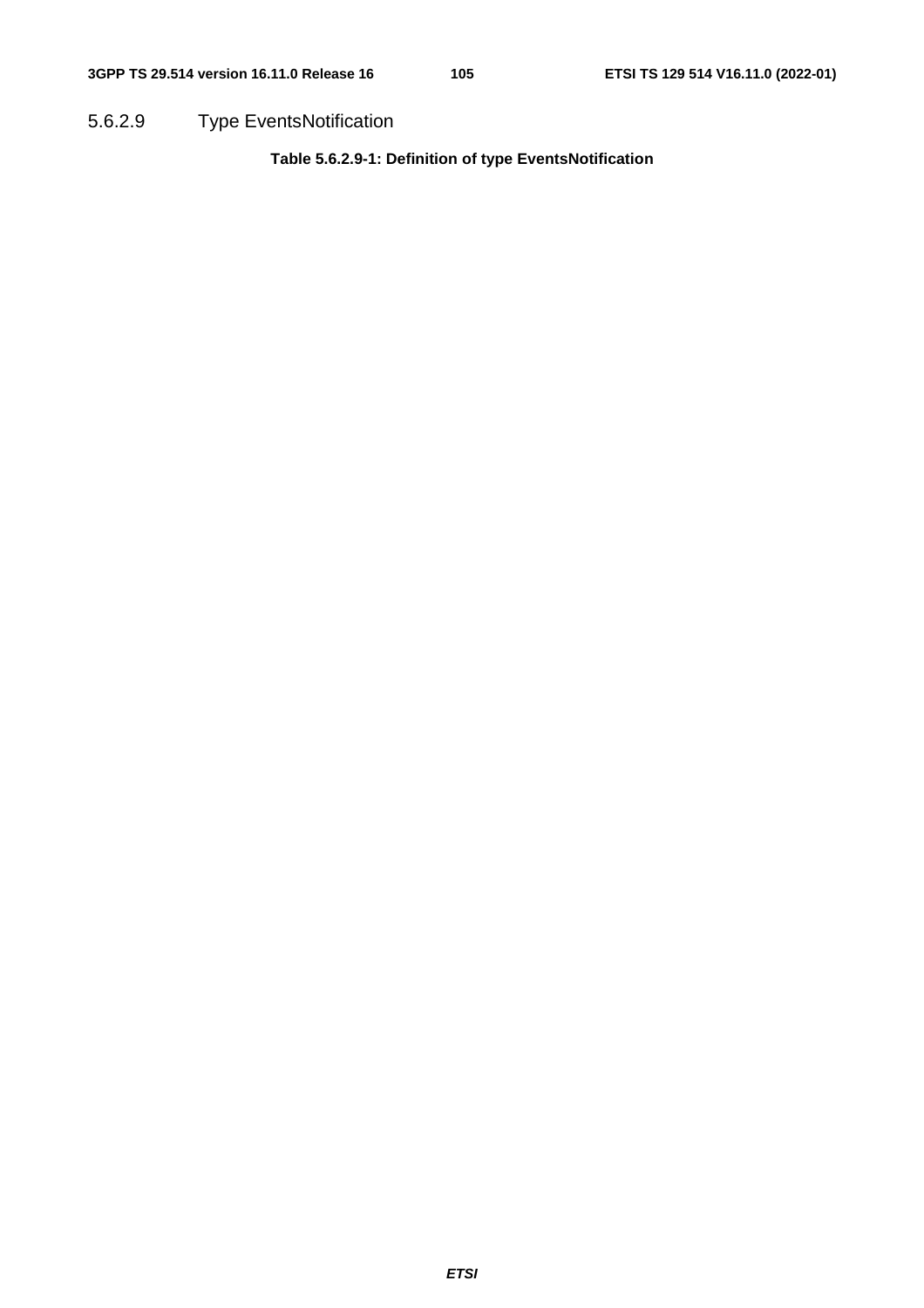#### 5.6.2.9 Type EventsNotification

**Table 5.6.2.9-1: Definition of type EventsNotification**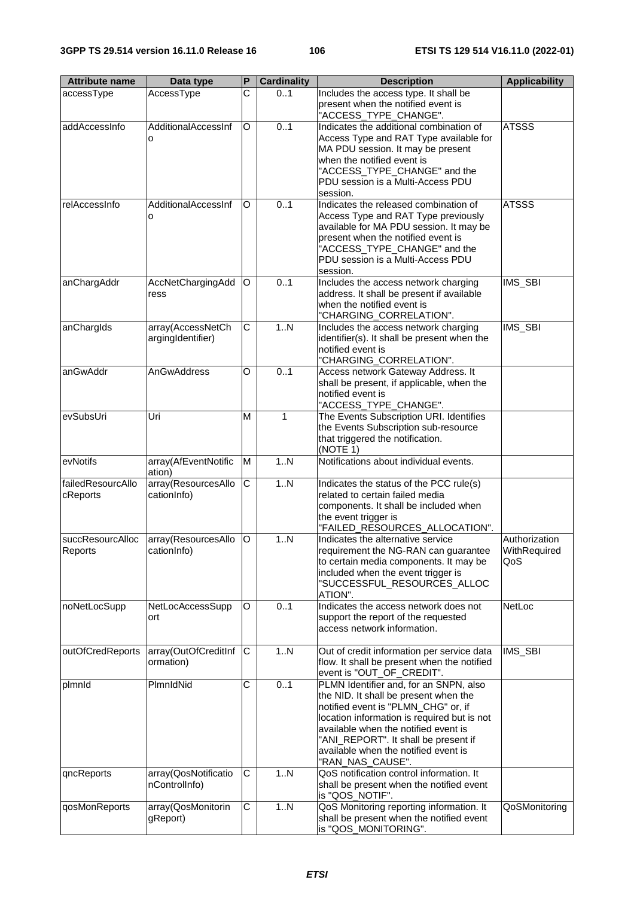| Attribute name | Data type | P | Cardinality | Description | Applicability |
| --- | --- | --- | --- | --- | --- |
| accessType | AccessType | C | 0..1 | Includes the access type. It shall be present when the notified event is "ACCESS_TYPE_CHANGE". | |
| addAccessInfo | AdditionalAccessInfo | O | 0..1 | Indicates the additional combination of Access Type and RAT Type available for MA PDU session. It may be present when the notified event is "ACCESS_TYPE_CHANGE" and the PDU session is a Multi-Access PDU session. | ATSSS |
| relAccessInfo | AdditionalAccessInfo | O | 0..1 | Indicates the released combination of Access Type and RAT Type previously available for MA PDU session. It may be present when the notified event is "ACCESS_TYPE_CHANGE" and the PDU session is a Multi-Access PDU session. | ATSSS |
| anChargAddr | AccNetChargingAddress | O | 0..1 | Includes the access network charging address. It shall be present if available when the notified event is "CHARGING_CORRELATION". | IMS_SBI |
| anChargIds | array(AccessNetChargingIdentifier) | C | 1..N | Includes the access network charging identifier(s). It shall be present when the notified event is "CHARGING_CORRELATION". | IMS_SBI |
| anGwAddr | AnGwAddress | O | 0..1 | Access network Gateway Address. It shall be present, if applicable, when the notified event is "ACCESS_TYPE_CHANGE". | |
| evSubsUri | Uri | M | 1 | The Events Subscription URI. Identifies the Events Subscription sub-resource that triggered the notification. (NOTE 1) | |
| evNotifs | array(AfEventNotification) | M | 1..N | Notifications about individual events. | |
| failedResourcAllocReports | array(ResourcesAllocationInfo) | C | 1..N | Indicates the status of the PCC rule(s) related to certain failed media components. It shall be included when the event trigger is "FAILED_RESOURCES_ALLOCATION". | |
| succResourcAllocReports | array(ResourcesAllocationInfo) | O | 1..N | Indicates the alternative service requirement the NG-RAN can guarantee to certain media components. It may be included when the event trigger is "SUCCESSFUL_RESOURCES_ALLOCATION". | AuthorizationWithRequiredQoS |
| noNetLocSupp | NetLocAccessSupport | O | 0..1 | Indicates the access network does not support the report of the requested access network information. | NetLoc |
| outOfCredReports | array(OutOfCreditInformation) | C | 1..N | Out of credit information per service data flow. It shall be present when the notified event is "OUT_OF_CREDIT". | IMS_SBI |
| plmnId | PlmnIdNid | C | 0..1 | PLMN Identifier and, for an SNPN, also the NID. It shall be present when the notified event is "PLMN_CHG" or, if location information is required but is not available when the notified event is "ANI_REPORT". It shall be present if available when the notified event is "RAN_NAS_CAUSE". | |
| qncReports | array(QosNotificationControlInfo) | C | 1..N | QoS notification control information. It shall be present when the notified event is "QOS_NOTIF". | |
| qosMonReports | array(QosMonitoringReport) | C | 1..N | QoS Monitoring reporting information. It shall be present when the notified event is "QOS_MONITORING". | QoSMonitoring |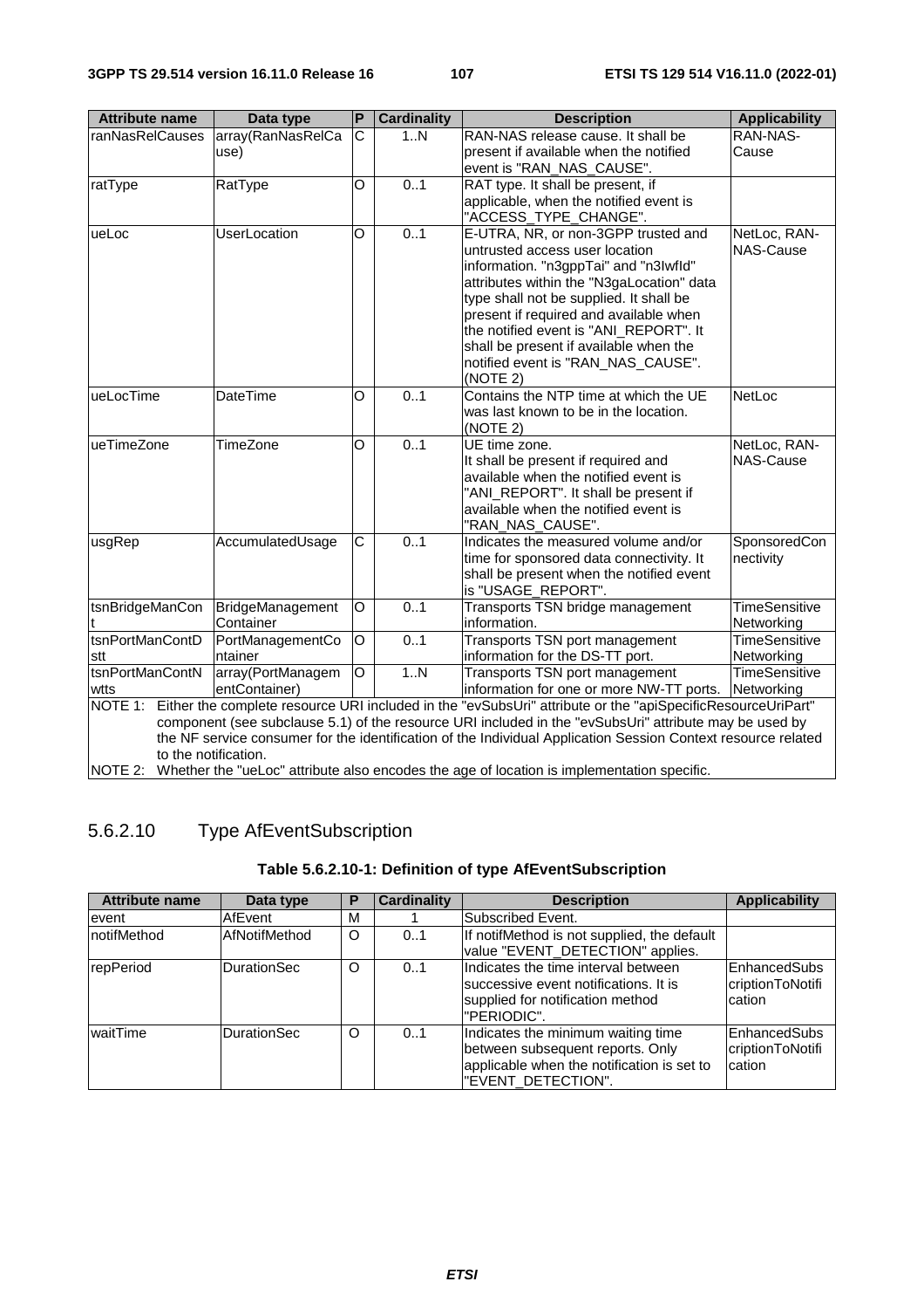| Attribute name | Data type | P | Cardinality | Description | Applicability |
|---|---|---|---|---|---|
| ranNasRelCauses | array(RanNasRelCause) | C | 1..N | RAN-NAS release cause. It shall be present if available when the notified event is "RAN_NAS_CAUSE". | RAN-NAS-Cause |
| ratType | RatType | O | 0..1 | RAT type. It shall be present, if applicable, when the notified event is "ACCESS_TYPE_CHANGE". | |
| ueLoc | UserLocation | O | 0..1 | E-UTRA, NR, or non-3GPP trusted and untrusted access user location information. "n3gppTai" and "n3IwfId" attributes within the "N3gaLocation" data type shall not be supplied. It shall be present if required and available when the notified event is "ANI_REPORT". It shall be present if available when the notified event is "RAN_NAS_CAUSE". (NOTE 2) | NetLoc, RAN-NAS-Cause |
| ueLocTime | DateTime | O | 0..1 | Contains the NTP time at which the UE was last known to be in the location. (NOTE 2) | NetLoc |
| ueTimeZone | TimeZone | O | 0..1 | UE time zone. It shall be present if required and available when the notified event is "ANI_REPORT". It shall be present if available when the notified event is "RAN_NAS_CAUSE". | NetLoc, RAN-NAS-Cause |
| usgRep | AccumulatedUsage | C | 0..1 | Indicates the measured volume and/or time for sponsored data connectivity. It shall be present when the notified event is "USAGE_REPORT". | SponsoredConnectivity |
| tsnBridgeManCont | BridgeManagementContainer | O | 0..1 | Transports TSN bridge management information. | TimeSensitiveNetworking |
| tsnPortManContDstt | PortManagementContainer | O | 0..1 | Transports TSN port management information for the DS-TT port. | TimeSensitiveNetworking |
| tsnPortManContNwtts | array(PortManagementContainer) | O | 1..N | Transports TSN port management information for one or more NW-TT ports. | TimeSensitiveNetworking |

NOTE 1: Either the complete resource URI included in the "evSubsUri" attribute or the "apiSpecificResourceUriPart" component (see subclause 5.1) of the resource URI included in the "evSubsUri" attribute may be used by the NF service consumer for the identification of the Individual Application Session Context resource related to the notification.

NOTE 2: Whether the "ueLoc" attribute also encodes the age of location is implementation specific.

#### 5.6.2.10 Type AfEventSubscription

**Table 5.6.2.10-1: Definition of type AfEventSubscription**

| Attribute name | Data type | P | Cardinality | Description | Applicability |
|---|---|---|---|---|---|
| event | AfEvent | M | 1 | Subscribed Event. | |
| notifMethod | AfNotifMethod | O | 0..1 | If notifMethod is not supplied, the default value "EVENT_DETECTION" applies. | |
| repPeriod | DurationSec | O | 0..1 | Indicates the time interval between successive event notifications. It is supplied for notification method "PERIODIC". | EnhancedSubscriptionToNotification |
| waitTime | DurationSec | O | 0..1 | Indicates the minimum waiting time between subsequent reports. Only applicable when the notification is set to "EVENT_DETECTION". | EnhancedSubscriptionToNotification |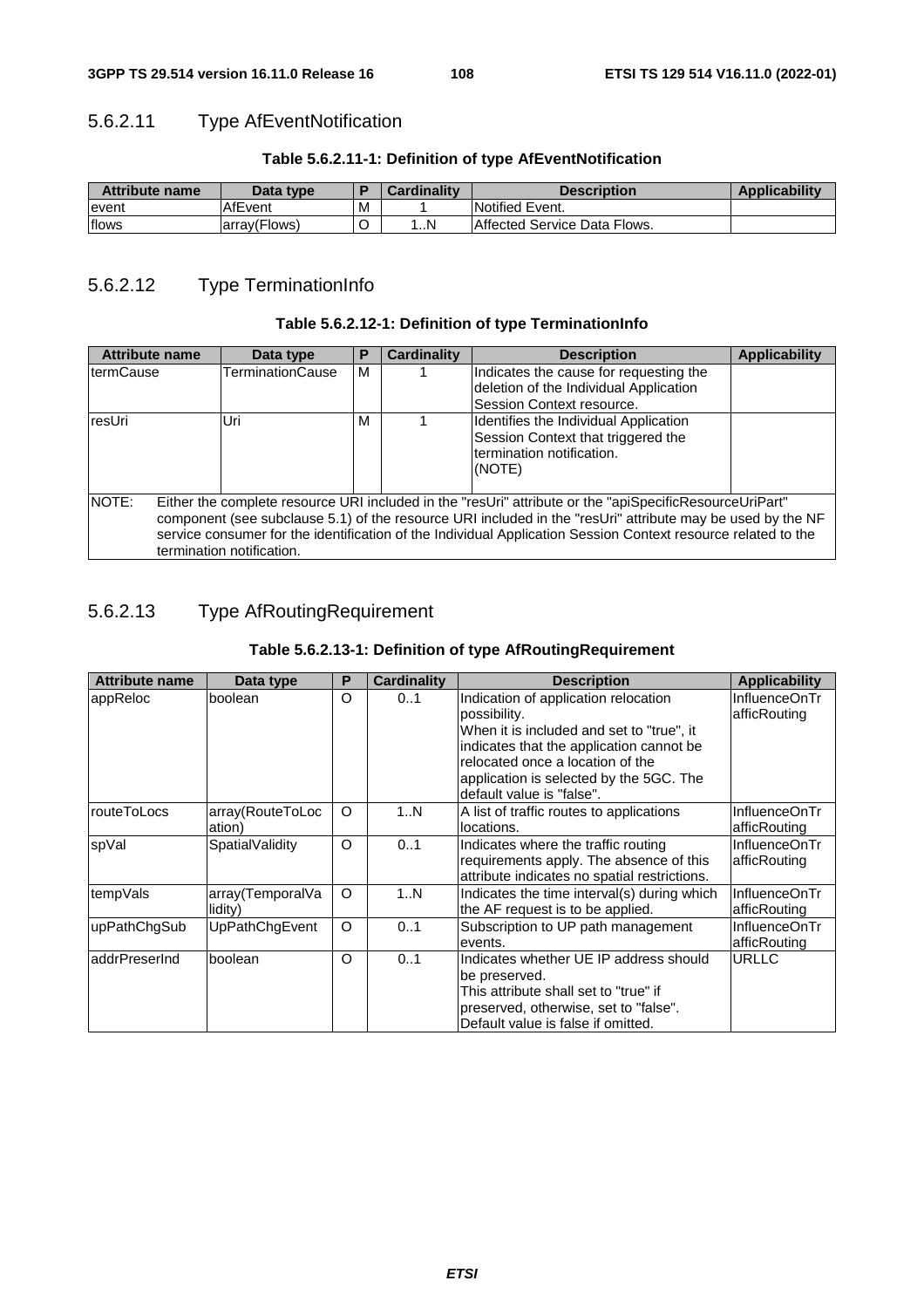### 5.6.2.11 Type AfEventNotification

**Table 5.6.2.11-1: Definition of type AfEventNotification**

| Attribute name | Data type | P | Cardinality | Description | Applicability |
|---|---|---|---|---|---|
| event | AfEvent | M | 1 | Notified Event. | |
| flows | array(Flows) | O | 1..N | Affected Service Data Flows. | |

### 5.6.2.12 Type TerminationInfo

**Table 5.6.2.12-1: Definition of type TerminationInfo**

| Attribute name | Data type | P | Cardinality | Description | Applicability |
|---|---|---|---|---|---|
| termCause | TerminationCause | M | 1 | Indicates the cause for requesting the deletion of the Individual Application Session Context resource. | |
| resUri | Uri | M | 1 | Identifies the Individual Application Session Context that triggered the termination notification. (NOTE) | |
| NOTE: Either the complete resource URI included in the "resUri" attribute or the "apiSpecificResourceUriPart" component (see subclause 5.1) of the resource URI included in the "resUri" attribute may be used by the NF service consumer for the identification of the Individual Application Session Context resource related to the termination notification. | | | | | |

### 5.6.2.13 Type AfRoutingRequirement

**Table 5.6.2.13-1: Definition of type AfRoutingRequirement**

| Attribute name | Data type | P | Cardinality | Description | Applicability |
|---|---|---|---|---|---|
| appReloc | boolean | O | 0..1 | Indication of application relocation possibility. When it is included and set to "true", it indicates that the application cannot be relocated once a location of the application is selected by the 5GC. The default value is "false". | InfluenceOnTrafficRouting |
| routeToLocs | array(RouteToLocation) | O | 1..N | A list of traffic routes to applications locations. | InfluenceOnTrafficRouting |
| spVal | SpatialValidity | O | 0..1 | Indicates where the traffic routing requirements apply. The absence of this attribute indicates no spatial restrictions. | InfluenceOnTrafficRouting |
| tempVals | array(TemporalValidity) | O | 1..N | Indicates the time interval(s) during which the AF request is to be applied. | InfluenceOnTrafficRouting |
| upPathChgSub | UpPathChgEvent | O | 0..1 | Subscription to UP path management events. | InfluenceOnTrafficRouting |
| addrPreserInd | boolean | O | 0..1 | Indicates whether UE IP address should be preserved. This attribute shall set to "true" if preserved, otherwise, set to "false". Default value is false if omitted. | URLLC |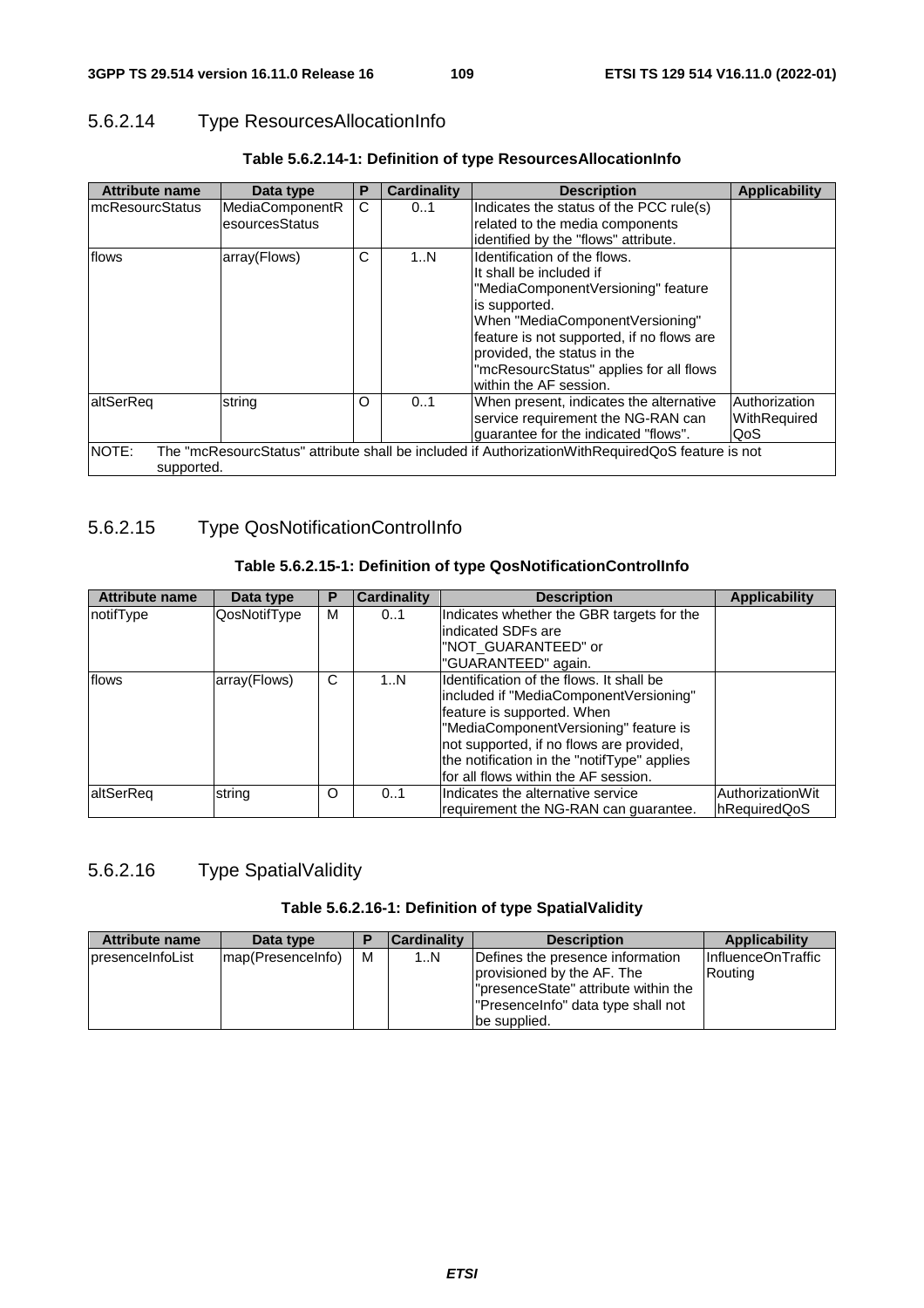### 5.6.2.14 Type ResourcesAllocationInfo

**Table 5.6.2.14-1: Definition of type ResourcesAllocationInfo**

| Attribute name | Data type | P | Cardinality | Description | Applicability |
|---|---|---|---|---|---|
| mcResourcStatus | MediaComponentResourcesStatus | C | 0..1 | Indicates the status of the PCC rule(s) related to the media components identified by the "flows" attribute. | |
| flows | array(Flows) | C | 1..N | Identification of the flows. It shall be included if "MediaComponentVersioning" feature is supported. When "MediaComponentVersioning" feature is not supported, if no flows are provided, the status in the "mcResourcStatus" applies for all flows within the AF session. | |
| altSerReq | string | O | 0..1 | When present, indicates the alternative service requirement the NG-RAN can guarantee for the indicated "flows". | AuthorizationWithRequiredQoS |
| NOTE: The "mcResourcStatus" attribute shall be included if AuthorizationWithRequiredQoS feature is not supported. | | | | | |

### 5.6.2.15 Type QosNotificationControlInfo

**Table 5.6.2.15-1: Definition of type QosNotificationControlInfo**

| Attribute name | Data type | P | Cardinality | Description | Applicability |
|---|---|---|---|---|---|
| notifType | QosNotifType | M | 0..1 | Indicates whether the GBR targets for the indicated SDFs are "NOT_GUARANTEED" or "GUARANTEED" again. | |
| flows | array(Flows) | C | 1..N | Identification of the flows. It shall be included if "MediaComponentVersioning" feature is supported. When "MediaComponentVersioning" feature is not supported, if no flows are provided, the notification in the "notifType" applies for all flows within the AF session. | |
| altSerReq | string | O | 0..1 | Indicates the alternative service requirement the NG-RAN can guarantee. | AuthorizationWithRequiredQoS |

### 5.6.2.16 Type SpatialValidity

**Table 5.6.2.16-1: Definition of type SpatialValidity**

| Attribute name | Data type | P | Cardinality | Description | Applicability |
|---|---|---|---|---|---|
| presenceInfoList | map(PresenceInfo) | M | 1..N | Defines the presence information provisioned by the AF. The "presenceState" attribute within the "PresenceInfo" data type shall not be supplied. | InfluenceOnTrafficRouting |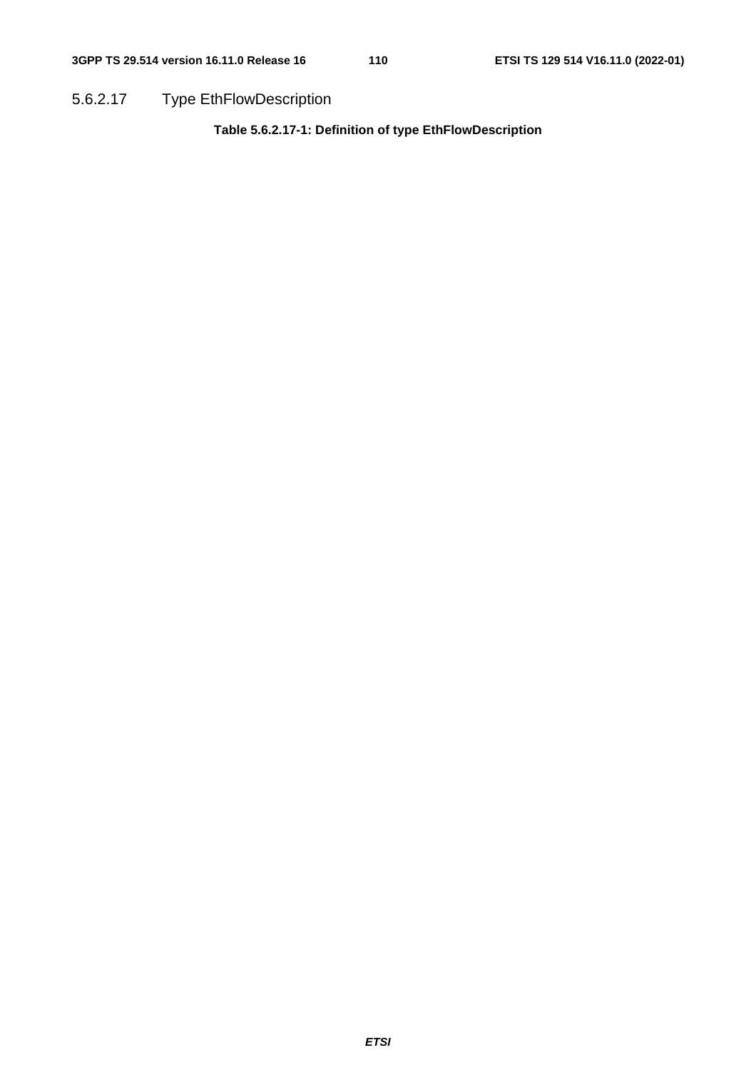#### 5.6.2.17 Type EthFlowDescription

**Table 5.6.2.17-1: Definition of type EthFlowDescription**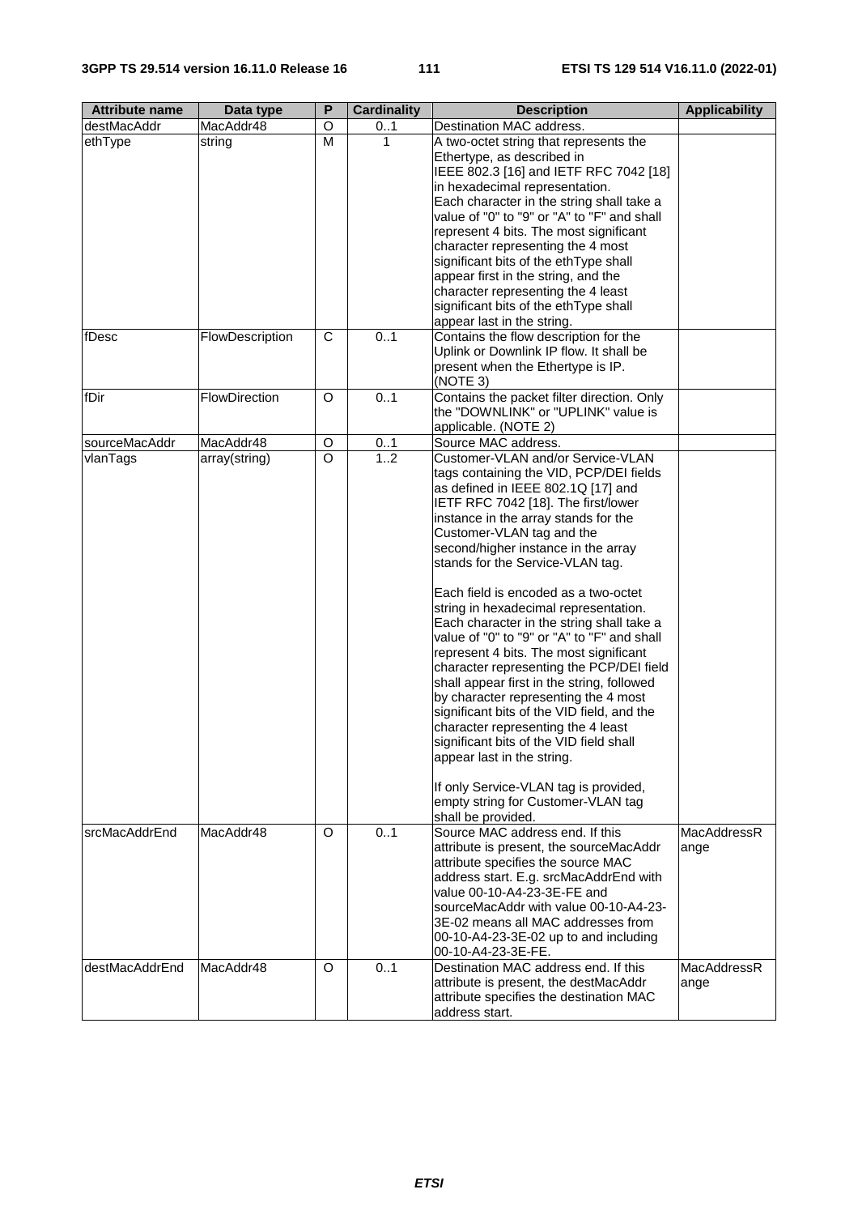| Attribute name | Data type | P | Cardinality | Description | Applicability |
| --- | --- | --- | --- | --- | --- |
| destMacAddr | MacAddr48 | O | 0..1 | Destination MAC address. | |
| ethType | string | M | 1 | A two-octet string that represents the Ethertype, as described in IEEE 802.3 [16] and IETF RFC 7042 [18] in hexadecimal representation. Each character in the string shall take a value of "0" to "9" or "A" to "F" and shall represent 4 bits. The most significant character representing the 4 most significant bits of the ethType shall appear first in the string, and the character representing the 4 least significant bits of the ethType shall appear last in the string. | |
| fDesc | FlowDescription | C | 0..1 | Contains the flow description for the Uplink or Downlink IP flow. It shall be present when the Ethertype is IP. (NOTE 3) | |
| fDir | FlowDirection | O | 0..1 | Contains the packet filter direction. Only the "DOWNLINK" or "UPLINK" value is applicable. (NOTE 2) | |
| sourceMacAddr | MacAddr48 | O | 0..1 | Source MAC address. | |
| vlanTags | array(string) | O | 1..2 | Customer-VLAN and/or Service-VLAN tags containing the VID, PCP/DEI fields as defined in IEEE 802.1Q [17] and IETF RFC 7042 [18]. The first/lower instance in the array stands for the Customer-VLAN tag and the second/higher instance in the array stands for the Service-VLAN tag.<br><br>Each field is encoded as a two-octet string in hexadecimal representation. Each character in the string shall take a value of "0" to "9" or "A" to "F" and shall represent 4 bits. The most significant character representing the PCP/DEI field shall appear first in the string, followed by character representing the 4 most significant bits of the VID field, and the character representing the 4 least significant bits of the VID field shall appear last in the string.<br><br>If only Service-VLAN tag is provided, empty string for Customer-VLAN tag shall be provided. | |
| srcMacAddrEnd | MacAddr48 | O | 0..1 | Source MAC address end. If this attribute is present, the sourceMacAddr attribute specifies the source MAC address start. E.g. srcMacAddrEnd with value 00-10-A4-23-3E-FE and sourceMacAddr with value 00-10-A4-23-3E-02 means all MAC addresses from 00-10-A4-23-3E-02 up to and including 00-10-A4-23-3E-FE. | MacAddressRange |
| destMacAddrEnd | MacAddr48 | O | 0..1 | Destination MAC address end. If this attribute is present, the destMacAddr attribute specifies the destination MAC address start. | MacAddressRange |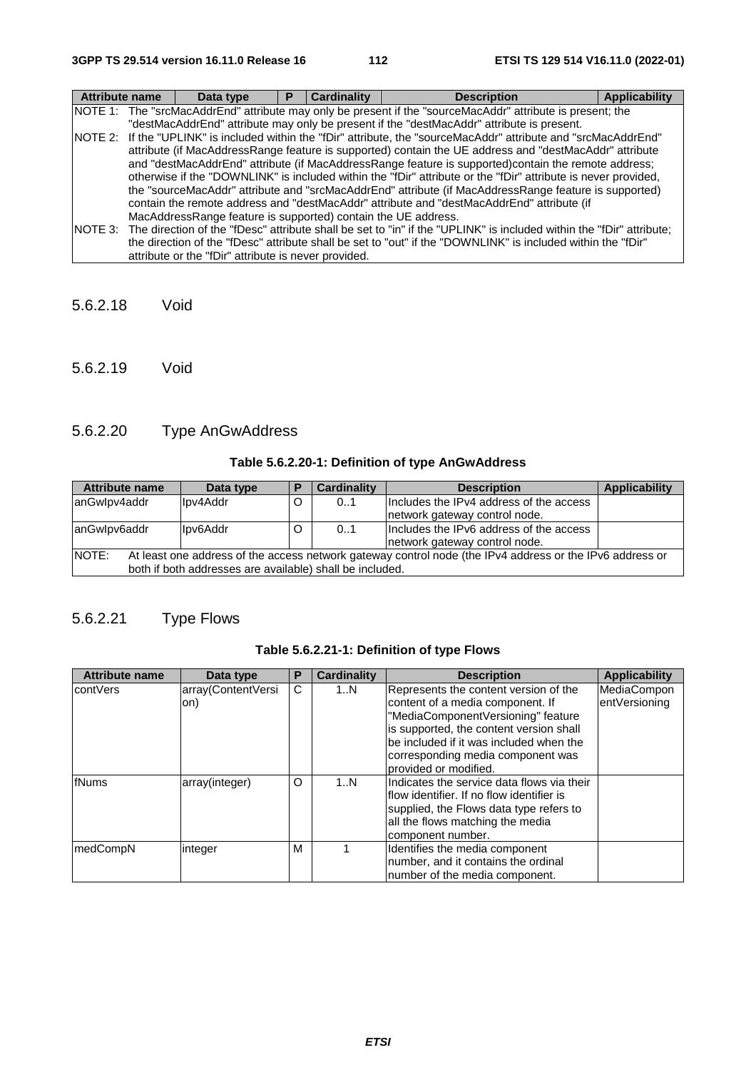| Attribute name | Data type | P | Cardinality | Description | Applicability |
|---|---|---|---|---|---|
| NOTE 1: The "srcMacAddrEnd" attribute may only be present if the "sourceMacAddr" attribute is present; the "destMacAddrEnd" attribute may only be present if the "destMacAddr" attribute is present. | | | | | |
| NOTE 2: If the "UPLINK" is included within the "fDir" attribute, the "sourceMacAddr" attribute and "srcMacAddrEnd" attribute (if MacAddressRange feature is supported) contain the UE address and "destMacAddr" attribute and "destMacAddrEnd" attribute (if MacAddressRange feature is supported)contain the remote address; otherwise if the "DOWNLINK" is included within the "fDir" attribute or the "fDir" attribute is never provided, the "sourceMacAddr" attribute and "srcMacAddrEnd" attribute (if MacAddressRange feature is supported) contain the remote address and "destMacAddr" attribute and "destMacAddrEnd" attribute (if MacAddressRange feature is supported) contain the UE address. | | | | | |
| NOTE 3: The direction of the "fDesc" attribute shall be set to "in" if the "UPLINK" is included within the "fDir" attribute; the direction of the "fDesc" attribute shall be set to "out" if the "DOWNLINK" is included within the "fDir" attribute or the "fDir" attribute is never provided. | | | | | |

### 5.6.2.18 Void

### 5.6.2.19 Void

### 5.6.2.20 Type AnGwAddress

**Table 5.6.2.20-1: Definition of type AnGwAddress**

| Attribute name | Data type | P | Cardinality | Description | Applicability |
|---|---|---|---|---|---|
| anGwIpv4addr | Ipv4Addr | O | 0..1 | Includes the IPv4 address of the access network gateway control node. | |
| anGwIpv6addr | Ipv6Addr | O | 0..1 | Includes the IPv6 address of the access network gateway control node. | |
| NOTE: At least one address of the access network gateway control node (the IPv4 address or the IPv6 address or both if both addresses are available) shall be included. | | | | | |

### 5.6.2.21 Type Flows

**Table 5.6.2.21-1: Definition of type Flows**

| Attribute name | Data type | P | Cardinality | Description | Applicability |
|---|---|---|---|---|---|
| contVers | array(ContentVersion) | C | 1..N | Represents the content version of the content of a media component. If "MediaComponentVersioning" feature is supported, the content version shall be included if it was included when the corresponding media component was provided or modified. | MediaComponentVersioning |
| fNums | array(integer) | O | 1..N | Indicates the service data flows via their flow identifier. If no flow identifier is supplied, the Flows data type refers to all the flows matching the media component number. | |
| medCompN | integer | M | 1 | Identifies the media component number, and it contains the ordinal number of the media component. | |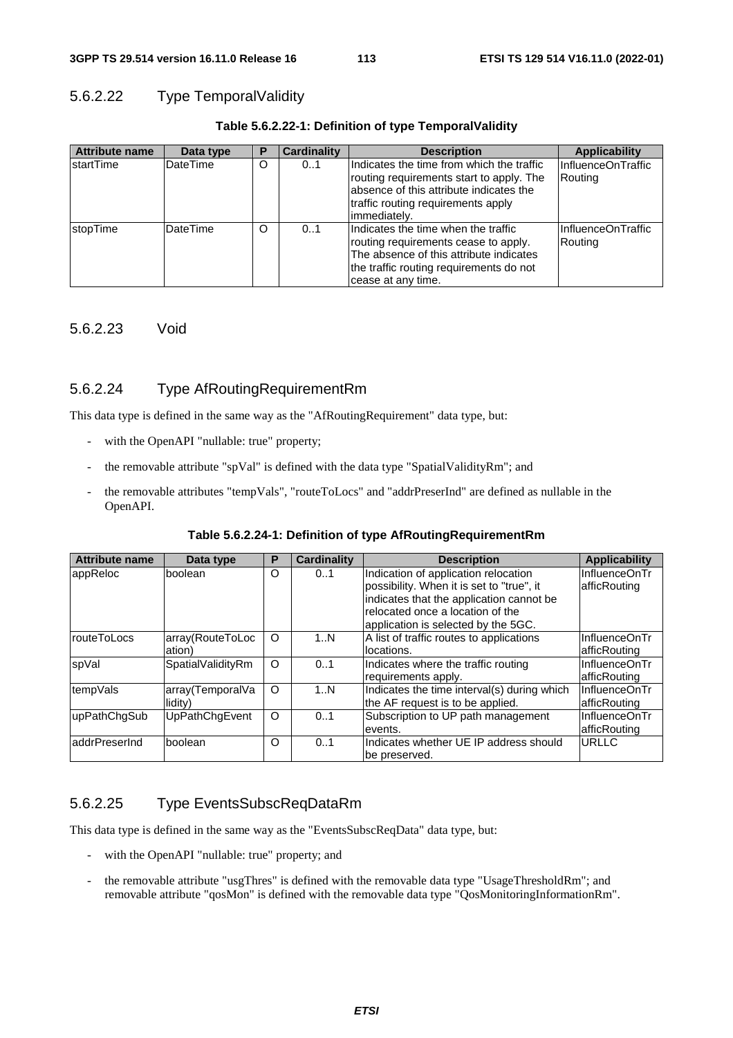#### 5.6.2.22 Type TemporalValidity

**Table 5.6.2.22-1: Definition of type TemporalValidity**

| Attribute name | Data type | P | Cardinality | Description | Applicability |
|---|---|---|---|---|---|
| startTime | DateTime | O | 0..1 | Indicates the time from which the traffic routing requirements start to apply. The absence of this attribute indicates the traffic routing requirements apply immediately. | InfluenceOnTraffic Routing |
| stopTime | DateTime | O | 0..1 | Indicates the time when the traffic routing requirements cease to apply. The absence of this attribute indicates the traffic routing requirements do not cease at any time. | InfluenceOnTraffic Routing |

#### 5.6.2.23 Void

#### 5.6.2.24 Type AfRoutingRequirementRm

This data type is defined in the same way as the "AfRoutingRequirement" data type, but:

- with the OpenAPI "nullable: true" property;
- the removable attribute "spVal" is defined with the data type "SpatialValidityRm"; and
- the removable attributes "tempVals", "routeToLocs" and "addrPreserInd" are defined as nullable in the OpenAPI.

**Table 5.6.2.24-1: Definition of type AfRoutingRequirementRm**

| Attribute name | Data type | P | Cardinality | Description | Applicability |
|---|---|---|---|---|---|
| appReloc | boolean | O | 0..1 | Indication of application relocation possibility. When it is set to "true", it indicates that the application cannot be relocated once a location of the application is selected by the 5GC. | InfluenceOnTrafficRouting |
| routeToLocs | array(RouteToLocation) | O | 1..N | A list of traffic routes to applications locations. | InfluenceOnTrafficRouting |
| spVal | SpatialValidityRm | O | 0..1 | Indicates where the traffic routing requirements apply. | InfluenceOnTrafficRouting |
| tempVals | array(TemporalValidity) | O | 1..N | Indicates the time interval(s) during which the AF request is to be applied. | InfluenceOnTrafficRouting |
| upPathChgSub | UpPathChgEvent | O | 0..1 | Subscription to UP path management events. | InfluenceOnTrafficRouting |
| addrPreserInd | boolean | O | 0..1 | Indicates whether UE IP address should be preserved. | URLLC |

#### 5.6.2.25 Type EventsSubscReqDataRm

This data type is defined in the same way as the "EventsSubscReqData" data type, but:

- with the OpenAPI "nullable: true" property; and
- the removable attribute "usgThres" is defined with the removable data type "UsageThresholdRm"; and removable attribute "qosMon" is defined with the removable data type "QosMonitoringInformationRm".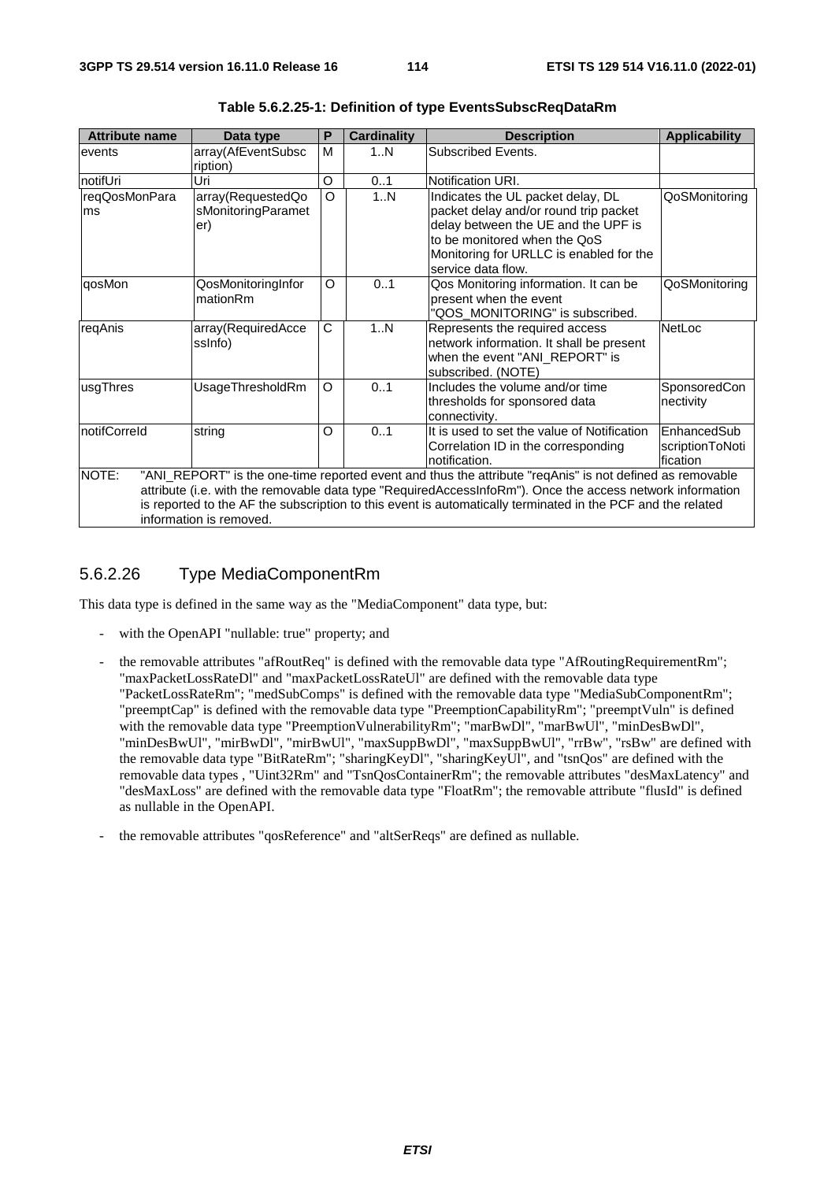**Table 5.6.2.25-1: Definition of type EventsSubscReqDataRm**

| Attribute name | Data type | P | Cardinality | Description | Applicability |
| --- | --- | --- | --- | --- | --- |
| events | array(AfEventSubscription) | M | 1..N | Subscribed Events. | |
| notifUri | Uri | O | 0..1 | Notification URI. | |
| reqQosMonParams | array(RequestedQosMonitoringParameter) | O | 1..N | Indicates the UL packet delay, DL packet delay and/or round trip packet delay between the UE and the UPF is to be monitored when the QoS Monitoring for URLLC is enabled for the service data flow. | QoSMonitoring |
| qosMon | QosMonitoringInformationRm | O | 0..1 | Qos Monitoring information. It can be present when the event "QOS_MONITORING" is subscribed. | QoSMonitoring |
| reqAnis | array(RequiredAccessInfo) | C | 1..N | Represents the required access network information. It shall be present when the event "ANI_REPORT" is subscribed. (NOTE) | NetLoc |
| usgThres | UsageThresholdRm | O | 0..1 | Includes the volume and/or time thresholds for sponsored data connectivity. | SponsoredConnectivity |
| notifCorreId | string | O | 0..1 | It is used to set the value of Notification Correlation ID in the corresponding notification. | EnhancedSubscriptionToNotification |
| NOTE: "ANI_REPORT" is the one-time reported event and thus the attribute "reqAnis" is not defined as removable attribute (i.e. with the removable data type "RequiredAccessInfoRm"). Once the access network information is reported to the AF the subscription to this event is automatically terminated in the PCF and the related information is removed. | | | | | |

### 5.6.2.26 Type MediaComponentRm

This data type is defined in the same way as the "MediaComponent" data type, but:

- with the OpenAPI "nullable: true" property; and
- the removable attributes "afRoutReq" is defined with the removable data type "AfRoutingRequirementRm"; "maxPacketLossRateDl" and "maxPacketLossRateUl" are defined with the removable data type "PacketLossRateRm"; "medSubComps" is defined with the removable data type "MediaSubComponentRm"; "preemptCap" is defined with the removable data type "PreemptionCapabilityRm"; "preemptVuln" is defined with the removable data type "PreemptionVulnerabilityRm"; "marBwDl", "marBwUl", "minDesBwDl", "minDesBwUl", "mirBwDl", "mirBwUl", "maxSuppBwDl", "maxSuppBwUl", "rrBw", "rsBw" are defined with the removable data type "BitRateRm"; "sharingKeyDl", "sharingKeyUl", and "tsnQos" are defined with the removable data types , "Uint32Rm" and "TsnQosContainerRm"; the removable attributes "desMaxLatency" and "desMaxLoss" are defined with the removable data type "FloatRm"; the removable attribute "flusId" is defined as nullable in the OpenAPI.
- the removable attributes "qosReference" and "altSerReqs" are defined as nullable.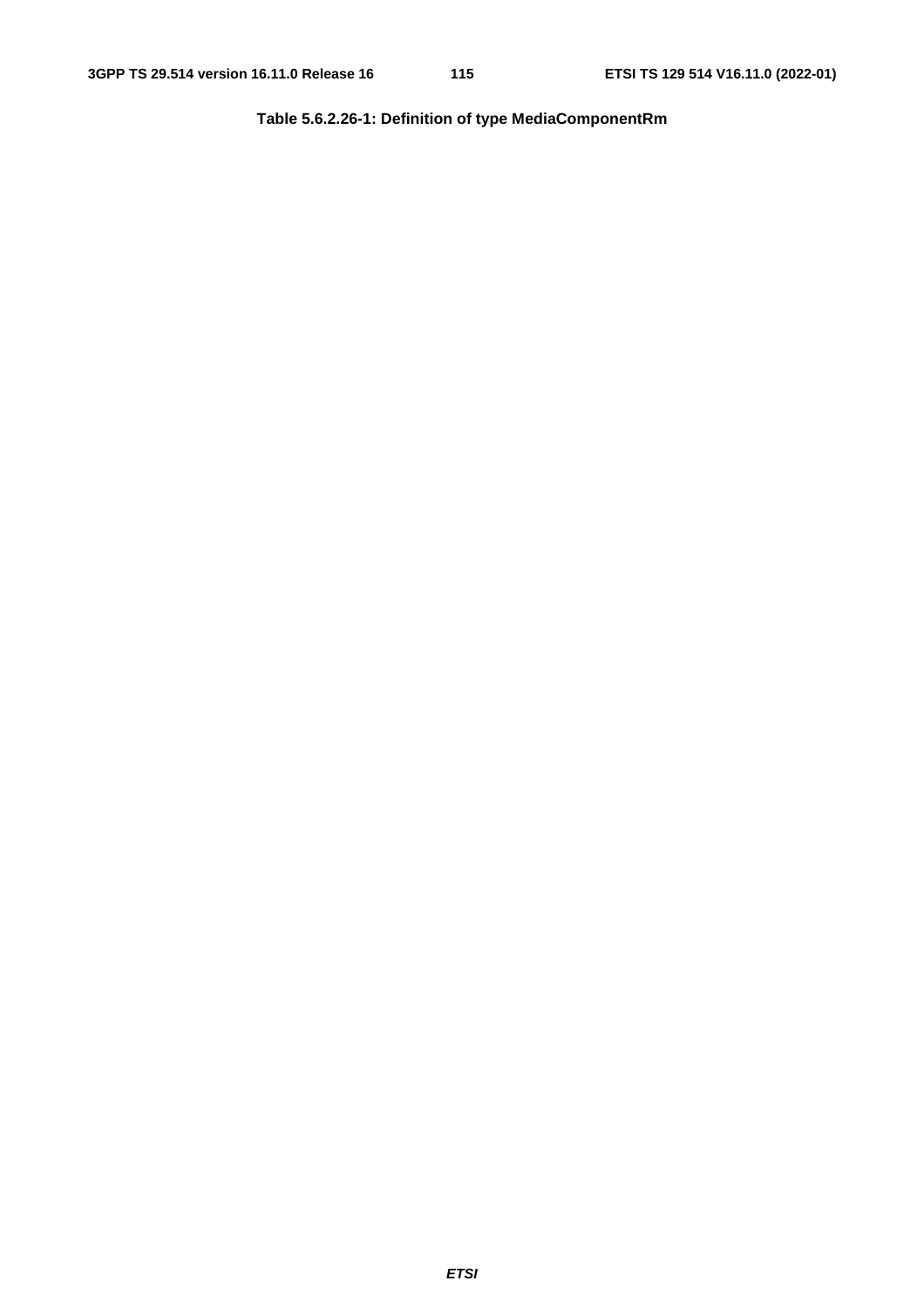**Table 5.6.2.26-1: Definition of type MediaComponentRm**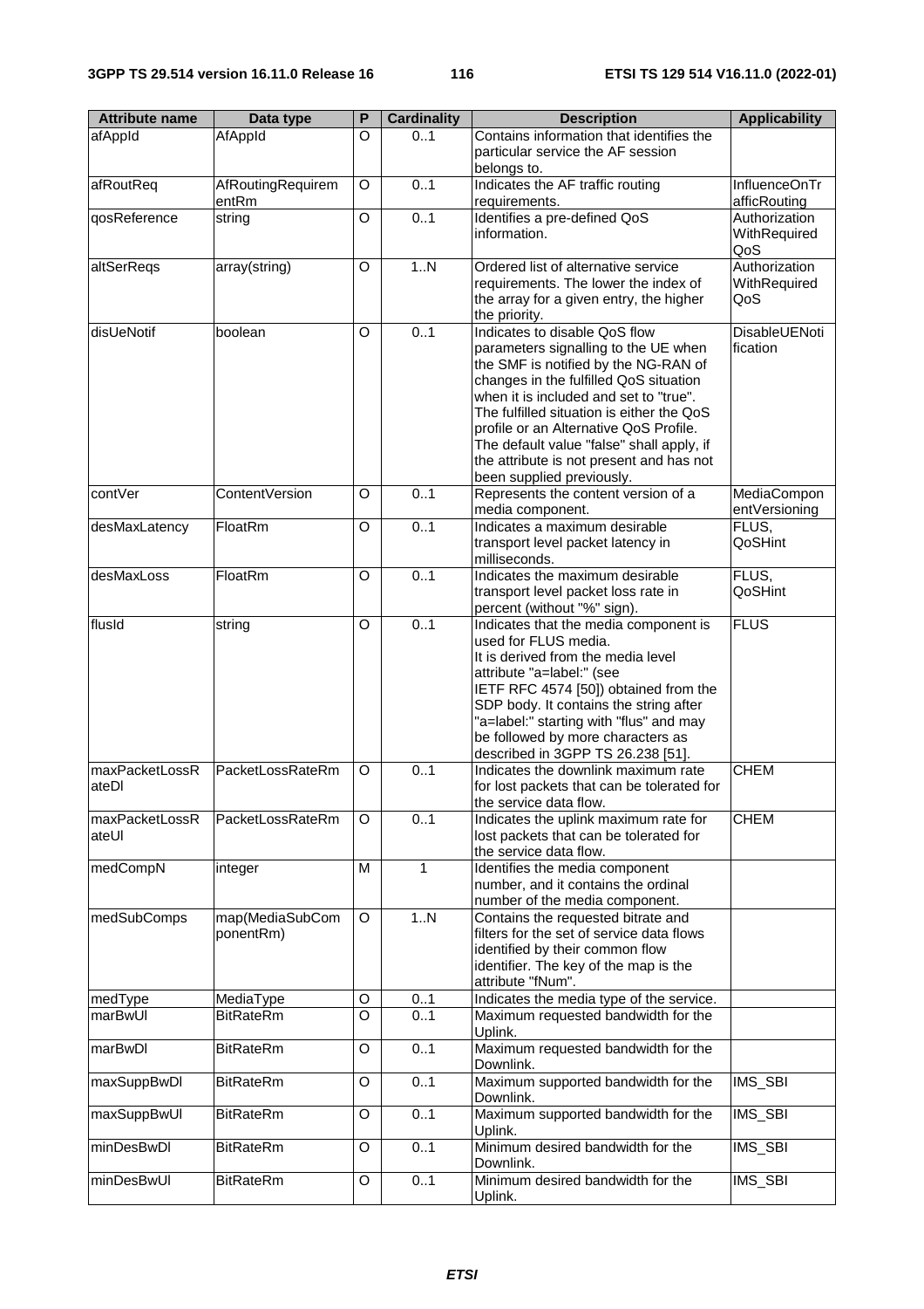| Attribute name | Data type | P | Cardinality | Description | Applicability |
| --- | --- | --- | --- | --- | --- |
| afAppId | AfAppId | O | 0..1 | Contains information that identifies the particular service the AF session belongs to. | |
| afRoutReq | AfRoutingRequirementRm | O | 0..1 | Indicates the AF traffic routing requirements. | InfluenceOnTrafficRouting |
| qosReference | string | O | 0..1 | Identifies a pre-defined QoS information. | AuthorizationWithRequiredQoS |
| altSerReqs | array(string) | O | 1..N | Ordered list of alternative service requirements. The lower the index of the array for a given entry, the higher the priority. | AuthorizationWithRequiredQoS |
| disUeNotif | boolean | O | 0..1 | Indicates to disable QoS flow parameters signalling to the UE when the SMF is notified by the NG-RAN of changes in the fulfilled QoS situation when it is included and set to "true". The fulfilled situation is either the QoS profile or an Alternative QoS Profile. The default value "false" shall apply, if the attribute is not present and has not been supplied previously. | DisableUENotification |
| contVer | ContentVersion | O | 0..1 | Represents the content version of a media component. | MediaComponentVersioning |
| desMaxLatency | FloatRm | O | 0..1 | Indicates a maximum desirable transport level packet latency in milliseconds. | FLUS, QoSHint |
| desMaxLoss | FloatRm | O | 0..1 | Indicates the maximum desirable transport level packet loss rate in percent (without "%" sign). | FLUS, QoSHint |
| flusId | string | O | 0..1 | Indicates that the media component is used for FLUS media. It is derived from the media level attribute "a=label:" (see IETF RFC 4574 [50]) obtained from the SDP body. It contains the string after "a=label:" starting with "flus" and may be followed by more characters as described in 3GPP TS 26.238 [51]. | FLUS |
| maxPacketLossRateDl | PacketLossRateRm | O | 0..1 | Indicates the downlink maximum rate for lost packets that can be tolerated for the service data flow. | CHEM |
| maxPacketLossRateUl | PacketLossRateRm | O | 0..1 | Indicates the uplink maximum rate for lost packets that can be tolerated for the service data flow. | CHEM |
| medCompN | integer | M | 1 | Identifies the media component number, and it contains the ordinal number of the media component. | |
| medSubComps | map(MediaSubComponentRm) | O | 1..N | Contains the requested bitrate and filters for the set of service data flows identified by their common flow identifier. The key of the map is the attribute "fNum". | |
| medType | MediaType | O | 0..1 | Indicates the media type of the service. | |
| marBwUl | BitRateRm | O | 0..1 | Maximum requested bandwidth for the Uplink. | |
| marBwDl | BitRateRm | O | 0..1 | Maximum requested bandwidth for the Downlink. | |
| maxSuppBwDl | BitRateRm | O | 0..1 | Maximum supported bandwidth for the Downlink. | IMS_SBI |
| maxSuppBwUl | BitRateRm | O | 0..1 | Maximum supported bandwidth for the Uplink. | IMS_SBI |
| minDesBwDl | BitRateRm | O | 0..1 | Minimum desired bandwidth for the Downlink. | IMS_SBI |
| minDesBwUl | BitRateRm | O | 0..1 | Minimum desired bandwidth for the Uplink. | IMS_SBI |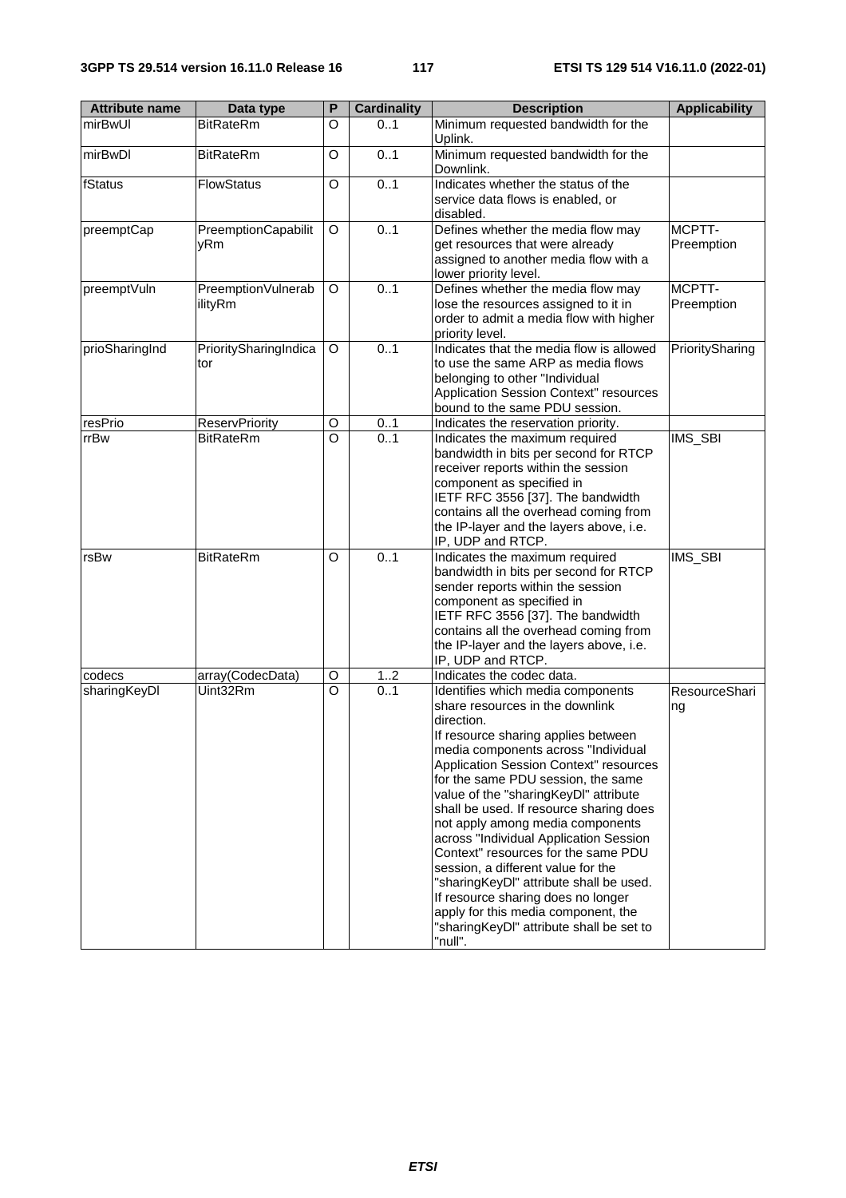| Attribute name | Data type | P | Cardinality | Description | Applicability |
| --- | --- | --- | --- | --- | --- |
| mirBwUl | BitRateRm | O | 0..1 | Minimum requested bandwidth for the Uplink. | |
| mirBwDl | BitRateRm | O | 0..1 | Minimum requested bandwidth for the Downlink. | |
| fStatus | FlowStatus | O | 0..1 | Indicates whether the status of the service data flows is enabled, or disabled. | |
| preemptCap | PreemptionCapabilityRm | O | 0..1 | Defines whether the media flow may get resources that were already assigned to another media flow with a lower priority level. | MCPTT-Preemption |
| preemptVuln | PreemptionVulnerabilityRm | O | 0..1 | Defines whether the media flow may lose the resources assigned to it in order to admit a media flow with higher priority level. | MCPTT-Preemption |
| prioSharingInd | PrioritySharingIndicator | O | 0..1 | Indicates that the media flow is allowed to use the same ARP as media flows belonging to other "Individual Application Session Context" resources bound to the same PDU session. | PrioritySharing |
| resPrio | ReservPriority | O | 0..1 | Indicates the reservation priority. | |
| rrBw | BitRateRm | O | 0..1 | Indicates the maximum required bandwidth in bits per second for RTCP receiver reports within the session component as specified in IETF RFC 3556 [37]. The bandwidth contains all the overhead coming from the IP-layer and the layers above, i.e. IP, UDP and RTCP. | IMS_SBI |
| rsBw | BitRateRm | O | 0..1 | Indicates the maximum required bandwidth in bits per second for RTCP sender reports within the session component as specified in IETF RFC 3556 [37]. The bandwidth contains all the overhead coming from the IP-layer and the layers above, i.e. IP, UDP and RTCP. | IMS_SBI |
| codecs | array(CodecData) | O | 1..2 | Indicates the codec data. | |
| sharingKeyDl | Uint32Rm | O | 0..1 | Identifies which media components share resources in the downlink direction.<br>If resource sharing applies between media components across "Individual Application Session Context" resources for the same PDU session, the same value of the "sharingKeyDl" attribute shall be used. If resource sharing does not apply among media components across "Individual Application Session Context" resources for the same PDU session, a different value for the "sharingKeyDl" attribute shall be used. If resource sharing does no longer apply for this media component, the "sharingKeyDl" attribute shall be set to "null". | ResourceSharing |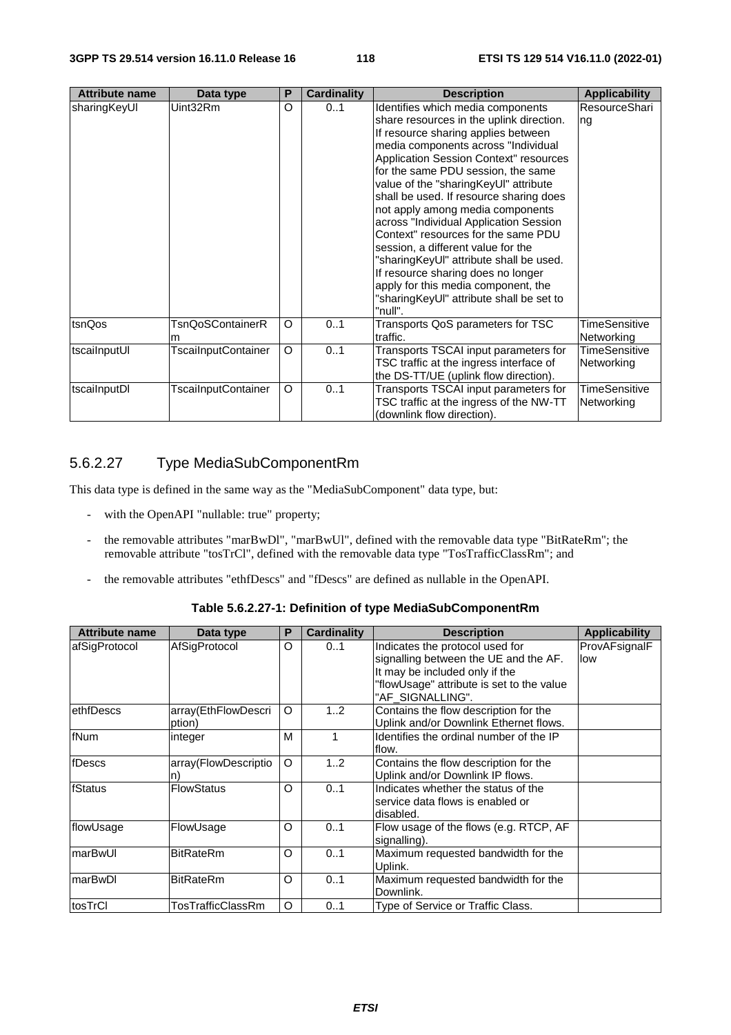| Attribute name | Data type | P | Cardinality | Description | Applicability |
|---|---|---|---|---|---|
| sharingKeyUl | Uint32Rm | O | 0..1 | Identifies which media components share resources in the uplink direction. If resource sharing applies between media components across "Individual Application Session Context" resources for the same PDU session, the same value of the "sharingKeyUl" attribute shall be used. If resource sharing does not apply among media components across "Individual Application Session Context" resources for the same PDU session, a different value for the "sharingKeyUl" attribute shall be used. If resource sharing does no longer apply for this media component, the "sharingKeyUl" attribute shall be set to "null". | ResourceSharing |
| tsnQos | TsnQoSContainerRm | O | 0..1 | Transports QoS parameters for TSC traffic. | TimeSensitiveNetworking |
| tscaiInputUl | TscaiInputContainer | O | 0..1 | Transports TSCAI input parameters for TSC traffic at the ingress interface of the DS-TT/UE (uplink flow direction). | TimeSensitiveNetworking |
| tscaiInputDl | TscaiInputContainer | O | 0..1 | Transports TSCAI input parameters for TSC traffic at the ingress of the NW-TT (downlink flow direction). | TimeSensitiveNetworking |

### 5.6.2.27 Type MediaSubComponentRm

This data type is defined in the same way as the "MediaSubComponent" data type, but:

- with the OpenAPI "nullable: true" property;
- the removable attributes "marBwDl", "marBwUl", defined with the removable data type "BitRateRm"; the removable attribute "tosTrCl", defined with the removable data type "TosTrafficClassRm"; and
- the removable attributes "ethfDescs" and "fDescs" are defined as nullable in the OpenAPI.

**Table 5.6.2.27-1: Definition of type MediaSubComponentRm**

| Attribute name | Data type | P | Cardinality | Description | Applicability |
|---|---|---|---|---|---|
| afSigProtocol | AfSigProtocol | O | 0..1 | Indicates the protocol used for signalling between the UE and the AF. It may be included only if the "flowUsage" attribute is set to the value "AF_SIGNALLING". | ProvAFsignalFlow |
| ethfDescs | array(EthFlowDescription) | O | 1..2 | Contains the flow description for the Uplink and/or Downlink Ethernet flows. | |
| fNum | integer | M | 1 | Identifies the ordinal number of the IP flow. | |
| fDescs | array(FlowDescription) | O | 1..2 | Contains the flow description for the Uplink and/or Downlink IP flows. | |
| fStatus | FlowStatus | O | 0..1 | Indicates whether the status of the service data flows is enabled or disabled. | |
| flowUsage | FlowUsage | O | 0..1 | Flow usage of the flows (e.g. RTCP, AF signalling). | |
| marBwUl | BitRateRm | O | 0..1 | Maximum requested bandwidth for the Uplink. | |
| marBwDl | BitRateRm | O | 0..1 | Maximum requested bandwidth for the Downlink. | |
| tosTrCl | TosTrafficClassRm | O | 0..1 | Type of Service or Traffic Class. | |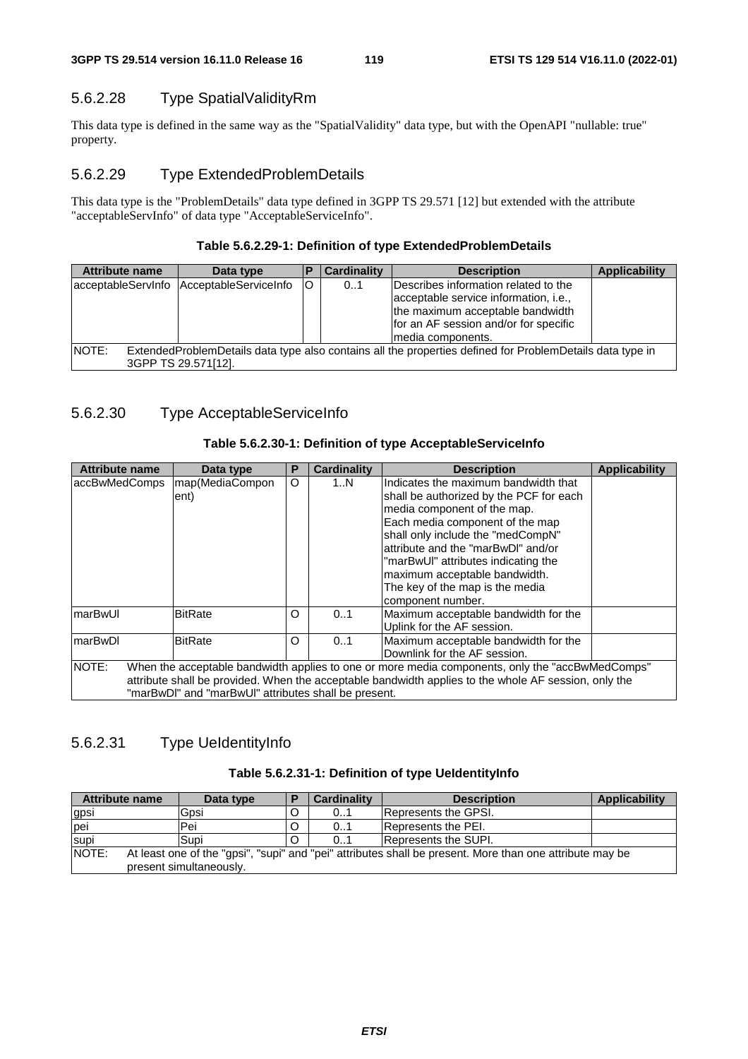#### 5.6.2.28 Type SpatialValidityRm

This data type is defined in the same way as the "SpatialValidity" data type, but with the OpenAPI "nullable: true" property.

#### 5.6.2.29 Type ExtendedProblemDetails

This data type is the "ProblemDetails" data type defined in 3GPP TS 29.571 [12] but extended with the attribute "acceptableServInfo" of data type "AcceptableServiceInfo".

**Table 5.6.2.29-1: Definition of type ExtendedProblemDetails**

| Attribute name | Data type | P | Cardinality | Description | Applicability |
|---|---|---|---|---|---|
| acceptableServInfo | AcceptableServiceInfo | O | 0..1 | Describes information related to the acceptable service information, i.e., the maximum acceptable bandwidth for an AF session and/or for specific media components. | |
| NOTE: ExtendedProblemDetails data type also contains all the properties defined for ProblemDetails data type in 3GPP TS 29.571[12]. | | | | | |

#### 5.6.2.30 Type AcceptableServiceInfo

**Table 5.6.2.30-1: Definition of type AcceptableServiceInfo**

| Attribute name | Data type | P | Cardinality | Description | Applicability |
|---|---|---|---|---|---|
| accBwMedComps | map(MediaComponent) | O | 1..N | Indicates the maximum bandwidth that shall be authorized by the PCF for each media component of the map. Each media component of the map shall only include the "medCompN" attribute and the "marBwDl" and/or "marBwUl" attributes indicating the maximum acceptable bandwidth. The key of the map is the media component number. | |
| marBwUl | BitRate | O | 0..1 | Maximum acceptable bandwidth for the Uplink for the AF session. | |
| marBwDl | BitRate | O | 0..1 | Maximum acceptable bandwidth for the Downlink for the AF session. | |
| NOTE: When the acceptable bandwidth applies to one or more media components, only the "accBwMedComps" attribute shall be provided. When the acceptable bandwidth applies to the whole AF session, only the "marBwDl" and "marBwUl" attributes shall be present. | | | | | |

#### 5.6.2.31 Type UeIdentityInfo

**Table 5.6.2.31-1: Definition of type UeIdentityInfo**

| Attribute name | Data type | P | Cardinality | Description | Applicability |
|---|---|---|---|---|---|
| gpsi | Gpsi | O | 0..1 | Represents the GPSI. | |
| pei | Pei | O | 0..1 | Represents the PEI. | |
| supi | Supi | O | 0..1 | Represents the SUPI. | |
| NOTE: At least one of the "gpsi", "supi" and "pei" attributes shall be present. More than one attribute may be present simultaneously. | | | | | |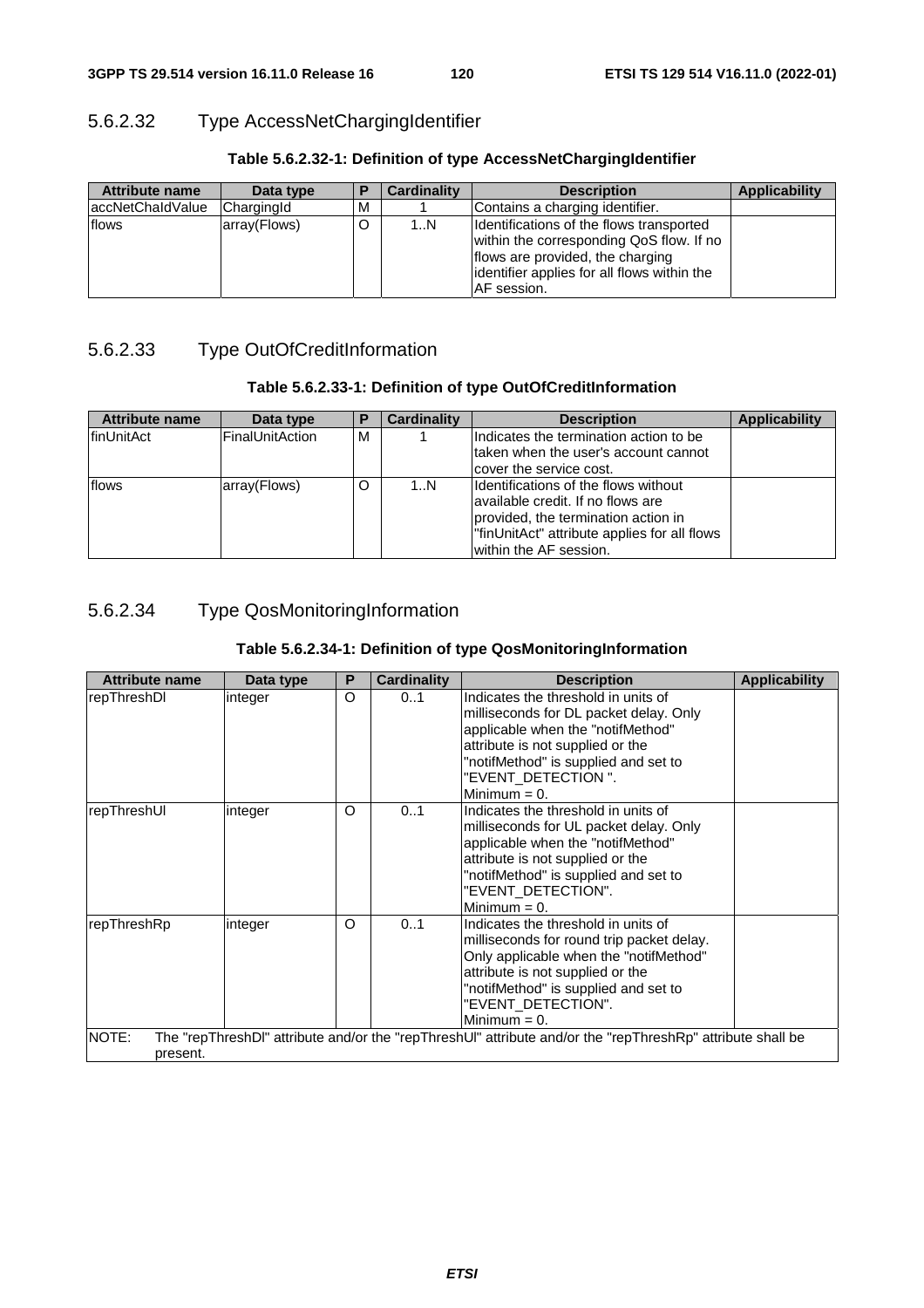#### 5.6.2.32 Type AccessNetChargingIdentifier

**Table 5.6.2.32-1: Definition of type AccessNetChargingIdentifier**

| Attribute name | Data type | P | Cardinality | Description | Applicability |
|---|---|---|---|---|---|
| accNetChaIdValue | ChargingId | M | 1 | Contains a charging identifier. | |
| flows | array(Flows) | O | 1..N | Identifications of the flows transported within the corresponding QoS flow. If no flows are provided, the charging identifier applies for all flows within the AF session. | |

#### 5.6.2.33 Type OutOfCreditInformation

**Table 5.6.2.33-1: Definition of type OutOfCreditInformation**

| Attribute name | Data type | P | Cardinality | Description | Applicability |
|---|---|---|---|---|---|
| finUnitAct | FinalUnitAction | M | 1 | Indicates the termination action to be taken when the user's account cannot cover the service cost. | |
| flows | array(Flows) | O | 1..N | Identifications of the flows without available credit. If no flows are provided, the termination action in "finUnitAct" attribute applies for all flows within the AF session. | |

#### 5.6.2.34 Type QosMonitoringInformation

**Table 5.6.2.34-1: Definition of type QosMonitoringInformation**

| Attribute name | Data type | P | Cardinality | Description | Applicability |
|---|---|---|---|---|---|
| repThreshDl | integer | O | 0..1 | Indicates the threshold in units of milliseconds for DL packet delay. Only applicable when the "notifMethod" attribute is not supplied or the "notifMethod" is supplied and set to "EVENT_DETECTION ".<br>Minimum = 0. | |
| repThreshUl | integer | O | 0..1 | Indicates the threshold in units of milliseconds for UL packet delay. Only applicable when the "notifMethod" attribute is not supplied or the "notifMethod" is supplied and set to "EVENT_DETECTION".<br>Minimum = 0. | |
| repThreshRp | integer | O | 0..1 | Indicates the threshold in units of milliseconds for round trip packet delay. Only applicable when the "notifMethod" attribute is not supplied or the "notifMethod" is supplied and set to "EVENT_DETECTION".<br>Minimum = 0. | |
| NOTE: The "repThreshDl" attribute and/or the "repThreshUl" attribute and/or the "repThreshRp" attribute shall be present. | | | | | |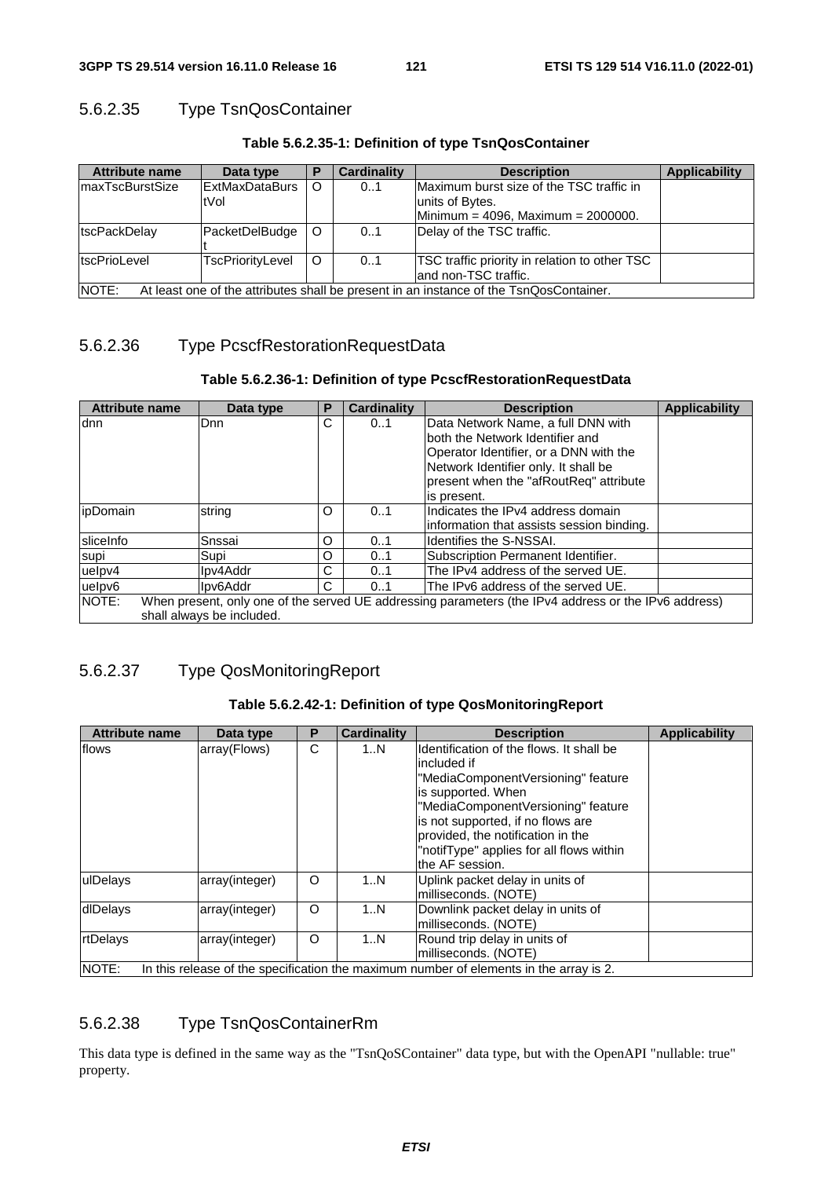### 5.6.2.35 Type TsnQosContainer

**Table 5.6.2.35-1: Definition of type TsnQosContainer**

| Attribute name | Data type | P | Cardinality | Description | Applicability |
|---|---|---|---|---|---|
| maxTscBurstSize | ExtMaxDataBurstVol | O | 0..1 | Maximum burst size of the TSC traffic in units of Bytes.<br>Minimum = 4096, Maximum = 2000000. | |
| tscPackDelay | PacketDelBudget | O | 0..1 | Delay of the TSC traffic. | |
| tscPrioLevel | TscPriorityLevel | O | 0..1 | TSC traffic priority in relation to other TSC and non-TSC traffic. | |
| NOTE: At least one of the attributes shall be present in an instance of the TsnQosContainer. | | | | | |

### 5.6.2.36 Type PcscfRestorationRequestData

**Table 5.6.2.36-1: Definition of type PcscfRestorationRequestData**

| Attribute name | Data type | P | Cardinality | Description | Applicability |
|---|---|---|---|---|---|
| dnn | Dnn | C | 0..1 | Data Network Name, a full DNN with both the Network Identifier and Operator Identifier, or a DNN with the Network Identifier only. It shall be present when the "afRoutReq" attribute is present. | |
| ipDomain | string | O | 0..1 | Indicates the IPv4 address domain information that assists session binding. | |
| sliceInfo | Snssai | O | 0..1 | Identifies the S-NSSAI. | |
| supi | Supi | O | 0..1 | Subscription Permanent Identifier. | |
| ueIpv4 | Ipv4Addr | C | 0..1 | The IPv4 address of the served UE. | |
| ueIpv6 | Ipv6Addr | C | 0..1 | The IPv6 address of the served UE. | |
| NOTE: When present, only one of the served UE addressing parameters (the IPv4 address or the IPv6 address) shall always be included. | | | | | |

### 5.6.2.37 Type QosMonitoringReport

**Table 5.6.2.42-1: Definition of type QosMonitoringReport**

| Attribute name | Data type | P | Cardinality | Description | Applicability |
|---|---|---|---|---|---|
| flows | array(Flows) | C | 1..N | Identification of the flows. It shall be included if "MediaComponentVersioning" feature is supported. When "MediaComponentVersioning" feature is not supported, if no flows are provided, the notification in the "notifType" applies for all flows within the AF session. | |
| ulDelays | array(integer) | O | 1..N | Uplink packet delay in units of milliseconds. (NOTE) | |
| dlDelays | array(integer) | O | 1..N | Downlink packet delay in units of milliseconds. (NOTE) | |
| rtDelays | array(integer) | O | 1..N | Round trip delay in units of milliseconds. (NOTE) | |
| NOTE: In this release of the specification the maximum number of elements in the array is 2. | | | | | |

### 5.6.2.38 Type TsnQosContainerRm

This data type is defined in the same way as the "TsnQoSContainer" data type, but with the OpenAPI "nullable: true" property.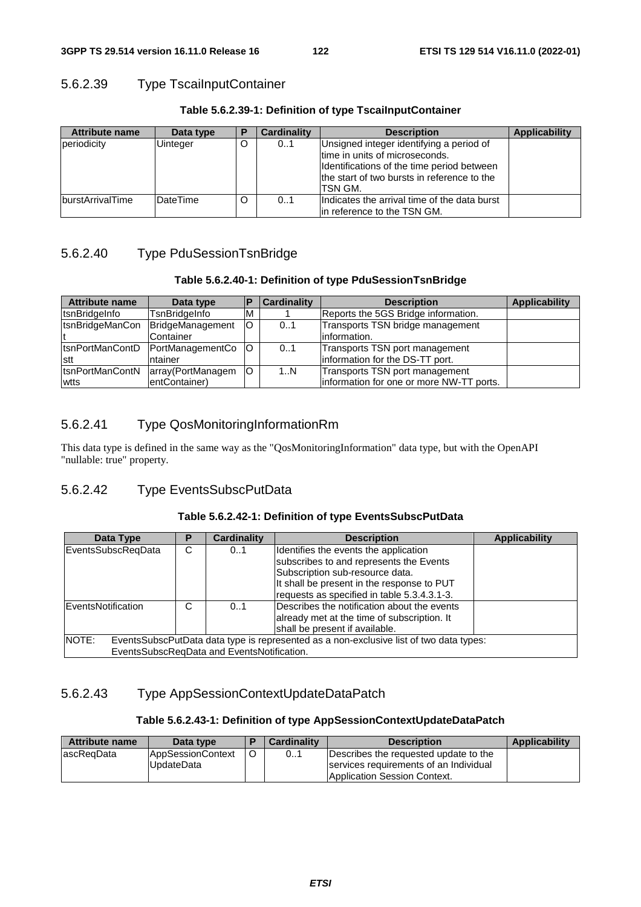### 5.6.2.39 Type TscaiInputContainer

**Table 5.6.2.39-1: Definition of type TscaiInputContainer**

| Attribute name | Data type | P | Cardinality | Description | Applicability |
|---|---|---|---|---|---|
| periodicity | Uinteger | O | 0..1 | Unsigned integer identifying a period of time in units of microseconds. Identifications of the time period between the start of two bursts in reference to the TSN GM. | |
| burstArrivalTime | DateTime | O | 0..1 | Indicates the arrival time of the data burst in reference to the TSN GM. | |

### 5.6.2.40 Type PduSessionTsnBridge

**Table 5.6.2.40-1: Definition of type PduSessionTsnBridge**

| Attribute name | Data type | P | Cardinality | Description | Applicability |
|---|---|---|---|---|---|
| tsnBridgeInfo | TsnBridgeInfo | M | 1 | Reports the 5GS Bridge information. | |
| tsnBridgeManCont | BridgeManagementContainer | O | 0..1 | Transports TSN bridge management information. | |
| tsnPortManContDstt | PortManagementContainer | O | 0..1 | Transports TSN port management information for the DS-TT port. | |
| tsnPortManContNwtts | array(PortManagementContainer) | O | 1..N | Transports TSN port management information for one or more NW-TT ports. | |

### 5.6.2.41 Type QosMonitoringInformationRm

This data type is defined in the same way as the "QosMonitoringInformation" data type, but with the OpenAPI "nullable: true" property.

### 5.6.2.42 Type EventsSubscPutData

**Table 5.6.2.42-1: Definition of type EventsSubscPutData**

| Data Type | P | Cardinality | Description | Applicability |
|---|---|---|---|---|
| EventsSubscReqData | C | 0..1 | Identifies the events the application subscribes to and represents the Events Subscription sub-resource data. It shall be present in the response to PUT requests as specified in table 5.3.4.3.1-3. | |
| EventsNotification | C | 0..1 | Describes the notification about the events already met at the time of subscription. It shall be present if available. | |
| NOTE: EventsSubscPutData data type is represented as a non-exclusive list of two data types: EventsSubscReqData and EventsNotification. | | | | |

### 5.6.2.43 Type AppSessionContextUpdateDataPatch

**Table 5.6.2.43-1: Definition of type AppSessionContextUpdateDataPatch**

| Attribute name | Data type | P | Cardinality | Description | Applicability |
|---|---|---|---|---|---|
| ascReqData | AppSessionContextUpdateData | O | 0..1 | Describes the requested update to the services requirements of an Individual Application Session Context. | |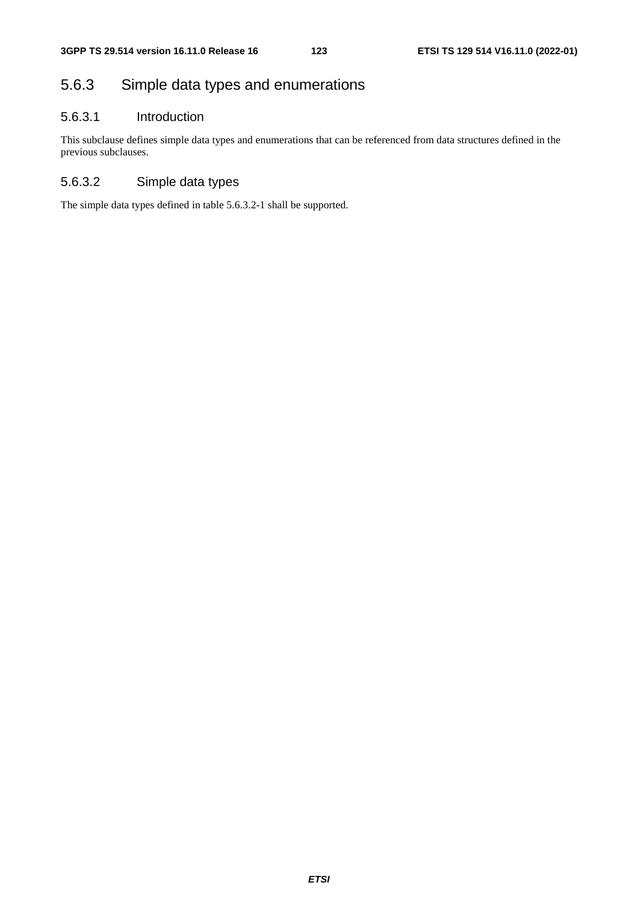### 5.6.3 Simple data types and enumerations

#### 5.6.3.1 Introduction

This subclause defines simple data types and enumerations that can be referenced from data structures defined in the previous subclauses.

#### 5.6.3.2 Simple data types

The simple data types defined in table 5.6.3.2-1 shall be supported.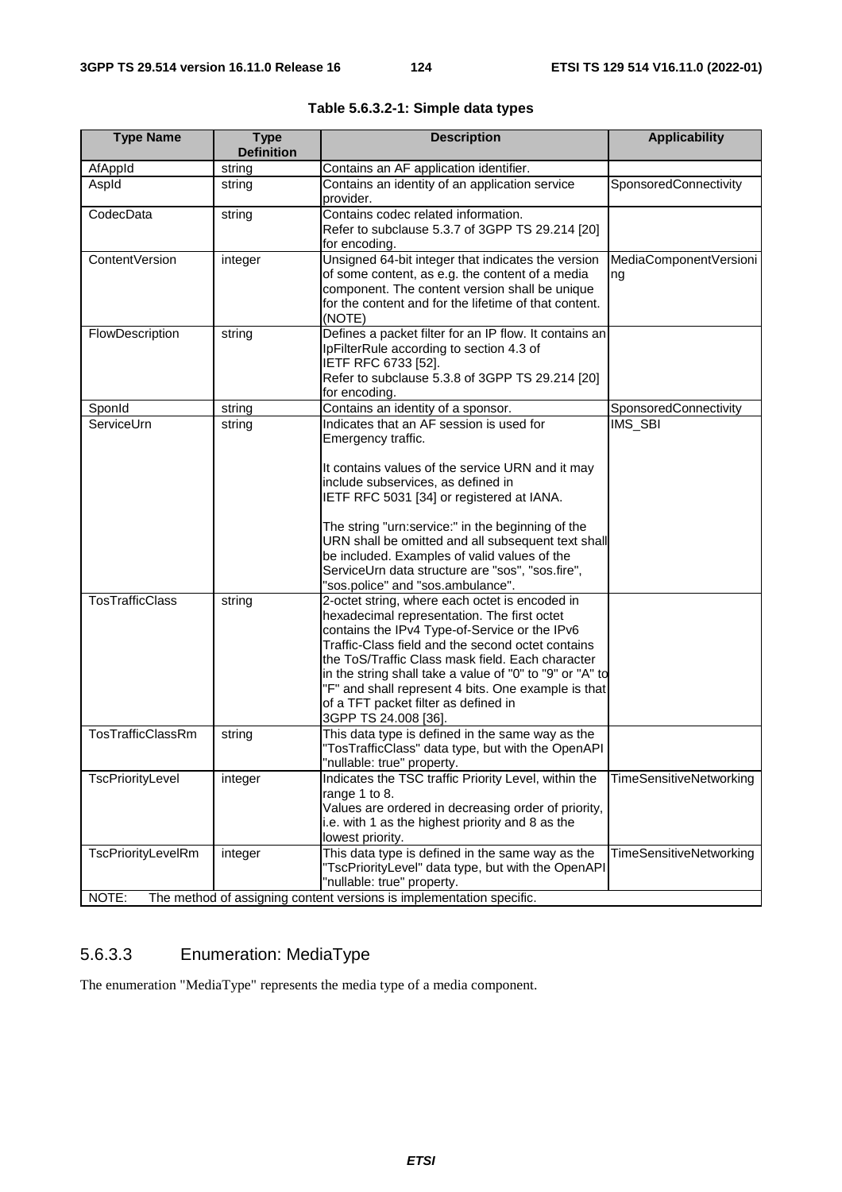**Table 5.6.3.2-1: Simple data types**

| Type Name | Type Definition | Description | Applicability |
|---|---|---|---|
| AfAppId | string | Contains an AF application identifier. | |
| AspId | string | Contains an identity of an application service provider. | SponsoredConnectivity |
| CodecData | string | Contains codec related information.<br>Refer to subclause 5.3.7 of 3GPP TS 29.214 [20] for encoding. | |
| ContentVersion | integer | Unsigned 64-bit integer that indicates the version of some content, as e.g. the content of a media component. The content version shall be unique for the content and for the lifetime of that content. (NOTE) | MediaComponentVersioning |
| FlowDescription | string | Defines a packet filter for an IP flow. It contains an IpFilterRule according to section 4.3 of IETF RFC 6733 [52].<br>Refer to subclause 5.3.8 of 3GPP TS 29.214 [20] for encoding. | |
| SponId | string | Contains an identity of a sponsor. | SponsoredConnectivity |
| ServiceUrn | string | Indicates that an AF session is used for Emergency traffic.<br><br>It contains values of the service URN and it may include subservices, as defined in IETF RFC 5031 [34] or registered at IANA.<br><br>The string "urn:service:" in the beginning of the URN shall be omitted and all subsequent text shall be included. Examples of valid values of the ServiceUrn data structure are "sos", "sos.fire", "sos.police" and "sos.ambulance". | IMS_SBI |
| TosTrafficClass | string | 2-octet string, where each octet is encoded in hexadecimal representation. The first octet contains the IPv4 Type-of-Service or the IPv6 Traffic-Class field and the second octet contains the ToS/Traffic Class mask field. Each character in the string shall take a value of "0" to "9" or "A" to "F" and shall represent 4 bits. One example is that of a TFT packet filter as defined in 3GPP TS 24.008 [36]. | |
| TosTrafficClassRm | string | This data type is defined in the same way as the "TosTrafficClass" data type, but with the OpenAPI "nullable: true" property. | |
| TscPriorityLevel | integer | Indicates the TSC traffic Priority Level, within the range 1 to 8.<br>Values are ordered in decreasing order of priority, i.e. with 1 as the highest priority and 8 as the lowest priority. | TimeSensitiveNetworking |
| TscPriorityLevelRm | integer | This data type is defined in the same way as the "TscPriorityLevel" data type, but with the OpenAPI "nullable: true" property. | TimeSensitiveNetworking |
| NOTE: The method of assigning content versions is implementation specific. | | | |

### 5.6.3.3 Enumeration: MediaType

The enumeration "MediaType" represents the media type of a media component.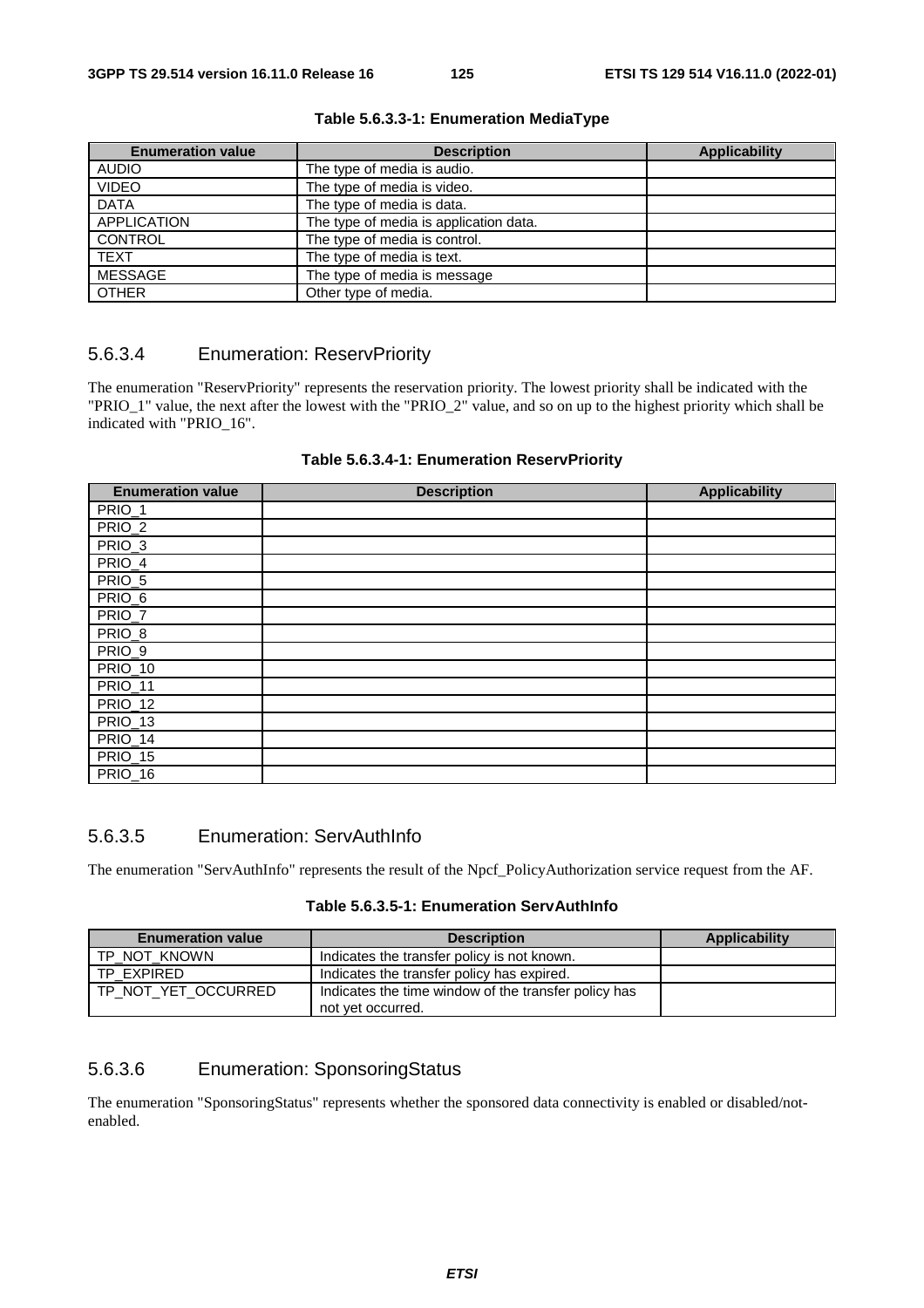**Table 5.6.3.3-1: Enumeration MediaType**

| Enumeration value | Description | Applicability |
|---|---|---|
| AUDIO | The type of media is audio. | |
| VIDEO | The type of media is video. | |
| DATA | The type of media is data. | |
| APPLICATION | The type of media is application data. | |
| CONTROL | The type of media is control. | |
| TEXT | The type of media is text. | |
| MESSAGE | The type of media is message | |
| OTHER | Other type of media. | |

### 5.6.3.4 Enumeration: ReservPriority

The enumeration "ReservPriority" represents the reservation priority. The lowest priority shall be indicated with the "PRIO_1" value, the next after the lowest with the "PRIO_2" value, and so on up to the highest priority which shall be indicated with "PRIO_16".

**Table 5.6.3.4-1: Enumeration ReservPriority**

| Enumeration value | Description | Applicability |
|---|---|---|
| PRIO_1 | | |
| PRIO_2 | | |
| PRIO_3 | | |
| PRIO_4 | | |
| PRIO_5 | | |
| PRIO_6 | | |
| PRIO_7 | | |
| PRIO_8 | | |
| PRIO_9 | | |
| PRIO_10 | | |
| PRIO_11 | | |
| PRIO_12 | | |
| PRIO_13 | | |
| PRIO_14 | | |
| PRIO_15 | | |
| PRIO_16 | | |

### 5.6.3.5 Enumeration: ServAuthInfo

The enumeration "ServAuthInfo" represents the result of the Npcf_PolicyAuthorization service request from the AF.

**Table 5.6.3.5-1: Enumeration ServAuthInfo**

| Enumeration value | Description | Applicability |
|---|---|---|
| TP_NOT_KNOWN | Indicates the transfer policy is not known. | |
| TP_EXPIRED | Indicates the transfer policy has expired. | |
| TP_NOT_YET_OCCURRED | Indicates the time window of the transfer policy has not yet occurred. | |

### 5.6.3.6 Enumeration: SponsoringStatus

The enumeration "SponsoringStatus" represents whether the sponsored data connectivity is enabled or disabled/not-enabled.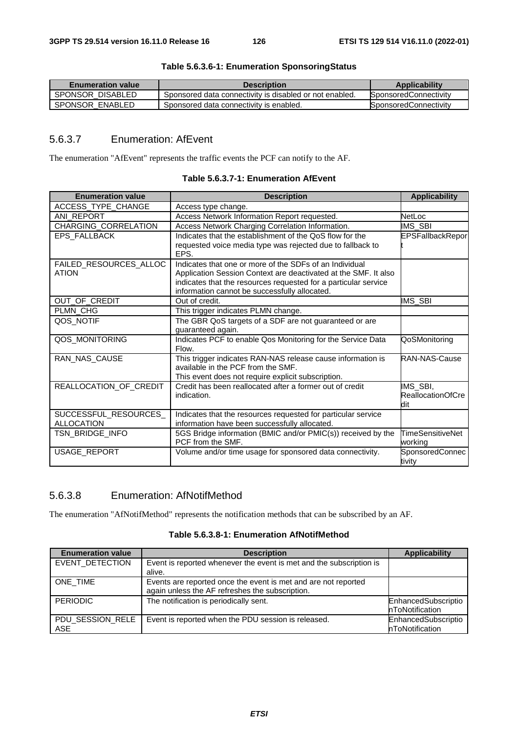**Table 5.6.3.6-1: Enumeration SponsoringStatus**

| Enumeration value | Description | Applicability |
| --- | --- | --- |
| SPONSOR_DISABLED | Sponsored data connectivity is disabled or not enabled. | SponsoredConnectivity |
| SPONSOR_ENABLED | Sponsored data connectivity is enabled. | SponsoredConnectivity |

### 5.6.3.7 Enumeration: AfEvent

The enumeration "AfEvent" represents the traffic events the PCF can notify to the AF.

**Table 5.6.3.7-1: Enumeration AfEvent**

| Enumeration value | Description | Applicability |
| --- | --- | --- |
| ACCESS_TYPE_CHANGE | Access type change. | |
| ANI_REPORT | Access Network Information Report requested. | NetLoc |
| CHARGING_CORRELATION | Access Network Charging Correlation Information. | IMS_SBI |
| EPS_FALLBACK | Indicates that the establishment of the QoS flow for the requested voice media type was rejected due to fallback to EPS. | EPSFallbackReport |
| FAILED_RESOURCES_ALLOCATION | Indicates that one or more of the SDFs of an Individual Application Session Context are deactivated at the SMF. It also indicates that the resources requested for a particular service information cannot be successfully allocated. | |
| OUT_OF_CREDIT | Out of credit. | IMS_SBI |
| PLMN_CHG | This trigger indicates PLMN change. | |
| QOS_NOTIF | The GBR QoS targets of a SDF are not guaranteed or are guaranteed again. | |
| QOS_MONITORING | Indicates PCF to enable Qos Monitoring for the Service Data Flow. | QoSMonitoring |
| RAN_NAS_CAUSE | This trigger indicates RAN-NAS release cause information is available in the PCF from the SMF.<br>This event does not require explicit subscription. | RAN-NAS-Cause |
| REALLOCATION_OF_CREDIT | Credit has been reallocated after a former out of credit indication. | IMS_SBI, ReallocationOfCredit |
| SUCCESSFUL_RESOURCES_ALLOCATION | Indicates that the resources requested for particular service information have been successfully allocated. | |
| TSN_BRIDGE_INFO | 5GS Bridge information (BMIC and/or PMIC(s)) received by the PCF from the SMF. | TimeSensitiveNetworking |
| USAGE_REPORT | Volume and/or time usage for sponsored data connectivity. | SponsoredConnectivity |

### 5.6.3.8 Enumeration: AfNotifMethod

The enumeration "AfNotifMethod" represents the notification methods that can be subscribed by an AF.

**Table 5.6.3.8-1: Enumeration AfNotifMethod**

| Enumeration value | Description | Applicability |
| --- | --- | --- |
| EVENT_DETECTION | Event is reported whenever the event is met and the subscription is alive. | |
| ONE_TIME | Events are reported once the event is met and are not reported again unless the AF refreshes the subscription. | |
| PERIODIC | The notification is periodically sent. | EnhancedSubscriptionToNotification |
| PDU_SESSION_RELEASE | Event is reported when the PDU session is released. | EnhancedSubscriptionToNotification |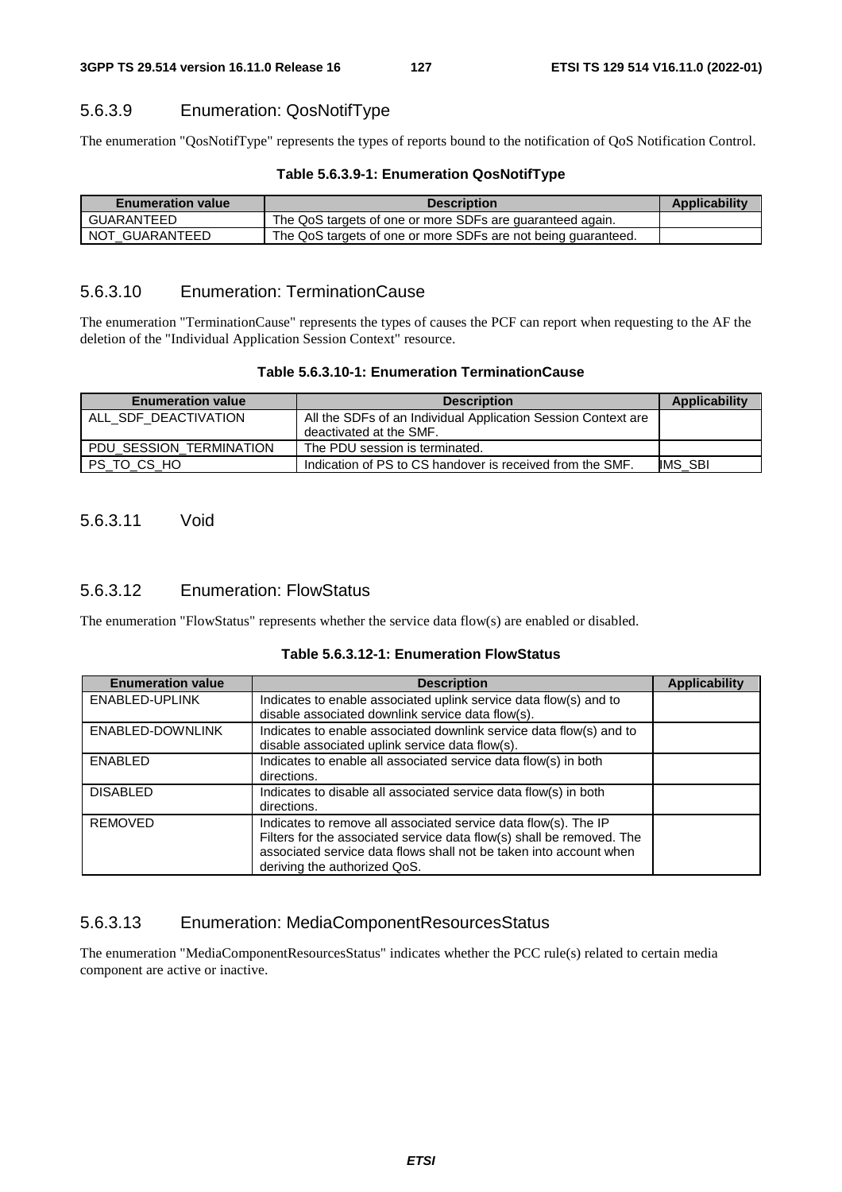### 5.6.3.9 Enumeration: QosNotifType

The enumeration "QosNotifType" represents the types of reports bound to the notification of QoS Notification Control.

**Table 5.6.3.9-1: Enumeration QosNotifType**

| Enumeration value | Description | Applicability |
|---|---|---|
| GUARANTEED | The QoS targets of one or more SDFs are guaranteed again. | |
| NOT_GUARANTEED | The QoS targets of one or more SDFs are not being guaranteed. | |

### 5.6.3.10 Enumeration: TerminationCause

The enumeration "TerminationCause" represents the types of causes the PCF can report when requesting to the AF the deletion of the "Individual Application Session Context" resource.

**Table 5.6.3.10-1: Enumeration TerminationCause**

| Enumeration value | Description | Applicability |
|---|---|---|
| ALL_SDF_DEACTIVATION | All the SDFs of an Individual Application Session Context are deactivated at the SMF. | |
| PDU_SESSION_TERMINATION | The PDU session is terminated. | |
| PS_TO_CS_HO | Indication of PS to CS handover is received from the SMF. | IMS_SBI |

### 5.6.3.11 Void

### 5.6.3.12 Enumeration: FlowStatus

The enumeration "FlowStatus" represents whether the service data flow(s) are enabled or disabled.

**Table 5.6.3.12-1: Enumeration FlowStatus**

| Enumeration value | Description | Applicability |
|---|---|---|
| ENABLED-UPLINK | Indicates to enable associated uplink service data flow(s) and to disable associated downlink service data flow(s). | |
| ENABLED-DOWNLINK | Indicates to enable associated downlink service data flow(s) and to disable associated uplink service data flow(s). | |
| ENABLED | Indicates to enable all associated service data flow(s) in both directions. | |
| DISABLED | Indicates to disable all associated service data flow(s) in both directions. | |
| REMOVED | Indicates to remove all associated service data flow(s). The IP Filters for the associated service data flow(s) shall be removed. The associated service data flows shall not be taken into account when deriving the authorized QoS. | |

### 5.6.3.13 Enumeration: MediaComponentResourcesStatus

The enumeration "MediaComponentResourcesStatus" indicates whether the PCC rule(s) related to certain media component are active or inactive.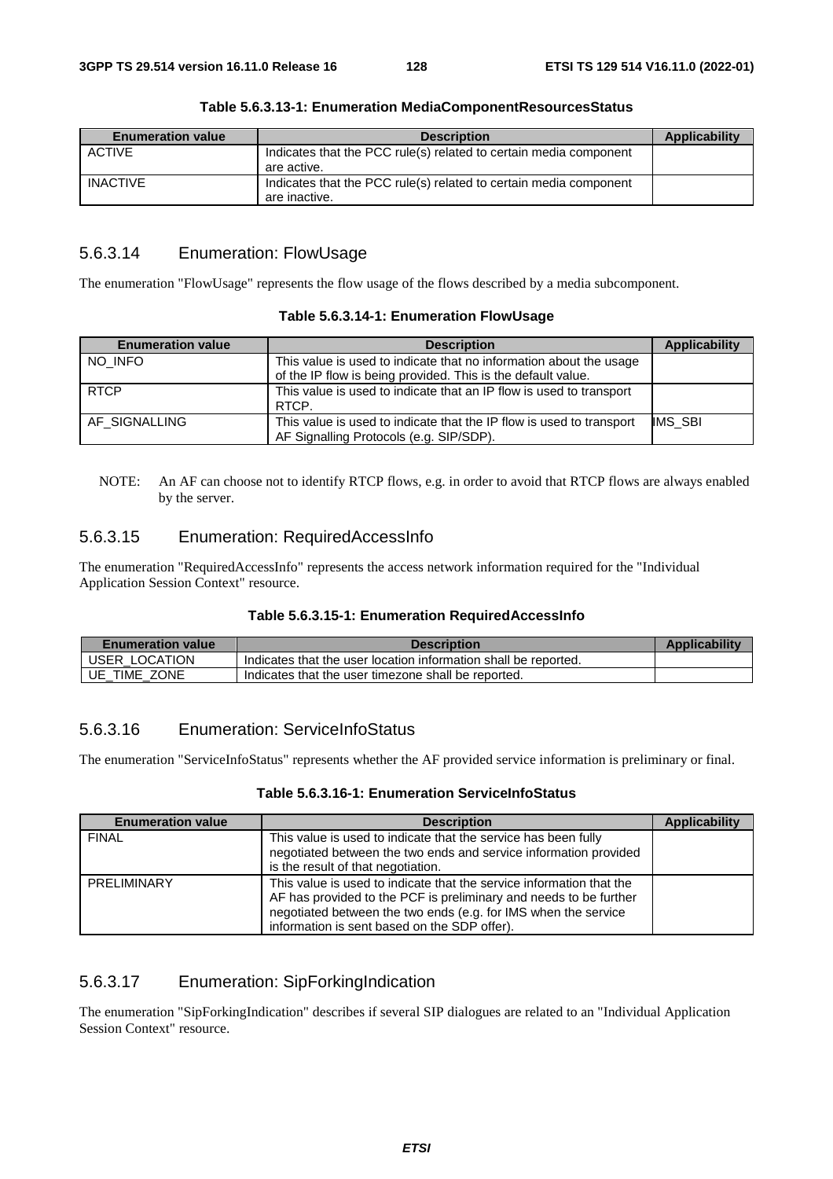**Table 5.6.3.13-1: Enumeration MediaComponentResourcesStatus**

| Enumeration value | Description | Applicability |
| --- | --- | --- |
| ACTIVE | Indicates that the PCC rule(s) related to certain media component are active. | |
| INACTIVE | Indicates that the PCC rule(s) related to certain media component are inactive. | |

### 5.6.3.14 Enumeration: FlowUsage

The enumeration "FlowUsage" represents the flow usage of the flows described by a media subcomponent.

**Table 5.6.3.14-1: Enumeration FlowUsage**

| Enumeration value | Description | Applicability |
| --- | --- | --- |
| NO_INFO | This value is used to indicate that no information about the usage of the IP flow is being provided. This is the default value. | |
| RTCP | This value is used to indicate that an IP flow is used to transport RTCP. | |
| AF_SIGNALLING | This value is used to indicate that the IP flow is used to transport AF Signalling Protocols (e.g. SIP/SDP). | IMS_SBI |

NOTE: An AF can choose not to identify RTCP flows, e.g. in order to avoid that RTCP flows are always enabled by the server.

### 5.6.3.15 Enumeration: RequiredAccessInfo

The enumeration "RequiredAccessInfo" represents the access network information required for the "Individual Application Session Context" resource.

**Table 5.6.3.15-1: Enumeration RequiredAccessInfo**

| Enumeration value | Description | Applicability |
| --- | --- | --- |
| USER_LOCATION | Indicates that the user location information shall be reported. | |
| UE_TIME_ZONE | Indicates that the user timezone shall be reported. | |

### 5.6.3.16 Enumeration: ServiceInfoStatus

The enumeration "ServiceInfoStatus" represents whether the AF provided service information is preliminary or final.

**Table 5.6.3.16-1: Enumeration ServiceInfoStatus**

| Enumeration value | Description | Applicability |
| --- | --- | --- |
| FINAL | This value is used to indicate that the service has been fully negotiated between the two ends and service information provided is the result of that negotiation. | |
| PRELIMINARY | This value is used to indicate that the service information that the AF has provided to the PCF is preliminary and needs to be further negotiated between the two ends (e.g. for IMS when the service information is sent based on the SDP offer). | |

### 5.6.3.17 Enumeration: SipForkingIndication

The enumeration "SipForkingIndication" describes if several SIP dialogues are related to an "Individual Application Session Context" resource.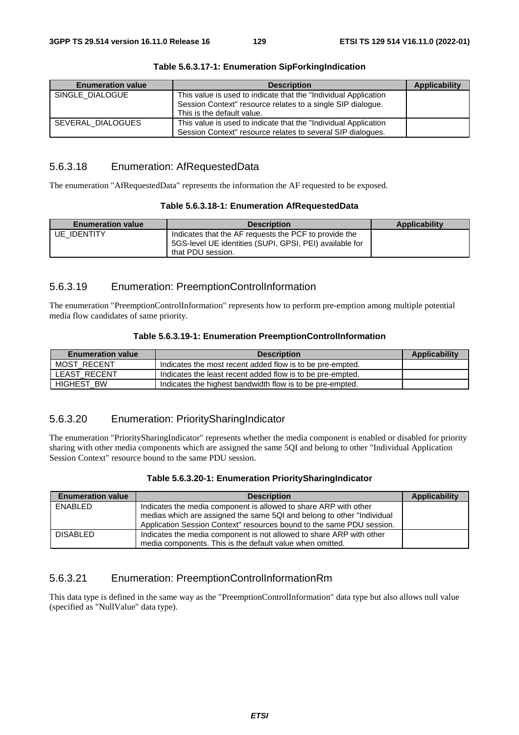**Table 5.6.3.17-1: Enumeration SipForkingIndication**

| Enumeration value | Description | Applicability |
| --- | --- | --- |
| SINGLE_DIALOGUE | This value is used to indicate that the "Individual Application Session Context" resource relates to a single SIP dialogue. This is the default value. | |
| SEVERAL_DIALOGUES | This value is used to indicate that the "Individual Application Session Context" resource relates to several SIP dialogues. | |

### 5.6.3.18 Enumeration: AfRequestedData

The enumeration "AfRequestedData" represents the information the AF requested to be exposed.

**Table 5.6.3.18-1: Enumeration AfRequestedData**

| Enumeration value | Description | Applicability |
| --- | --- | --- |
| UE_IDENTITY | Indicates that the AF requests the PCF to provide the 5GS-level UE identities (SUPI, GPSI, PEI) available for that PDU session. | |

### 5.6.3.19 Enumeration: PreemptionControlInformation

The enumeration "PreemptionControlInformation" represents how to perform pre-emption among multiple potential media flow candidates of same priority.

**Table 5.6.3.19-1: Enumeration PreemptionControlInformation**

| Enumeration value | Description | Applicability |
| --- | --- | --- |
| MOST_RECENT | Indicates the most recent added flow is to be pre-empted. | |
| LEAST_RECENT | Indicates the least recent added flow is to be pre-empted. | |
| HIGHEST_BW | Indicates the highest bandwidth flow is to be pre-empted. | |

### 5.6.3.20 Enumeration: PrioritySharingIndicator

The enumeration "PrioritySharingIndicator" represents whether the media component is enabled or disabled for priority sharing with other media components which are assigned the same 5QI and belong to other "Individual Application Session Context" resource bound to the same PDU session.

**Table 5.6.3.20-1: Enumeration PrioritySharingIndicator**

| Enumeration value | Description | Applicability |
| --- | --- | --- |
| ENABLED | Indicates the media component is allowed to share ARP with other medias which are assigned the same 5QI and belong to other "Individual Application Session Context" resources bound to the same PDU session. | |
| DISABLED | Indicates the media component is not allowed to share ARP with other media components. This is the default value when omitted. | |

### 5.6.3.21 Enumeration: PreemptionControlInformationRm

This data type is defined in the same way as the "PreemptionControlInformation" data type but also allows null value (specified as "NullValue" data type).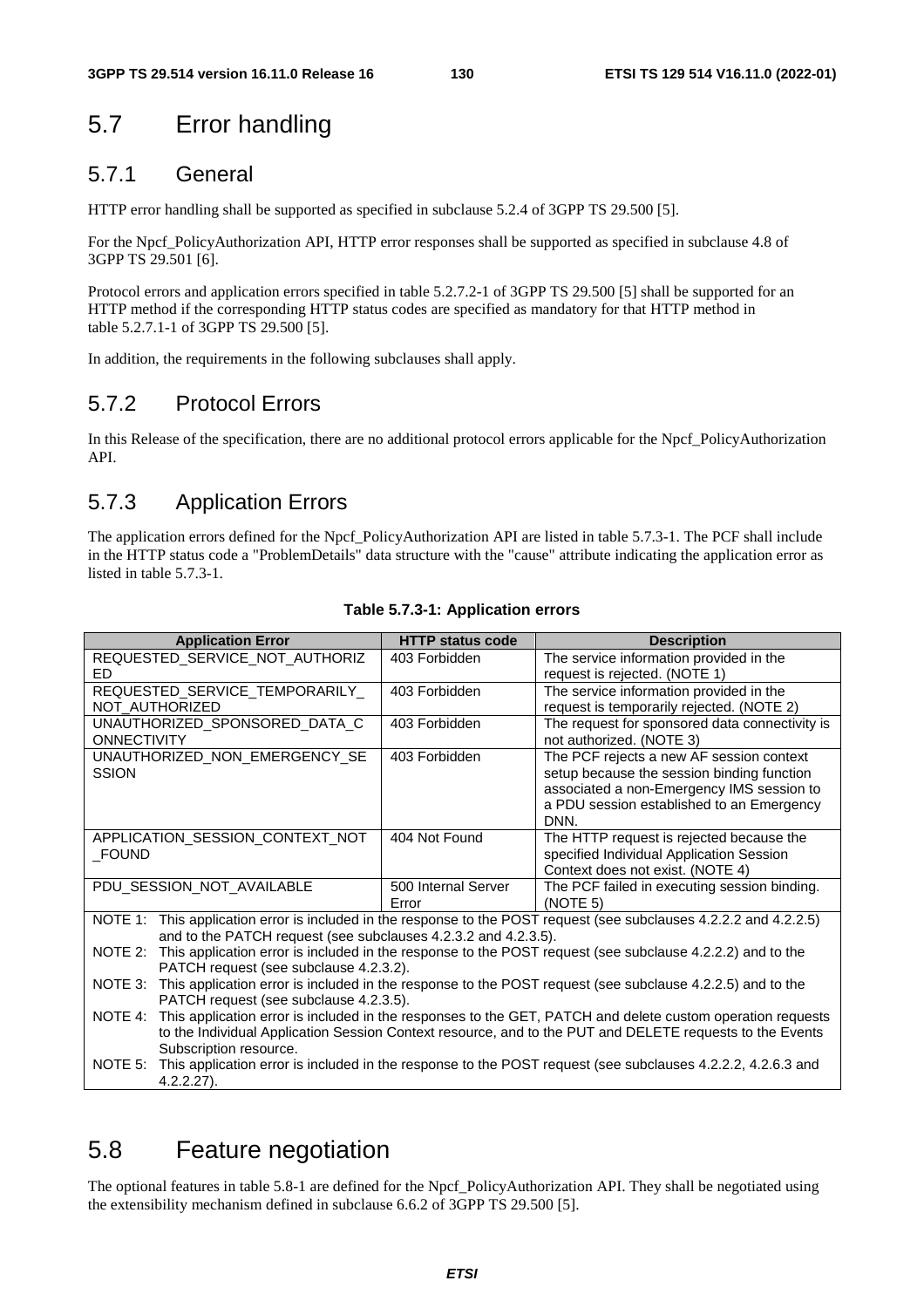# 5.7 Error handling

## 5.7.1 General

HTTP error handling shall be supported as specified in subclause 5.2.4 of 3GPP TS 29.500 [5].

For the Npcf_PolicyAuthorization API, HTTP error responses shall be supported as specified in subclause 4.8 of 3GPP TS 29.501 [6].

Protocol errors and application errors specified in table 5.2.7.2-1 of 3GPP TS 29.500 [5] shall be supported for an HTTP method if the corresponding HTTP status codes are specified as mandatory for that HTTP method in table 5.2.7.1-1 of 3GPP TS 29.500 [5].

In addition, the requirements in the following subclauses shall apply.

## 5.7.2 Protocol Errors

In this Release of the specification, there are no additional protocol errors applicable for the Npcf_PolicyAuthorization API.

## 5.7.3 Application Errors

The application errors defined for the Npcf_PolicyAuthorization API are listed in table 5.7.3-1. The PCF shall include in the HTTP status code a "ProblemDetails" data structure with the "cause" attribute indicating the application error as listed in table 5.7.3-1.

**Table 5.7.3-1: Application errors**

| Application Error | HTTP status code | Description |
| --- | --- | --- |
| REQUESTED_SERVICE_NOT_AUTHORIZED | 403 Forbidden | The service information provided in the request is rejected. (NOTE 1) |
| REQUESTED_SERVICE_TEMPORARILY_NOT_AUTHORIZED | 403 Forbidden | The service information provided in the request is temporarily rejected. (NOTE 2) |
| UNAUTHORIZED_SPONSORED_DATA_CONNECTIVITY | 403 Forbidden | The request for sponsored data connectivity is not authorized. (NOTE 3) |
| UNAUTHORIZED_NON_EMERGENCY_SESSION | 403 Forbidden | The PCF rejects a new AF session context setup because the session binding function associated a non-Emergency IMS session to a PDU session established to an Emergency DNN. |
| APPLICATION_SESSION_CONTEXT_NOT_FOUND | 404 Not Found | The HTTP request is rejected because the specified Individual Application Session Context does not exist. (NOTE 4) |
| PDU_SESSION_NOT_AVAILABLE | 500 Internal Server Error | The PCF failed in executing session binding. (NOTE 5) |
| NOTE 1: This application error is included in the response to the POST request (see subclauses 4.2.2.2 and 4.2.2.5) and to the PATCH request (see subclauses 4.2.3.2 and 4.2.3.5).<br>NOTE 2: This application error is included in the response to the POST request (see subclause 4.2.2.2) and to the PATCH request (see subclause 4.2.3.2).<br>NOTE 3: This application error is included in the response to the POST request (see subclause 4.2.2.5) and to the PATCH request (see subclause 4.2.3.5).<br>NOTE 4: This application error is included in the responses to the GET, PATCH and delete custom operation requests to the Individual Application Session Context resource, and to the PUT and DELETE requests to the Events Subscription resource.<br>NOTE 5: This application error is included in the response to the POST request (see subclauses 4.2.2.2, 4.2.6.3 and 4.2.2.27). | | |

# 5.8 Feature negotiation

The optional features in table 5.8-1 are defined for the Npcf_PolicyAuthorization API. They shall be negotiated using the extensibility mechanism defined in subclause 6.6.2 of 3GPP TS 29.500 [5].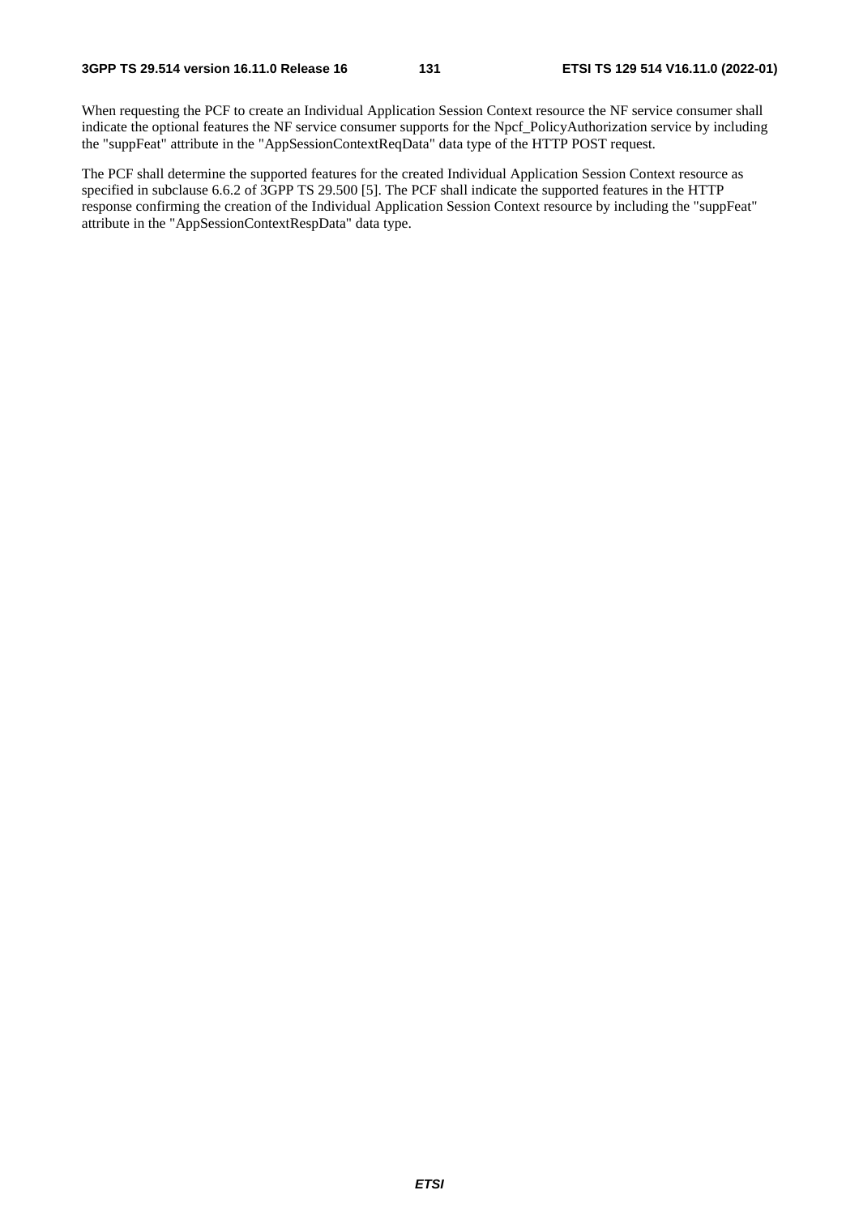When requesting the PCF to create an Individual Application Session Context resource the NF service consumer shall indicate the optional features the NF service consumer supports for the Npcf_PolicyAuthorization service by including the "suppFeat" attribute in the "AppSessionContextReqData" data type of the HTTP POST request.

The PCF shall determine the supported features for the created Individual Application Session Context resource as specified in subclause 6.6.2 of 3GPP TS 29.500 [5]. The PCF shall indicate the supported features in the HTTP response confirming the creation of the Individual Application Session Context resource by including the "suppFeat" attribute in the "AppSessionContextRespData" data type.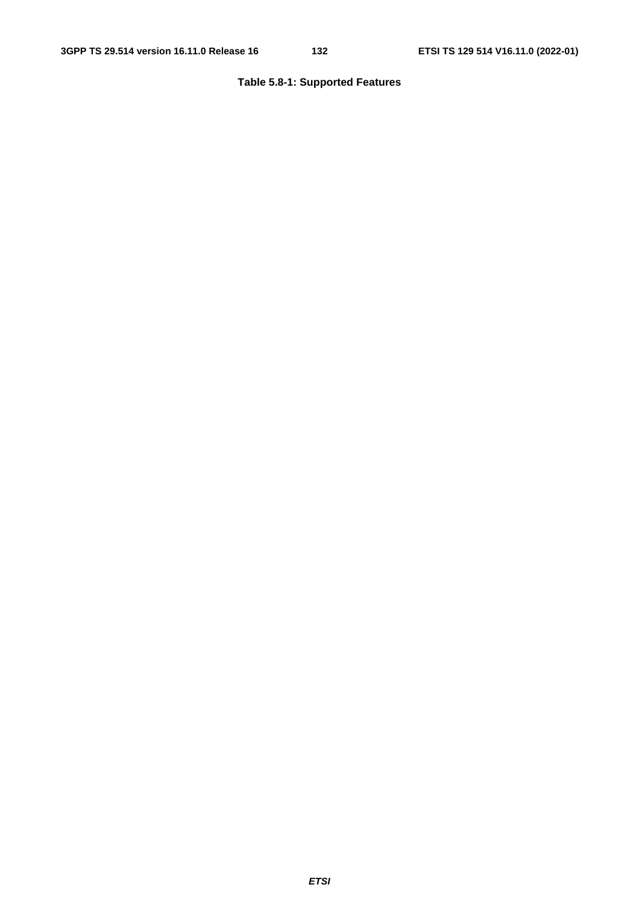**Table 5.8-1: Supported Features**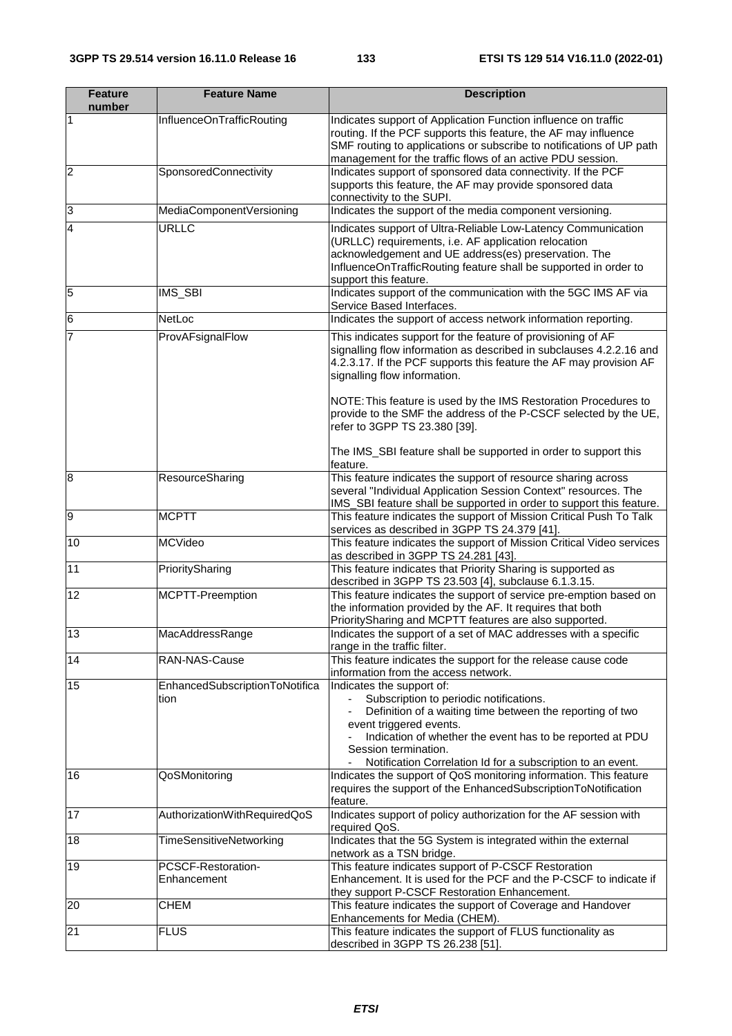| Feature number | Feature Name | Description |
| --- | --- | --- |
| 1 | InfluenceOnTrafficRouting | Indicates support of Application Function influence on traffic routing. If the PCF supports this feature, the AF may influence SMF routing to applications or subscribe to notifications of UP path management for the traffic flows of an active PDU session. |
| 2 | SponsoredConnectivity | Indicates support of sponsored data connectivity. If the PCF supports this feature, the AF may provide sponsored data connectivity to the SUPI. |
| 3 | MediaComponentVersioning | Indicates the support of the media component versioning. |
| 4 | URLLC | Indicates support of Ultra-Reliable Low-Latency Communication (URLLC) requirements, i.e. AF application relocation acknowledgement and UE address(es) preservation. The InfluenceOnTrafficRouting feature shall be supported in order to support this feature. |
| 5 | IMS_SBI | Indicates support of the communication with the 5GC IMS AF via Service Based Interfaces. |
| 6 | NetLoc | Indicates the support of access network information reporting. |
| 7 | ProvAFsignalFlow | This indicates support for the feature of provisioning of AF signalling flow information as described in subclauses 4.2.2.16 and 4.2.3.17. If the PCF supports this feature the AF may provision AF signalling flow information.<br><br>NOTE: This feature is used by the IMS Restoration Procedures to provide to the SMF the address of the P-CSCF selected by the UE, refer to 3GPP TS 23.380 [39].<br><br>The IMS_SBI feature shall be supported in order to support this feature. |
| 8 | ResourceSharing | This feature indicates the support of resource sharing across several "Individual Application Session Context" resources. The IMS_SBI feature shall be supported in order to support this feature. |
| 9 | MCPTT | This feature indicates the support of Mission Critical Push To Talk services as described in 3GPP TS 24.379 [41]. |
| 10 | MCVideo | This feature indicates the support of Mission Critical Video services as described in 3GPP TS 24.281 [43]. |
| 11 | PrioritySharing | This feature indicates that Priority Sharing is supported as described in 3GPP TS 23.503 [4], subclause 6.1.3.15. |
| 12 | MCPTT-Preemption | This feature indicates the support of service pre-emption based on the information provided by the AF. It requires that both PrioritySharing and MCPTT features are also supported. |
| 13 | MacAddressRange | Indicates the support of a set of MAC addresses with a specific range in the traffic filter. |
| 14 | RAN-NAS-Cause | This feature indicates the support for the release cause code information from the access network. |
| 15 | EnhancedSubscriptionToNotification | Indicates the support of:<br>- Subscription to periodic notifications.<br>- Definition of a waiting time between the reporting of two event triggered events.<br>- Indication of whether the event has to be reported at PDU Session termination.<br>- Notification Correlation Id for a subscription to an event. |
| 16 | QoSMonitoring | Indicates the support of QoS monitoring information. This feature requires the support of the EnhancedSubscriptionToNotification feature. |
| 17 | AuthorizationWithRequiredQoS | Indicates support of policy authorization for the AF session with required QoS. |
| 18 | TimeSensitiveNetworking | Indicates that the 5G System is integrated within the external network as a TSN bridge. |
| 19 | PCSCF-Restoration-Enhancement | This feature indicates support of P-CSCF Restoration Enhancement. It is used for the PCF and the P-CSCF to indicate if they support P-CSCF Restoration Enhancement. |
| 20 | CHEM | This feature indicates the support of Coverage and Handover Enhancements for Media (CHEM). |
| 21 | FLUS | This feature indicates the support of FLUS functionality as described in 3GPP TS 26.238 [51]. |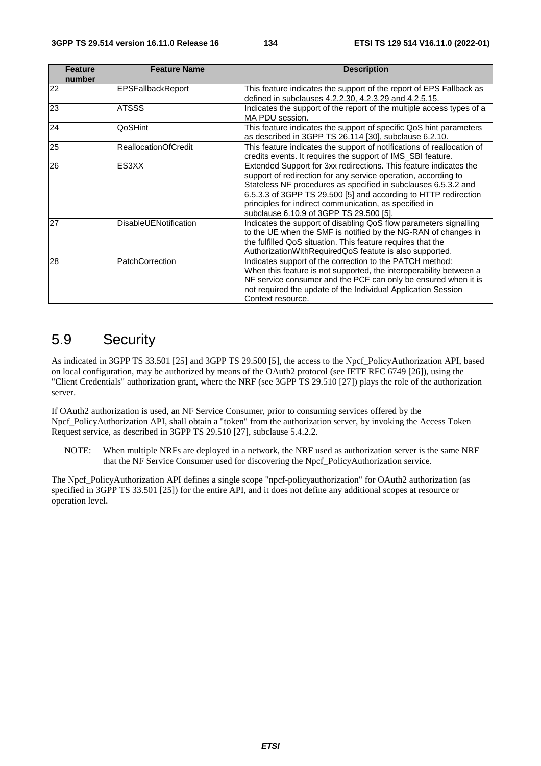| Feature number | Feature Name | Description |
| --- | --- | --- |
| 22 | EPSFallbackReport | This feature indicates the support of the report of EPS Fallback as defined in subclauses 4.2.2.30, 4.2.3.29 and 4.2.5.15. |
| 23 | ATSSS | Indicates the support of the report of the multiple access types of a MA PDU session. |
| 24 | QoSHint | This feature indicates the support of specific QoS hint parameters as described in 3GPP TS 26.114 [30], subclause 6.2.10. |
| 25 | ReallocationOfCredit | This feature indicates the support of notifications of reallocation of credits events. It requires the support of IMS_SBI feature. |
| 26 | ES3XX | Extended Support for 3xx redirections. This feature indicates the support of redirection for any service operation, according to Stateless NF procedures as specified in subclauses 6.5.3.2 and 6.5.3.3 of 3GPP TS 29.500 [5] and according to HTTP redirection principles for indirect communication, as specified in subclause 6.10.9 of 3GPP TS 29.500 [5]. |
| 27 | DisableUENotification | Indicates the support of disabling QoS flow parameters signalling to the UE when the SMF is notified by the NG-RAN of changes in the fulfilled QoS situation. This feature requires that the AuthorizationWithRequiredQoS feature is also supported. |
| 28 | PatchCorrection | Indicates support of the correction to the PATCH method: When this feature is not supported, the interoperability between a NF service consumer and the PCF can only be ensured when it is not required the update of the Individual Application Session Context resource. |

# 5.9 Security

As indicated in 3GPP TS 33.501 [25] and 3GPP TS 29.500 [5], the access to the Npcf_PolicyAuthorization API, based on local configuration, may be authorized by means of the OAuth2 protocol (see IETF RFC 6749 [26]), using the "Client Credentials" authorization grant, where the NRF (see 3GPP TS 29.510 [27]) plays the role of the authorization server.

If OAuth2 authorization is used, an NF Service Consumer, prior to consuming services offered by the Npcf_PolicyAuthorization API, shall obtain a "token" from the authorization server, by invoking the Access Token Request service, as described in 3GPP TS 29.510 [27], subclause 5.4.2.2.

NOTE: When multiple NRFs are deployed in a network, the NRF used as authorization server is the same NRF that the NF Service Consumer used for discovering the Npcf_PolicyAuthorization service.

The Npcf_PolicyAuthorization API defines a single scope "npcf-policyauthorization" for OAuth2 authorization (as specified in 3GPP TS 33.501 [25]) for the entire API, and it does not define any additional scopes at resource or operation level.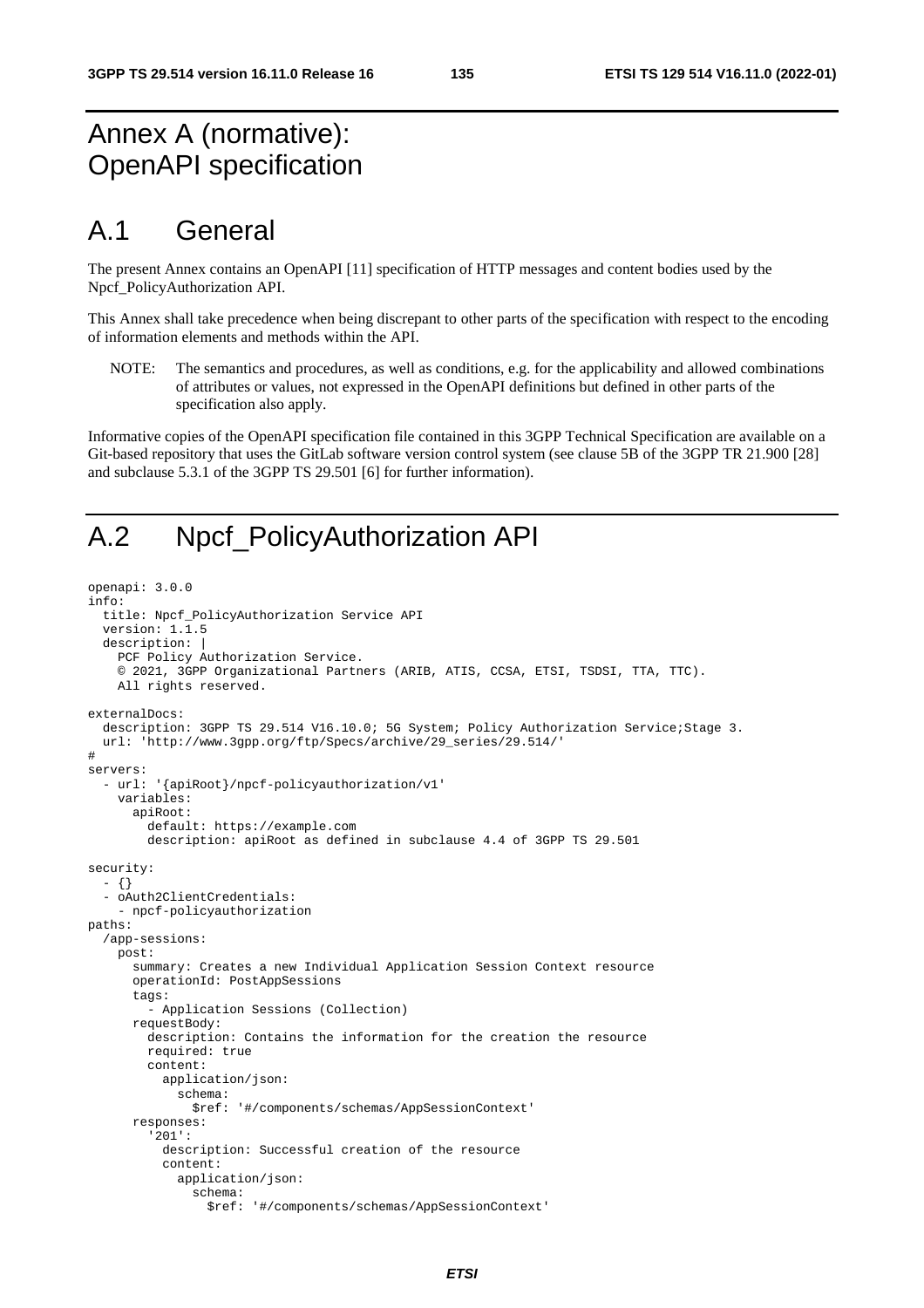# Annex A (normative): OpenAPI specification

# A.1 General

The present Annex contains an OpenAPI [11] specification of HTTP messages and content bodies used by the Npcf_PolicyAuthorization API.

This Annex shall take precedence when being discrepant to other parts of the specification with respect to the encoding of information elements and methods within the API.

NOTE: The semantics and procedures, as well as conditions, e.g. for the applicability and allowed combinations of attributes or values, not expressed in the OpenAPI definitions but defined in other parts of the specification also apply.

Informative copies of the OpenAPI specification file contained in this 3GPP Technical Specification are available on a Git-based repository that uses the GitLab software version control system (see clause 5B of the 3GPP TR 21.900 [28] and subclause 5.3.1 of the 3GPP TS 29.501 [6] for further information).

# A.2 Npcf_PolicyAuthorization API

```
openapi: 3.0.0
info:
  title: Npcf_PolicyAuthorization Service API
  version: 1.1.5
  description: |
    PCF Policy Authorization Service.
    © 2021, 3GPP Organizational Partners (ARIB, ATIS, CCSA, ETSI, TSDSI, TTA, TTC).
    All rights reserved.

externalDocs:
  description: 3GPP TS 29.514 V16.10.0; 5G System; Policy Authorization Service;Stage 3.
  url: 'http://www.3gpp.org/ftp/Specs/archive/29_series/29.514/'
#
servers:
  - url: '{apiRoot}/npcf-policyauthorization/v1'
    variables:
      apiRoot:
        default: https://example.com
        description: apiRoot as defined in subclause 4.4 of 3GPP TS 29.501

security:
  - {}
  - oAuth2ClientCredentials:
    - npcf-policyauthorization
paths:
  /app-sessions:
    post:
      summary: Creates a new Individual Application Session Context resource
      operationId: PostAppSessions
      tags:
        - Application Sessions (Collection)
      requestBody:
        description: Contains the information for the creation the resource
        required: true
        content:
          application/json:
            schema:
              $ref: '#/components/schemas/AppSessionContext'
      responses:
        '201':
          description: Successful creation of the resource
          content:
            application/json:
              schema:
                $ref: '#/components/schemas/AppSessionContext'
```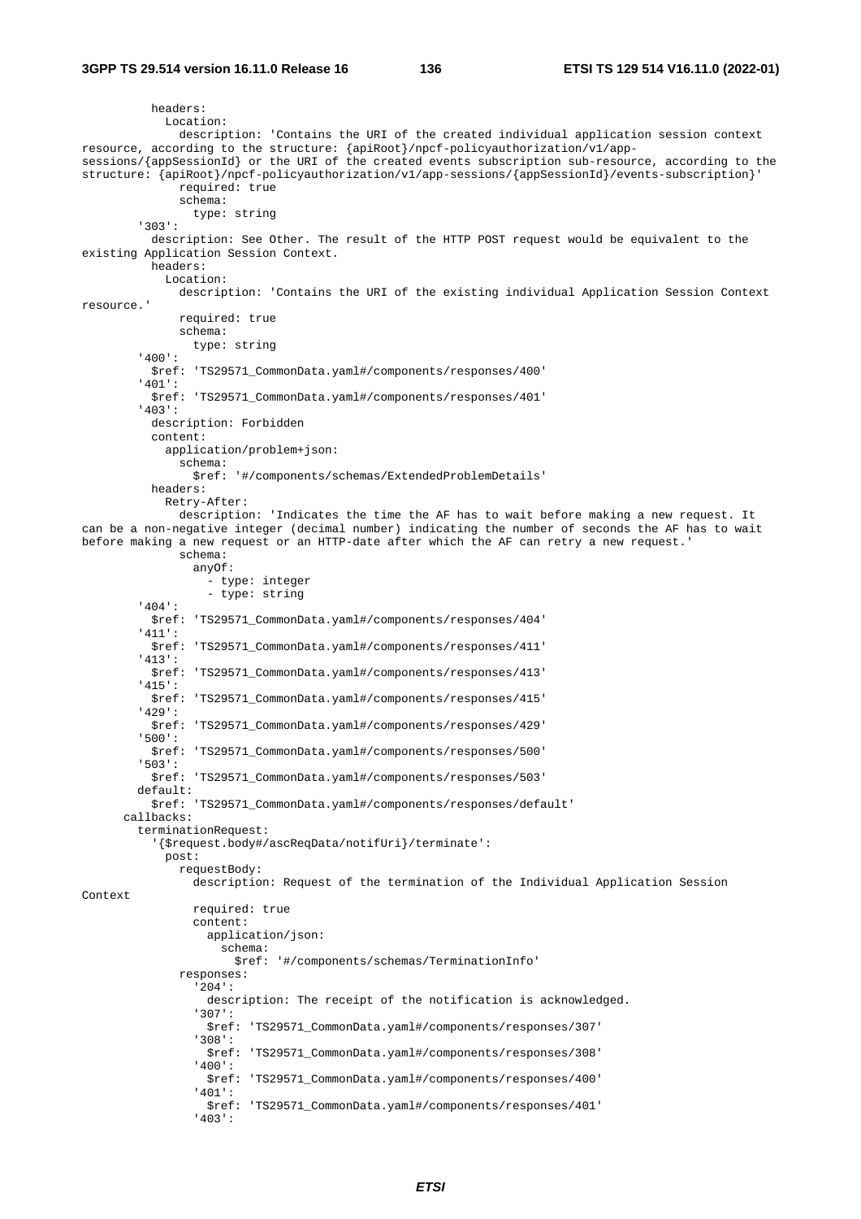```
          headers:
            Location:
              description: 'Contains the URI of the created individual application session context resource, according to the structure: {apiRoot}/npcf-policyauthorization/v1/app-sessions/{appSessionId} or the URI of the created events subscription sub-resource, according to the structure: {apiRoot}/npcf-policyauthorization/v1/app-sessions/{appSessionId}/events-subscription}'
              required: true
              schema:
                type: string
        '303':
          description: See Other. The result of the HTTP POST request would be equivalent to the existing Application Session Context.
          headers:
            Location:
              description: 'Contains the URI of the existing individual Application Session Context resource.'
              required: true
              schema:
                type: string
        '400':
          $ref: 'TS29571_CommonData.yaml#/components/responses/400'
        '401':
          $ref: 'TS29571_CommonData.yaml#/components/responses/401'
        '403':
          description: Forbidden
          content:
            application/problem+json:
              schema:
                $ref: '#/components/schemas/ExtendedProblemDetails'
          headers:
            Retry-After:
              description: 'Indicates the time the AF has to wait before making a new request. It can be a non-negative integer (decimal number) indicating the number of seconds the AF has to wait before making a new request or an HTTP-date after which the AF can retry a new request.'
              schema:
                anyOf:
                  - type: integer
                  - type: string
        '404':
          $ref: 'TS29571_CommonData.yaml#/components/responses/404'
        '411':
          $ref: 'TS29571_CommonData.yaml#/components/responses/411'
        '413':
          $ref: 'TS29571_CommonData.yaml#/components/responses/413'
        '415':
          $ref: 'TS29571_CommonData.yaml#/components/responses/415'
        '429':
          $ref: 'TS29571_CommonData.yaml#/components/responses/429'
        '500':
          $ref: 'TS29571_CommonData.yaml#/components/responses/500'
        '503':
          $ref: 'TS29571_CommonData.yaml#/components/responses/503'
        default:
          $ref: 'TS29571_CommonData.yaml#/components/responses/default'
      callbacks:
        terminationRequest:
          '{$request.body#/ascReqData/notifUri}/terminate':
            post:
              requestBody:
                description: Request of the termination of the Individual Application Session Context
                required: true
                content:
                  application/json:
                    schema:
                      $ref: '#/components/schemas/TerminationInfo'
              responses:
                '204':
                  description: The receipt of the notification is acknowledged.
                '307':
                  $ref: 'TS29571_CommonData.yaml#/components/responses/307'
                '308':
                  $ref: 'TS29571_CommonData.yaml#/components/responses/308'
                '400':
                  $ref: 'TS29571_CommonData.yaml#/components/responses/400'
                '401':
                  $ref: 'TS29571_CommonData.yaml#/components/responses/401'
                '403':
```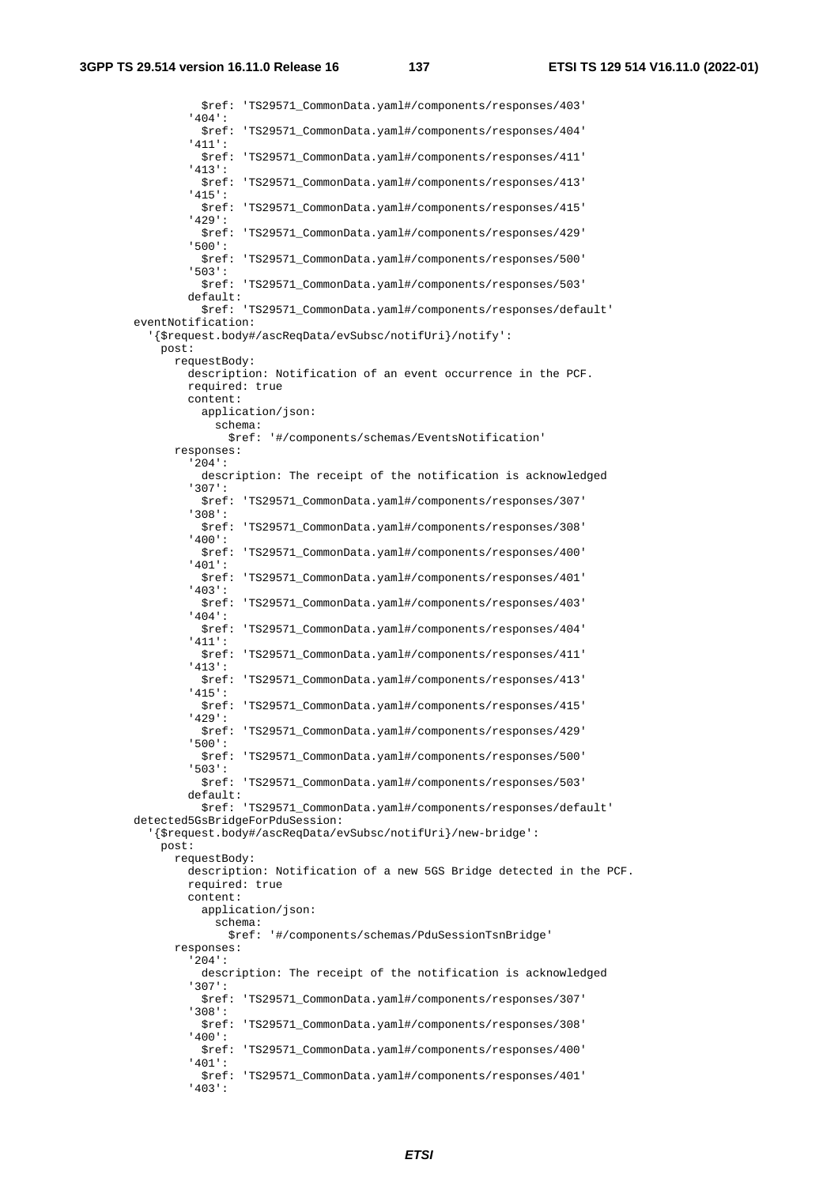```
              $ref: 'TS29571_CommonData.yaml#/components/responses/403'
            '404':
              $ref: 'TS29571_CommonData.yaml#/components/responses/404'
            '411':
              $ref: 'TS29571_CommonData.yaml#/components/responses/411'
            '413':
              $ref: 'TS29571_CommonData.yaml#/components/responses/413'
            '415':
              $ref: 'TS29571_CommonData.yaml#/components/responses/415'
            '429':
              $ref: 'TS29571_CommonData.yaml#/components/responses/429'
            '500':
              $ref: 'TS29571_CommonData.yaml#/components/responses/500'
            '503':
              $ref: 'TS29571_CommonData.yaml#/components/responses/503'
            default:
              $ref: 'TS29571_CommonData.yaml#/components/responses/default'
      eventNotification:
        '{$request.body#/ascReqData/evSubsc/notifUri}/notify':
          post:
            requestBody:
              description: Notification of an event occurrence in the PCF.
              required: true
              content:
                application/json:
                  schema:
                    $ref: '#/components/schemas/EventsNotification'
            responses:
              '204':
                description: The receipt of the notification is acknowledged
              '307':
                $ref: 'TS29571_CommonData.yaml#/components/responses/307'
              '308':
                $ref: 'TS29571_CommonData.yaml#/components/responses/308'
              '400':
                $ref: 'TS29571_CommonData.yaml#/components/responses/400'
              '401':
                $ref: 'TS29571_CommonData.yaml#/components/responses/401'
              '403':
                $ref: 'TS29571_CommonData.yaml#/components/responses/403'
              '404':
                $ref: 'TS29571_CommonData.yaml#/components/responses/404'
              '411':
                $ref: 'TS29571_CommonData.yaml#/components/responses/411'
              '413':
                $ref: 'TS29571_CommonData.yaml#/components/responses/413'
              '415':
                $ref: 'TS29571_CommonData.yaml#/components/responses/415'
              '429':
                $ref: 'TS29571_CommonData.yaml#/components/responses/429'
              '500':
                $ref: 'TS29571_CommonData.yaml#/components/responses/500'
              '503':
                $ref: 'TS29571_CommonData.yaml#/components/responses/503'
              default:
                $ref: 'TS29571_CommonData.yaml#/components/responses/default'
      detected5GsBridgeForPduSession:
        '{$request.body#/ascReqData/evSubsc/notifUri}/new-bridge':
          post:
            requestBody:
              description: Notification of a new 5GS Bridge detected in the PCF.
              required: true
              content:
                application/json:
                  schema:
                    $ref: '#/components/schemas/PduSessionTsnBridge'
            responses:
              '204':
                description: The receipt of the notification is acknowledged
              '307':
                $ref: 'TS29571_CommonData.yaml#/components/responses/307'
              '308':
                $ref: 'TS29571_CommonData.yaml#/components/responses/308'
              '400':
                $ref: 'TS29571_CommonData.yaml#/components/responses/400'
              '401':
                $ref: 'TS29571_CommonData.yaml#/components/responses/401'
              '403':
```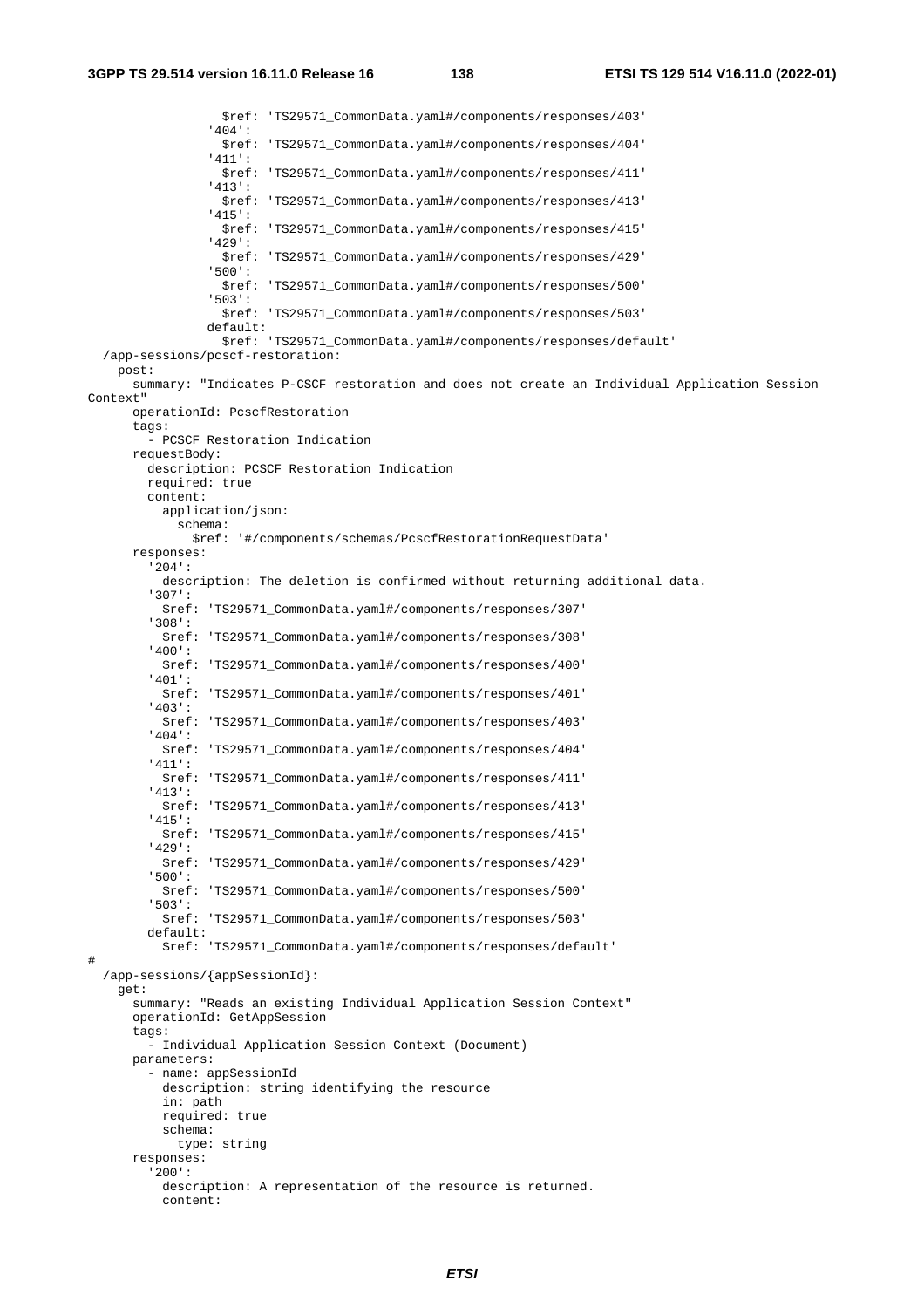```
                $ref: 'TS29571_CommonData.yaml#/components/responses/403'
              '404':
                $ref: 'TS29571_CommonData.yaml#/components/responses/404'
              '411':
                $ref: 'TS29571_CommonData.yaml#/components/responses/411'
              '413':
                $ref: 'TS29571_CommonData.yaml#/components/responses/413'
              '415':
                $ref: 'TS29571_CommonData.yaml#/components/responses/415'
              '429':
                $ref: 'TS29571_CommonData.yaml#/components/responses/429'
              '500':
                $ref: 'TS29571_CommonData.yaml#/components/responses/500'
              '503':
                $ref: 'TS29571_CommonData.yaml#/components/responses/503'
              default:
                $ref: 'TS29571_CommonData.yaml#/components/responses/default'
  /app-sessions/pcscf-restoration:
    post:
      summary: "Indicates P-CSCF restoration and does not create an Individual Application Session 
Context"
      operationId: PcscfRestoration
      tags:
        - PCSCF Restoration Indication
      requestBody:
        description: PCSCF Restoration Indication
        required: true
        content:
          application/json:
            schema:
              $ref: '#/components/schemas/PcscfRestorationRequestData'
      responses:
        '204':
          description: The deletion is confirmed without returning additional data.
        '307':
          $ref: 'TS29571_CommonData.yaml#/components/responses/307'
        '308':
          $ref: 'TS29571_CommonData.yaml#/components/responses/308'
        '400':
          $ref: 'TS29571_CommonData.yaml#/components/responses/400'
        '401':
          $ref: 'TS29571_CommonData.yaml#/components/responses/401'
        '403':
          $ref: 'TS29571_CommonData.yaml#/components/responses/403'
        '404':
          $ref: 'TS29571_CommonData.yaml#/components/responses/404'
        '411':
          $ref: 'TS29571_CommonData.yaml#/components/responses/411'
        '413':
          $ref: 'TS29571_CommonData.yaml#/components/responses/413'
        '415':
          $ref: 'TS29571_CommonData.yaml#/components/responses/415'
        '429':
          $ref: 'TS29571_CommonData.yaml#/components/responses/429'
        '500':
          $ref: 'TS29571_CommonData.yaml#/components/responses/500'
        '503':
          $ref: 'TS29571_CommonData.yaml#/components/responses/503'
        default:
          $ref: 'TS29571_CommonData.yaml#/components/responses/default'
#
  /app-sessions/{appSessionId}:
    get:
      summary: "Reads an existing Individual Application Session Context"
      operationId: GetAppSession
      tags:
        - Individual Application Session Context (Document)
      parameters:
        - name: appSessionId
          description: string identifying the resource
          in: path
          required: true
          schema:
            type: string
      responses:
        '200':
          description: A representation of the resource is returned.
          content:
```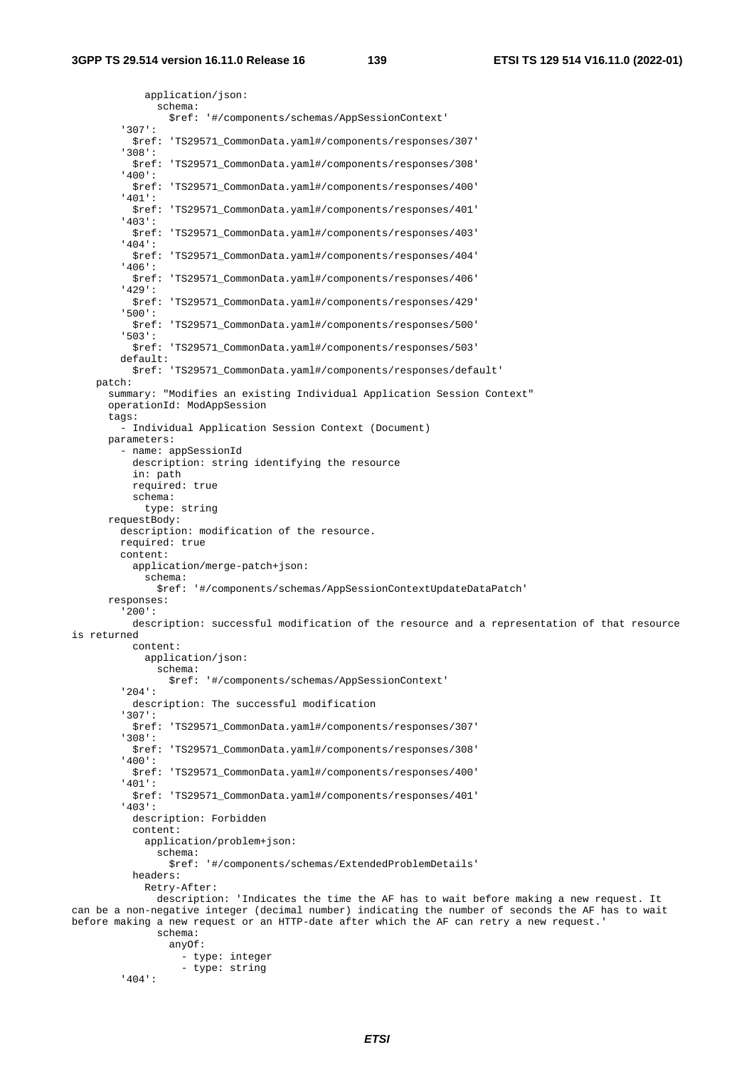```
            application/json:
              schema:
                $ref: '#/components/schemas/AppSessionContext'
        '307':
          $ref: 'TS29571_CommonData.yaml#/components/responses/307'
        '308':
          $ref: 'TS29571_CommonData.yaml#/components/responses/308'
        '400':
          $ref: 'TS29571_CommonData.yaml#/components/responses/400'
        '401':
          $ref: 'TS29571_CommonData.yaml#/components/responses/401'
        '403':
          $ref: 'TS29571_CommonData.yaml#/components/responses/403'
        '404':
          $ref: 'TS29571_CommonData.yaml#/components/responses/404'
        '406':
          $ref: 'TS29571_CommonData.yaml#/components/responses/406'
        '429':
          $ref: 'TS29571_CommonData.yaml#/components/responses/429'
        '500':
          $ref: 'TS29571_CommonData.yaml#/components/responses/500'
        '503':
          $ref: 'TS29571_CommonData.yaml#/components/responses/503'
        default:
          $ref: 'TS29571_CommonData.yaml#/components/responses/default'
    patch:
      summary: "Modifies an existing Individual Application Session Context"
      operationId: ModAppSession
      tags:
        - Individual Application Session Context (Document)
      parameters:
        - name: appSessionId
          description: string identifying the resource
          in: path
          required: true
          schema:
            type: string
      requestBody:
        description: modification of the resource.
        required: true
        content:
          application/merge-patch+json:
            schema:
              $ref: '#/components/schemas/AppSessionContextUpdateDataPatch'
      responses:
        '200':
          description: successful modification of the resource and a representation of that resource
is returned
          content:
            application/json:
              schema:
                $ref: '#/components/schemas/AppSessionContext'
        '204':
          description: The successful modification
        '307':
          $ref: 'TS29571_CommonData.yaml#/components/responses/307'
        '308':
          $ref: 'TS29571_CommonData.yaml#/components/responses/308'
        '400':
          $ref: 'TS29571_CommonData.yaml#/components/responses/400'
        '401':
          $ref: 'TS29571_CommonData.yaml#/components/responses/401'
        '403':
          description: Forbidden
          content:
            application/problem+json:
              schema:
                $ref: '#/components/schemas/ExtendedProblemDetails'
          headers:
            Retry-After:
              description: 'Indicates the time the AF has to wait before making a new request. It
can be a non-negative integer (decimal number) indicating the number of seconds the AF has to wait
before making a new request or an HTTP-date after which the AF can retry a new request.'
              schema:
                anyOf:
                  - type: integer
                  - type: string
        '404':
```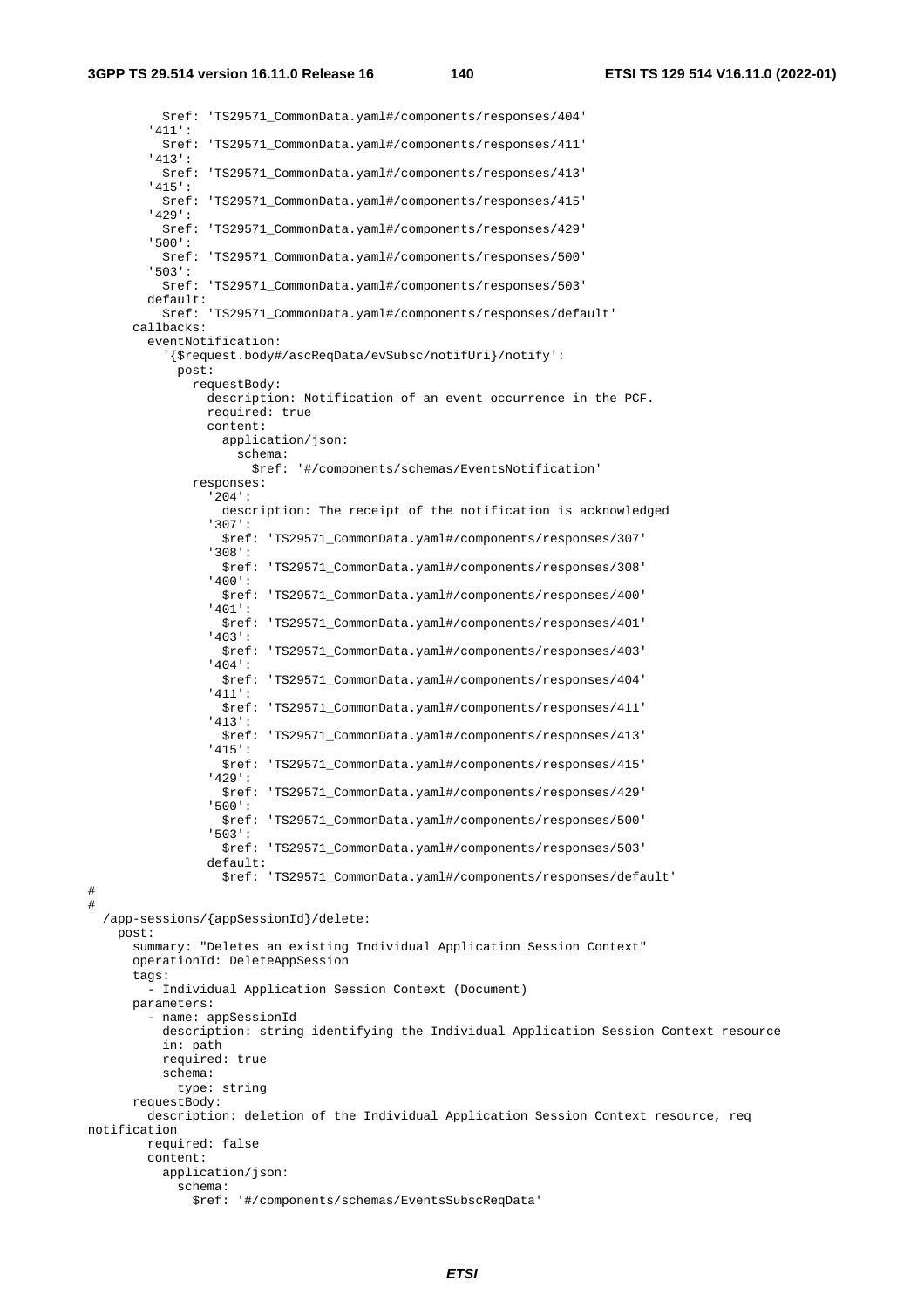```
          $ref: 'TS29571_CommonData.yaml#/components/responses/404'
        '411':
          $ref: 'TS29571_CommonData.yaml#/components/responses/411'
        '413':
          $ref: 'TS29571_CommonData.yaml#/components/responses/413'
        '415':
          $ref: 'TS29571_CommonData.yaml#/components/responses/415'
        '429':
          $ref: 'TS29571_CommonData.yaml#/components/responses/429'
        '500':
          $ref: 'TS29571_CommonData.yaml#/components/responses/500'
        '503':
          $ref: 'TS29571_CommonData.yaml#/components/responses/503'
        default:
          $ref: 'TS29571_CommonData.yaml#/components/responses/default'
      callbacks:
        eventNotification:
          '{$request.body#/ascReqData/evSubsc/notifUri}/notify':
            post:
              requestBody:
                description: Notification of an event occurrence in the PCF.
                required: true
                content:
                  application/json:
                    schema:
                      $ref: '#/components/schemas/EventsNotification'
              responses:
                '204':
                  description: The receipt of the notification is acknowledged
                '307':
                  $ref: 'TS29571_CommonData.yaml#/components/responses/307'
                '308':
                  $ref: 'TS29571_CommonData.yaml#/components/responses/308'
                '400':
                  $ref: 'TS29571_CommonData.yaml#/components/responses/400'
                '401':
                  $ref: 'TS29571_CommonData.yaml#/components/responses/401'
                '403':
                  $ref: 'TS29571_CommonData.yaml#/components/responses/403'
                '404':
                  $ref: 'TS29571_CommonData.yaml#/components/responses/404'
                '411':
                  $ref: 'TS29571_CommonData.yaml#/components/responses/411'
                '413':
                  $ref: 'TS29571_CommonData.yaml#/components/responses/413'
                '415':
                  $ref: 'TS29571_CommonData.yaml#/components/responses/415'
                '429':
                  $ref: 'TS29571_CommonData.yaml#/components/responses/429'
                '500':
                  $ref: 'TS29571_CommonData.yaml#/components/responses/500'
                '503':
                  $ref: 'TS29571_CommonData.yaml#/components/responses/503'
                default:
                  $ref: 'TS29571_CommonData.yaml#/components/responses/default'
#
#
  /app-sessions/{appSessionId}/delete:
    post:
      summary: "Deletes an existing Individual Application Session Context"
      operationId: DeleteAppSession
      tags:
        - Individual Application Session Context (Document)
      parameters:
        - name: appSessionId
          description: string identifying the Individual Application Session Context resource
          in: path
          required: true
          schema:
            type: string
      requestBody:
        description: deletion of the Individual Application Session Context resource, req
notification
        required: false
        content:
          application/json:
            schema:
              $ref: '#/components/schemas/EventsSubscReqData'
```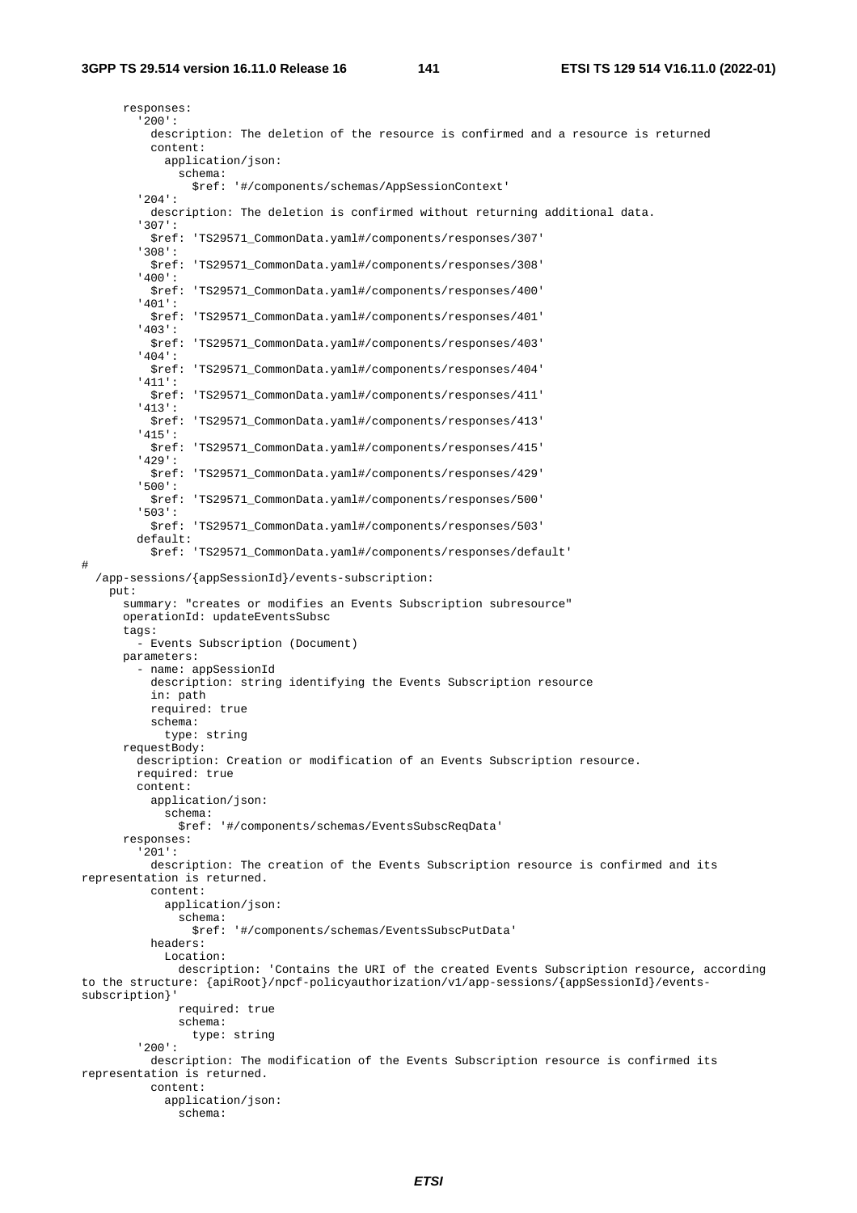```
      responses:
        '200':
          description: The deletion of the resource is confirmed and a resource is returned
          content:
            application/json:
              schema:
                $ref: '#/components/schemas/AppSessionContext'
        '204':
          description: The deletion is confirmed without returning additional data.
        '307':
          $ref: 'TS29571_CommonData.yaml#/components/responses/307'
        '308':
          $ref: 'TS29571_CommonData.yaml#/components/responses/308'
        '400':
          $ref: 'TS29571_CommonData.yaml#/components/responses/400'
        '401':
          $ref: 'TS29571_CommonData.yaml#/components/responses/401'
        '403':
          $ref: 'TS29571_CommonData.yaml#/components/responses/403'
        '404':
          $ref: 'TS29571_CommonData.yaml#/components/responses/404'
        '411':
          $ref: 'TS29571_CommonData.yaml#/components/responses/411'
        '413':
          $ref: 'TS29571_CommonData.yaml#/components/responses/413'
        '415':
          $ref: 'TS29571_CommonData.yaml#/components/responses/415'
        '429':
          $ref: 'TS29571_CommonData.yaml#/components/responses/429'
        '500':
          $ref: 'TS29571_CommonData.yaml#/components/responses/500'
        '503':
          $ref: 'TS29571_CommonData.yaml#/components/responses/503'
        default:
          $ref: 'TS29571_CommonData.yaml#/components/responses/default'
#
  /app-sessions/{appSessionId}/events-subscription:
    put:
      summary: "creates or modifies an Events Subscription subresource"
      operationId: updateEventsSubsc
      tags:
        - Events Subscription (Document)
      parameters:
        - name: appSessionId
          description: string identifying the Events Subscription resource
          in: path
          required: true
          schema:
            type: string
      requestBody:
        description: Creation or modification of an Events Subscription resource.
        required: true
        content:
          application/json:
            schema:
              $ref: '#/components/schemas/EventsSubscReqData'
      responses:
        '201':
          description: The creation of the Events Subscription resource is confirmed and its 
representation is returned.
          content:
            application/json:
              schema:
                $ref: '#/components/schemas/EventsSubscPutData'
          headers:
            Location:
              description: 'Contains the URI of the created Events Subscription resource, according 
to the structure: {apiRoot}/npcf-policyauthorization/v1/app-sessions/{appSessionId}/events-
subscription}'
              required: true
              schema:
                type: string
        '200':
          description: The modification of the Events Subscription resource is confirmed its 
representation is returned.
          content:
            application/json:
              schema:
```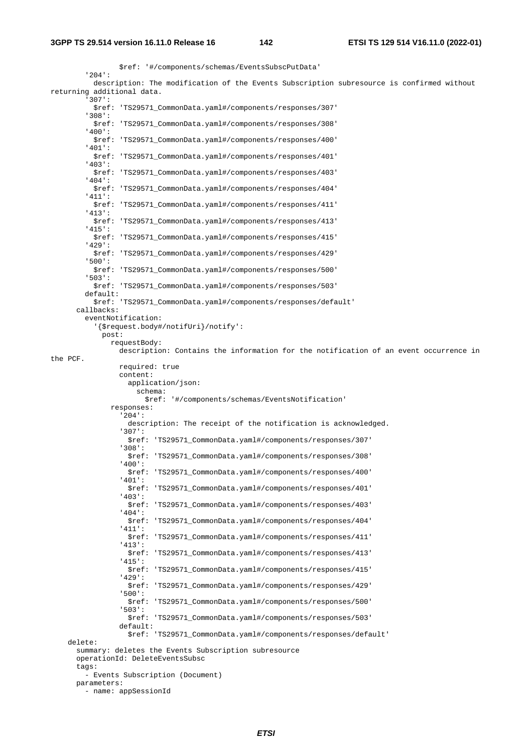```
                $ref: '#/components/schemas/EventsSubscPutData'
        '204':
          description: The modification of the Events Subscription subresource is confirmed without 
returning additional data.
        '307':
          $ref: 'TS29571_CommonData.yaml#/components/responses/307'
        '308':
          $ref: 'TS29571_CommonData.yaml#/components/responses/308'
        '400':
          $ref: 'TS29571_CommonData.yaml#/components/responses/400'
        '401':
          $ref: 'TS29571_CommonData.yaml#/components/responses/401'
        '403':
          $ref: 'TS29571_CommonData.yaml#/components/responses/403'
        '404':
          $ref: 'TS29571_CommonData.yaml#/components/responses/404'
        '411':
          $ref: 'TS29571_CommonData.yaml#/components/responses/411'
        '413':
          $ref: 'TS29571_CommonData.yaml#/components/responses/413'
        '415':
          $ref: 'TS29571_CommonData.yaml#/components/responses/415'
        '429':
          $ref: 'TS29571_CommonData.yaml#/components/responses/429'
        '500':
          $ref: 'TS29571_CommonData.yaml#/components/responses/500'
        '503':
          $ref: 'TS29571_CommonData.yaml#/components/responses/503'
        default:
          $ref: 'TS29571_CommonData.yaml#/components/responses/default'
      callbacks:
        eventNotification:
          '{$request.body#/notifUri}/notify':
            post:
              requestBody:
                description: Contains the information for the notification of an event occurrence in 
the PCF.
                required: true
                content:
                  application/json:
                    schema:
                      $ref: '#/components/schemas/EventsNotification'
              responses:
                '204':
                  description: The receipt of the notification is acknowledged.
                '307':
                  $ref: 'TS29571_CommonData.yaml#/components/responses/307'
                '308':
                  $ref: 'TS29571_CommonData.yaml#/components/responses/308'
                '400':
                  $ref: 'TS29571_CommonData.yaml#/components/responses/400'
                '401':
                  $ref: 'TS29571_CommonData.yaml#/components/responses/401'
                '403':
                  $ref: 'TS29571_CommonData.yaml#/components/responses/403'
                '404':
                  $ref: 'TS29571_CommonData.yaml#/components/responses/404'
                '411':
                  $ref: 'TS29571_CommonData.yaml#/components/responses/411'
                '413':
                  $ref: 'TS29571_CommonData.yaml#/components/responses/413'
                '415':
                  $ref: 'TS29571_CommonData.yaml#/components/responses/415'
                '429':
                  $ref: 'TS29571_CommonData.yaml#/components/responses/429'
                '500':
                  $ref: 'TS29571_CommonData.yaml#/components/responses/500'
                '503':
                  $ref: 'TS29571_CommonData.yaml#/components/responses/503'
                default:
                  $ref: 'TS29571_CommonData.yaml#/components/responses/default'
    delete:
      summary: deletes the Events Subscription subresource
      operationId: DeleteEventsSubsc
      tags:
        - Events Subscription (Document)
      parameters:
        - name: appSessionId
```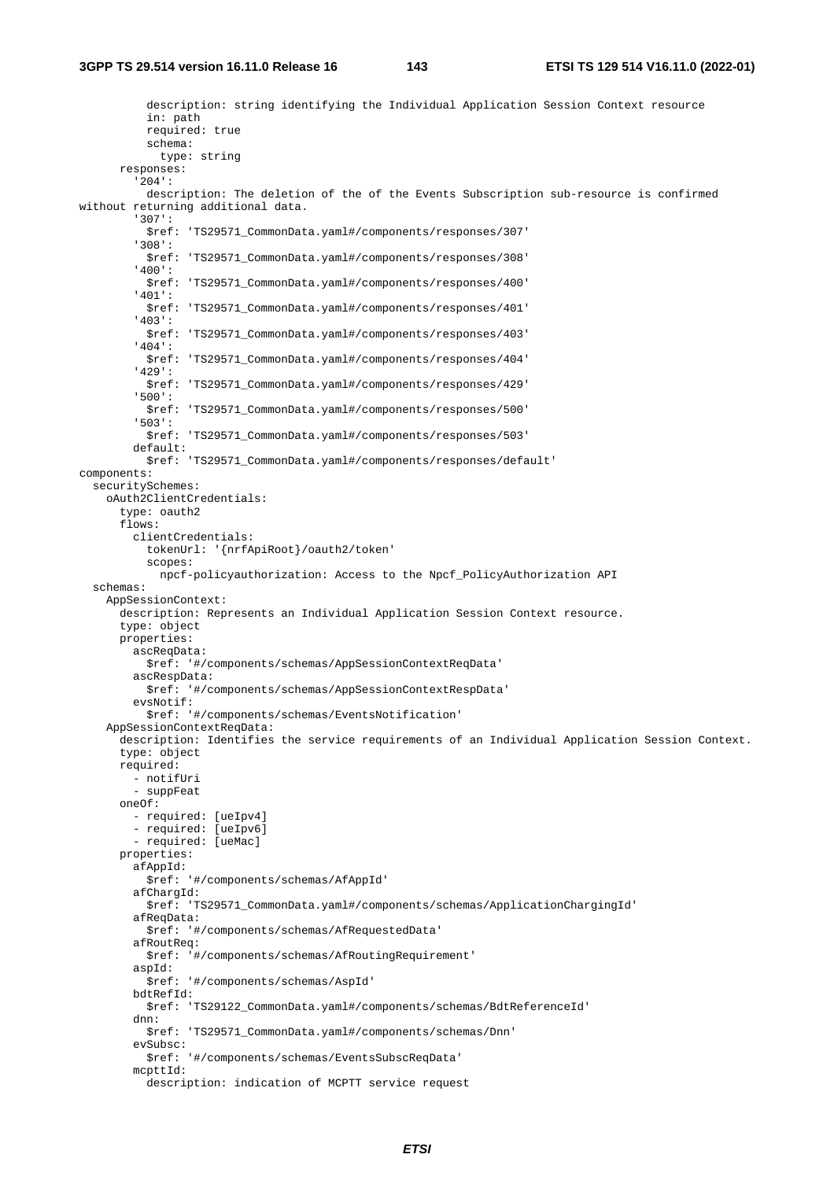```
          description: string identifying the Individual Application Session Context resource
          in: path
          required: true
          schema:
            type: string
      responses:
        '204':
          description: The deletion of the of the Events Subscription sub-resource is confirmed
without returning additional data.
        '307':
          $ref: 'TS29571_CommonData.yaml#/components/responses/307'
        '308':
          $ref: 'TS29571_CommonData.yaml#/components/responses/308'
        '400':
          $ref: 'TS29571_CommonData.yaml#/components/responses/400'
        '401':
          $ref: 'TS29571_CommonData.yaml#/components/responses/401'
        '403':
          $ref: 'TS29571_CommonData.yaml#/components/responses/403'
        '404':
          $ref: 'TS29571_CommonData.yaml#/components/responses/404'
        '429':
          $ref: 'TS29571_CommonData.yaml#/components/responses/429'
        '500':
          $ref: 'TS29571_CommonData.yaml#/components/responses/500'
        '503':
          $ref: 'TS29571_CommonData.yaml#/components/responses/503'
        default:
          $ref: 'TS29571_CommonData.yaml#/components/responses/default'
components:
  securitySchemes:
    oAuth2ClientCredentials:
      type: oauth2
      flows:
        clientCredentials:
          tokenUrl: '{nrfApiRoot}/oauth2/token'
          scopes:
            npcf-policyauthorization: Access to the Npcf_PolicyAuthorization API
  schemas:
    AppSessionContext:
      description: Represents an Individual Application Session Context resource.
      type: object
      properties:
        ascReqData:
          $ref: '#/components/schemas/AppSessionContextReqData'
        ascRespData:
          $ref: '#/components/schemas/AppSessionContextRespData'
        evsNotif:
          $ref: '#/components/schemas/EventsNotification'
    AppSessionContextReqData:
      description: Identifies the service requirements of an Individual Application Session Context.
      type: object
      required:
        - notifUri
        - suppFeat
      oneOf:
        - required: [ueIpv4]
        - required: [ueIpv6]
        - required: [ueMac]
      properties:
        afAppId:
          $ref: '#/components/schemas/AfAppId'
        afChargId:
          $ref: 'TS29571_CommonData.yaml#/components/schemas/ApplicationChargingId'
        afReqData:
          $ref: '#/components/schemas/AfRequestedData'
        afRoutReq:
          $ref: '#/components/schemas/AfRoutingRequirement'
        aspId:
          $ref: '#/components/schemas/AspId'
        bdtRefId:
          $ref: 'TS29122_CommonData.yaml#/components/schemas/BdtReferenceId'
        dnn:
          $ref: 'TS29571_CommonData.yaml#/components/schemas/Dnn'
        evSubsc:
          $ref: '#/components/schemas/EventsSubscReqData'
        mcpttId:
          description: indication of MCPTT service request
```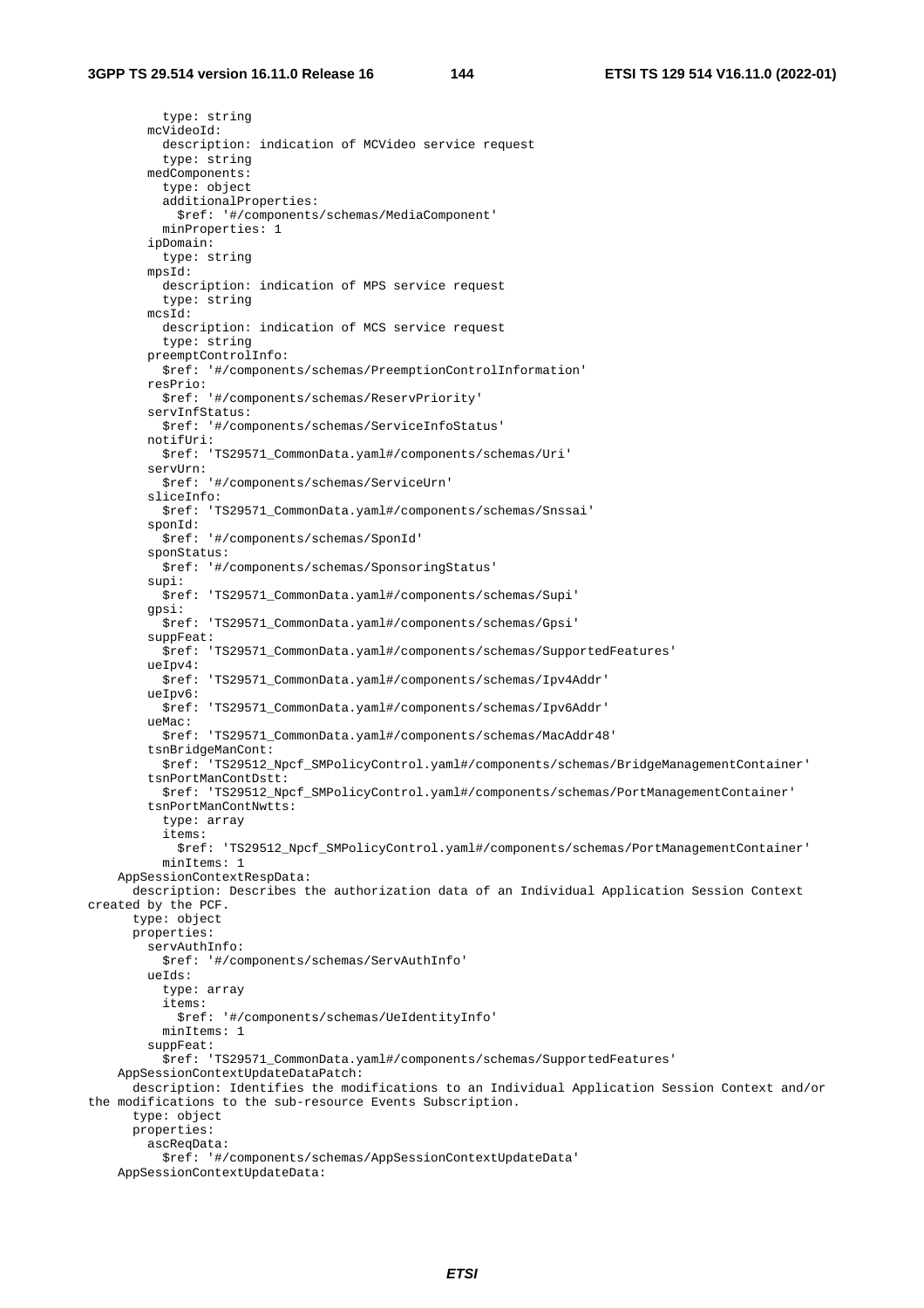```
          type: string
        mcVideoId:
          description: indication of MCVideo service request
          type: string
        medComponents:
          type: object
          additionalProperties:
            $ref: '#/components/schemas/MediaComponent'
          minProperties: 1
        ipDomain:
          type: string
        mpsId:
          description: indication of MPS service request
          type: string
        mcsId:
          description: indication of MCS service request
          type: string
        preemptControlInfo:
          $ref: '#/components/schemas/PreemptionControlInformation'
        resPrio:
          $ref: '#/components/schemas/ReservPriority'
        servInfStatus:
          $ref: '#/components/schemas/ServiceInfoStatus'
        notifUri:
          $ref: 'TS29571_CommonData.yaml#/components/schemas/Uri'
        servUrn:
          $ref: '#/components/schemas/ServiceUrn'
        sliceInfo:
          $ref: 'TS29571_CommonData.yaml#/components/schemas/Snssai'
        sponId:
          $ref: '#/components/schemas/SponId'
        sponStatus:
          $ref: '#/components/schemas/SponsoringStatus'
        supi:
          $ref: 'TS29571_CommonData.yaml#/components/schemas/Supi'
        gpsi:
          $ref: 'TS29571_CommonData.yaml#/components/schemas/Gpsi'
        suppFeat:
          $ref: 'TS29571_CommonData.yaml#/components/schemas/SupportedFeatures'
        ueIpv4:
          $ref: 'TS29571_CommonData.yaml#/components/schemas/Ipv4Addr'
        ueIpv6:
          $ref: 'TS29571_CommonData.yaml#/components/schemas/Ipv6Addr'
        ueMac:
          $ref: 'TS29571_CommonData.yaml#/components/schemas/MacAddr48'
        tsnBridgeManCont:
          $ref: 'TS29512_Npcf_SMPolicyControl.yaml#/components/schemas/BridgeManagementContainer'
        tsnPortManContDstt:
          $ref: 'TS29512_Npcf_SMPolicyControl.yaml#/components/schemas/PortManagementContainer'
        tsnPortManContNwtts:
          type: array
          items:
            $ref: 'TS29512_Npcf_SMPolicyControl.yaml#/components/schemas/PortManagementContainer'
          minItems: 1
    AppSessionContextRespData:
      description: Describes the authorization data of an Individual Application Session Context
created by the PCF.
      type: object
      properties:
        servAuthInfo:
          $ref: '#/components/schemas/ServAuthInfo'
        ueIds:
          type: array
          items:
            $ref: '#/components/schemas/UeIdentityInfo'
          minItems: 1
        suppFeat:
          $ref: 'TS29571_CommonData.yaml#/components/schemas/SupportedFeatures'
    AppSessionContextUpdateDataPatch:
      description: Identifies the modifications to an Individual Application Session Context and/or
the modifications to the sub-resource Events Subscription.
      type: object
      properties:
        ascReqData:
          $ref: '#/components/schemas/AppSessionContextUpdateData'
    AppSessionContextUpdateData:
```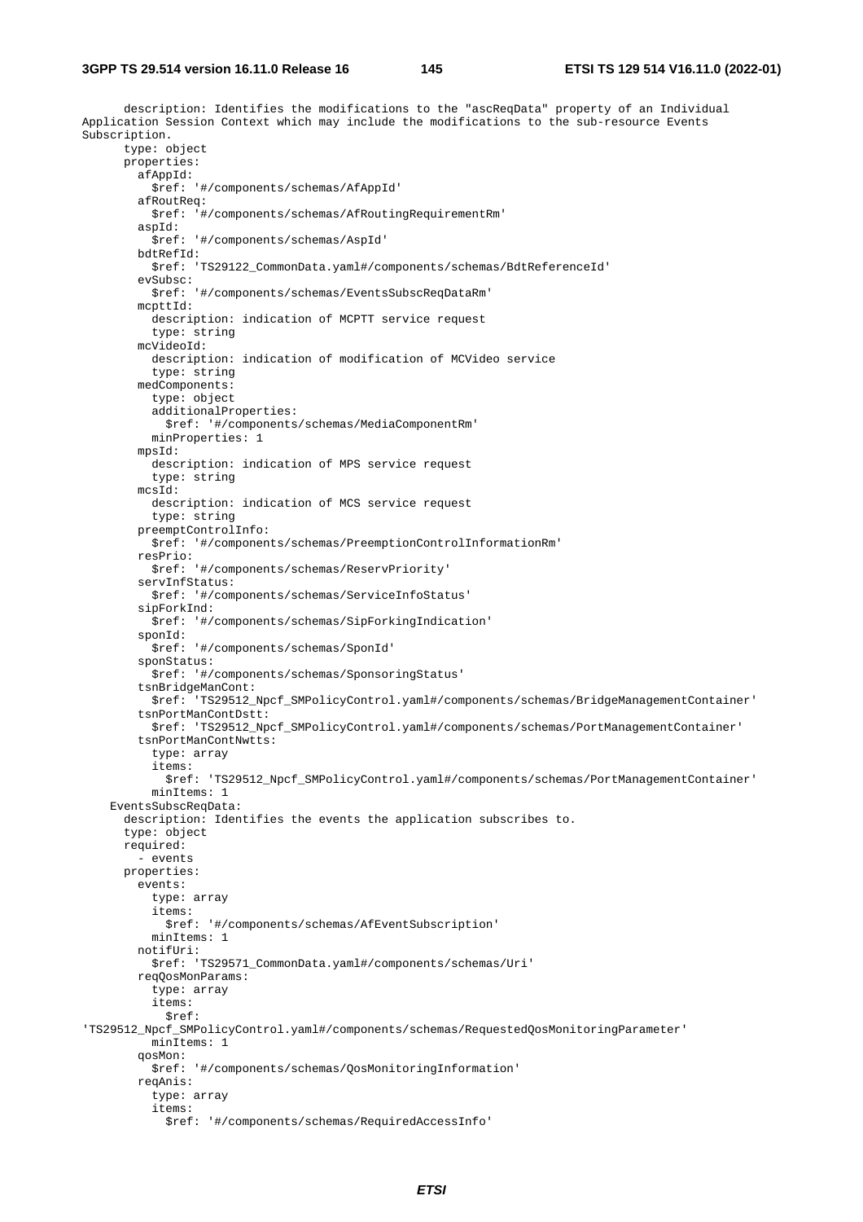```
      description: Identifies the modifications to the "ascReqData" property of an Individual
Application Session Context which may include the modifications to the sub-resource Events
Subscription.
      type: object
      properties:
        afAppId:
          $ref: '#/components/schemas/AfAppId'
        afRoutReq:
          $ref: '#/components/schemas/AfRoutingRequirementRm'
        aspId:
          $ref: '#/components/schemas/AspId'
        bdtRefId:
          $ref: 'TS29122_CommonData.yaml#/components/schemas/BdtReferenceId'
        evSubsc:
          $ref: '#/components/schemas/EventsSubscReqDataRm'
        mcpttId:
          description: indication of MCPTT service request
          type: string
        mcVideoId:
          description: indication of modification of MCVideo service
          type: string
        medComponents:
          type: object
          additionalProperties:
            $ref: '#/components/schemas/MediaComponentRm'
          minProperties: 1
        mpsId:
          description: indication of MPS service request
          type: string
        mcsId:
          description: indication of MCS service request
          type: string
        preemptControlInfo:
          $ref: '#/components/schemas/PreemptionControlInformationRm'
        resPrio:
          $ref: '#/components/schemas/ReservPriority'
        servInfStatus:
          $ref: '#/components/schemas/ServiceInfoStatus'
        sipForkInd:
          $ref: '#/components/schemas/SipForkingIndication'
        sponId:
          $ref: '#/components/schemas/SponId'
        sponStatus:
          $ref: '#/components/schemas/SponsoringStatus'
        tsnBridgeManCont:
          $ref: 'TS29512_Npcf_SMPolicyControl.yaml#/components/schemas/BridgeManagementContainer'
        tsnPortManContDstt:
          $ref: 'TS29512_Npcf_SMPolicyControl.yaml#/components/schemas/PortManagementContainer'
        tsnPortManContNwtts:
          type: array
          items:
            $ref: 'TS29512_Npcf_SMPolicyControl.yaml#/components/schemas/PortManagementContainer'
          minItems: 1
    EventsSubscReqData:
      description: Identifies the events the application subscribes to.
      type: object
      required:
        - events
      properties:
        events:
          type: array
          items:
            $ref: '#/components/schemas/AfEventSubscription'
          minItems: 1
        notifUri:
          $ref: 'TS29571_CommonData.yaml#/components/schemas/Uri'
        reqQosMonParams:
          type: array
          items:
            $ref:
'TS29512_Npcf_SMPolicyControl.yaml#/components/schemas/RequestedQosMonitoringParameter'
          minItems: 1
        qosMon:
          $ref: '#/components/schemas/QosMonitoringInformation'
        reqAnis:
          type: array
          items:
            $ref: '#/components/schemas/RequiredAccessInfo'
```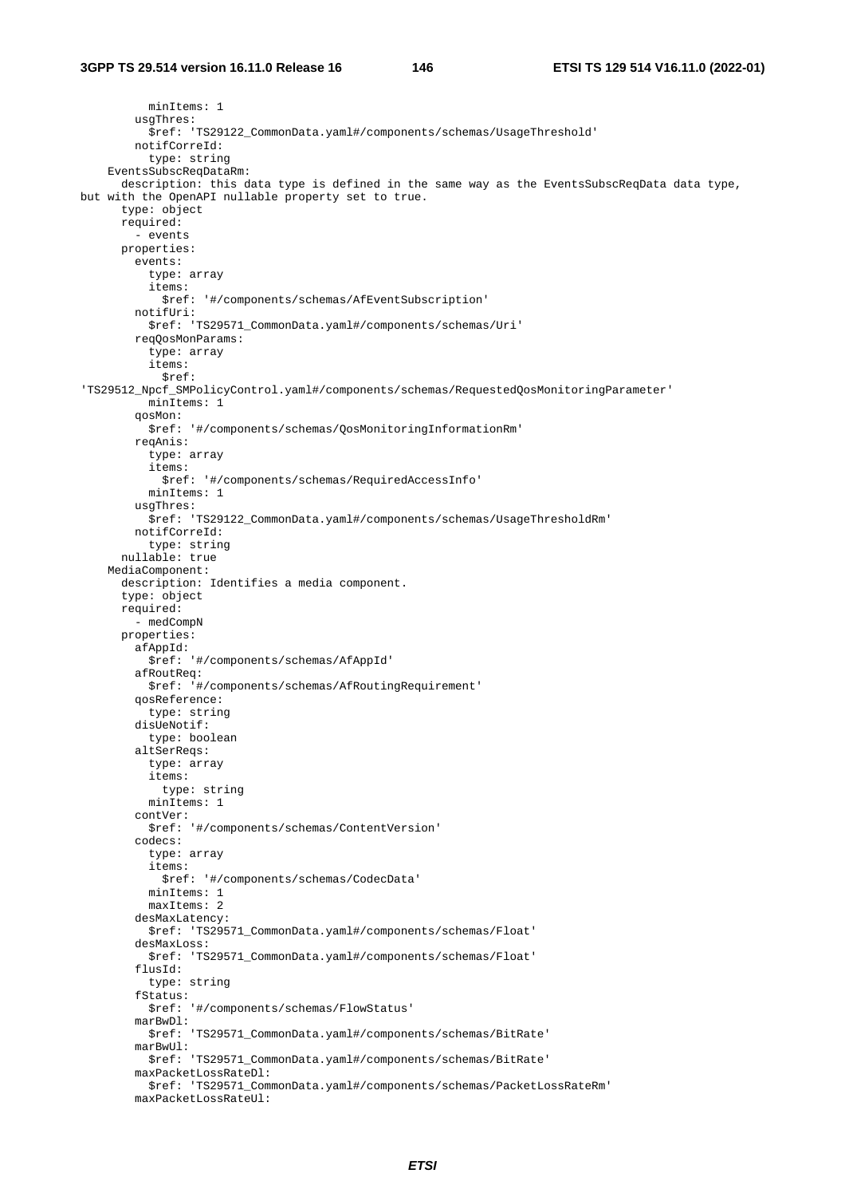```
          minItems: 1
        usgThres:
          $ref: 'TS29122_CommonData.yaml#/components/schemas/UsageThreshold'
        notifCorreId:
          type: string
    EventsSubscReqDataRm:
      description: this data type is defined in the same way as the EventsSubscReqData data type,
but with the OpenAPI nullable property set to true.
      type: object
      required:
        - events
      properties:
        events:
          type: array
          items:
            $ref: '#/components/schemas/AfEventSubscription'
        notifUri:
          $ref: 'TS29571_CommonData.yaml#/components/schemas/Uri'
        reqQosMonParams:
          type: array
          items:
            $ref:
'TS29512_Npcf_SMPolicyControl.yaml#/components/schemas/RequestedQosMonitoringParameter'
          minItems: 1
        qosMon:
          $ref: '#/components/schemas/QosMonitoringInformationRm'
        reqAnis:
          type: array
          items:
            $ref: '#/components/schemas/RequiredAccessInfo'
          minItems: 1
        usgThres:
          $ref: 'TS29122_CommonData.yaml#/components/schemas/UsageThresholdRm'
        notifCorreId:
          type: string
      nullable: true
    MediaComponent:
      description: Identifies a media component.
      type: object
      required:
        - medCompN
      properties:
        afAppId:
          $ref: '#/components/schemas/AfAppId'
        afRoutReq:
          $ref: '#/components/schemas/AfRoutingRequirement'
        qosReference:
          type: string
        disUeNotif:
          type: boolean
        altSerReqs:
          type: array
          items:
            type: string
          minItems: 1
        contVer:
          $ref: '#/components/schemas/ContentVersion'
        codecs:
          type: array
          items:
            $ref: '#/components/schemas/CodecData'
          minItems: 1
          maxItems: 2
        desMaxLatency:
          $ref: 'TS29571_CommonData.yaml#/components/schemas/Float'
        desMaxLoss:
          $ref: 'TS29571_CommonData.yaml#/components/schemas/Float'
        flusId:
          type: string
        fStatus:
          $ref: '#/components/schemas/FlowStatus'
        marBwDl:
          $ref: 'TS29571_CommonData.yaml#/components/schemas/BitRate'
        marBwUl:
          $ref: 'TS29571_CommonData.yaml#/components/schemas/BitRate'
        maxPacketLossRateDl:
          $ref: 'TS29571_CommonData.yaml#/components/schemas/PacketLossRateRm'
        maxPacketLossRateUl:
```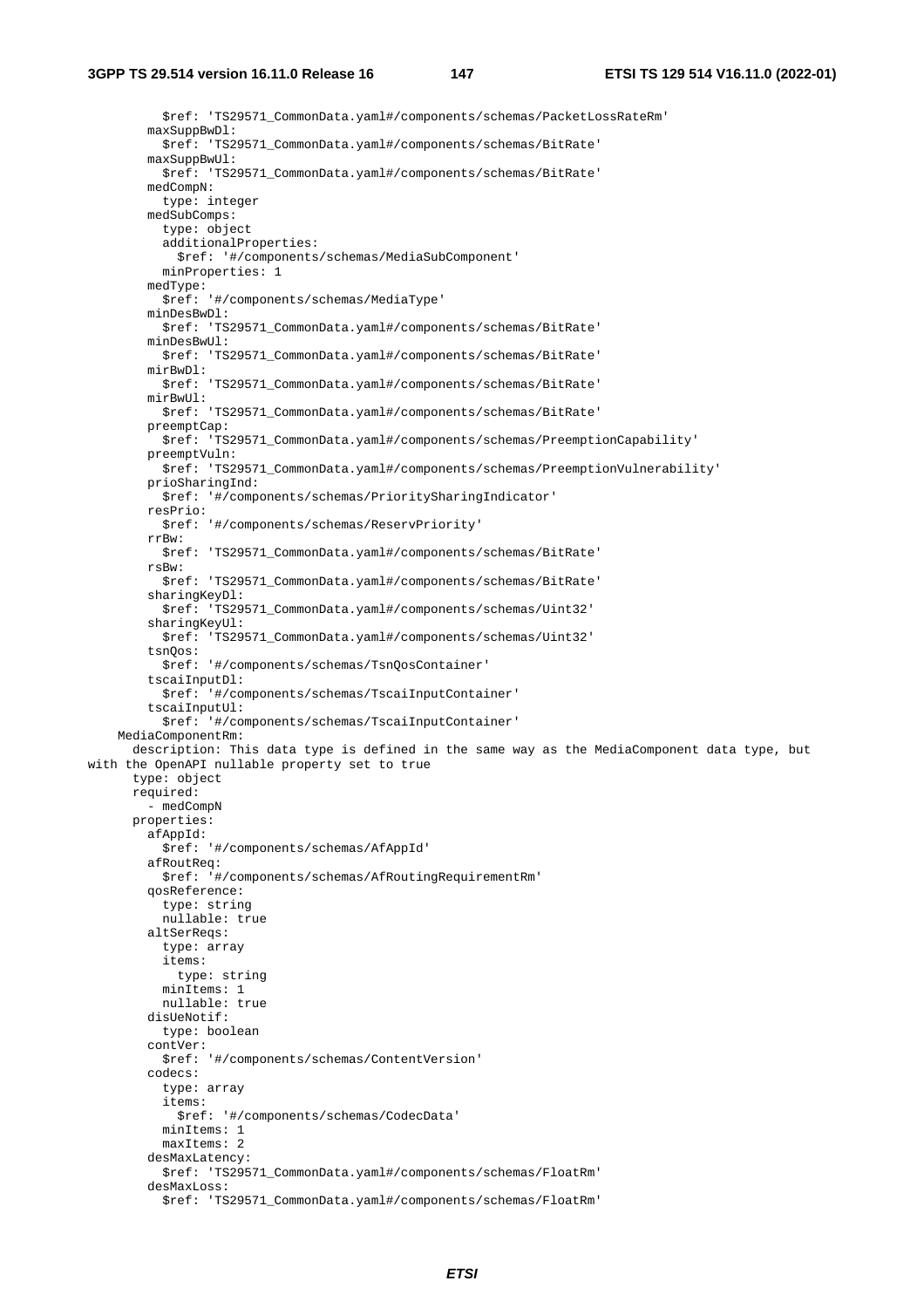```
          $ref: 'TS29571_CommonData.yaml#/components/schemas/PacketLossRateRm'
        maxSuppBwDl:
          $ref: 'TS29571_CommonData.yaml#/components/schemas/BitRate'
        maxSuppBwUl:
          $ref: 'TS29571_CommonData.yaml#/components/schemas/BitRate'
        medCompN:
          type: integer
        medSubComps:
          type: object
          additionalProperties:
            $ref: '#/components/schemas/MediaSubComponent'
          minProperties: 1
        medType:
          $ref: '#/components/schemas/MediaType'
        minDesBwDl:
          $ref: 'TS29571_CommonData.yaml#/components/schemas/BitRate'
        minDesBwUl:
          $ref: 'TS29571_CommonData.yaml#/components/schemas/BitRate'
        mirBwDl:
          $ref: 'TS29571_CommonData.yaml#/components/schemas/BitRate'
        mirBwUl:
          $ref: 'TS29571_CommonData.yaml#/components/schemas/BitRate'
        preemptCap:
          $ref: 'TS29571_CommonData.yaml#/components/schemas/PreemptionCapability'
        preemptVuln:
          $ref: 'TS29571_CommonData.yaml#/components/schemas/PreemptionVulnerability'
        prioSharingInd:
          $ref: '#/components/schemas/PrioritySharingIndicator'
        resPrio:
          $ref: '#/components/schemas/ReservPriority'
        rrBw:
          $ref: 'TS29571_CommonData.yaml#/components/schemas/BitRate'
        rsBw:
          $ref: 'TS29571_CommonData.yaml#/components/schemas/BitRate'
        sharingKeyDl:
          $ref: 'TS29571_CommonData.yaml#/components/schemas/Uint32'
        sharingKeyUl:
          $ref: 'TS29571_CommonData.yaml#/components/schemas/Uint32'
        tsnQos:
          $ref: '#/components/schemas/TsnQosContainer'
        tscaiInputDl:
          $ref: '#/components/schemas/TscaiInputContainer'
        tscaiInputUl:
          $ref: '#/components/schemas/TscaiInputContainer'
    MediaComponentRm:
      description: This data type is defined in the same way as the MediaComponent data type, but
with the OpenAPI nullable property set to true
      type: object
      required:
        - medCompN
      properties:
        afAppId:
          $ref: '#/components/schemas/AfAppId'
        afRoutReq:
          $ref: '#/components/schemas/AfRoutingRequirementRm'
        qosReference:
          type: string
          nullable: true
        altSerReqs:
          type: array
          items:
            type: string
          minItems: 1
          nullable: true
        disUeNotif:
          type: boolean
        contVer:
          $ref: '#/components/schemas/ContentVersion'
        codecs:
          type: array
          items:
            $ref: '#/components/schemas/CodecData'
          minItems: 1
          maxItems: 2
        desMaxLatency:
          $ref: 'TS29571_CommonData.yaml#/components/schemas/FloatRm'
        desMaxLoss:
          $ref: 'TS29571_CommonData.yaml#/components/schemas/FloatRm'
```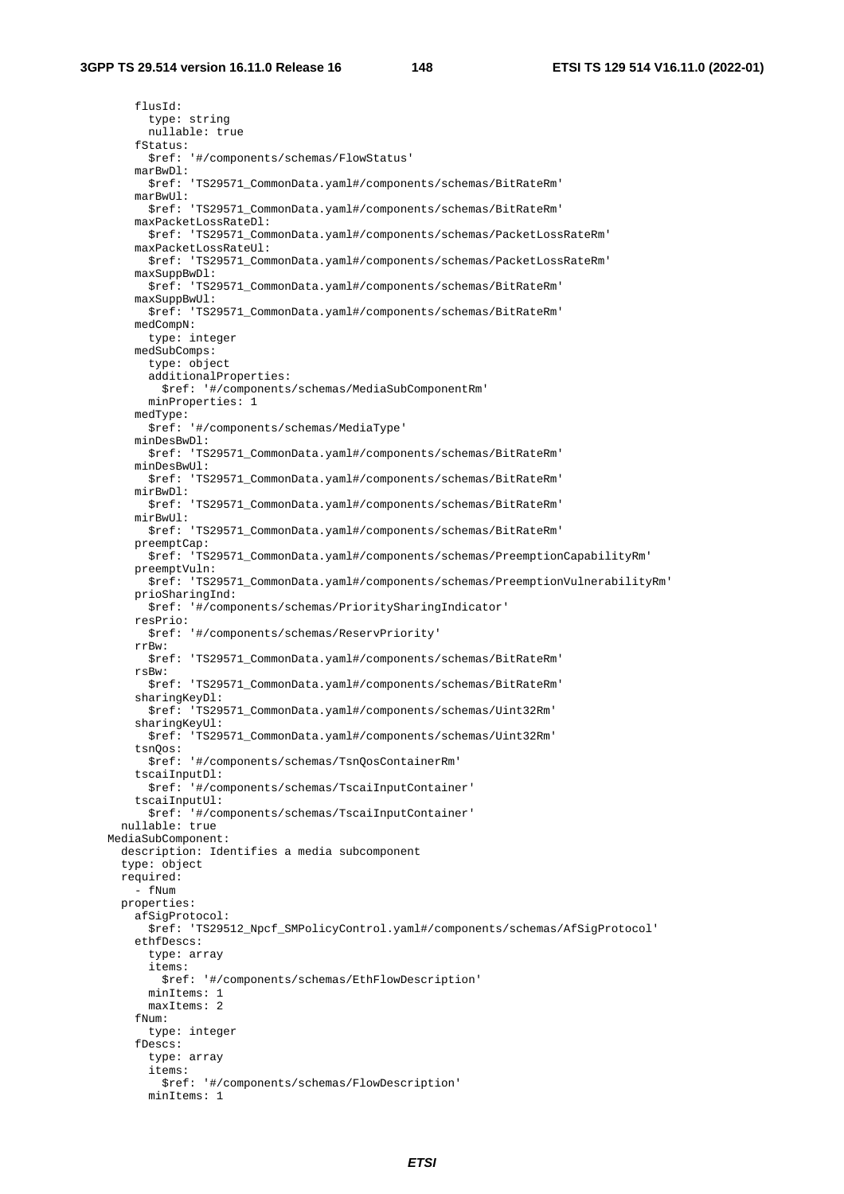```
        flusId:
          type: string
          nullable: true
        fStatus:
          $ref: '#/components/schemas/FlowStatus'
        marBwDl:
          $ref: 'TS29571_CommonData.yaml#/components/schemas/BitRateRm'
        marBwUl:
          $ref: 'TS29571_CommonData.yaml#/components/schemas/BitRateRm'
        maxPacketLossRateDl:
          $ref: 'TS29571_CommonData.yaml#/components/schemas/PacketLossRateRm'
        maxPacketLossRateUl:
          $ref: 'TS29571_CommonData.yaml#/components/schemas/PacketLossRateRm'
        maxSuppBwDl:
          $ref: 'TS29571_CommonData.yaml#/components/schemas/BitRateRm'
        maxSuppBwUl:
          $ref: 'TS29571_CommonData.yaml#/components/schemas/BitRateRm'
        medCompN:
          type: integer
        medSubComps:
          type: object
          additionalProperties:
            $ref: '#/components/schemas/MediaSubComponentRm'
          minProperties: 1
        medType:
          $ref: '#/components/schemas/MediaType'
        minDesBwDl:
          $ref: 'TS29571_CommonData.yaml#/components/schemas/BitRateRm'
        minDesBwUl:
          $ref: 'TS29571_CommonData.yaml#/components/schemas/BitRateRm'
        mirBwDl:
          $ref: 'TS29571_CommonData.yaml#/components/schemas/BitRateRm'
        mirBwUl:
          $ref: 'TS29571_CommonData.yaml#/components/schemas/BitRateRm'
        preemptCap:
          $ref: 'TS29571_CommonData.yaml#/components/schemas/PreemptionCapabilityRm'
        preemptVuln:
          $ref: 'TS29571_CommonData.yaml#/components/schemas/PreemptionVulnerabilityRm'
        prioSharingInd:
          $ref: '#/components/schemas/PrioritySharingIndicator'
        resPrio:
          $ref: '#/components/schemas/ReservPriority'
        rrBw:
          $ref: 'TS29571_CommonData.yaml#/components/schemas/BitRateRm'
        rsBw:
          $ref: 'TS29571_CommonData.yaml#/components/schemas/BitRateRm'
        sharingKeyDl:
          $ref: 'TS29571_CommonData.yaml#/components/schemas/Uint32Rm'
        sharingKeyUl:
          $ref: 'TS29571_CommonData.yaml#/components/schemas/Uint32Rm'
        tsnQos:
          $ref: '#/components/schemas/TsnQosContainerRm'
        tscaiInputDl:
          $ref: '#/components/schemas/TscaiInputContainer'
        tscaiInputUl:
          $ref: '#/components/schemas/TscaiInputContainer'
      nullable: true
    MediaSubComponent:
      description: Identifies a media subcomponent
      type: object
      required:
        - fNum
      properties:
        afSigProtocol:
          $ref: 'TS29512_Npcf_SMPolicyControl.yaml#/components/schemas/AfSigProtocol'
        ethfDescs:
          type: array
          items:
            $ref: '#/components/schemas/EthFlowDescription'
          minItems: 1
          maxItems: 2
        fNum:
          type: integer
        fDescs:
          type: array
          items:
            $ref: '#/components/schemas/FlowDescription'
          minItems: 1
```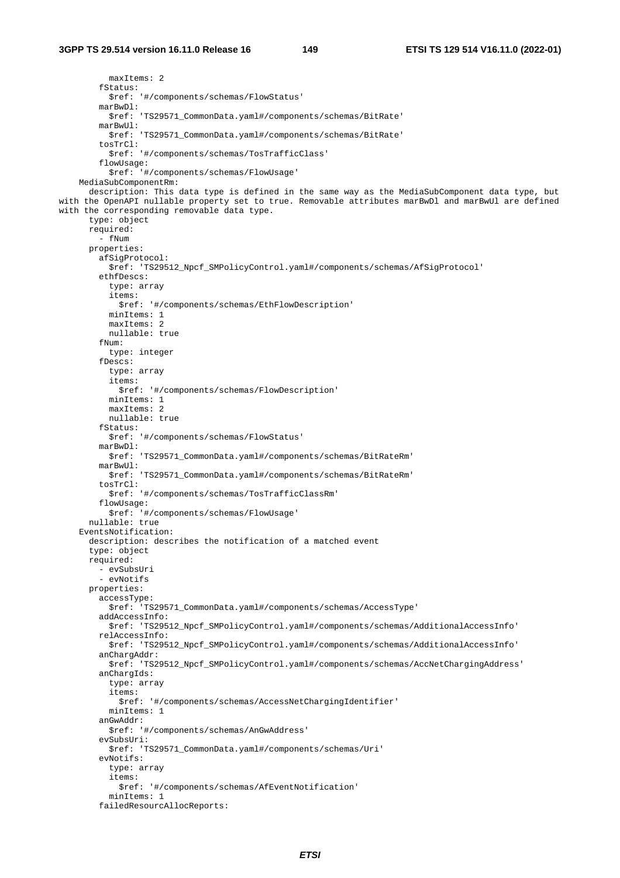```
          maxItems: 2
        fStatus:
          $ref: '#/components/schemas/FlowStatus'
        marBwDl:
          $ref: 'TS29571_CommonData.yaml#/components/schemas/BitRate'
        marBwUl:
          $ref: 'TS29571_CommonData.yaml#/components/schemas/BitRate'
        tosTrCl:
          $ref: '#/components/schemas/TosTrafficClass'
        flowUsage:
          $ref: '#/components/schemas/FlowUsage'
    MediaSubComponentRm:
      description: This data type is defined in the same way as the MediaSubComponent data type, but
with the OpenAPI nullable property set to true. Removable attributes marBwDl and marBwUl are defined
with the corresponding removable data type.
      type: object
      required:
        - fNum
      properties:
        afSigProtocol:
          $ref: 'TS29512_Npcf_SMPolicyControl.yaml#/components/schemas/AfSigProtocol'
        ethfDescs:
          type: array
          items:
            $ref: '#/components/schemas/EthFlowDescription'
          minItems: 1
          maxItems: 2
          nullable: true
        fNum:
          type: integer
        fDescs:
          type: array
          items:
            $ref: '#/components/schemas/FlowDescription'
          minItems: 1
          maxItems: 2
          nullable: true
        fStatus:
          $ref: '#/components/schemas/FlowStatus'
        marBwDl:
          $ref: 'TS29571_CommonData.yaml#/components/schemas/BitRateRm'
        marBwUl:
          $ref: 'TS29571_CommonData.yaml#/components/schemas/BitRateRm'
        tosTrCl:
          $ref: '#/components/schemas/TosTrafficClassRm'
        flowUsage:
          $ref: '#/components/schemas/FlowUsage'
      nullable: true
    EventsNotification:
      description: describes the notification of a matched event
      type: object
      required:
        - evSubsUri
        - evNotifs
      properties:
        accessType:
          $ref: 'TS29571_CommonData.yaml#/components/schemas/AccessType'
        addAccessInfo:
          $ref: 'TS29512_Npcf_SMPolicyControl.yaml#/components/schemas/AdditionalAccessInfo'
        relAccessInfo:
          $ref: 'TS29512_Npcf_SMPolicyControl.yaml#/components/schemas/AdditionalAccessInfo'
        anChargAddr:
          $ref: 'TS29512_Npcf_SMPolicyControl.yaml#/components/schemas/AccNetChargingAddress'
        anChargIds:
          type: array
          items:
            $ref: '#/components/schemas/AccessNetChargingIdentifier'
          minItems: 1
        anGwAddr:
          $ref: '#/components/schemas/AnGwAddress'
        evSubsUri:
          $ref: 'TS29571_CommonData.yaml#/components/schemas/Uri'
        evNotifs:
          type: array
          items:
            $ref: '#/components/schemas/AfEventNotification'
          minItems: 1
        failedResourcAllocReports:
```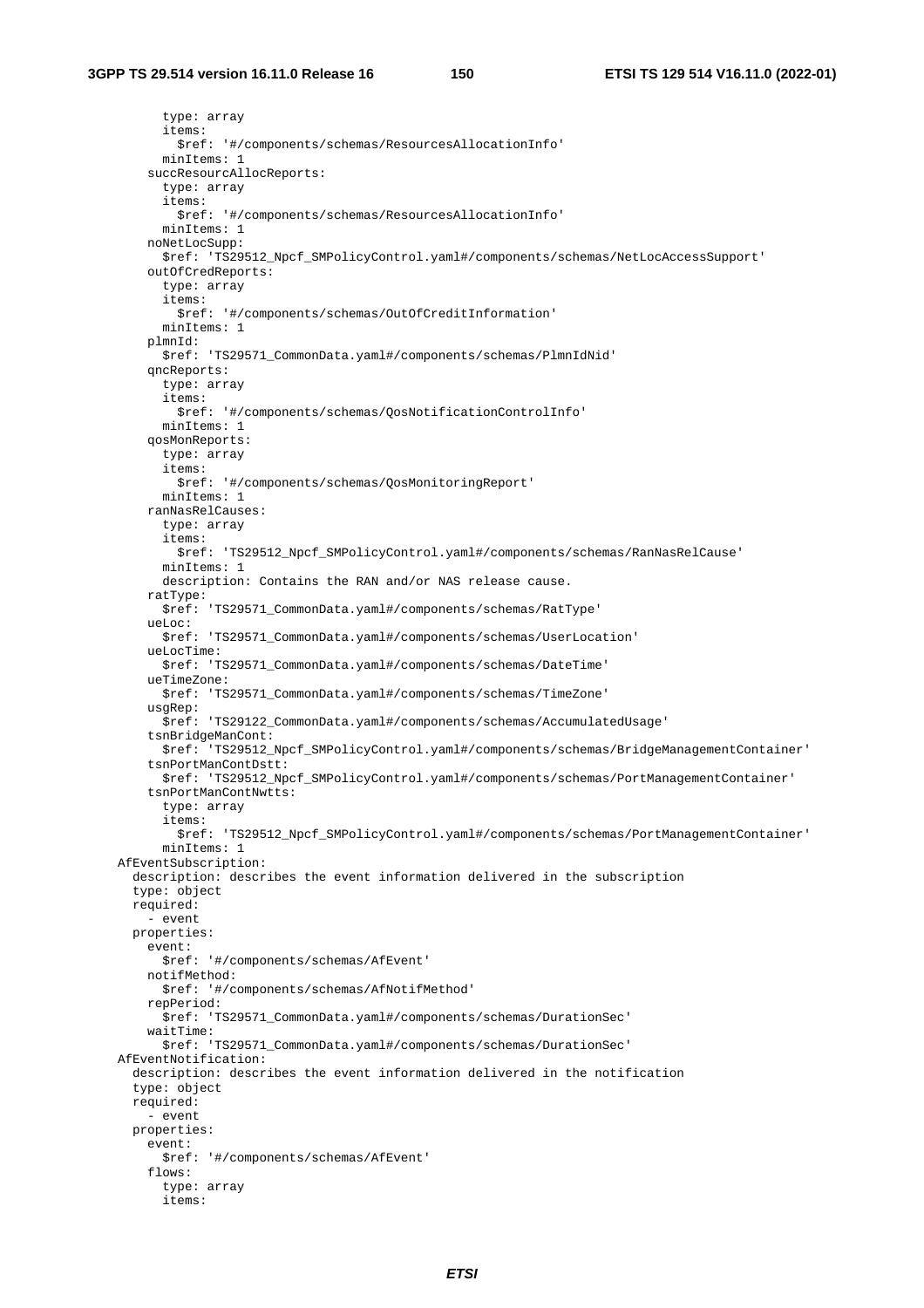```
          type: array
          items:
            $ref: '#/components/schemas/ResourcesAllocationInfo'
          minItems: 1
        succResourcAllocReports:
          type: array
          items:
            $ref: '#/components/schemas/ResourcesAllocationInfo'
          minItems: 1
        noNetLocSupp:
          $ref: 'TS29512_Npcf_SMPolicyControl.yaml#/components/schemas/NetLocAccessSupport'
        outOfCredReports:
          type: array
          items:
            $ref: '#/components/schemas/OutOfCreditInformation'
          minItems: 1
        plmnId:
          $ref: 'TS29571_CommonData.yaml#/components/schemas/PlmnIdNid'
        qncReports:
          type: array
          items:
            $ref: '#/components/schemas/QosNotificationControlInfo'
          minItems: 1
        qosMonReports:
          type: array
          items:
            $ref: '#/components/schemas/QosMonitoringReport'
          minItems: 1
        ranNasRelCauses:
          type: array
          items:
            $ref: 'TS29512_Npcf_SMPolicyControl.yaml#/components/schemas/RanNasRelCause'
          minItems: 1
          description: Contains the RAN and/or NAS release cause.
        ratType:
          $ref: 'TS29571_CommonData.yaml#/components/schemas/RatType'
        ueLoc:
          $ref: 'TS29571_CommonData.yaml#/components/schemas/UserLocation'
        ueLocTime:
          $ref: 'TS29571_CommonData.yaml#/components/schemas/DateTime'
        ueTimeZone:
          $ref: 'TS29571_CommonData.yaml#/components/schemas/TimeZone'
        usgRep:
          $ref: 'TS29122_CommonData.yaml#/components/schemas/AccumulatedUsage'
        tsnBridgeManCont:
          $ref: 'TS29512_Npcf_SMPolicyControl.yaml#/components/schemas/BridgeManagementContainer'
        tsnPortManContDstt:
          $ref: 'TS29512_Npcf_SMPolicyControl.yaml#/components/schemas/PortManagementContainer'
        tsnPortManContNwtts:
          type: array
          items:
            $ref: 'TS29512_Npcf_SMPolicyControl.yaml#/components/schemas/PortManagementContainer'
          minItems: 1
    AfEventSubscription:
      description: describes the event information delivered in the subscription
      type: object
      required:
        - event
      properties:
        event:
          $ref: '#/components/schemas/AfEvent'
        notifMethod:
          $ref: '#/components/schemas/AfNotifMethod'
        repPeriod:
          $ref: 'TS29571_CommonData.yaml#/components/schemas/DurationSec'
        waitTime:
          $ref: 'TS29571_CommonData.yaml#/components/schemas/DurationSec'
    AfEventNotification:
      description: describes the event information delivered in the notification
      type: object
      required:
        - event
      properties:
        event:
          $ref: '#/components/schemas/AfEvent'
        flows:
          type: array
          items:
```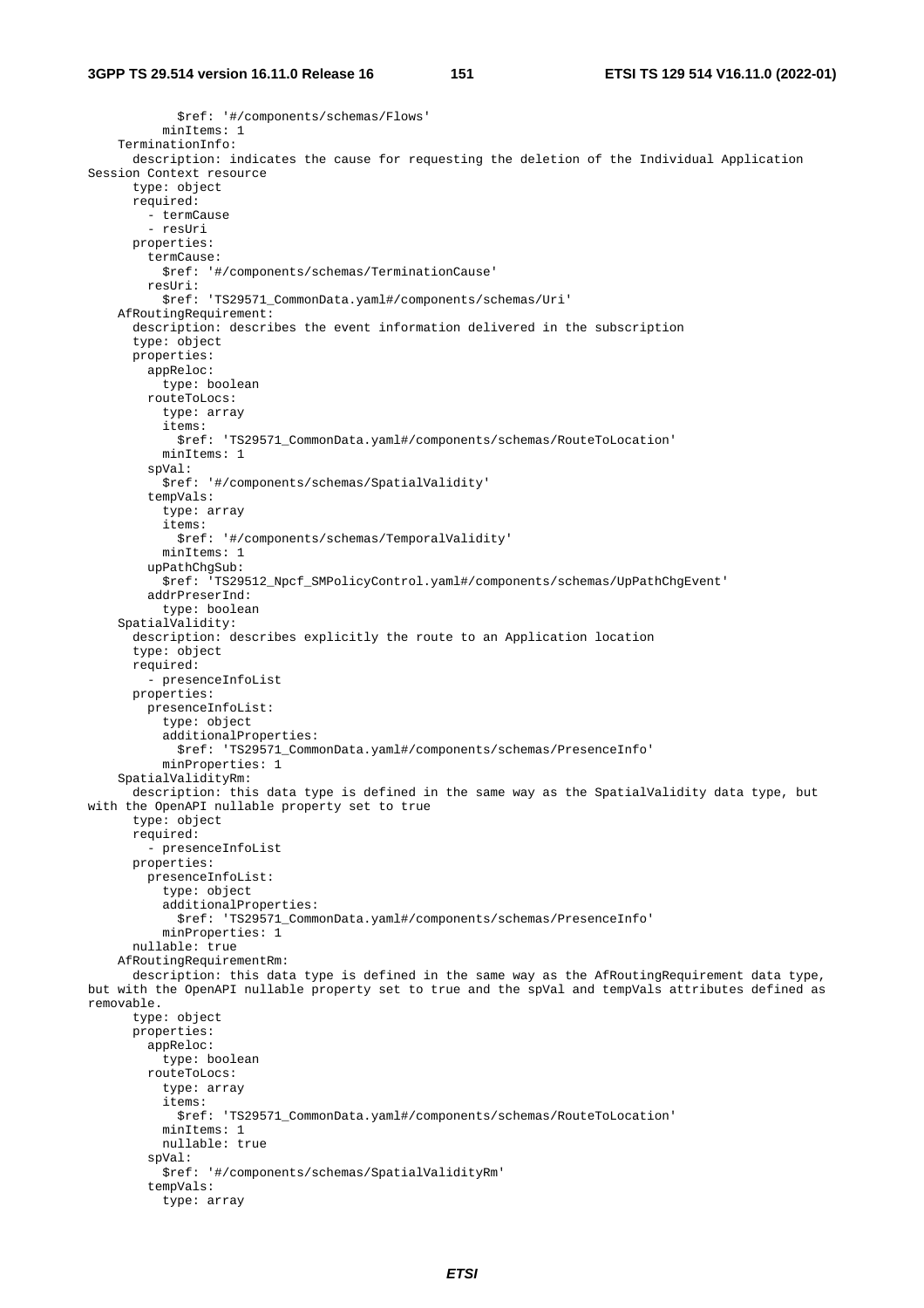```
            $ref: '#/components/schemas/Flows'
          minItems: 1
    TerminationInfo:
      description: indicates the cause for requesting the deletion of the Individual Application 
Session Context resource
      type: object
      required:
        - termCause
        - resUri
      properties:
        termCause:
          $ref: '#/components/schemas/TerminationCause'
        resUri:
          $ref: 'TS29571_CommonData.yaml#/components/schemas/Uri'
    AfRoutingRequirement:
      description: describes the event information delivered in the subscription
      type: object
      properties:
        appReloc:
          type: boolean
        routeToLocs:
          type: array
          items:
            $ref: 'TS29571_CommonData.yaml#/components/schemas/RouteToLocation'
          minItems: 1
        spVal:
          $ref: '#/components/schemas/SpatialValidity'
        tempVals:
          type: array
          items:
            $ref: '#/components/schemas/TemporalValidity'
          minItems: 1
        upPathChgSub:
          $ref: 'TS29512_Npcf_SMPolicyControl.yaml#/components/schemas/UpPathChgEvent'
        addrPreserInd:
          type: boolean
    SpatialValidity:
      description: describes explicitly the route to an Application location
      type: object
      required:
        - presenceInfoList
      properties:
        presenceInfoList:
          type: object
          additionalProperties:
            $ref: 'TS29571_CommonData.yaml#/components/schemas/PresenceInfo'
          minProperties: 1
    SpatialValidityRm:
      description: this data type is defined in the same way as the SpatialValidity data type, but 
with the OpenAPI nullable property set to true
      type: object
      required:
        - presenceInfoList
      properties:
        presenceInfoList:
          type: object
          additionalProperties:
            $ref: 'TS29571_CommonData.yaml#/components/schemas/PresenceInfo'
          minProperties: 1
      nullable: true
    AfRoutingRequirementRm:
      description: this data type is defined in the same way as the AfRoutingRequirement data type, 
but with the OpenAPI nullable property set to true and the spVal and tempVals attributes defined as 
removable.
      type: object
      properties:
        appReloc:
          type: boolean
        routeToLocs:
          type: array
          items:
            $ref: 'TS29571_CommonData.yaml#/components/schemas/RouteToLocation'
          minItems: 1
          nullable: true
        spVal:
          $ref: '#/components/schemas/SpatialValidityRm'
        tempVals:
          type: array
```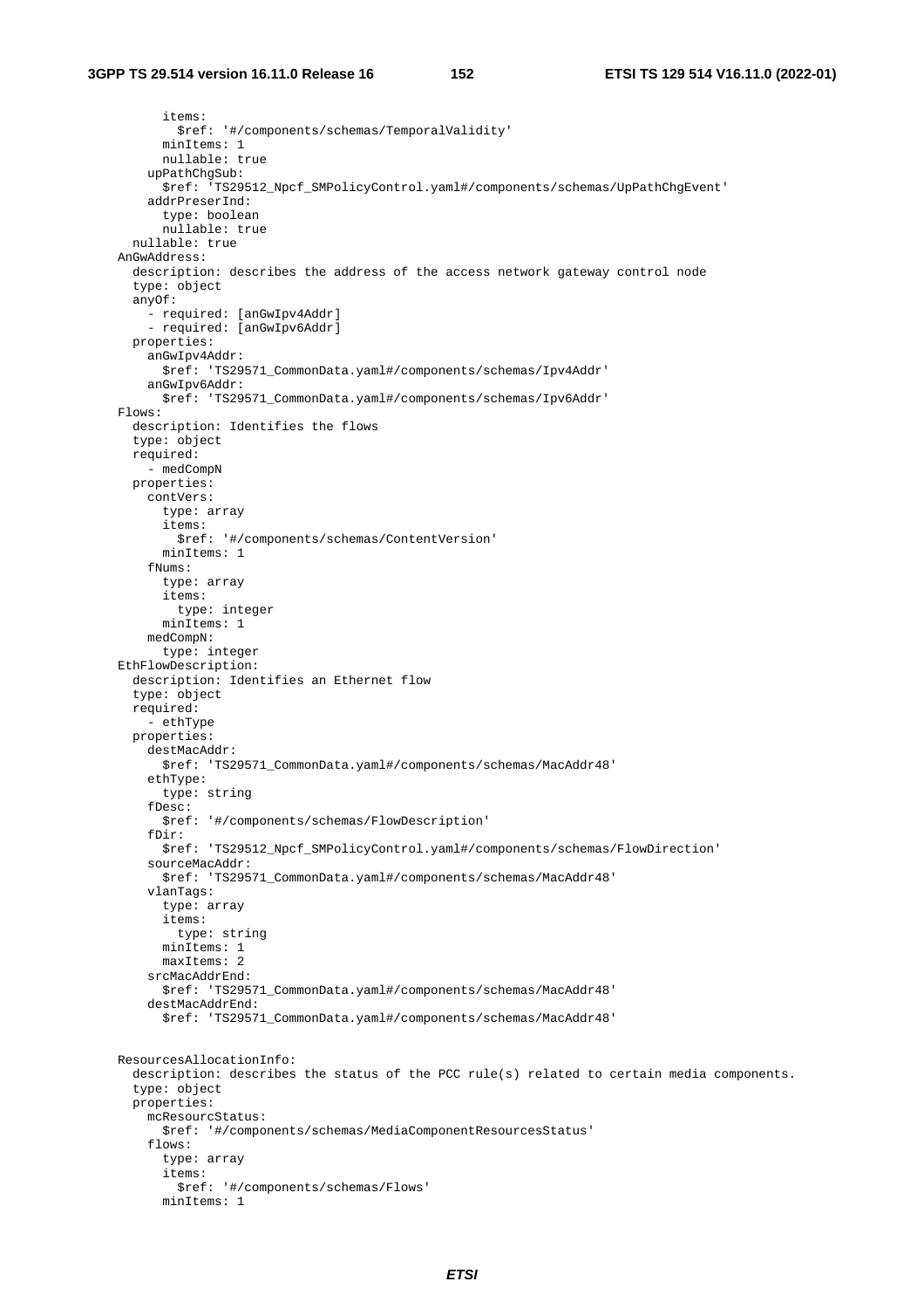```
          items:
            $ref: '#/components/schemas/TemporalValidity'
          minItems: 1
          nullable: true
        upPathChgSub:
          $ref: 'TS29512_Npcf_SMPolicyControl.yaml#/components/schemas/UpPathChgEvent'
        addrPreserInd:
          type: boolean
          nullable: true
      nullable: true
    AnGwAddress:
      description: describes the address of the access network gateway control node
      type: object
      anyOf:
        - required: [anGwIpv4Addr]
        - required: [anGwIpv6Addr]
      properties:
        anGwIpv4Addr:
          $ref: 'TS29571_CommonData.yaml#/components/schemas/Ipv4Addr'
        anGwIpv6Addr:
          $ref: 'TS29571_CommonData.yaml#/components/schemas/Ipv6Addr'
    Flows:
      description: Identifies the flows
      type: object
      required:
        - medCompN
      properties:
        contVers:
          type: array
          items:
            $ref: '#/components/schemas/ContentVersion'
          minItems: 1
        fNums:
          type: array
          items:
            type: integer
          minItems: 1
        medCompN:
          type: integer
    EthFlowDescription:
      description: Identifies an Ethernet flow
      type: object
      required:
        - ethType
      properties:
        destMacAddr:
          $ref: 'TS29571_CommonData.yaml#/components/schemas/MacAddr48'
        ethType:
          type: string
        fDesc:
          $ref: '#/components/schemas/FlowDescription'
        fDir:
          $ref: 'TS29512_Npcf_SMPolicyControl.yaml#/components/schemas/FlowDirection'
        sourceMacAddr:
          $ref: 'TS29571_CommonData.yaml#/components/schemas/MacAddr48'
        vlanTags:
          type: array
          items:
            type: string
          minItems: 1
          maxItems: 2
        srcMacAddrEnd:
          $ref: 'TS29571_CommonData.yaml#/components/schemas/MacAddr48'
        destMacAddrEnd:
          $ref: 'TS29571_CommonData.yaml#/components/schemas/MacAddr48'


    ResourcesAllocationInfo:
      description: describes the status of the PCC rule(s) related to certain media components.
      type: object
      properties:
        mcResourcStatus:
          $ref: '#/components/schemas/MediaComponentResourcesStatus'
        flows:
          type: array
          items:
            $ref: '#/components/schemas/Flows'
          minItems: 1
```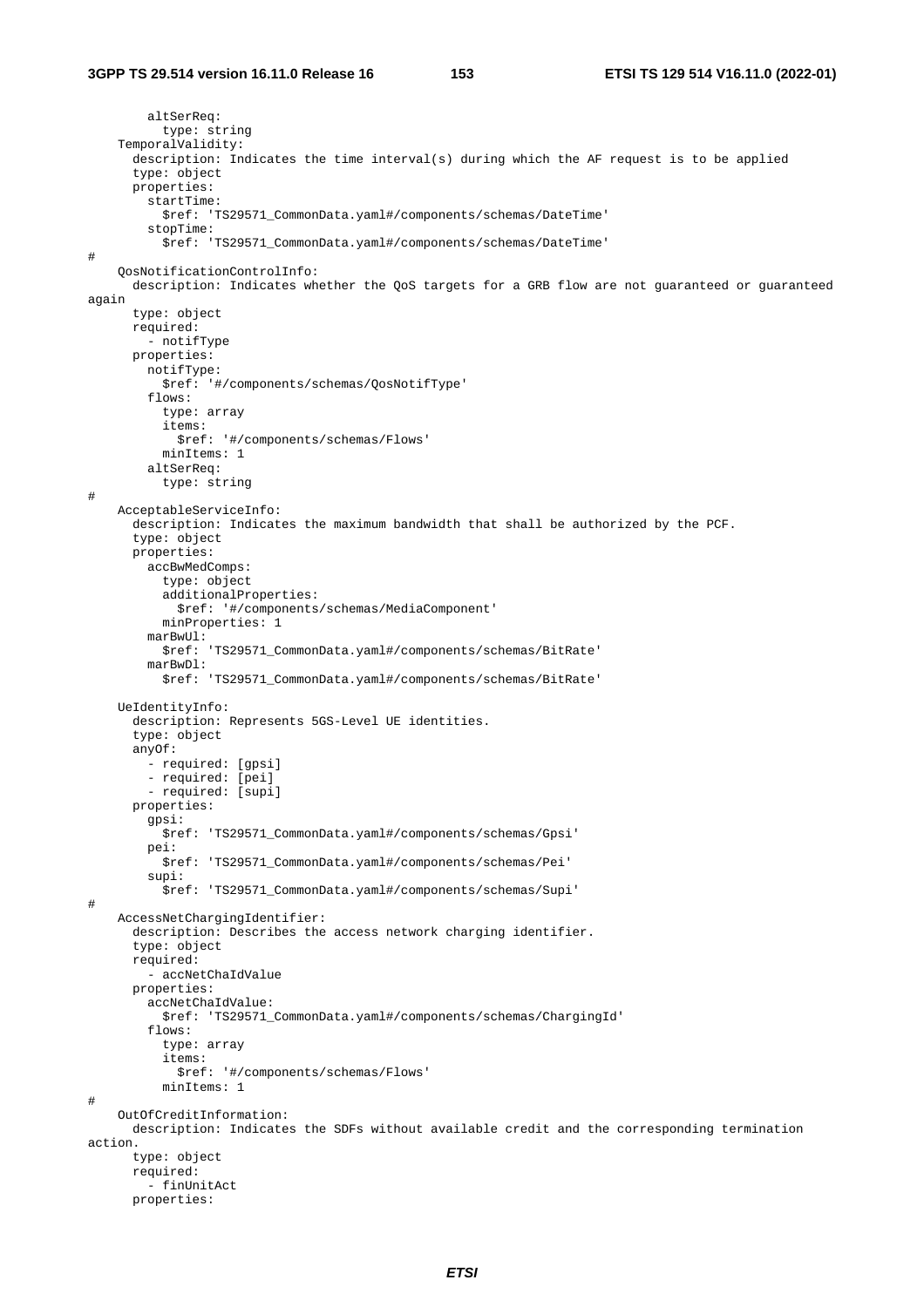```
        altSerReq:
          type: string
    TemporalValidity:
      description: Indicates the time interval(s) during which the AF request is to be applied
      type: object
      properties:
        startTime:
          $ref: 'TS29571_CommonData.yaml#/components/schemas/DateTime'
        stopTime:
          $ref: 'TS29571_CommonData.yaml#/components/schemas/DateTime'
#
    QosNotificationControlInfo:
      description: Indicates whether the QoS targets for a GRB flow are not guaranteed or guaranteed
again
      type: object
      required:
        - notifType
      properties:
        notifType:
          $ref: '#/components/schemas/QosNotifType'
        flows:
          type: array
          items:
            $ref: '#/components/schemas/Flows'
          minItems: 1
        altSerReq:
          type: string
#
    AcceptableServiceInfo:
      description: Indicates the maximum bandwidth that shall be authorized by the PCF.
      type: object
      properties:
        accBwMedComps:
          type: object
          additionalProperties:
            $ref: '#/components/schemas/MediaComponent'
          minProperties: 1
        marBwUl:
          $ref: 'TS29571_CommonData.yaml#/components/schemas/BitRate'
        marBwDl:
          $ref: 'TS29571_CommonData.yaml#/components/schemas/BitRate'

    UeIdentityInfo:
      description: Represents 5GS-Level UE identities.
      type: object
      anyOf:
        - required: [gpsi]
        - required: [pei]
        - required: [supi]
      properties:
        gpsi:
          $ref: 'TS29571_CommonData.yaml#/components/schemas/Gpsi'
        pei:
          $ref: 'TS29571_CommonData.yaml#/components/schemas/Pei'
        supi:
          $ref: 'TS29571_CommonData.yaml#/components/schemas/Supi'
#
    AccessNetChargingIdentifier:
      description: Describes the access network charging identifier.
      type: object
      required:
        - accNetChaIdValue
      properties:
        accNetChaIdValue:
          $ref: 'TS29571_CommonData.yaml#/components/schemas/ChargingId'
        flows:
          type: array
          items:
            $ref: '#/components/schemas/Flows'
          minItems: 1
#
    OutOfCreditInformation:
      description: Indicates the SDFs without available credit and the corresponding termination
action.
      type: object
      required:
        - finUnitAct
      properties:
```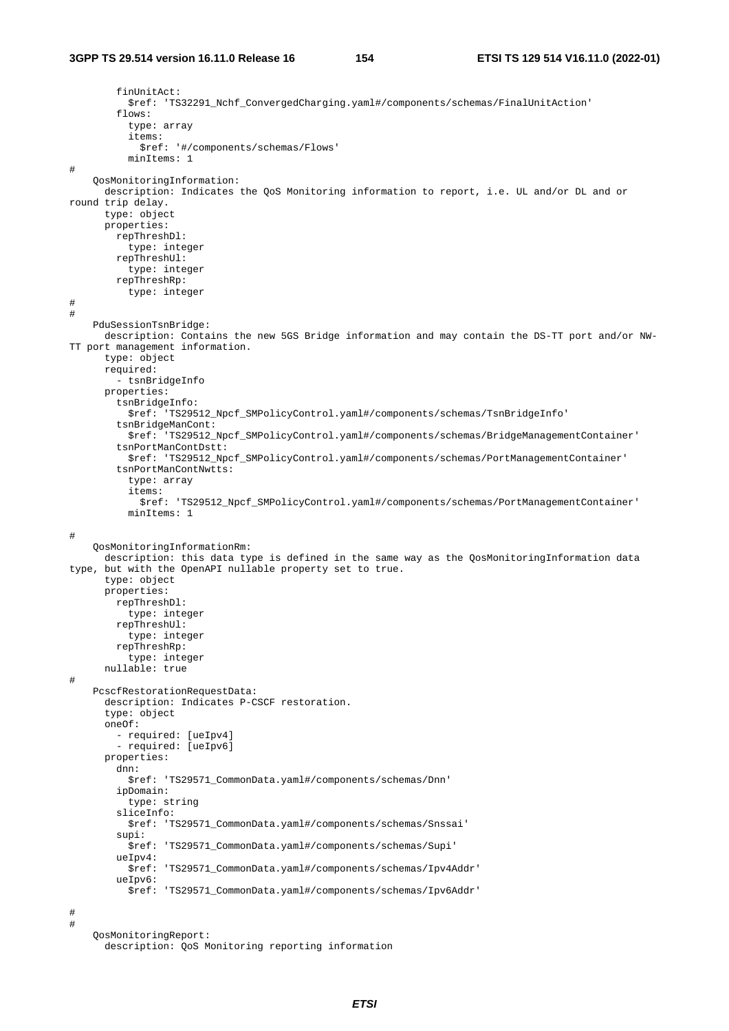```
        finUnitAct:
          $ref: 'TS32291_Nchf_ConvergedCharging.yaml#/components/schemas/FinalUnitAction'
        flows:
          type: array
          items:
            $ref: '#/components/schemas/Flows'
          minItems: 1
#
    QosMonitoringInformation:
      description: Indicates the QoS Monitoring information to report, i.e. UL and/or DL and or 
round trip delay.
      type: object
      properties:
        repThreshDl:
          type: integer
        repThreshUl:
          type: integer
        repThreshRp:
          type: integer
#
#
    PduSessionTsnBridge:
      description: Contains the new 5GS Bridge information and may contain the DS-TT port and/or NW-
TT port management information.
      type: object
      required:
        - tsnBridgeInfo
      properties:
        tsnBridgeInfo:
          $ref: 'TS29512_Npcf_SMPolicyControl.yaml#/components/schemas/TsnBridgeInfo'
        tsnBridgeManCont:
          $ref: 'TS29512_Npcf_SMPolicyControl.yaml#/components/schemas/BridgeManagementContainer'
        tsnPortManContDstt:
          $ref: 'TS29512_Npcf_SMPolicyControl.yaml#/components/schemas/PortManagementContainer'
        tsnPortManContNwtts:
          type: array
          items:
            $ref: 'TS29512_Npcf_SMPolicyControl.yaml#/components/schemas/PortManagementContainer'
          minItems: 1

#
    QosMonitoringInformationRm:
      description: this data type is defined in the same way as the QosMonitoringInformation data 
type, but with the OpenAPI nullable property set to true.
      type: object
      properties:
        repThreshDl:
          type: integer
        repThreshUl:
          type: integer
        repThreshRp:
          type: integer
      nullable: true
#
    PcscfRestorationRequestData:
      description: Indicates P-CSCF restoration.
      type: object
      oneOf:
        - required: [ueIpv4]
        - required: [ueIpv6]
      properties:
        dnn:
          $ref: 'TS29571_CommonData.yaml#/components/schemas/Dnn'
        ipDomain:
          type: string
        sliceInfo:
          $ref: 'TS29571_CommonData.yaml#/components/schemas/Snssai'
        supi:
          $ref: 'TS29571_CommonData.yaml#/components/schemas/Supi'
        ueIpv4:
          $ref: 'TS29571_CommonData.yaml#/components/schemas/Ipv4Addr'
        ueIpv6:
          $ref: 'TS29571_CommonData.yaml#/components/schemas/Ipv6Addr'

#
#
    QosMonitoringReport:
      description: QoS Monitoring reporting information
```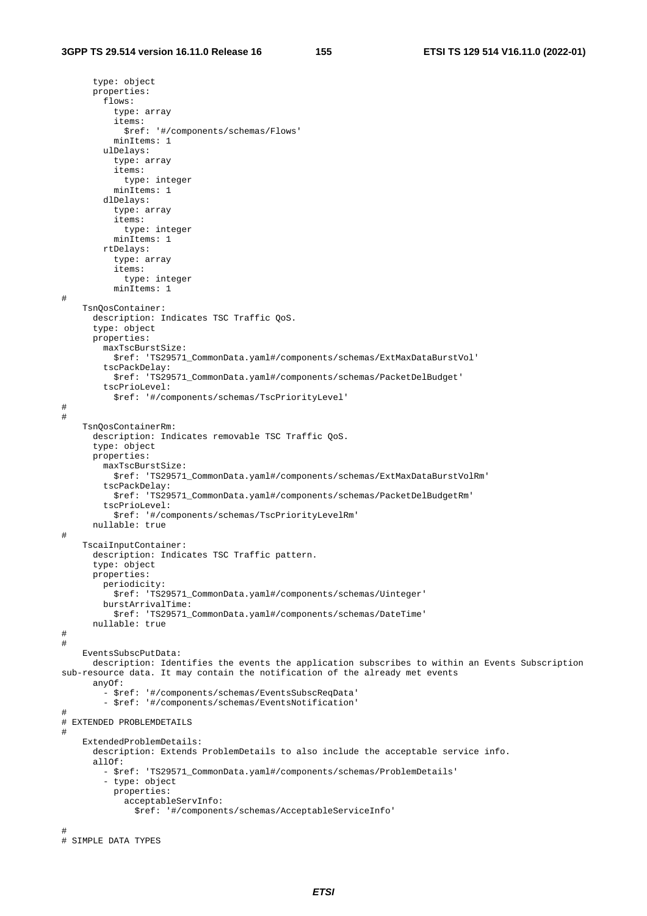```
      type: object
      properties:
        flows:
          type: array
          items:
            $ref: '#/components/schemas/Flows'
          minItems: 1
        ulDelays:
          type: array
          items:
            type: integer
          minItems: 1
        dlDelays:
          type: array
          items:
            type: integer
          minItems: 1
        rtDelays:
          type: array
          items:
            type: integer
          minItems: 1
#
    TsnQosContainer:
      description: Indicates TSC Traffic QoS.
      type: object
      properties:
        maxTscBurstSize:
          $ref: 'TS29571_CommonData.yaml#/components/schemas/ExtMaxDataBurstVol'
        tscPackDelay:
          $ref: 'TS29571_CommonData.yaml#/components/schemas/PacketDelBudget'
        tscPrioLevel:
          $ref: '#/components/schemas/TscPriorityLevel'
#
#
    TsnQosContainerRm:
      description: Indicates removable TSC Traffic QoS.
      type: object
      properties:
        maxTscBurstSize:
          $ref: 'TS29571_CommonData.yaml#/components/schemas/ExtMaxDataBurstVolRm'
        tscPackDelay:
          $ref: 'TS29571_CommonData.yaml#/components/schemas/PacketDelBudgetRm'
        tscPrioLevel:
          $ref: '#/components/schemas/TscPriorityLevelRm'
      nullable: true
#
    TscaiInputContainer:
      description: Indicates TSC Traffic pattern.
      type: object
      properties:
        periodicity:
          $ref: 'TS29571_CommonData.yaml#/components/schemas/Uinteger'
        burstArrivalTime:
          $ref: 'TS29571_CommonData.yaml#/components/schemas/DateTime'
      nullable: true
#
#
    EventsSubscPutData:
      description: Identifies the events the application subscribes to within an Events Subscription
sub-resource data. It may contain the notification of the already met events
      anyOf:
        - $ref: '#/components/schemas/EventsSubscReqData'
        - $ref: '#/components/schemas/EventsNotification'
#
# EXTENDED PROBLEMDETAILS
#
    ExtendedProblemDetails:
      description: Extends ProblemDetails to also include the acceptable service info.
      allOf:
        - $ref: 'TS29571_CommonData.yaml#/components/schemas/ProblemDetails'
        - type: object
          properties:
            acceptableServInfo:
              $ref: '#/components/schemas/AcceptableServiceInfo'

#
# SIMPLE DATA TYPES
```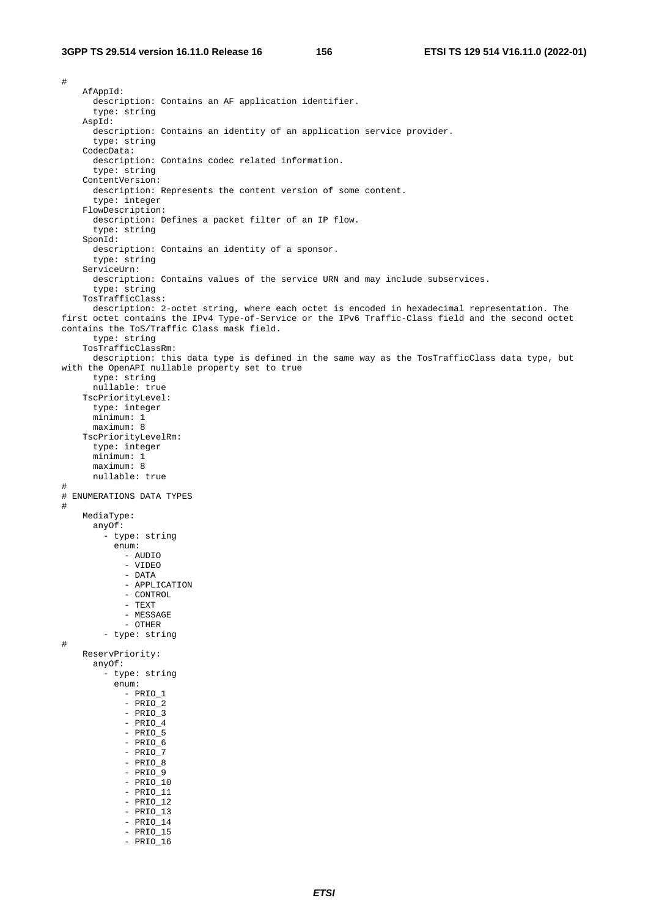```
#
    AfAppId:
      description: Contains an AF application identifier.
      type: string
    AspId:
      description: Contains an identity of an application service provider.
      type: string
    CodecData:
      description: Contains codec related information.
      type: string
    ContentVersion:
      description: Represents the content version of some content.
      type: integer
    FlowDescription:
      description: Defines a packet filter of an IP flow.
      type: string
    SponId:
      description: Contains an identity of a sponsor.
      type: string
    ServiceUrn:
      description: Contains values of the service URN and may include subservices.
      type: string
    TosTrafficClass:
      description: 2-octet string, where each octet is encoded in hexadecimal representation. The
first octet contains the IPv4 Type-of-Service or the IPv6 Traffic-Class field and the second octet
contains the ToS/Traffic Class mask field.
      type: string
    TosTrafficClassRm:
      description: this data type is defined in the same way as the TosTrafficClass data type, but
with the OpenAPI nullable property set to true
      type: string
      nullable: true
    TscPriorityLevel:
      type: integer
      minimum: 1
      maximum: 8
    TscPriorityLevelRm:
      type: integer
      minimum: 1
      maximum: 8
      nullable: true
#
# ENUMERATIONS DATA TYPES
#
    MediaType:
      anyOf:
        - type: string
          enum:
            - AUDIO
            - VIDEO
            - DATA
            - APPLICATION
            - CONTROL
            - TEXT
            - MESSAGE
            - OTHER
        - type: string
#
    ReservPriority:
      anyOf:
        - type: string
          enum:
            - PRIO_1
            - PRIO_2
            - PRIO_3
            - PRIO_4
            - PRIO_5
            - PRIO_6
            - PRIO_7
            - PRIO_8
            - PRIO_9
            - PRIO_10
            - PRIO_11
            - PRIO_12
            - PRIO_13
            - PRIO_14
            - PRIO_15
            - PRIO_16
```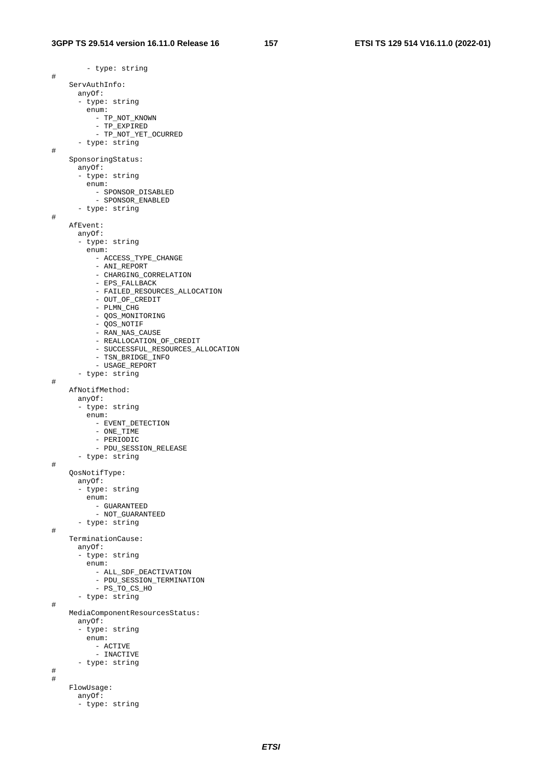```
        - type: string
#
    ServAuthInfo:
      anyOf:
      - type: string
        enum:
          - TP_NOT_KNOWN
          - TP_EXPIRED
          - TP_NOT_YET_OCURRED
      - type: string
#
    SponsoringStatus:
      anyOf:
      - type: string
        enum:
          - SPONSOR_DISABLED
          - SPONSOR_ENABLED
      - type: string
#
    AfEvent:
      anyOf:
      - type: string
        enum:
          - ACCESS_TYPE_CHANGE
          - ANI_REPORT
          - CHARGING_CORRELATION
          - EPS_FALLBACK
          - FAILED_RESOURCES_ALLOCATION
          - OUT_OF_CREDIT
          - PLMN_CHG
          - QOS_MONITORING
          - QOS_NOTIF
          - RAN_NAS_CAUSE
          - REALLOCATION_OF_CREDIT
          - SUCCESSFUL_RESOURCES_ALLOCATION
          - TSN_BRIDGE_INFO
          - USAGE_REPORT
      - type: string
#
    AfNotifMethod:
      anyOf:
      - type: string
        enum:
          - EVENT_DETECTION
          - ONE_TIME
          - PERIODIC
          - PDU_SESSION_RELEASE
      - type: string
#
    QosNotifType:
      anyOf:
      - type: string
        enum:
          - GUARANTEED
          - NOT_GUARANTEED
      - type: string
#
    TerminationCause:
      anyOf:
      - type: string
        enum:
          - ALL_SDF_DEACTIVATION
          - PDU_SESSION_TERMINATION
          - PS_TO_CS_HO
      - type: string
#
    MediaComponentResourcesStatus:
      anyOf:
      - type: string
        enum:
          - ACTIVE
          - INACTIVE
      - type: string
#
#
    FlowUsage:
      anyOf:
      - type: string
```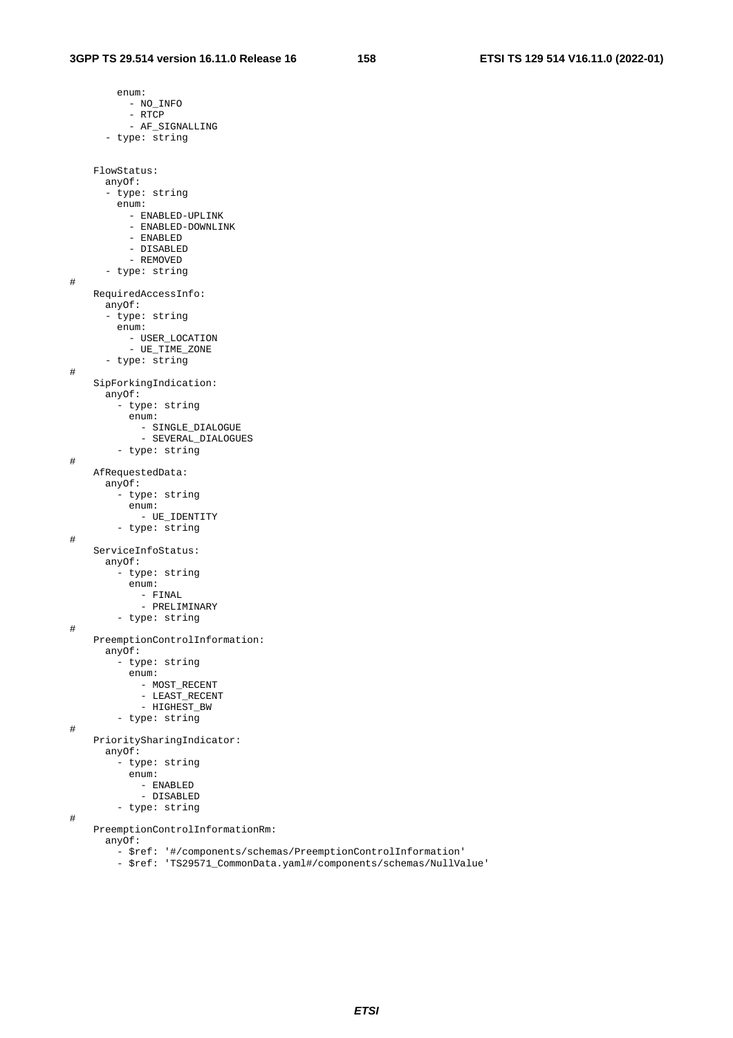```
        enum:
          - NO_INFO
          - RTCP
          - AF_SIGNALLING
      - type: string


    FlowStatus:
      anyOf:
      - type: string
        enum:
          - ENABLED-UPLINK
          - ENABLED-DOWNLINK
          - ENABLED
          - DISABLED
          - REMOVED
      - type: string
#
    RequiredAccessInfo:
      anyOf:
      - type: string
        enum:
          - USER_LOCATION
          - UE_TIME_ZONE
      - type: string
#
    SipForkingIndication:
      anyOf:
        - type: string
          enum:
            - SINGLE_DIALOGUE
            - SEVERAL_DIALOGUES
        - type: string
#
    AfRequestedData:
      anyOf:
        - type: string
          enum:
            - UE_IDENTITY
        - type: string
#
    ServiceInfoStatus:
      anyOf:
        - type: string
          enum:
            - FINAL
            - PRELIMINARY
        - type: string
#
    PreemptionControlInformation:
      anyOf:
        - type: string
          enum:
            - MOST_RECENT
            - LEAST_RECENT
            - HIGHEST_BW
        - type: string
#
    PrioritySharingIndicator:
      anyOf:
        - type: string
          enum:
            - ENABLED
            - DISABLED
        - type: string
#
    PreemptionControlInformationRm:
      anyOf:
        - $ref: '#/components/schemas/PreemptionControlInformation'
        - $ref: 'TS29571_CommonData.yaml#/components/schemas/NullValue'
```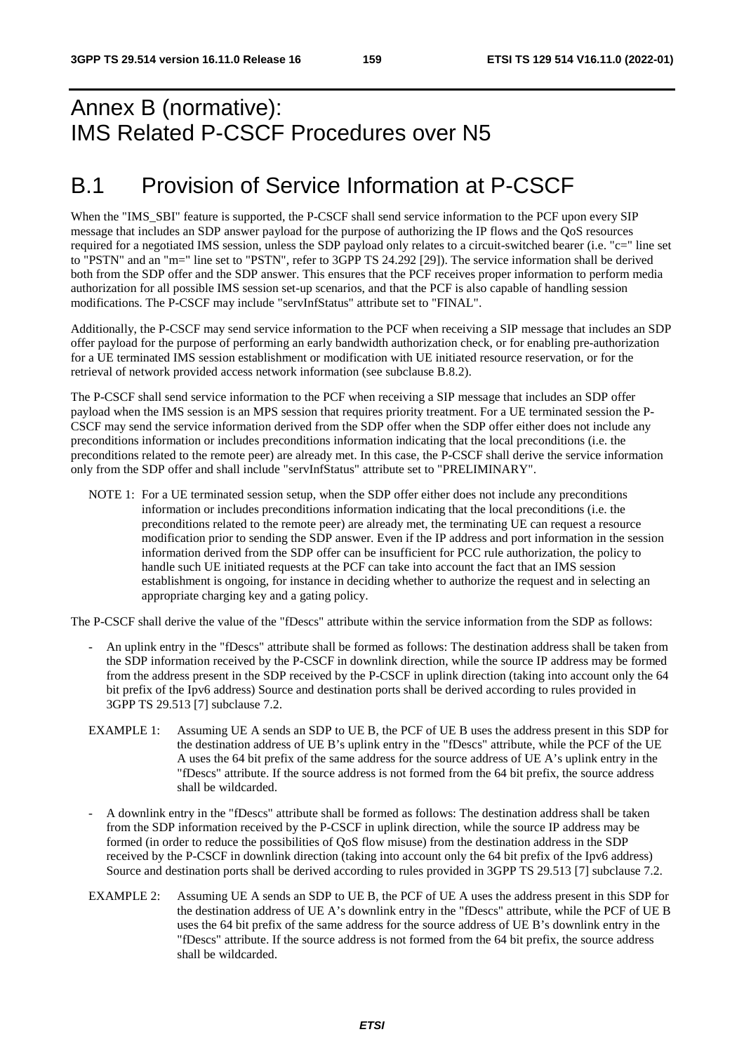# Annex B (normative): IMS Related P-CSCF Procedures over N5

## B.1 Provision of Service Information at P-CSCF

When the "IMS_SBI" feature is supported, the P-CSCF shall send service information to the PCF upon every SIP message that includes an SDP answer payload for the purpose of authorizing the IP flows and the QoS resources required for a negotiated IMS session, unless the SDP payload only relates to a circuit-switched bearer (i.e. "c=" line set to "PSTN" and an "m=" line set to "PSTN", refer to 3GPP TS 24.292 [29]). The service information shall be derived both from the SDP offer and the SDP answer. This ensures that the PCF receives proper information to perform media authorization for all possible IMS session set-up scenarios, and that the PCF is also capable of handling session modifications. The P-CSCF may include "servInfStatus" attribute set to "FINAL".

Additionally, the P-CSCF may send service information to the PCF when receiving a SIP message that includes an SDP offer payload for the purpose of performing an early bandwidth authorization check, or for enabling pre-authorization for a UE terminated IMS session establishment or modification with UE initiated resource reservation, or for the retrieval of network provided access network information (see subclause B.8.2).

The P-CSCF shall send service information to the PCF when receiving a SIP message that includes an SDP offer payload when the IMS session is an MPS session that requires priority treatment. For a UE terminated session the P-CSCF may send the service information derived from the SDP offer when the SDP offer either does not include any preconditions information or includes preconditions information indicating that the local preconditions (i.e. the preconditions related to the remote peer) are already met. In this case, the P-CSCF shall derive the service information only from the SDP offer and shall include "servInfStatus" attribute set to "PRELIMINARY".

NOTE 1: For a UE terminated session setup, when the SDP offer either does not include any preconditions information or includes preconditions information indicating that the local preconditions (i.e. the preconditions related to the remote peer) are already met, the terminating UE can request a resource modification prior to sending the SDP answer. Even if the IP address and port information in the session information derived from the SDP offer can be insufficient for PCC rule authorization, the policy to handle such UE initiated requests at the PCF can take into account the fact that an IMS session establishment is ongoing, for instance in deciding whether to authorize the request and in selecting an appropriate charging key and a gating policy.

The P-CSCF shall derive the value of the "fDescs" attribute within the service information from the SDP as follows:

- An uplink entry in the "fDescs" attribute shall be formed as follows: The destination address shall be taken from the SDP information received by the P-CSCF in downlink direction, while the source IP address may be formed from the address present in the SDP received by the P-CSCF in uplink direction (taking into account only the 64 bit prefix of the Ipv6 address) Source and destination ports shall be derived according to rules provided in 3GPP TS 29.513 [7] subclause 7.2.

EXAMPLE 1: Assuming UE A sends an SDP to UE B, the PCF of UE B uses the address present in this SDP for the destination address of UE B's uplink entry in the "fDescs" attribute, while the PCF of the UE A uses the 64 bit prefix of the same address for the source address of UE A's uplink entry in the "fDescs" attribute. If the source address is not formed from the 64 bit prefix, the source address shall be wildcarded.

- A downlink entry in the "fDescs" attribute shall be formed as follows: The destination address shall be taken from the SDP information received by the P-CSCF in uplink direction, while the source IP address may be formed (in order to reduce the possibilities of QoS flow misuse) from the destination address in the SDP received by the P-CSCF in downlink direction (taking into account only the 64 bit prefix of the Ipv6 address) Source and destination ports shall be derived according to rules provided in 3GPP TS 29.513 [7] subclause 7.2.

EXAMPLE 2: Assuming UE A sends an SDP to UE B, the PCF of UE A uses the address present in this SDP for the destination address of UE A's downlink entry in the "fDescs" attribute, while the PCF of UE B uses the 64 bit prefix of the same address for the source address of UE B's downlink entry in the "fDescs" attribute. If the source address is not formed from the 64 bit prefix, the source address shall be wildcarded.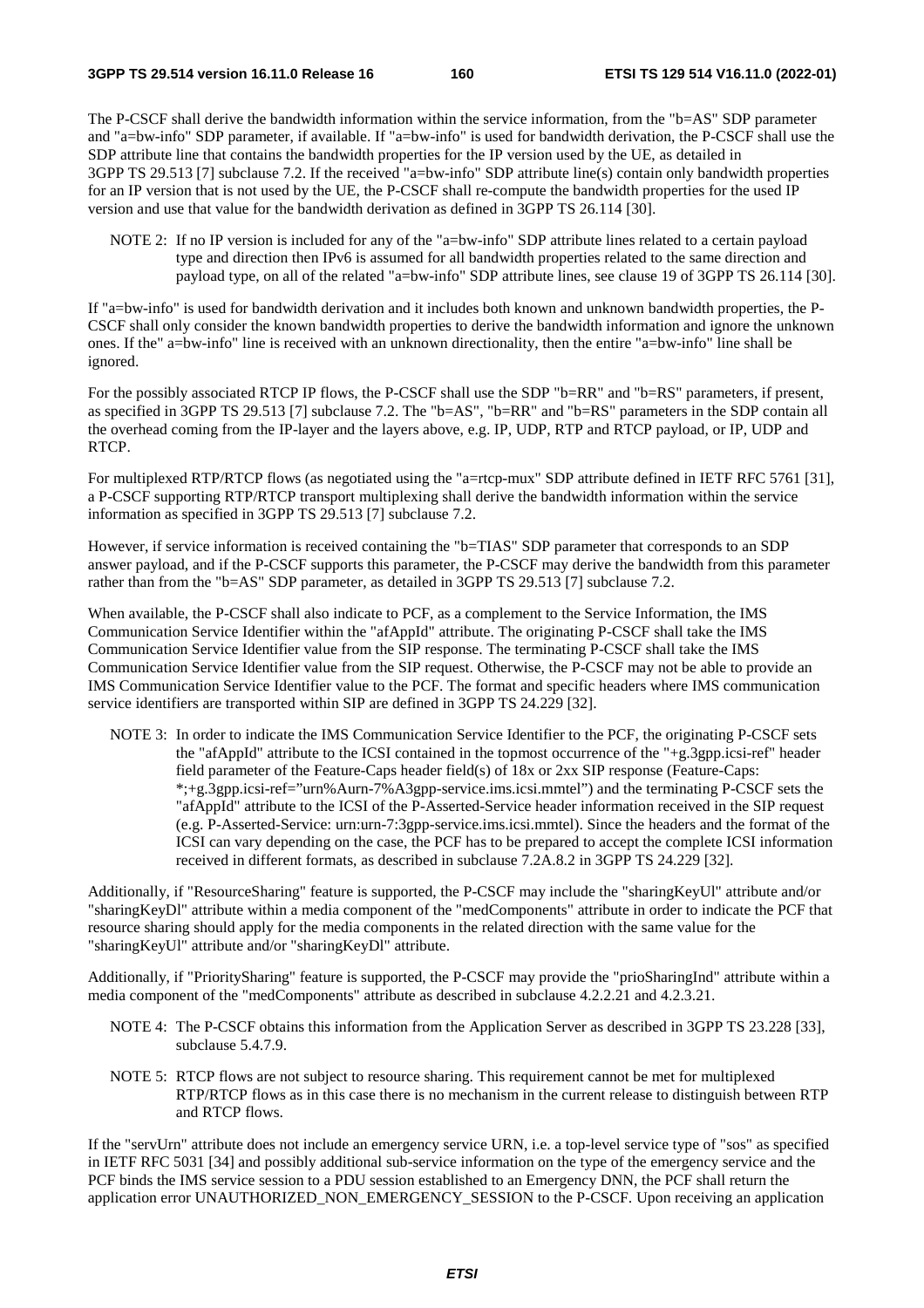The P-CSCF shall derive the bandwidth information within the service information, from the "b=AS" SDP parameter and "a=bw-info" SDP parameter, if available. If "a=bw-info" is used for bandwidth derivation, the P-CSCF shall use the SDP attribute line that contains the bandwidth properties for the IP version used by the UE, as detailed in 3GPP TS 29.513 [7] subclause 7.2. If the received "a=bw-info" SDP attribute line(s) contain only bandwidth properties for an IP version that is not used by the UE, the P-CSCF shall re-compute the bandwidth properties for the used IP version and use that value for the bandwidth derivation as defined in 3GPP TS 26.114 [30].

NOTE 2: If no IP version is included for any of the "a=bw-info" SDP attribute lines related to a certain payload type and direction then IPv6 is assumed for all bandwidth properties related to the same direction and payload type, on all of the related "a=bw-info" SDP attribute lines, see clause 19 of 3GPP TS 26.114 [30].

If "a=bw-info" is used for bandwidth derivation and it includes both known and unknown bandwidth properties, the P-CSCF shall only consider the known bandwidth properties to derive the bandwidth information and ignore the unknown ones. If the" a=bw-info" line is received with an unknown directionality, then the entire "a=bw-info" line shall be ignored.

For the possibly associated RTCP IP flows, the P-CSCF shall use the SDP "b=RR" and "b=RS" parameters, if present, as specified in 3GPP TS 29.513 [7] subclause 7.2. The "b=AS", "b=RR" and "b=RS" parameters in the SDP contain all the overhead coming from the IP-layer and the layers above, e.g. IP, UDP, RTP and RTCP payload, or IP, UDP and RTCP.

For multiplexed RTP/RTCP flows (as negotiated using the "a=rtcp-mux" SDP attribute defined in IETF RFC 5761 [31], a P-CSCF supporting RTP/RTCP transport multiplexing shall derive the bandwidth information within the service information as specified in 3GPP TS 29.513 [7] subclause 7.2.

However, if service information is received containing the "b=TIAS" SDP parameter that corresponds to an SDP answer payload, and if the P-CSCF supports this parameter, the P-CSCF may derive the bandwidth from this parameter rather than from the "b=AS" SDP parameter, as detailed in 3GPP TS 29.513 [7] subclause 7.2.

When available, the P-CSCF shall also indicate to PCF, as a complement to the Service Information, the IMS Communication Service Identifier within the "afAppId" attribute. The originating P-CSCF shall take the IMS Communication Service Identifier value from the SIP response. The terminating P-CSCF shall take the IMS Communication Service Identifier value from the SIP request. Otherwise, the P-CSCF may not be able to provide an IMS Communication Service Identifier value to the PCF. The format and specific headers where IMS communication service identifiers are transported within SIP are defined in 3GPP TS 24.229 [32].

NOTE 3: In order to indicate the IMS Communication Service Identifier to the PCF, the originating P-CSCF sets the "afAppId" attribute to the ICSI contained in the topmost occurrence of the "+g.3gpp.icsi-ref" header field parameter of the Feature-Caps header field(s) of 18x or 2xx SIP response (Feature-Caps: *;+g.3gpp.icsi-ref="urn%Aurn-7%A3gpp-service.ims.icsi.mmtel") and the terminating P-CSCF sets the "afAppId" attribute to the ICSI of the P-Asserted-Service header information received in the SIP request (e.g. P-Asserted-Service: urn:urn-7:3gpp-service.ims.icsi.mmtel). Since the headers and the format of the ICSI can vary depending on the case, the PCF has to be prepared to accept the complete ICSI information received in different formats, as described in subclause 7.2A.8.2 in 3GPP TS 24.229 [32].

Additionally, if "ResourceSharing" feature is supported, the P-CSCF may include the "sharingKeyUl" attribute and/or "sharingKeyDl" attribute within a media component of the "medComponents" attribute in order to indicate the PCF that resource sharing should apply for the media components in the related direction with the same value for the "sharingKeyUl" attribute and/or "sharingKeyDl" attribute.

Additionally, if "PrioritySharing" feature is supported, the P-CSCF may provide the "prioSharingInd" attribute within a media component of the "medComponents" attribute as described in subclause 4.2.2.21 and 4.2.3.21.

NOTE 4: The P-CSCF obtains this information from the Application Server as described in 3GPP TS 23.228 [33], subclause 5.4.7.9.

NOTE 5: RTCP flows are not subject to resource sharing. This requirement cannot be met for multiplexed RTP/RTCP flows as in this case there is no mechanism in the current release to distinguish between RTP and RTCP flows.

If the "servUrn" attribute does not include an emergency service URN, i.e. a top-level service type of "sos" as specified in IETF RFC 5031 [34] and possibly additional sub-service information on the type of the emergency service and the PCF binds the IMS service session to a PDU session established to an Emergency DNN, the PCF shall return the application error UNAUTHORIZED_NON_EMERGENCY_SESSION to the P-CSCF. Upon receiving an application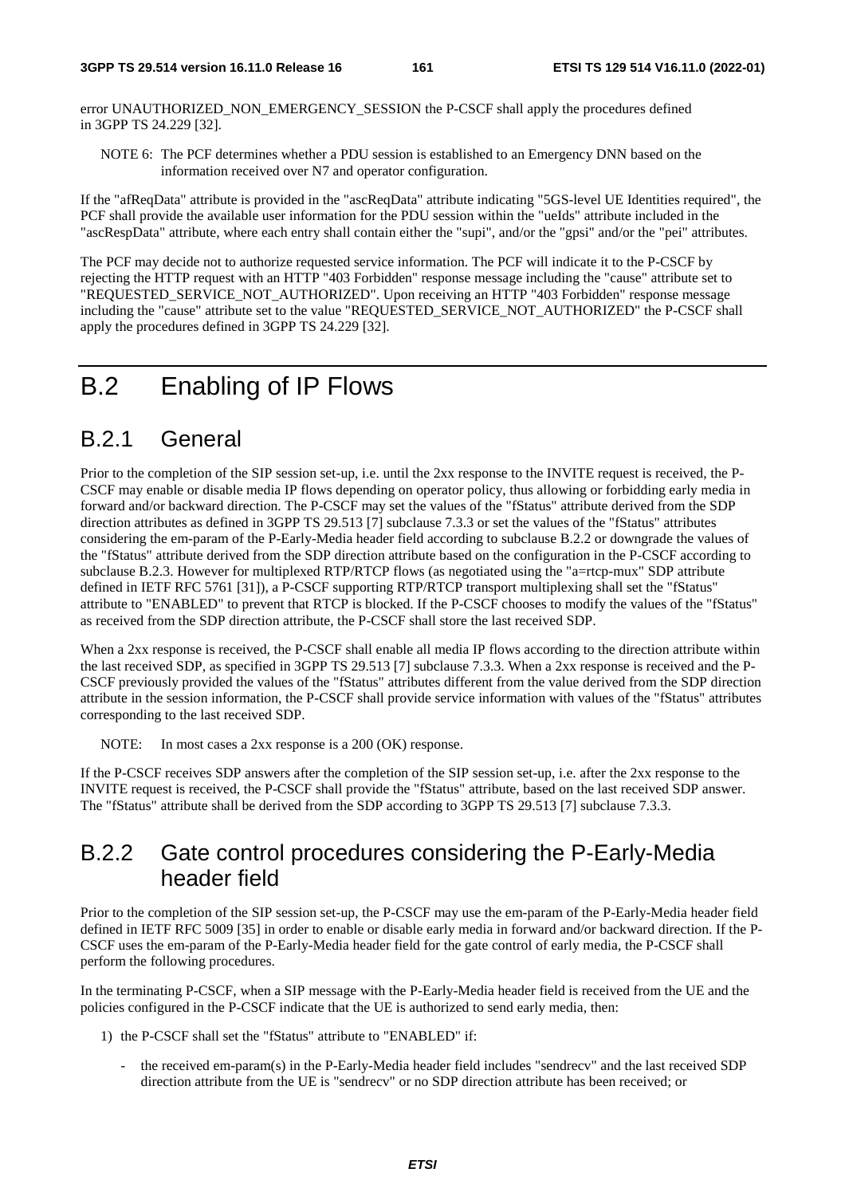error UNAUTHORIZED_NON_EMERGENCY_SESSION the P-CSCF shall apply the procedures defined in 3GPP TS 24.229 [32].

NOTE 6: The PCF determines whether a PDU session is established to an Emergency DNN based on the information received over N7 and operator configuration.

If the "afReqData" attribute is provided in the "ascReqData" attribute indicating "5GS-level UE Identities required", the PCF shall provide the available user information for the PDU session within the "ueIds" attribute included in the "ascRespData" attribute, where each entry shall contain either the "supi", and/or the "gpsi" and/or the "pei" attributes.

The PCF may decide not to authorize requested service information. The PCF will indicate it to the P-CSCF by rejecting the HTTP request with an HTTP "403 Forbidden" response message including the "cause" attribute set to "REQUESTED_SERVICE_NOT_AUTHORIZED". Upon receiving an HTTP "403 Forbidden" response message including the "cause" attribute set to the value "REQUESTED_SERVICE_NOT_AUTHORIZED" the P-CSCF shall apply the procedures defined in 3GPP TS 24.229 [32].

# B.2 Enabling of IP Flows

## B.2.1 General

Prior to the completion of the SIP session set-up, i.e. until the 2xx response to the INVITE request is received, the P-CSCF may enable or disable media IP flows depending on operator policy, thus allowing or forbidding early media in forward and/or backward direction. The P-CSCF may set the values of the "fStatus" attribute derived from the SDP direction attributes as defined in 3GPP TS 29.513 [7] subclause 7.3.3 or set the values of the "fStatus" attributes considering the em-param of the P-Early-Media header field according to subclause B.2.2 or downgrade the values of the "fStatus" attribute derived from the SDP direction attribute based on the configuration in the P-CSCF according to subclause B.2.3. However for multiplexed RTP/RTCP flows (as negotiated using the "a=rtcp-mux" SDP attribute defined in IETF RFC 5761 [31]), a P-CSCF supporting RTP/RTCP transport multiplexing shall set the "fStatus" attribute to "ENABLED" to prevent that RTCP is blocked. If the P-CSCF chooses to modify the values of the "fStatus" as received from the SDP direction attribute, the P-CSCF shall store the last received SDP.

When a 2xx response is received, the P-CSCF shall enable all media IP flows according to the direction attribute within the last received SDP, as specified in 3GPP TS 29.513 [7] subclause 7.3.3. When a 2xx response is received and the P-CSCF previously provided the values of the "fStatus" attributes different from the value derived from the SDP direction attribute in the session information, the P-CSCF shall provide service information with values of the "fStatus" attributes corresponding to the last received SDP.

NOTE: In most cases a 2xx response is a 200 (OK) response.

If the P-CSCF receives SDP answers after the completion of the SIP session set-up, i.e. after the 2xx response to the INVITE request is received, the P-CSCF shall provide the "fStatus" attribute, based on the last received SDP answer. The "fStatus" attribute shall be derived from the SDP according to 3GPP TS 29.513 [7] subclause 7.3.3.

## B.2.2 Gate control procedures considering the P-Early-Media header field

Prior to the completion of the SIP session set-up, the P-CSCF may use the em-param of the P-Early-Media header field defined in IETF RFC 5009 [35] in order to enable or disable early media in forward and/or backward direction. If the P-CSCF uses the em-param of the P-Early-Media header field for the gate control of early media, the P-CSCF shall perform the following procedures.

In the terminating P-CSCF, when a SIP message with the P-Early-Media header field is received from the UE and the policies configured in the P-CSCF indicate that the UE is authorized to send early media, then:

1) the P-CSCF shall set the "fStatus" attribute to "ENABLED" if:

   - the received em-param(s) in the P-Early-Media header field includes "sendrecv" and the last received SDP direction attribute from the UE is "sendrecv" or no SDP direction attribute has been received; or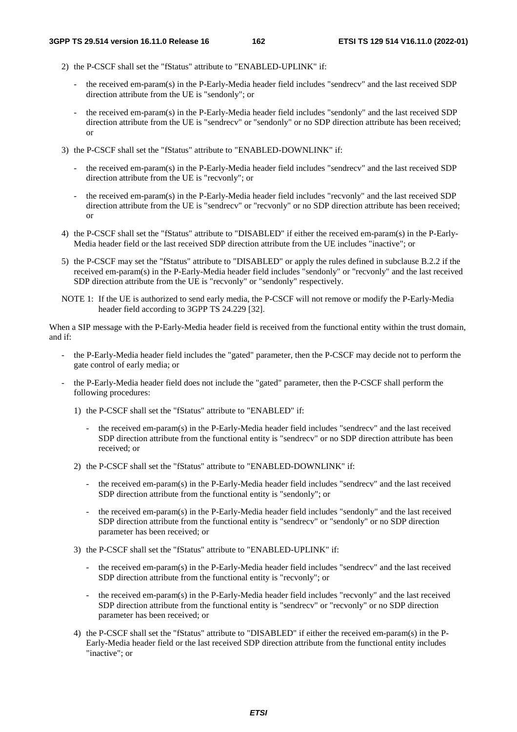2) the P-CSCF shall set the "fStatus" attribute to "ENABLED-UPLINK" if:

   - the received em-param(s) in the P-Early-Media header field includes "sendrecv" and the last received SDP direction attribute from the UE is "sendonly"; or

   - the received em-param(s) in the P-Early-Media header field includes "sendonly" and the last received SDP direction attribute from the UE is "sendrecv" or "sendonly" or no SDP direction attribute has been received; or

3) the P-CSCF shall set the "fStatus" attribute to "ENABLED-DOWNLINK" if:

   - the received em-param(s) in the P-Early-Media header field includes "sendrecv" and the last received SDP direction attribute from the UE is "recvonly"; or

   - the received em-param(s) in the P-Early-Media header field includes "recvonly" and the last received SDP direction attribute from the UE is "sendrecv" or "recvonly" or no SDP direction attribute has been received; or

4) the P-CSCF shall set the "fStatus" attribute to "DISABLED" if either the received em-param(s) in the P-Early-Media header field or the last received SDP direction attribute from the UE includes "inactive"; or

5) the P-CSCF may set the "fStatus" attribute to "DISABLED" or apply the rules defined in subclause B.2.2 if the received em-param(s) in the P-Early-Media header field includes "sendonly" or "recvonly" and the last received SDP direction attribute from the UE is "recvonly" or "sendonly" respectively.

NOTE 1: If the UE is authorized to send early media, the P-CSCF will not remove or modify the P-Early-Media header field according to 3GPP TS 24.229 [32].

When a SIP message with the P-Early-Media header field is received from the functional entity within the trust domain, and if:

- the P-Early-Media header field includes the "gated" parameter, then the P-CSCF may decide not to perform the gate control of early media; or

- the P-Early-Media header field does not include the "gated" parameter, then the P-CSCF shall perform the following procedures:

  1) the P-CSCF shall set the "fStatus" attribute to "ENABLED" if:

     - the received em-param(s) in the P-Early-Media header field includes "sendrecv" and the last received SDP direction attribute from the functional entity is "sendrecv" or no SDP direction attribute has been received; or

  2) the P-CSCF shall set the "fStatus" attribute to "ENABLED-DOWNLINK" if:

     - the received em-param(s) in the P-Early-Media header field includes "sendrecv" and the last received SDP direction attribute from the functional entity is "sendonly"; or

     - the received em-param(s) in the P-Early-Media header field includes "sendonly" and the last received SDP direction attribute from the functional entity is "sendrecv" or "sendonly" or no SDP direction parameter has been received; or

  3) the P-CSCF shall set the "fStatus" attribute to "ENABLED-UPLINK" if:

     - the received em-param(s) in the P-Early-Media header field includes "sendrecv" and the last received SDP direction attribute from the functional entity is "recvonly"; or

     - the received em-param(s) in the P-Early-Media header field includes "recvonly" and the last received SDP direction attribute from the functional entity is "sendrecv" or "recvonly" or no SDP direction parameter has been received; or

  4) the P-CSCF shall set the "fStatus" attribute to "DISABLED" if either the received em-param(s) in the P-Early-Media header field or the last received SDP direction attribute from the functional entity includes "inactive"; or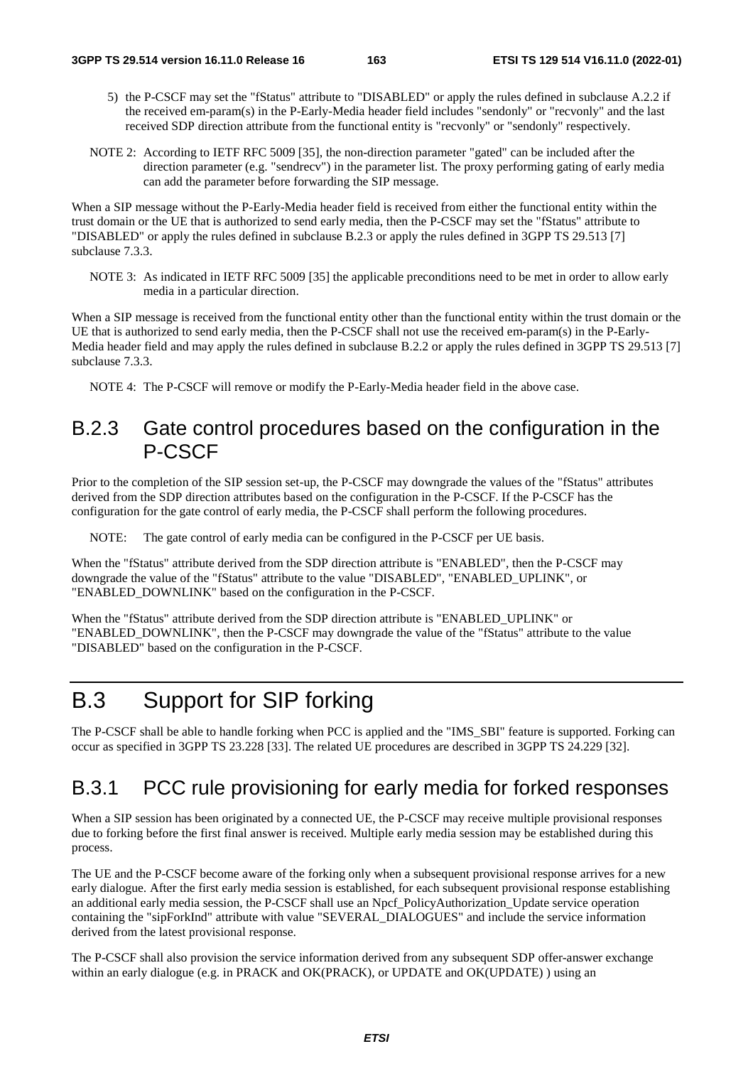5) the P-CSCF may set the "fStatus" attribute to "DISABLED" or apply the rules defined in subclause A.2.2 if the received em-param(s) in the P-Early-Media header field includes "sendonly" or "recvonly" and the last received SDP direction attribute from the functional entity is "recvonly" or "sendonly" respectively.

NOTE 2: According to IETF RFC 5009 [35], the non-direction parameter "gated" can be included after the direction parameter (e.g. "sendrecv") in the parameter list. The proxy performing gating of early media can add the parameter before forwarding the SIP message.

When a SIP message without the P-Early-Media header field is received from either the functional entity within the trust domain or the UE that is authorized to send early media, then the P-CSCF may set the "fStatus" attribute to "DISABLED" or apply the rules defined in subclause B.2.3 or apply the rules defined in 3GPP TS 29.513 [7] subclause 7.3.3.

NOTE 3: As indicated in IETF RFC 5009 [35] the applicable preconditions need to be met in order to allow early media in a particular direction.

When a SIP message is received from the functional entity other than the functional entity within the trust domain or the UE that is authorized to send early media, then the P-CSCF shall not use the received em-param(s) in the P-Early-Media header field and may apply the rules defined in subclause B.2.2 or apply the rules defined in 3GPP TS 29.513 [7] subclause 7.3.3.

NOTE 4: The P-CSCF will remove or modify the P-Early-Media header field in the above case.

## B.2.3 Gate control procedures based on the configuration in the P-CSCF

Prior to the completion of the SIP session set-up, the P-CSCF may downgrade the values of the "fStatus" attributes derived from the SDP direction attributes based on the configuration in the P-CSCF. If the P-CSCF has the configuration for the gate control of early media, the P-CSCF shall perform the following procedures.

NOTE: The gate control of early media can be configured in the P-CSCF per UE basis.

When the "fStatus" attribute derived from the SDP direction attribute is "ENABLED", then the P-CSCF may downgrade the value of the "fStatus" attribute to the value "DISABLED", "ENABLED_UPLINK", or "ENABLED_DOWNLINK" based on the configuration in the P-CSCF.

When the "fStatus" attribute derived from the SDP direction attribute is "ENABLED_UPLINK" or "ENABLED_DOWNLINK", then the P-CSCF may downgrade the value of the "fStatus" attribute to the value "DISABLED" based on the configuration in the P-CSCF.

# B.3 Support for SIP forking

The P-CSCF shall be able to handle forking when PCC is applied and the "IMS_SBI" feature is supported. Forking can occur as specified in 3GPP TS 23.228 [33]. The related UE procedures are described in 3GPP TS 24.229 [32].

## B.3.1 PCC rule provisioning for early media for forked responses

When a SIP session has been originated by a connected UE, the P-CSCF may receive multiple provisional responses due to forking before the first final answer is received. Multiple early media session may be established during this process.

The UE and the P-CSCF become aware of the forking only when a subsequent provisional response arrives for a new early dialogue. After the first early media session is established, for each subsequent provisional response establishing an additional early media session, the P-CSCF shall use an Npcf_PolicyAuthorization_Update service operation containing the "sipForkInd" attribute with value "SEVERAL_DIALOGUES" and include the service information derived from the latest provisional response.

The P-CSCF shall also provision the service information derived from any subsequent SDP offer-answer exchange within an early dialogue (e.g. in PRACK and OK(PRACK), or UPDATE and OK(UPDATE) ) using an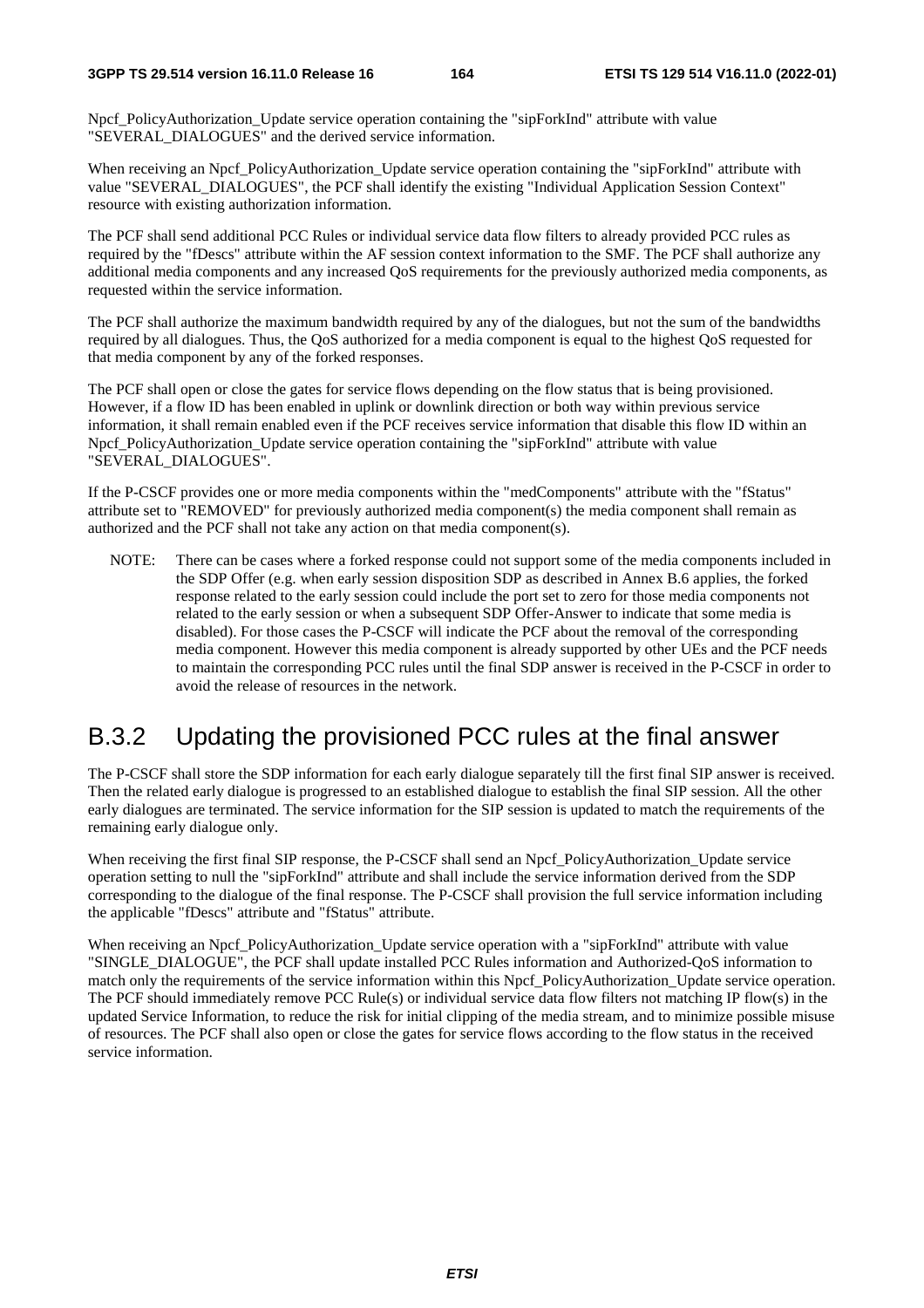Npcf_PolicyAuthorization_Update service operation containing the "sipForkInd" attribute with value "SEVERAL_DIALOGUES" and the derived service information.

When receiving an Npcf_PolicyAuthorization_Update service operation containing the "sipForkInd" attribute with value "SEVERAL_DIALOGUES", the PCF shall identify the existing "Individual Application Session Context" resource with existing authorization information.

The PCF shall send additional PCC Rules or individual service data flow filters to already provided PCC rules as required by the "fDescs" attribute within the AF session context information to the SMF. The PCF shall authorize any additional media components and any increased QoS requirements for the previously authorized media components, as requested within the service information.

The PCF shall authorize the maximum bandwidth required by any of the dialogues, but not the sum of the bandwidths required by all dialogues. Thus, the QoS authorized for a media component is equal to the highest QoS requested for that media component by any of the forked responses.

The PCF shall open or close the gates for service flows depending on the flow status that is being provisioned. However, if a flow ID has been enabled in uplink or downlink direction or both way within previous service information, it shall remain enabled even if the PCF receives service information that disable this flow ID within an Npcf_PolicyAuthorization_Update service operation containing the "sipForkInd" attribute with value "SEVERAL_DIALOGUES".

If the P-CSCF provides one or more media components within the "medComponents" attribute with the "fStatus" attribute set to "REMOVED" for previously authorized media component(s) the media component shall remain as authorized and the PCF shall not take any action on that media component(s).

NOTE: There can be cases where a forked response could not support some of the media components included in the SDP Offer (e.g. when early session disposition SDP as described in Annex B.6 applies, the forked response related to the early session could include the port set to zero for those media components not related to the early session or when a subsequent SDP Offer-Answer to indicate that some media is disabled). For those cases the P-CSCF will indicate the PCF about the removal of the corresponding media component. However this media component is already supported by other UEs and the PCF needs to maintain the corresponding PCC rules until the final SDP answer is received in the P-CSCF in order to avoid the release of resources in the network.

## B.3.2 Updating the provisioned PCC rules at the final answer

The P-CSCF shall store the SDP information for each early dialogue separately till the first final SIP answer is received. Then the related early dialogue is progressed to an established dialogue to establish the final SIP session. All the other early dialogues are terminated. The service information for the SIP session is updated to match the requirements of the remaining early dialogue only.

When receiving the first final SIP response, the P-CSCF shall send an Npcf_PolicyAuthorization_Update service operation setting to null the "sipForkInd" attribute and shall include the service information derived from the SDP corresponding to the dialogue of the final response. The P-CSCF shall provision the full service information including the applicable "fDescs" attribute and "fStatus" attribute.

When receiving an Npcf_PolicyAuthorization_Update service operation with a "sipForkInd" attribute with value "SINGLE_DIALOGUE", the PCF shall update installed PCC Rules information and Authorized-QoS information to match only the requirements of the service information within this Npcf_PolicyAuthorization_Update service operation. The PCF should immediately remove PCC Rule(s) or individual service data flow filters not matching IP flow(s) in the updated Service Information, to reduce the risk for initial clipping of the media stream, and to minimize possible misuse of resources. The PCF shall also open or close the gates for service flows according to the flow status in the received service information.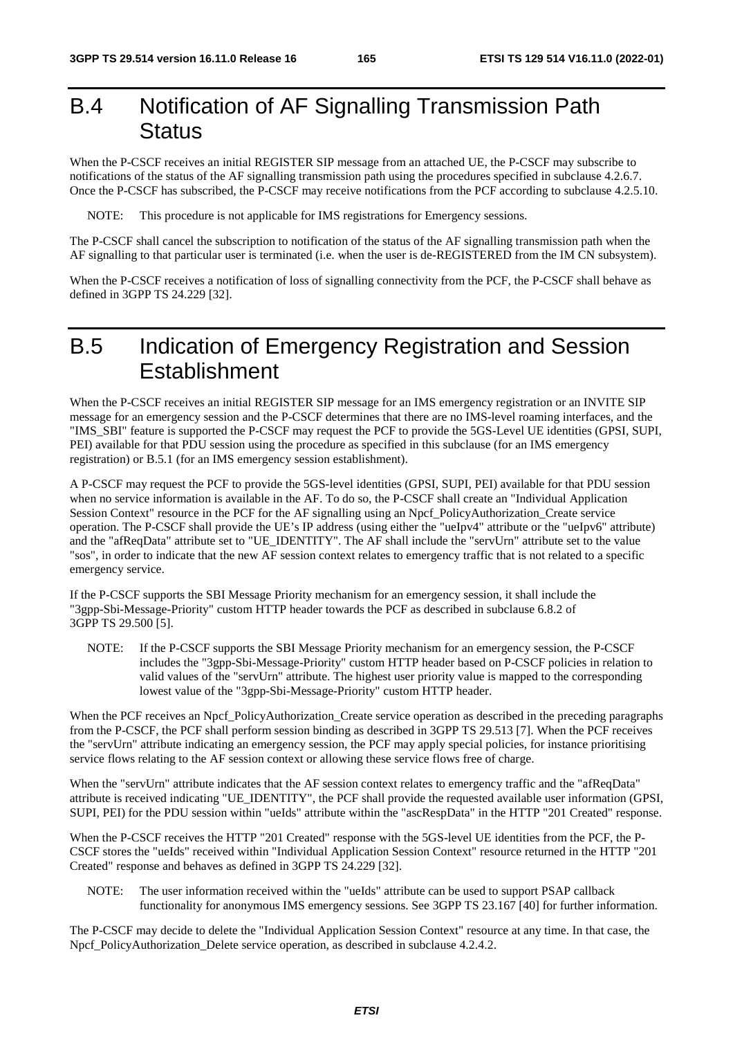# B.4 Notification of AF Signalling Transmission Path Status

When the P-CSCF receives an initial REGISTER SIP message from an attached UE, the P-CSCF may subscribe to notifications of the status of the AF signalling transmission path using the procedures specified in subclause 4.2.6.7. Once the P-CSCF has subscribed, the P-CSCF may receive notifications from the PCF according to subclause 4.2.5.10.

NOTE: This procedure is not applicable for IMS registrations for Emergency sessions.

The P-CSCF shall cancel the subscription to notification of the status of the AF signalling transmission path when the AF signalling to that particular user is terminated (i.e. when the user is de-REGISTERED from the IM CN subsystem).

When the P-CSCF receives a notification of loss of signalling connectivity from the PCF, the P-CSCF shall behave as defined in 3GPP TS 24.229 [32].

# B.5 Indication of Emergency Registration and Session Establishment

When the P-CSCF receives an initial REGISTER SIP message for an IMS emergency registration or an INVITE SIP message for an emergency session and the P-CSCF determines that there are no IMS-level roaming interfaces, and the "IMS_SBI" feature is supported the P-CSCF may request the PCF to provide the 5GS-Level UE identities (GPSI, SUPI, PEI) available for that PDU session using the procedure as specified in this subclause (for an IMS emergency registration) or B.5.1 (for an IMS emergency session establishment).

A P-CSCF may request the PCF to provide the 5GS-level identities (GPSI, SUPI, PEI) available for that PDU session when no service information is available in the AF. To do so, the P-CSCF shall create an "Individual Application Session Context" resource in the PCF for the AF signalling using an Npcf_PolicyAuthorization_Create service operation. The P-CSCF shall provide the UE's IP address (using either the "ueIpv4" attribute or the "ueIpv6" attribute) and the "afReqData" attribute set to "UE_IDENTITY". The AF shall include the "servUrn" attribute set to the value "sos", in order to indicate that the new AF session context relates to emergency traffic that is not related to a specific emergency service.

If the P-CSCF supports the SBI Message Priority mechanism for an emergency session, it shall include the "3gpp-Sbi-Message-Priority" custom HTTP header towards the PCF as described in subclause 6.8.2 of 3GPP TS 29.500 [5].

NOTE: If the P-CSCF supports the SBI Message Priority mechanism for an emergency session, the P-CSCF includes the "3gpp-Sbi-Message-Priority" custom HTTP header based on P-CSCF policies in relation to valid values of the "servUrn" attribute. The highest user priority value is mapped to the corresponding lowest value of the "3gpp-Sbi-Message-Priority" custom HTTP header.

When the PCF receives an Npcf_PolicyAuthorization_Create service operation as described in the preceding paragraphs from the P-CSCF, the PCF shall perform session binding as described in 3GPP TS 29.513 [7]. When the PCF receives the "servUrn" attribute indicating an emergency session, the PCF may apply special policies, for instance prioritising service flows relating to the AF session context or allowing these service flows free of charge.

When the "servUrn" attribute indicates that the AF session context relates to emergency traffic and the "afReqData" attribute is received indicating "UE_IDENTITY", the PCF shall provide the requested available user information (GPSI, SUPI, PEI) for the PDU session within "ueIds" attribute within the "ascRespData" in the HTTP "201 Created" response.

When the P-CSCF receives the HTTP "201 Created" response with the 5GS-level UE identities from the PCF, the P-CSCF stores the "ueIds" received within "Individual Application Session Context" resource returned in the HTTP "201 Created" response and behaves as defined in 3GPP TS 24.229 [32].

NOTE: The user information received within the "ueIds" attribute can be used to support PSAP callback functionality for anonymous IMS emergency sessions. See 3GPP TS 23.167 [40] for further information.

The P-CSCF may decide to delete the "Individual Application Session Context" resource at any time. In that case, the Npcf_PolicyAuthorization_Delete service operation, as described in subclause 4.2.4.2.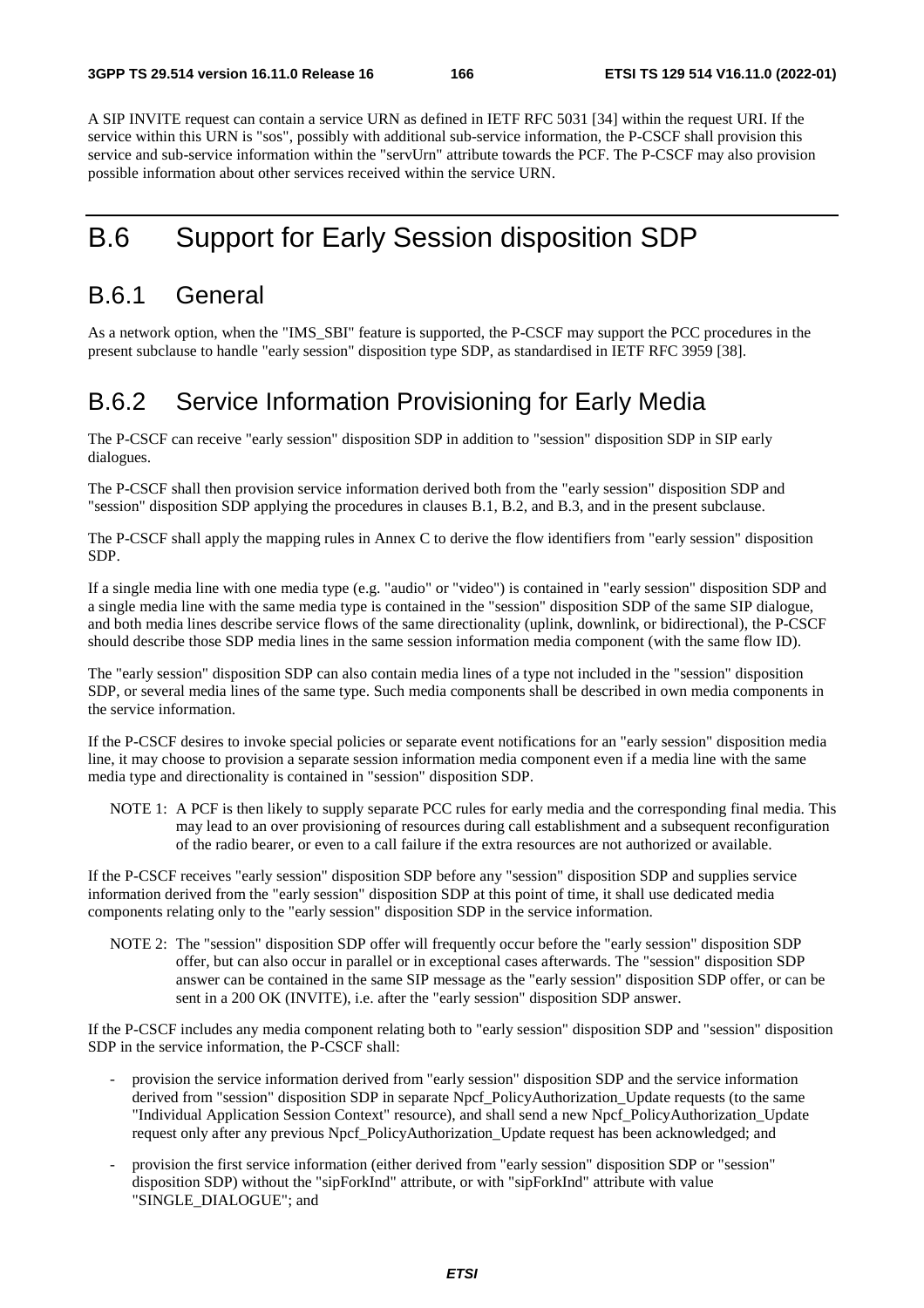A SIP INVITE request can contain a service URN as defined in IETF RFC 5031 [34] within the request URI. If the service within this URN is "sos", possibly with additional sub-service information, the P-CSCF shall provision this service and sub-service information within the "servUrn" attribute towards the PCF. The P-CSCF may also provision possible information about other services received within the service URN.

# B.6 Support for Early Session disposition SDP

## B.6.1 General

As a network option, when the "IMS_SBI" feature is supported, the P-CSCF may support the PCC procedures in the present subclause to handle "early session" disposition type SDP, as standardised in IETF RFC 3959 [38].

## B.6.2 Service Information Provisioning for Early Media

The P-CSCF can receive "early session" disposition SDP in addition to "session" disposition SDP in SIP early dialogues.

The P-CSCF shall then provision service information derived both from the "early session" disposition SDP and "session" disposition SDP applying the procedures in clauses B.1, B.2, and B.3, and in the present subclause.

The P-CSCF shall apply the mapping rules in Annex C to derive the flow identifiers from "early session" disposition SDP.

If a single media line with one media type (e.g. "audio" or "video") is contained in "early session" disposition SDP and a single media line with the same media type is contained in the "session" disposition SDP of the same SIP dialogue, and both media lines describe service flows of the same directionality (uplink, downlink, or bidirectional), the P-CSCF should describe those SDP media lines in the same session information media component (with the same flow ID).

The "early session" disposition SDP can also contain media lines of a type not included in the "session" disposition SDP, or several media lines of the same type. Such media components shall be described in own media components in the service information.

If the P-CSCF desires to invoke special policies or separate event notifications for an "early session" disposition media line, it may choose to provision a separate session information media component even if a media line with the same media type and directionality is contained in "session" disposition SDP.

NOTE 1: A PCF is then likely to supply separate PCC rules for early media and the corresponding final media. This may lead to an over provisioning of resources during call establishment and a subsequent reconfiguration of the radio bearer, or even to a call failure if the extra resources are not authorized or available.

If the P-CSCF receives "early session" disposition SDP before any "session" disposition SDP and supplies service information derived from the "early session" disposition SDP at this point of time, it shall use dedicated media components relating only to the "early session" disposition SDP in the service information.

NOTE 2: The "session" disposition SDP offer will frequently occur before the "early session" disposition SDP offer, but can also occur in parallel or in exceptional cases afterwards. The "session" disposition SDP answer can be contained in the same SIP message as the "early session" disposition SDP offer, or can be sent in a 200 OK (INVITE), i.e. after the "early session" disposition SDP answer.

If the P-CSCF includes any media component relating both to "early session" disposition SDP and "session" disposition SDP in the service information, the P-CSCF shall:

- provision the service information derived from "early session" disposition SDP and the service information derived from "session" disposition SDP in separate Npcf_PolicyAuthorization_Update requests (to the same "Individual Application Session Context" resource), and shall send a new Npcf_PolicyAuthorization_Update request only after any previous Npcf_PolicyAuthorization_Update request has been acknowledged; and
- provision the first service information (either derived from "early session" disposition SDP or "session" disposition SDP) without the "sipForkInd" attribute, or with "sipForkInd" attribute with value "SINGLE_DIALOGUE"; and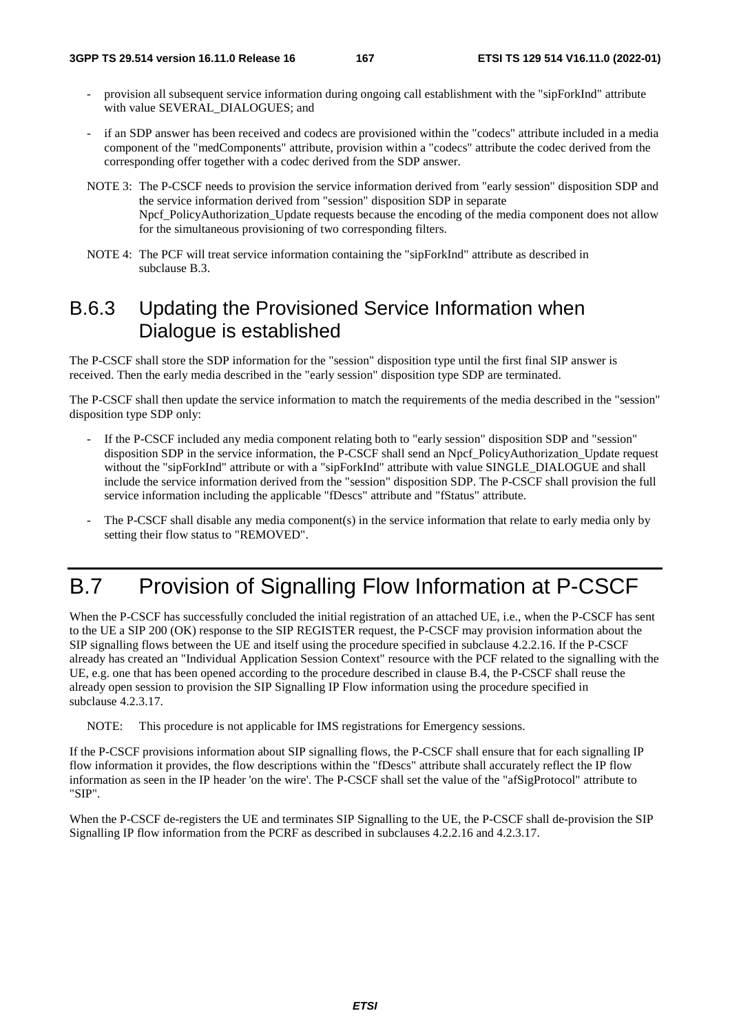- provision all subsequent service information during ongoing call establishment with the "sipForkInd" attribute with value SEVERAL_DIALOGUES; and
- if an SDP answer has been received and codecs are provisioned within the "codecs" attribute included in a media component of the "medComponents" attribute, provision within a "codecs" attribute the codec derived from the corresponding offer together with a codec derived from the SDP answer.

NOTE 3: The P-CSCF needs to provision the service information derived from "early session" disposition SDP and the service information derived from "session" disposition SDP in separate Npcf_PolicyAuthorization_Update requests because the encoding of the media component does not allow for the simultaneous provisioning of two corresponding filters.

NOTE 4: The PCF will treat service information containing the "sipForkInd" attribute as described in subclause B.3.

### B.6.3 Updating the Provisioned Service Information when Dialogue is established

The P-CSCF shall store the SDP information for the "session" disposition type until the first final SIP answer is received. Then the early media described in the "early session" disposition type SDP are terminated.

The P-CSCF shall then update the service information to match the requirements of the media described in the "session" disposition type SDP only:

- If the P-CSCF included any media component relating both to "early session" disposition SDP and "session" disposition SDP in the service information, the P-CSCF shall send an Npcf_PolicyAuthorization_Update request without the "sipForkInd" attribute or with a "sipForkInd" attribute with value SINGLE_DIALOGUE and shall include the service information derived from the "session" disposition SDP. The P-CSCF shall provision the full service information including the applicable "fDescs" attribute and "fStatus" attribute.
- The P-CSCF shall disable any media component(s) in the service information that relate to early media only by setting their flow status to "REMOVED".

## B.7 Provision of Signalling Flow Information at P-CSCF

When the P-CSCF has successfully concluded the initial registration of an attached UE, i.e., when the P-CSCF has sent to the UE a SIP 200 (OK) response to the SIP REGISTER request, the P-CSCF may provision information about the SIP signalling flows between the UE and itself using the procedure specified in subclause 4.2.2.16. If the P-CSCF already has created an "Individual Application Session Context" resource with the PCF related to the signalling with the UE, e.g. one that has been opened according to the procedure described in clause B.4, the P-CSCF shall reuse the already open session to provision the SIP Signalling IP Flow information using the procedure specified in subclause 4.2.3.17.

NOTE: This procedure is not applicable for IMS registrations for Emergency sessions.

If the P-CSCF provisions information about SIP signalling flows, the P-CSCF shall ensure that for each signalling IP flow information it provides, the flow descriptions within the "fDescs" attribute shall accurately reflect the IP flow information as seen in the IP header 'on the wire'. The P-CSCF shall set the value of the "afSigProtocol" attribute to "SIP".

When the P-CSCF de-registers the UE and terminates SIP Signalling to the UE, the P-CSCF shall de-provision the SIP Signalling IP flow information from the PCRF as described in subclauses 4.2.2.16 and 4.2.3.17.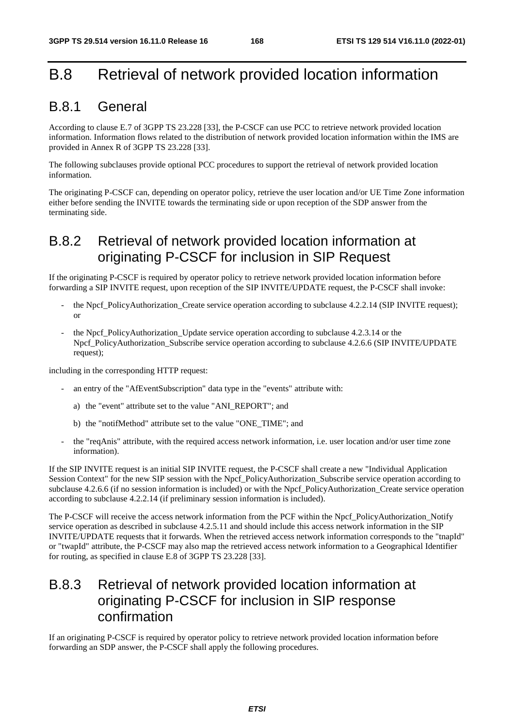# B.8 Retrieval of network provided location information

## B.8.1 General

According to clause E.7 of 3GPP TS 23.228 [33], the P-CSCF can use PCC to retrieve network provided location information. Information flows related to the distribution of network provided location information within the IMS are provided in Annex R of 3GPP TS 23.228 [33].

The following subclauses provide optional PCC procedures to support the retrieval of network provided location information.

The originating P-CSCF can, depending on operator policy, retrieve the user location and/or UE Time Zone information either before sending the INVITE towards the terminating side or upon reception of the SDP answer from the terminating side.

## B.8.2 Retrieval of network provided location information at originating P-CSCF for inclusion in SIP Request

If the originating P-CSCF is required by operator policy to retrieve network provided location information before forwarding a SIP INVITE request, upon reception of the SIP INVITE/UPDATE request, the P-CSCF shall invoke:

- the Npcf_PolicyAuthorization_Create service operation according to subclause 4.2.2.14 (SIP INVITE request); or
- the Npcf_PolicyAuthorization_Update service operation according to subclause 4.2.3.14 or the Npcf_PolicyAuthorization_Subscribe service operation according to subclause 4.2.6.6 (SIP INVITE/UPDATE request);

including in the corresponding HTTP request:

- an entry of the "AfEventSubscription" data type in the "events" attribute with:
  a) the "event" attribute set to the value "ANI_REPORT"; and
  b) the "notifMethod" attribute set to the value "ONE_TIME"; and
- the "reqAnis" attribute, with the required access network information, i.e. user location and/or user time zone information).

If the SIP INVITE request is an initial SIP INVITE request, the P-CSCF shall create a new "Individual Application Session Context" for the new SIP session with the Npcf_PolicyAuthorization_Subscribe service operation according to subclause 4.2.6.6 (if no session information is included) or with the Npcf_PolicyAuthorization_Create service operation according to subclause 4.2.2.14 (if preliminary session information is included).

The P-CSCF will receive the access network information from the PCF within the Npcf_PolicyAuthorization_Notify service operation as described in subclause 4.2.5.11 and should include this access network information in the SIP INVITE/UPDATE requests that it forwards. When the retrieved access network information corresponds to the "tnapId" or "twapId" attribute, the P-CSCF may also map the retrieved access network information to a Geographical Identifier for routing, as specified in clause E.8 of 3GPP TS 23.228 [33].

## B.8.3 Retrieval of network provided location information at originating P-CSCF for inclusion in SIP response confirmation

If an originating P-CSCF is required by operator policy to retrieve network provided location information before forwarding an SDP answer, the P-CSCF shall apply the following procedures.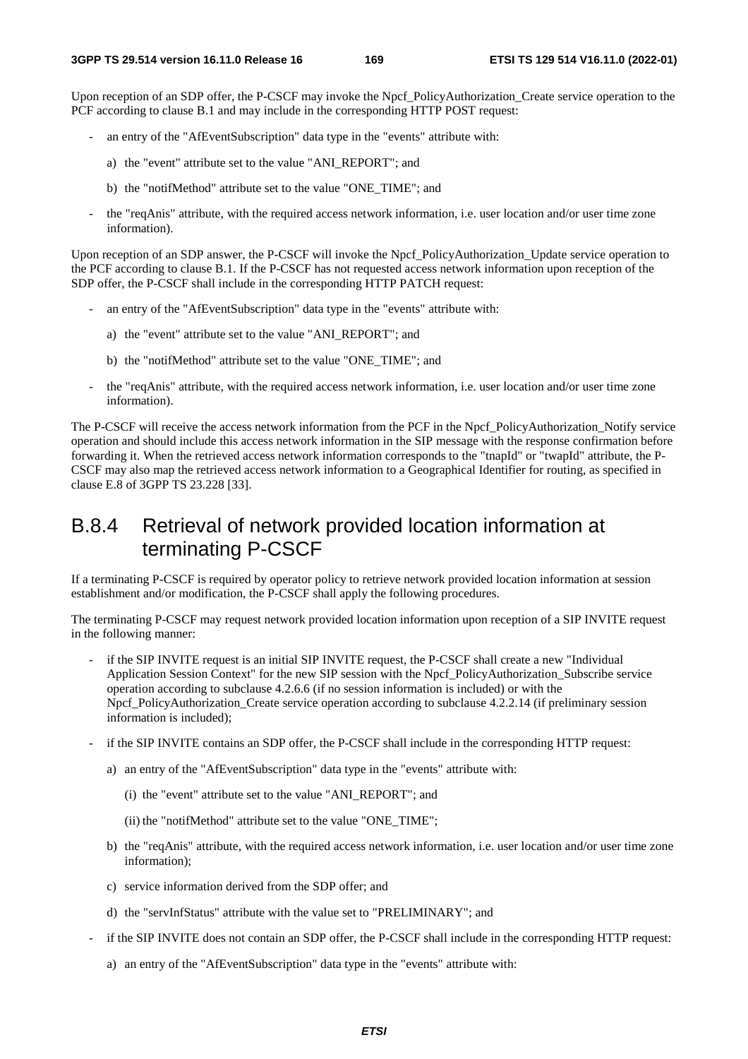Upon reception of an SDP offer, the P-CSCF may invoke the Npcf_PolicyAuthorization_Create service operation to the PCF according to clause B.1 and may include in the corresponding HTTP POST request:

- an entry of the "AfEventSubscription" data type in the "events" attribute with:
  - a) the "event" attribute set to the value "ANI_REPORT"; and
  - b) the "notifMethod" attribute set to the value "ONE_TIME"; and
- the "reqAnis" attribute, with the required access network information, i.e. user location and/or user time zone information).

Upon reception of an SDP answer, the P-CSCF will invoke the Npcf_PolicyAuthorization_Update service operation to the PCF according to clause B.1. If the P-CSCF has not requested access network information upon reception of the SDP offer, the P-CSCF shall include in the corresponding HTTP PATCH request:

- an entry of the "AfEventSubscription" data type in the "events" attribute with:
  - a) the "event" attribute set to the value "ANI_REPORT"; and
  - b) the "notifMethod" attribute set to the value "ONE_TIME"; and
- the "reqAnis" attribute, with the required access network information, i.e. user location and/or user time zone information).

The P-CSCF will receive the access network information from the PCF in the Npcf_PolicyAuthorization_Notify service operation and should include this access network information in the SIP message with the response confirmation before forwarding it. When the retrieved access network information corresponds to the "tnapId" or "twapId" attribute, the P-CSCF may also map the retrieved access network information to a Geographical Identifier for routing, as specified in clause E.8 of 3GPP TS 23.228 [33].

## B.8.4 Retrieval of network provided location information at terminating P-CSCF

If a terminating P-CSCF is required by operator policy to retrieve network provided location information at session establishment and/or modification, the P-CSCF shall apply the following procedures.

The terminating P-CSCF may request network provided location information upon reception of a SIP INVITE request in the following manner:

- if the SIP INVITE request is an initial SIP INVITE request, the P-CSCF shall create a new "Individual Application Session Context" for the new SIP session with the Npcf_PolicyAuthorization_Subscribe service operation according to subclause 4.2.6.6 (if no session information is included) or with the Npcf_PolicyAuthorization_Create service operation according to subclause 4.2.2.14 (if preliminary session information is included);
- if the SIP INVITE contains an SDP offer, the P-CSCF shall include in the corresponding HTTP request:
  - a) an entry of the "AfEventSubscription" data type in the "events" attribute with:
    - (i) the "event" attribute set to the value "ANI_REPORT"; and
    - (ii) the "notifMethod" attribute set to the value "ONE_TIME";
  - b) the "reqAnis" attribute, with the required access network information, i.e. user location and/or user time zone information);
  - c) service information derived from the SDP offer; and
  - d) the "servInfStatus" attribute with the value set to "PRELIMINARY"; and
- if the SIP INVITE does not contain an SDP offer, the P-CSCF shall include in the corresponding HTTP request:
  - a) an entry of the "AfEventSubscription" data type in the "events" attribute with: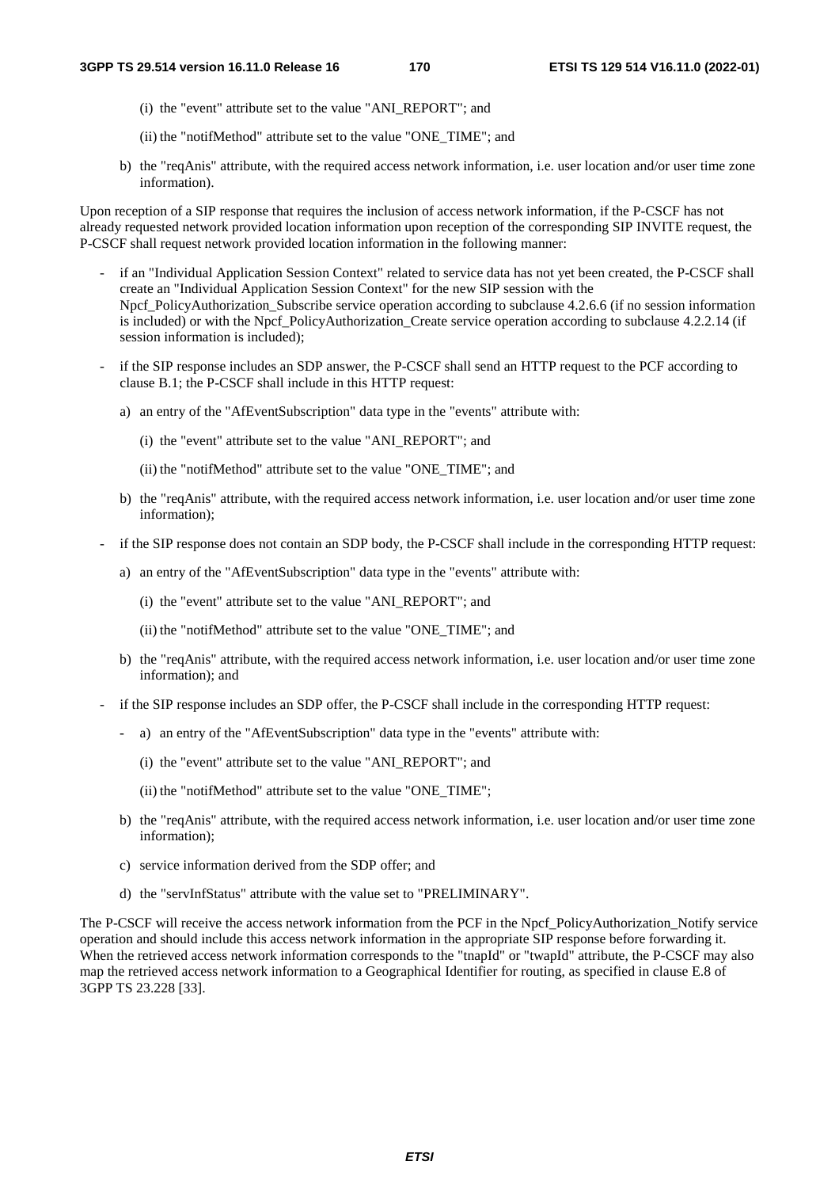(i) the "event" attribute set to the value "ANI_REPORT"; and

(ii) the "notifMethod" attribute set to the value "ONE_TIME"; and

b) the "reqAnis" attribute, with the required access network information, i.e. user location and/or user time zone information).

Upon reception of a SIP response that requires the inclusion of access network information, if the P-CSCF has not already requested network provided location information upon reception of the corresponding SIP INVITE request, the P-CSCF shall request network provided location information in the following manner:

- if an "Individual Application Session Context" related to service data has not yet been created, the P-CSCF shall create an "Individual Application Session Context" for the new SIP session with the Npcf_PolicyAuthorization_Subscribe service operation according to subclause 4.2.6.6 (if no session information is included) or with the Npcf_PolicyAuthorization_Create service operation according to subclause 4.2.2.14 (if session information is included);
- if the SIP response includes an SDP answer, the P-CSCF shall send an HTTP request to the PCF according to clause B.1; the P-CSCF shall include in this HTTP request:
  - a) an entry of the "AfEventSubscription" data type in the "events" attribute with:
    - (i) the "event" attribute set to the value "ANI_REPORT"; and
    - (ii) the "notifMethod" attribute set to the value "ONE_TIME"; and
  - b) the "reqAnis" attribute, with the required access network information, i.e. user location and/or user time zone information);
- if the SIP response does not contain an SDP body, the P-CSCF shall include in the corresponding HTTP request:
  - a) an entry of the "AfEventSubscription" data type in the "events" attribute with:
    - (i) the "event" attribute set to the value "ANI_REPORT"; and
    - (ii) the "notifMethod" attribute set to the value "ONE_TIME"; and
  - b) the "reqAnis" attribute, with the required access network information, i.e. user location and/or user time zone information); and
- if the SIP response includes an SDP offer, the P-CSCF shall include in the corresponding HTTP request:
  - a) an entry of the "AfEventSubscription" data type in the "events" attribute with:
    - (i) the "event" attribute set to the value "ANI_REPORT"; and
    - (ii) the "notifMethod" attribute set to the value "ONE_TIME";
  - b) the "reqAnis" attribute, with the required access network information, i.e. user location and/or user time zone information);
  - c) service information derived from the SDP offer; and
  - d) the "servInfStatus" attribute with the value set to "PRELIMINARY".

The P-CSCF will receive the access network information from the PCF in the Npcf_PolicyAuthorization_Notify service operation and should include this access network information in the appropriate SIP response before forwarding it. When the retrieved access network information corresponds to the "tnapId" or "twapId" attribute, the P-CSCF may also map the retrieved access network information to a Geographical Identifier for routing, as specified in clause E.8 of 3GPP TS 23.228 [33].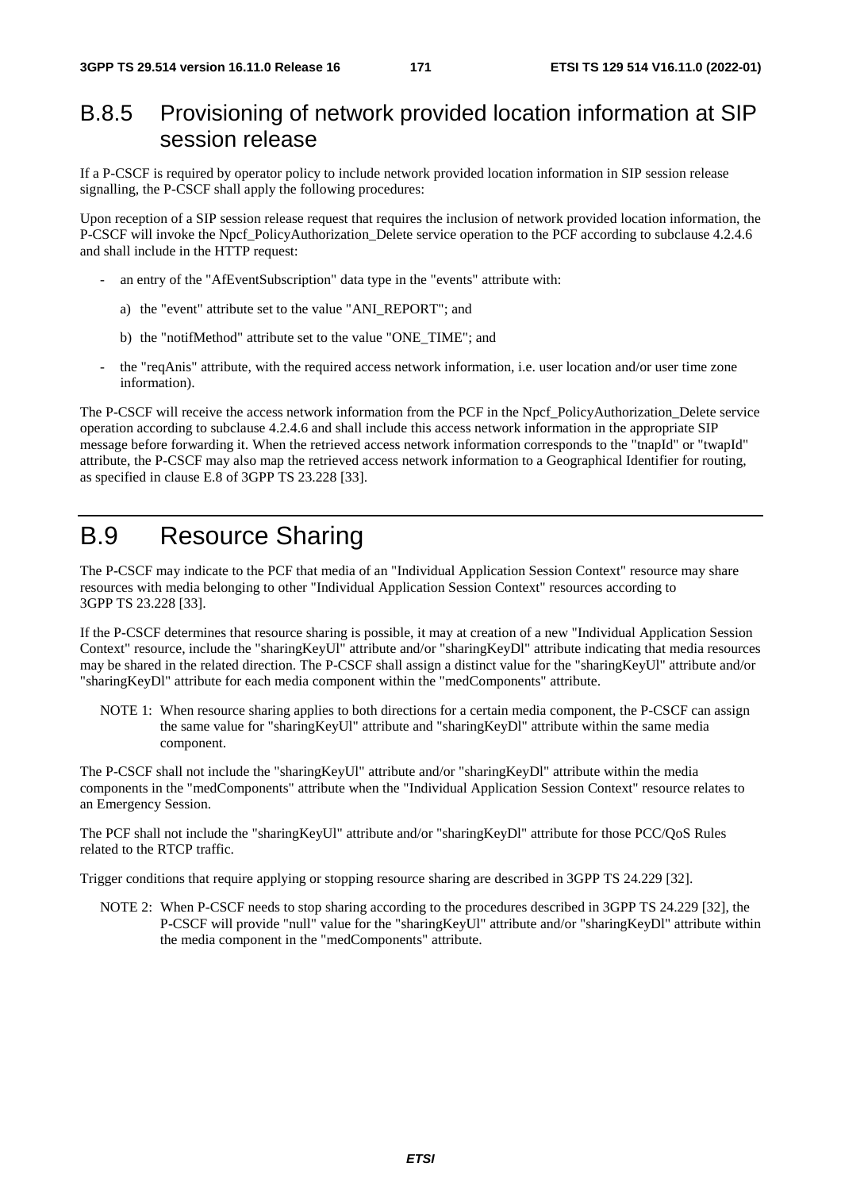## B.8.5 Provisioning of network provided location information at SIP session release

If a P-CSCF is required by operator policy to include network provided location information in SIP session release signalling, the P-CSCF shall apply the following procedures:

Upon reception of a SIP session release request that requires the inclusion of network provided location information, the P-CSCF will invoke the Npcf_PolicyAuthorization_Delete service operation to the PCF according to subclause 4.2.4.6 and shall include in the HTTP request:

- an entry of the "AfEventSubscription" data type in the "events" attribute with:
  - a) the "event" attribute set to the value "ANI_REPORT"; and
  - b) the "notifMethod" attribute set to the value "ONE_TIME"; and
- the "reqAnis" attribute, with the required access network information, i.e. user location and/or user time zone information).

The P-CSCF will receive the access network information from the PCF in the Npcf_PolicyAuthorization_Delete service operation according to subclause 4.2.4.6 and shall include this access network information in the appropriate SIP message before forwarding it. When the retrieved access network information corresponds to the "tnapId" or "twapId" attribute, the P-CSCF may also map the retrieved access network information to a Geographical Identifier for routing, as specified in clause E.8 of 3GPP TS 23.228 [33].

# B.9 Resource Sharing

The P-CSCF may indicate to the PCF that media of an "Individual Application Session Context" resource may share resources with media belonging to other "Individual Application Session Context" resources according to 3GPP TS 23.228 [33].

If the P-CSCF determines that resource sharing is possible, it may at creation of a new "Individual Application Session Context" resource, include the "sharingKeyUl" attribute and/or "sharingKeyDl" attribute indicating that media resources may be shared in the related direction. The P-CSCF shall assign a distinct value for the "sharingKeyUl" attribute and/or "sharingKeyDl" attribute for each media component within the "medComponents" attribute.

NOTE 1: When resource sharing applies to both directions for a certain media component, the P-CSCF can assign the same value for "sharingKeyUl" attribute and "sharingKeyDl" attribute within the same media component.

The P-CSCF shall not include the "sharingKeyUl" attribute and/or "sharingKeyDl" attribute within the media components in the "medComponents" attribute when the "Individual Application Session Context" resource relates to an Emergency Session.

The PCF shall not include the "sharingKeyUl" attribute and/or "sharingKeyDl" attribute for those PCC/QoS Rules related to the RTCP traffic.

Trigger conditions that require applying or stopping resource sharing are described in 3GPP TS 24.229 [32].

NOTE 2: When P-CSCF needs to stop sharing according to the procedures described in 3GPP TS 24.229 [32], the P-CSCF will provide "null" value for the "sharingKeyUl" attribute and/or "sharingKeyDl" attribute within the media component in the "medComponents" attribute.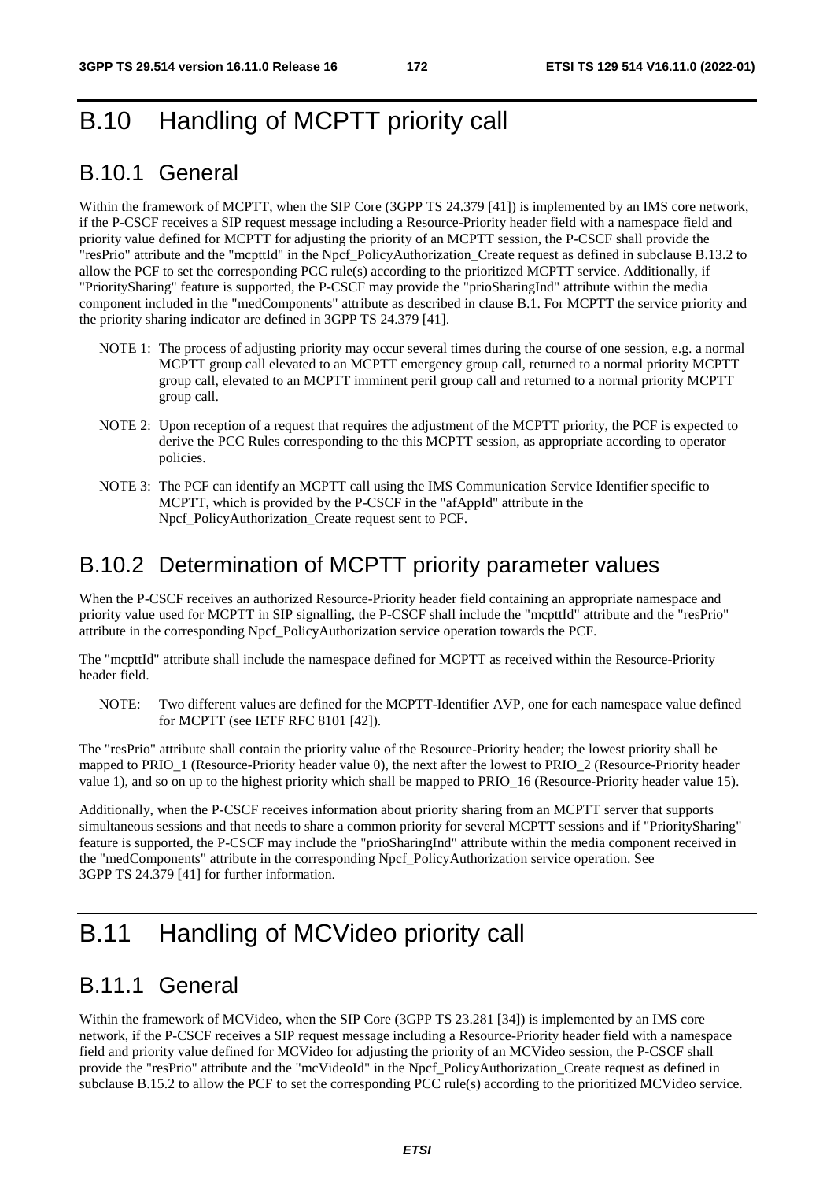# B.10 Handling of MCPTT priority call

## B.10.1 General

Within the framework of MCPTT, when the SIP Core (3GPP TS 24.379 [41]) is implemented by an IMS core network, if the P-CSCF receives a SIP request message including a Resource-Priority header field with a namespace field and priority value defined for MCPTT for adjusting the priority of an MCPTT session, the P-CSCF shall provide the "resPrio" attribute and the "mcpttId" in the Npcf_PolicyAuthorization_Create request as defined in subclause B.13.2 to allow the PCF to set the corresponding PCC rule(s) according to the prioritized MCPTT service. Additionally, if "PrioritySharing" feature is supported, the P-CSCF may provide the "prioSharingInd" attribute within the media component included in the "medComponents" attribute as described in clause B.1. For MCPTT the service priority and the priority sharing indicator are defined in 3GPP TS 24.379 [41].

NOTE 1: The process of adjusting priority may occur several times during the course of one session, e.g. a normal MCPTT group call elevated to an MCPTT emergency group call, returned to a normal priority MCPTT group call, elevated to an MCPTT imminent peril group call and returned to a normal priority MCPTT group call.

NOTE 2: Upon reception of a request that requires the adjustment of the MCPTT priority, the PCF is expected to derive the PCC Rules corresponding to the this MCPTT session, as appropriate according to operator policies.

NOTE 3: The PCF can identify an MCPTT call using the IMS Communication Service Identifier specific to MCPTT, which is provided by the P-CSCF in the "afAppId" attribute in the Npcf_PolicyAuthorization_Create request sent to PCF.

## B.10.2 Determination of MCPTT priority parameter values

When the P-CSCF receives an authorized Resource-Priority header field containing an appropriate namespace and priority value used for MCPTT in SIP signalling, the P-CSCF shall include the "mcpttId" attribute and the "resPrio" attribute in the corresponding Npcf_PolicyAuthorization service operation towards the PCF.

The "mcpttId" attribute shall include the namespace defined for MCPTT as received within the Resource-Priority header field.

NOTE: Two different values are defined for the MCPTT-Identifier AVP, one for each namespace value defined for MCPTT (see IETF RFC 8101 [42]).

The "resPrio" attribute shall contain the priority value of the Resource-Priority header; the lowest priority shall be mapped to PRIO_1 (Resource-Priority header value 0), the next after the lowest to PRIO_2 (Resource-Priority header value 1), and so on up to the highest priority which shall be mapped to PRIO_16 (Resource-Priority header value 15).

Additionally, when the P-CSCF receives information about priority sharing from an MCPTT server that supports simultaneous sessions and that needs to share a common priority for several MCPTT sessions and if "PrioritySharing" feature is supported, the P-CSCF may include the "prioSharingInd" attribute within the media component received in the "medComponents" attribute in the corresponding Npcf_PolicyAuthorization service operation. See 3GPP TS 24.379 [41] for further information.

# B.11 Handling of MCVideo priority call

## B.11.1 General

Within the framework of MCVideo, when the SIP Core (3GPP TS 23.281 [34]) is implemented by an IMS core network, if the P-CSCF receives a SIP request message including a Resource-Priority header field with a namespace field and priority value defined for MCVideo for adjusting the priority of an MCVideo session, the P-CSCF shall provide the "resPrio" attribute and the "mcVideoId" in the Npcf_PolicyAuthorization_Create request as defined in subclause B.15.2 to allow the PCF to set the corresponding PCC rule(s) according to the prioritized MCVideo service.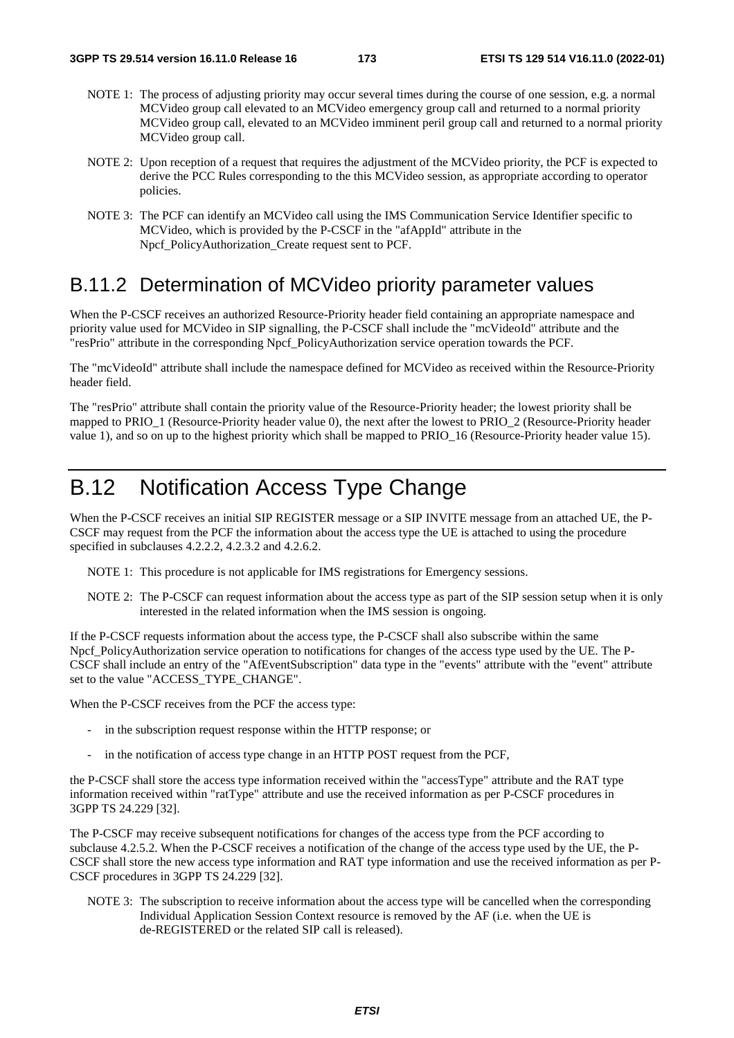NOTE 1: The process of adjusting priority may occur several times during the course of one session, e.g. a normal MCVideo group call elevated to an MCVideo emergency group call and returned to a normal priority MCVideo group call, elevated to an MCVideo imminent peril group call and returned to a normal priority MCVideo group call.

NOTE 2: Upon reception of a request that requires the adjustment of the MCVideo priority, the PCF is expected to derive the PCC Rules corresponding to the this MCVideo session, as appropriate according to operator policies.

NOTE 3: The PCF can identify an MCVideo call using the IMS Communication Service Identifier specific to MCVideo, which is provided by the P-CSCF in the "afAppId" attribute in the Npcf_PolicyAuthorization_Create request sent to PCF.

## B.11.2 Determination of MCVideo priority parameter values

When the P-CSCF receives an authorized Resource-Priority header field containing an appropriate namespace and priority value used for MCVideo in SIP signalling, the P-CSCF shall include the "mcVideoId" attribute and the "resPrio" attribute in the corresponding Npcf_PolicyAuthorization service operation towards the PCF.

The "mcVideoId" attribute shall include the namespace defined for MCVideo as received within the Resource-Priority header field.

The "resPrio" attribute shall contain the priority value of the Resource-Priority header; the lowest priority shall be mapped to PRIO_1 (Resource-Priority header value 0), the next after the lowest to PRIO_2 (Resource-Priority header value 1), and so on up to the highest priority which shall be mapped to PRIO_16 (Resource-Priority header value 15).

# B.12 Notification Access Type Change

When the P-CSCF receives an initial SIP REGISTER message or a SIP INVITE message from an attached UE, the P-CSCF may request from the PCF the information about the access type the UE is attached to using the procedure specified in subclauses 4.2.2.2, 4.2.3.2 and 4.2.6.2.

NOTE 1: This procedure is not applicable for IMS registrations for Emergency sessions.

NOTE 2: The P-CSCF can request information about the access type as part of the SIP session setup when it is only interested in the related information when the IMS session is ongoing.

If the P-CSCF requests information about the access type, the P-CSCF shall also subscribe within the same Npcf_PolicyAuthorization service operation to notifications for changes of the access type used by the UE. The P-CSCF shall include an entry of the "AfEventSubscription" data type in the "events" attribute with the "event" attribute set to the value "ACCESS_TYPE_CHANGE".

When the P-CSCF receives from the PCF the access type:

- in the subscription request response within the HTTP response; or
- in the notification of access type change in an HTTP POST request from the PCF,

the P-CSCF shall store the access type information received within the "accessType" attribute and the RAT type information received within "ratType" attribute and use the received information as per P-CSCF procedures in 3GPP TS 24.229 [32].

The P-CSCF may receive subsequent notifications for changes of the access type from the PCF according to subclause 4.2.5.2. When the P-CSCF receives a notification of the change of the access type used by the UE, the P-CSCF shall store the new access type information and RAT type information and use the received information as per P-CSCF procedures in 3GPP TS 24.229 [32].

NOTE 3: The subscription to receive information about the access type will be cancelled when the corresponding Individual Application Session Context resource is removed by the AF (i.e. when the UE is de-REGISTERED or the related SIP call is released).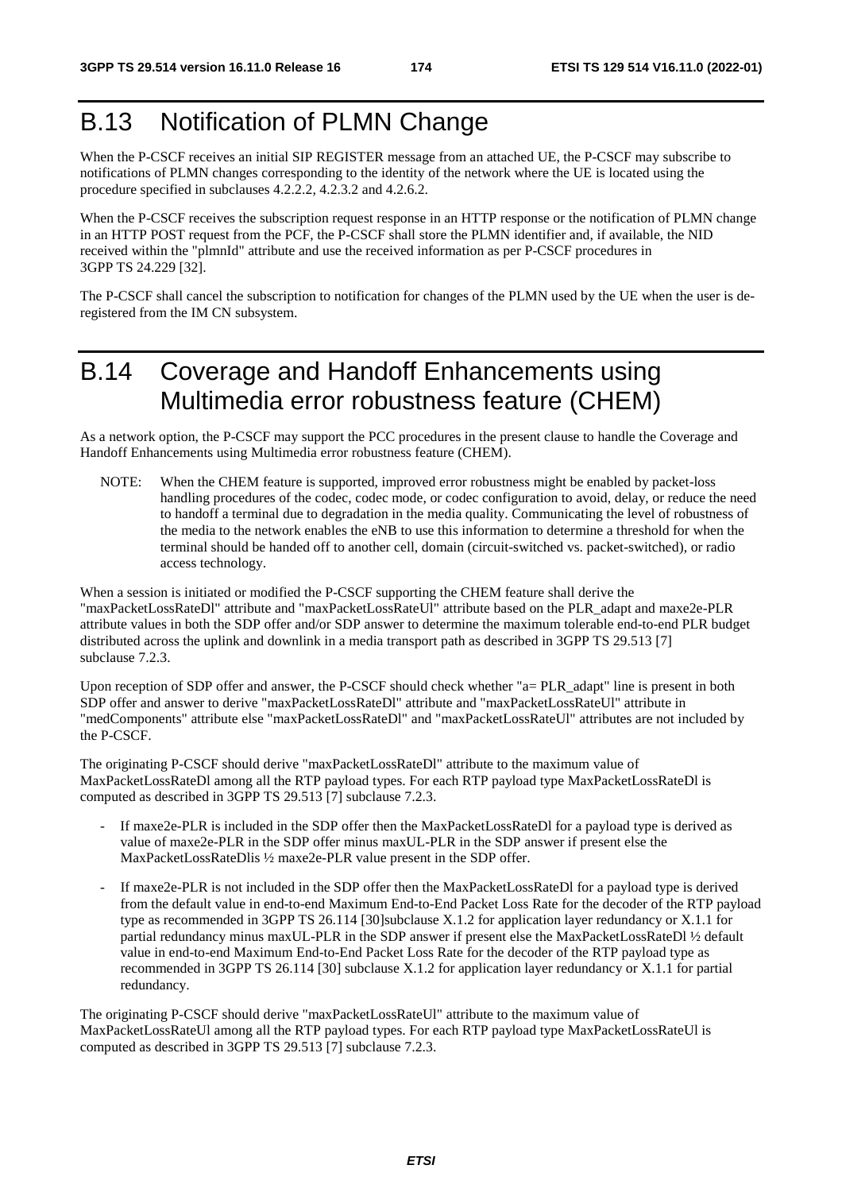# B.13 Notification of PLMN Change

When the P-CSCF receives an initial SIP REGISTER message from an attached UE, the P-CSCF may subscribe to notifications of PLMN changes corresponding to the identity of the network where the UE is located using the procedure specified in subclauses 4.2.2.2, 4.2.3.2 and 4.2.6.2.

When the P-CSCF receives the subscription request response in an HTTP response or the notification of PLMN change in an HTTP POST request from the PCF, the P-CSCF shall store the PLMN identifier and, if available, the NID received within the "plmnId" attribute and use the received information as per P-CSCF procedures in 3GPP TS 24.229 [32].

The P-CSCF shall cancel the subscription to notification for changes of the PLMN used by the UE when the user is de-registered from the IM CN subsystem.

# B.14 Coverage and Handoff Enhancements using Multimedia error robustness feature (CHEM)

As a network option, the P-CSCF may support the PCC procedures in the present clause to handle the Coverage and Handoff Enhancements using Multimedia error robustness feature (CHEM).

NOTE: When the CHEM feature is supported, improved error robustness might be enabled by packet-loss handling procedures of the codec, codec mode, or codec configuration to avoid, delay, or reduce the need to handoff a terminal due to degradation in the media quality. Communicating the level of robustness of the media to the network enables the eNB to use this information to determine a threshold for when the terminal should be handed off to another cell, domain (circuit-switched vs. packet-switched), or radio access technology.

When a session is initiated or modified the P-CSCF supporting the CHEM feature shall derive the "maxPacketLossRateDl" attribute and "maxPacketLossRateUl" attribute based on the PLR_adapt and maxe2e-PLR attribute values in both the SDP offer and/or SDP answer to determine the maximum tolerable end-to-end PLR budget distributed across the uplink and downlink in a media transport path as described in 3GPP TS 29.513 [7] subclause 7.2.3.

Upon reception of SDP offer and answer, the P-CSCF should check whether "a= PLR_adapt" line is present in both SDP offer and answer to derive "maxPacketLossRateDl" attribute and "maxPacketLossRateUl" attribute in "medComponents" attribute else "maxPacketLossRateDl" and "maxPacketLossRateUl" attributes are not included by the P-CSCF.

The originating P-CSCF should derive "maxPacketLossRateDl" attribute to the maximum value of MaxPacketLossRateDl among all the RTP payload types. For each RTP payload type MaxPacketLossRateDl is computed as described in 3GPP TS 29.513 [7] subclause 7.2.3.

- If maxe2e-PLR is included in the SDP offer then the MaxPacketLossRateDl for a payload type is derived as value of maxe2e-PLR in the SDP offer minus maxUL-PLR in the SDP answer if present else the MaxPacketLossRateDlis ½ maxe2e-PLR value present in the SDP offer.
- If maxe2e-PLR is not included in the SDP offer then the MaxPacketLossRateDl for a payload type is derived from the default value in end-to-end Maximum End-to-End Packet Loss Rate for the decoder of the RTP payload type as recommended in 3GPP TS 26.114 [30]subclause X.1.2 for application layer redundancy or X.1.1 for partial redundancy minus maxUL-PLR in the SDP answer if present else the MaxPacketLossRateDl ½ default value in end-to-end Maximum End-to-End Packet Loss Rate for the decoder of the RTP payload type as recommended in 3GPP TS 26.114 [30] subclause X.1.2 for application layer redundancy or X.1.1 for partial redundancy.

The originating P-CSCF should derive "maxPacketLossRateUl" attribute to the maximum value of MaxPacketLossRateUl among all the RTP payload types. For each RTP payload type MaxPacketLossRateUl is computed as described in 3GPP TS 29.513 [7] subclause 7.2.3.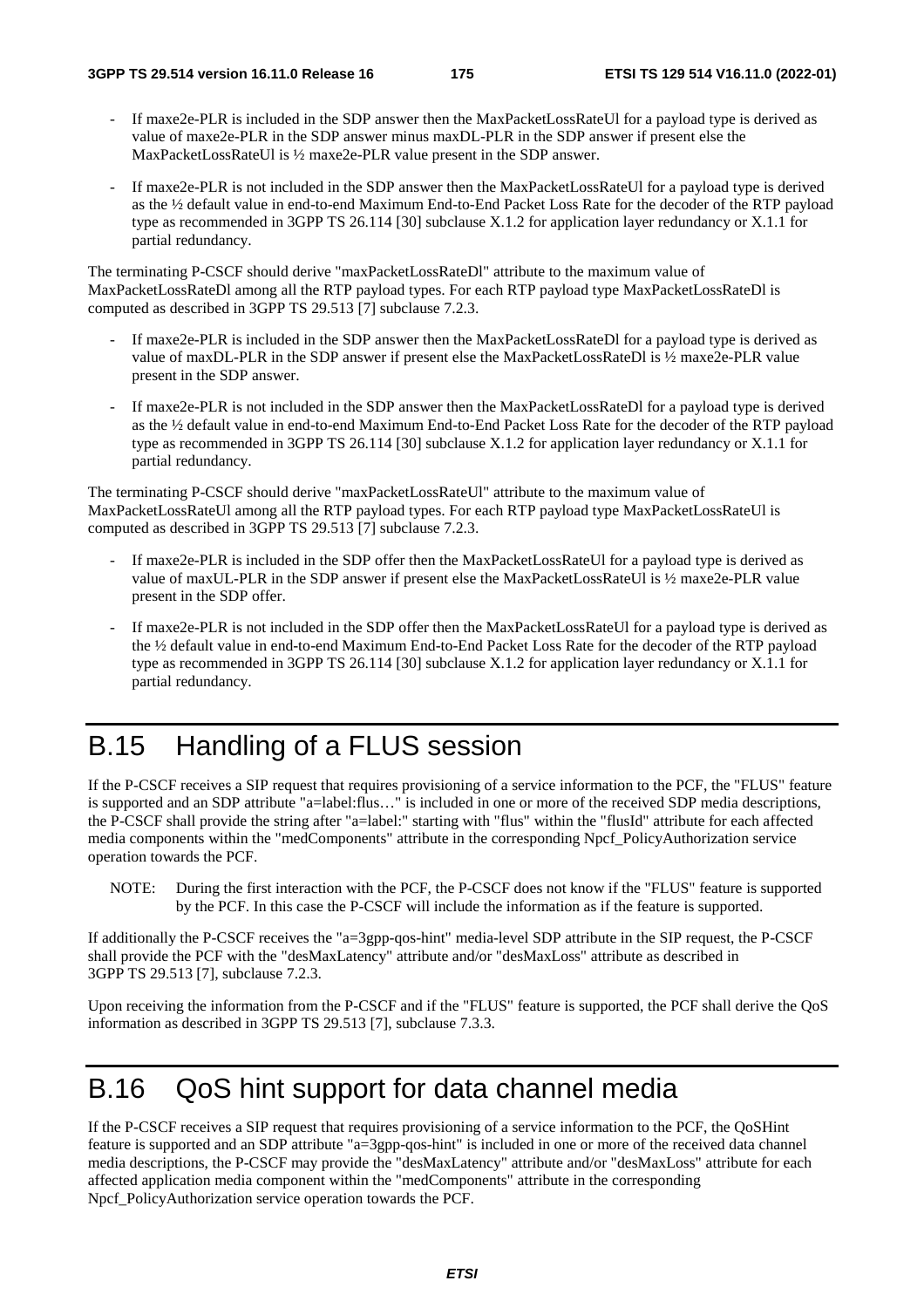- If maxe2e-PLR is included in the SDP answer then the MaxPacketLossRateUl for a payload type is derived as value of maxe2e-PLR in the SDP answer minus maxDL-PLR in the SDP answer if present else the MaxPacketLossRateUl is ½ maxe2e-PLR value present in the SDP answer.
- If maxe2e-PLR is not included in the SDP answer then the MaxPacketLossRateUl for a payload type is derived as the ½ default value in end-to-end Maximum End-to-End Packet Loss Rate for the decoder of the RTP payload type as recommended in 3GPP TS 26.114 [30] subclause X.1.2 for application layer redundancy or X.1.1 for partial redundancy.

The terminating P-CSCF should derive "maxPacketLossRateDl" attribute to the maximum value of MaxPacketLossRateDl among all the RTP payload types. For each RTP payload type MaxPacketLossRateDl is computed as described in 3GPP TS 29.513 [7] subclause 7.2.3.

- If maxe2e-PLR is included in the SDP answer then the MaxPacketLossRateDl for a payload type is derived as value of maxDL-PLR in the SDP answer if present else the MaxPacketLossRateDl is ½ maxe2e-PLR value present in the SDP answer.
- If maxe2e-PLR is not included in the SDP answer then the MaxPacketLossRateDl for a payload type is derived as the ½ default value in end-to-end Maximum End-to-End Packet Loss Rate for the decoder of the RTP payload type as recommended in 3GPP TS 26.114 [30] subclause X.1.2 for application layer redundancy or X.1.1 for partial redundancy.

The terminating P-CSCF should derive "maxPacketLossRateUl" attribute to the maximum value of MaxPacketLossRateUl among all the RTP payload types. For each RTP payload type MaxPacketLossRateUl is computed as described in 3GPP TS 29.513 [7] subclause 7.2.3.

- If maxe2e-PLR is included in the SDP offer then the MaxPacketLossRateUl for a payload type is derived as value of maxUL-PLR in the SDP answer if present else the MaxPacketLossRateUl is ½ maxe2e-PLR value present in the SDP offer.
- If maxe2e-PLR is not included in the SDP offer then the MaxPacketLossRateUl for a payload type is derived as the ½ default value in end-to-end Maximum End-to-End Packet Loss Rate for the decoder of the RTP payload type as recommended in 3GPP TS 26.114 [30] subclause X.1.2 for application layer redundancy or X.1.1 for partial redundancy.

# B.15 Handling of a FLUS session

If the P-CSCF receives a SIP request that requires provisioning of a service information to the PCF, the "FLUS" feature is supported and an SDP attribute "a=label:flus…" is included in one or more of the received SDP media descriptions, the P-CSCF shall provide the string after "a=label:" starting with "flus" within the "flusId" attribute for each affected media components within the "medComponents" attribute in the corresponding Npcf_PolicyAuthorization service operation towards the PCF.

NOTE: During the first interaction with the PCF, the P-CSCF does not know if the "FLUS" feature is supported by the PCF. In this case the P-CSCF will include the information as if the feature is supported.

If additionally the P-CSCF receives the "a=3gpp-qos-hint" media-level SDP attribute in the SIP request, the P-CSCF shall provide the PCF with the "desMaxLatency" attribute and/or "desMaxLoss" attribute as described in 3GPP TS 29.513 [7], subclause 7.2.3.

Upon receiving the information from the P-CSCF and if the "FLUS" feature is supported, the PCF shall derive the QoS information as described in 3GPP TS 29.513 [7], subclause 7.3.3.

# B.16 QoS hint support for data channel media

If the P-CSCF receives a SIP request that requires provisioning of a service information to the PCF, the QoSHint feature is supported and an SDP attribute "a=3gpp-qos-hint" is included in one or more of the received data channel media descriptions, the P-CSCF may provide the "desMaxLatency" attribute and/or "desMaxLoss" attribute for each affected application media component within the "medComponents" attribute in the corresponding Npcf_PolicyAuthorization service operation towards the PCF.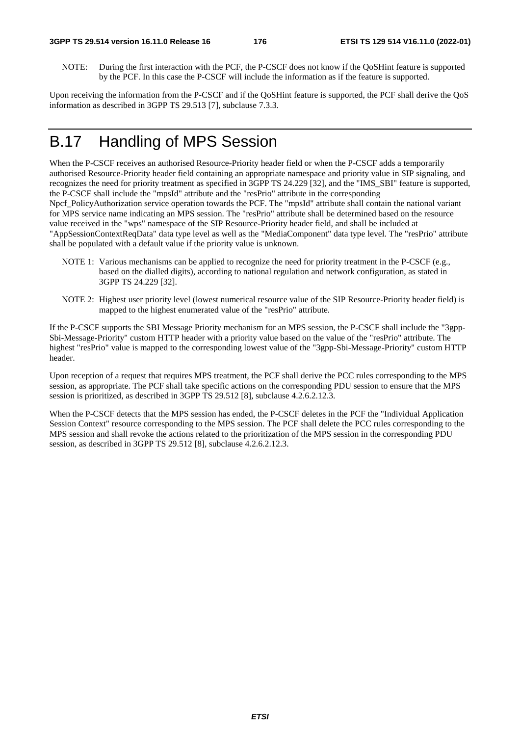NOTE: During the first interaction with the PCF, the P-CSCF does not know if the QoSHint feature is supported by the PCF. In this case the P-CSCF will include the information as if the feature is supported.

Upon receiving the information from the P-CSCF and if the QoSHint feature is supported, the PCF shall derive the QoS information as described in 3GPP TS 29.513 [7], subclause 7.3.3.

# B.17 Handling of MPS Session

When the P-CSCF receives an authorised Resource-Priority header field or when the P-CSCF adds a temporarily authorised Resource-Priority header field containing an appropriate namespace and priority value in SIP signaling, and recognizes the need for priority treatment as specified in 3GPP TS 24.229 [32], and the "IMS_SBI" feature is supported, the P-CSCF shall include the "mpsId" attribute and the "resPrio" attribute in the corresponding Npcf_PolicyAuthorization service operation towards the PCF. The "mpsId" attribute shall contain the national variant for MPS service name indicating an MPS session. The "resPrio" attribute shall be determined based on the resource value received in the "wps" namespace of the SIP Resource-Priority header field, and shall be included at "AppSessionContextReqData" data type level as well as the "MediaComponent" data type level. The "resPrio" attribute shall be populated with a default value if the priority value is unknown.

NOTE 1: Various mechanisms can be applied to recognize the need for priority treatment in the P-CSCF (e.g., based on the dialled digits), according to national regulation and network configuration, as stated in 3GPP TS 24.229 [32].

NOTE 2: Highest user priority level (lowest numerical resource value of the SIP Resource-Priority header field) is mapped to the highest enumerated value of the "resPrio" attribute.

If the P-CSCF supports the SBI Message Priority mechanism for an MPS session, the P-CSCF shall include the "3gpp-Sbi-Message-Priority" custom HTTP header with a priority value based on the value of the "resPrio" attribute. The highest "resPrio" value is mapped to the corresponding lowest value of the "3gpp-Sbi-Message-Priority" custom HTTP header.

Upon reception of a request that requires MPS treatment, the PCF shall derive the PCC rules corresponding to the MPS session, as appropriate. The PCF shall take specific actions on the corresponding PDU session to ensure that the MPS session is prioritized, as described in 3GPP TS 29.512 [8], subclause 4.2.6.2.12.3.

When the P-CSCF detects that the MPS session has ended, the P-CSCF deletes in the PCF the "Individual Application Session Context" resource corresponding to the MPS session. The PCF shall delete the PCC rules corresponding to the MPS session and shall revoke the actions related to the prioritization of the MPS session in the corresponding PDU session, as described in 3GPP TS 29.512 [8], subclause 4.2.6.2.12.3.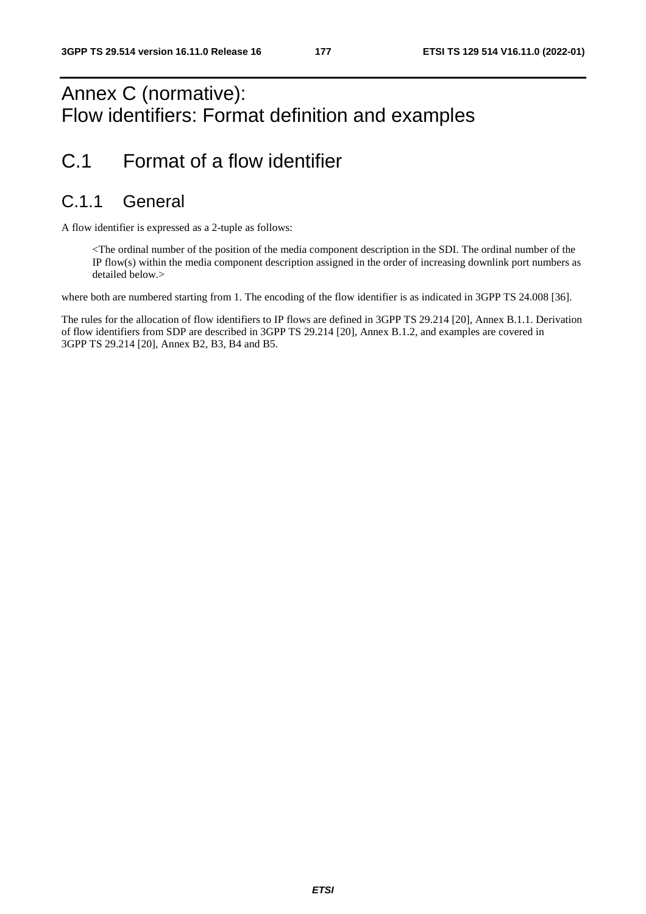# Annex C (normative):
Flow identifiers: Format definition and examples

# C.1 Format of a flow identifier

## C.1.1 General

A flow identifier is expressed as a 2-tuple as follows:

> <The ordinal number of the position of the media component description in the SDI. The ordinal number of the IP flow(s) within the media component description assigned in the order of increasing downlink port numbers as detailed below.>

where both are numbered starting from 1. The encoding of the flow identifier is as indicated in 3GPP TS 24.008 [36].

The rules for the allocation of flow identifiers to IP flows are defined in 3GPP TS 29.214 [20], Annex B.1.1. Derivation of flow identifiers from SDP are described in 3GPP TS 29.214 [20], Annex B.1.2, and examples are covered in 3GPP TS 29.214 [20], Annex B2, B3, B4 and B5.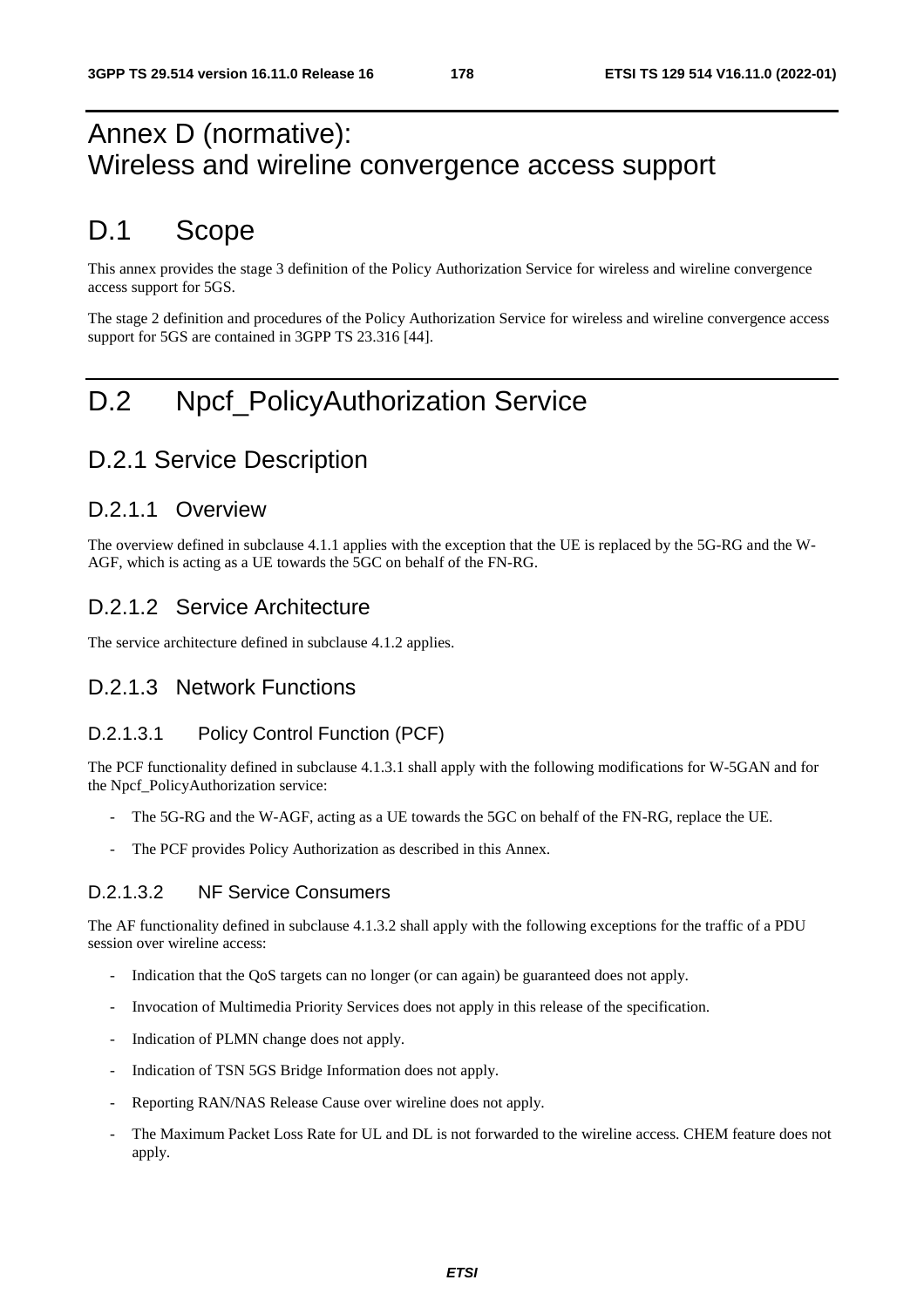# Annex D (normative): Wireless and wireline convergence access support

# D.1 Scope

This annex provides the stage 3 definition of the Policy Authorization Service for wireless and wireline convergence access support for 5GS.

The stage 2 definition and procedures of the Policy Authorization Service for wireless and wireline convergence access support for 5GS are contained in 3GPP TS 23.316 [44].

# D.2 Npcf_PolicyAuthorization Service

## D.2.1 Service Description

### D.2.1.1 Overview

The overview defined in subclause 4.1.1 applies with the exception that the UE is replaced by the 5G-RG and the W-AGF, which is acting as a UE towards the 5GC on behalf of the FN-RG.

### D.2.1.2 Service Architecture

The service architecture defined in subclause 4.1.2 applies.

### D.2.1.3 Network Functions

#### D.2.1.3.1 Policy Control Function (PCF)

The PCF functionality defined in subclause 4.1.3.1 shall apply with the following modifications for W-5GAN and for the Npcf_PolicyAuthorization service:

- The 5G-RG and the W-AGF, acting as a UE towards the 5GC on behalf of the FN-RG, replace the UE.
- The PCF provides Policy Authorization as described in this Annex.

#### D.2.1.3.2 NF Service Consumers

The AF functionality defined in subclause 4.1.3.2 shall apply with the following exceptions for the traffic of a PDU session over wireline access:

- Indication that the QoS targets can no longer (or can again) be guaranteed does not apply.
- Invocation of Multimedia Priority Services does not apply in this release of the specification.
- Indication of PLMN change does not apply.
- Indication of TSN 5GS Bridge Information does not apply.
- Reporting RAN/NAS Release Cause over wireline does not apply.
- The Maximum Packet Loss Rate for UL and DL is not forwarded to the wireline access. CHEM feature does not apply.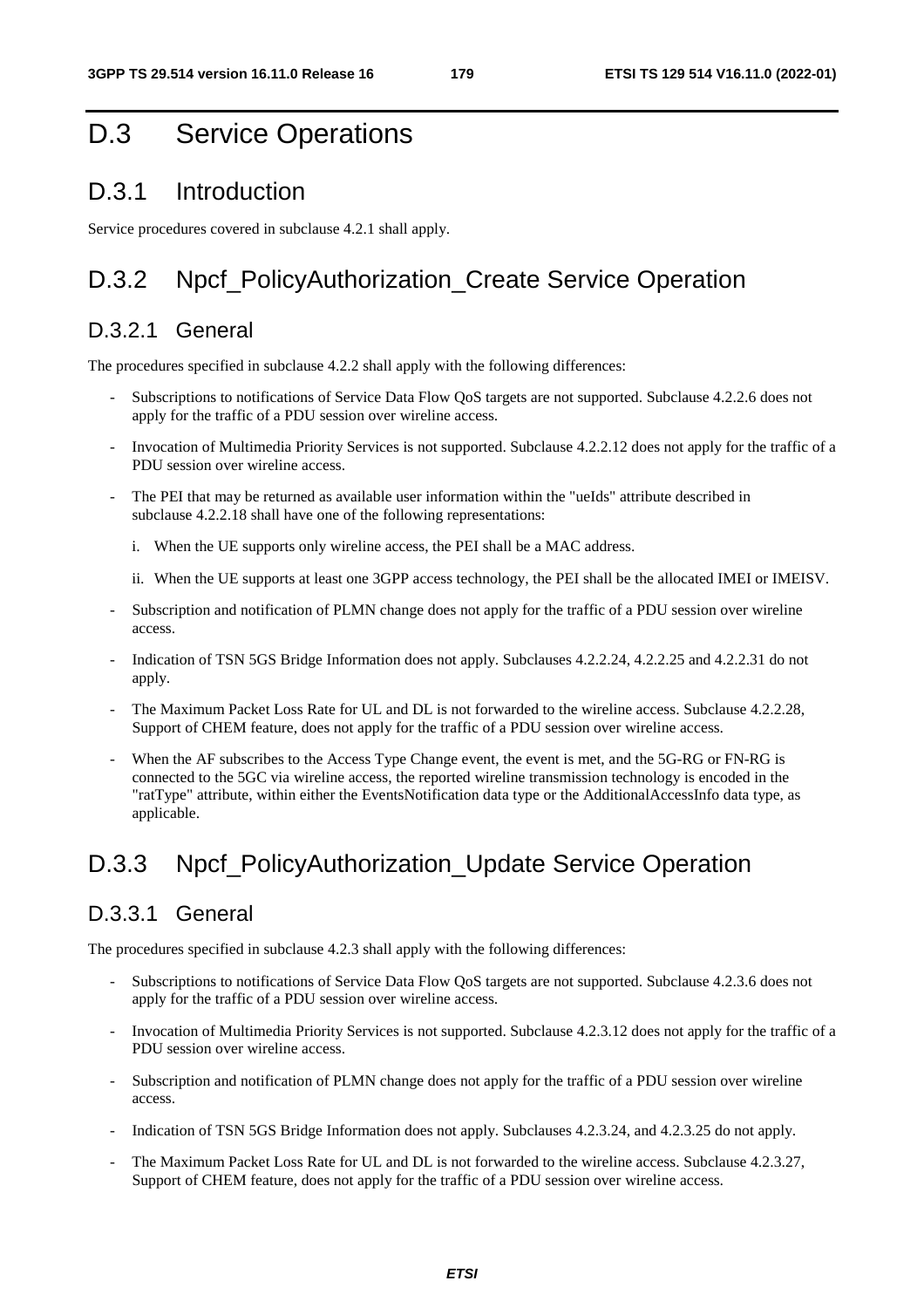# D.3 Service Operations

## D.3.1 Introduction

Service procedures covered in subclause 4.2.1 shall apply.

## D.3.2 Npcf_PolicyAuthorization_Create Service Operation

### D.3.2.1 General

The procedures specified in subclause 4.2.2 shall apply with the following differences:

- Subscriptions to notifications of Service Data Flow QoS targets are not supported. Subclause 4.2.2.6 does not apply for the traffic of a PDU session over wireline access.
- Invocation of Multimedia Priority Services is not supported. Subclause 4.2.2.12 does not apply for the traffic of a PDU session over wireline access.
- The PEI that may be returned as available user information within the "ueIds" attribute described in subclause 4.2.2.18 shall have one of the following representations:
  - i. When the UE supports only wireline access, the PEI shall be a MAC address.
  - ii. When the UE supports at least one 3GPP access technology, the PEI shall be the allocated IMEI or IMEISV.
- Subscription and notification of PLMN change does not apply for the traffic of a PDU session over wireline access.
- Indication of TSN 5GS Bridge Information does not apply. Subclauses 4.2.2.24, 4.2.2.25 and 4.2.2.31 do not apply.
- The Maximum Packet Loss Rate for UL and DL is not forwarded to the wireline access. Subclause 4.2.2.28, Support of CHEM feature, does not apply for the traffic of a PDU session over wireline access.
- When the AF subscribes to the Access Type Change event, the event is met, and the 5G-RG or FN-RG is connected to the 5GC via wireline access, the reported wireline transmission technology is encoded in the "ratType" attribute, within either the EventsNotification data type or the AdditionalAccessInfo data type, as applicable.

## D.3.3 Npcf_PolicyAuthorization_Update Service Operation

### D.3.3.1 General

The procedures specified in subclause 4.2.3 shall apply with the following differences:

- Subscriptions to notifications of Service Data Flow QoS targets are not supported. Subclause 4.2.3.6 does not apply for the traffic of a PDU session over wireline access.
- Invocation of Multimedia Priority Services is not supported. Subclause 4.2.3.12 does not apply for the traffic of a PDU session over wireline access.
- Subscription and notification of PLMN change does not apply for the traffic of a PDU session over wireline access.
- Indication of TSN 5GS Bridge Information does not apply. Subclauses 4.2.3.24, and 4.2.3.25 do not apply.
- The Maximum Packet Loss Rate for UL and DL is not forwarded to the wireline access. Subclause 4.2.3.27, Support of CHEM feature, does not apply for the traffic of a PDU session over wireline access.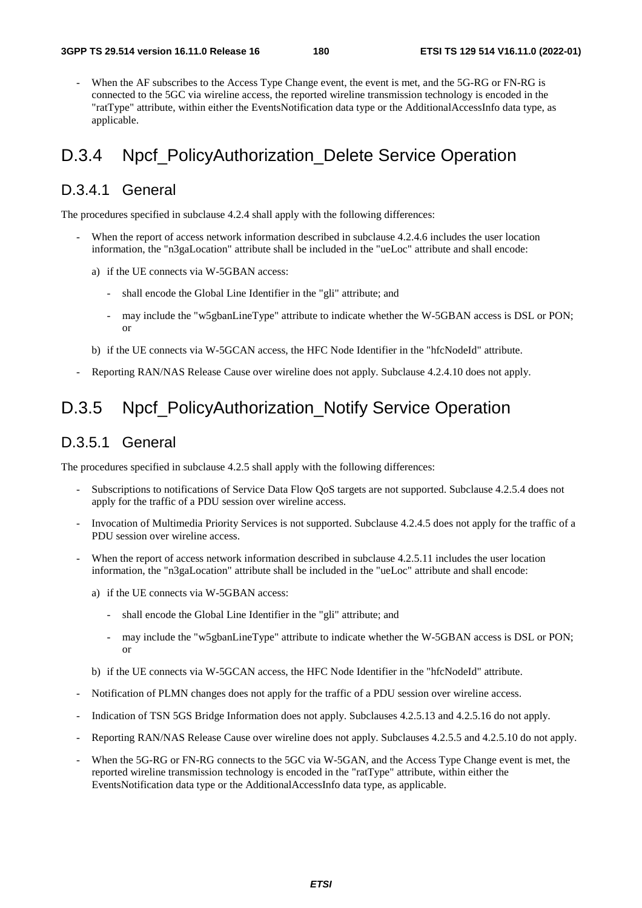- When the AF subscribes to the Access Type Change event, the event is met, and the 5G-RG or FN-RG is connected to the 5GC via wireline access, the reported wireline transmission technology is encoded in the "ratType" attribute, within either the EventsNotification data type or the AdditionalAccessInfo data type, as applicable.

# D.3.4 Npcf_PolicyAuthorization_Delete Service Operation

## D.3.4.1 General

The procedures specified in subclause 4.2.4 shall apply with the following differences:

- When the report of access network information described in subclause 4.2.4.6 includes the user location information, the "n3gaLocation" attribute shall be included in the "ueLoc" attribute and shall encode:
  - a) if the UE connects via W-5GBAN access:
    - shall encode the Global Line Identifier in the "gli" attribute; and
    - may include the "w5gbanLineType" attribute to indicate whether the W-5GBAN access is DSL or PON; or
  - b) if the UE connects via W-5GCAN access, the HFC Node Identifier in the "hfcNodeId" attribute.
- Reporting RAN/NAS Release Cause over wireline does not apply. Subclause 4.2.4.10 does not apply.

# D.3.5 Npcf_PolicyAuthorization_Notify Service Operation

## D.3.5.1 General

The procedures specified in subclause 4.2.5 shall apply with the following differences:

- Subscriptions to notifications of Service Data Flow QoS targets are not supported. Subclause 4.2.5.4 does not apply for the traffic of a PDU session over wireline access.
- Invocation of Multimedia Priority Services is not supported. Subclause 4.2.4.5 does not apply for the traffic of a PDU session over wireline access.
- When the report of access network information described in subclause 4.2.5.11 includes the user location information, the "n3gaLocation" attribute shall be included in the "ueLoc" attribute and shall encode:
  - a) if the UE connects via W-5GBAN access:
    - shall encode the Global Line Identifier in the "gli" attribute; and
    - may include the "w5gbanLineType" attribute to indicate whether the W-5GBAN access is DSL or PON; or
  - b) if the UE connects via W-5GCAN access, the HFC Node Identifier in the "hfcNodeId" attribute.
- Notification of PLMN changes does not apply for the traffic of a PDU session over wireline access.
- Indication of TSN 5GS Bridge Information does not apply. Subclauses 4.2.5.13 and 4.2.5.16 do not apply.
- Reporting RAN/NAS Release Cause over wireline does not apply. Subclauses 4.2.5.5 and 4.2.5.10 do not apply.
- When the 5G-RG or FN-RG connects to the 5GC via W-5GAN, and the Access Type Change event is met, the reported wireline transmission technology is encoded in the "ratType" attribute, within either the EventsNotification data type or the AdditionalAccessInfo data type, as applicable.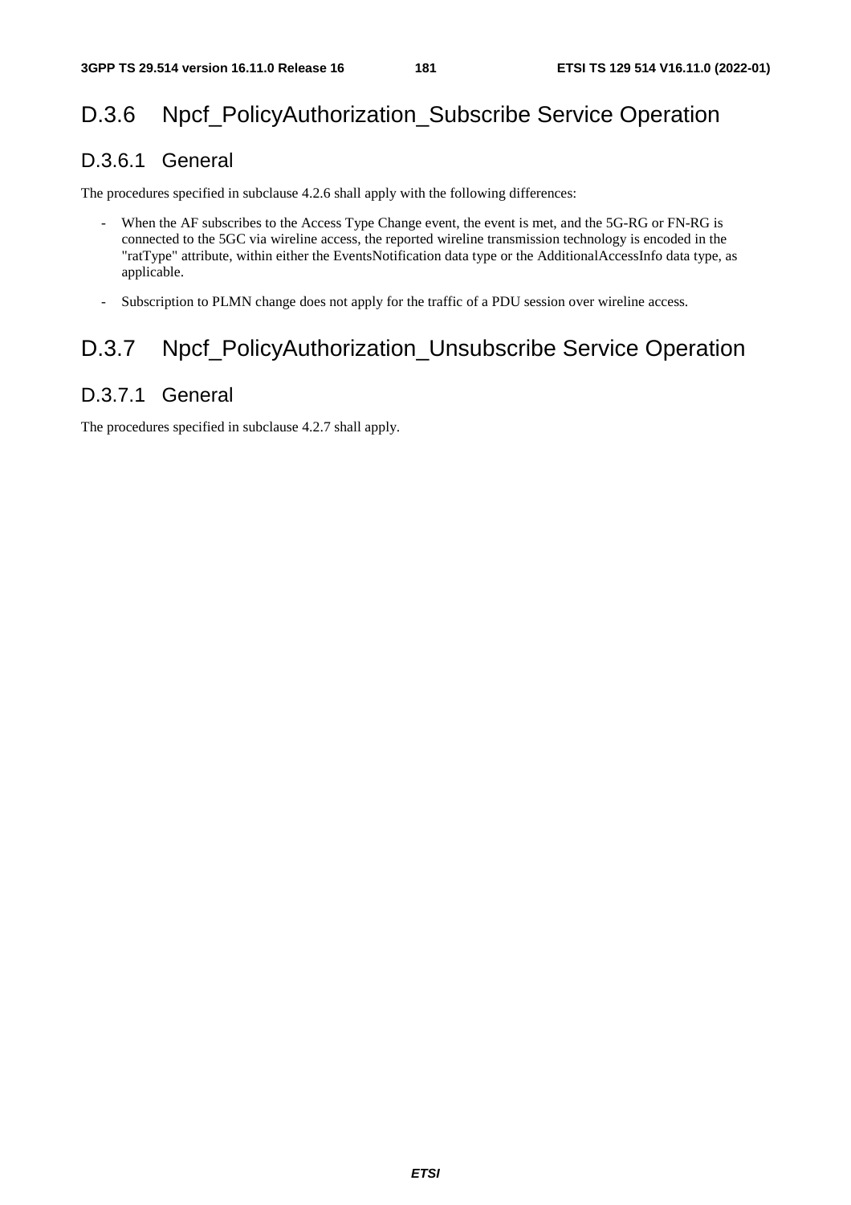## D.3.6 Npcf_PolicyAuthorization_Subscribe Service Operation

### D.3.6.1 General

The procedures specified in subclause 4.2.6 shall apply with the following differences:

- When the AF subscribes to the Access Type Change event, the event is met, and the 5G-RG or FN-RG is connected to the 5GC via wireline access, the reported wireline transmission technology is encoded in the "ratType" attribute, within either the EventsNotification data type or the AdditionalAccessInfo data type, as applicable.
- Subscription to PLMN change does not apply for the traffic of a PDU session over wireline access.

## D.3.7 Npcf_PolicyAuthorization_Unsubscribe Service Operation

### D.3.7.1 General

The procedures specified in subclause 4.2.7 shall apply.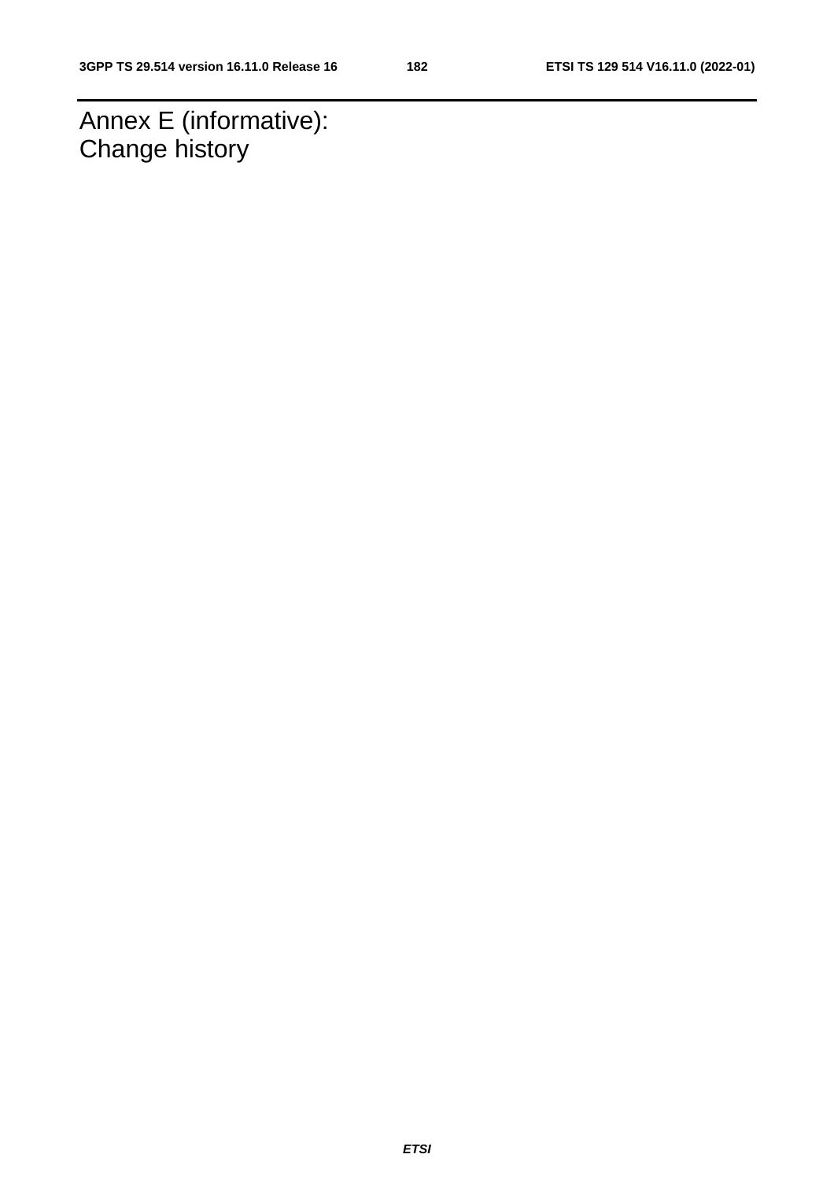# Annex E (informative): Change history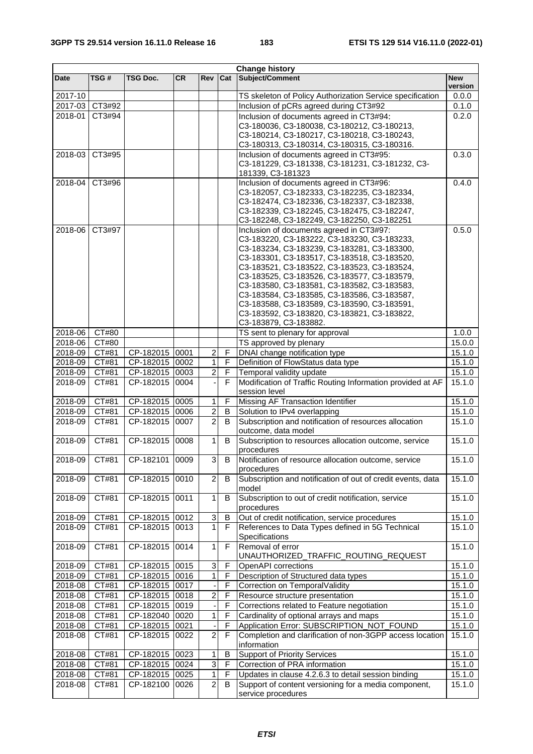| Change history | | | | | | | |
|---|---|---|---|---|---|---|---|
| **Date** | **TSG #** | **TSG Doc.** | **CR** | **Rev** | **Cat** | **Subject/Comment** | **New version** |
| 2017-10 | | | | | | TS skeleton of Policy Authorization Service specification | 0.0.0 |
| 2017-03 | CT3#92 | | | | | Inclusion of pCRs agreed during CT3#92 | 0.1.0 |
| 2018-01 | CT3#94 | | | | | Inclusion of documents agreed in CT3#94: C3-180036, C3-180038, C3-180212, C3-180213, C3-180214, C3-180217, C3-180218, C3-180243, C3-180313, C3-180314, C3-180315, C3-180316. | 0.2.0 |
| 2018-03 | CT3#95 | | | | | Inclusion of documents agreed in CT3#95: C3-181229, C3-181338, C3-181231, C3-181232, C3-181339, C3-181323 | 0.3.0 |
| 2018-04 | CT3#96 | | | | | Inclusion of documents agreed in CT3#96: C3-182057, C3-182333, C3-182235, C3-182334, C3-182474, C3-182336, C3-182337, C3-182338, C3-182339, C3-182245, C3-182475, C3-182247, C3-182248, C3-182249, C3-182250, C3-182251 | 0.4.0 |
| 2018-06 | CT3#97 | | | | | Inclusion of documents agreed in CT3#97: C3-183220, C3-183222, C3-183230, C3-183233, C3-183234, C3-183239, C3-183281, C3-183300, C3-183301, C3-183517, C3-183518, C3-183520, C3-183521, C3-183522, C3-183523, C3-183524, C3-183525, C3-183526, C3-183577, C3-183579, C3-183580, C3-183581, C3-183582, C3-183583, C3-183584, C3-183585, C3-183586, C3-183587, C3-183588, C3-183589, C3-183590, C3-183591, C3-183592, C3-183820, C3-183821, C3-183822, C3-183879, C3-183882. | 0.5.0 |
| 2018-06 | CT#80 | | | | | TS sent to plenary for approval | 1.0.0 |
| 2018-06 | CT#80 | | | | | TS approved by plenary | 15.0.0 |
| 2018-09 | CT#81 | CP-182015 | 0001 | 2 | F | DNAI change notification type | 15.1.0 |
| 2018-09 | CT#81 | CP-182015 | 0002 | 1 | F | Definition of FlowStatus data type | 15.1.0 |
| 2018-09 | CT#81 | CP-182015 | 0003 | 2 | F | Temporal validity update | 15.1.0 |
| 2018-09 | CT#81 | CP-182015 | 0004 | - | F | Modification of Traffic Routing Information provided at AF session level | 15.1.0 |
| 2018-09 | CT#81 | CP-182015 | 0005 | 1 | F | Missing AF Transaction Identifier | 15.1.0 |
| 2018-09 | CT#81 | CP-182015 | 0006 | 2 | B | Solution to IPv4 overlapping | 15.1.0 |
| 2018-09 | CT#81 | CP-182015 | 0007 | 2 | B | Subscription and notification of resources allocation outcome, data model | 15.1.0 |
| 2018-09 | CT#81 | CP-182015 | 0008 | 1 | B | Subscription to resources allocation outcome, service procedures | 15.1.0 |
| 2018-09 | CT#81 | CP-182101 | 0009 | 3 | B | Notification of resource allocation outcome, service procedures | 15.1.0 |
| 2018-09 | CT#81 | CP-182015 | 0010 | 2 | B | Subscription and notification of out of credit events, data model | 15.1.0 |
| 2018-09 | CT#81 | CP-182015 | 0011 | 1 | B | Subscription to out of credit notification, service procedures | 15.1.0 |
| 2018-09 | CT#81 | CP-182015 | 0012 | 3 | B | Out of credit notification, service procedures | 15.1.0 |
| 2018-09 | CT#81 | CP-182015 | 0013 | 1 | F | References to Data Types defined in 5G Technical Specifications | 15.1.0 |
| 2018-09 | CT#81 | CP-182015 | 0014 | 1 | F | Removal of error UNAUTHORIZED_TRAFFIC_ROUTING_REQUEST | 15.1.0 |
| 2018-09 | CT#81 | CP-182015 | 0015 | 3 | F | OpenAPI corrections | 15.1.0 |
| 2018-09 | CT#81 | CP-182015 | 0016 | 1 | F | Description of Structured data types | 15.1.0 |
| 2018-08 | CT#81 | CP-182015 | 0017 | - | F | Correction on TemporalValidity | 15.1.0 |
| 2018-08 | CT#81 | CP-182015 | 0018 | 2 | F | Resource structure presentation | 15.1.0 |
| 2018-08 | CT#81 | CP-182015 | 0019 | - | F | Corrections related to Feature negotiation | 15.1.0 |
| 2018-08 | CT#81 | CP-182040 | 0020 | 1 | F | Cardinality of optional arrays and maps | 15.1.0 |
| 2018-08 | CT#81 | CP-182015 | 0021 | - | F | Application Error: SUBSCRIPTION_NOT_FOUND | 15.1.0 |
| 2018-08 | CT#81 | CP-182015 | 0022 | 2 | F | Completion and clarification of non-3GPP access location information | 15.1.0 |
| 2018-08 | CT#81 | CP-182015 | 0023 | 1 | B | Support of Priority Services | 15.1.0 |
| 2018-08 | CT#81 | CP-182015 | 0024 | 3 | F | Correction of PRA information | 15.1.0 |
| 2018-08 | CT#81 | CP-182015 | 0025 | 1 | F | Updates in clause 4.2.6.3 to detail session binding | 15.1.0 |
| 2018-08 | CT#81 | CP-182100 | 0026 | 2 | B | Support of content versioning for a media component, service procedures | 15.1.0 |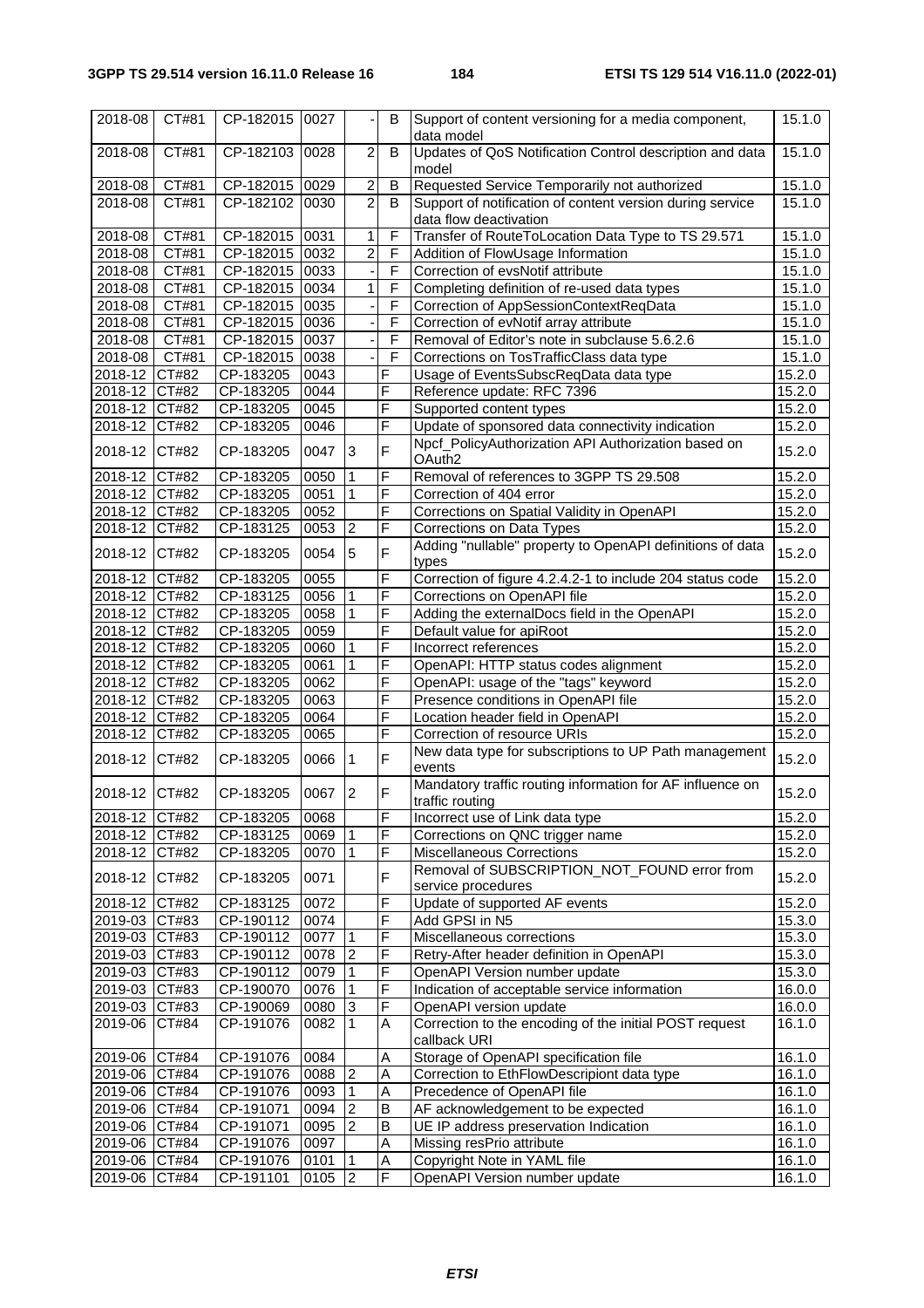| 2018-08 | CT#81 | CP-182015 | 0027 | - | B | Support of content versioning for a media component, data model | 15.1.0 |
|---|---|---|---|---|---|---|---|
| 2018-08 | CT#81 | CP-182103 | 0028 | 2 | B | Updates of QoS Notification Control description and data model | 15.1.0 |
| 2018-08 | CT#81 | CP-182015 | 0029 | 2 | B | Requested Service Temporarily not authorized | 15.1.0 |
| 2018-08 | CT#81 | CP-182102 | 0030 | 2 | B | Support of notification of content version during service data flow deactivation | 15.1.0 |
| 2018-08 | CT#81 | CP-182015 | 0031 | 1 | F | Transfer of RouteToLocation Data Type to TS 29.571 | 15.1.0 |
| 2018-08 | CT#81 | CP-182015 | 0032 | 2 | F | Addition of FlowUsage Information | 15.1.0 |
| 2018-08 | CT#81 | CP-182015 | 0033 | - | F | Correction of evsNotif attribute | 15.1.0 |
| 2018-08 | CT#81 | CP-182015 | 0034 | 1 | F | Completing definition of re-used data types | 15.1.0 |
| 2018-08 | CT#81 | CP-182015 | 0035 | - | F | Correction of AppSessionContextReqData | 15.1.0 |
| 2018-08 | CT#81 | CP-182015 | 0036 | - | F | Correction of evNotif array attribute | 15.1.0 |
| 2018-08 | CT#81 | CP-182015 | 0037 | - | F | Removal of Editor's note in subclause 5.6.2.6 | 15.1.0 |
| 2018-08 | CT#81 | CP-182015 | 0038 | - | F | Corrections on TosTrafficClass data type | 15.1.0 |
| 2018-12 | CT#82 | CP-183205 | 0043 | | F | Usage of EventsSubscReqData data type | 15.2.0 |
| 2018-12 | CT#82 | CP-183205 | 0044 | | F | Reference update: RFC 7396 | 15.2.0 |
| 2018-12 | CT#82 | CP-183205 | 0045 | | F | Supported content types | 15.2.0 |
| 2018-12 | CT#82 | CP-183205 | 0046 | | F | Update of sponsored data connectivity indication | 15.2.0 |
| 2018-12 | CT#82 | CP-183205 | 0047 | 3 | F | Npcf_PolicyAuthorization API Authorization based on OAuth2 | 15.2.0 |
| 2018-12 | CT#82 | CP-183205 | 0050 | 1 | F | Removal of references to 3GPP TS 29.508 | 15.2.0 |
| 2018-12 | CT#82 | CP-183205 | 0051 | 1 | F | Correction of 404 error | 15.2.0 |
| 2018-12 | CT#82 | CP-183205 | 0052 | | F | Corrections on Spatial Validity in OpenAPI | 15.2.0 |
| 2018-12 | CT#82 | CP-183125 | 0053 | 2 | F | Corrections on Data Types | 15.2.0 |
| 2018-12 | CT#82 | CP-183205 | 0054 | 5 | F | Adding "nullable" property to OpenAPI definitions of data types | 15.2.0 |
| 2018-12 | CT#82 | CP-183205 | 0055 | | F | Correction of figure 4.2.4.2-1 to include 204 status code | 15.2.0 |
| 2018-12 | CT#82 | CP-183125 | 0056 | 1 | F | Corrections on OpenAPI file | 15.2.0 |
| 2018-12 | CT#82 | CP-183205 | 0058 | 1 | F | Adding the externalDocs field in the OpenAPI | 15.2.0 |
| 2018-12 | CT#82 | CP-183205 | 0059 | | F | Default value for apiRoot | 15.2.0 |
| 2018-12 | CT#82 | CP-183205 | 0060 | 1 | F | Incorrect references | 15.2.0 |
| 2018-12 | CT#82 | CP-183205 | 0061 | 1 | F | OpenAPI: HTTP status codes alignment | 15.2.0 |
| 2018-12 | CT#82 | CP-183205 | 0062 | | F | OpenAPI: usage of the "tags" keyword | 15.2.0 |
| 2018-12 | CT#82 | CP-183205 | 0063 | | F | Presence conditions in OpenAPI file | 15.2.0 |
| 2018-12 | CT#82 | CP-183205 | 0064 | | F | Location header field in OpenAPI | 15.2.0 |
| 2018-12 | CT#82 | CP-183205 | 0065 | | F | Correction of resource URIs | 15.2.0 |
| 2018-12 | CT#82 | CP-183205 | 0066 | 1 | F | New data type for subscriptions to UP Path management events | 15.2.0 |
| 2018-12 | CT#82 | CP-183205 | 0067 | 2 | F | Mandatory traffic routing information for AF influence on traffic routing | 15.2.0 |
| 2018-12 | CT#82 | CP-183205 | 0068 | | F | Incorrect use of Link data type | 15.2.0 |
| 2018-12 | CT#82 | CP-183125 | 0069 | 1 | F | Corrections on QNC trigger name | 15.2.0 |
| 2018-12 | CT#82 | CP-183205 | 0070 | 1 | F | Miscellaneous Corrections | 15.2.0 |
| 2018-12 | CT#82 | CP-183205 | 0071 | | F | Removal of SUBSCRIPTION_NOT_FOUND error from service procedures | 15.2.0 |
| 2018-12 | CT#82 | CP-183125 | 0072 | | F | Update of supported AF events | 15.2.0 |
| 2019-03 | CT#83 | CP-190112 | 0074 | | F | Add GPSI in N5 | 15.3.0 |
| 2019-03 | CT#83 | CP-190112 | 0077 | 1 | F | Miscellaneous corrections | 15.3.0 |
| 2019-03 | CT#83 | CP-190112 | 0078 | 2 | F | Retry-After header definition in OpenAPI | 15.3.0 |
| 2019-03 | CT#83 | CP-190112 | 0079 | 1 | F | OpenAPI Version number update | 15.3.0 |
| 2019-03 | CT#83 | CP-190070 | 0076 | 1 | F | Indication of acceptable service information | 16.0.0 |
| 2019-03 | CT#83 | CP-190069 | 0080 | 3 | F | OpenAPI version update | 16.0.0 |
| 2019-06 | CT#84 | CP-191076 | 0082 | 1 | A | Correction to the encoding of the initial POST request callback URI | 16.1.0 |
| 2019-06 | CT#84 | CP-191076 | 0084 | | A | Storage of OpenAPI specification file | 16.1.0 |
| 2019-06 | CT#84 | CP-191076 | 0088 | 2 | A | Correction to EthFlowDescripiont data type | 16.1.0 |
| 2019-06 | CT#84 | CP-191076 | 0093 | 1 | A | Precedence of OpenAPI file | 16.1.0 |
| 2019-06 | CT#84 | CP-191071 | 0094 | 2 | B | AF acknowledgement to be expected | 16.1.0 |
| 2019-06 | CT#84 | CP-191071 | 0095 | 2 | B | UE IP address preservation Indication | 16.1.0 |
| 2019-06 | CT#84 | CP-191076 | 0097 | | A | Missing resPrio attribute | 16.1.0 |
| 2019-06 | CT#84 | CP-191076 | 0101 | 1 | A | Copyright Note in YAML file | 16.1.0 |
| 2019-06 | CT#84 | CP-191101 | 0105 | 2 | F | OpenAPI Version number update | 16.1.0 |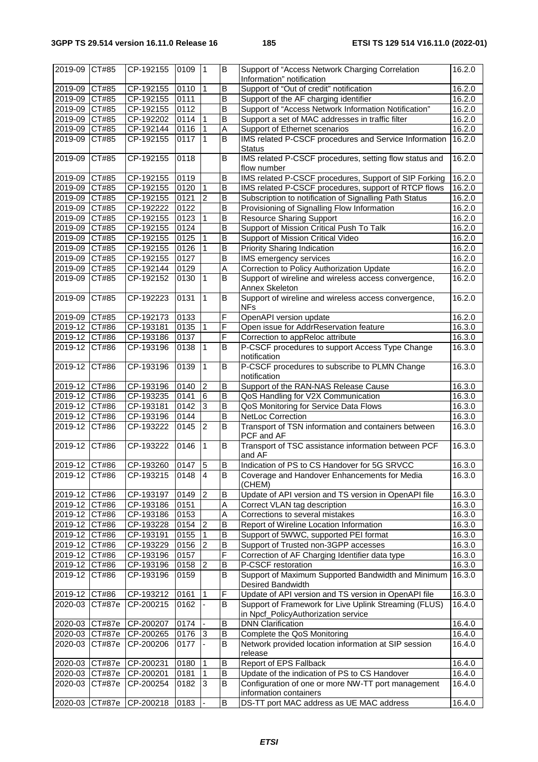| 2019-09 | CT#85 | CP-192155 | 0109 | 1 | B | Support of "Access Network Charging Correlation Information" notification | 16.2.0 |
|---|---|---|---|---|---|---|---|
| 2019-09 | CT#85 | CP-192155 | 0110 | 1 | B | Support of "Out of credit" notification | 16.2.0 |
| 2019-09 | CT#85 | CP-192155 | 0111 | | B | Support of the AF charging identifier | 16.2.0 |
| 2019-09 | CT#85 | CP-192155 | 0112 | | B | Support of "Access Network Information Notification" | 16.2.0 |
| 2019-09 | CT#85 | CP-192202 | 0114 | 1 | B | Support a set of MAC addresses in traffic filter | 16.2.0 |
| 2019-09 | CT#85 | CP-192144 | 0116 | 1 | A | Support of Ethernet scenarios | 16.2.0 |
| 2019-09 | CT#85 | CP-192155 | 0117 | 1 | B | IMS related P-CSCF procedures and Service Information Status | 16.2.0 |
| 2019-09 | CT#85 | CP-192155 | 0118 | | B | IMS related P-CSCF procedures, setting flow status and flow number | 16.2.0 |
| 2019-09 | CT#85 | CP-192155 | 0119 | | B | IMS related P-CSCF procedures, Support of SIP Forking | 16.2.0 |
| 2019-09 | CT#85 | CP-192155 | 0120 | 1 | B | IMS related P-CSCF procedures, support of RTCP flows | 16.2.0 |
| 2019-09 | CT#85 | CP-192155 | 0121 | 2 | B | Subscription to notification of Signalling Path Status | 16.2.0 |
| 2019-09 | CT#85 | CP-192222 | 0122 | | B | Provisioning of Signalling Flow Information | 16.2.0 |
| 2019-09 | CT#85 | CP-192155 | 0123 | 1 | B | Resource Sharing Support | 16.2.0 |
| 2019-09 | CT#85 | CP-192155 | 0124 | | B | Support of Mission Critical Push To Talk | 16.2.0 |
| 2019-09 | CT#85 | CP-192155 | 0125 | 1 | B | Support of Mission Critical Video | 16.2.0 |
| 2019-09 | CT#85 | CP-192155 | 0126 | 1 | B | Priority Sharing Indication | 16.2.0 |
| 2019-09 | CT#85 | CP-192155 | 0127 | | B | IMS emergency services | 16.2.0 |
| 2019-09 | CT#85 | CP-192144 | 0129 | | A | Correction to Policy Authorization Update | 16.2.0 |
| 2019-09 | CT#85 | CP-192152 | 0130 | 1 | B | Support of wireline and wireless access convergence, Annex Skeleton | 16.2.0 |
| 2019-09 | CT#85 | CP-192223 | 0131 | 1 | B | Support of wireline and wireless access convergence, NFs | 16.2.0 |
| 2019-09 | CT#85 | CP-192173 | 0133 | | F | OpenAPI version update | 16.2.0 |
| 2019-12 | CT#86 | CP-193181 | 0135 | 1 | F | Open issue for AddrReservation feature | 16.3.0 |
| 2019-12 | CT#86 | CP-193186 | 0137 | | F | Correction to appReloc attribute | 16.3.0 |
| 2019-12 | CT#86 | CP-193196 | 0138 | 1 | B | P-CSCF procedures to support Access Type Change notification | 16.3.0 |
| 2019-12 | CT#86 | CP-193196 | 0139 | 1 | B | P-CSCF procedures to subscribe to PLMN Change notification | 16.3.0 |
| 2019-12 | CT#86 | CP-193196 | 0140 | 2 | B | Support of the RAN-NAS Release Cause | 16.3.0 |
| 2019-12 | CT#86 | CP-193235 | 0141 | 6 | B | QoS Handling for V2X Communication | 16.3.0 |
| 2019-12 | CT#86 | CP-193181 | 0142 | 3 | B | QoS Monitoring for Service Data Flows | 16.3.0 |
| 2019-12 | CT#86 | CP-193196 | 0144 | | B | NetLoc Correction | 16.3.0 |
| 2019-12 | CT#86 | CP-193222 | 0145 | 2 | B | Transport of TSN information and containers between PCF and AF | 16.3.0 |
| 2019-12 | CT#86 | CP-193222 | 0146 | 1 | B | Transport of TSC assistance information between PCF and AF | 16.3.0 |
| 2019-12 | CT#86 | CP-193260 | 0147 | 5 | B | Indication of PS to CS Handover for 5G SRVCC | 16.3.0 |
| 2019-12 | CT#86 | CP-193215 | 0148 | 4 | B | Coverage and Handover Enhancements for Media (CHEM) | 16.3.0 |
| 2019-12 | CT#86 | CP-193197 | 0149 | 2 | B | Update of API version and TS version in OpenAPI file | 16.3.0 |
| 2019-12 | CT#86 | CP-193186 | 0151 | | A | Correct VLAN tag description | 16.3.0 |
| 2019-12 | CT#86 | CP-193186 | 0153 | | A | Corrections to several mistakes | 16.3.0 |
| 2019-12 | CT#86 | CP-193228 | 0154 | 2 | B | Report of Wireline Location Information | 16.3.0 |
| 2019-12 | CT#86 | CP-193191 | 0155 | 1 | B | Support of 5WWC, supported PEI format | 16.3.0 |
| 2019-12 | CT#86 | CP-193229 | 0156 | 2 | B | Support of Trusted non-3GPP accesses | 16.3.0 |
| 2019-12 | CT#86 | CP-193196 | 0157 | | F | Correction of AF Charging Identifier data type | 16.3.0 |
| 2019-12 | CT#86 | CP-193196 | 0158 | 2 | B | P-CSCF restoration | 16.3.0 |
| 2019-12 | CT#86 | CP-193196 | 0159 | | B | Support of Maximum Supported Bandwidth and Minimum Desired Bandwidth | 16.3.0 |
| 2019-12 | CT#86 | CP-193212 | 0161 | 1 | F | Update of API version and TS version in OpenAPI file | 16.3.0 |
| 2020-03 | CT#87e | CP-200215 | 0162 | - | B | Support of Framework for Live Uplink Streaming (FLUS) in Npcf_PolicyAuthorization service | 16.4.0 |
| 2020-03 | CT#87e | CP-200207 | 0174 | - | B | DNN Clarification | 16.4.0 |
| 2020-03 | CT#87e | CP-200265 | 0176 | 3 | B | Complete the QoS Monitoring | 16.4.0 |
| 2020-03 | CT#87e | CP-200206 | 0177 | - | B | Network provided location information at SIP session release | 16.4.0 |
| 2020-03 | CT#87e | CP-200231 | 0180 | 1 | B | Report of EPS Fallback | 16.4.0 |
| 2020-03 | CT#87e | CP-200201 | 0181 | 1 | B | Update of the indication of PS to CS Handover | 16.4.0 |
| 2020-03 | CT#87e | CP-200254 | 0182 | 3 | B | Configuration of one or more NW-TT port management information containers | 16.4.0 |
| 2020-03 | CT#87e | CP-200218 | 0183 | - | B | DS-TT port MAC address as UE MAC address | 16.4.0 |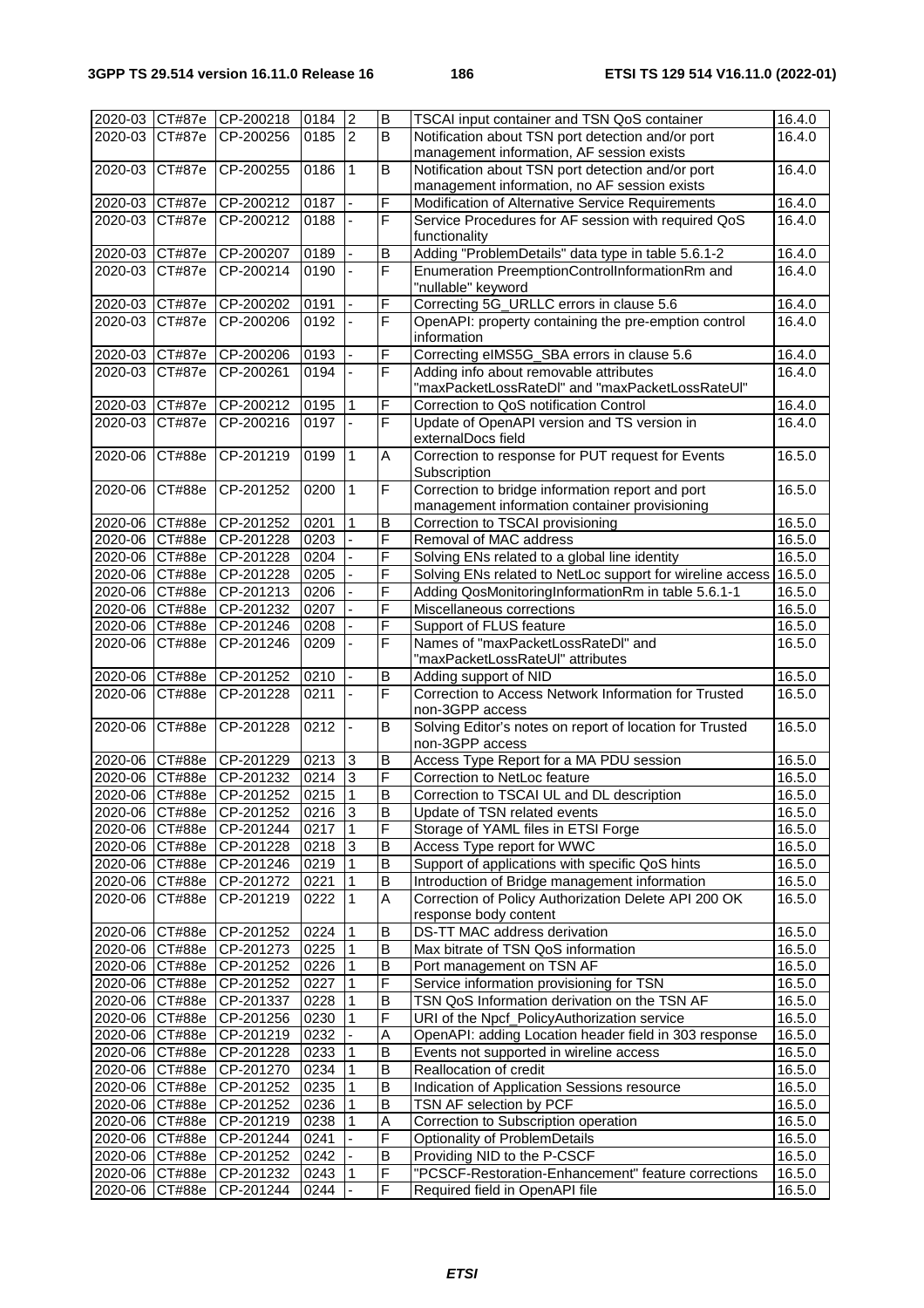| 2020-03 | CT#87e | CP-200218 | 0184 | 2 | B | TSCAI input container and TSN QoS container | 16.4.0 |
|---|---|---|---|---|---|---|---|
| 2020-03 | CT#87e | CP-200256 | 0185 | 2 | B | Notification about TSN port detection and/or port management information, AF session exists | 16.4.0 |
| 2020-03 | CT#87e | CP-200255 | 0186 | 1 | B | Notification about TSN port detection and/or port management information, no AF session exists | 16.4.0 |
| 2020-03 | CT#87e | CP-200212 | 0187 | - | F | Modification of Alternative Service Requirements | 16.4.0 |
| 2020-03 | CT#87e | CP-200212 | 0188 | - | F | Service Procedures for AF session with required QoS functionality | 16.4.0 |
| 2020-03 | CT#87e | CP-200207 | 0189 | - | B | Adding "ProblemDetails" data type in table 5.6.1-2 | 16.4.0 |
| 2020-03 | CT#87e | CP-200214 | 0190 | - | F | Enumeration PreemptionControlInformationRm and "nullable" keyword | 16.4.0 |
| 2020-03 | CT#87e | CP-200202 | 0191 | - | F | Correcting 5G_URLLC errors in clause 5.6 | 16.4.0 |
| 2020-03 | CT#87e | CP-200206 | 0192 | - | F | OpenAPI: property containing the pre-emption control information | 16.4.0 |
| 2020-03 | CT#87e | CP-200206 | 0193 | - | F | Correcting eIMS5G_SBA errors in clause 5.6 | 16.4.0 |
| 2020-03 | CT#87e | CP-200261 | 0194 | - | F | Adding info about removable attributes "maxPacketLossRateDl" and "maxPacketLossRateUl" | 16.4.0 |
| 2020-03 | CT#87e | CP-200212 | 0195 | 1 | F | Correction to QoS notification Control | 16.4.0 |
| 2020-03 | CT#87e | CP-200216 | 0197 | - | F | Update of OpenAPI version and TS version in externalDocs field | 16.4.0 |
| 2020-06 | CT#88e | CP-201219 | 0199 | 1 | A | Correction to response for PUT request for Events Subscription | 16.5.0 |
| 2020-06 | CT#88e | CP-201252 | 0200 | 1 | F | Correction to bridge information report and port management information container provisioning | 16.5.0 |
| 2020-06 | CT#88e | CP-201252 | 0201 | 1 | B | Correction to TSCAI provisioning | 16.5.0 |
| 2020-06 | CT#88e | CP-201228 | 0203 | - | F | Removal of MAC address | 16.5.0 |
| 2020-06 | CT#88e | CP-201228 | 0204 | - | F | Solving ENs related to a global line identity | 16.5.0 |
| 2020-06 | CT#88e | CP-201228 | 0205 | - | F | Solving ENs related to NetLoc support for wireline access | 16.5.0 |
| 2020-06 | CT#88e | CP-201213 | 0206 | - | F | Adding QosMonitoringInformationRm in table 5.6.1-1 | 16.5.0 |
| 2020-06 | CT#88e | CP-201232 | 0207 | - | F | Miscellaneous corrections | 16.5.0 |
| 2020-06 | CT#88e | CP-201246 | 0208 | - | F | Support of FLUS feature | 16.5.0 |
| 2020-06 | CT#88e | CP-201246 | 0209 | - | F | Names of "maxPacketLossRateDl" and "maxPacketLossRateUl" attributes | 16.5.0 |
| 2020-06 | CT#88e | CP-201252 | 0210 | - | B | Adding support of NID | 16.5.0 |
| 2020-06 | CT#88e | CP-201228 | 0211 | - | F | Correction to Access Network Information for Trusted non-3GPP access | 16.5.0 |
| 2020-06 | CT#88e | CP-201228 | 0212 | - | B | Solving Editor's notes on report of location for Trusted non-3GPP access | 16.5.0 |
| 2020-06 | CT#88e | CP-201229 | 0213 | 3 | B | Access Type Report for a MA PDU session | 16.5.0 |
| 2020-06 | CT#88e | CP-201232 | 0214 | 3 | F | Correction to NetLoc feature | 16.5.0 |
| 2020-06 | CT#88e | CP-201252 | 0215 | 1 | B | Correction to TSCAI UL and DL description | 16.5.0 |
| 2020-06 | CT#88e | CP-201252 | 0216 | 3 | B | Update of TSN related events | 16.5.0 |
| 2020-06 | CT#88e | CP-201244 | 0217 | 1 | F | Storage of YAML files in ETSI Forge | 16.5.0 |
| 2020-06 | CT#88e | CP-201228 | 0218 | 3 | B | Access Type report for WWC | 16.5.0 |
| 2020-06 | CT#88e | CP-201246 | 0219 | 1 | B | Support of applications with specific QoS hints | 16.5.0 |
| 2020-06 | CT#88e | CP-201272 | 0221 | 1 | B | Introduction of Bridge management information | 16.5.0 |
| 2020-06 | CT#88e | CP-201219 | 0222 | 1 | A | Correction of Policy Authorization Delete API 200 OK response body content | 16.5.0 |
| 2020-06 | CT#88e | CP-201252 | 0224 | 1 | B | DS-TT MAC address derivation | 16.5.0 |
| 2020-06 | CT#88e | CP-201273 | 0225 | 1 | B | Max bitrate of TSN QoS information | 16.5.0 |
| 2020-06 | CT#88e | CP-201252 | 0226 | 1 | B | Port management on TSN AF | 16.5.0 |
| 2020-06 | CT#88e | CP-201252 | 0227 | 1 | F | Service information provisioning for TSN | 16.5.0 |
| 2020-06 | CT#88e | CP-201337 | 0228 | 1 | B | TSN QoS Information derivation on the TSN AF | 16.5.0 |
| 2020-06 | CT#88e | CP-201256 | 0230 | 1 | F | URI of the Npcf_PolicyAuthorization service | 16.5.0 |
| 2020-06 | CT#88e | CP-201219 | 0232 | - | A | OpenAPI: adding Location header field in 303 response | 16.5.0 |
| 2020-06 | CT#88e | CP-201228 | 0233 | 1 | B | Events not supported in wireline access | 16.5.0 |
| 2020-06 | CT#88e | CP-201270 | 0234 | 1 | B | Reallocation of credit | 16.5.0 |
| 2020-06 | CT#88e | CP-201252 | 0235 | 1 | B | Indication of Application Sessions resource | 16.5.0 |
| 2020-06 | CT#88e | CP-201252 | 0236 | 1 | B | TSN AF selection by PCF | 16.5.0 |
| 2020-06 | CT#88e | CP-201219 | 0238 | 1 | A | Correction to Subscription operation | 16.5.0 |
| 2020-06 | CT#88e | CP-201244 | 0241 | - | F | Optionality of ProblemDetails | 16.5.0 |
| 2020-06 | CT#88e | CP-201252 | 0242 | - | B | Providing NID to the P-CSCF | 16.5.0 |
| 2020-06 | CT#88e | CP-201232 | 0243 | 1 | F | "PCSCF-Restoration-Enhancement" feature corrections | 16.5.0 |
| 2020-06 | CT#88e | CP-201244 | 0244 | - | F | Required field in OpenAPI file | 16.5.0 |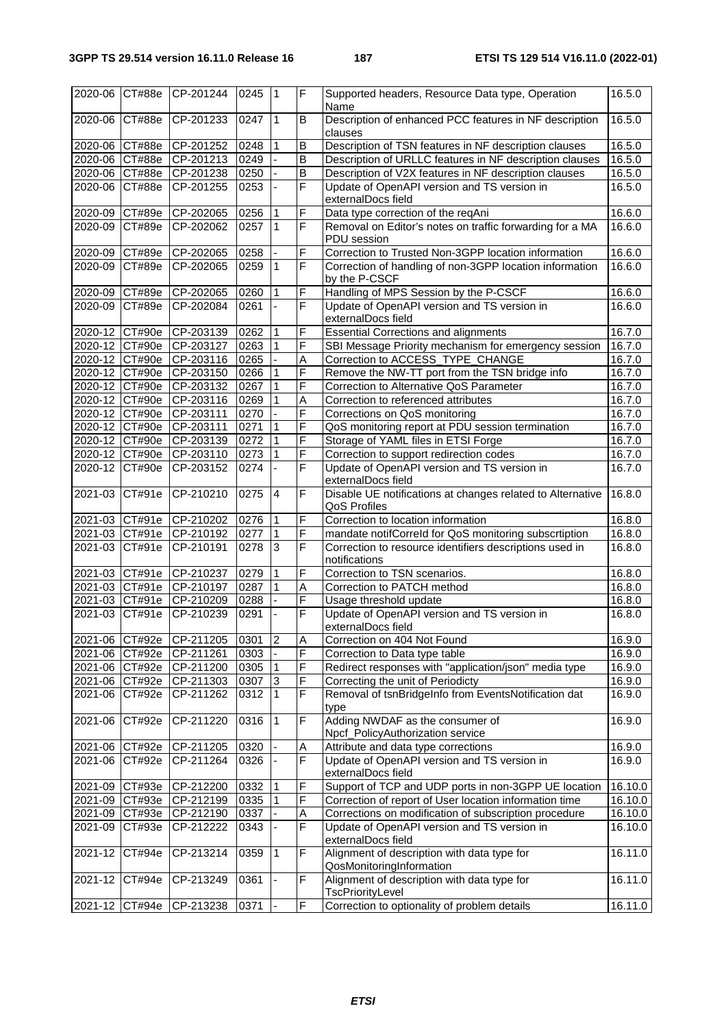| 2020-06 | CT#88e | CP-201244 | 0245 | 1 | F | Supported headers, Resource Data type, Operation Name | 16.5.0 |
|---|---|---|---|---|---|---|---|
| 2020-06 | CT#88e | CP-201233 | 0247 | 1 | B | Description of enhanced PCC features in NF description clauses | 16.5.0 |
| 2020-06 | CT#88e | CP-201252 | 0248 | 1 | B | Description of TSN features in NF description clauses | 16.5.0 |
| 2020-06 | CT#88e | CP-201213 | 0249 | - | B | Description of URLLC features in NF description clauses | 16.5.0 |
| 2020-06 | CT#88e | CP-201238 | 0250 | - | B | Description of V2X features in NF description clauses | 16.5.0 |
| 2020-06 | CT#88e | CP-201255 | 0253 | - | F | Update of OpenAPI version and TS version in externalDocs field | 16.5.0 |
| 2020-09 | CT#89e | CP-202065 | 0256 | 1 | F | Data type correction of the reqAni | 16.6.0 |
| 2020-09 | CT#89e | CP-202062 | 0257 | 1 | F | Removal on Editor's notes on traffic forwarding for a MA PDU session | 16.6.0 |
| 2020-09 | CT#89e | CP-202065 | 0258 | - | F | Correction to Trusted Non-3GPP location information | 16.6.0 |
| 2020-09 | CT#89e | CP-202065 | 0259 | 1 | F | Correction of handling of non-3GPP location information by the P-CSCF | 16.6.0 |
| 2020-09 | CT#89e | CP-202065 | 0260 | 1 | F | Handling of MPS Session by the P-CSCF | 16.6.0 |
| 2020-09 | CT#89e | CP-202084 | 0261 | - | F | Update of OpenAPI version and TS version in externalDocs field | 16.6.0 |
| 2020-12 | CT#90e | CP-203139 | 0262 | 1 | F | Essential Corrections and alignments | 16.7.0 |
| 2020-12 | CT#90e | CP-203127 | 0263 | 1 | F | SBI Message Priority mechanism for emergency session | 16.7.0 |
| 2020-12 | CT#90e | CP-203116 | 0265 | - | A | Correction to ACCESS_TYPE_CHANGE | 16.7.0 |
| 2020-12 | CT#90e | CP-203150 | 0266 | 1 | F | Remove the NW-TT port from the TSN bridge info | 16.7.0 |
| 2020-12 | CT#90e | CP-203132 | 0267 | 1 | F | Correction to Alternative QoS Parameter | 16.7.0 |
| 2020-12 | CT#90e | CP-203116 | 0269 | 1 | A | Correction to referenced attributes | 16.7.0 |
| 2020-12 | CT#90e | CP-203111 | 0270 | - | F | Corrections on QoS monitoring | 16.7.0 |
| 2020-12 | CT#90e | CP-203111 | 0271 | 1 | F | QoS monitoring report at PDU session termination | 16.7.0 |
| 2020-12 | CT#90e | CP-203139 | 0272 | 1 | F | Storage of YAML files in ETSI Forge | 16.7.0 |
| 2020-12 | CT#90e | CP-203110 | 0273 | 1 | F | Correction to support redirection codes | 16.7.0 |
| 2020-12 | CT#90e | CP-203152 | 0274 | - | F | Update of OpenAPI version and TS version in externalDocs field | 16.7.0 |
| 2021-03 | CT#91e | CP-210210 | 0275 | 4 | F | Disable UE notifications at changes related to Alternative QoS Profiles | 16.8.0 |
| 2021-03 | CT#91e | CP-210202 | 0276 | 1 | F | Correction to location information | 16.8.0 |
| 2021-03 | CT#91e | CP-210192 | 0277 | 1 | F | mandate notifCorreId for QoS monitoring subscrtiption | 16.8.0 |
| 2021-03 | CT#91e | CP-210191 | 0278 | 3 | F | Correction to resource identifiers descriptions used in notifications | 16.8.0 |
| 2021-03 | CT#91e | CP-210237 | 0279 | 1 | F | Correction to TSN scenarios. | 16.8.0 |
| 2021-03 | CT#91e | CP-210197 | 0287 | 1 | A | Correction to PATCH method | 16.8.0 |
| 2021-03 | CT#91e | CP-210209 | 0288 | - | F | Usage threshold update | 16.8.0 |
| 2021-03 | CT#91e | CP-210239 | 0291 | - | F | Update of OpenAPI version and TS version in externalDocs field | 16.8.0 |
| 2021-06 | CT#92e | CP-211205 | 0301 | 2 | A | Correction on 404 Not Found | 16.9.0 |
| 2021-06 | CT#92e | CP-211261 | 0303 | - | F | Correction to Data type table | 16.9.0 |
| 2021-06 | CT#92e | CP-211200 | 0305 | 1 | F | Redirect responses with "application/json" media type | 16.9.0 |
| 2021-06 | CT#92e | CP-211303 | 0307 | 3 | F | Correcting the unit of Periodicty | 16.9.0 |
| 2021-06 | CT#92e | CP-211262 | 0312 | 1 | F | Removal of tsnBridgeInfo from EventsNotification dat type | 16.9.0 |
| 2021-06 | CT#92e | CP-211220 | 0316 | 1 | F | Adding NWDAF as the consumer of Npcf_PolicyAuthorization service | 16.9.0 |
| 2021-06 | CT#92e | CP-211205 | 0320 | - | A | Attribute and data type corrections | 16.9.0 |
| 2021-06 | CT#92e | CP-211264 | 0326 | - | F | Update of OpenAPI version and TS version in externalDocs field | 16.9.0 |
| 2021-09 | CT#93e | CP-212200 | 0332 | 1 | F | Support of TCP and UDP ports in non-3GPP UE location | 16.10.0 |
| 2021-09 | CT#93e | CP-212199 | 0335 | 1 | F | Correction of report of User location information time | 16.10.0 |
| 2021-09 | CT#93e | CP-212190 | 0337 | - | A | Corrections on modification of subscription procedure | 16.10.0 |
| 2021-09 | CT#93e | CP-212222 | 0343 | - | F | Update of OpenAPI version and TS version in externalDocs field | 16.10.0 |
| 2021-12 | CT#94e | CP-213214 | 0359 | 1 | F | Alignment of description with data type for QosMonitoringInformation | 16.11.0 |
| 2021-12 | CT#94e | CP-213249 | 0361 | - | F | Alignment of description with data type for TscPriorityLevel | 16.11.0 |
| 2021-12 | CT#94e | CP-213238 | 0371 | - | F | Correction to optionality of problem details | 16.11.0 |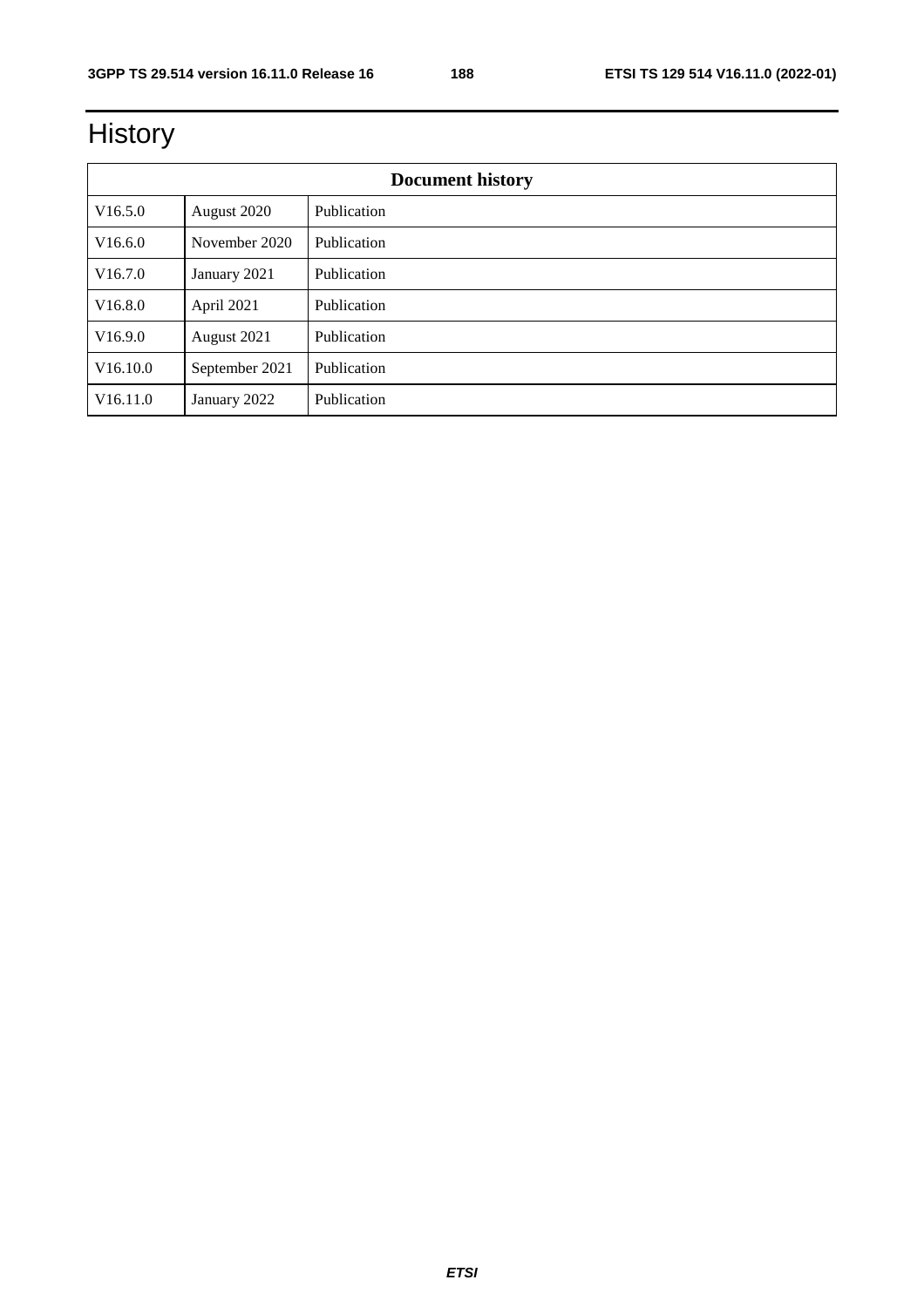# History

| Document history | | |
|---|---|---|
| V16.5.0 | August 2020 | Publication |
| V16.6.0 | November 2020 | Publication |
| V16.7.0 | January 2021 | Publication |
| V16.8.0 | April 2021 | Publication |
| V16.9.0 | August 2021 | Publication |
| V16.10.0 | September 2021 | Publication |
| V16.11.0 | January 2022 | Publication |